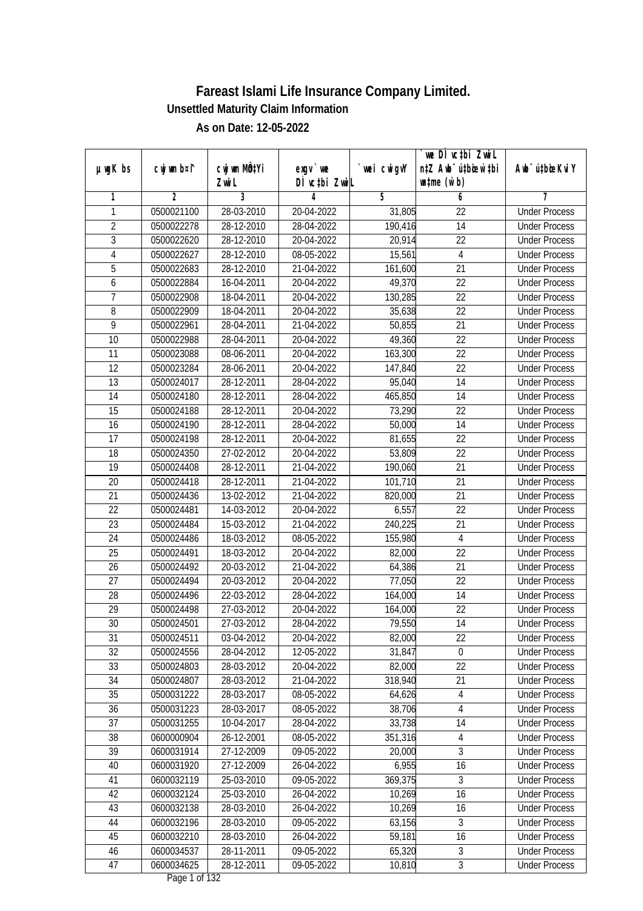# Fareast Islami Life Insurance Company Limited.

## Unsettled Maturity Claim Information

### As on Date: 12-05-2022

| µwgK bs | cwjwm bs¦ | cwjwm MÖn‡Yi ZvwiL | exgv `ve DÌvc‡bi ZvwiL | `vwei cwigvY | `vwe DÌvc‡bi ZvwiL n‡Z Awb¯úbœ wb®úwËi w`‡bi msL¨v (w`b) | Awb¯ú‡bœi KviY |
|---|---|---|---|---|---|---|
| 1 | 2 | 3 | 4 | 5 | 6 | 7 |
| 1 | 0500021100 | 28-03-2010 | 20-04-2022 | 31,805 | 22 | Under Process |
| 2 | 0500022278 | 28-12-2010 | 28-04-2022 | 190,416 | 14 | Under Process |
| 3 | 0500022620 | 28-12-2010 | 20-04-2022 | 20,914 | 22 | Under Process |
| 4 | 0500022627 | 28-12-2010 | 08-05-2022 | 15,561 | 4 | Under Process |
| 5 | 0500022683 | 28-12-2010 | 21-04-2022 | 161,600 | 21 | Under Process |
| 6 | 0500022884 | 16-04-2011 | 20-04-2022 | 49,370 | 22 | Under Process |
| 7 | 0500022908 | 18-04-2011 | 20-04-2022 | 130,285 | 22 | Under Process |
| 8 | 0500022909 | 18-04-2011 | 20-04-2022 | 35,638 | 22 | Under Process |
| 9 | 0500022961 | 28-04-2011 | 21-04-2022 | 50,855 | 21 | Under Process |
| 10 | 0500022988 | 28-04-2011 | 20-04-2022 | 49,360 | 22 | Under Process |
| 11 | 0500023088 | 08-06-2011 | 20-04-2022 | 163,300 | 22 | Under Process |
| 12 | 0500023284 | 28-06-2011 | 20-04-2022 | 147,840 | 22 | Under Process |
| 13 | 0500024017 | 28-12-2011 | 28-04-2022 | 95,040 | 14 | Under Process |
| 14 | 0500024180 | 28-12-2011 | 28-04-2022 | 465,850 | 14 | Under Process |
| 15 | 0500024188 | 28-12-2011 | 20-04-2022 | 73,290 | 22 | Under Process |
| 16 | 0500024190 | 28-12-2011 | 28-04-2022 | 50,000 | 14 | Under Process |
| 17 | 0500024198 | 28-12-2011 | 20-04-2022 | 81,655 | 22 | Under Process |
| 18 | 0500024350 | 27-02-2012 | 20-04-2022 | 53,809 | 22 | Under Process |
| 19 | 0500024408 | 28-12-2011 | 21-04-2022 | 190,060 | 21 | Under Process |
| 20 | 0500024418 | 28-12-2011 | 21-04-2022 | 101,710 | 21 | Under Process |
| 21 | 0500024436 | 13-02-2012 | 21-04-2022 | 820,000 | 21 | Under Process |
| 22 | 0500024481 | 14-03-2012 | 20-04-2022 | 6,557 | 22 | Under Process |
| 23 | 0500024484 | 15-03-2012 | 21-04-2022 | 240,225 | 21 | Under Process |
| 24 | 0500024486 | 18-03-2012 | 08-05-2022 | 155,980 | 4 | Under Process |
| 25 | 0500024491 | 18-03-2012 | 20-04-2022 | 82,000 | 22 | Under Process |
| 26 | 0500024492 | 20-03-2012 | 21-04-2022 | 64,386 | 21 | Under Process |
| 27 | 0500024494 | 20-03-2012 | 20-04-2022 | 77,050 | 22 | Under Process |
| 28 | 0500024496 | 22-03-2012 | 28-04-2022 | 164,000 | 14 | Under Process |
| 29 | 0500024498 | 27-03-2012 | 20-04-2022 | 164,000 | 22 | Under Process |
| 30 | 0500024501 | 27-03-2012 | 28-04-2022 | 79,550 | 14 | Under Process |
| 31 | 0500024511 | 03-04-2012 | 20-04-2022 | 82,000 | 22 | Under Process |
| 32 | 0500024556 | 28-04-2012 | 12-05-2022 | 31,847 | 0 | Under Process |
| 33 | 0500024803 | 28-03-2012 | 20-04-2022 | 82,000 | 22 | Under Process |
| 34 | 0500024807 | 28-03-2012 | 21-04-2022 | 318,940 | 21 | Under Process |
| 35 | 0500031222 | 28-03-2017 | 08-05-2022 | 64,626 | 4 | Under Process |
| 36 | 0500031223 | 28-03-2017 | 08-05-2022 | 38,706 | 4 | Under Process |
| 37 | 0500031255 | 10-04-2017 | 28-04-2022 | 33,738 | 14 | Under Process |
| 38 | 0600000904 | 26-12-2001 | 08-05-2022 | 351,316 | 4 | Under Process |
| 39 | 0600031914 | 27-12-2009 | 09-05-2022 | 20,000 | 3 | Under Process |
| 40 | 0600031920 | 27-12-2009 | 26-04-2022 | 6,955 | 16 | Under Process |
| 41 | 0600032119 | 25-03-2010 | 09-05-2022 | 369,375 | 3 | Under Process |
| 42 | 0600032124 | 25-03-2010 | 26-04-2022 | 10,269 | 16 | Under Process |
| 43 | 0600032138 | 28-03-2010 | 26-04-2022 | 10,269 | 16 | Under Process |
| 44 | 0600032196 | 28-03-2010 | 09-05-2022 | 63,156 | 3 | Under Process |
| 45 | 0600032210 | 28-03-2010 | 26-04-2022 | 59,181 | 16 | Under Process |
| 46 | 0600034537 | 28-11-2011 | 09-05-2022 | 65,320 | 3 | Under Process |
| 47 | 0600034625 | 28-12-2011 | 09-05-2022 | 10,810 | 3 | Under Process |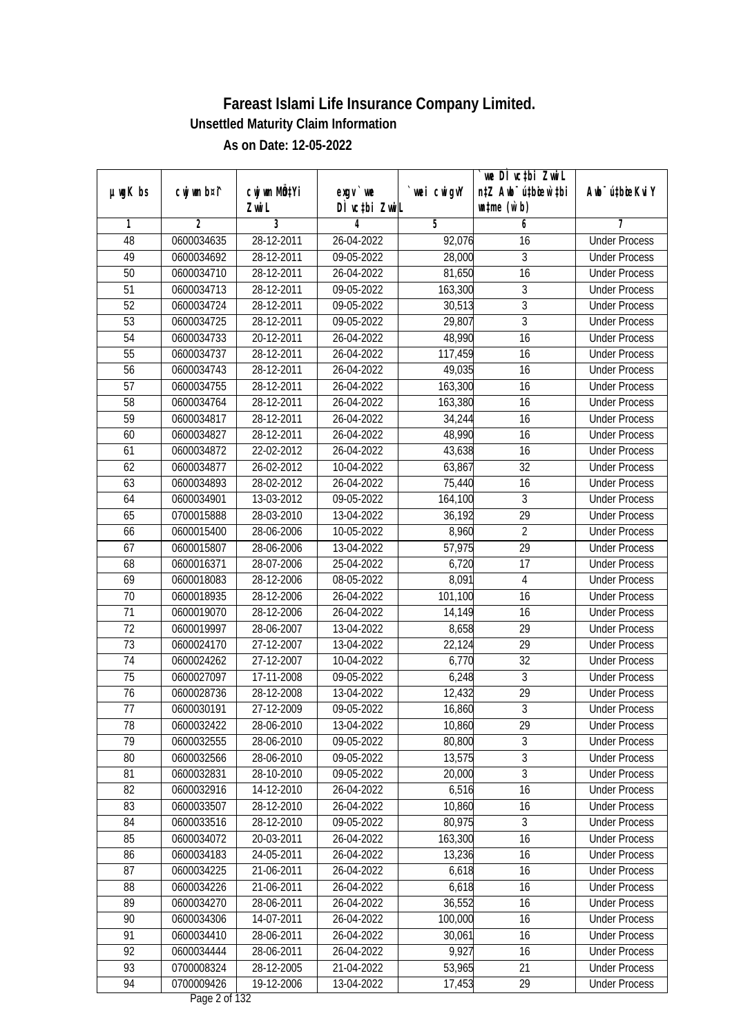# Fareast Islami Life Insurance Company Limited.

**Unsettled Maturity Claim Information**

**As on Date: 12-05-2022**

| µwgK bs | cwjwm b¤^i | cwjwm MÖn‡Yi ZvwiL | exgv`vwe DÌvc‡bi ZvwiL | `vwei cwigvY | `vwe DÌvc‡bi ZvwiL n‡Z Awb¯úwËi w`‡bi mgqKvj (w`b) | Awb¯úwËi KviY |
|---|---|---|---|---|---|---|
| 1 | 2 | 3 | 4 | 5 | 6 | 7 |
| 48 | 0600034635 | 28-12-2011 | 26-04-2022 | 92,076 | 16 | Under Process |
| 49 | 0600034692 | 28-12-2011 | 09-05-2022 | 28,000 | 3 | Under Process |
| 50 | 0600034710 | 28-12-2011 | 26-04-2022 | 81,650 | 16 | Under Process |
| 51 | 0600034713 | 28-12-2011 | 09-05-2022 | 163,300 | 3 | Under Process |
| 52 | 0600034724 | 28-12-2011 | 09-05-2022 | 30,513 | 3 | Under Process |
| 53 | 0600034725 | 28-12-2011 | 09-05-2022 | 29,807 | 3 | Under Process |
| 54 | 0600034733 | 20-12-2011 | 26-04-2022 | 48,990 | 16 | Under Process |
| 55 | 0600034737 | 28-12-2011 | 26-04-2022 | 117,459 | 16 | Under Process |
| 56 | 0600034743 | 28-12-2011 | 26-04-2022 | 49,035 | 16 | Under Process |
| 57 | 0600034755 | 28-12-2011 | 26-04-2022 | 163,300 | 16 | Under Process |
| 58 | 0600034764 | 28-12-2011 | 26-04-2022 | 163,380 | 16 | Under Process |
| 59 | 0600034817 | 28-12-2011 | 26-04-2022 | 34,244 | 16 | Under Process |
| 60 | 0600034827 | 28-12-2011 | 26-04-2022 | 48,990 | 16 | Under Process |
| 61 | 0600034872 | 22-02-2012 | 26-04-2022 | 43,638 | 16 | Under Process |
| 62 | 0600034877 | 26-02-2012 | 10-04-2022 | 63,867 | 32 | Under Process |
| 63 | 0600034893 | 28-02-2012 | 26-04-2022 | 75,440 | 16 | Under Process |
| 64 | 0600034901 | 13-03-2012 | 09-05-2022 | 164,100 | 3 | Under Process |
| 65 | 0700015888 | 28-03-2010 | 13-04-2022 | 36,192 | 29 | Under Process |
| 66 | 0600015400 | 28-06-2006 | 10-05-2022 | 8,960 | 2 | Under Process |
| 67 | 0600015807 | 28-06-2006 | 13-04-2022 | 57,975 | 29 | Under Process |
| 68 | 0600016371 | 28-07-2006 | 25-04-2022 | 6,720 | 17 | Under Process |
| 69 | 0600018083 | 28-12-2006 | 08-05-2022 | 8,091 | 4 | Under Process |
| 70 | 0600018935 | 28-12-2006 | 26-04-2022 | 101,100 | 16 | Under Process |
| 71 | 0600019070 | 28-12-2006 | 26-04-2022 | 14,149 | 16 | Under Process |
| 72 | 0600019997 | 28-06-2007 | 13-04-2022 | 8,658 | 29 | Under Process |
| 73 | 0600024170 | 27-12-2007 | 13-04-2022 | 22,124 | 29 | Under Process |
| 74 | 0600024262 | 27-12-2007 | 10-04-2022 | 6,770 | 32 | Under Process |
| 75 | 0600027097 | 17-11-2008 | 09-05-2022 | 6,248 | 3 | Under Process |
| 76 | 0600028736 | 28-12-2008 | 13-04-2022 | 12,432 | 29 | Under Process |
| 77 | 0600030191 | 27-12-2009 | 09-05-2022 | 16,860 | 3 | Under Process |
| 78 | 0600032422 | 28-06-2010 | 13-04-2022 | 10,860 | 29 | Under Process |
| 79 | 0600032555 | 28-06-2010 | 09-05-2022 | 80,800 | 3 | Under Process |
| 80 | 0600032566 | 28-06-2010 | 09-05-2022 | 13,575 | 3 | Under Process |
| 81 | 0600032831 | 28-10-2010 | 09-05-2022 | 20,000 | 3 | Under Process |
| 82 | 0600032916 | 14-12-2010 | 26-04-2022 | 6,516 | 16 | Under Process |
| 83 | 0600033507 | 28-12-2010 | 26-04-2022 | 10,860 | 16 | Under Process |
| 84 | 0600033516 | 28-12-2010 | 09-05-2022 | 80,975 | 3 | Under Process |
| 85 | 0600034072 | 20-03-2011 | 26-04-2022 | 163,300 | 16 | Under Process |
| 86 | 0600034183 | 24-05-2011 | 26-04-2022 | 13,236 | 16 | Under Process |
| 87 | 0600034225 | 21-06-2011 | 26-04-2022 | 6,618 | 16 | Under Process |
| 88 | 0600034226 | 21-06-2011 | 26-04-2022 | 6,618 | 16 | Under Process |
| 89 | 0600034270 | 28-06-2011 | 26-04-2022 | 36,552 | 16 | Under Process |
| 90 | 0600034306 | 14-07-2011 | 26-04-2022 | 100,000 | 16 | Under Process |
| 91 | 0600034410 | 28-06-2011 | 26-04-2022 | 30,061 | 16 | Under Process |
| 92 | 0600034444 | 28-06-2011 | 26-04-2022 | 9,927 | 16 | Under Process |
| 93 | 0700008324 | 28-12-2005 | 21-04-2022 | 53,965 | 21 | Under Process |
| 94 | 0700009426 | 19-12-2006 | 13-04-2022 | 17,453 | 29 | Under Process |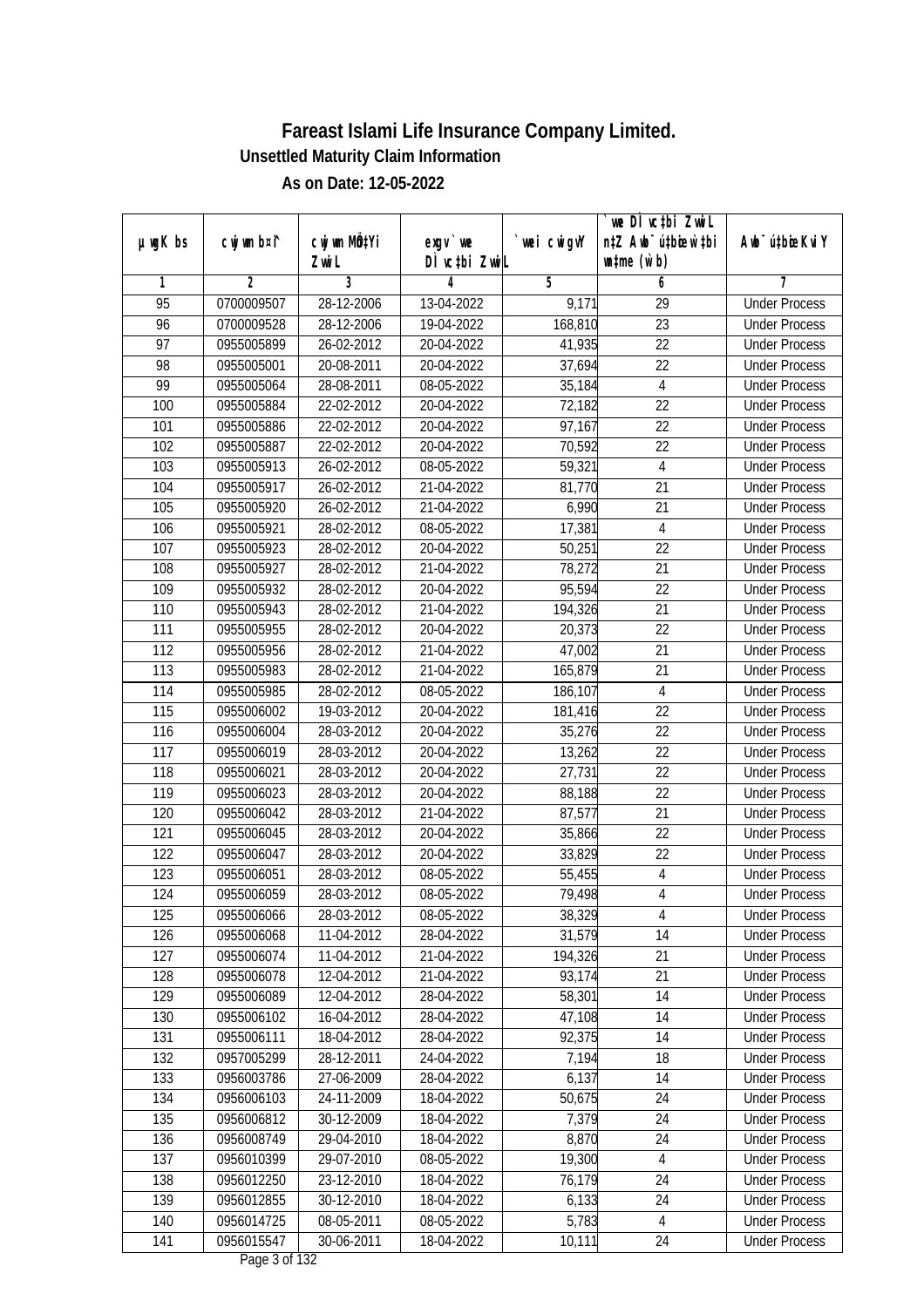# Fareast Islami Life Insurance Company Limited.

## Unsettled Maturity Claim Information

### As on Date: 12-05-2022

| µwgK bs | cwjwm b¤^i | cwjwm MÖn‡Yi ZvwiL | exgv` we DÌ vc‡bi ZvwiL | `vwei cwigvY | `we DÌ vc‡bi ZvwiL n‡Z Avbylvw½K KvMRcÎ Rgv cÖ`v‡bi w`b | Avbylvw½K KviY |
|---|---|---|---|---|---|---|
| 1 | 2 | 3 | 4 | 5 | 6 | 7 |
| 95 | 0700009507 | 28-12-2006 | 13-04-2022 | 9,171 | 29 | Under Process |
| 96 | 0700009528 | 28-12-2006 | 19-04-2022 | 168,810 | 23 | Under Process |
| 97 | 0955005899 | 26-02-2012 | 20-04-2022 | 41,935 | 22 | Under Process |
| 98 | 0955005001 | 20-08-2011 | 20-04-2022 | 37,694 | 22 | Under Process |
| 99 | 0955005064 | 28-08-2011 | 08-05-2022 | 35,184 | 4 | Under Process |
| 100 | 0955005884 | 22-02-2012 | 20-04-2022 | 72,182 | 22 | Under Process |
| 101 | 0955005886 | 22-02-2012 | 20-04-2022 | 97,167 | 22 | Under Process |
| 102 | 0955005887 | 22-02-2012 | 20-04-2022 | 70,592 | 22 | Under Process |
| 103 | 0955005913 | 26-02-2012 | 08-05-2022 | 59,321 | 4 | Under Process |
| 104 | 0955005917 | 26-02-2012 | 21-04-2022 | 81,770 | 21 | Under Process |
| 105 | 0955005920 | 26-02-2012 | 21-04-2022 | 6,990 | 21 | Under Process |
| 106 | 0955005921 | 28-02-2012 | 08-05-2022 | 17,381 | 4 | Under Process |
| 107 | 0955005923 | 28-02-2012 | 20-04-2022 | 50,251 | 22 | Under Process |
| 108 | 0955005927 | 28-02-2012 | 21-04-2022 | 78,272 | 21 | Under Process |
| 109 | 0955005932 | 28-02-2012 | 20-04-2022 | 95,594 | 22 | Under Process |
| 110 | 0955005943 | 28-02-2012 | 21-04-2022 | 194,326 | 21 | Under Process |
| 111 | 0955005955 | 28-02-2012 | 20-04-2022 | 20,373 | 22 | Under Process |
| 112 | 0955005956 | 28-02-2012 | 21-04-2022 | 47,002 | 21 | Under Process |
| 113 | 0955005983 | 28-02-2012 | 21-04-2022 | 165,879 | 21 | Under Process |
| 114 | 0955005985 | 28-02-2012 | 08-05-2022 | 186,107 | 4 | Under Process |
| 115 | 0955006002 | 19-03-2012 | 20-04-2022 | 181,416 | 22 | Under Process |
| 116 | 0955006004 | 28-03-2012 | 20-04-2022 | 35,276 | 22 | Under Process |
| 117 | 0955006019 | 28-03-2012 | 20-04-2022 | 13,262 | 22 | Under Process |
| 118 | 0955006021 | 28-03-2012 | 20-04-2022 | 27,731 | 22 | Under Process |
| 119 | 0955006023 | 28-03-2012 | 20-04-2022 | 88,188 | 22 | Under Process |
| 120 | 0955006042 | 28-03-2012 | 21-04-2022 | 87,577 | 21 | Under Process |
| 121 | 0955006045 | 28-03-2012 | 20-04-2022 | 35,866 | 22 | Under Process |
| 122 | 0955006047 | 28-03-2012 | 20-04-2022 | 33,829 | 22 | Under Process |
| 123 | 0955006051 | 28-03-2012 | 08-05-2022 | 55,455 | 4 | Under Process |
| 124 | 0955006059 | 28-03-2012 | 08-05-2022 | 79,498 | 4 | Under Process |
| 125 | 0955006066 | 28-03-2012 | 08-05-2022 | 38,329 | 4 | Under Process |
| 126 | 0955006068 | 11-04-2012 | 28-04-2022 | 31,579 | 14 | Under Process |
| 127 | 0955006074 | 11-04-2012 | 21-04-2022 | 194,326 | 21 | Under Process |
| 128 | 0955006078 | 12-04-2012 | 21-04-2022 | 93,174 | 21 | Under Process |
| 129 | 0955006089 | 12-04-2012 | 28-04-2022 | 58,301 | 14 | Under Process |
| 130 | 0955006102 | 16-04-2012 | 28-04-2022 | 47,108 | 14 | Under Process |
| 131 | 0955006111 | 18-04-2012 | 28-04-2022 | 92,375 | 14 | Under Process |
| 132 | 0957005299 | 28-12-2011 | 24-04-2022 | 7,194 | 18 | Under Process |
| 133 | 0956003786 | 27-06-2009 | 28-04-2022 | 6,137 | 14 | Under Process |
| 134 | 0956006103 | 24-11-2009 | 18-04-2022 | 50,675 | 24 | Under Process |
| 135 | 0956006812 | 30-12-2009 | 18-04-2022 | 7,379 | 24 | Under Process |
| 136 | 0956008749 | 29-04-2010 | 18-04-2022 | 8,870 | 24 | Under Process |
| 137 | 0956010399 | 29-07-2010 | 08-05-2022 | 19,300 | 4 | Under Process |
| 138 | 0956012250 | 23-12-2010 | 18-04-2022 | 76,179 | 24 | Under Process |
| 139 | 0956012855 | 30-12-2010 | 18-04-2022 | 6,133 | 24 | Under Process |
| 140 | 0956014725 | 08-05-2011 | 08-05-2022 | 5,783 | 4 | Under Process |
| 141 | 0956015547 | 30-06-2011 | 18-04-2022 | 10,111 | 24 | Under Process |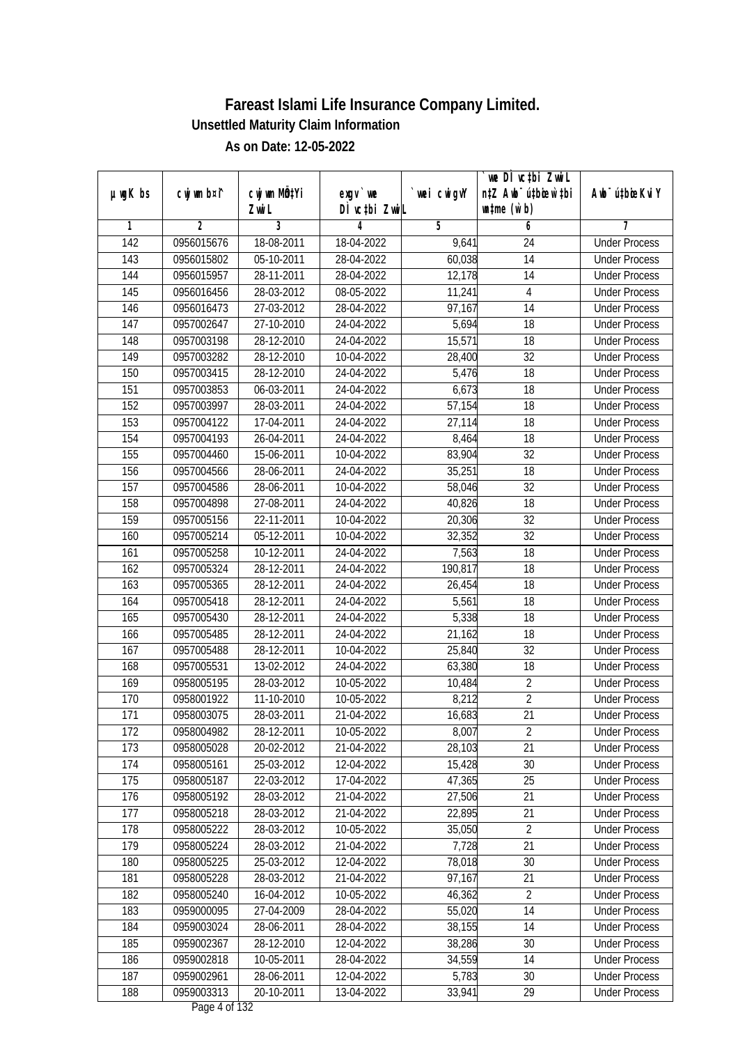# Fareast Islami Life Insurance Company Limited.

### Unsettled Maturity Claim Information

### As on Date: 12-05-2022

| µwgK bs | cwjwm b¤^i | cwjwm MÖn‡Yi ZvwiL | exgv `vwe DÌvc‡bi ZvwiL | `vwei cwigvY | `vwe DÌvc‡bi ZvwiL n‡Z Awb¯úbœ `vwei w`‡bi msL¨v (w`b) | Awb¯ú‡bœi KviY |
|---|---|---|---|---|---|---|
| 1 | 2 | 3 | 4 | 5 | 6 | 7 |
| 142 | 0956015676 | 18-08-2011 | 18-04-2022 | 9,641 | 24 | Under Process |
| 143 | 0956015802 | 05-10-2011 | 28-04-2022 | 60,038 | 14 | Under Process |
| 144 | 0956015957 | 28-11-2011 | 28-04-2022 | 12,178 | 14 | Under Process |
| 145 | 0956016456 | 28-03-2012 | 08-05-2022 | 11,241 | 4 | Under Process |
| 146 | 0956016473 | 27-03-2012 | 28-04-2022 | 97,167 | 14 | Under Process |
| 147 | 0957002647 | 27-10-2010 | 24-04-2022 | 5,694 | 18 | Under Process |
| 148 | 0957003198 | 28-12-2010 | 24-04-2022 | 15,571 | 18 | Under Process |
| 149 | 0957003282 | 28-12-2010 | 10-04-2022 | 28,400 | 32 | Under Process |
| 150 | 0957003415 | 28-12-2010 | 24-04-2022 | 5,476 | 18 | Under Process |
| 151 | 0957003853 | 06-03-2011 | 24-04-2022 | 6,673 | 18 | Under Process |
| 152 | 0957003997 | 28-03-2011 | 24-04-2022 | 57,154 | 18 | Under Process |
| 153 | 0957004122 | 17-04-2011 | 24-04-2022 | 27,114 | 18 | Under Process |
| 154 | 0957004193 | 26-04-2011 | 24-04-2022 | 8,464 | 18 | Under Process |
| 155 | 0957004460 | 15-06-2011 | 10-04-2022 | 83,904 | 32 | Under Process |
| 156 | 0957004566 | 28-06-2011 | 24-04-2022 | 35,251 | 18 | Under Process |
| 157 | 0957004586 | 28-06-2011 | 10-04-2022 | 58,046 | 32 | Under Process |
| 158 | 0957004898 | 27-08-2011 | 24-04-2022 | 40,826 | 18 | Under Process |
| 159 | 0957005156 | 22-11-2011 | 10-04-2022 | 20,306 | 32 | Under Process |
| 160 | 0957005214 | 05-12-2011 | 10-04-2022 | 32,352 | 32 | Under Process |
| 161 | 0957005258 | 10-12-2011 | 24-04-2022 | 7,563 | 18 | Under Process |
| 162 | 0957005324 | 28-12-2011 | 24-04-2022 | 190,817 | 18 | Under Process |
| 163 | 0957005365 | 28-12-2011 | 24-04-2022 | 26,454 | 18 | Under Process |
| 164 | 0957005418 | 28-12-2011 | 24-04-2022 | 5,561 | 18 | Under Process |
| 165 | 0957005430 | 28-12-2011 | 24-04-2022 | 5,338 | 18 | Under Process |
| 166 | 0957005485 | 28-12-2011 | 24-04-2022 | 21,162 | 18 | Under Process |
| 167 | 0957005488 | 28-12-2011 | 10-04-2022 | 25,840 | 32 | Under Process |
| 168 | 0957005531 | 13-02-2012 | 24-04-2022 | 63,380 | 18 | Under Process |
| 169 | 0958005195 | 28-03-2012 | 10-05-2022 | 10,484 | 2 | Under Process |
| 170 | 0958001922 | 11-10-2010 | 10-05-2022 | 8,212 | 2 | Under Process |
| 171 | 0958003075 | 28-03-2011 | 21-04-2022 | 16,683 | 21 | Under Process |
| 172 | 0958004982 | 28-12-2011 | 10-05-2022 | 8,007 | 2 | Under Process |
| 173 | 0958005028 | 20-02-2012 | 21-04-2022 | 28,103 | 21 | Under Process |
| 174 | 0958005161 | 25-03-2012 | 12-04-2022 | 15,428 | 30 | Under Process |
| 175 | 0958005187 | 22-03-2012 | 17-04-2022 | 47,365 | 25 | Under Process |
| 176 | 0958005192 | 28-03-2012 | 21-04-2022 | 27,506 | 21 | Under Process |
| 177 | 0958005218 | 28-03-2012 | 21-04-2022 | 22,895 | 21 | Under Process |
| 178 | 0958005222 | 28-03-2012 | 10-05-2022 | 35,050 | 2 | Under Process |
| 179 | 0958005224 | 28-03-2012 | 21-04-2022 | 7,728 | 21 | Under Process |
| 180 | 0958005225 | 25-03-2012 | 12-04-2022 | 78,018 | 30 | Under Process |
| 181 | 0958005228 | 28-03-2012 | 21-04-2022 | 97,167 | 21 | Under Process |
| 182 | 0958005240 | 16-04-2012 | 10-05-2022 | 46,362 | 2 | Under Process |
| 183 | 0959000095 | 27-04-2009 | 28-04-2022 | 55,020 | 14 | Under Process |
| 184 | 0959003024 | 28-06-2011 | 28-04-2022 | 38,155 | 14 | Under Process |
| 185 | 0959002367 | 28-12-2010 | 12-04-2022 | 38,286 | 30 | Under Process |
| 186 | 0959002818 | 10-05-2011 | 28-04-2022 | 34,559 | 14 | Under Process |
| 187 | 0959002961 | 28-06-2011 | 12-04-2022 | 5,783 | 30 | Under Process |
| 188 | 0959003313 | 20-10-2011 | 13-04-2022 | 33,941 | 29 | Under Process |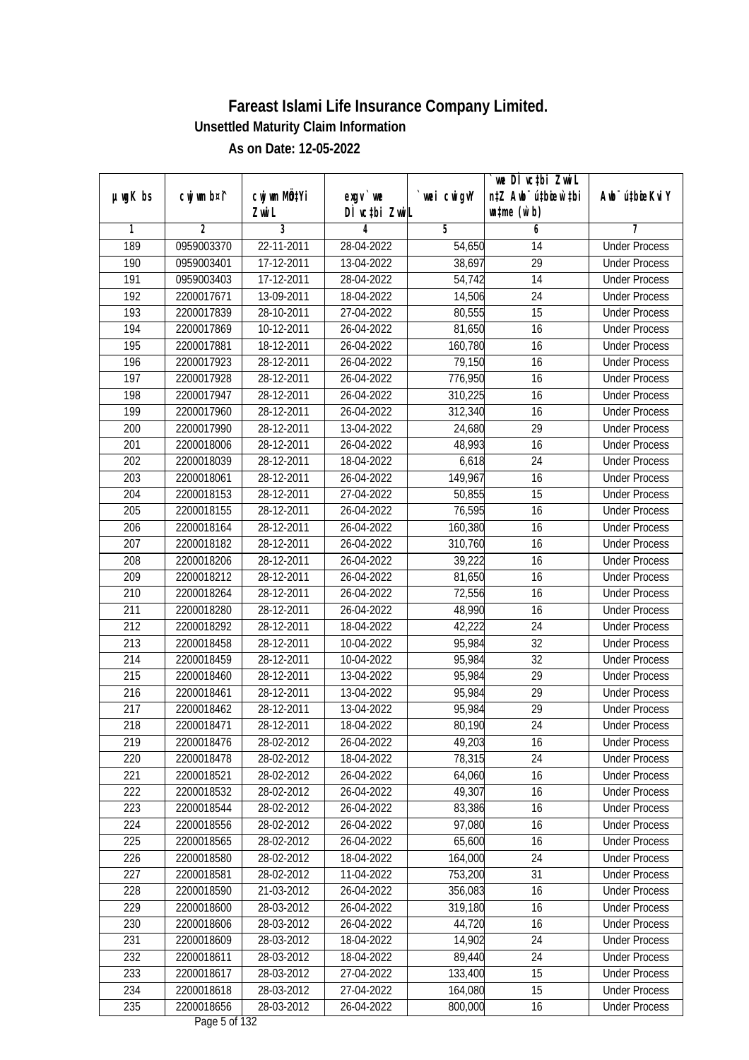# Fareast Islami Life Insurance Company Limited.

### Unsettled Maturity Claim Information

### As on Date: 12-05-2022

| µwgK bs | cwjwm b¤^i | cwjwm MÖn‡Yi ZvwiL | exgv`we DÌvc‡bi ZvwiL | `vwei cwigvY | `vwe DÌvc‡bi ZvwiL n‡Z Awb¯úbœ `vwei ‡gqv` (w`b) | Awb¯ú‡bœi KviY |
|---|---|---|---|---|---|---|
| 1 | 2 | 3 | 4 | 5 | 6 | 7 |
| 189 | 0959003370 | 22-11-2011 | 28-04-2022 | 54,650 | 14 | Under Process |
| 190 | 0959003401 | 17-12-2011 | 13-04-2022 | 38,697 | 29 | Under Process |
| 191 | 0959003403 | 17-12-2011 | 28-04-2022 | 54,742 | 14 | Under Process |
| 192 | 2200017671 | 13-09-2011 | 18-04-2022 | 14,506 | 24 | Under Process |
| 193 | 2200017839 | 28-10-2011 | 27-04-2022 | 80,555 | 15 | Under Process |
| 194 | 2200017869 | 10-12-2011 | 26-04-2022 | 81,650 | 16 | Under Process |
| 195 | 2200017881 | 18-12-2011 | 26-04-2022 | 160,780 | 16 | Under Process |
| 196 | 2200017923 | 28-12-2011 | 26-04-2022 | 79,150 | 16 | Under Process |
| 197 | 2200017928 | 28-12-2011 | 26-04-2022 | 776,950 | 16 | Under Process |
| 198 | 2200017947 | 28-12-2011 | 26-04-2022 | 310,225 | 16 | Under Process |
| 199 | 2200017960 | 28-12-2011 | 26-04-2022 | 312,340 | 16 | Under Process |
| 200 | 2200017990 | 28-12-2011 | 13-04-2022 | 24,680 | 29 | Under Process |
| 201 | 2200018006 | 28-12-2011 | 26-04-2022 | 48,993 | 16 | Under Process |
| 202 | 2200018039 | 28-12-2011 | 18-04-2022 | 6,618 | 24 | Under Process |
| 203 | 2200018061 | 28-12-2011 | 26-04-2022 | 149,967 | 16 | Under Process |
| 204 | 2200018153 | 28-12-2011 | 27-04-2022 | 50,855 | 15 | Under Process |
| 205 | 2200018155 | 28-12-2011 | 26-04-2022 | 76,595 | 16 | Under Process |
| 206 | 2200018164 | 28-12-2011 | 26-04-2022 | 160,380 | 16 | Under Process |
| 207 | 2200018182 | 28-12-2011 | 26-04-2022 | 310,760 | 16 | Under Process |
| 208 | 2200018206 | 28-12-2011 | 26-04-2022 | 39,222 | 16 | Under Process |
| 209 | 2200018212 | 28-12-2011 | 26-04-2022 | 81,650 | 16 | Under Process |
| 210 | 2200018264 | 28-12-2011 | 26-04-2022 | 72,556 | 16 | Under Process |
| 211 | 2200018280 | 28-12-2011 | 26-04-2022 | 48,990 | 16 | Under Process |
| 212 | 2200018292 | 28-12-2011 | 18-04-2022 | 42,222 | 24 | Under Process |
| 213 | 2200018458 | 28-12-2011 | 10-04-2022 | 95,984 | 32 | Under Process |
| 214 | 2200018459 | 28-12-2011 | 10-04-2022 | 95,984 | 32 | Under Process |
| 215 | 2200018460 | 28-12-2011 | 13-04-2022 | 95,984 | 29 | Under Process |
| 216 | 2200018461 | 28-12-2011 | 13-04-2022 | 95,984 | 29 | Under Process |
| 217 | 2200018462 | 28-12-2011 | 13-04-2022 | 95,984 | 29 | Under Process |
| 218 | 2200018471 | 28-12-2011 | 18-04-2022 | 80,190 | 24 | Under Process |
| 219 | 2200018476 | 28-02-2012 | 26-04-2022 | 49,203 | 16 | Under Process |
| 220 | 2200018478 | 28-02-2012 | 18-04-2022 | 78,315 | 24 | Under Process |
| 221 | 2200018521 | 28-02-2012 | 26-04-2022 | 64,060 | 16 | Under Process |
| 222 | 2200018532 | 28-02-2012 | 26-04-2022 | 49,307 | 16 | Under Process |
| 223 | 2200018544 | 28-02-2012 | 26-04-2022 | 83,386 | 16 | Under Process |
| 224 | 2200018556 | 28-02-2012 | 26-04-2022 | 97,080 | 16 | Under Process |
| 225 | 2200018565 | 28-02-2012 | 26-04-2022 | 65,600 | 16 | Under Process |
| 226 | 2200018580 | 28-02-2012 | 18-04-2022 | 164,000 | 24 | Under Process |
| 227 | 2200018581 | 28-02-2012 | 11-04-2022 | 753,200 | 31 | Under Process |
| 228 | 2200018590 | 21-03-2012 | 26-04-2022 | 356,083 | 16 | Under Process |
| 229 | 2200018600 | 28-03-2012 | 26-04-2022 | 319,180 | 16 | Under Process |
| 230 | 2200018606 | 28-03-2012 | 26-04-2022 | 44,720 | 16 | Under Process |
| 231 | 2200018609 | 28-03-2012 | 18-04-2022 | 14,902 | 24 | Under Process |
| 232 | 2200018611 | 28-03-2012 | 18-04-2022 | 89,440 | 24 | Under Process |
| 233 | 2200018617 | 28-03-2012 | 27-04-2022 | 133,400 | 15 | Under Process |
| 234 | 2200018618 | 28-03-2012 | 27-04-2022 | 164,080 | 15 | Under Process |
| 235 | 2200018656 | 28-03-2012 | 26-04-2022 | 800,000 | 16 | Under Process |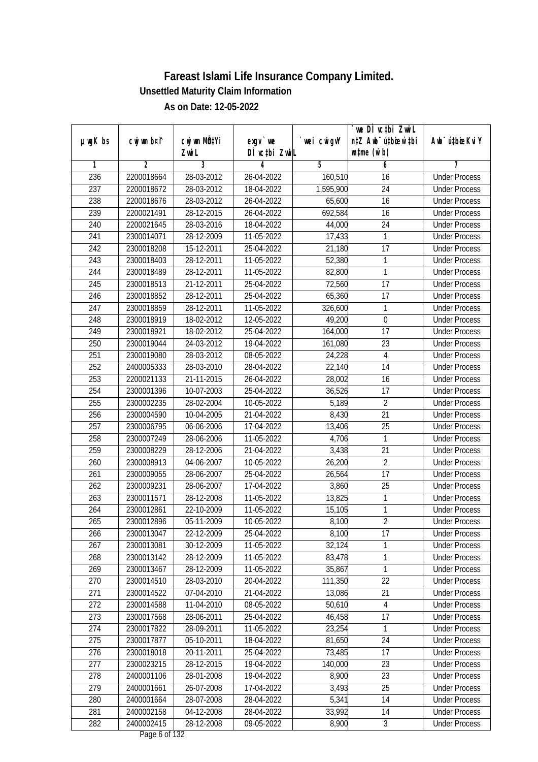# Fareast Islami Life Insurance Company Limited.

### Unsettled Maturity Claim Information

### As on Date: 12-05-2022

| µwgK bs | cwjwm b¤î | cwjwm MÖ‡Yi ZwiL | exgv`we DÌvc‡bi ZwiL | `vwei cwigvY | `vwe DÌvc‡bi ZwiL n‡Z Awb¯úwËi w`‡bi msL¨v (w`b) | Awb¯ú‡bœi KviY |
|---|---|---|---|---|---|---|
| 1 | 2 | 3 | 4 | 5 | 6 | 7 |
| 236 | 2200018664 | 28-03-2012 | 26-04-2022 | 160,510 | 16 | Under Process |
| 237 | 2200018672 | 28-03-2012 | 18-04-2022 | 1,595,900 | 24 | Under Process |
| 238 | 2200018676 | 28-03-2012 | 26-04-2022 | 65,600 | 16 | Under Process |
| 239 | 2200021491 | 28-12-2015 | 26-04-2022 | 692,584 | 16 | Under Process |
| 240 | 2200021645 | 28-03-2016 | 18-04-2022 | 44,000 | 24 | Under Process |
| 241 | 2300014071 | 28-12-2009 | 11-05-2022 | 17,433 | 1 | Under Process |
| 242 | 2300018208 | 15-12-2011 | 25-04-2022 | 21,180 | 17 | Under Process |
| 243 | 2300018403 | 28-12-2011 | 11-05-2022 | 52,380 | 1 | Under Process |
| 244 | 2300018489 | 28-12-2011 | 11-05-2022 | 82,800 | 1 | Under Process |
| 245 | 2300018513 | 21-12-2011 | 25-04-2022 | 72,560 | 17 | Under Process |
| 246 | 2300018852 | 28-12-2011 | 25-04-2022 | 65,360 | 17 | Under Process |
| 247 | 2300018859 | 28-12-2011 | 11-05-2022 | 326,600 | 1 | Under Process |
| 248 | 2300018919 | 18-02-2012 | 12-05-2022 | 49,200 | 0 | Under Process |
| 249 | 2300018921 | 18-02-2012 | 25-04-2022 | 164,000 | 17 | Under Process |
| 250 | 2300019044 | 24-03-2012 | 19-04-2022 | 161,080 | 23 | Under Process |
| 251 | 2300019080 | 28-03-2012 | 08-05-2022 | 24,228 | 4 | Under Process |
| 252 | 2400005333 | 28-03-2010 | 28-04-2022 | 22,140 | 14 | Under Process |
| 253 | 2200021133 | 21-11-2015 | 26-04-2022 | 28,002 | 16 | Under Process |
| 254 | 2300001396 | 10-07-2003 | 25-04-2022 | 36,526 | 17 | Under Process |
| 255 | 2300002235 | 28-02-2004 | 10-05-2022 | 5,189 | 2 | Under Process |
| 256 | 2300004590 | 10-04-2005 | 21-04-2022 | 8,430 | 21 | Under Process |
| 257 | 2300006795 | 06-06-2006 | 17-04-2022 | 13,406 | 25 | Under Process |
| 258 | 2300007249 | 28-06-2006 | 11-05-2022 | 4,706 | 1 | Under Process |
| 259 | 2300008229 | 28-12-2006 | 21-04-2022 | 3,438 | 21 | Under Process |
| 260 | 2300008913 | 04-06-2007 | 10-05-2022 | 26,200 | 2 | Under Process |
| 261 | 2300009055 | 28-06-2007 | 25-04-2022 | 26,564 | 17 | Under Process |
| 262 | 2300009231 | 28-06-2007 | 17-04-2022 | 3,860 | 25 | Under Process |
| 263 | 2300011571 | 28-12-2008 | 11-05-2022 | 13,825 | 1 | Under Process |
| 264 | 2300012861 | 22-10-2009 | 11-05-2022 | 15,105 | 1 | Under Process |
| 265 | 2300012896 | 05-11-2009 | 10-05-2022 | 8,100 | 2 | Under Process |
| 266 | 2300013047 | 22-12-2009 | 25-04-2022 | 8,100 | 17 | Under Process |
| 267 | 2300013081 | 30-12-2009 | 11-05-2022 | 32,124 | 1 | Under Process |
| 268 | 2300013142 | 28-12-2009 | 11-05-2022 | 83,478 | 1 | Under Process |
| 269 | 2300013467 | 28-12-2009 | 11-05-2022 | 35,867 | 1 | Under Process |
| 270 | 2300014510 | 28-03-2010 | 20-04-2022 | 111,350 | 22 | Under Process |
| 271 | 2300014522 | 07-04-2010 | 21-04-2022 | 13,086 | 21 | Under Process |
| 272 | 2300014588 | 11-04-2010 | 08-05-2022 | 50,610 | 4 | Under Process |
| 273 | 2300017568 | 28-06-2011 | 25-04-2022 | 46,458 | 17 | Under Process |
| 274 | 2300017822 | 28-09-2011 | 11-05-2022 | 23,254 | 1 | Under Process |
| 275 | 2300017877 | 05-10-2011 | 18-04-2022 | 81,650 | 24 | Under Process |
| 276 | 2300018018 | 20-11-2011 | 25-04-2022 | 73,485 | 17 | Under Process |
| 277 | 2300023215 | 28-12-2015 | 19-04-2022 | 140,000 | 23 | Under Process |
| 278 | 2400001106 | 28-01-2008 | 19-04-2022 | 8,900 | 23 | Under Process |
| 279 | 2400001661 | 26-07-2008 | 17-04-2022 | 3,493 | 25 | Under Process |
| 280 | 2400001664 | 28-07-2008 | 28-04-2022 | 5,341 | 14 | Under Process |
| 281 | 2400002158 | 04-12-2008 | 28-04-2022 | 33,992 | 14 | Under Process |
| 282 | 2400002415 | 28-12-2008 | 09-05-2022 | 8,900 | 3 | Under Process |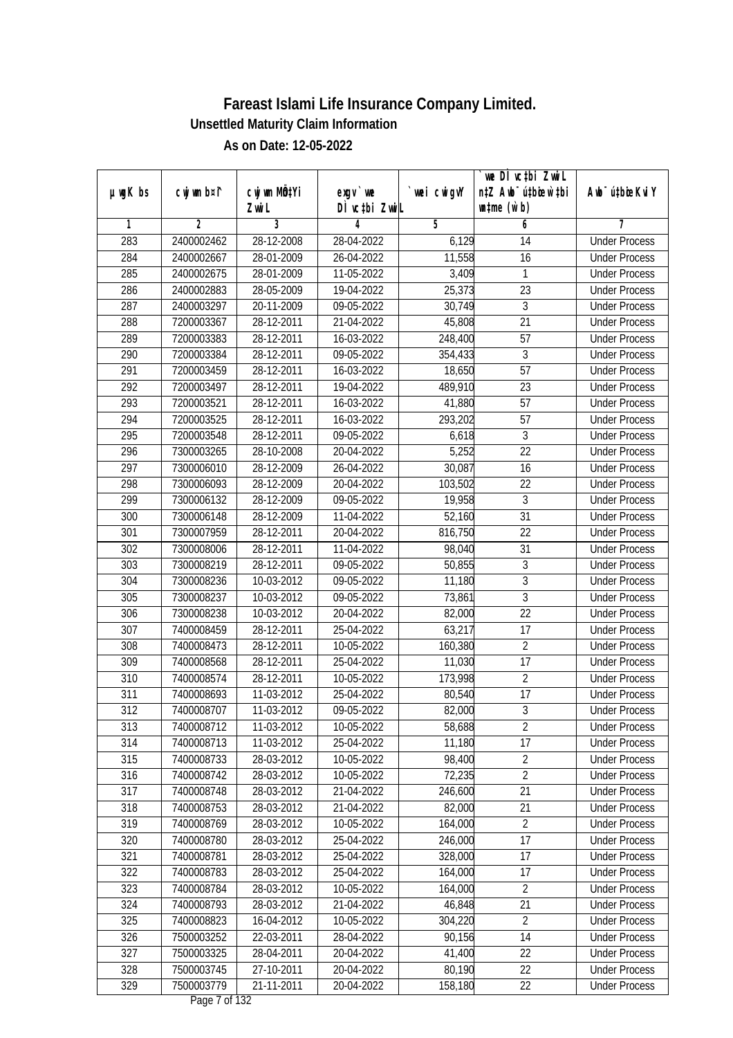# Fareast Islami Life Insurance Company Limited.

### Unsettled Maturity Claim Information

### As on Date: 12-05-2022

| µwgK bs | cwjwm b¤^i | cwjwm MÖnYi ZvwiL | exgv`vwe DÌvc‡bi ZvwiL | `vwei cwigvY | `vwe DÌvc‡bi ZvwiL n‡Z Awb¯úbœ `v‡bi w`b (w`b) | Awb¯ú‡bœi KviY |
|---|---|---|---|---|---|---|
| 1 | 2 | 3 | 4 | 5 | 6 | 7 |
| 283 | 2400002462 | 28-12-2008 | 28-04-2022 | 6,129 | 14 | Under Process |
| 284 | 2400002667 | 28-01-2009 | 26-04-2022 | 11,558 | 16 | Under Process |
| 285 | 2400002675 | 28-01-2009 | 11-05-2022 | 3,409 | 1 | Under Process |
| 286 | 2400002883 | 28-05-2009 | 19-04-2022 | 25,373 | 23 | Under Process |
| 287 | 2400003297 | 20-11-2009 | 09-05-2022 | 30,749 | 3 | Under Process |
| 288 | 7200003367 | 28-12-2011 | 21-04-2022 | 45,808 | 21 | Under Process |
| 289 | 7200003383 | 28-12-2011 | 16-03-2022 | 248,400 | 57 | Under Process |
| 290 | 7200003384 | 28-12-2011 | 09-05-2022 | 354,433 | 3 | Under Process |
| 291 | 7200003459 | 28-12-2011 | 16-03-2022 | 18,650 | 57 | Under Process |
| 292 | 7200003497 | 28-12-2011 | 19-04-2022 | 489,910 | 23 | Under Process |
| 293 | 7200003521 | 28-12-2011 | 16-03-2022 | 41,880 | 57 | Under Process |
| 294 | 7200003525 | 28-12-2011 | 16-03-2022 | 293,202 | 57 | Under Process |
| 295 | 7200003548 | 28-12-2011 | 09-05-2022 | 6,618 | 3 | Under Process |
| 296 | 7300003265 | 28-10-2008 | 20-04-2022 | 5,252 | 22 | Under Process |
| 297 | 7300006010 | 28-12-2009 | 26-04-2022 | 30,087 | 16 | Under Process |
| 298 | 7300006093 | 28-12-2009 | 20-04-2022 | 103,502 | 22 | Under Process |
| 299 | 7300006132 | 28-12-2009 | 09-05-2022 | 19,958 | 3 | Under Process |
| 300 | 7300006148 | 28-12-2009 | 11-04-2022 | 52,160 | 31 | Under Process |
| 301 | 7300007959 | 28-12-2011 | 20-04-2022 | 816,750 | 22 | Under Process |
| 302 | 7300008006 | 28-12-2011 | 11-04-2022 | 98,040 | 31 | Under Process |
| 303 | 7300008219 | 28-12-2011 | 09-05-2022 | 50,855 | 3 | Under Process |
| 304 | 7300008236 | 10-03-2012 | 09-05-2022 | 11,180 | 3 | Under Process |
| 305 | 7300008237 | 10-03-2012 | 09-05-2022 | 73,861 | 3 | Under Process |
| 306 | 7300008238 | 10-03-2012 | 20-04-2022 | 82,000 | 22 | Under Process |
| 307 | 7400008459 | 28-12-2011 | 25-04-2022 | 63,217 | 17 | Under Process |
| 308 | 7400008473 | 28-12-2011 | 10-05-2022 | 160,380 | 2 | Under Process |
| 309 | 7400008568 | 28-12-2011 | 25-04-2022 | 11,030 | 17 | Under Process |
| 310 | 7400008574 | 28-12-2011 | 10-05-2022 | 173,998 | 2 | Under Process |
| 311 | 7400008693 | 11-03-2012 | 25-04-2022 | 80,540 | 17 | Under Process |
| 312 | 7400008707 | 11-03-2012 | 09-05-2022 | 82,000 | 3 | Under Process |
| 313 | 7400008712 | 11-03-2012 | 10-05-2022 | 58,688 | 2 | Under Process |
| 314 | 7400008713 | 11-03-2012 | 25-04-2022 | 11,180 | 17 | Under Process |
| 315 | 7400008733 | 28-03-2012 | 10-05-2022 | 98,400 | 2 | Under Process |
| 316 | 7400008742 | 28-03-2012 | 10-05-2022 | 72,235 | 2 | Under Process |
| 317 | 7400008748 | 28-03-2012 | 21-04-2022 | 246,600 | 21 | Under Process |
| 318 | 7400008753 | 28-03-2012 | 21-04-2022 | 82,000 | 21 | Under Process |
| 319 | 7400008769 | 28-03-2012 | 10-05-2022 | 164,000 | 2 | Under Process |
| 320 | 7400008780 | 28-03-2012 | 25-04-2022 | 246,000 | 17 | Under Process |
| 321 | 7400008781 | 28-03-2012 | 25-04-2022 | 328,000 | 17 | Under Process |
| 322 | 7400008783 | 28-03-2012 | 25-04-2022 | 164,000 | 17 | Under Process |
| 323 | 7400008784 | 28-03-2012 | 10-05-2022 | 164,000 | 2 | Under Process |
| 324 | 7400008793 | 28-03-2012 | 21-04-2022 | 46,848 | 21 | Under Process |
| 325 | 7400008823 | 16-04-2012 | 10-05-2022 | 304,220 | 2 | Under Process |
| 326 | 7500003252 | 22-03-2011 | 28-04-2022 | 90,156 | 14 | Under Process |
| 327 | 7500003325 | 28-04-2011 | 20-04-2022 | 41,400 | 22 | Under Process |
| 328 | 7500003745 | 27-10-2011 | 20-04-2022 | 80,190 | 22 | Under Process |
| 329 | 7500003779 | 21-11-2011 | 20-04-2022 | 158,180 | 22 | Under Process |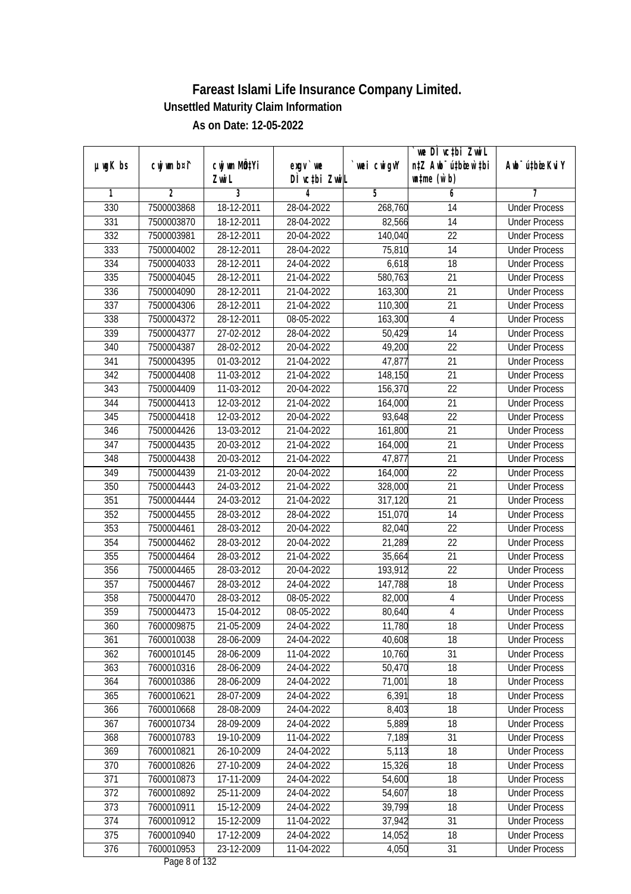# Fareast Islami Life Insurance Company Limited.

## Unsettled Maturity Claim Information

### As on Date: 12-05-2022

| µwgK bs | cwjwm b¤^i | cwjwm MÖn‡Yi ZvwiL | exgv`vwe DÌvc‡bi ZvwiL | `vwei cwigvY | `vwe DÌvc‡bi ZvwiL n‡Z Awb¯ú‡bœi w`‡bi ms‡L¨v (w`b) | Awb¯ú‡bœi KviY |
|---|---|---|---|---|---|---|
| 1 | 2 | 3 | 4 | 5 | 6 | 7 |
| 330 | 7500003868 | 18-12-2011 | 28-04-2022 | 268,760 | 14 | Under Process |
| 331 | 7500003870 | 18-12-2011 | 28-04-2022 | 82,566 | 14 | Under Process |
| 332 | 7500003981 | 28-12-2011 | 20-04-2022 | 140,040 | 22 | Under Process |
| 333 | 7500004002 | 28-12-2011 | 28-04-2022 | 75,810 | 14 | Under Process |
| 334 | 7500004033 | 28-12-2011 | 24-04-2022 | 6,618 | 18 | Under Process |
| 335 | 7500004045 | 28-12-2011 | 21-04-2022 | 580,763 | 21 | Under Process |
| 336 | 7500004090 | 28-12-2011 | 21-04-2022 | 163,300 | 21 | Under Process |
| 337 | 7500004306 | 28-12-2011 | 21-04-2022 | 110,300 | 21 | Under Process |
| 338 | 7500004372 | 28-12-2011 | 08-05-2022 | 163,300 | 4 | Under Process |
| 339 | 7500004377 | 27-02-2012 | 28-04-2022 | 50,429 | 14 | Under Process |
| 340 | 7500004387 | 28-02-2012 | 20-04-2022 | 49,200 | 22 | Under Process |
| 341 | 7500004395 | 01-03-2012 | 21-04-2022 | 47,877 | 21 | Under Process |
| 342 | 7500004408 | 11-03-2012 | 21-04-2022 | 148,150 | 21 | Under Process |
| 343 | 7500004409 | 11-03-2012 | 20-04-2022 | 156,370 | 22 | Under Process |
| 344 | 7500004413 | 12-03-2012 | 21-04-2022 | 164,000 | 21 | Under Process |
| 345 | 7500004418 | 12-03-2012 | 20-04-2022 | 93,648 | 22 | Under Process |
| 346 | 7500004426 | 13-03-2012 | 21-04-2022 | 161,800 | 21 | Under Process |
| 347 | 7500004435 | 20-03-2012 | 21-04-2022 | 164,000 | 21 | Under Process |
| 348 | 7500004438 | 20-03-2012 | 21-04-2022 | 47,877 | 21 | Under Process |
| 349 | 7500004439 | 21-03-2012 | 20-04-2022 | 164,000 | 22 | Under Process |
| 350 | 7500004443 | 24-03-2012 | 21-04-2022 | 328,000 | 21 | Under Process |
| 351 | 7500004444 | 24-03-2012 | 21-04-2022 | 317,120 | 21 | Under Process |
| 352 | 7500004455 | 28-03-2012 | 28-04-2022 | 151,070 | 14 | Under Process |
| 353 | 7500004461 | 28-03-2012 | 20-04-2022 | 82,040 | 22 | Under Process |
| 354 | 7500004462 | 28-03-2012 | 20-04-2022 | 21,289 | 22 | Under Process |
| 355 | 7500004464 | 28-03-2012 | 21-04-2022 | 35,664 | 21 | Under Process |
| 356 | 7500004465 | 28-03-2012 | 20-04-2022 | 193,912 | 22 | Under Process |
| 357 | 7500004467 | 28-03-2012 | 24-04-2022 | 147,788 | 18 | Under Process |
| 358 | 7500004470 | 28-03-2012 | 08-05-2022 | 82,000 | 4 | Under Process |
| 359 | 7500004473 | 15-04-2012 | 08-05-2022 | 80,640 | 4 | Under Process |
| 360 | 7600009875 | 21-05-2009 | 24-04-2022 | 11,780 | 18 | Under Process |
| 361 | 7600010038 | 28-06-2009 | 24-04-2022 | 40,608 | 18 | Under Process |
| 362 | 7600010145 | 28-06-2009 | 11-04-2022 | 10,760 | 31 | Under Process |
| 363 | 7600010316 | 28-06-2009 | 24-04-2022 | 50,470 | 18 | Under Process |
| 364 | 7600010386 | 28-06-2009 | 24-04-2022 | 71,001 | 18 | Under Process |
| 365 | 7600010621 | 28-07-2009 | 24-04-2022 | 6,391 | 18 | Under Process |
| 366 | 7600010668 | 28-08-2009 | 24-04-2022 | 8,403 | 18 | Under Process |
| 367 | 7600010734 | 28-09-2009 | 24-04-2022 | 5,889 | 18 | Under Process |
| 368 | 7600010783 | 19-10-2009 | 11-04-2022 | 7,189 | 31 | Under Process |
| 369 | 7600010821 | 26-10-2009 | 24-04-2022 | 5,113 | 18 | Under Process |
| 370 | 7600010826 | 27-10-2009 | 24-04-2022 | 15,326 | 18 | Under Process |
| 371 | 7600010873 | 17-11-2009 | 24-04-2022 | 54,600 | 18 | Under Process |
| 372 | 7600010892 | 25-11-2009 | 24-04-2022 | 54,607 | 18 | Under Process |
| 373 | 7600010911 | 15-12-2009 | 24-04-2022 | 39,799 | 18 | Under Process |
| 374 | 7600010912 | 15-12-2009 | 11-04-2022 | 37,942 | 31 | Under Process |
| 375 | 7600010940 | 17-12-2009 | 24-04-2022 | 14,052 | 18 | Under Process |
| 376 | 7600010953 | 23-12-2009 | 11-04-2022 | 4,050 | 31 | Under Process |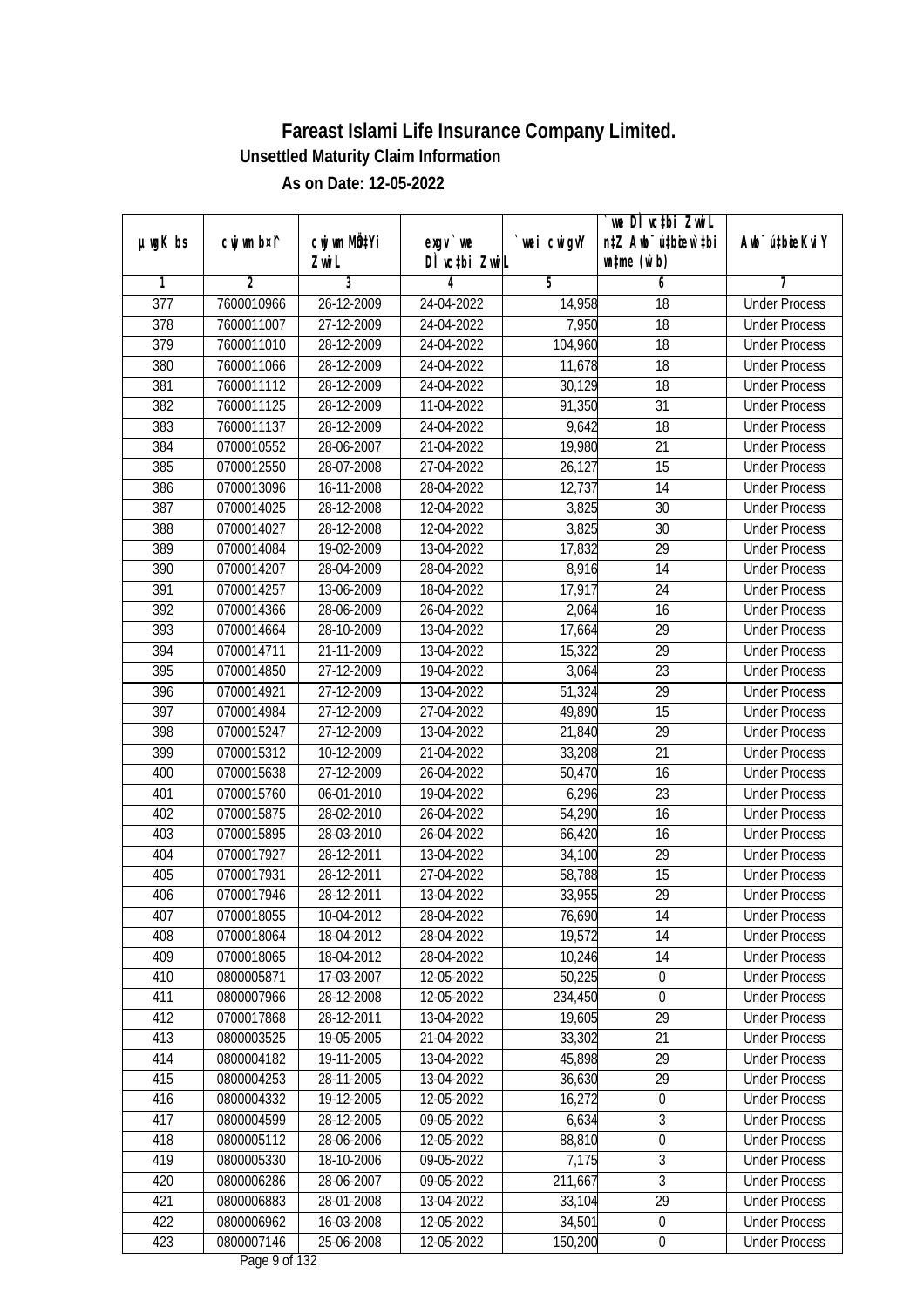# Fareast Islami Life Insurance Company Limited.

**Unsettled Maturity Claim Information**

**As on Date: 12-05-2022**

| µwgK bs | cwjwm b¤^i | cwjwm MÖn‡Yi ZvwiL | `vwe DÌvc‡bi ZvwiL | `vwei cwigvY | `vwe DÌvc‡bi ZvwiL n‡Z Aby‡gv`‡bi ZvwiL ch©šÍ w`b | Aby‡gv`‡bi Kvi Y |
|---|---|---|---|---|---|---|
| 1 | 2 | 3 | 4 | 5 | 6 | 7 |
| 377 | 7600010966 | 26-12-2009 | 24-04-2022 | 14,958 | 18 | Under Process |
| 378 | 7600011007 | 27-12-2009 | 24-04-2022 | 7,950 | 18 | Under Process |
| 379 | 7600011010 | 28-12-2009 | 24-04-2022 | 104,960 | 18 | Under Process |
| 380 | 7600011066 | 28-12-2009 | 24-04-2022 | 11,678 | 18 | Under Process |
| 381 | 7600011112 | 28-12-2009 | 24-04-2022 | 30,129 | 18 | Under Process |
| 382 | 7600011125 | 28-12-2009 | 11-04-2022 | 91,350 | 31 | Under Process |
| 383 | 7600011137 | 28-12-2009 | 24-04-2022 | 9,642 | 18 | Under Process |
| 384 | 0700010552 | 28-06-2007 | 21-04-2022 | 19,980 | 21 | Under Process |
| 385 | 0700012550 | 28-07-2008 | 27-04-2022 | 26,127 | 15 | Under Process |
| 386 | 0700013096 | 16-11-2008 | 28-04-2022 | 12,737 | 14 | Under Process |
| 387 | 0700014025 | 28-12-2008 | 12-04-2022 | 3,825 | 30 | Under Process |
| 388 | 0700014027 | 28-12-2008 | 12-04-2022 | 3,825 | 30 | Under Process |
| 389 | 0700014084 | 19-02-2009 | 13-04-2022 | 17,832 | 29 | Under Process |
| 390 | 0700014207 | 28-04-2009 | 28-04-2022 | 8,916 | 14 | Under Process |
| 391 | 0700014257 | 13-06-2009 | 18-04-2022 | 17,917 | 24 | Under Process |
| 392 | 0700014366 | 28-06-2009 | 26-04-2022 | 2,064 | 16 | Under Process |
| 393 | 0700014664 | 28-10-2009 | 13-04-2022 | 17,664 | 29 | Under Process |
| 394 | 0700014711 | 21-11-2009 | 13-04-2022 | 15,322 | 29 | Under Process |
| 395 | 0700014850 | 27-12-2009 | 19-04-2022 | 3,064 | 23 | Under Process |
| 396 | 0700014921 | 27-12-2009 | 13-04-2022 | 51,324 | 29 | Under Process |
| 397 | 0700014984 | 27-12-2009 | 27-04-2022 | 49,890 | 15 | Under Process |
| 398 | 0700015247 | 27-12-2009 | 13-04-2022 | 21,840 | 29 | Under Process |
| 399 | 0700015312 | 10-12-2009 | 21-04-2022 | 33,208 | 21 | Under Process |
| 400 | 0700015638 | 27-12-2009 | 26-04-2022 | 50,470 | 16 | Under Process |
| 401 | 0700015760 | 06-01-2010 | 19-04-2022 | 6,296 | 23 | Under Process |
| 402 | 0700015875 | 28-02-2010 | 26-04-2022 | 54,290 | 16 | Under Process |
| 403 | 0700015895 | 28-03-2010 | 26-04-2022 | 66,420 | 16 | Under Process |
| 404 | 0700017927 | 28-12-2011 | 13-04-2022 | 34,100 | 29 | Under Process |
| 405 | 0700017931 | 28-12-2011 | 27-04-2022 | 58,788 | 15 | Under Process |
| 406 | 0700017946 | 28-12-2011 | 13-04-2022 | 33,955 | 29 | Under Process |
| 407 | 0700018055 | 10-04-2012 | 28-04-2022 | 76,690 | 14 | Under Process |
| 408 | 0700018064 | 18-04-2012 | 28-04-2022 | 19,572 | 14 | Under Process |
| 409 | 0700018065 | 18-04-2012 | 28-04-2022 | 10,246 | 14 | Under Process |
| 410 | 0800005871 | 17-03-2007 | 12-05-2022 | 50,225 | 0 | Under Process |
| 411 | 0800007966 | 28-12-2008 | 12-05-2022 | 234,450 | 0 | Under Process |
| 412 | 0700017868 | 28-12-2011 | 13-04-2022 | 19,605 | 29 | Under Process |
| 413 | 0800003525 | 19-05-2005 | 21-04-2022 | 33,302 | 21 | Under Process |
| 414 | 0800004182 | 19-11-2005 | 13-04-2022 | 45,898 | 29 | Under Process |
| 415 | 0800004253 | 28-11-2005 | 13-04-2022 | 36,630 | 29 | Under Process |
| 416 | 0800004332 | 19-12-2005 | 12-05-2022 | 16,272 | 0 | Under Process |
| 417 | 0800004599 | 28-12-2005 | 09-05-2022 | 6,634 | 3 | Under Process |
| 418 | 0800005112 | 28-06-2006 | 12-05-2022 | 88,810 | 0 | Under Process |
| 419 | 0800005330 | 18-10-2006 | 09-05-2022 | 7,175 | 3 | Under Process |
| 420 | 0800006286 | 28-06-2007 | 09-05-2022 | 211,667 | 3 | Under Process |
| 421 | 0800006883 | 28-01-2008 | 13-04-2022 | 33,104 | 29 | Under Process |
| 422 | 0800006962 | 16-03-2008 | 12-05-2022 | 34,501 | 0 | Under Process |
| 423 | 0800007146 | 25-06-2008 | 12-05-2022 | 150,200 | 0 | Under Process |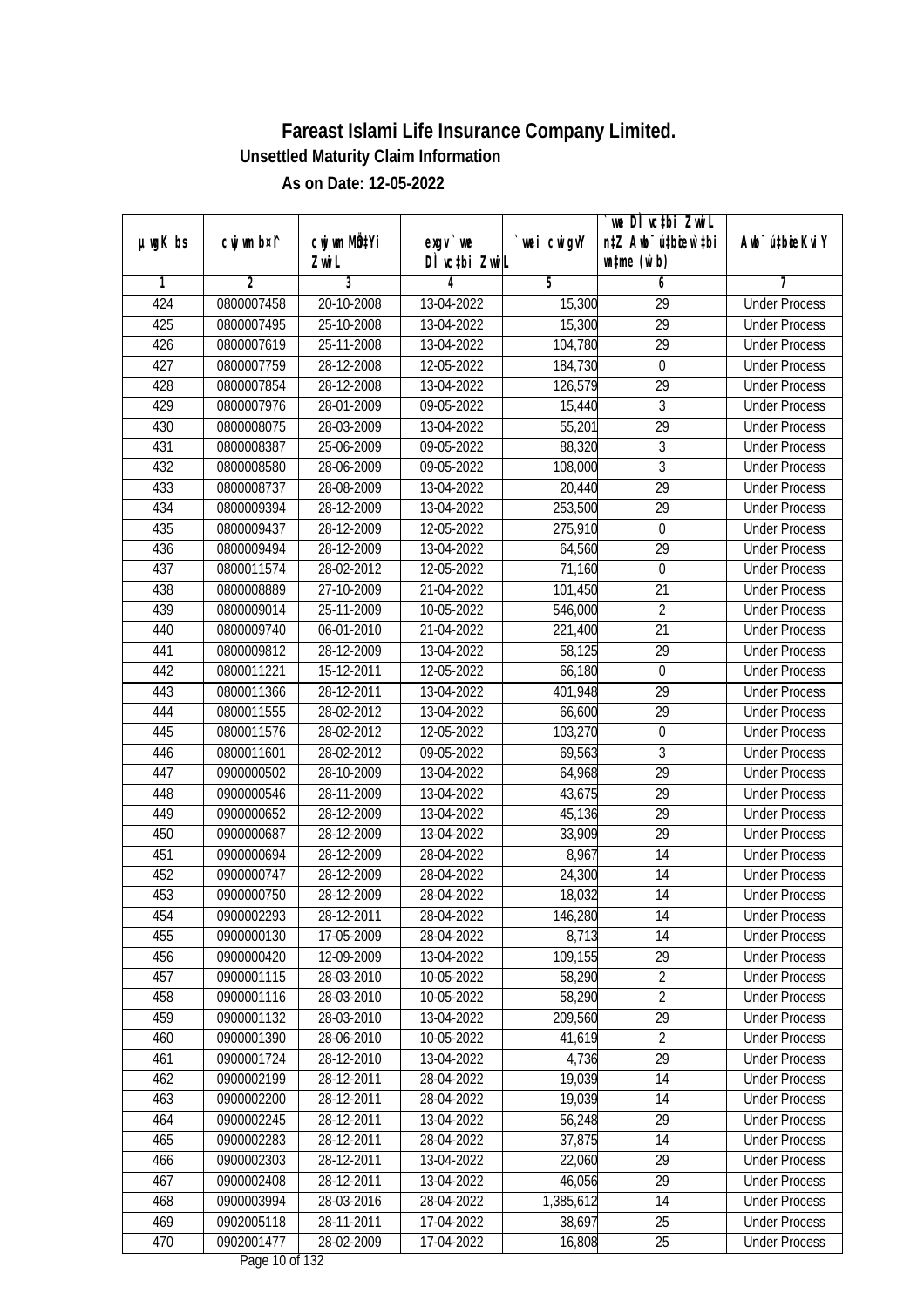# Fareast Islami Life Insurance Company Limited.

**Unsettled Maturity Claim Information**

**As on Date: 12-05-2022**

| µwgK bs | cwjwm b¤^i | cwjwm MÖn‡Yi ZvwiL | exgv`we DÌvc‡bi ZvwiL | `vwei cwigvY | `vwe DÌvc‡bi ZvwiL n‡Z Awb¯úbœ w`‡bi msL¨v (w`b) | Awb¯ú‡bœi KviY |
|---|---|---|---|---|---|---|
| 1 | 2 | 3 | 4 | 5 | 6 | 7 |
| 424 | 0800007458 | 20-10-2008 | 13-04-2022 | 15,300 | 29 | Under Process |
| 425 | 0800007495 | 25-10-2008 | 13-04-2022 | 15,300 | 29 | Under Process |
| 426 | 0800007619 | 25-11-2008 | 13-04-2022 | 104,780 | 29 | Under Process |
| 427 | 0800007759 | 28-12-2008 | 12-05-2022 | 184,730 | 0 | Under Process |
| 428 | 0800007854 | 28-12-2008 | 13-04-2022 | 126,579 | 29 | Under Process |
| 429 | 0800007976 | 28-01-2009 | 09-05-2022 | 15,440 | 3 | Under Process |
| 430 | 0800008075 | 28-03-2009 | 13-04-2022 | 55,201 | 29 | Under Process |
| 431 | 0800008387 | 25-06-2009 | 09-05-2022 | 88,320 | 3 | Under Process |
| 432 | 0800008580 | 28-06-2009 | 09-05-2022 | 108,000 | 3 | Under Process |
| 433 | 0800008737 | 28-08-2009 | 13-04-2022 | 20,440 | 29 | Under Process |
| 434 | 0800009394 | 28-12-2009 | 13-04-2022 | 253,500 | 29 | Under Process |
| 435 | 0800009437 | 28-12-2009 | 12-05-2022 | 275,910 | 0 | Under Process |
| 436 | 0800009494 | 28-12-2009 | 13-04-2022 | 64,560 | 29 | Under Process |
| 437 | 0800011574 | 28-02-2012 | 12-05-2022 | 71,160 | 0 | Under Process |
| 438 | 0800008889 | 27-10-2009 | 21-04-2022 | 101,450 | 21 | Under Process |
| 439 | 0800009014 | 25-11-2009 | 10-05-2022 | 546,000 | 2 | Under Process |
| 440 | 0800009740 | 06-01-2010 | 21-04-2022 | 221,400 | 21 | Under Process |
| 441 | 0800009812 | 28-12-2009 | 13-04-2022 | 58,125 | 29 | Under Process |
| 442 | 0800011221 | 15-12-2011 | 12-05-2022 | 66,180 | 0 | Under Process |
| 443 | 0800011366 | 28-12-2011 | 13-04-2022 | 401,948 | 29 | Under Process |
| 444 | 0800011555 | 28-02-2012 | 13-04-2022 | 66,600 | 29 | Under Process |
| 445 | 0800011576 | 28-02-2012 | 12-05-2022 | 103,270 | 0 | Under Process |
| 446 | 0800011601 | 28-02-2012 | 09-05-2022 | 69,563 | 3 | Under Process |
| 447 | 0900000502 | 28-10-2009 | 13-04-2022 | 64,968 | 29 | Under Process |
| 448 | 0900000546 | 28-11-2009 | 13-04-2022 | 43,675 | 29 | Under Process |
| 449 | 0900000652 | 28-12-2009 | 13-04-2022 | 45,136 | 29 | Under Process |
| 450 | 0900000687 | 28-12-2009 | 13-04-2022 | 33,909 | 29 | Under Process |
| 451 | 0900000694 | 28-12-2009 | 28-04-2022 | 8,967 | 14 | Under Process |
| 452 | 0900000747 | 28-12-2009 | 28-04-2022 | 24,300 | 14 | Under Process |
| 453 | 0900000750 | 28-12-2009 | 28-04-2022 | 18,032 | 14 | Under Process |
| 454 | 0900002293 | 28-12-2011 | 28-04-2022 | 146,280 | 14 | Under Process |
| 455 | 0900000130 | 17-05-2009 | 28-04-2022 | 8,713 | 14 | Under Process |
| 456 | 0900000420 | 12-09-2009 | 13-04-2022 | 109,155 | 29 | Under Process |
| 457 | 0900001115 | 28-03-2010 | 10-05-2022 | 58,290 | 2 | Under Process |
| 458 | 0900001116 | 28-03-2010 | 10-05-2022 | 58,290 | 2 | Under Process |
| 459 | 0900001132 | 28-03-2010 | 13-04-2022 | 209,560 | 29 | Under Process |
| 460 | 0900001390 | 28-06-2010 | 10-05-2022 | 41,619 | 2 | Under Process |
| 461 | 0900001724 | 28-12-2010 | 13-04-2022 | 4,736 | 29 | Under Process |
| 462 | 0900002199 | 28-12-2011 | 28-04-2022 | 19,039 | 14 | Under Process |
| 463 | 0900002200 | 28-12-2011 | 28-04-2022 | 19,039 | 14 | Under Process |
| 464 | 0900002245 | 28-12-2011 | 13-04-2022 | 56,248 | 29 | Under Process |
| 465 | 0900002283 | 28-12-2011 | 28-04-2022 | 37,875 | 14 | Under Process |
| 466 | 0900002303 | 28-12-2011 | 13-04-2022 | 22,060 | 29 | Under Process |
| 467 | 0900002408 | 28-12-2011 | 13-04-2022 | 46,056 | 29 | Under Process |
| 468 | 0900003994 | 28-03-2016 | 28-04-2022 | 1,385,612 | 14 | Under Process |
| 469 | 0902005118 | 28-11-2011 | 17-04-2022 | 38,697 | 25 | Under Process |
| 470 | 0902001477 | 28-02-2009 | 17-04-2022 | 16,808 | 25 | Under Process |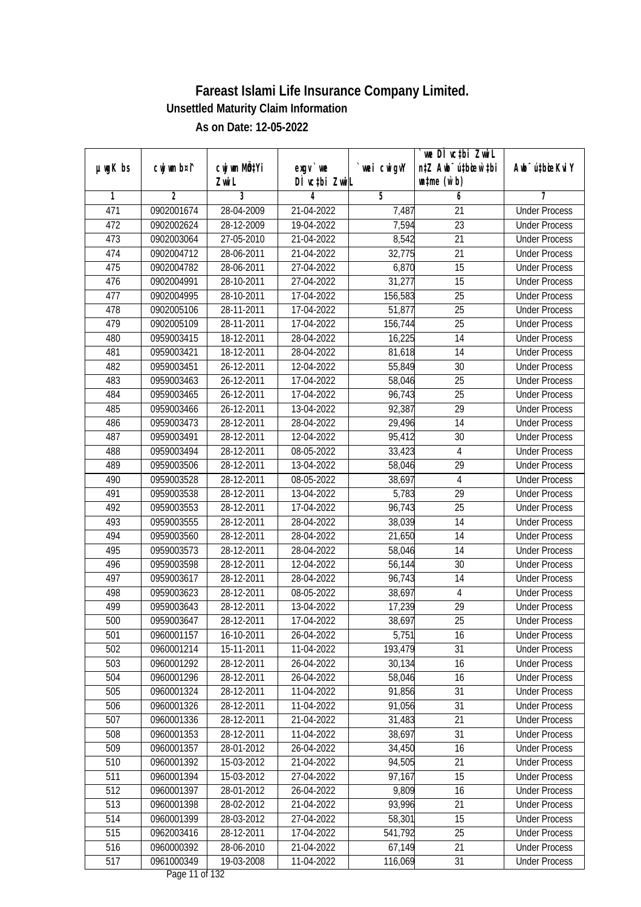# Fareast Islami Life Insurance Company Limited.

## Unsettled Maturity Claim Information

### As on Date: 12-05-2022

| µwgK bs | cwjwm b¤^i | cwjwm MÖn‡Yi ZvwiL | exgv` we DÌ vc‡bi ZvwiL | `vwei cwigvY | `vwe DÌ vc‡bi ZvwiL n‡Z Awb¯ú‡bœi w`‡bi e¨eavb (w`b) | Awb¯ú‡bœi KviY |
|---|---|---|---|---|---|---|
| 1 | 2 | 3 | 4 | 5 | 6 | 7 |
| 471 | 0902001674 | 28-04-2009 | 21-04-2022 | 7,487 | 21 | Under Process |
| 472 | 0902002624 | 28-12-2009 | 19-04-2022 | 7,594 | 23 | Under Process |
| 473 | 0902003064 | 27-05-2010 | 21-04-2022 | 8,542 | 21 | Under Process |
| 474 | 0902004712 | 28-06-2011 | 21-04-2022 | 32,775 | 21 | Under Process |
| 475 | 0902004782 | 28-06-2011 | 27-04-2022 | 6,870 | 15 | Under Process |
| 476 | 0902004991 | 28-10-2011 | 27-04-2022 | 31,277 | 15 | Under Process |
| 477 | 0902004995 | 28-10-2011 | 17-04-2022 | 156,583 | 25 | Under Process |
| 478 | 0902005106 | 28-11-2011 | 17-04-2022 | 51,877 | 25 | Under Process |
| 479 | 0902005109 | 28-11-2011 | 17-04-2022 | 156,744 | 25 | Under Process |
| 480 | 0959003415 | 18-12-2011 | 28-04-2022 | 16,225 | 14 | Under Process |
| 481 | 0959003421 | 18-12-2011 | 28-04-2022 | 81,618 | 14 | Under Process |
| 482 | 0959003451 | 26-12-2011 | 12-04-2022 | 55,849 | 30 | Under Process |
| 483 | 0959003463 | 26-12-2011 | 17-04-2022 | 58,046 | 25 | Under Process |
| 484 | 0959003465 | 26-12-2011 | 17-04-2022 | 96,743 | 25 | Under Process |
| 485 | 0959003466 | 26-12-2011 | 13-04-2022 | 92,387 | 29 | Under Process |
| 486 | 0959003473 | 28-12-2011 | 28-04-2022 | 29,496 | 14 | Under Process |
| 487 | 0959003491 | 28-12-2011 | 12-04-2022 | 95,412 | 30 | Under Process |
| 488 | 0959003494 | 28-12-2011 | 08-05-2022 | 33,423 | 4 | Under Process |
| 489 | 0959003506 | 28-12-2011 | 13-04-2022 | 58,046 | 29 | Under Process |
| 490 | 0959003528 | 28-12-2011 | 08-05-2022 | 38,697 | 4 | Under Process |
| 491 | 0959003538 | 28-12-2011 | 13-04-2022 | 5,783 | 29 | Under Process |
| 492 | 0959003553 | 28-12-2011 | 17-04-2022 | 96,743 | 25 | Under Process |
| 493 | 0959003555 | 28-12-2011 | 28-04-2022 | 38,039 | 14 | Under Process |
| 494 | 0959003560 | 28-12-2011 | 28-04-2022 | 21,650 | 14 | Under Process |
| 495 | 0959003573 | 28-12-2011 | 28-04-2022 | 58,046 | 14 | Under Process |
| 496 | 0959003598 | 28-12-2011 | 12-04-2022 | 56,144 | 30 | Under Process |
| 497 | 0959003617 | 28-12-2011 | 28-04-2022 | 96,743 | 14 | Under Process |
| 498 | 0959003623 | 28-12-2011 | 08-05-2022 | 38,697 | 4 | Under Process |
| 499 | 0959003643 | 28-12-2011 | 13-04-2022 | 17,239 | 29 | Under Process |
| 500 | 0959003647 | 28-12-2011 | 17-04-2022 | 38,697 | 25 | Under Process |
| 501 | 0960001157 | 16-10-2011 | 26-04-2022 | 5,751 | 16 | Under Process |
| 502 | 0960001214 | 15-11-2011 | 11-04-2022 | 193,479 | 31 | Under Process |
| 503 | 0960001292 | 28-12-2011 | 26-04-2022 | 30,134 | 16 | Under Process |
| 504 | 0960001296 | 28-12-2011 | 26-04-2022 | 58,046 | 16 | Under Process |
| 505 | 0960001324 | 28-12-2011 | 11-04-2022 | 91,856 | 31 | Under Process |
| 506 | 0960001326 | 28-12-2011 | 11-04-2022 | 91,056 | 31 | Under Process |
| 507 | 0960001336 | 28-12-2011 | 21-04-2022 | 31,483 | 21 | Under Process |
| 508 | 0960001353 | 28-12-2011 | 11-04-2022 | 38,697 | 31 | Under Process |
| 509 | 0960001357 | 28-01-2012 | 26-04-2022 | 34,450 | 16 | Under Process |
| 510 | 0960001392 | 15-03-2012 | 21-04-2022 | 94,505 | 21 | Under Process |
| 511 | 0960001394 | 15-03-2012 | 27-04-2022 | 97,167 | 15 | Under Process |
| 512 | 0960001397 | 28-01-2012 | 26-04-2022 | 9,809 | 16 | Under Process |
| 513 | 0960001398 | 28-02-2012 | 21-04-2022 | 93,996 | 21 | Under Process |
| 514 | 0960001399 | 28-03-2012 | 27-04-2022 | 58,301 | 15 | Under Process |
| 515 | 0962003416 | 28-12-2011 | 17-04-2022 | 541,792 | 25 | Under Process |
| 516 | 0960000392 | 28-06-2010 | 21-04-2022 | 67,149 | 21 | Under Process |
| 517 | 0961000349 | 19-03-2008 | 11-04-2022 | 116,069 | 31 | Under Process |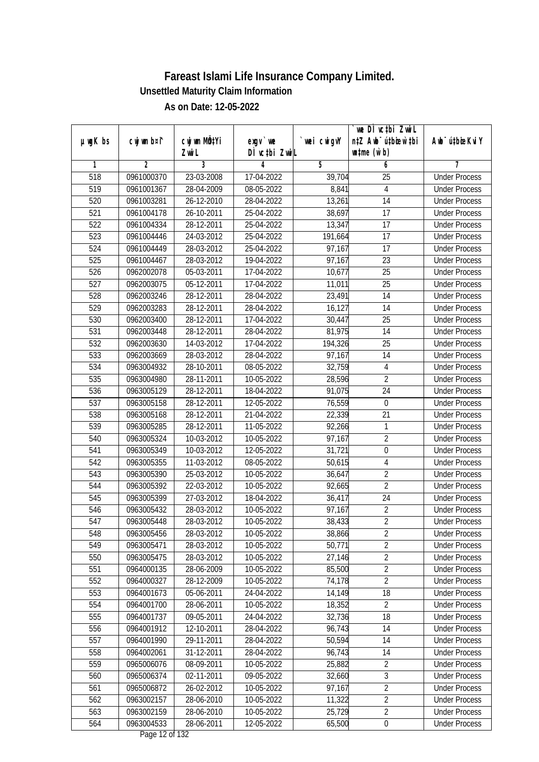# Fareast Islami Life Insurance Company Limited.

### Unsettled Maturity Claim Information

### As on Date: 12-05-2022

| µwgK bs | cwjwm bs¨ | cwjwm MÖn‡Yi ZvwiL | exgv `ve DÌvc‡bi ZvwiL | `vwei cwigvY | `ve DÌvc‡bi ZvwiL n‡Z Awb¯úbœ‡qi w`bmsL¨v (w`b) | Awb¯ú‡bœi KviY |
|---|---|---|---|---|---|---|
| 1 | 2 | 3 | 4 | 5 | 6 | 7 |
| 518 | 0961000370 | 23-03-2008 | 17-04-2022 | 39,704 | 25 | Under Process |
| 519 | 0961001367 | 28-04-2009 | 08-05-2022 | 8,841 | 4 | Under Process |
| 520 | 0961003281 | 26-12-2010 | 28-04-2022 | 13,261 | 14 | Under Process |
| 521 | 0961004178 | 26-10-2011 | 25-04-2022 | 38,697 | 17 | Under Process |
| 522 | 0961004334 | 28-12-2011 | 25-04-2022 | 13,347 | 17 | Under Process |
| 523 | 0961004446 | 24-03-2012 | 25-04-2022 | 191,664 | 17 | Under Process |
| 524 | 0961004449 | 28-03-2012 | 25-04-2022 | 97,167 | 17 | Under Process |
| 525 | 0961004467 | 28-03-2012 | 19-04-2022 | 97,167 | 23 | Under Process |
| 526 | 0962002078 | 05-03-2011 | 17-04-2022 | 10,677 | 25 | Under Process |
| 527 | 0962003075 | 05-12-2011 | 17-04-2022 | 11,011 | 25 | Under Process |
| 528 | 0962003246 | 28-12-2011 | 28-04-2022 | 23,491 | 14 | Under Process |
| 529 | 0962003283 | 28-12-2011 | 28-04-2022 | 16,127 | 14 | Under Process |
| 530 | 0962003400 | 28-12-2011 | 17-04-2022 | 30,447 | 25 | Under Process |
| 531 | 0962003448 | 28-12-2011 | 28-04-2022 | 81,975 | 14 | Under Process |
| 532 | 0962003630 | 14-03-2012 | 17-04-2022 | 194,326 | 25 | Under Process |
| 533 | 0962003669 | 28-03-2012 | 28-04-2022 | 97,167 | 14 | Under Process |
| 534 | 0963004932 | 28-10-2011 | 08-05-2022 | 32,759 | 4 | Under Process |
| 535 | 0963004980 | 28-11-2011 | 10-05-2022 | 28,596 | 2 | Under Process |
| 536 | 0963005129 | 28-12-2011 | 18-04-2022 | 91,075 | 24 | Under Process |
| 537 | 0963005158 | 28-12-2011 | 12-05-2022 | 76,559 | 0 | Under Process |
| 538 | 0963005168 | 28-12-2011 | 21-04-2022 | 22,339 | 21 | Under Process |
| 539 | 0963005285 | 28-12-2011 | 11-05-2022 | 92,266 | 1 | Under Process |
| 540 | 0963005324 | 10-03-2012 | 10-05-2022 | 97,167 | 2 | Under Process |
| 541 | 0963005349 | 10-03-2012 | 12-05-2022 | 31,721 | 0 | Under Process |
| 542 | 0963005355 | 11-03-2012 | 08-05-2022 | 50,615 | 4 | Under Process |
| 543 | 0963005390 | 25-03-2012 | 10-05-2022 | 36,647 | 2 | Under Process |
| 544 | 0963005392 | 22-03-2012 | 10-05-2022 | 92,665 | 2 | Under Process |
| 545 | 0963005399 | 27-03-2012 | 18-04-2022 | 36,417 | 24 | Under Process |
| 546 | 0963005432 | 28-03-2012 | 10-05-2022 | 97,167 | 2 | Under Process |
| 547 | 0963005448 | 28-03-2012 | 10-05-2022 | 38,433 | 2 | Under Process |
| 548 | 0963005456 | 28-03-2012 | 10-05-2022 | 38,866 | 2 | Under Process |
| 549 | 0963005471 | 28-03-2012 | 10-05-2022 | 50,771 | 2 | Under Process |
| 550 | 0963005475 | 28-03-2012 | 10-05-2022 | 27,146 | 2 | Under Process |
| 551 | 0964000135 | 28-06-2009 | 10-05-2022 | 85,500 | 2 | Under Process |
| 552 | 0964000327 | 28-12-2009 | 10-05-2022 | 74,178 | 2 | Under Process |
| 553 | 0964001673 | 05-06-2011 | 24-04-2022 | 14,149 | 18 | Under Process |
| 554 | 0964001700 | 28-06-2011 | 10-05-2022 | 18,352 | 2 | Under Process |
| 555 | 0964001737 | 09-05-2011 | 24-04-2022 | 32,736 | 18 | Under Process |
| 556 | 0964001912 | 12-10-2011 | 28-04-2022 | 96,743 | 14 | Under Process |
| 557 | 0964001990 | 29-11-2011 | 28-04-2022 | 50,594 | 14 | Under Process |
| 558 | 0964002061 | 31-12-2011 | 28-04-2022 | 96,743 | 14 | Under Process |
| 559 | 0965006076 | 08-09-2011 | 10-05-2022 | 25,882 | 2 | Under Process |
| 560 | 0965006374 | 02-11-2011 | 09-05-2022 | 32,660 | 3 | Under Process |
| 561 | 0965006872 | 26-02-2012 | 10-05-2022 | 97,167 | 2 | Under Process |
| 562 | 0963002157 | 28-06-2010 | 10-05-2022 | 11,322 | 2 | Under Process |
| 563 | 0963002159 | 28-06-2010 | 10-05-2022 | 25,729 | 2 | Under Process |
| 564 | 0963004533 | 28-06-2011 | 12-05-2022 | 65,500 | 0 | Under Process |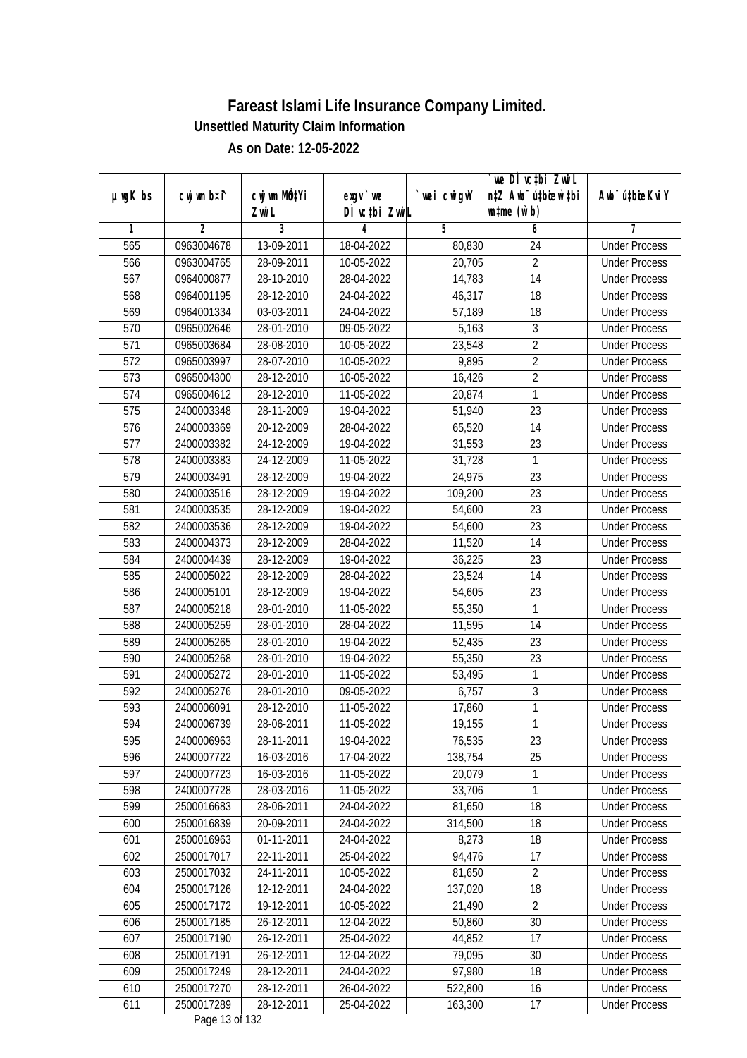# Fareast Islami Life Insurance Company Limited.

### Unsettled Maturity Claim Information

### As on Date: 12-05-2022

| µwgK bs | cwjwm b¤^i | cwjwm MÖn‡Yi ZvwiL | exgv`vwe DÌvc‡bi ZvwiL | `vwei cwigvY | `vwe DÌvc‡bi ZvwiL n‡Z Avbym½xK KvMRcÎ cÖvwßi ZvwiL (w`b) | Avbym½xK KviY |
|---|---|---|---|---|---|---|
| 1 | 2 | 3 | 4 | 5 | 6 | 7 |
| 565 | 0963004678 | 13-09-2011 | 18-04-2022 | 80,830 | 24 | Under Process |
| 566 | 0963004765 | 28-09-2011 | 10-05-2022 | 20,705 | 2 | Under Process |
| 567 | 0964000877 | 28-10-2010 | 28-04-2022 | 14,783 | 14 | Under Process |
| 568 | 0964001195 | 28-12-2010 | 24-04-2022 | 46,317 | 18 | Under Process |
| 569 | 0964001334 | 03-03-2011 | 24-04-2022 | 57,189 | 18 | Under Process |
| 570 | 0965002646 | 28-01-2010 | 09-05-2022 | 5,163 | 3 | Under Process |
| 571 | 0965003684 | 28-08-2010 | 10-05-2022 | 23,548 | 2 | Under Process |
| 572 | 0965003997 | 28-07-2010 | 10-05-2022 | 9,895 | 2 | Under Process |
| 573 | 0965004300 | 28-12-2010 | 10-05-2022 | 16,426 | 2 | Under Process |
| 574 | 0965004612 | 28-12-2010 | 11-05-2022 | 20,874 | 1 | Under Process |
| 575 | 2400003348 | 28-11-2009 | 19-04-2022 | 51,940 | 23 | Under Process |
| 576 | 2400003369 | 20-12-2009 | 28-04-2022 | 65,520 | 14 | Under Process |
| 577 | 2400003382 | 24-12-2009 | 19-04-2022 | 31,553 | 23 | Under Process |
| 578 | 2400003383 | 24-12-2009 | 11-05-2022 | 31,728 | 1 | Under Process |
| 579 | 2400003491 | 28-12-2009 | 19-04-2022 | 24,975 | 23 | Under Process |
| 580 | 2400003516 | 28-12-2009 | 19-04-2022 | 109,200 | 23 | Under Process |
| 581 | 2400003535 | 28-12-2009 | 19-04-2022 | 54,600 | 23 | Under Process |
| 582 | 2400003536 | 28-12-2009 | 19-04-2022 | 54,600 | 23 | Under Process |
| 583 | 2400004373 | 28-12-2009 | 28-04-2022 | 11,520 | 14 | Under Process |
| 584 | 2400004439 | 28-12-2009 | 19-04-2022 | 36,225 | 23 | Under Process |
| 585 | 2400005022 | 28-12-2009 | 28-04-2022 | 23,524 | 14 | Under Process |
| 586 | 2400005101 | 28-12-2009 | 19-04-2022 | 54,605 | 23 | Under Process |
| 587 | 2400005218 | 28-01-2010 | 11-05-2022 | 55,350 | 1 | Under Process |
| 588 | 2400005259 | 28-01-2010 | 28-04-2022 | 11,595 | 14 | Under Process |
| 589 | 2400005265 | 28-01-2010 | 19-04-2022 | 52,435 | 23 | Under Process |
| 590 | 2400005268 | 28-01-2010 | 19-04-2022 | 55,350 | 23 | Under Process |
| 591 | 2400005272 | 28-01-2010 | 11-05-2022 | 53,495 | 1 | Under Process |
| 592 | 2400005276 | 28-01-2010 | 09-05-2022 | 6,757 | 3 | Under Process |
| 593 | 2400006091 | 28-12-2010 | 11-05-2022 | 17,860 | 1 | Under Process |
| 594 | 2400006739 | 28-06-2011 | 11-05-2022 | 19,155 | 1 | Under Process |
| 595 | 2400006963 | 28-11-2011 | 19-04-2022 | 76,535 | 23 | Under Process |
| 596 | 2400007722 | 16-03-2016 | 17-04-2022 | 138,754 | 25 | Under Process |
| 597 | 2400007723 | 16-03-2016 | 11-05-2022 | 20,079 | 1 | Under Process |
| 598 | 2400007728 | 28-03-2016 | 11-05-2022 | 33,706 | 1 | Under Process |
| 599 | 2500016683 | 28-06-2011 | 24-04-2022 | 81,650 | 18 | Under Process |
| 600 | 2500016839 | 20-09-2011 | 24-04-2022 | 314,500 | 18 | Under Process |
| 601 | 2500016963 | 01-11-2011 | 24-04-2022 | 8,273 | 18 | Under Process |
| 602 | 2500017017 | 22-11-2011 | 25-04-2022 | 94,476 | 17 | Under Process |
| 603 | 2500017032 | 24-11-2011 | 10-05-2022 | 81,650 | 2 | Under Process |
| 604 | 2500017126 | 12-12-2011 | 24-04-2022 | 137,020 | 18 | Under Process |
| 605 | 2500017172 | 19-12-2011 | 10-05-2022 | 21,490 | 2 | Under Process |
| 606 | 2500017185 | 26-12-2011 | 12-04-2022 | 50,860 | 30 | Under Process |
| 607 | 2500017190 | 26-12-2011 | 25-04-2022 | 44,852 | 17 | Under Process |
| 608 | 2500017191 | 26-12-2011 | 12-04-2022 | 79,095 | 30 | Under Process |
| 609 | 2500017249 | 28-12-2011 | 24-04-2022 | 97,980 | 18 | Under Process |
| 610 | 2500017270 | 28-12-2011 | 26-04-2022 | 522,800 | 16 | Under Process |
| 611 | 2500017289 | 28-12-2011 | 25-04-2022 | 163,300 | 17 | Under Process |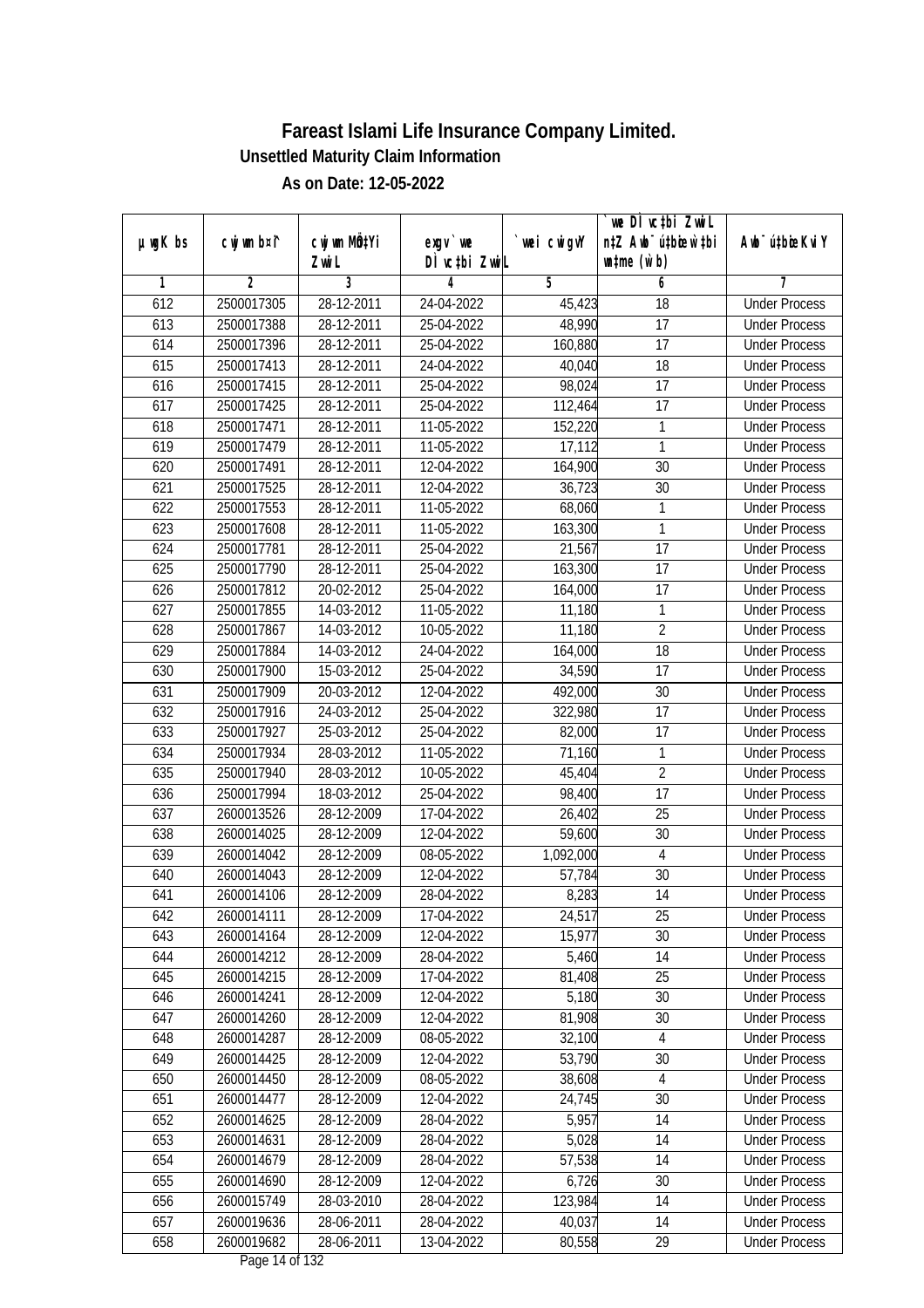# Fareast Islami Life Insurance Company Limited.

**Unsettled Maturity Claim Information**

**As on Date: 12-05-2022**

| µwgK bs | cwjwm bs¤^ | cwjwm MÖn‡Yi ZvwiL | exgv` we DÌvc‡bi ZvwiL | `vwei cwigvY | `we DÌvc‡bi ZvwiL n‡Z Awb¯úbœ w`‡bi msL¨v (w`b) | Awb¯ú‡bœi KviY |
|---|---|---|---|---|---|---|
| 1 | 2 | 3 | 4 | 5 | 6 | 7 |
| 612 | 2500017305 | 28-12-2011 | 24-04-2022 | 45,423 | 18 | Under Process |
| 613 | 2500017388 | 28-12-2011 | 25-04-2022 | 48,990 | 17 | Under Process |
| 614 | 2500017396 | 28-12-2011 | 25-04-2022 | 160,880 | 17 | Under Process |
| 615 | 2500017413 | 28-12-2011 | 24-04-2022 | 40,040 | 18 | Under Process |
| 616 | 2500017415 | 28-12-2011 | 25-04-2022 | 98,024 | 17 | Under Process |
| 617 | 2500017425 | 28-12-2011 | 25-04-2022 | 112,464 | 17 | Under Process |
| 618 | 2500017471 | 28-12-2011 | 11-05-2022 | 152,220 | 1 | Under Process |
| 619 | 2500017479 | 28-12-2011 | 11-05-2022 | 17,112 | 1 | Under Process |
| 620 | 2500017491 | 28-12-2011 | 12-04-2022 | 164,900 | 30 | Under Process |
| 621 | 2500017525 | 28-12-2011 | 12-04-2022 | 36,723 | 30 | Under Process |
| 622 | 2500017553 | 28-12-2011 | 11-05-2022 | 68,060 | 1 | Under Process |
| 623 | 2500017608 | 28-12-2011 | 11-05-2022 | 163,300 | 1 | Under Process |
| 624 | 2500017781 | 28-12-2011 | 25-04-2022 | 21,567 | 17 | Under Process |
| 625 | 2500017790 | 28-12-2011 | 25-04-2022 | 163,300 | 17 | Under Process |
| 626 | 2500017812 | 20-02-2012 | 25-04-2022 | 164,000 | 17 | Under Process |
| 627 | 2500017855 | 14-03-2012 | 11-05-2022 | 11,180 | 1 | Under Process |
| 628 | 2500017867 | 14-03-2012 | 10-05-2022 | 11,180 | 2 | Under Process |
| 629 | 2500017884 | 14-03-2012 | 24-04-2022 | 164,000 | 18 | Under Process |
| 630 | 2500017900 | 15-03-2012 | 25-04-2022 | 34,590 | 17 | Under Process |
| 631 | 2500017909 | 20-03-2012 | 12-04-2022 | 492,000 | 30 | Under Process |
| 632 | 2500017916 | 24-03-2012 | 25-04-2022 | 322,980 | 17 | Under Process |
| 633 | 2500017927 | 25-03-2012 | 25-04-2022 | 82,000 | 17 | Under Process |
| 634 | 2500017934 | 28-03-2012 | 11-05-2022 | 71,160 | 1 | Under Process |
| 635 | 2500017940 | 28-03-2012 | 10-05-2022 | 45,404 | 2 | Under Process |
| 636 | 2500017994 | 18-03-2012 | 25-04-2022 | 98,400 | 17 | Under Process |
| 637 | 2600013526 | 28-12-2009 | 17-04-2022 | 26,402 | 25 | Under Process |
| 638 | 2600014025 | 28-12-2009 | 12-04-2022 | 59,600 | 30 | Under Process |
| 639 | 2600014042 | 28-12-2009 | 08-05-2022 | 1,092,000 | 4 | Under Process |
| 640 | 2600014043 | 28-12-2009 | 12-04-2022 | 57,784 | 30 | Under Process |
| 641 | 2600014106 | 28-12-2009 | 28-04-2022 | 8,283 | 14 | Under Process |
| 642 | 2600014111 | 28-12-2009 | 17-04-2022 | 24,517 | 25 | Under Process |
| 643 | 2600014164 | 28-12-2009 | 12-04-2022 | 15,977 | 30 | Under Process |
| 644 | 2600014212 | 28-12-2009 | 28-04-2022 | 5,460 | 14 | Under Process |
| 645 | 2600014215 | 28-12-2009 | 17-04-2022 | 81,408 | 25 | Under Process |
| 646 | 2600014241 | 28-12-2009 | 12-04-2022 | 5,180 | 30 | Under Process |
| 647 | 2600014260 | 28-12-2009 | 12-04-2022 | 81,908 | 30 | Under Process |
| 648 | 2600014287 | 28-12-2009 | 08-05-2022 | 32,100 | 4 | Under Process |
| 649 | 2600014425 | 28-12-2009 | 12-04-2022 | 53,790 | 30 | Under Process |
| 650 | 2600014450 | 28-12-2009 | 08-05-2022 | 38,608 | 4 | Under Process |
| 651 | 2600014477 | 28-12-2009 | 12-04-2022 | 24,745 | 30 | Under Process |
| 652 | 2600014625 | 28-12-2009 | 28-04-2022 | 5,957 | 14 | Under Process |
| 653 | 2600014631 | 28-12-2009 | 28-04-2022 | 5,028 | 14 | Under Process |
| 654 | 2600014679 | 28-12-2009 | 28-04-2022 | 57,538 | 14 | Under Process |
| 655 | 2600014690 | 28-12-2009 | 12-04-2022 | 6,726 | 30 | Under Process |
| 656 | 2600015749 | 28-03-2010 | 28-04-2022 | 123,984 | 14 | Under Process |
| 657 | 2600019636 | 28-06-2011 | 28-04-2022 | 40,037 | 14 | Under Process |
| 658 | 2600019682 | 28-06-2011 | 13-04-2022 | 80,558 | 29 | Under Process |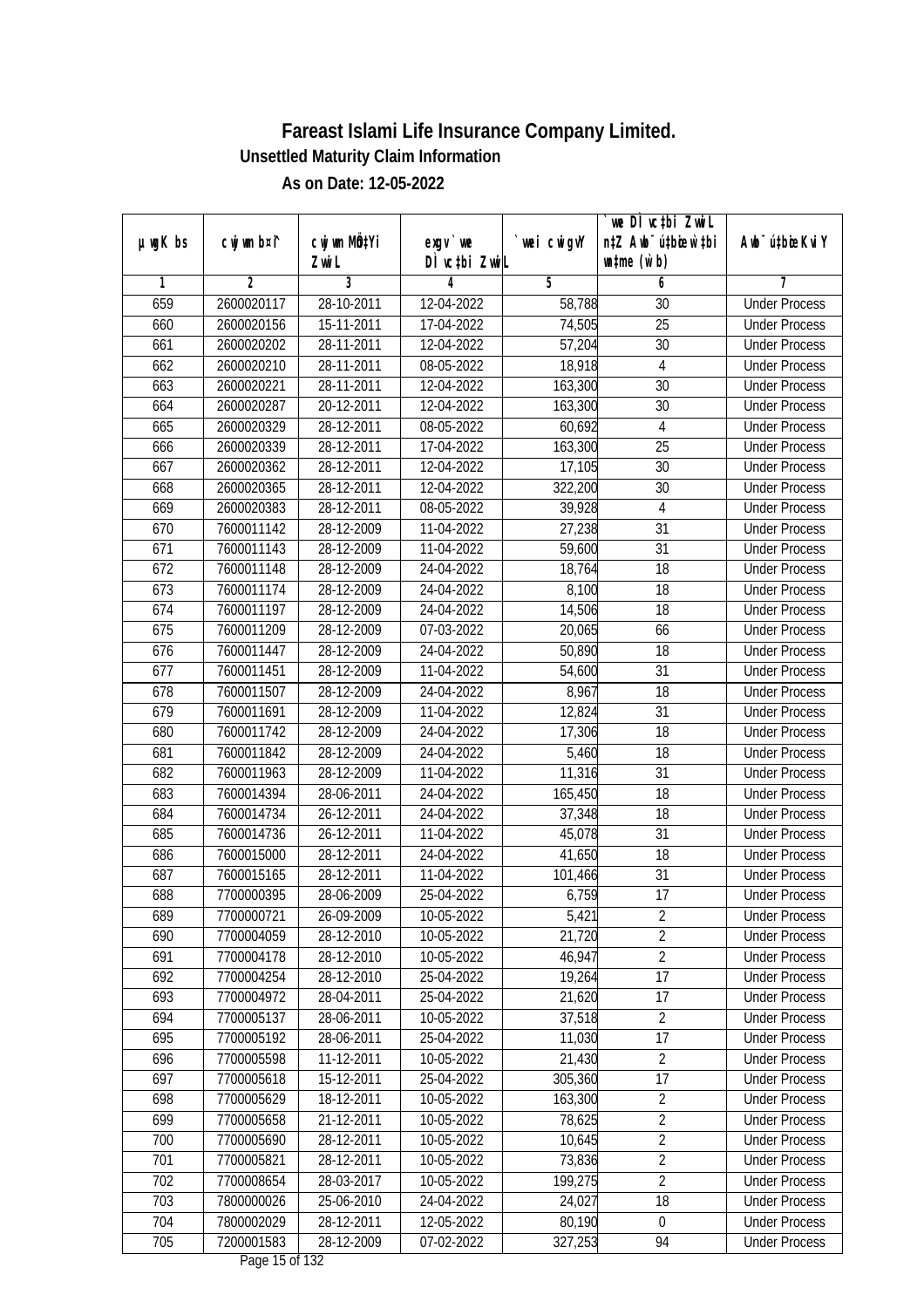# Fareast Islami Life Insurance Company Limited.

### Unsettled Maturity Claim Information

### As on Date: 12-05-2022

| µwgK bs | cwjwm b¤^i | cwjwm MÖn‡Yi ZvwiL | exgv `vwe DÌvc‡bi ZvwiL | `vwei cwigvY | `vwe DÌvc‡bi ZvwiL n‡Z Awb¯úbœ `vwei mgq (w`b) | Awb¯ú‡bœi KviY |
|---|---|---|---|---|---|---|
| 1 | 2 | 3 | 4 | 5 | 6 | 7 |
| 659 | 2600020117 | 28-10-2011 | 12-04-2022 | 58,788 | 30 | Under Process |
| 660 | 2600020156 | 15-11-2011 | 17-04-2022 | 74,505 | 25 | Under Process |
| 661 | 2600020202 | 28-11-2011 | 12-04-2022 | 57,204 | 30 | Under Process |
| 662 | 2600020210 | 28-11-2011 | 08-05-2022 | 18,918 | 4 | Under Process |
| 663 | 2600020221 | 28-11-2011 | 12-04-2022 | 163,300 | 30 | Under Process |
| 664 | 2600020287 | 20-12-2011 | 12-04-2022 | 163,300 | 30 | Under Process |
| 665 | 2600020329 | 28-12-2011 | 08-05-2022 | 60,692 | 4 | Under Process |
| 666 | 2600020339 | 28-12-2011 | 17-04-2022 | 163,300 | 25 | Under Process |
| 667 | 2600020362 | 28-12-2011 | 12-04-2022 | 17,105 | 30 | Under Process |
| 668 | 2600020365 | 28-12-2011 | 12-04-2022 | 322,200 | 30 | Under Process |
| 669 | 2600020383 | 28-12-2011 | 08-05-2022 | 39,928 | 4 | Under Process |
| 670 | 7600011142 | 28-12-2009 | 11-04-2022 | 27,238 | 31 | Under Process |
| 671 | 7600011143 | 28-12-2009 | 11-04-2022 | 59,600 | 31 | Under Process |
| 672 | 7600011148 | 28-12-2009 | 24-04-2022 | 18,764 | 18 | Under Process |
| 673 | 7600011174 | 28-12-2009 | 24-04-2022 | 8,100 | 18 | Under Process |
| 674 | 7600011197 | 28-12-2009 | 24-04-2022 | 14,506 | 18 | Under Process |
| 675 | 7600011209 | 28-12-2009 | 07-03-2022 | 20,065 | 66 | Under Process |
| 676 | 7600011447 | 28-12-2009 | 24-04-2022 | 50,890 | 18 | Under Process |
| 677 | 7600011451 | 28-12-2009 | 11-04-2022 | 54,600 | 31 | Under Process |
| 678 | 7600011507 | 28-12-2009 | 24-04-2022 | 8,967 | 18 | Under Process |
| 679 | 7600011691 | 28-12-2009 | 11-04-2022 | 12,824 | 31 | Under Process |
| 680 | 7600011742 | 28-12-2009 | 24-04-2022 | 17,306 | 18 | Under Process |
| 681 | 7600011842 | 28-12-2009 | 24-04-2022 | 5,460 | 18 | Under Process |
| 682 | 7600011963 | 28-12-2009 | 11-04-2022 | 11,316 | 31 | Under Process |
| 683 | 7600014394 | 28-06-2011 | 24-04-2022 | 165,450 | 18 | Under Process |
| 684 | 7600014734 | 26-12-2011 | 24-04-2022 | 37,348 | 18 | Under Process |
| 685 | 7600014736 | 26-12-2011 | 11-04-2022 | 45,078 | 31 | Under Process |
| 686 | 7600015000 | 28-12-2011 | 24-04-2022 | 41,650 | 18 | Under Process |
| 687 | 7600015165 | 28-12-2011 | 11-04-2022 | 101,466 | 31 | Under Process |
| 688 | 7700000395 | 28-06-2009 | 25-04-2022 | 6,759 | 17 | Under Process |
| 689 | 7700000721 | 26-09-2009 | 10-05-2022 | 5,421 | 2 | Under Process |
| 690 | 7700004059 | 28-12-2010 | 10-05-2022 | 21,720 | 2 | Under Process |
| 691 | 7700004178 | 28-12-2010 | 10-05-2022 | 46,947 | 2 | Under Process |
| 692 | 7700004254 | 28-12-2010 | 25-04-2022 | 19,264 | 17 | Under Process |
| 693 | 7700004972 | 28-04-2011 | 25-04-2022 | 21,620 | 17 | Under Process |
| 694 | 7700005137 | 28-06-2011 | 10-05-2022 | 37,518 | 2 | Under Process |
| 695 | 7700005192 | 28-06-2011 | 25-04-2022 | 11,030 | 17 | Under Process |
| 696 | 7700005598 | 11-12-2011 | 10-05-2022 | 21,430 | 2 | Under Process |
| 697 | 7700005618 | 15-12-2011 | 25-04-2022 | 305,360 | 17 | Under Process |
| 698 | 7700005629 | 18-12-2011 | 10-05-2022 | 163,300 | 2 | Under Process |
| 699 | 7700005658 | 21-12-2011 | 10-05-2022 | 78,625 | 2 | Under Process |
| 700 | 7700005690 | 28-12-2011 | 10-05-2022 | 10,645 | 2 | Under Process |
| 701 | 7700005821 | 28-12-2011 | 10-05-2022 | 73,836 | 2 | Under Process |
| 702 | 7700008654 | 28-03-2017 | 10-05-2022 | 199,275 | 2 | Under Process |
| 703 | 7800000026 | 25-06-2010 | 24-04-2022 | 24,027 | 18 | Under Process |
| 704 | 7800002029 | 28-12-2011 | 12-05-2022 | 80,190 | 0 | Under Process |
| 705 | 7200001583 | 28-12-2009 | 07-02-2022 | 327,253 | 94 | Under Process |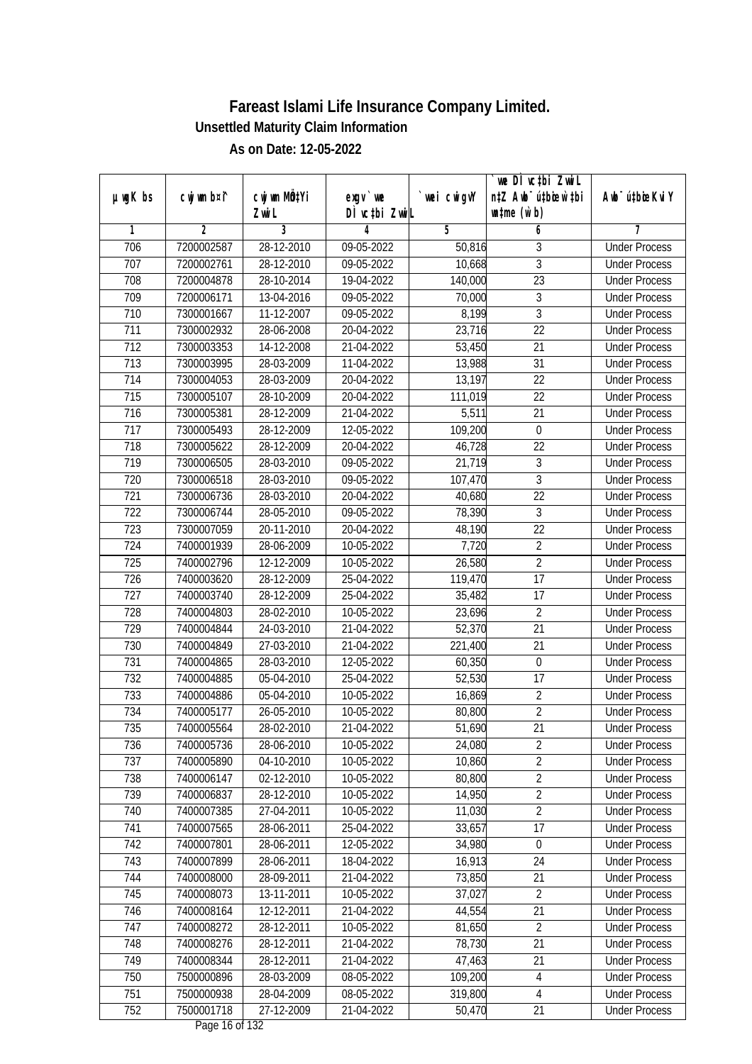# Fareast Islami Life Insurance Company Limited.

**Unsettled Maturity Claim Information**

**As on Date: 12-05-2022**

| µwgK bs | cwjwm b¤i | cwjwm MÖn‡Yi ZvwiL | exgv` we DÌ vc‡bi ZvwiL | `vwei cwigvY | `we DÌ vc‡bi ZvwiL n‡Z Awb¯ú‡bœi w`‡bi wnmve (w`b) | Awb¯ú‡bœi KviY |
|---|---|---|---|---|---|---|
| 1 | 2 | 3 | 4 | 5 | 6 | 7 |
| 706 | 7200002587 | 28-12-2010 | 09-05-2022 | 50,816 | 3 | Under Process |
| 707 | 7200002761 | 28-12-2010 | 09-05-2022 | 10,668 | 3 | Under Process |
| 708 | 7200004878 | 28-10-2014 | 19-04-2022 | 140,000 | 23 | Under Process |
| 709 | 7200006171 | 13-04-2016 | 09-05-2022 | 70,000 | 3 | Under Process |
| 710 | 7300001667 | 11-12-2007 | 09-05-2022 | 8,199 | 3 | Under Process |
| 711 | 7300002932 | 28-06-2008 | 20-04-2022 | 23,716 | 22 | Under Process |
| 712 | 7300003353 | 14-12-2008 | 21-04-2022 | 53,450 | 21 | Under Process |
| 713 | 7300003995 | 28-03-2009 | 11-04-2022 | 13,988 | 31 | Under Process |
| 714 | 7300004053 | 28-03-2009 | 20-04-2022 | 13,197 | 22 | Under Process |
| 715 | 7300005107 | 28-10-2009 | 20-04-2022 | 111,019 | 22 | Under Process |
| 716 | 7300005381 | 28-12-2009 | 21-04-2022 | 5,511 | 21 | Under Process |
| 717 | 7300005493 | 28-12-2009 | 12-05-2022 | 109,200 | 0 | Under Process |
| 718 | 7300005622 | 28-12-2009 | 20-04-2022 | 46,728 | 22 | Under Process |
| 719 | 7300006505 | 28-03-2010 | 09-05-2022 | 21,719 | 3 | Under Process |
| 720 | 7300006518 | 28-03-2010 | 09-05-2022 | 107,470 | 3 | Under Process |
| 721 | 7300006736 | 28-03-2010 | 20-04-2022 | 40,680 | 22 | Under Process |
| 722 | 7300006744 | 28-05-2010 | 09-05-2022 | 78,390 | 3 | Under Process |
| 723 | 7300007059 | 20-11-2010 | 20-04-2022 | 48,190 | 22 | Under Process |
| 724 | 7400001939 | 28-06-2009 | 10-05-2022 | 7,720 | 2 | Under Process |
| 725 | 7400002796 | 12-12-2009 | 10-05-2022 | 26,580 | 2 | Under Process |
| 726 | 7400003620 | 28-12-2009 | 25-04-2022 | 119,470 | 17 | Under Process |
| 727 | 7400003740 | 28-12-2009 | 25-04-2022 | 35,482 | 17 | Under Process |
| 728 | 7400004803 | 28-02-2010 | 10-05-2022 | 23,696 | 2 | Under Process |
| 729 | 7400004844 | 24-03-2010 | 21-04-2022 | 52,370 | 21 | Under Process |
| 730 | 7400004849 | 27-03-2010 | 21-04-2022 | 221,400 | 21 | Under Process |
| 731 | 7400004865 | 28-03-2010 | 12-05-2022 | 60,350 | 0 | Under Process |
| 732 | 7400004885 | 05-04-2010 | 25-04-2022 | 52,530 | 17 | Under Process |
| 733 | 7400004886 | 05-04-2010 | 10-05-2022 | 16,869 | 2 | Under Process |
| 734 | 7400005177 | 26-05-2010 | 10-05-2022 | 80,800 | 2 | Under Process |
| 735 | 7400005564 | 28-02-2010 | 21-04-2022 | 51,690 | 21 | Under Process |
| 736 | 7400005736 | 28-06-2010 | 10-05-2022 | 24,080 | 2 | Under Process |
| 737 | 7400005890 | 04-10-2010 | 10-05-2022 | 10,860 | 2 | Under Process |
| 738 | 7400006147 | 02-12-2010 | 10-05-2022 | 80,800 | 2 | Under Process |
| 739 | 7400006837 | 28-12-2010 | 10-05-2022 | 14,950 | 2 | Under Process |
| 740 | 7400007385 | 27-04-2011 | 10-05-2022 | 11,030 | 2 | Under Process |
| 741 | 7400007565 | 28-06-2011 | 25-04-2022 | 33,657 | 17 | Under Process |
| 742 | 7400007801 | 28-06-2011 | 12-05-2022 | 34,980 | 0 | Under Process |
| 743 | 7400007899 | 28-06-2011 | 18-04-2022 | 16,913 | 24 | Under Process |
| 744 | 7400008000 | 28-09-2011 | 21-04-2022 | 73,850 | 21 | Under Process |
| 745 | 7400008073 | 13-11-2011 | 10-05-2022 | 37,027 | 2 | Under Process |
| 746 | 7400008164 | 12-12-2011 | 21-04-2022 | 44,554 | 21 | Under Process |
| 747 | 7400008272 | 28-12-2011 | 10-05-2022 | 81,650 | 2 | Under Process |
| 748 | 7400008276 | 28-12-2011 | 21-04-2022 | 78,730 | 21 | Under Process |
| 749 | 7400008344 | 28-12-2011 | 21-04-2022 | 47,463 | 21 | Under Process |
| 750 | 7500000896 | 28-03-2009 | 08-05-2022 | 109,200 | 4 | Under Process |
| 751 | 7500000938 | 28-04-2009 | 08-05-2022 | 319,800 | 4 | Under Process |
| 752 | 7500001718 | 27-12-2009 | 21-04-2022 | 50,470 | 21 | Under Process |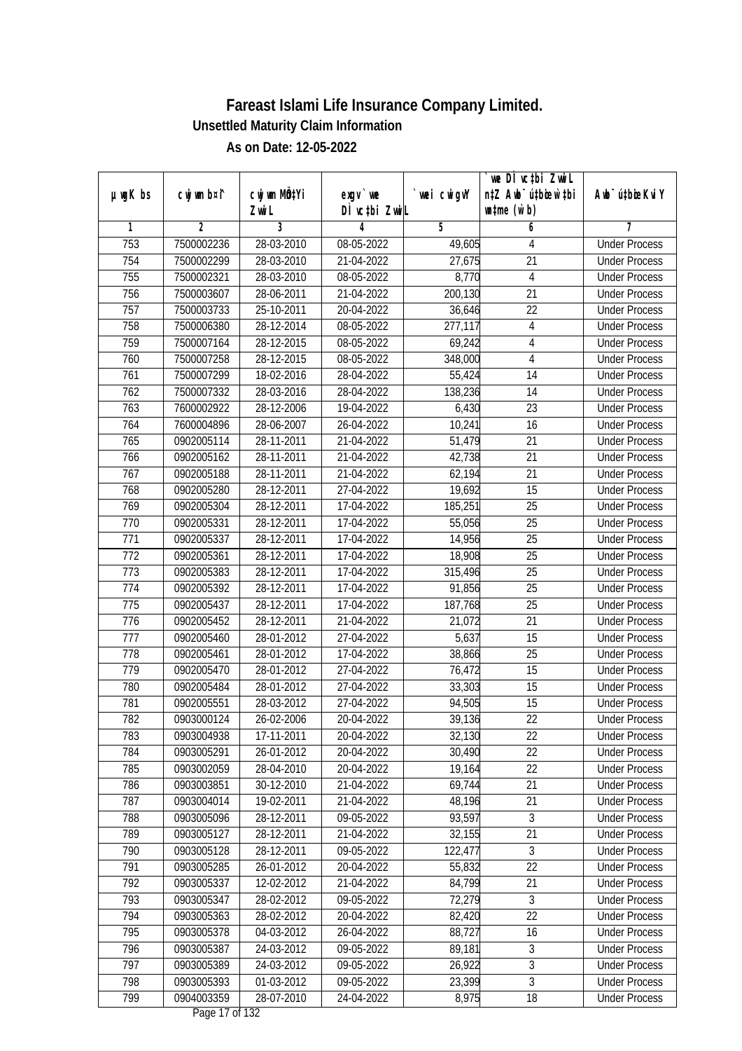# Fareast Islami Life Insurance Company Limited.

## Unsettled Maturity Claim Information

### As on Date: 12-05-2022

| µwgK bs | cwjwm b¤^i | cwjwm MÖn‡Yi ZvwiL | exgv` we DÌ vc‡bi ZvwiL | `vwei cwigvY | `vwe DÌ vc‡bi ZvwiL n‡Z Awb¯ú‡bœi w`‡bi msL¨v (w`b) | Awb¯ú‡bœi KviY |
|---|---|---|---|---|---|---|
| 1 | 2 | 3 | 4 | 5 | 6 | 7 |
| 753 | 7500002236 | 28-03-2010 | 08-05-2022 | 49,605 | 4 | Under Process |
| 754 | 7500002299 | 28-03-2010 | 21-04-2022 | 27,675 | 21 | Under Process |
| 755 | 7500002321 | 28-03-2010 | 08-05-2022 | 8,770 | 4 | Under Process |
| 756 | 7500003607 | 28-06-2011 | 21-04-2022 | 200,130 | 21 | Under Process |
| 757 | 7500003733 | 25-10-2011 | 20-04-2022 | 36,646 | 22 | Under Process |
| 758 | 7500006380 | 28-12-2014 | 08-05-2022 | 277,117 | 4 | Under Process |
| 759 | 7500007164 | 28-12-2015 | 08-05-2022 | 69,242 | 4 | Under Process |
| 760 | 7500007258 | 28-12-2015 | 08-05-2022 | 348,000 | 4 | Under Process |
| 761 | 7500007299 | 18-02-2016 | 28-04-2022 | 55,424 | 14 | Under Process |
| 762 | 7500007332 | 28-03-2016 | 28-04-2022 | 138,236 | 14 | Under Process |
| 763 | 7600002922 | 28-12-2006 | 19-04-2022 | 6,430 | 23 | Under Process |
| 764 | 7600004896 | 28-06-2007 | 26-04-2022 | 10,241 | 16 | Under Process |
| 765 | 0902005114 | 28-11-2011 | 21-04-2022 | 51,479 | 21 | Under Process |
| 766 | 0902005162 | 28-11-2011 | 21-04-2022 | 42,738 | 21 | Under Process |
| 767 | 0902005188 | 28-11-2011 | 21-04-2022 | 62,194 | 21 | Under Process |
| 768 | 0902005280 | 28-12-2011 | 27-04-2022 | 19,692 | 15 | Under Process |
| 769 | 0902005304 | 28-12-2011 | 17-04-2022 | 185,251 | 25 | Under Process |
| 770 | 0902005331 | 28-12-2011 | 17-04-2022 | 55,056 | 25 | Under Process |
| 771 | 0902005337 | 28-12-2011 | 17-04-2022 | 14,956 | 25 | Under Process |
| 772 | 0902005361 | 28-12-2011 | 17-04-2022 | 18,908 | 25 | Under Process |
| 773 | 0902005383 | 28-12-2011 | 17-04-2022 | 315,496 | 25 | Under Process |
| 774 | 0902005392 | 28-12-2011 | 17-04-2022 | 91,856 | 25 | Under Process |
| 775 | 0902005437 | 28-12-2011 | 17-04-2022 | 187,768 | 25 | Under Process |
| 776 | 0902005452 | 28-12-2011 | 21-04-2022 | 21,072 | 21 | Under Process |
| 777 | 0902005460 | 28-01-2012 | 27-04-2022 | 5,637 | 15 | Under Process |
| 778 | 0902005461 | 28-01-2012 | 17-04-2022 | 38,866 | 25 | Under Process |
| 779 | 0902005470 | 28-01-2012 | 27-04-2022 | 76,472 | 15 | Under Process |
| 780 | 0902005484 | 28-01-2012 | 27-04-2022 | 33,303 | 15 | Under Process |
| 781 | 0902005551 | 28-03-2012 | 27-04-2022 | 94,505 | 15 | Under Process |
| 782 | 0903000124 | 26-02-2006 | 20-04-2022 | 39,136 | 22 | Under Process |
| 783 | 0903004938 | 17-11-2011 | 20-04-2022 | 32,130 | 22 | Under Process |
| 784 | 0903005291 | 26-01-2012 | 20-04-2022 | 30,490 | 22 | Under Process |
| 785 | 0903002059 | 28-04-2010 | 20-04-2022 | 19,164 | 22 | Under Process |
| 786 | 0903003851 | 30-12-2010 | 21-04-2022 | 69,744 | 21 | Under Process |
| 787 | 0903004014 | 19-02-2011 | 21-04-2022 | 48,196 | 21 | Under Process |
| 788 | 0903005096 | 28-12-2011 | 09-05-2022 | 93,597 | 3 | Under Process |
| 789 | 0903005127 | 28-12-2011 | 21-04-2022 | 32,155 | 21 | Under Process |
| 790 | 0903005128 | 28-12-2011 | 09-05-2022 | 122,477 | 3 | Under Process |
| 791 | 0903005285 | 26-01-2012 | 20-04-2022 | 55,832 | 22 | Under Process |
| 792 | 0903005337 | 12-02-2012 | 21-04-2022 | 84,799 | 21 | Under Process |
| 793 | 0903005347 | 28-02-2012 | 09-05-2022 | 72,279 | 3 | Under Process |
| 794 | 0903005363 | 28-02-2012 | 20-04-2022 | 82,420 | 22 | Under Process |
| 795 | 0903005378 | 04-03-2012 | 26-04-2022 | 88,727 | 16 | Under Process |
| 796 | 0903005387 | 24-03-2012 | 09-05-2022 | 89,181 | 3 | Under Process |
| 797 | 0903005389 | 24-03-2012 | 09-05-2022 | 26,922 | 3 | Under Process |
| 798 | 0903005393 | 01-03-2012 | 09-05-2022 | 23,399 | 3 | Under Process |
| 799 | 0904003359 | 28-07-2010 | 24-04-2022 | 8,975 | 18 | Under Process |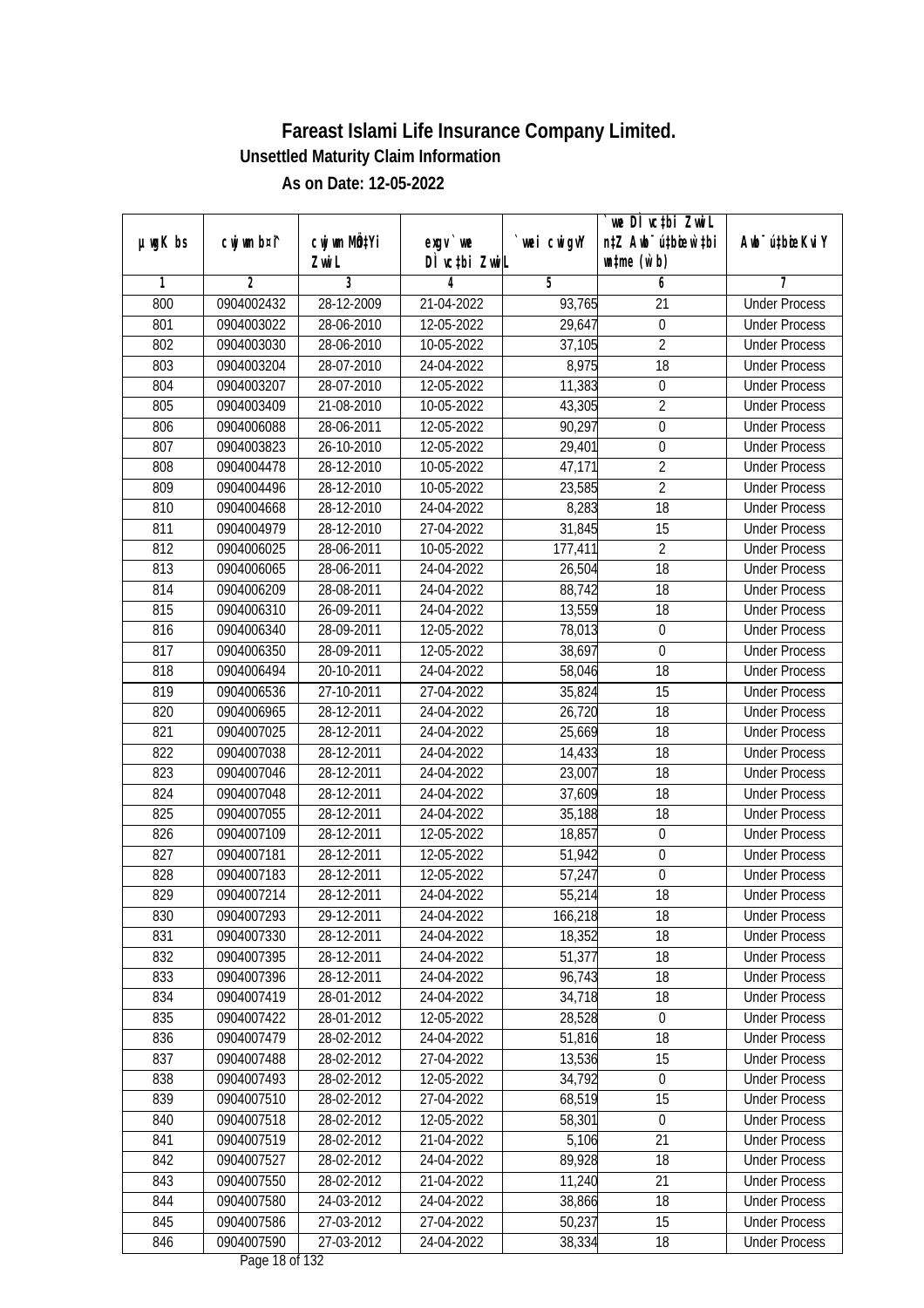# Fareast Islami Life Insurance Company Limited.

**Unsettled Maturity Claim Information**

**As on Date: 12-05-2022**

| µwgK bs | cwjwm b¤^i | cwjwm MÖn‡Yi ZvwiL | exgv`we DÌvc‡bi ZvwiL | `vwei cwigvY | `vwe DÌvc‡bi ZvwiL n‡Z Awb¯úbœ _vKvi w`b (w`b) | Awb¯úbœ KviY |
|---|---|---|---|---|---|---|
| 1 | 2 | 3 | 4 | 5 | 6 | 7 |
| 800 | 0904002432 | 28-12-2009 | 21-04-2022 | 93,765 | 21 | Under Process |
| 801 | 0904003022 | 28-06-2010 | 12-05-2022 | 29,647 | 0 | Under Process |
| 802 | 0904003030 | 28-06-2010 | 10-05-2022 | 37,105 | 2 | Under Process |
| 803 | 0904003204 | 28-07-2010 | 24-04-2022 | 8,975 | 18 | Under Process |
| 804 | 0904003207 | 28-07-2010 | 12-05-2022 | 11,383 | 0 | Under Process |
| 805 | 0904003409 | 21-08-2010 | 10-05-2022 | 43,305 | 2 | Under Process |
| 806 | 0904006088 | 28-06-2011 | 12-05-2022 | 90,297 | 0 | Under Process |
| 807 | 0904003823 | 26-10-2010 | 12-05-2022 | 29,401 | 0 | Under Process |
| 808 | 0904004478 | 28-12-2010 | 10-05-2022 | 47,171 | 2 | Under Process |
| 809 | 0904004496 | 28-12-2010 | 10-05-2022 | 23,585 | 2 | Under Process |
| 810 | 0904004668 | 28-12-2010 | 24-04-2022 | 8,283 | 18 | Under Process |
| 811 | 0904004979 | 28-12-2010 | 27-04-2022 | 31,845 | 15 | Under Process |
| 812 | 0904006025 | 28-06-2011 | 10-05-2022 | 177,411 | 2 | Under Process |
| 813 | 0904006065 | 28-06-2011 | 24-04-2022 | 26,504 | 18 | Under Process |
| 814 | 0904006209 | 28-08-2011 | 24-04-2022 | 88,742 | 18 | Under Process |
| 815 | 0904006310 | 26-09-2011 | 24-04-2022 | 13,559 | 18 | Under Process |
| 816 | 0904006340 | 28-09-2011 | 12-05-2022 | 78,013 | 0 | Under Process |
| 817 | 0904006350 | 28-09-2011 | 12-05-2022 | 38,697 | 0 | Under Process |
| 818 | 0904006494 | 20-10-2011 | 24-04-2022 | 58,046 | 18 | Under Process |
| 819 | 0904006536 | 27-10-2011 | 27-04-2022 | 35,824 | 15 | Under Process |
| 820 | 0904006965 | 28-12-2011 | 24-04-2022 | 26,720 | 18 | Under Process |
| 821 | 0904007025 | 28-12-2011 | 24-04-2022 | 25,669 | 18 | Under Process |
| 822 | 0904007038 | 28-12-2011 | 24-04-2022 | 14,433 | 18 | Under Process |
| 823 | 0904007046 | 28-12-2011 | 24-04-2022 | 23,007 | 18 | Under Process |
| 824 | 0904007048 | 28-12-2011 | 24-04-2022 | 37,609 | 18 | Under Process |
| 825 | 0904007055 | 28-12-2011 | 24-04-2022 | 35,188 | 18 | Under Process |
| 826 | 0904007109 | 28-12-2011 | 12-05-2022 | 18,857 | 0 | Under Process |
| 827 | 0904007181 | 28-12-2011 | 12-05-2022 | 51,942 | 0 | Under Process |
| 828 | 0904007183 | 28-12-2011 | 12-05-2022 | 57,247 | 0 | Under Process |
| 829 | 0904007214 | 28-12-2011 | 24-04-2022 | 55,214 | 18 | Under Process |
| 830 | 0904007293 | 29-12-2011 | 24-04-2022 | 166,218 | 18 | Under Process |
| 831 | 0904007330 | 28-12-2011 | 24-04-2022 | 18,352 | 18 | Under Process |
| 832 | 0904007395 | 28-12-2011 | 24-04-2022 | 51,377 | 18 | Under Process |
| 833 | 0904007396 | 28-12-2011 | 24-04-2022 | 96,743 | 18 | Under Process |
| 834 | 0904007419 | 28-01-2012 | 24-04-2022 | 34,718 | 18 | Under Process |
| 835 | 0904007422 | 28-01-2012 | 12-05-2022 | 28,528 | 0 | Under Process |
| 836 | 0904007479 | 28-02-2012 | 24-04-2022 | 51,816 | 18 | Under Process |
| 837 | 0904007488 | 28-02-2012 | 27-04-2022 | 13,536 | 15 | Under Process |
| 838 | 0904007493 | 28-02-2012 | 12-05-2022 | 34,792 | 0 | Under Process |
| 839 | 0904007510 | 28-02-2012 | 27-04-2022 | 68,519 | 15 | Under Process |
| 840 | 0904007518 | 28-02-2012 | 12-05-2022 | 58,301 | 0 | Under Process |
| 841 | 0904007519 | 28-02-2012 | 21-04-2022 | 5,106 | 21 | Under Process |
| 842 | 0904007527 | 28-02-2012 | 24-04-2022 | 89,928 | 18 | Under Process |
| 843 | 0904007550 | 28-02-2012 | 21-04-2022 | 11,240 | 21 | Under Process |
| 844 | 0904007580 | 24-03-2012 | 24-04-2022 | 38,866 | 18 | Under Process |
| 845 | 0904007586 | 27-03-2012 | 27-04-2022 | 50,237 | 15 | Under Process |
| 846 | 0904007590 | 27-03-2012 | 24-04-2022 | 38,334 | 18 | Under Process |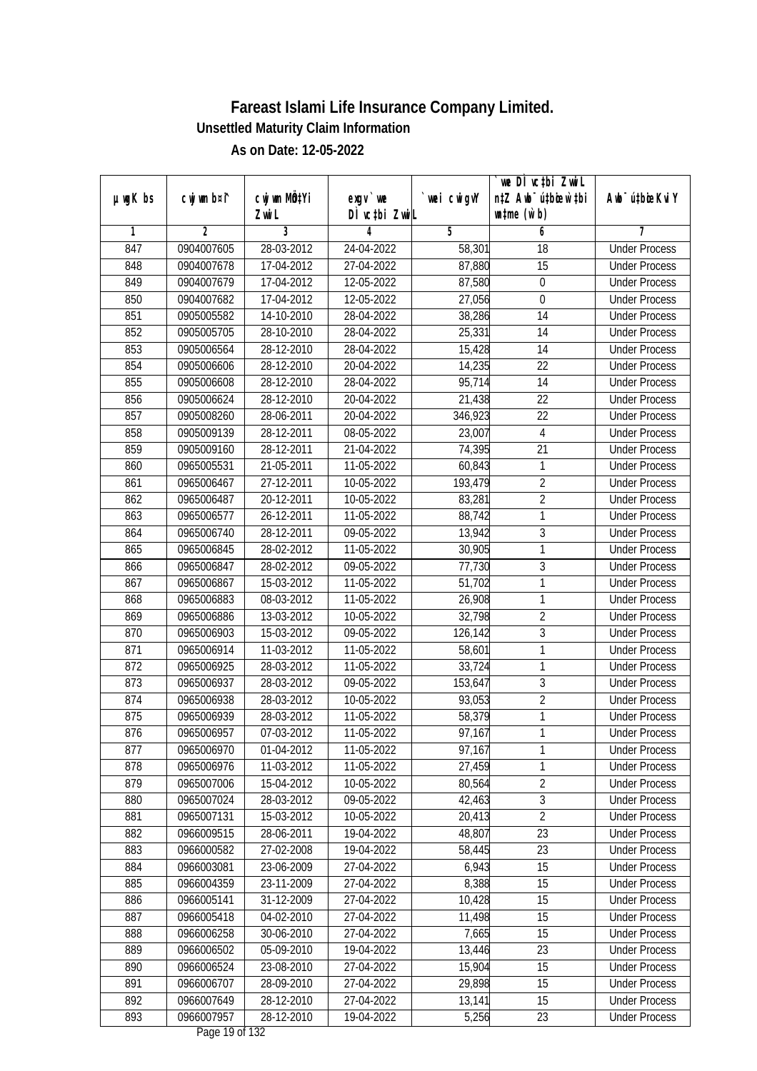# Fareast Islami Life Insurance Company Limited.

### Unsettled Maturity Claim Information

### As on Date: 12-05-2022

| µwgK bs | cwjwm bs¤^ | cwjwm MÖn‡Yi ZvwiL | exgv `ve DÌvc‡bi ZvwiL | `vwei cwigvY | `ve DÌvc‡bi ZvwiL n‡Z Awb¯úbœ `v‡bi w`‡bi msL¨v (w`b) | Awb¯ú‡bœi KviY |
|---|---|---|---|---|---|---|
| 1 | 2 | 3 | 4 | 5 | 6 | 7 |
| 847 | 0904007605 | 28-03-2012 | 24-04-2022 | 58,301 | 18 | Under Process |
| 848 | 0904007678 | 17-04-2012 | 27-04-2022 | 87,880 | 15 | Under Process |
| 849 | 0904007679 | 17-04-2012 | 12-05-2022 | 87,580 | 0 | Under Process |
| 850 | 0904007682 | 17-04-2012 | 12-05-2022 | 27,056 | 0 | Under Process |
| 851 | 0905005582 | 14-10-2010 | 28-04-2022 | 38,286 | 14 | Under Process |
| 852 | 0905005705 | 28-10-2010 | 28-04-2022 | 25,331 | 14 | Under Process |
| 853 | 0905006564 | 28-12-2010 | 28-04-2022 | 15,428 | 14 | Under Process |
| 854 | 0905006606 | 28-12-2010 | 20-04-2022 | 14,235 | 22 | Under Process |
| 855 | 0905006608 | 28-12-2010 | 28-04-2022 | 95,714 | 14 | Under Process |
| 856 | 0905006624 | 28-12-2010 | 20-04-2022 | 21,438 | 22 | Under Process |
| 857 | 0905008260 | 28-06-2011 | 20-04-2022 | 346,923 | 22 | Under Process |
| 858 | 0905009139 | 28-12-2011 | 08-05-2022 | 23,007 | 4 | Under Process |
| 859 | 0905009160 | 28-12-2011 | 21-04-2022 | 74,395 | 21 | Under Process |
| 860 | 0965005531 | 21-05-2011 | 11-05-2022 | 60,843 | 1 | Under Process |
| 861 | 0965006467 | 27-12-2011 | 10-05-2022 | 193,479 | 2 | Under Process |
| 862 | 0965006487 | 20-12-2011 | 10-05-2022 | 83,281 | 2 | Under Process |
| 863 | 0965006577 | 26-12-2011 | 11-05-2022 | 88,742 | 1 | Under Process |
| 864 | 0965006740 | 28-12-2011 | 09-05-2022 | 13,942 | 3 | Under Process |
| 865 | 0965006845 | 28-02-2012 | 11-05-2022 | 30,905 | 1 | Under Process |
| 866 | 0965006847 | 28-02-2012 | 09-05-2022 | 77,730 | 3 | Under Process |
| 867 | 0965006867 | 15-03-2012 | 11-05-2022 | 51,702 | 1 | Under Process |
| 868 | 0965006883 | 08-03-2012 | 11-05-2022 | 26,908 | 1 | Under Process |
| 869 | 0965006886 | 13-03-2012 | 10-05-2022 | 32,798 | 2 | Under Process |
| 870 | 0965006903 | 15-03-2012 | 09-05-2022 | 126,142 | 3 | Under Process |
| 871 | 0965006914 | 11-03-2012 | 11-05-2022 | 58,601 | 1 | Under Process |
| 872 | 0965006925 | 28-03-2012 | 11-05-2022 | 33,724 | 1 | Under Process |
| 873 | 0965006937 | 28-03-2012 | 09-05-2022 | 153,647 | 3 | Under Process |
| 874 | 0965006938 | 28-03-2012 | 10-05-2022 | 93,053 | 2 | Under Process |
| 875 | 0965006939 | 28-03-2012 | 11-05-2022 | 58,379 | 1 | Under Process |
| 876 | 0965006957 | 07-03-2012 | 11-05-2022 | 97,167 | 1 | Under Process |
| 877 | 0965006970 | 01-04-2012 | 11-05-2022 | 97,167 | 1 | Under Process |
| 878 | 0965006976 | 11-03-2012 | 11-05-2022 | 27,459 | 1 | Under Process |
| 879 | 0965007006 | 15-04-2012 | 10-05-2022 | 80,564 | 2 | Under Process |
| 880 | 0965007024 | 28-03-2012 | 09-05-2022 | 42,463 | 3 | Under Process |
| 881 | 0965007131 | 15-03-2012 | 10-05-2022 | 20,413 | 2 | Under Process |
| 882 | 0966009515 | 28-06-2011 | 19-04-2022 | 48,807 | 23 | Under Process |
| 883 | 0966000582 | 27-02-2008 | 19-04-2022 | 58,445 | 23 | Under Process |
| 884 | 0966003081 | 23-06-2009 | 27-04-2022 | 6,943 | 15 | Under Process |
| 885 | 0966004359 | 23-11-2009 | 27-04-2022 | 8,388 | 15 | Under Process |
| 886 | 0966005141 | 31-12-2009 | 27-04-2022 | 10,428 | 15 | Under Process |
| 887 | 0966005418 | 04-02-2010 | 27-04-2022 | 11,498 | 15 | Under Process |
| 888 | 0966006258 | 30-06-2010 | 27-04-2022 | 7,665 | 15 | Under Process |
| 889 | 0966006502 | 05-09-2010 | 19-04-2022 | 13,446 | 23 | Under Process |
| 890 | 0966006524 | 23-08-2010 | 27-04-2022 | 15,904 | 15 | Under Process |
| 891 | 0966006707 | 28-09-2010 | 27-04-2022 | 29,898 | 15 | Under Process |
| 892 | 0966007649 | 28-12-2010 | 27-04-2022 | 13,141 | 15 | Under Process |
| 893 | 0966007957 | 28-12-2010 | 19-04-2022 | 5,256 | 23 | Under Process |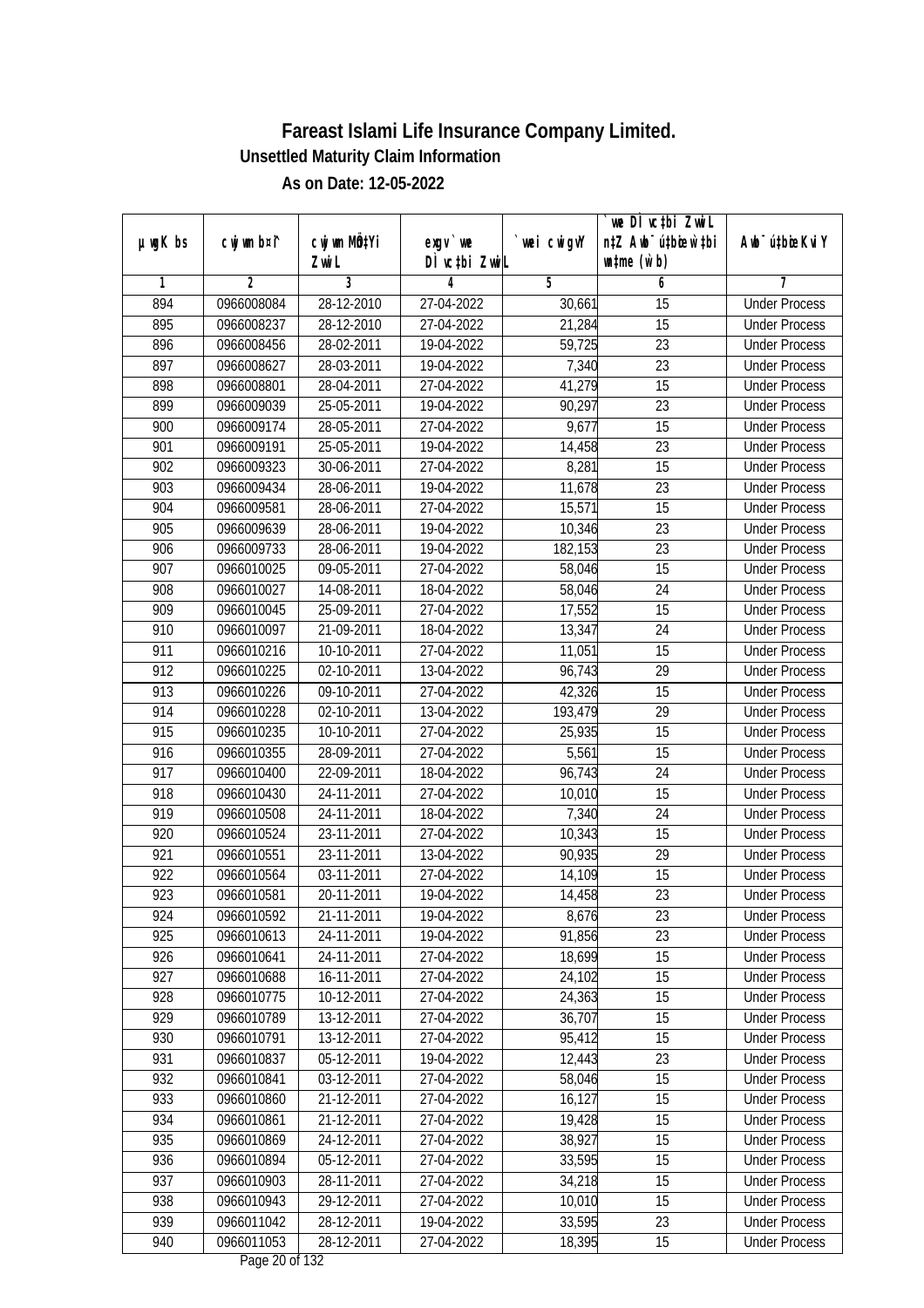# Fareast Islami Life Insurance Company Limited.

## Unsettled Maturity Claim Information

### As on Date: 12-05-2022

| µwgK bs | cwjwm bs¥ | cwjwm MÖ‡Yi ZwiL | exgv `we DÌvc‡bi ZwiL | `wei cwigvY | `we DÌvc‡bi ZwiL n‡Z Awb®úbœ `wei wbb (w`b) | Awb®ú‡bœi KviY |
|---|---|---|---|---|---|---|
| 1 | 2 | 3 | 4 | 5 | 6 | 7 |
| 894 | 0966008084 | 28-12-2010 | 27-04-2022 | 30,661 | 15 | Under Process |
| 895 | 0966008237 | 28-12-2010 | 27-04-2022 | 21,284 | 15 | Under Process |
| 896 | 0966008456 | 28-02-2011 | 19-04-2022 | 59,725 | 23 | Under Process |
| 897 | 0966008627 | 28-03-2011 | 19-04-2022 | 7,340 | 23 | Under Process |
| 898 | 0966008801 | 28-04-2011 | 27-04-2022 | 41,279 | 15 | Under Process |
| 899 | 0966009039 | 25-05-2011 | 19-04-2022 | 90,297 | 23 | Under Process |
| 900 | 0966009174 | 28-05-2011 | 27-04-2022 | 9,677 | 15 | Under Process |
| 901 | 0966009191 | 25-05-2011 | 19-04-2022 | 14,458 | 23 | Under Process |
| 902 | 0966009323 | 30-06-2011 | 27-04-2022 | 8,281 | 15 | Under Process |
| 903 | 0966009434 | 28-06-2011 | 19-04-2022 | 11,678 | 23 | Under Process |
| 904 | 0966009581 | 28-06-2011 | 27-04-2022 | 15,571 | 15 | Under Process |
| 905 | 0966009639 | 28-06-2011 | 19-04-2022 | 10,346 | 23 | Under Process |
| 906 | 0966009733 | 28-06-2011 | 19-04-2022 | 182,153 | 23 | Under Process |
| 907 | 0966010025 | 09-05-2011 | 27-04-2022 | 58,046 | 15 | Under Process |
| 908 | 0966010027 | 14-08-2011 | 18-04-2022 | 58,046 | 24 | Under Process |
| 909 | 0966010045 | 25-09-2011 | 27-04-2022 | 17,552 | 15 | Under Process |
| 910 | 0966010097 | 21-09-2011 | 18-04-2022 | 13,347 | 24 | Under Process |
| 911 | 0966010216 | 10-10-2011 | 27-04-2022 | 11,051 | 15 | Under Process |
| 912 | 0966010225 | 02-10-2011 | 13-04-2022 | 96,743 | 29 | Under Process |
| 913 | 0966010226 | 09-10-2011 | 27-04-2022 | 42,326 | 15 | Under Process |
| 914 | 0966010228 | 02-10-2011 | 13-04-2022 | 193,479 | 29 | Under Process |
| 915 | 0966010235 | 10-10-2011 | 27-04-2022 | 25,935 | 15 | Under Process |
| 916 | 0966010355 | 28-09-2011 | 27-04-2022 | 5,561 | 15 | Under Process |
| 917 | 0966010400 | 22-09-2011 | 18-04-2022 | 96,743 | 24 | Under Process |
| 918 | 0966010430 | 24-11-2011 | 27-04-2022 | 10,010 | 15 | Under Process |
| 919 | 0966010508 | 24-11-2011 | 18-04-2022 | 7,340 | 24 | Under Process |
| 920 | 0966010524 | 23-11-2011 | 27-04-2022 | 10,343 | 15 | Under Process |
| 921 | 0966010551 | 23-11-2011 | 13-04-2022 | 90,935 | 29 | Under Process |
| 922 | 0966010564 | 03-11-2011 | 27-04-2022 | 14,109 | 15 | Under Process |
| 923 | 0966010581 | 20-11-2011 | 19-04-2022 | 14,458 | 23 | Under Process |
| 924 | 0966010592 | 21-11-2011 | 19-04-2022 | 8,676 | 23 | Under Process |
| 925 | 0966010613 | 24-11-2011 | 19-04-2022 | 91,856 | 23 | Under Process |
| 926 | 0966010641 | 24-11-2011 | 27-04-2022 | 18,699 | 15 | Under Process |
| 927 | 0966010688 | 16-11-2011 | 27-04-2022 | 24,102 | 15 | Under Process |
| 928 | 0966010775 | 10-12-2011 | 27-04-2022 | 24,363 | 15 | Under Process |
| 929 | 0966010789 | 13-12-2011 | 27-04-2022 | 36,707 | 15 | Under Process |
| 930 | 0966010791 | 13-12-2011 | 27-04-2022 | 95,412 | 15 | Under Process |
| 931 | 0966010837 | 05-12-2011 | 19-04-2022 | 12,443 | 23 | Under Process |
| 932 | 0966010841 | 03-12-2011 | 27-04-2022 | 58,046 | 15 | Under Process |
| 933 | 0966010860 | 21-12-2011 | 27-04-2022 | 16,127 | 15 | Under Process |
| 934 | 0966010861 | 21-12-2011 | 27-04-2022 | 19,428 | 15 | Under Process |
| 935 | 0966010869 | 24-12-2011 | 27-04-2022 | 38,927 | 15 | Under Process |
| 936 | 0966010894 | 05-12-2011 | 27-04-2022 | 33,595 | 15 | Under Process |
| 937 | 0966010903 | 28-11-2011 | 27-04-2022 | 34,218 | 15 | Under Process |
| 938 | 0966010943 | 29-12-2011 | 27-04-2022 | 10,010 | 15 | Under Process |
| 939 | 0966011042 | 28-12-2011 | 19-04-2022 | 33,595 | 23 | Under Process |
| 940 | 0966011053 | 28-12-2011 | 27-04-2022 | 18,395 | 15 | Under Process |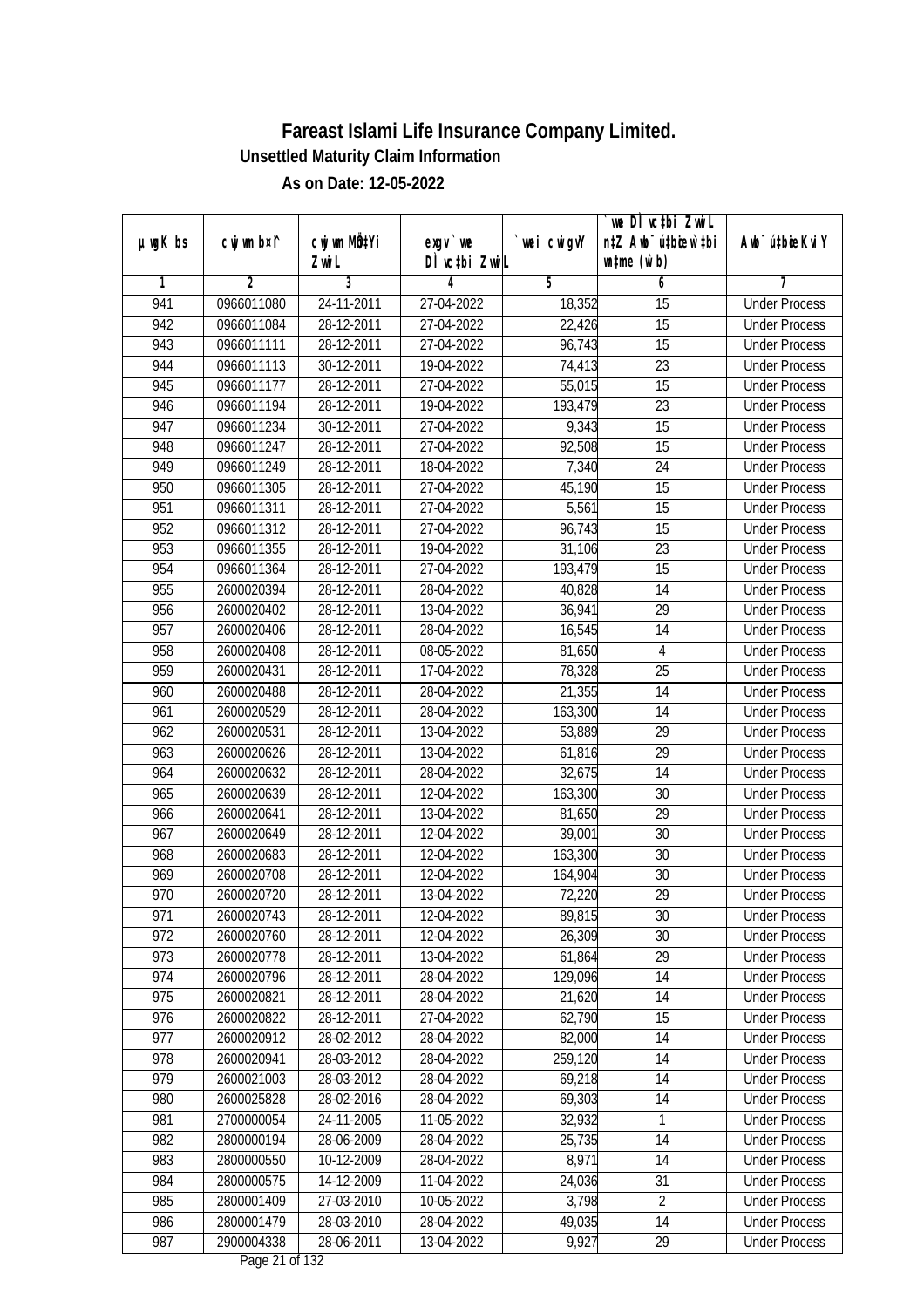# Fareast Islami Life Insurance Company Limited.

**Unsettled Maturity Claim Information**

**As on Date: 12-05-2022**

| µwgK bs | cwjwm b¤^i | cwjwm MÖn‡Yi ZvwiL | exgv `vwe DÌvc‡bi ZvwiL | `vwei cwigvY | `vwe DÌvc‡bi ZvwiL n‡Z Awb¯úbœ `vwei mgqKvj (w`b) | Awb¯úbœ `vwei KviY |
|---|---|---|---|---|---|---|
| 1 | 2 | 3 | 4 | 5 | 6 | 7 |
| 941 | 0966011080 | 24-11-2011 | 27-04-2022 | 18,352 | 15 | Under Process |
| 942 | 0966011084 | 28-12-2011 | 27-04-2022 | 22,426 | 15 | Under Process |
| 943 | 0966011111 | 28-12-2011 | 27-04-2022 | 96,743 | 15 | Under Process |
| 944 | 0966011113 | 30-12-2011 | 19-04-2022 | 74,413 | 23 | Under Process |
| 945 | 0966011177 | 28-12-2011 | 27-04-2022 | 55,015 | 15 | Under Process |
| 946 | 0966011194 | 28-12-2011 | 19-04-2022 | 193,479 | 23 | Under Process |
| 947 | 0966011234 | 30-12-2011 | 27-04-2022 | 9,343 | 15 | Under Process |
| 948 | 0966011247 | 28-12-2011 | 27-04-2022 | 92,508 | 15 | Under Process |
| 949 | 0966011249 | 28-12-2011 | 18-04-2022 | 7,340 | 24 | Under Process |
| 950 | 0966011305 | 28-12-2011 | 27-04-2022 | 45,190 | 15 | Under Process |
| 951 | 0966011311 | 28-12-2011 | 27-04-2022 | 5,561 | 15 | Under Process |
| 952 | 0966011312 | 28-12-2011 | 27-04-2022 | 96,743 | 15 | Under Process |
| 953 | 0966011355 | 28-12-2011 | 19-04-2022 | 31,106 | 23 | Under Process |
| 954 | 0966011364 | 28-12-2011 | 27-04-2022 | 193,479 | 15 | Under Process |
| 955 | 2600020394 | 28-12-2011 | 28-04-2022 | 40,828 | 14 | Under Process |
| 956 | 2600020402 | 28-12-2011 | 13-04-2022 | 36,941 | 29 | Under Process |
| 957 | 2600020406 | 28-12-2011 | 28-04-2022 | 16,545 | 14 | Under Process |
| 958 | 2600020408 | 28-12-2011 | 08-05-2022 | 81,650 | 4 | Under Process |
| 959 | 2600020431 | 28-12-2011 | 17-04-2022 | 78,328 | 25 | Under Process |
| 960 | 2600020488 | 28-12-2011 | 28-04-2022 | 21,355 | 14 | Under Process |
| 961 | 2600020529 | 28-12-2011 | 28-04-2022 | 163,300 | 14 | Under Process |
| 962 | 2600020531 | 28-12-2011 | 13-04-2022 | 53,889 | 29 | Under Process |
| 963 | 2600020626 | 28-12-2011 | 13-04-2022 | 61,816 | 29 | Under Process |
| 964 | 2600020632 | 28-12-2011 | 28-04-2022 | 32,675 | 14 | Under Process |
| 965 | 2600020639 | 28-12-2011 | 12-04-2022 | 163,300 | 30 | Under Process |
| 966 | 2600020641 | 28-12-2011 | 13-04-2022 | 81,650 | 29 | Under Process |
| 967 | 2600020649 | 28-12-2011 | 12-04-2022 | 39,001 | 30 | Under Process |
| 968 | 2600020683 | 28-12-2011 | 12-04-2022 | 163,300 | 30 | Under Process |
| 969 | 2600020708 | 28-12-2011 | 12-04-2022 | 164,904 | 30 | Under Process |
| 970 | 2600020720 | 28-12-2011 | 13-04-2022 | 72,220 | 29 | Under Process |
| 971 | 2600020743 | 28-12-2011 | 12-04-2022 | 89,815 | 30 | Under Process |
| 972 | 2600020760 | 28-12-2011 | 12-04-2022 | 26,309 | 30 | Under Process |
| 973 | 2600020778 | 28-12-2011 | 13-04-2022 | 61,864 | 29 | Under Process |
| 974 | 2600020796 | 28-12-2011 | 28-04-2022 | 129,096 | 14 | Under Process |
| 975 | 2600020821 | 28-12-2011 | 28-04-2022 | 21,620 | 14 | Under Process |
| 976 | 2600020822 | 28-12-2011 | 27-04-2022 | 62,790 | 15 | Under Process |
| 977 | 2600020912 | 28-02-2012 | 28-04-2022 | 82,000 | 14 | Under Process |
| 978 | 2600020941 | 28-03-2012 | 28-04-2022 | 259,120 | 14 | Under Process |
| 979 | 2600021003 | 28-03-2012 | 28-04-2022 | 69,218 | 14 | Under Process |
| 980 | 2600025828 | 28-02-2016 | 28-04-2022 | 69,303 | 14 | Under Process |
| 981 | 2700000054 | 24-11-2005 | 11-05-2022 | 32,932 | 1 | Under Process |
| 982 | 2800000194 | 28-06-2009 | 28-04-2022 | 25,735 | 14 | Under Process |
| 983 | 2800000550 | 10-12-2009 | 28-04-2022 | 8,971 | 14 | Under Process |
| 984 | 2800000575 | 14-12-2009 | 11-04-2022 | 24,036 | 31 | Under Process |
| 985 | 2800001409 | 27-03-2010 | 10-05-2022 | 3,798 | 2 | Under Process |
| 986 | 2800001479 | 28-03-2010 | 28-04-2022 | 49,035 | 14 | Under Process |
| 987 | 2900004338 | 28-06-2011 | 13-04-2022 | 9,927 | 29 | Under Process |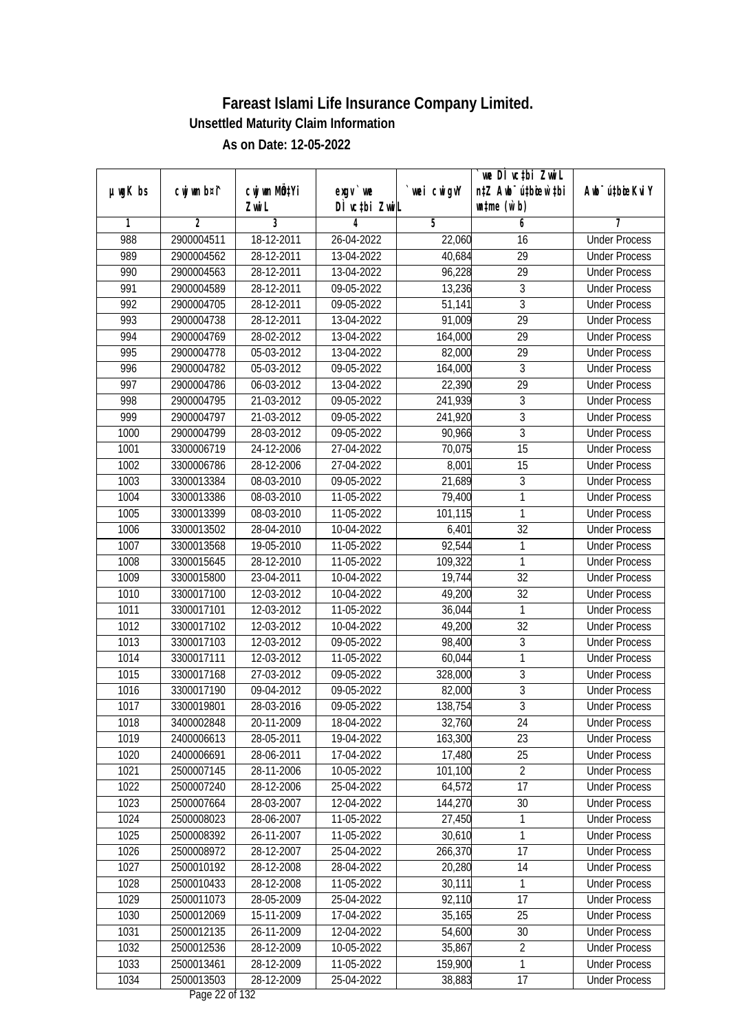# Fareast Islami Life Insurance Company Limited.

## Unsettled Maturity Claim Information

### As on Date: 12-05-2022

| µwgK bs | cwjwm b¤^i | cwjwm MÖn‡Yi ZvwiL | exgv`vwe DÌvc‡bi ZvwiL | `vwei cwigvY | `vwe DÌvc‡bi ZvwiL n‡Z Awb¯úbœ _vKvi mgq (w`b) | Awb¯ú‡bœi KviY |
|---|---|---|---|---|---|---|
| 1 | 2 | 3 | 4 | 5 | 6 | 7 |
| 988 | 2900004511 | 18-12-2011 | 26-04-2022 | 22,060 | 16 | Under Process |
| 989 | 2900004562 | 28-12-2011 | 13-04-2022 | 40,684 | 29 | Under Process |
| 990 | 2900004563 | 28-12-2011 | 13-04-2022 | 96,228 | 29 | Under Process |
| 991 | 2900004589 | 28-12-2011 | 09-05-2022 | 13,236 | 3 | Under Process |
| 992 | 2900004705 | 28-12-2011 | 09-05-2022 | 51,141 | 3 | Under Process |
| 993 | 2900004738 | 28-12-2011 | 13-04-2022 | 91,009 | 29 | Under Process |
| 994 | 2900004769 | 28-02-2012 | 13-04-2022 | 164,000 | 29 | Under Process |
| 995 | 2900004778 | 05-03-2012 | 13-04-2022 | 82,000 | 29 | Under Process |
| 996 | 2900004782 | 05-03-2012 | 09-05-2022 | 164,000 | 3 | Under Process |
| 997 | 2900004786 | 06-03-2012 | 13-04-2022 | 22,390 | 29 | Under Process |
| 998 | 2900004795 | 21-03-2012 | 09-05-2022 | 241,939 | 3 | Under Process |
| 999 | 2900004797 | 21-03-2012 | 09-05-2022 | 241,920 | 3 | Under Process |
| 1000 | 2900004799 | 28-03-2012 | 09-05-2022 | 90,966 | 3 | Under Process |
| 1001 | 3300006719 | 24-12-2006 | 27-04-2022 | 70,075 | 15 | Under Process |
| 1002 | 3300006786 | 28-12-2006 | 27-04-2022 | 8,001 | 15 | Under Process |
| 1003 | 3300013384 | 08-03-2010 | 09-05-2022 | 21,689 | 3 | Under Process |
| 1004 | 3300013386 | 08-03-2010 | 11-05-2022 | 79,400 | 1 | Under Process |
| 1005 | 3300013399 | 08-03-2010 | 11-05-2022 | 101,115 | 1 | Under Process |
| 1006 | 3300013502 | 28-04-2010 | 10-04-2022 | 6,401 | 32 | Under Process |
| 1007 | 3300013568 | 19-05-2010 | 11-05-2022 | 92,544 | 1 | Under Process |
| 1008 | 3300015645 | 28-12-2010 | 11-05-2022 | 109,322 | 1 | Under Process |
| 1009 | 3300015800 | 23-04-2011 | 10-04-2022 | 19,744 | 32 | Under Process |
| 1010 | 3300017100 | 12-03-2012 | 10-04-2022 | 49,200 | 32 | Under Process |
| 1011 | 3300017101 | 12-03-2012 | 11-05-2022 | 36,044 | 1 | Under Process |
| 1012 | 3300017102 | 12-03-2012 | 10-04-2022 | 49,200 | 32 | Under Process |
| 1013 | 3300017103 | 12-03-2012 | 09-05-2022 | 98,400 | 3 | Under Process |
| 1014 | 3300017111 | 12-03-2012 | 11-05-2022 | 60,044 | 1 | Under Process |
| 1015 | 3300017168 | 27-03-2012 | 09-05-2022 | 328,000 | 3 | Under Process |
| 1016 | 3300017190 | 09-04-2012 | 09-05-2022 | 82,000 | 3 | Under Process |
| 1017 | 3300019801 | 28-03-2016 | 09-05-2022 | 138,754 | 3 | Under Process |
| 1018 | 3400002848 | 20-11-2009 | 18-04-2022 | 32,760 | 24 | Under Process |
| 1019 | 2400006613 | 28-05-2011 | 19-04-2022 | 163,300 | 23 | Under Process |
| 1020 | 2400006691 | 28-06-2011 | 17-04-2022 | 17,480 | 25 | Under Process |
| 1021 | 2500007145 | 28-11-2006 | 10-05-2022 | 101,100 | 2 | Under Process |
| 1022 | 2500007240 | 28-12-2006 | 25-04-2022 | 64,572 | 17 | Under Process |
| 1023 | 2500007664 | 28-03-2007 | 12-04-2022 | 144,270 | 30 | Under Process |
| 1024 | 2500008023 | 28-06-2007 | 11-05-2022 | 27,450 | 1 | Under Process |
| 1025 | 2500008392 | 26-11-2007 | 11-05-2022 | 30,610 | 1 | Under Process |
| 1026 | 2500008972 | 28-12-2007 | 25-04-2022 | 266,370 | 17 | Under Process |
| 1027 | 2500010192 | 28-12-2008 | 28-04-2022 | 20,280 | 14 | Under Process |
| 1028 | 2500010433 | 28-12-2008 | 11-05-2022 | 30,111 | 1 | Under Process |
| 1029 | 2500011073 | 28-05-2009 | 25-04-2022 | 92,110 | 17 | Under Process |
| 1030 | 2500012069 | 15-11-2009 | 17-04-2022 | 35,165 | 25 | Under Process |
| 1031 | 2500012135 | 26-11-2009 | 12-04-2022 | 54,600 | 30 | Under Process |
| 1032 | 2500012536 | 28-12-2009 | 10-05-2022 | 35,867 | 2 | Under Process |
| 1033 | 2500013461 | 28-12-2009 | 11-05-2022 | 159,900 | 1 | Under Process |
| 1034 | 2500013503 | 28-12-2009 | 25-04-2022 | 38,883 | 17 | Under Process |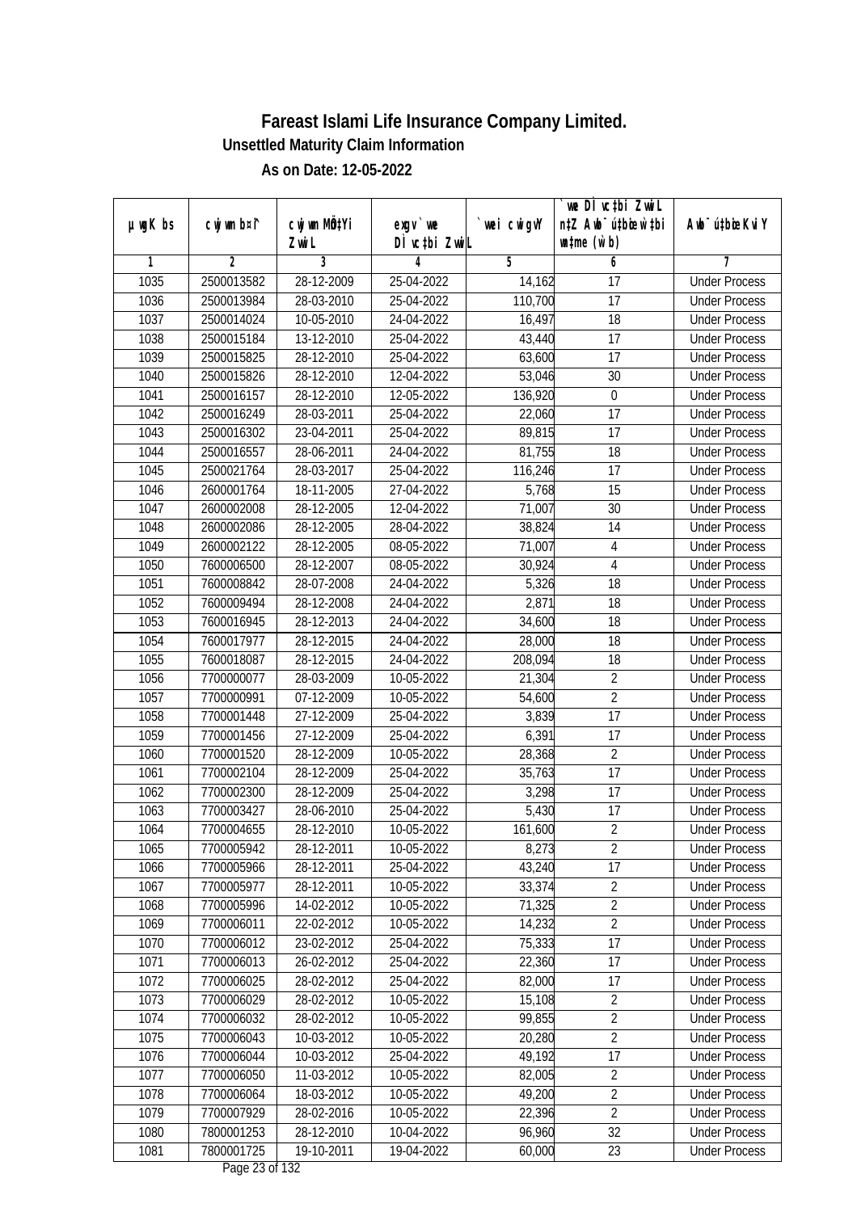# Fareast Islami Life Insurance Company Limited.

## Unsettled Maturity Claim Information

### As on Date: 12-05-2022

| µwgK bs | cwjwm b¤^i | cwjwm MÖn‡Yi ZvwiL | exgv`we DÌvc‡bi ZvwiL | `vwei cwigvY | `vwe DÌvc‡bi ZvwiL n‡Z Awb¯úwËi w`bi msL¨v (w`b) | Awb¯úwËi KviY |
|---|---|---|---|---|---|---|
| 1 | 2 | 3 | 4 | 5 | 6 | 7 |
| 1035 | 2500013582 | 28-12-2009 | 25-04-2022 | 14,162 | 17 | Under Process |
| 1036 | 2500013984 | 28-03-2010 | 25-04-2022 | 110,700 | 17 | Under Process |
| 1037 | 2500014024 | 10-05-2010 | 24-04-2022 | 16,497 | 18 | Under Process |
| 1038 | 2500015184 | 13-12-2010 | 25-04-2022 | 43,440 | 17 | Under Process |
| 1039 | 2500015825 | 28-12-2010 | 25-04-2022 | 63,600 | 17 | Under Process |
| 1040 | 2500015826 | 28-12-2010 | 12-04-2022 | 53,046 | 30 | Under Process |
| 1041 | 2500016157 | 28-12-2010 | 12-05-2022 | 136,920 | 0 | Under Process |
| 1042 | 2500016249 | 28-03-2011 | 25-04-2022 | 22,060 | 17 | Under Process |
| 1043 | 2500016302 | 23-04-2011 | 25-04-2022 | 89,815 | 17 | Under Process |
| 1044 | 2500016557 | 28-06-2011 | 24-04-2022 | 81,755 | 18 | Under Process |
| 1045 | 2500021764 | 28-03-2017 | 25-04-2022 | 116,246 | 17 | Under Process |
| 1046 | 2600001764 | 18-11-2005 | 27-04-2022 | 5,768 | 15 | Under Process |
| 1047 | 2600002008 | 28-12-2005 | 12-04-2022 | 71,007 | 30 | Under Process |
| 1048 | 2600002086 | 28-12-2005 | 28-04-2022 | 38,824 | 14 | Under Process |
| 1049 | 2600002122 | 28-12-2005 | 08-05-2022 | 71,007 | 4 | Under Process |
| 1050 | 7600006500 | 28-12-2007 | 08-05-2022 | 30,924 | 4 | Under Process |
| 1051 | 7600008842 | 28-07-2008 | 24-04-2022 | 5,326 | 18 | Under Process |
| 1052 | 7600009494 | 28-12-2008 | 24-04-2022 | 2,871 | 18 | Under Process |
| 1053 | 7600016945 | 28-12-2013 | 24-04-2022 | 34,600 | 18 | Under Process |
| 1054 | 7600017977 | 28-12-2015 | 24-04-2022 | 28,000 | 18 | Under Process |
| 1055 | 7600018087 | 28-12-2015 | 24-04-2022 | 208,094 | 18 | Under Process |
| 1056 | 7700000077 | 28-03-2009 | 10-05-2022 | 21,304 | 2 | Under Process |
| 1057 | 7700000991 | 07-12-2009 | 10-05-2022 | 54,600 | 2 | Under Process |
| 1058 | 7700001448 | 27-12-2009 | 25-04-2022 | 3,839 | 17 | Under Process |
| 1059 | 7700001456 | 27-12-2009 | 25-04-2022 | 6,391 | 17 | Under Process |
| 1060 | 7700001520 | 28-12-2009 | 10-05-2022 | 28,368 | 2 | Under Process |
| 1061 | 7700002104 | 28-12-2009 | 25-04-2022 | 35,763 | 17 | Under Process |
| 1062 | 7700002300 | 28-12-2009 | 25-04-2022 | 3,298 | 17 | Under Process |
| 1063 | 7700003427 | 28-06-2010 | 25-04-2022 | 5,430 | 17 | Under Process |
| 1064 | 7700004655 | 28-12-2010 | 10-05-2022 | 161,600 | 2 | Under Process |
| 1065 | 7700005942 | 28-12-2011 | 10-05-2022 | 8,273 | 2 | Under Process |
| 1066 | 7700005966 | 28-12-2011 | 25-04-2022 | 43,240 | 17 | Under Process |
| 1067 | 7700005977 | 28-12-2011 | 10-05-2022 | 33,374 | 2 | Under Process |
| 1068 | 7700005996 | 14-02-2012 | 10-05-2022 | 71,325 | 2 | Under Process |
| 1069 | 7700006011 | 22-02-2012 | 10-05-2022 | 14,232 | 2 | Under Process |
| 1070 | 7700006012 | 23-02-2012 | 25-04-2022 | 75,333 | 17 | Under Process |
| 1071 | 7700006013 | 26-02-2012 | 25-04-2022 | 22,360 | 17 | Under Process |
| 1072 | 7700006025 | 28-02-2012 | 25-04-2022 | 82,000 | 17 | Under Process |
| 1073 | 7700006029 | 28-02-2012 | 10-05-2022 | 15,108 | 2 | Under Process |
| 1074 | 7700006032 | 28-02-2012 | 10-05-2022 | 99,855 | 2 | Under Process |
| 1075 | 7700006043 | 10-03-2012 | 10-05-2022 | 20,280 | 2 | Under Process |
| 1076 | 7700006044 | 10-03-2012 | 25-04-2022 | 49,192 | 17 | Under Process |
| 1077 | 7700006050 | 11-03-2012 | 10-05-2022 | 82,005 | 2 | Under Process |
| 1078 | 7700006064 | 18-03-2012 | 10-05-2022 | 49,200 | 2 | Under Process |
| 1079 | 7700007929 | 28-02-2016 | 10-05-2022 | 22,396 | 2 | Under Process |
| 1080 | 7800001253 | 28-12-2010 | 10-04-2022 | 96,960 | 32 | Under Process |
| 1081 | 7800001725 | 19-10-2011 | 19-04-2022 | 60,000 | 23 | Under Process |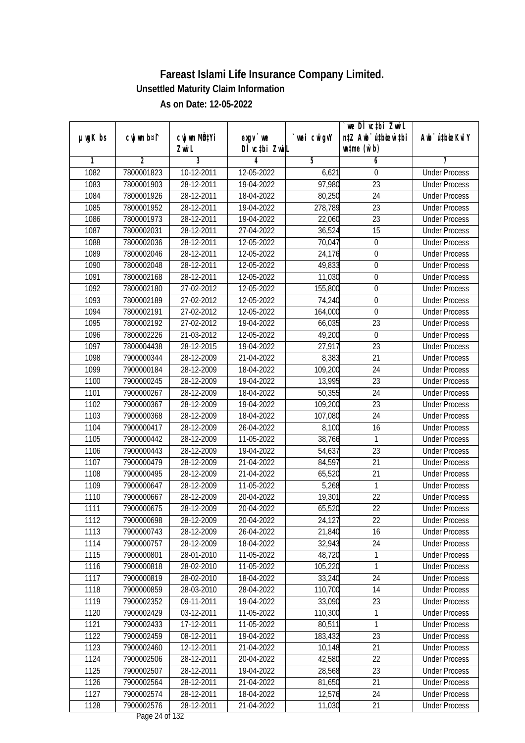# Fareast Islami Life Insurance Company Limited.

**Unsettled Maturity Claim Information**

**As on Date: 12-05-2022**

| µwgK bs | cwjwm b¤^i | cwjwm MÖn‡Yi ZvwiL | exgv`we DÌvc‡bi ZvwiL | `vwei cwigvY | `vwe DÌvc‡bi ZvwiL n‡Z Awb¯úbœ w`‡bi msL¨v (w`b) | Awb¯ú‡bœi KviY |
|---|---|---|---|---|---|---|
| 1 | 2 | 3 | 4 | 5 | 6 | 7 |
| 1082 | 7800001823 | 10-12-2011 | 12-05-2022 | 6,621 | 0 | Under Process |
| 1083 | 7800001903 | 28-12-2011 | 19-04-2022 | 97,980 | 23 | Under Process |
| 1084 | 7800001926 | 28-12-2011 | 18-04-2022 | 80,250 | 24 | Under Process |
| 1085 | 7800001952 | 28-12-2011 | 19-04-2022 | 278,789 | 23 | Under Process |
| 1086 | 7800001973 | 28-12-2011 | 19-04-2022 | 22,060 | 23 | Under Process |
| 1087 | 7800002031 | 28-12-2011 | 27-04-2022 | 36,524 | 15 | Under Process |
| 1088 | 7800002036 | 28-12-2011 | 12-05-2022 | 70,047 | 0 | Under Process |
| 1089 | 7800002046 | 28-12-2011 | 12-05-2022 | 24,176 | 0 | Under Process |
| 1090 | 7800002048 | 28-12-2011 | 12-05-2022 | 49,833 | 0 | Under Process |
| 1091 | 7800002168 | 28-12-2011 | 12-05-2022 | 11,030 | 0 | Under Process |
| 1092 | 7800002180 | 27-02-2012 | 12-05-2022 | 155,800 | 0 | Under Process |
| 1093 | 7800002189 | 27-02-2012 | 12-05-2022 | 74,240 | 0 | Under Process |
| 1094 | 7800002191 | 27-02-2012 | 12-05-2022 | 164,000 | 0 | Under Process |
| 1095 | 7800002192 | 27-02-2012 | 19-04-2022 | 66,035 | 23 | Under Process |
| 1096 | 7800002226 | 21-03-2012 | 12-05-2022 | 49,200 | 0 | Under Process |
| 1097 | 7800004438 | 28-12-2015 | 19-04-2022 | 27,917 | 23 | Under Process |
| 1098 | 7900000344 | 28-12-2009 | 21-04-2022 | 8,383 | 21 | Under Process |
| 1099 | 7900000184 | 28-12-2009 | 18-04-2022 | 109,200 | 24 | Under Process |
| 1100 | 7900000245 | 28-12-2009 | 19-04-2022 | 13,995 | 23 | Under Process |
| 1101 | 7900000267 | 28-12-2009 | 18-04-2022 | 50,355 | 24 | Under Process |
| 1102 | 7900000367 | 28-12-2009 | 19-04-2022 | 109,200 | 23 | Under Process |
| 1103 | 7900000368 | 28-12-2009 | 18-04-2022 | 107,080 | 24 | Under Process |
| 1104 | 7900000417 | 28-12-2009 | 26-04-2022 | 8,100 | 16 | Under Process |
| 1105 | 7900000442 | 28-12-2009 | 11-05-2022 | 38,766 | 1 | Under Process |
| 1106 | 7900000443 | 28-12-2009 | 19-04-2022 | 54,637 | 23 | Under Process |
| 1107 | 7900000479 | 28-12-2009 | 21-04-2022 | 84,597 | 21 | Under Process |
| 1108 | 7900000495 | 28-12-2009 | 21-04-2022 | 65,520 | 21 | Under Process |
| 1109 | 7900000647 | 28-12-2009 | 11-05-2022 | 5,268 | 1 | Under Process |
| 1110 | 7900000667 | 28-12-2009 | 20-04-2022 | 19,301 | 22 | Under Process |
| 1111 | 7900000675 | 28-12-2009 | 20-04-2022 | 65,520 | 22 | Under Process |
| 1112 | 7900000698 | 28-12-2009 | 20-04-2022 | 24,127 | 22 | Under Process |
| 1113 | 7900000743 | 28-12-2009 | 26-04-2022 | 21,840 | 16 | Under Process |
| 1114 | 7900000757 | 28-12-2009 | 18-04-2022 | 32,943 | 24 | Under Process |
| 1115 | 7900000801 | 28-01-2010 | 11-05-2022 | 48,720 | 1 | Under Process |
| 1116 | 7900000818 | 28-02-2010 | 11-05-2022 | 105,220 | 1 | Under Process |
| 1117 | 7900000819 | 28-02-2010 | 18-04-2022 | 33,240 | 24 | Under Process |
| 1118 | 7900000859 | 28-03-2010 | 28-04-2022 | 110,700 | 14 | Under Process |
| 1119 | 7900002352 | 09-11-2011 | 19-04-2022 | 33,090 | 23 | Under Process |
| 1120 | 7900002429 | 03-12-2011 | 11-05-2022 | 110,300 | 1 | Under Process |
| 1121 | 7900002433 | 17-12-2011 | 11-05-2022 | 80,511 | 1 | Under Process |
| 1122 | 7900002459 | 08-12-2011 | 19-04-2022 | 183,432 | 23 | Under Process |
| 1123 | 7900002460 | 12-12-2011 | 21-04-2022 | 10,148 | 21 | Under Process |
| 1124 | 7900002506 | 28-12-2011 | 20-04-2022 | 42,580 | 22 | Under Process |
| 1125 | 7900002507 | 28-12-2011 | 19-04-2022 | 28,568 | 23 | Under Process |
| 1126 | 7900002564 | 28-12-2011 | 21-04-2022 | 81,650 | 21 | Under Process |
| 1127 | 7900002574 | 28-12-2011 | 18-04-2022 | 12,576 | 24 | Under Process |
| 1128 | 7900002576 | 28-12-2011 | 21-04-2022 | 11,030 | 21 | Under Process |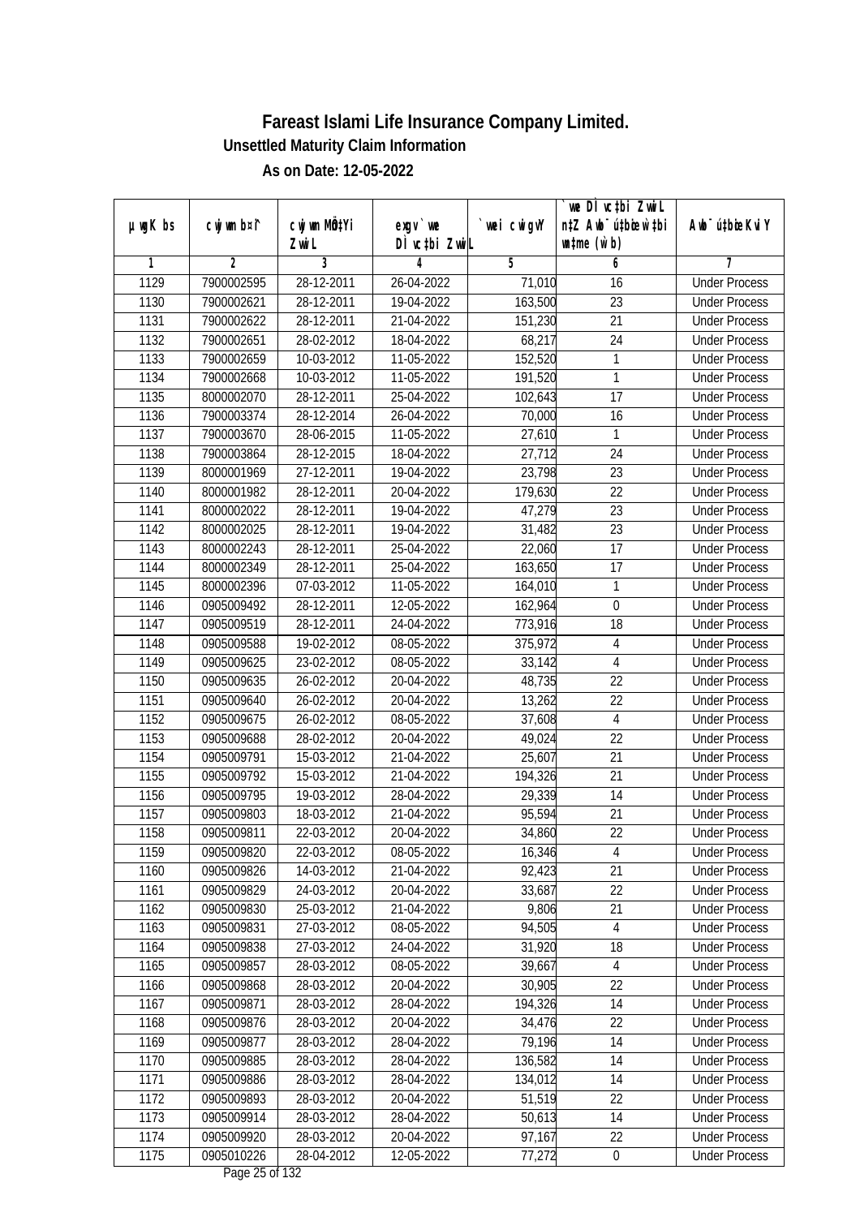# Fareast Islami Life Insurance Company Limited.

### Unsettled Maturity Claim Information

### As on Date: 12-05-2022

| µwgK bs | cwjwm b¤^i | cwjwm MÖnY Zvwi L | exgv` we DÌvc‡bi ZvwiL | `vwei cwigvY | `we DÌvc‡bi ZvwiL n‡Z Awb¯ú‡bœi w`‡bi msL¨v (w`b) | Awb¯úbœi KviY |
|---|---|---|---|---|---|---|
| 1 | 2 | 3 | 4 | 5 | 6 | 7 |
| 1129 | 7900002595 | 28-12-2011 | 26-04-2022 | 71,010 | 16 | Under Process |
| 1130 | 7900002621 | 28-12-2011 | 19-04-2022 | 163,500 | 23 | Under Process |
| 1131 | 7900002622 | 28-12-2011 | 21-04-2022 | 151,230 | 21 | Under Process |
| 1132 | 7900002651 | 28-02-2012 | 18-04-2022 | 68,217 | 24 | Under Process |
| 1133 | 7900002659 | 10-03-2012 | 11-05-2022 | 152,520 | 1 | Under Process |
| 1134 | 7900002668 | 10-03-2012 | 11-05-2022 | 191,520 | 1 | Under Process |
| 1135 | 8000002070 | 28-12-2011 | 25-04-2022 | 102,643 | 17 | Under Process |
| 1136 | 7900003374 | 28-12-2014 | 26-04-2022 | 70,000 | 16 | Under Process |
| 1137 | 7900003670 | 28-06-2015 | 11-05-2022 | 27,610 | 1 | Under Process |
| 1138 | 7900003864 | 28-12-2015 | 18-04-2022 | 27,712 | 24 | Under Process |
| 1139 | 8000001969 | 27-12-2011 | 19-04-2022 | 23,798 | 23 | Under Process |
| 1140 | 8000001982 | 28-12-2011 | 20-04-2022 | 179,630 | 22 | Under Process |
| 1141 | 8000002022 | 28-12-2011 | 19-04-2022 | 47,279 | 23 | Under Process |
| 1142 | 8000002025 | 28-12-2011 | 19-04-2022 | 31,482 | 23 | Under Process |
| 1143 | 8000002243 | 28-12-2011 | 25-04-2022 | 22,060 | 17 | Under Process |
| 1144 | 8000002349 | 28-12-2011 | 25-04-2022 | 163,650 | 17 | Under Process |
| 1145 | 8000002396 | 07-03-2012 | 11-05-2022 | 164,010 | 1 | Under Process |
| 1146 | 0905009492 | 28-12-2011 | 12-05-2022 | 162,964 | 0 | Under Process |
| 1147 | 0905009519 | 28-12-2011 | 24-04-2022 | 773,916 | 18 | Under Process |
| 1148 | 0905009588 | 19-02-2012 | 08-05-2022 | 375,972 | 4 | Under Process |
| 1149 | 0905009625 | 23-02-2012 | 08-05-2022 | 33,142 | 4 | Under Process |
| 1150 | 0905009635 | 26-02-2012 | 20-04-2022 | 48,735 | 22 | Under Process |
| 1151 | 0905009640 | 26-02-2012 | 20-04-2022 | 13,262 | 22 | Under Process |
| 1152 | 0905009675 | 26-02-2012 | 08-05-2022 | 37,608 | 4 | Under Process |
| 1153 | 0905009688 | 28-02-2012 | 20-04-2022 | 49,024 | 22 | Under Process |
| 1154 | 0905009791 | 15-03-2012 | 21-04-2022 | 25,607 | 21 | Under Process |
| 1155 | 0905009792 | 15-03-2012 | 21-04-2022 | 194,326 | 21 | Under Process |
| 1156 | 0905009795 | 19-03-2012 | 28-04-2022 | 29,339 | 14 | Under Process |
| 1157 | 0905009803 | 18-03-2012 | 21-04-2022 | 95,594 | 21 | Under Process |
| 1158 | 0905009811 | 22-03-2012 | 20-04-2022 | 34,860 | 22 | Under Process |
| 1159 | 0905009820 | 22-03-2012 | 08-05-2022 | 16,346 | 4 | Under Process |
| 1160 | 0905009826 | 14-03-2012 | 21-04-2022 | 92,423 | 21 | Under Process |
| 1161 | 0905009829 | 24-03-2012 | 20-04-2022 | 33,687 | 22 | Under Process |
| 1162 | 0905009830 | 25-03-2012 | 21-04-2022 | 9,806 | 21 | Under Process |
| 1163 | 0905009831 | 27-03-2012 | 08-05-2022 | 94,505 | 4 | Under Process |
| 1164 | 0905009838 | 27-03-2012 | 24-04-2022 | 31,920 | 18 | Under Process |
| 1165 | 0905009857 | 28-03-2012 | 08-05-2022 | 39,667 | 4 | Under Process |
| 1166 | 0905009868 | 28-03-2012 | 20-04-2022 | 30,905 | 22 | Under Process |
| 1167 | 0905009871 | 28-03-2012 | 28-04-2022 | 194,326 | 14 | Under Process |
| 1168 | 0905009876 | 28-03-2012 | 20-04-2022 | 34,476 | 22 | Under Process |
| 1169 | 0905009877 | 28-03-2012 | 28-04-2022 | 79,196 | 14 | Under Process |
| 1170 | 0905009885 | 28-03-2012 | 28-04-2022 | 136,582 | 14 | Under Process |
| 1171 | 0905009886 | 28-03-2012 | 28-04-2022 | 134,012 | 14 | Under Process |
| 1172 | 0905009893 | 28-03-2012 | 20-04-2022 | 51,519 | 22 | Under Process |
| 1173 | 0905009914 | 28-03-2012 | 28-04-2022 | 50,613 | 14 | Under Process |
| 1174 | 0905009920 | 28-03-2012 | 20-04-2022 | 97,167 | 22 | Under Process |
| 1175 | 0905010226 | 28-04-2012 | 12-05-2022 | 77,272 | 0 | Under Process |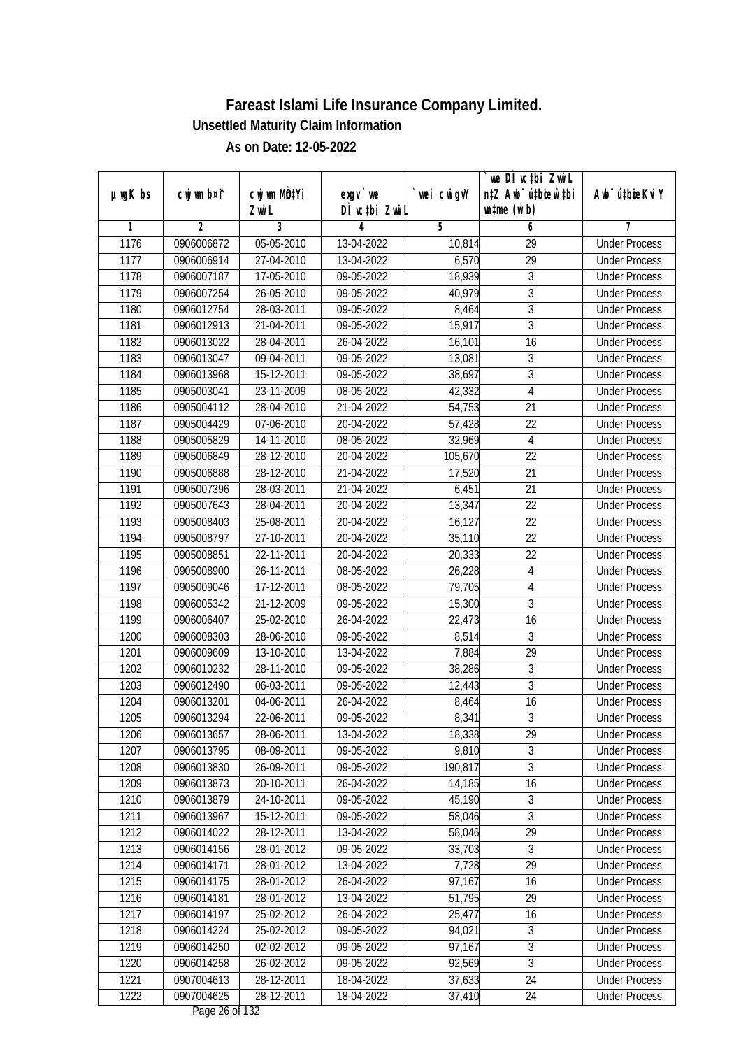# Fareast Islami Life Insurance Company Limited.

## Unsettled Maturity Claim Information

### As on Date: 12-05-2022

| µwgK bs | cwjwm bs¤^i | cwjwm MÖn‡Yi ZvwiL | exgv` we DÌvc‡bi ZvwiL | `vwei cwigvY | `vwe DÌvc‡bi ZvwiL n‡Z Awb¯úwËi w`‡bi e¨eavb (w`b) | Awb¯ú‡bœi KviY |
|---|---|---|---|---|---|---|
| 1 | 2 | 3 | 4 | 5 | 6 | 7 |
| 1176 | 0906006872 | 05-05-2010 | 13-04-2022 | 10,814 | 29 | Under Process |
| 1177 | 0906006914 | 27-04-2010 | 13-04-2022 | 6,570 | 29 | Under Process |
| 1178 | 0906007187 | 17-05-2010 | 09-05-2022 | 18,939 | 3 | Under Process |
| 1179 | 0906007254 | 26-05-2010 | 09-05-2022 | 40,979 | 3 | Under Process |
| 1180 | 0906012754 | 28-03-2011 | 09-05-2022 | 8,464 | 3 | Under Process |
| 1181 | 0906012913 | 21-04-2011 | 09-05-2022 | 15,917 | 3 | Under Process |
| 1182 | 0906013022 | 28-04-2011 | 26-04-2022 | 16,101 | 16 | Under Process |
| 1183 | 0906013047 | 09-04-2011 | 09-05-2022 | 13,081 | 3 | Under Process |
| 1184 | 0906013968 | 15-12-2011 | 09-05-2022 | 38,697 | 3 | Under Process |
| 1185 | 0905003041 | 23-11-2009 | 08-05-2022 | 42,332 | 4 | Under Process |
| 1186 | 0905004112 | 28-04-2010 | 21-04-2022 | 54,753 | 21 | Under Process |
| 1187 | 0905004429 | 07-06-2010 | 20-04-2022 | 57,428 | 22 | Under Process |
| 1188 | 0905005829 | 14-11-2010 | 08-05-2022 | 32,969 | 4 | Under Process |
| 1189 | 0905006849 | 28-12-2010 | 20-04-2022 | 105,670 | 22 | Under Process |
| 1190 | 0905006888 | 28-12-2010 | 21-04-2022 | 17,520 | 21 | Under Process |
| 1191 | 0905007396 | 28-03-2011 | 21-04-2022 | 6,451 | 21 | Under Process |
| 1192 | 0905007643 | 28-04-2011 | 20-04-2022 | 13,347 | 22 | Under Process |
| 1193 | 0905008403 | 25-08-2011 | 20-04-2022 | 16,127 | 22 | Under Process |
| 1194 | 0905008797 | 27-10-2011 | 20-04-2022 | 35,110 | 22 | Under Process |
| 1195 | 0905008851 | 22-11-2011 | 20-04-2022 | 20,333 | 22 | Under Process |
| 1196 | 0905008900 | 26-11-2011 | 08-05-2022 | 26,228 | 4 | Under Process |
| 1197 | 0905009046 | 17-12-2011 | 08-05-2022 | 79,705 | 4 | Under Process |
| 1198 | 0906005342 | 21-12-2009 | 09-05-2022 | 15,300 | 3 | Under Process |
| 1199 | 0906006407 | 25-02-2010 | 26-04-2022 | 22,473 | 16 | Under Process |
| 1200 | 0906008303 | 28-06-2010 | 09-05-2022 | 8,514 | 3 | Under Process |
| 1201 | 0906009609 | 13-10-2010 | 13-04-2022 | 7,884 | 29 | Under Process |
| 1202 | 0906010232 | 28-11-2010 | 09-05-2022 | 38,286 | 3 | Under Process |
| 1203 | 0906012490 | 06-03-2011 | 09-05-2022 | 12,443 | 3 | Under Process |
| 1204 | 0906013201 | 04-06-2011 | 26-04-2022 | 8,464 | 16 | Under Process |
| 1205 | 0906013294 | 22-06-2011 | 09-05-2022 | 8,341 | 3 | Under Process |
| 1206 | 0906013657 | 28-06-2011 | 13-04-2022 | 18,338 | 29 | Under Process |
| 1207 | 0906013795 | 08-09-2011 | 09-05-2022 | 9,810 | 3 | Under Process |
| 1208 | 0906013830 | 26-09-2011 | 09-05-2022 | 190,817 | 3 | Under Process |
| 1209 | 0906013873 | 20-10-2011 | 26-04-2022 | 14,185 | 16 | Under Process |
| 1210 | 0906013879 | 24-10-2011 | 09-05-2022 | 45,190 | 3 | Under Process |
| 1211 | 0906013967 | 15-12-2011 | 09-05-2022 | 58,046 | 3 | Under Process |
| 1212 | 0906014022 | 28-12-2011 | 13-04-2022 | 58,046 | 29 | Under Process |
| 1213 | 0906014156 | 28-01-2012 | 09-05-2022 | 33,703 | 3 | Under Process |
| 1214 | 0906014171 | 28-01-2012 | 13-04-2022 | 7,728 | 29 | Under Process |
| 1215 | 0906014175 | 28-01-2012 | 26-04-2022 | 97,167 | 16 | Under Process |
| 1216 | 0906014181 | 28-01-2012 | 13-04-2022 | 51,795 | 29 | Under Process |
| 1217 | 0906014197 | 25-02-2012 | 26-04-2022 | 25,477 | 16 | Under Process |
| 1218 | 0906014224 | 25-02-2012 | 09-05-2022 | 94,021 | 3 | Under Process |
| 1219 | 0906014250 | 02-02-2012 | 09-05-2022 | 97,167 | 3 | Under Process |
| 1220 | 0906014258 | 26-02-2012 | 09-05-2022 | 92,569 | 3 | Under Process |
| 1221 | 0907004613 | 28-12-2011 | 18-04-2022 | 37,633 | 24 | Under Process |
| 1222 | 0907004625 | 28-12-2011 | 18-04-2022 | 37,410 | 24 | Under Process |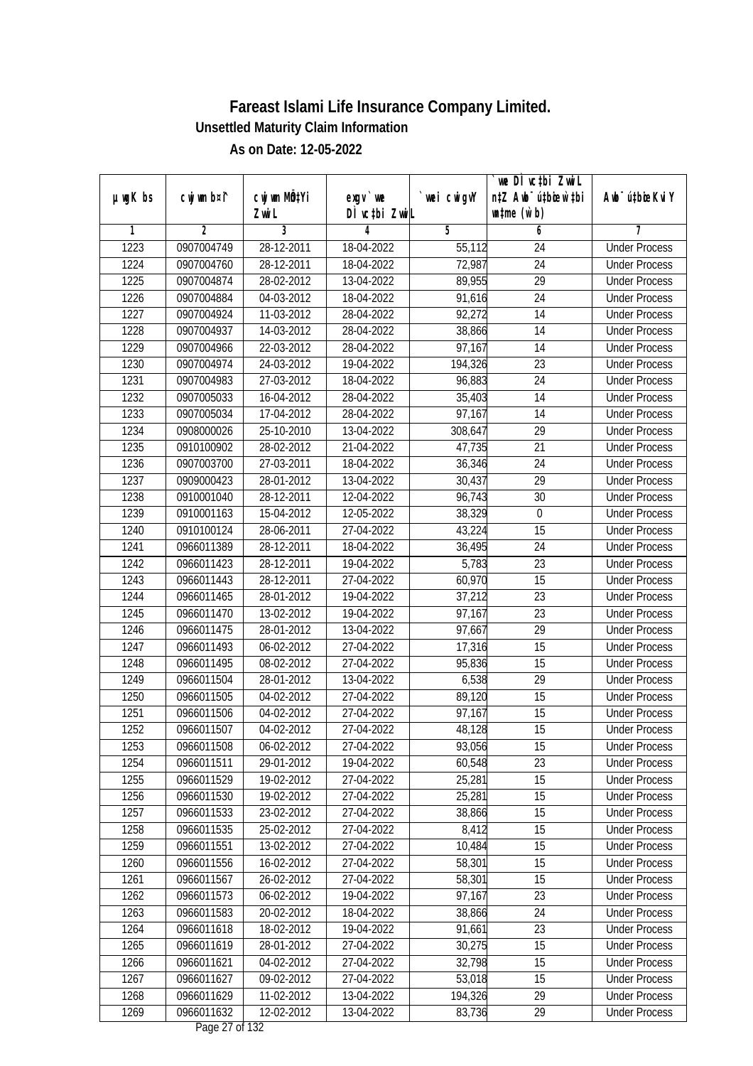# Fareast Islami Life Insurance Company Limited.

**Unsettled Maturity Claim Information**

**As on Date: 12-05-2022**

| µwgK bs | cwjwm b¤^i | cwjwm MÖn‡Yi ZvwiL | exgv`vwe DÌvc‡bi ZvwiL | `vwei cwigvY | `vwe DÌvc‡bi ZvwiL n‡Z Awb¯úbœ `vwei w`b (w`b) | Awb¯ú‡bœi KviY |
|---|---|---|---|---|---|---|
| 1 | 2 | 3 | 4 | 5 | 6 | 7 |
| 1223 | 0907004749 | 28-12-2011 | 18-04-2022 | 55,112 | 24 | Under Process |
| 1224 | 0907004760 | 28-12-2011 | 18-04-2022 | 72,987 | 24 | Under Process |
| 1225 | 0907004874 | 28-02-2012 | 13-04-2022 | 89,955 | 29 | Under Process |
| 1226 | 0907004884 | 04-03-2012 | 18-04-2022 | 91,616 | 24 | Under Process |
| 1227 | 0907004924 | 11-03-2012 | 28-04-2022 | 92,272 | 14 | Under Process |
| 1228 | 0907004937 | 14-03-2012 | 28-04-2022 | 38,866 | 14 | Under Process |
| 1229 | 0907004966 | 22-03-2012 | 28-04-2022 | 97,167 | 14 | Under Process |
| 1230 | 0907004974 | 24-03-2012 | 19-04-2022 | 194,326 | 23 | Under Process |
| 1231 | 0907004983 | 27-03-2012 | 18-04-2022 | 96,883 | 24 | Under Process |
| 1232 | 0907005033 | 16-04-2012 | 28-04-2022 | 35,403 | 14 | Under Process |
| 1233 | 0907005034 | 17-04-2012 | 28-04-2022 | 97,167 | 14 | Under Process |
| 1234 | 0908000026 | 25-10-2010 | 13-04-2022 | 308,647 | 29 | Under Process |
| 1235 | 0910100902 | 28-02-2012 | 21-04-2022 | 47,735 | 21 | Under Process |
| 1236 | 0907003700 | 27-03-2011 | 18-04-2022 | 36,346 | 24 | Under Process |
| 1237 | 0909000423 | 28-01-2012 | 13-04-2022 | 30,437 | 29 | Under Process |
| 1238 | 0910001040 | 28-12-2011 | 12-04-2022 | 96,743 | 30 | Under Process |
| 1239 | 0910001163 | 15-04-2012 | 12-05-2022 | 38,329 | 0 | Under Process |
| 1240 | 0910100124 | 28-06-2011 | 27-04-2022 | 43,224 | 15 | Under Process |
| 1241 | 0966011389 | 28-12-2011 | 18-04-2022 | 36,495 | 24 | Under Process |
| 1242 | 0966011423 | 28-12-2011 | 19-04-2022 | 5,783 | 23 | Under Process |
| 1243 | 0966011443 | 28-12-2011 | 27-04-2022 | 60,970 | 15 | Under Process |
| 1244 | 0966011465 | 28-01-2012 | 19-04-2022 | 37,212 | 23 | Under Process |
| 1245 | 0966011470 | 13-02-2012 | 19-04-2022 | 97,167 | 23 | Under Process |
| 1246 | 0966011475 | 28-01-2012 | 13-04-2022 | 97,667 | 29 | Under Process |
| 1247 | 0966011493 | 06-02-2012 | 27-04-2022 | 17,316 | 15 | Under Process |
| 1248 | 0966011495 | 08-02-2012 | 27-04-2022 | 95,836 | 15 | Under Process |
| 1249 | 0966011504 | 28-01-2012 | 13-04-2022 | 6,538 | 29 | Under Process |
| 1250 | 0966011505 | 04-02-2012 | 27-04-2022 | 89,120 | 15 | Under Process |
| 1251 | 0966011506 | 04-02-2012 | 27-04-2022 | 97,167 | 15 | Under Process |
| 1252 | 0966011507 | 04-02-2012 | 27-04-2022 | 48,128 | 15 | Under Process |
| 1253 | 0966011508 | 06-02-2012 | 27-04-2022 | 93,056 | 15 | Under Process |
| 1254 | 0966011511 | 29-01-2012 | 19-04-2022 | 60,548 | 23 | Under Process |
| 1255 | 0966011529 | 19-02-2012 | 27-04-2022 | 25,281 | 15 | Under Process |
| 1256 | 0966011530 | 19-02-2012 | 27-04-2022 | 25,281 | 15 | Under Process |
| 1257 | 0966011533 | 23-02-2012 | 27-04-2022 | 38,866 | 15 | Under Process |
| 1258 | 0966011535 | 25-02-2012 | 27-04-2022 | 8,412 | 15 | Under Process |
| 1259 | 0966011551 | 13-02-2012 | 27-04-2022 | 10,484 | 15 | Under Process |
| 1260 | 0966011556 | 16-02-2012 | 27-04-2022 | 58,301 | 15 | Under Process |
| 1261 | 0966011567 | 26-02-2012 | 27-04-2022 | 58,301 | 15 | Under Process |
| 1262 | 0966011573 | 06-02-2012 | 19-04-2022 | 97,167 | 23 | Under Process |
| 1263 | 0966011583 | 20-02-2012 | 18-04-2022 | 38,866 | 24 | Under Process |
| 1264 | 0966011618 | 18-02-2012 | 19-04-2022 | 91,661 | 23 | Under Process |
| 1265 | 0966011619 | 28-01-2012 | 27-04-2022 | 30,275 | 15 | Under Process |
| 1266 | 0966011621 | 04-02-2012 | 27-04-2022 | 32,798 | 15 | Under Process |
| 1267 | 0966011627 | 09-02-2012 | 27-04-2022 | 53,018 | 15 | Under Process |
| 1268 | 0966011629 | 11-02-2012 | 13-04-2022 | 194,326 | 29 | Under Process |
| 1269 | 0966011632 | 12-02-2012 | 13-04-2022 | 83,736 | 29 | Under Process |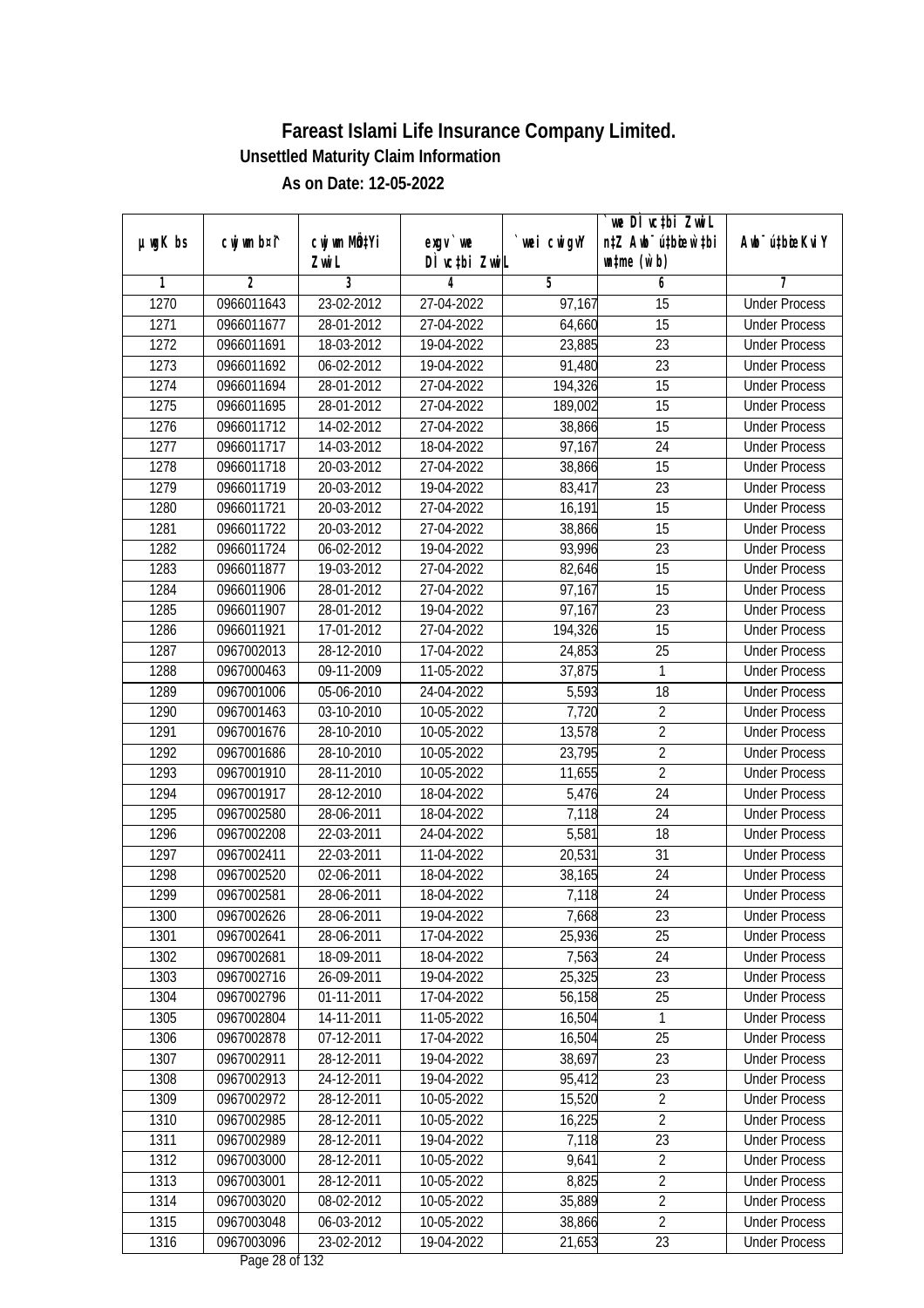# Fareast Islami Life Insurance Company Limited.

**Unsettled Maturity Claim Information**

**As on Date: 12-05-2022**

| µwgK bs | cwjwm b¤^i | cwjwm MÖn‡Yi ZvwiL | exgv`we DÌvc‡bi ZvwiL | `vwei cwigvY | `we DÌvc‡bi ZvwiL n‡Z Awb¯úbœ `v‡bi mgq (w`b) | Awb¯ú‡bœi KviY |
|---|---|---|---|---|---|---|
| 1 | 2 | 3 | 4 | 5 | 6 | 7 |
| 1270 | 0966011643 | 23-02-2012 | 27-04-2022 | 97,167 | 15 | Under Process |
| 1271 | 0966011677 | 28-01-2012 | 27-04-2022 | 64,660 | 15 | Under Process |
| 1272 | 0966011691 | 18-03-2012 | 19-04-2022 | 23,885 | 23 | Under Process |
| 1273 | 0966011692 | 06-02-2012 | 19-04-2022 | 91,480 | 23 | Under Process |
| 1274 | 0966011694 | 28-01-2012 | 27-04-2022 | 194,326 | 15 | Under Process |
| 1275 | 0966011695 | 28-01-2012 | 27-04-2022 | 189,002 | 15 | Under Process |
| 1276 | 0966011712 | 14-02-2012 | 27-04-2022 | 38,866 | 15 | Under Process |
| 1277 | 0966011717 | 14-03-2012 | 18-04-2022 | 97,167 | 24 | Under Process |
| 1278 | 0966011718 | 20-03-2012 | 27-04-2022 | 38,866 | 15 | Under Process |
| 1279 | 0966011719 | 20-03-2012 | 19-04-2022 | 83,417 | 23 | Under Process |
| 1280 | 0966011721 | 20-03-2012 | 27-04-2022 | 16,191 | 15 | Under Process |
| 1281 | 0966011722 | 20-03-2012 | 27-04-2022 | 38,866 | 15 | Under Process |
| 1282 | 0966011724 | 06-02-2012 | 19-04-2022 | 93,996 | 23 | Under Process |
| 1283 | 0966011877 | 19-03-2012 | 27-04-2022 | 82,646 | 15 | Under Process |
| 1284 | 0966011906 | 28-01-2012 | 27-04-2022 | 97,167 | 15 | Under Process |
| 1285 | 0966011907 | 28-01-2012 | 19-04-2022 | 97,167 | 23 | Under Process |
| 1286 | 0966011921 | 17-01-2012 | 27-04-2022 | 194,326 | 15 | Under Process |
| 1287 | 0967002013 | 28-12-2010 | 17-04-2022 | 24,853 | 25 | Under Process |
| 1288 | 0967000463 | 09-11-2009 | 11-05-2022 | 37,875 | 1 | Under Process |
| 1289 | 0967001006 | 05-06-2010 | 24-04-2022 | 5,593 | 18 | Under Process |
| 1290 | 0967001463 | 03-10-2010 | 10-05-2022 | 7,720 | 2 | Under Process |
| 1291 | 0967001676 | 28-10-2010 | 10-05-2022 | 13,578 | 2 | Under Process |
| 1292 | 0967001686 | 28-10-2010 | 10-05-2022 | 23,795 | 2 | Under Process |
| 1293 | 0967001910 | 28-11-2010 | 10-05-2022 | 11,655 | 2 | Under Process |
| 1294 | 0967001917 | 28-12-2010 | 18-04-2022 | 5,476 | 24 | Under Process |
| 1295 | 0967002580 | 28-06-2011 | 18-04-2022 | 7,118 | 24 | Under Process |
| 1296 | 0967002208 | 22-03-2011 | 24-04-2022 | 5,581 | 18 | Under Process |
| 1297 | 0967002411 | 22-03-2011 | 11-04-2022 | 20,531 | 31 | Under Process |
| 1298 | 0967002520 | 02-06-2011 | 18-04-2022 | 38,165 | 24 | Under Process |
| 1299 | 0967002581 | 28-06-2011 | 18-04-2022 | 7,118 | 24 | Under Process |
| 1300 | 0967002626 | 28-06-2011 | 19-04-2022 | 7,668 | 23 | Under Process |
| 1301 | 0967002641 | 28-06-2011 | 17-04-2022 | 25,936 | 25 | Under Process |
| 1302 | 0967002681 | 18-09-2011 | 18-04-2022 | 7,563 | 24 | Under Process |
| 1303 | 0967002716 | 26-09-2011 | 19-04-2022 | 25,325 | 23 | Under Process |
| 1304 | 0967002796 | 01-11-2011 | 17-04-2022 | 56,158 | 25 | Under Process |
| 1305 | 0967002804 | 14-11-2011 | 11-05-2022 | 16,504 | 1 | Under Process |
| 1306 | 0967002878 | 07-12-2011 | 17-04-2022 | 16,504 | 25 | Under Process |
| 1307 | 0967002911 | 28-12-2011 | 19-04-2022 | 38,697 | 23 | Under Process |
| 1308 | 0967002913 | 24-12-2011 | 19-04-2022 | 95,412 | 23 | Under Process |
| 1309 | 0967002972 | 28-12-2011 | 10-05-2022 | 15,520 | 2 | Under Process |
| 1310 | 0967002985 | 28-12-2011 | 10-05-2022 | 16,225 | 2 | Under Process |
| 1311 | 0967002989 | 28-12-2011 | 19-04-2022 | 7,118 | 23 | Under Process |
| 1312 | 0967003000 | 28-12-2011 | 10-05-2022 | 9,641 | 2 | Under Process |
| 1313 | 0967003001 | 28-12-2011 | 10-05-2022 | 8,825 | 2 | Under Process |
| 1314 | 0967003020 | 08-02-2012 | 10-05-2022 | 35,889 | 2 | Under Process |
| 1315 | 0967003048 | 06-03-2012 | 10-05-2022 | 38,866 | 2 | Under Process |
| 1316 | 0967003096 | 23-02-2012 | 19-04-2022 | 21,653 | 23 | Under Process |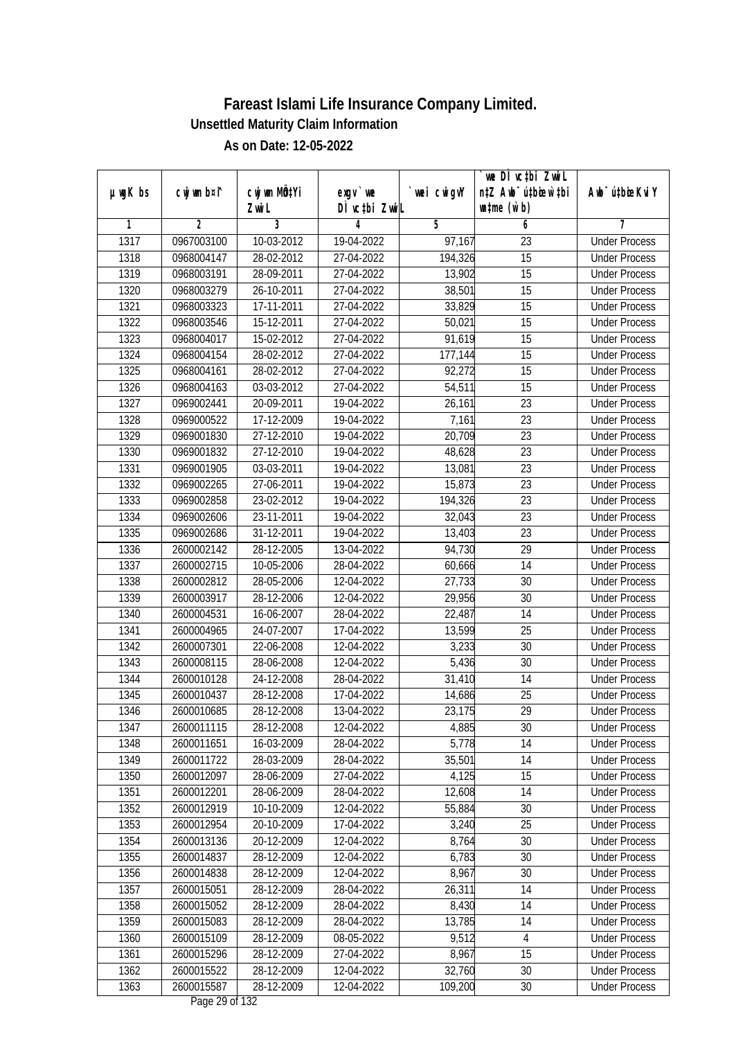# Fareast Islami Life Insurance Company Limited.

**Unsettled Maturity Claim Information**

**As on Date: 12-05-2022**

| µwgK bs | cwjwm b¤^i | cwjwm MÖn‡Yi ZvwiL | exgv `vwe DÌvc‡bi ZvwiL | `vwei cwigvY | `vwe DÌvc‡bi ZvwiL n‡Z Awb¯úbœ \`vwe wb®úwËi w`b (w`b) | Awb¯ú‡bœi KviY |
|---|---|---|---|---|---|---|
| 1 | 2 | 3 | 4 | 5 | 6 | 7 |
| 1317 | 0967003100 | 10-03-2012 | 19-04-2022 | 97,167 | 23 | Under Process |
| 1318 | 0968004147 | 28-02-2012 | 27-04-2022 | 194,326 | 15 | Under Process |
| 1319 | 0968003191 | 28-09-2011 | 27-04-2022 | 13,902 | 15 | Under Process |
| 1320 | 0968003279 | 26-10-2011 | 27-04-2022 | 38,501 | 15 | Under Process |
| 1321 | 0968003323 | 17-11-2011 | 27-04-2022 | 33,829 | 15 | Under Process |
| 1322 | 0968003546 | 15-12-2011 | 27-04-2022 | 50,021 | 15 | Under Process |
| 1323 | 0968004017 | 15-02-2012 | 27-04-2022 | 91,619 | 15 | Under Process |
| 1324 | 0968004154 | 28-02-2012 | 27-04-2022 | 177,144 | 15 | Under Process |
| 1325 | 0968004161 | 28-02-2012 | 27-04-2022 | 92,272 | 15 | Under Process |
| 1326 | 0968004163 | 03-03-2012 | 27-04-2022 | 54,511 | 15 | Under Process |
| 1327 | 0969002441 | 20-09-2011 | 19-04-2022 | 26,161 | 23 | Under Process |
| 1328 | 0969000522 | 17-12-2009 | 19-04-2022 | 7,161 | 23 | Under Process |
| 1329 | 0969001830 | 27-12-2010 | 19-04-2022 | 20,709 | 23 | Under Process |
| 1330 | 0969001832 | 27-12-2010 | 19-04-2022 | 48,628 | 23 | Under Process |
| 1331 | 0969001905 | 03-03-2011 | 19-04-2022 | 13,081 | 23 | Under Process |
| 1332 | 0969002265 | 27-06-2011 | 19-04-2022 | 15,873 | 23 | Under Process |
| 1333 | 0969002858 | 23-02-2012 | 19-04-2022 | 194,326 | 23 | Under Process |
| 1334 | 0969002606 | 23-11-2011 | 19-04-2022 | 32,043 | 23 | Under Process |
| 1335 | 0969002686 | 31-12-2011 | 19-04-2022 | 13,403 | 23 | Under Process |
| 1336 | 2600002142 | 28-12-2005 | 13-04-2022 | 94,730 | 29 | Under Process |
| 1337 | 2600002715 | 10-05-2006 | 28-04-2022 | 60,666 | 14 | Under Process |
| 1338 | 2600002812 | 28-05-2006 | 12-04-2022 | 27,733 | 30 | Under Process |
| 1339 | 2600003917 | 28-12-2006 | 12-04-2022 | 29,956 | 30 | Under Process |
| 1340 | 2600004531 | 16-06-2007 | 28-04-2022 | 22,487 | 14 | Under Process |
| 1341 | 2600004965 | 24-07-2007 | 17-04-2022 | 13,599 | 25 | Under Process |
| 1342 | 2600007301 | 22-06-2008 | 12-04-2022 | 3,233 | 30 | Under Process |
| 1343 | 2600008115 | 28-06-2008 | 12-04-2022 | 5,436 | 30 | Under Process |
| 1344 | 2600010128 | 24-12-2008 | 28-04-2022 | 31,410 | 14 | Under Process |
| 1345 | 2600010437 | 28-12-2008 | 17-04-2022 | 14,686 | 25 | Under Process |
| 1346 | 2600010685 | 28-12-2008 | 13-04-2022 | 23,175 | 29 | Under Process |
| 1347 | 2600011115 | 28-12-2008 | 12-04-2022 | 4,885 | 30 | Under Process |
| 1348 | 2600011651 | 16-03-2009 | 28-04-2022 | 5,778 | 14 | Under Process |
| 1349 | 2600011722 | 28-03-2009 | 28-04-2022 | 35,501 | 14 | Under Process |
| 1350 | 2600012097 | 28-06-2009 | 27-04-2022 | 4,125 | 15 | Under Process |
| 1351 | 2600012201 | 28-06-2009 | 28-04-2022 | 12,608 | 14 | Under Process |
| 1352 | 2600012919 | 10-10-2009 | 12-04-2022 | 55,884 | 30 | Under Process |
| 1353 | 2600012954 | 20-10-2009 | 17-04-2022 | 3,240 | 25 | Under Process |
| 1354 | 2600013136 | 20-12-2009 | 12-04-2022 | 8,764 | 30 | Under Process |
| 1355 | 2600014837 | 28-12-2009 | 12-04-2022 | 6,783 | 30 | Under Process |
| 1356 | 2600014838 | 28-12-2009 | 12-04-2022 | 8,967 | 30 | Under Process |
| 1357 | 2600015051 | 28-12-2009 | 28-04-2022 | 26,311 | 14 | Under Process |
| 1358 | 2600015052 | 28-12-2009 | 28-04-2022 | 8,430 | 14 | Under Process |
| 1359 | 2600015083 | 28-12-2009 | 28-04-2022 | 13,785 | 14 | Under Process |
| 1360 | 2600015109 | 28-12-2009 | 08-05-2022 | 9,512 | 4 | Under Process |
| 1361 | 2600015296 | 28-12-2009 | 27-04-2022 | 8,967 | 15 | Under Process |
| 1362 | 2600015522 | 28-12-2009 | 12-04-2022 | 32,760 | 30 | Under Process |
| 1363 | 2600015587 | 28-12-2009 | 12-04-2022 | 109,200 | 30 | Under Process |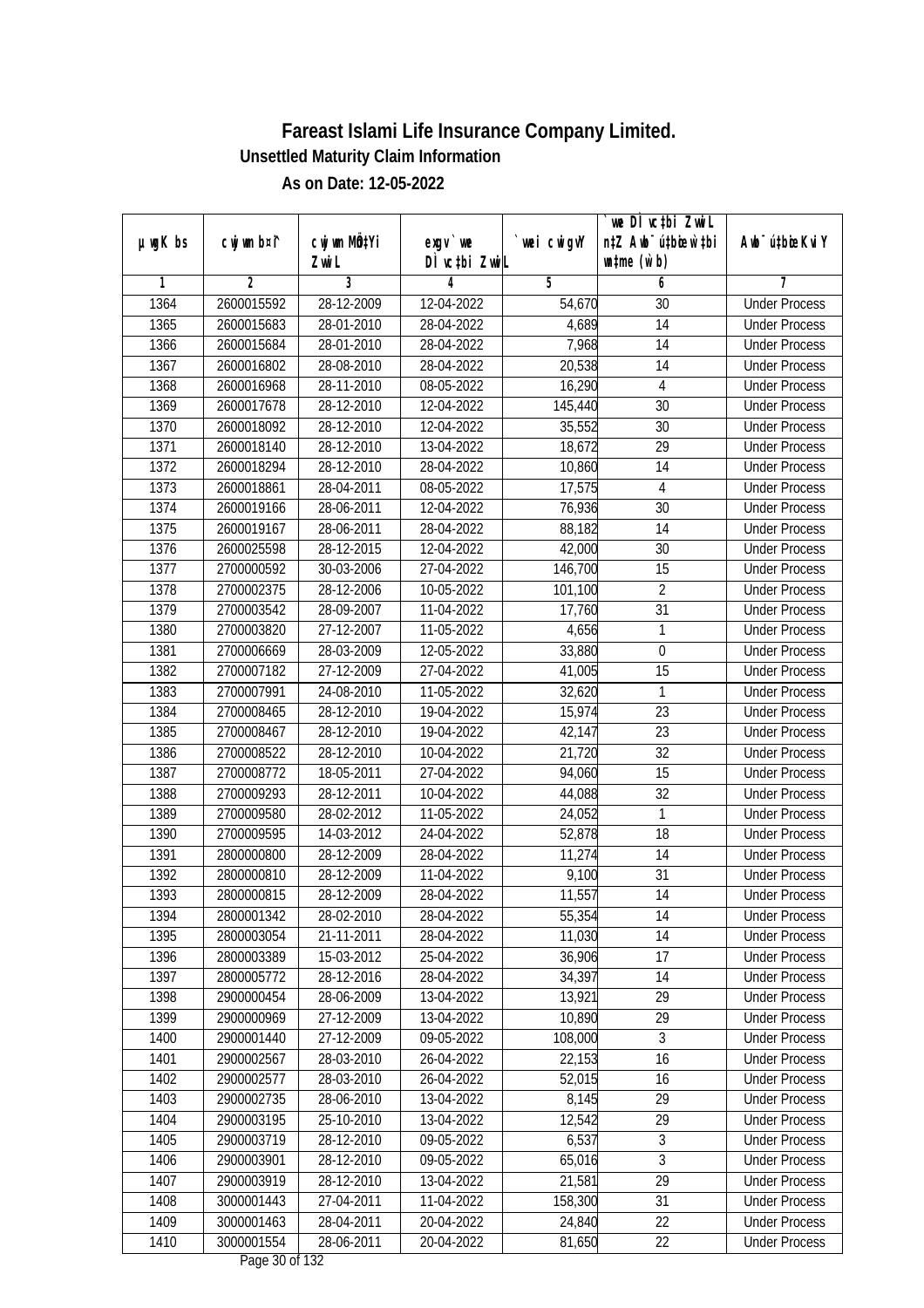# Fareast Islami Life Insurance Company Limited.

**Unsettled Maturity Claim Information**

**As on Date: 12-05-2022**

| µwgK bs | cwjwm b¤i | cwjwm MÖn‡Yi ZvwiL | exgv` we DÌvc‡bi ZvwiL | `vwei cwigvY | `we DÌvc‡bi ZvwiL n‡Z Awb¯úbœ w`‡bi msL¨v (w`b) | Awb¯ú‡bœi KviY |
|---|---|---|---|---|---|---|
| 1 | 2 | 3 | 4 | 5 | 6 | 7 |
| 1364 | 2600015592 | 28-12-2009 | 12-04-2022 | 54,670 | 30 | Under Process |
| 1365 | 2600015683 | 28-01-2010 | 28-04-2022 | 4,689 | 14 | Under Process |
| 1366 | 2600015684 | 28-01-2010 | 28-04-2022 | 7,968 | 14 | Under Process |
| 1367 | 2600016802 | 28-08-2010 | 28-04-2022 | 20,538 | 14 | Under Process |
| 1368 | 2600016968 | 28-11-2010 | 08-05-2022 | 16,290 | 4 | Under Process |
| 1369 | 2600017678 | 28-12-2010 | 12-04-2022 | 145,440 | 30 | Under Process |
| 1370 | 2600018092 | 28-12-2010 | 12-04-2022 | 35,552 | 30 | Under Process |
| 1371 | 2600018140 | 28-12-2010 | 13-04-2022 | 18,672 | 29 | Under Process |
| 1372 | 2600018294 | 28-12-2010 | 28-04-2022 | 10,860 | 14 | Under Process |
| 1373 | 2600018861 | 28-04-2011 | 08-05-2022 | 17,575 | 4 | Under Process |
| 1374 | 2600019166 | 28-06-2011 | 12-04-2022 | 76,936 | 30 | Under Process |
| 1375 | 2600019167 | 28-06-2011 | 28-04-2022 | 88,182 | 14 | Under Process |
| 1376 | 2600025598 | 28-12-2015 | 12-04-2022 | 42,000 | 30 | Under Process |
| 1377 | 2700000592 | 30-03-2006 | 27-04-2022 | 146,700 | 15 | Under Process |
| 1378 | 2700002375 | 28-12-2006 | 10-05-2022 | 101,100 | 2 | Under Process |
| 1379 | 2700003542 | 28-09-2007 | 11-04-2022 | 17,760 | 31 | Under Process |
| 1380 | 2700003820 | 27-12-2007 | 11-05-2022 | 4,656 | 1 | Under Process |
| 1381 | 2700006669 | 28-03-2009 | 12-05-2022 | 33,880 | 0 | Under Process |
| 1382 | 2700007182 | 27-12-2009 | 27-04-2022 | 41,005 | 15 | Under Process |
| 1383 | 2700007991 | 24-08-2010 | 11-05-2022 | 32,620 | 1 | Under Process |
| 1384 | 2700008465 | 28-12-2010 | 19-04-2022 | 15,974 | 23 | Under Process |
| 1385 | 2700008467 | 28-12-2010 | 19-04-2022 | 42,147 | 23 | Under Process |
| 1386 | 2700008522 | 28-12-2010 | 10-04-2022 | 21,720 | 32 | Under Process |
| 1387 | 2700008772 | 18-05-2011 | 27-04-2022 | 94,060 | 15 | Under Process |
| 1388 | 2700009293 | 28-12-2011 | 10-04-2022 | 44,088 | 32 | Under Process |
| 1389 | 2700009580 | 28-02-2012 | 11-05-2022 | 24,052 | 1 | Under Process |
| 1390 | 2700009595 | 14-03-2012 | 24-04-2022 | 52,878 | 18 | Under Process |
| 1391 | 2800000800 | 28-12-2009 | 28-04-2022 | 11,274 | 14 | Under Process |
| 1392 | 2800000810 | 28-12-2009 | 11-04-2022 | 9,100 | 31 | Under Process |
| 1393 | 2800000815 | 28-12-2009 | 28-04-2022 | 11,557 | 14 | Under Process |
| 1394 | 2800001342 | 28-02-2010 | 28-04-2022 | 55,354 | 14 | Under Process |
| 1395 | 2800003054 | 21-11-2011 | 28-04-2022 | 11,030 | 14 | Under Process |
| 1396 | 2800003389 | 15-03-2012 | 25-04-2022 | 36,906 | 17 | Under Process |
| 1397 | 2800005772 | 28-12-2016 | 28-04-2022 | 34,397 | 14 | Under Process |
| 1398 | 2900000454 | 28-06-2009 | 13-04-2022 | 13,921 | 29 | Under Process |
| 1399 | 2900000969 | 27-12-2009 | 13-04-2022 | 10,890 | 29 | Under Process |
| 1400 | 2900001440 | 27-12-2009 | 09-05-2022 | 108,000 | 3 | Under Process |
| 1401 | 2900002567 | 28-03-2010 | 26-04-2022 | 22,153 | 16 | Under Process |
| 1402 | 2900002577 | 28-03-2010 | 26-04-2022 | 52,015 | 16 | Under Process |
| 1403 | 2900002735 | 28-06-2010 | 13-04-2022 | 8,145 | 29 | Under Process |
| 1404 | 2900003195 | 25-10-2010 | 13-04-2022 | 12,542 | 29 | Under Process |
| 1405 | 2900003719 | 28-12-2010 | 09-05-2022 | 6,537 | 3 | Under Process |
| 1406 | 2900003901 | 28-12-2010 | 09-05-2022 | 65,016 | 3 | Under Process |
| 1407 | 2900003919 | 28-12-2010 | 13-04-2022 | 21,581 | 29 | Under Process |
| 1408 | 3000001443 | 27-04-2011 | 11-04-2022 | 158,300 | 31 | Under Process |
| 1409 | 3000001463 | 28-04-2011 | 20-04-2022 | 24,840 | 22 | Under Process |
| 1410 | 3000001554 | 28-06-2011 | 20-04-2022 | 81,650 | 22 | Under Process |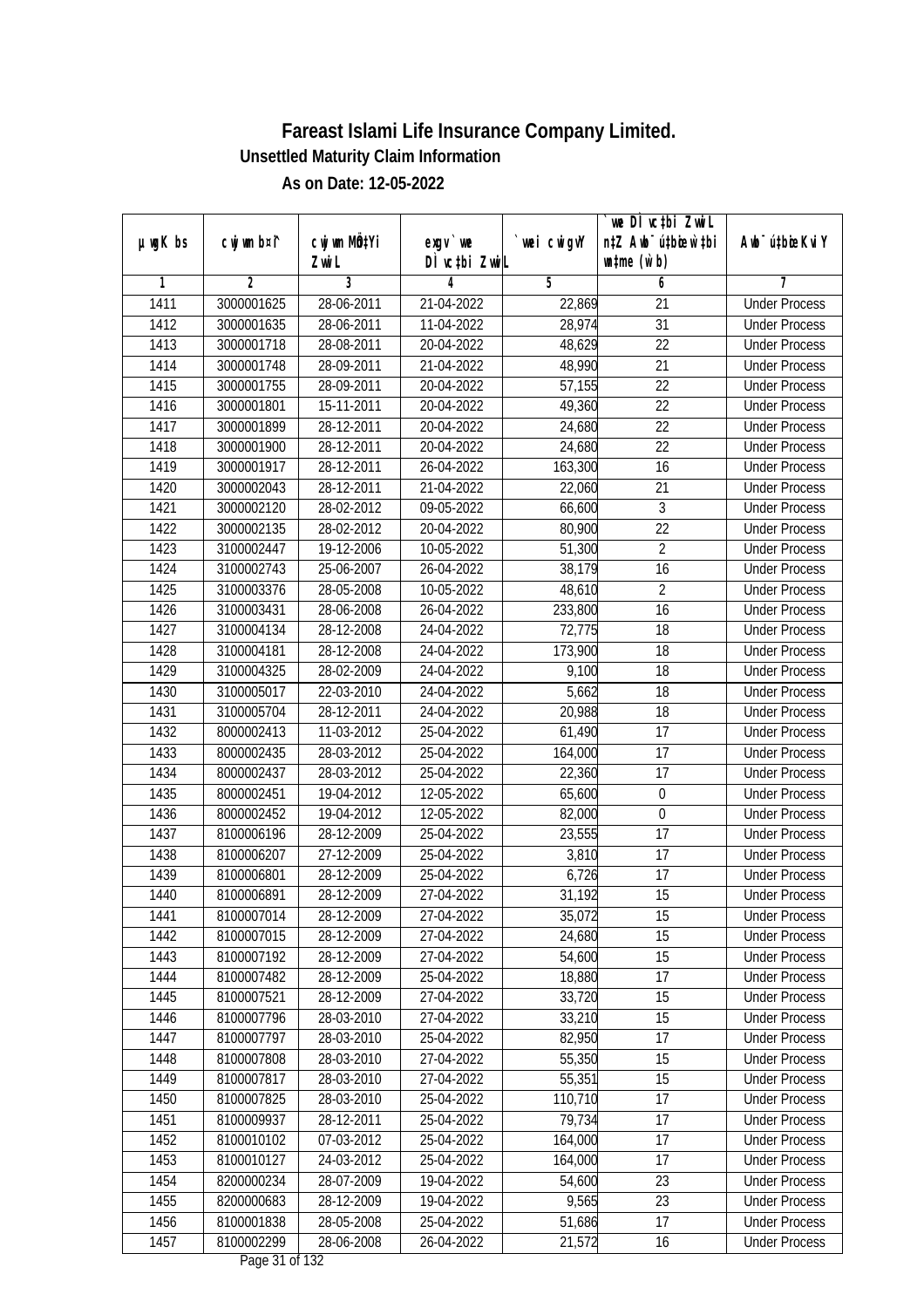# Fareast Islami Life Insurance Company Limited.

## Unsettled Maturity Claim Information

### As on Date: 12-05-2022

| µwgK bs | cwjwm bs¦ | cwjwm MÖn‡Yi ZvwiL | exgv` we DÌ vc‡bi ZvwiL | `vwei cwigvY | `vwe DÌvc‡bi ZvwiL n‡Z Awb¯ú‡bœi w`‡bi msL¨v (w`b) | Awb¯ú‡bœi KviY |
|---|---|---|---|---|---|---|
| 1 | 2 | 3 | 4 | 5 | 6 | 7 |
| 1411 | 3000001625 | 28-06-2011 | 21-04-2022 | 22,869 | 21 | Under Process |
| 1412 | 3000001635 | 28-06-2011 | 11-04-2022 | 28,974 | 31 | Under Process |
| 1413 | 3000001718 | 28-08-2011 | 20-04-2022 | 48,629 | 22 | Under Process |
| 1414 | 3000001748 | 28-09-2011 | 21-04-2022 | 48,990 | 21 | Under Process |
| 1415 | 3000001755 | 28-09-2011 | 20-04-2022 | 57,155 | 22 | Under Process |
| 1416 | 3000001801 | 15-11-2011 | 20-04-2022 | 49,360 | 22 | Under Process |
| 1417 | 3000001899 | 28-12-2011 | 20-04-2022 | 24,680 | 22 | Under Process |
| 1418 | 3000001900 | 28-12-2011 | 20-04-2022 | 24,680 | 22 | Under Process |
| 1419 | 3000001917 | 28-12-2011 | 26-04-2022 | 163,300 | 16 | Under Process |
| 1420 | 3000002043 | 28-12-2011 | 21-04-2022 | 22,060 | 21 | Under Process |
| 1421 | 3000002120 | 28-02-2012 | 09-05-2022 | 66,600 | 3 | Under Process |
| 1422 | 3000002135 | 28-02-2012 | 20-04-2022 | 80,900 | 22 | Under Process |
| 1423 | 3100002447 | 19-12-2006 | 10-05-2022 | 51,300 | 2 | Under Process |
| 1424 | 3100002743 | 25-06-2007 | 26-04-2022 | 38,179 | 16 | Under Process |
| 1425 | 3100003376 | 28-05-2008 | 10-05-2022 | 48,610 | 2 | Under Process |
| 1426 | 3100003431 | 28-06-2008 | 26-04-2022 | 233,800 | 16 | Under Process |
| 1427 | 3100004134 | 28-12-2008 | 24-04-2022 | 72,775 | 18 | Under Process |
| 1428 | 3100004181 | 28-12-2008 | 24-04-2022 | 173,900 | 18 | Under Process |
| 1429 | 3100004325 | 28-02-2009 | 24-04-2022 | 9,100 | 18 | Under Process |
| 1430 | 3100005017 | 22-03-2010 | 24-04-2022 | 5,662 | 18 | Under Process |
| 1431 | 3100005704 | 28-12-2011 | 24-04-2022 | 20,988 | 18 | Under Process |
| 1432 | 8000002413 | 11-03-2012 | 25-04-2022 | 61,490 | 17 | Under Process |
| 1433 | 8000002435 | 28-03-2012 | 25-04-2022 | 164,000 | 17 | Under Process |
| 1434 | 8000002437 | 28-03-2012 | 25-04-2022 | 22,360 | 17 | Under Process |
| 1435 | 8000002451 | 19-04-2012 | 12-05-2022 | 65,600 | 0 | Under Process |
| 1436 | 8000002452 | 19-04-2012 | 12-05-2022 | 82,000 | 0 | Under Process |
| 1437 | 8100006196 | 28-12-2009 | 25-04-2022 | 23,555 | 17 | Under Process |
| 1438 | 8100006207 | 27-12-2009 | 25-04-2022 | 3,810 | 17 | Under Process |
| 1439 | 8100006801 | 28-12-2009 | 25-04-2022 | 6,726 | 17 | Under Process |
| 1440 | 8100006891 | 28-12-2009 | 27-04-2022 | 31,192 | 15 | Under Process |
| 1441 | 8100007014 | 28-12-2009 | 27-04-2022 | 35,072 | 15 | Under Process |
| 1442 | 8100007015 | 28-12-2009 | 27-04-2022 | 24,680 | 15 | Under Process |
| 1443 | 8100007192 | 28-12-2009 | 27-04-2022 | 54,600 | 15 | Under Process |
| 1444 | 8100007482 | 28-12-2009 | 25-04-2022 | 18,880 | 17 | Under Process |
| 1445 | 8100007521 | 28-12-2009 | 27-04-2022 | 33,720 | 15 | Under Process |
| 1446 | 8100007796 | 28-03-2010 | 27-04-2022 | 33,210 | 15 | Under Process |
| 1447 | 8100007797 | 28-03-2010 | 25-04-2022 | 82,950 | 17 | Under Process |
| 1448 | 8100007808 | 28-03-2010 | 27-04-2022 | 55,350 | 15 | Under Process |
| 1449 | 8100007817 | 28-03-2010 | 27-04-2022 | 55,351 | 15 | Under Process |
| 1450 | 8100007825 | 28-03-2010 | 25-04-2022 | 110,710 | 17 | Under Process |
| 1451 | 8100009937 | 28-12-2011 | 25-04-2022 | 79,734 | 17 | Under Process |
| 1452 | 8100010102 | 07-03-2012 | 25-04-2022 | 164,000 | 17 | Under Process |
| 1453 | 8100010127 | 24-03-2012 | 25-04-2022 | 164,000 | 17 | Under Process |
| 1454 | 8200000234 | 28-07-2009 | 19-04-2022 | 54,600 | 23 | Under Process |
| 1455 | 8200000683 | 28-12-2009 | 19-04-2022 | 9,565 | 23 | Under Process |
| 1456 | 8100001838 | 28-05-2008 | 25-04-2022 | 51,686 | 17 | Under Process |
| 1457 | 8100002299 | 28-06-2008 | 26-04-2022 | 21,572 | 16 | Under Process |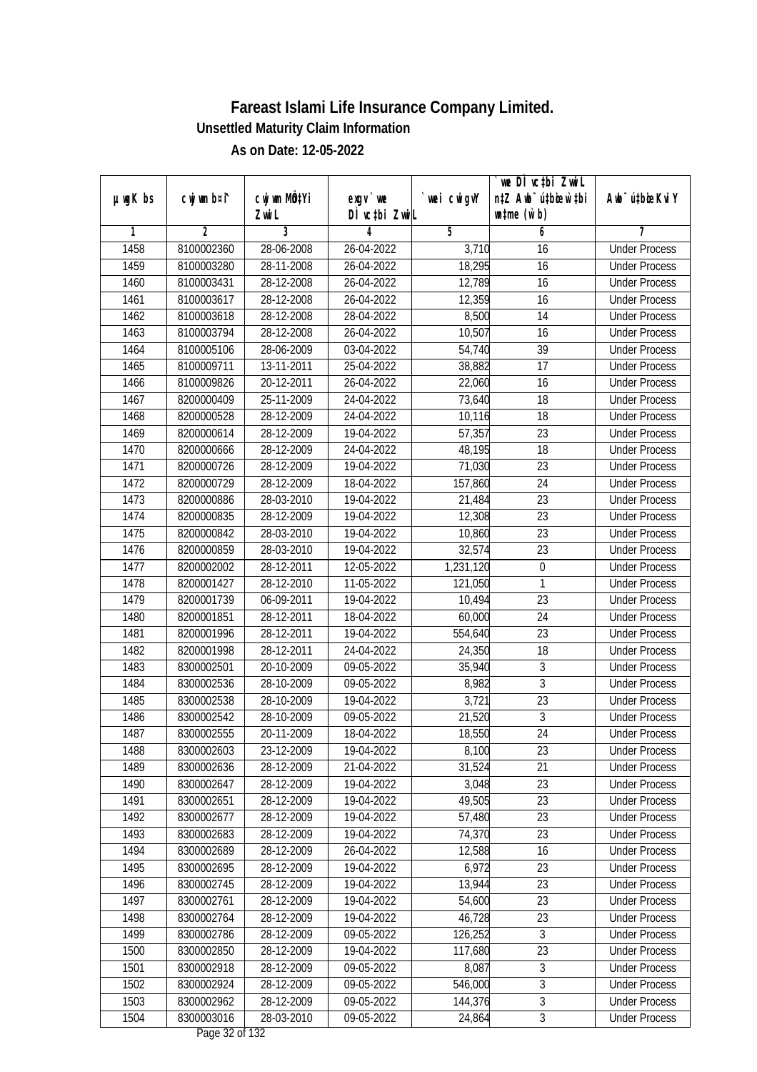# Fareast Islami Life Insurance Company Limited.

**Unsettled Maturity Claim Information**

**As on Date: 12-05-2022**

| µwgK bs | cwjwm bs¦ | cwjwm MÖ‡Yi ZvwiL | exgv `vwe DÌvc‡bi ZvwiL | `vwei cwigvY | `vwe DÌvc‡bi ZvwiL n‡Z Awb®úbœ w`‡bi msL¨v (w`b) | Awb®ú‡bœi KviY |
|---|---|---|---|---|---|---|
| 1 | 2 | 3 | 4 | 5 | 6 | 7 |
| 1458 | 8100002360 | 28-06-2008 | 26-04-2022 | 3,710 | 16 | Under Process |
| 1459 | 8100003280 | 28-11-2008 | 26-04-2022 | 18,295 | 16 | Under Process |
| 1460 | 8100003431 | 28-12-2008 | 26-04-2022 | 12,789 | 16 | Under Process |
| 1461 | 8100003617 | 28-12-2008 | 26-04-2022 | 12,359 | 16 | Under Process |
| 1462 | 8100003618 | 28-12-2008 | 28-04-2022 | 8,500 | 14 | Under Process |
| 1463 | 8100003794 | 28-12-2008 | 26-04-2022 | 10,507 | 16 | Under Process |
| 1464 | 8100005106 | 28-06-2009 | 03-04-2022 | 54,740 | 39 | Under Process |
| 1465 | 8100009711 | 13-11-2011 | 25-04-2022 | 38,882 | 17 | Under Process |
| 1466 | 8100009826 | 20-12-2011 | 26-04-2022 | 22,060 | 16 | Under Process |
| 1467 | 8200000409 | 25-11-2009 | 24-04-2022 | 73,640 | 18 | Under Process |
| 1468 | 8200000528 | 28-12-2009 | 24-04-2022 | 10,116 | 18 | Under Process |
| 1469 | 8200000614 | 28-12-2009 | 19-04-2022 | 57,357 | 23 | Under Process |
| 1470 | 8200000666 | 28-12-2009 | 24-04-2022 | 48,195 | 18 | Under Process |
| 1471 | 8200000726 | 28-12-2009 | 19-04-2022 | 71,030 | 23 | Under Process |
| 1472 | 8200000729 | 28-12-2009 | 18-04-2022 | 157,860 | 24 | Under Process |
| 1473 | 8200000886 | 28-03-2010 | 19-04-2022 | 21,484 | 23 | Under Process |
| 1474 | 8200000835 | 28-12-2009 | 19-04-2022 | 12,308 | 23 | Under Process |
| 1475 | 8200000842 | 28-03-2010 | 19-04-2022 | 10,860 | 23 | Under Process |
| 1476 | 8200000859 | 28-03-2010 | 19-04-2022 | 32,574 | 23 | Under Process |
| 1477 | 8200002002 | 28-12-2011 | 12-05-2022 | 1,231,120 | 0 | Under Process |
| 1478 | 8200001427 | 28-12-2010 | 11-05-2022 | 121,050 | 1 | Under Process |
| 1479 | 8200001739 | 06-09-2011 | 19-04-2022 | 10,494 | 23 | Under Process |
| 1480 | 8200001851 | 28-12-2011 | 18-04-2022 | 60,000 | 24 | Under Process |
| 1481 | 8200001996 | 28-12-2011 | 19-04-2022 | 554,640 | 23 | Under Process |
| 1482 | 8200001998 | 28-12-2011 | 24-04-2022 | 24,350 | 18 | Under Process |
| 1483 | 8300002501 | 20-10-2009 | 09-05-2022 | 35,940 | 3 | Under Process |
| 1484 | 8300002536 | 28-10-2009 | 09-05-2022 | 8,982 | 3 | Under Process |
| 1485 | 8300002538 | 28-10-2009 | 19-04-2022 | 3,721 | 23 | Under Process |
| 1486 | 8300002542 | 28-10-2009 | 09-05-2022 | 21,520 | 3 | Under Process |
| 1487 | 8300002555 | 20-11-2009 | 18-04-2022 | 18,550 | 24 | Under Process |
| 1488 | 8300002603 | 23-12-2009 | 19-04-2022 | 8,100 | 23 | Under Process |
| 1489 | 8300002636 | 28-12-2009 | 21-04-2022 | 31,524 | 21 | Under Process |
| 1490 | 8300002647 | 28-12-2009 | 19-04-2022 | 3,048 | 23 | Under Process |
| 1491 | 8300002651 | 28-12-2009 | 19-04-2022 | 49,505 | 23 | Under Process |
| 1492 | 8300002677 | 28-12-2009 | 19-04-2022 | 57,480 | 23 | Under Process |
| 1493 | 8300002683 | 28-12-2009 | 19-04-2022 | 74,370 | 23 | Under Process |
| 1494 | 8300002689 | 28-12-2009 | 26-04-2022 | 12,588 | 16 | Under Process |
| 1495 | 8300002695 | 28-12-2009 | 19-04-2022 | 6,972 | 23 | Under Process |
| 1496 | 8300002745 | 28-12-2009 | 19-04-2022 | 13,944 | 23 | Under Process |
| 1497 | 8300002761 | 28-12-2009 | 19-04-2022 | 54,600 | 23 | Under Process |
| 1498 | 8300002764 | 28-12-2009 | 19-04-2022 | 46,728 | 23 | Under Process |
| 1499 | 8300002786 | 28-12-2009 | 09-05-2022 | 126,252 | 3 | Under Process |
| 1500 | 8300002850 | 28-12-2009 | 19-04-2022 | 117,680 | 23 | Under Process |
| 1501 | 8300002918 | 28-12-2009 | 09-05-2022 | 8,087 | 3 | Under Process |
| 1502 | 8300002924 | 28-12-2009 | 09-05-2022 | 546,000 | 3 | Under Process |
| 1503 | 8300002962 | 28-12-2009 | 09-05-2022 | 144,376 | 3 | Under Process |
| 1504 | 8300003016 | 28-03-2010 | 09-05-2022 | 24,864 | 3 | Under Process |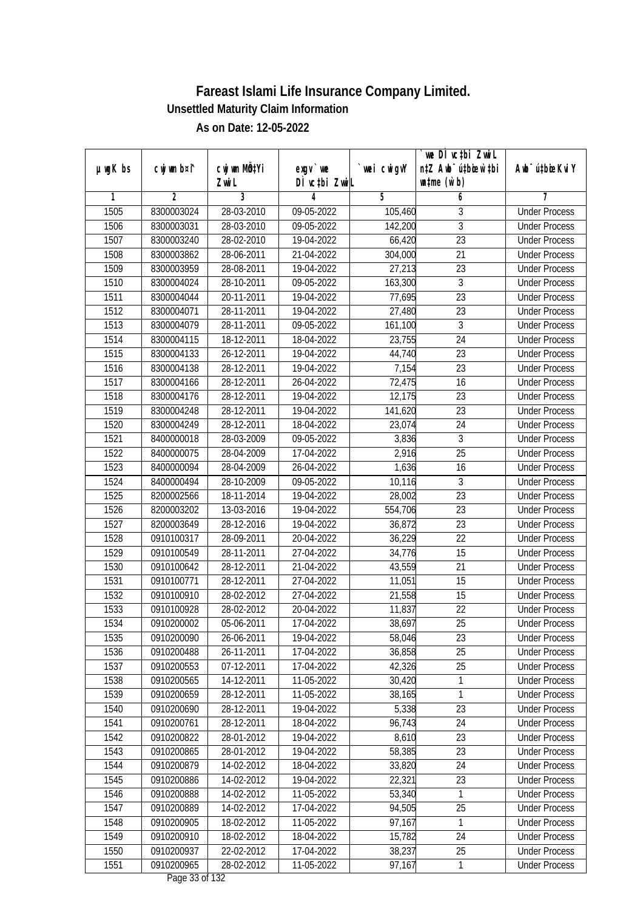# Fareast Islami Life Insurance Company Limited.

### Unsettled Maturity Claim Information

### As on Date: 12-05-2022

| µwgK bs | cwjwm b¤^i | cwjwm MÖn‡Yi ZvwiL | exgv`vwe DÌvc‡bi ZvwiL | `vwei cwigvY | `vwe DÌvc‡bi ZvwiL n‡Z Awb¯úwËi w`‡bi msL¨v (w`b) | Awb¯úwËi KviY |
|---|---|---|---|---|---|---|
| 1 | 2 | 3 | 4 | 5 | 6 | 7 |
| 1505 | 8300003024 | 28-03-2010 | 09-05-2022 | 105,460 | 3 | Under Process |
| 1506 | 8300003031 | 28-03-2010 | 09-05-2022 | 142,200 | 3 | Under Process |
| 1507 | 8300003240 | 28-02-2010 | 19-04-2022 | 66,420 | 23 | Under Process |
| 1508 | 8300003862 | 28-06-2011 | 21-04-2022 | 304,000 | 21 | Under Process |
| 1509 | 8300003959 | 28-08-2011 | 19-04-2022 | 27,213 | 23 | Under Process |
| 1510 | 8300004024 | 28-10-2011 | 09-05-2022 | 163,300 | 3 | Under Process |
| 1511 | 8300004044 | 20-11-2011 | 19-04-2022 | 77,695 | 23 | Under Process |
| 1512 | 8300004071 | 28-11-2011 | 19-04-2022 | 27,480 | 23 | Under Process |
| 1513 | 8300004079 | 28-11-2011 | 09-05-2022 | 161,100 | 3 | Under Process |
| 1514 | 8300004115 | 18-12-2011 | 18-04-2022 | 23,755 | 24 | Under Process |
| 1515 | 8300004133 | 26-12-2011 | 19-04-2022 | 44,740 | 23 | Under Process |
| 1516 | 8300004138 | 28-12-2011 | 19-04-2022 | 7,154 | 23 | Under Process |
| 1517 | 8300004166 | 28-12-2011 | 26-04-2022 | 72,475 | 16 | Under Process |
| 1518 | 8300004176 | 28-12-2011 | 19-04-2022 | 12,175 | 23 | Under Process |
| 1519 | 8300004248 | 28-12-2011 | 19-04-2022 | 141,620 | 23 | Under Process |
| 1520 | 8300004249 | 28-12-2011 | 18-04-2022 | 23,074 | 24 | Under Process |
| 1521 | 8400000018 | 28-03-2009 | 09-05-2022 | 3,836 | 3 | Under Process |
| 1522 | 8400000075 | 28-04-2009 | 17-04-2022 | 2,916 | 25 | Under Process |
| 1523 | 8400000094 | 28-04-2009 | 26-04-2022 | 1,636 | 16 | Under Process |
| 1524 | 8400000494 | 28-10-2009 | 09-05-2022 | 10,116 | 3 | Under Process |
| 1525 | 8200002566 | 18-11-2014 | 19-04-2022 | 28,002 | 23 | Under Process |
| 1526 | 8200003202 | 13-03-2016 | 19-04-2022 | 554,706 | 23 | Under Process |
| 1527 | 8200003649 | 28-12-2016 | 19-04-2022 | 36,872 | 23 | Under Process |
| 1528 | 0910100317 | 28-09-2011 | 20-04-2022 | 36,229 | 22 | Under Process |
| 1529 | 0910100549 | 28-11-2011 | 27-04-2022 | 34,776 | 15 | Under Process |
| 1530 | 0910100642 | 28-12-2011 | 21-04-2022 | 43,559 | 21 | Under Process |
| 1531 | 0910100771 | 28-12-2011 | 27-04-2022 | 11,051 | 15 | Under Process |
| 1532 | 0910100910 | 28-02-2012 | 27-04-2022 | 21,558 | 15 | Under Process |
| 1533 | 0910100928 | 28-02-2012 | 20-04-2022 | 11,837 | 22 | Under Process |
| 1534 | 0910200002 | 05-06-2011 | 17-04-2022 | 38,697 | 25 | Under Process |
| 1535 | 0910200090 | 26-06-2011 | 19-04-2022 | 58,046 | 23 | Under Process |
| 1536 | 0910200488 | 26-11-2011 | 17-04-2022 | 36,858 | 25 | Under Process |
| 1537 | 0910200553 | 07-12-2011 | 17-04-2022 | 42,326 | 25 | Under Process |
| 1538 | 0910200565 | 14-12-2011 | 11-05-2022 | 30,420 | 1 | Under Process |
| 1539 | 0910200659 | 28-12-2011 | 11-05-2022 | 38,165 | 1 | Under Process |
| 1540 | 0910200690 | 28-12-2011 | 19-04-2022 | 5,338 | 23 | Under Process |
| 1541 | 0910200761 | 28-12-2011 | 18-04-2022 | 96,743 | 24 | Under Process |
| 1542 | 0910200822 | 28-01-2012 | 19-04-2022 | 8,610 | 23 | Under Process |
| 1543 | 0910200865 | 28-01-2012 | 19-04-2022 | 58,385 | 23 | Under Process |
| 1544 | 0910200879 | 14-02-2012 | 18-04-2022 | 33,820 | 24 | Under Process |
| 1545 | 0910200886 | 14-02-2012 | 19-04-2022 | 22,321 | 23 | Under Process |
| 1546 | 0910200888 | 14-02-2012 | 11-05-2022 | 53,340 | 1 | Under Process |
| 1547 | 0910200889 | 14-02-2012 | 17-04-2022 | 94,505 | 25 | Under Process |
| 1548 | 0910200905 | 18-02-2012 | 11-05-2022 | 97,167 | 1 | Under Process |
| 1549 | 0910200910 | 18-02-2012 | 18-04-2022 | 15,782 | 24 | Under Process |
| 1550 | 0910200937 | 22-02-2012 | 17-04-2022 | 38,237 | 25 | Under Process |
| 1551 | 0910200965 | 28-02-2012 | 11-05-2022 | 97,167 | 1 | Under Process |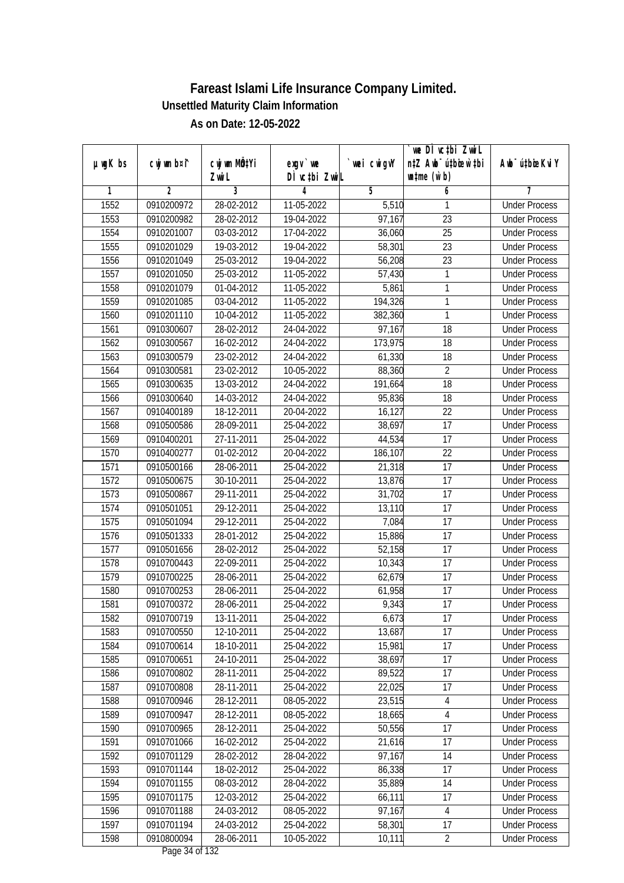# Fareast Islami Life Insurance Company Limited.

**Unsettled Maturity Claim Information**

**As on Date: 12-05-2022**

| µwgK bs | cwjwm b¤^i | cwjwm MÖnYi ZvwiL | exgv`we DÌvc‡bi ZvwiL | `vwei cwigvY | `vwe DÌvc‡bi ZvwiL n‡Z Awb¯úbœ `v‡qi wn‡me (w`b) | Awb¯ú‡bœi KviY |
|---|---|---|---|---|---|---|
| 1 | 2 | 3 | 4 | 5 | 6 | 7 |
| 1552 | 0910200972 | 28-02-2012 | 11-05-2022 | 5,510 | 1 | Under Process |
| 1553 | 0910200982 | 28-02-2012 | 19-04-2022 | 97,167 | 23 | Under Process |
| 1554 | 0910201007 | 03-03-2012 | 17-04-2022 | 36,060 | 25 | Under Process |
| 1555 | 0910201029 | 19-03-2012 | 19-04-2022 | 58,301 | 23 | Under Process |
| 1556 | 0910201049 | 25-03-2012 | 19-04-2022 | 56,208 | 23 | Under Process |
| 1557 | 0910201050 | 25-03-2012 | 11-05-2022 | 57,430 | 1 | Under Process |
| 1558 | 0910201079 | 01-04-2012 | 11-05-2022 | 5,861 | 1 | Under Process |
| 1559 | 0910201085 | 03-04-2012 | 11-05-2022 | 194,326 | 1 | Under Process |
| 1560 | 0910201110 | 10-04-2012 | 11-05-2022 | 382,360 | 1 | Under Process |
| 1561 | 0910300607 | 28-02-2012 | 24-04-2022 | 97,167 | 18 | Under Process |
| 1562 | 0910300567 | 16-02-2012 | 24-04-2022 | 173,975 | 18 | Under Process |
| 1563 | 0910300579 | 23-02-2012 | 24-04-2022 | 61,330 | 18 | Under Process |
| 1564 | 0910300581 | 23-02-2012 | 10-05-2022 | 88,360 | 2 | Under Process |
| 1565 | 0910300635 | 13-03-2012 | 24-04-2022 | 191,664 | 18 | Under Process |
| 1566 | 0910300640 | 14-03-2012 | 24-04-2022 | 95,836 | 18 | Under Process |
| 1567 | 0910400189 | 18-12-2011 | 20-04-2022 | 16,127 | 22 | Under Process |
| 1568 | 0910500586 | 28-09-2011 | 25-04-2022 | 38,697 | 17 | Under Process |
| 1569 | 0910400201 | 27-11-2011 | 25-04-2022 | 44,534 | 17 | Under Process |
| 1570 | 0910400277 | 01-02-2012 | 20-04-2022 | 186,107 | 22 | Under Process |
| 1571 | 0910500166 | 28-06-2011 | 25-04-2022 | 21,318 | 17 | Under Process |
| 1572 | 0910500675 | 30-10-2011 | 25-04-2022 | 13,876 | 17 | Under Process |
| 1573 | 0910500867 | 29-11-2011 | 25-04-2022 | 31,702 | 17 | Under Process |
| 1574 | 0910501051 | 29-12-2011 | 25-04-2022 | 13,110 | 17 | Under Process |
| 1575 | 0910501094 | 29-12-2011 | 25-04-2022 | 7,084 | 17 | Under Process |
| 1576 | 0910501333 | 28-01-2012 | 25-04-2022 | 15,886 | 17 | Under Process |
| 1577 | 0910501656 | 28-02-2012 | 25-04-2022 | 52,158 | 17 | Under Process |
| 1578 | 0910700443 | 22-09-2011 | 25-04-2022 | 10,343 | 17 | Under Process |
| 1579 | 0910700225 | 28-06-2011 | 25-04-2022 | 62,679 | 17 | Under Process |
| 1580 | 0910700253 | 28-06-2011 | 25-04-2022 | 61,958 | 17 | Under Process |
| 1581 | 0910700372 | 28-06-2011 | 25-04-2022 | 9,343 | 17 | Under Process |
| 1582 | 0910700719 | 13-11-2011 | 25-04-2022 | 6,673 | 17 | Under Process |
| 1583 | 0910700550 | 12-10-2011 | 25-04-2022 | 13,687 | 17 | Under Process |
| 1584 | 0910700614 | 18-10-2011 | 25-04-2022 | 15,981 | 17 | Under Process |
| 1585 | 0910700651 | 24-10-2011 | 25-04-2022 | 38,697 | 17 | Under Process |
| 1586 | 0910700802 | 28-11-2011 | 25-04-2022 | 89,522 | 17 | Under Process |
| 1587 | 0910700808 | 28-11-2011 | 25-04-2022 | 22,025 | 17 | Under Process |
| 1588 | 0910700946 | 28-12-2011 | 08-05-2022 | 23,515 | 4 | Under Process |
| 1589 | 0910700947 | 28-12-2011 | 08-05-2022 | 18,665 | 4 | Under Process |
| 1590 | 0910700965 | 28-12-2011 | 25-04-2022 | 50,556 | 17 | Under Process |
| 1591 | 0910701066 | 16-02-2012 | 25-04-2022 | 21,616 | 17 | Under Process |
| 1592 | 0910701129 | 28-02-2012 | 28-04-2022 | 97,167 | 14 | Under Process |
| 1593 | 0910701144 | 18-02-2012 | 25-04-2022 | 86,338 | 17 | Under Process |
| 1594 | 0910701155 | 08-03-2012 | 28-04-2022 | 35,889 | 14 | Under Process |
| 1595 | 0910701175 | 12-03-2012 | 25-04-2022 | 66,111 | 17 | Under Process |
| 1596 | 0910701188 | 24-03-2012 | 08-05-2022 | 97,167 | 4 | Under Process |
| 1597 | 0910701194 | 24-03-2012 | 25-04-2022 | 58,301 | 17 | Under Process |
| 1598 | 0910800094 | 28-06-2011 | 10-05-2022 | 10,111 | 2 | Under Process |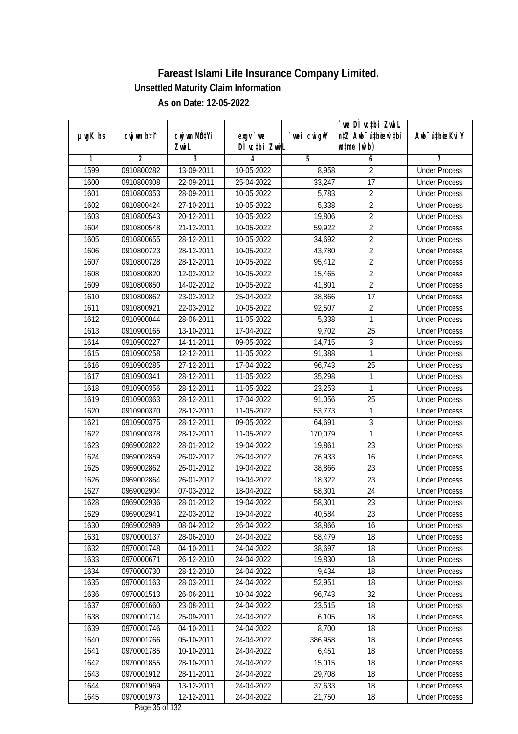# Fareast Islami Life Insurance Company Limited.

## Unsettled Maturity Claim Information

### As on Date: 12-05-2022

| µwgK bs | cwjwm b¤^i | cwjwm MÖn‡Yi ZwiL | exgv` we DÌ vc‡bi ZwiL | `vwei cwigvY | `we DÌ vc‡bi ZwiL n‡Z Awb¯ú‡bœi w`‡bi wnmve (w`b) | Awb¯ú‡bœi KviY |
|---|---|---|---|---|---|---|
| 1 | 2 | 3 | 4 | 5 | 6 | 7 |
| 1599 | 0910800282 | 13-09-2011 | 10-05-2022 | 8,958 | 2 | Under Process |
| 1600 | 0910800308 | 22-09-2011 | 25-04-2022 | 33,247 | 17 | Under Process |
| 1601 | 0910800353 | 28-09-2011 | 10-05-2022 | 5,783 | 2 | Under Process |
| 1602 | 0910800424 | 27-10-2011 | 10-05-2022 | 5,338 | 2 | Under Process |
| 1603 | 0910800543 | 20-12-2011 | 10-05-2022 | 19,806 | 2 | Under Process |
| 1604 | 0910800548 | 21-12-2011 | 10-05-2022 | 59,922 | 2 | Under Process |
| 1605 | 0910800655 | 28-12-2011 | 10-05-2022 | 34,692 | 2 | Under Process |
| 1606 | 0910800723 | 28-12-2011 | 10-05-2022 | 43,780 | 2 | Under Process |
| 1607 | 0910800728 | 28-12-2011 | 10-05-2022 | 95,412 | 2 | Under Process |
| 1608 | 0910800820 | 12-02-2012 | 10-05-2022 | 15,465 | 2 | Under Process |
| 1609 | 0910800850 | 14-02-2012 | 10-05-2022 | 41,801 | 2 | Under Process |
| 1610 | 0910800862 | 23-02-2012 | 25-04-2022 | 38,866 | 17 | Under Process |
| 1611 | 0910800921 | 22-03-2012 | 10-05-2022 | 92,507 | 2 | Under Process |
| 1612 | 0910900044 | 28-06-2011 | 11-05-2022 | 5,338 | 1 | Under Process |
| 1613 | 0910900165 | 13-10-2011 | 17-04-2022 | 9,702 | 25 | Under Process |
| 1614 | 0910900227 | 14-11-2011 | 09-05-2022 | 14,715 | 3 | Under Process |
| 1615 | 0910900258 | 12-12-2011 | 11-05-2022 | 91,388 | 1 | Under Process |
| 1616 | 0910900285 | 27-12-2011 | 17-04-2022 | 96,743 | 25 | Under Process |
| 1617 | 0910900341 | 28-12-2011 | 11-05-2022 | 35,298 | 1 | Under Process |
| 1618 | 0910900356 | 28-12-2011 | 11-05-2022 | 23,253 | 1 | Under Process |
| 1619 | 0910900363 | 28-12-2011 | 17-04-2022 | 91,056 | 25 | Under Process |
| 1620 | 0910900370 | 28-12-2011 | 11-05-2022 | 53,773 | 1 | Under Process |
| 1621 | 0910900375 | 28-12-2011 | 09-05-2022 | 64,691 | 3 | Under Process |
| 1622 | 0910900378 | 28-12-2011 | 11-05-2022 | 170,079 | 1 | Under Process |
| 1623 | 0969002822 | 28-01-2012 | 19-04-2022 | 19,861 | 23 | Under Process |
| 1624 | 0969002859 | 26-02-2012 | 26-04-2022 | 76,933 | 16 | Under Process |
| 1625 | 0969002862 | 26-01-2012 | 19-04-2022 | 38,866 | 23 | Under Process |
| 1626 | 0969002864 | 26-01-2012 | 19-04-2022 | 18,322 | 23 | Under Process |
| 1627 | 0969002904 | 07-03-2012 | 18-04-2022 | 58,301 | 24 | Under Process |
| 1628 | 0969002936 | 28-01-2012 | 19-04-2022 | 58,301 | 23 | Under Process |
| 1629 | 0969002941 | 22-03-2012 | 19-04-2022 | 40,584 | 23 | Under Process |
| 1630 | 0969002989 | 08-04-2012 | 26-04-2022 | 38,866 | 16 | Under Process |
| 1631 | 0970000137 | 28-06-2010 | 24-04-2022 | 58,479 | 18 | Under Process |
| 1632 | 0970001748 | 04-10-2011 | 24-04-2022 | 38,697 | 18 | Under Process |
| 1633 | 0970000671 | 26-12-2010 | 24-04-2022 | 19,830 | 18 | Under Process |
| 1634 | 0970000730 | 28-12-2010 | 24-04-2022 | 9,434 | 18 | Under Process |
| 1635 | 0970001163 | 28-03-2011 | 24-04-2022 | 52,951 | 18 | Under Process |
| 1636 | 0970001513 | 26-06-2011 | 10-04-2022 | 96,743 | 32 | Under Process |
| 1637 | 0970001660 | 23-08-2011 | 24-04-2022 | 23,515 | 18 | Under Process |
| 1638 | 0970001714 | 25-09-2011 | 24-04-2022 | 6,105 | 18 | Under Process |
| 1639 | 0970001746 | 04-10-2011 | 24-04-2022 | 8,700 | 18 | Under Process |
| 1640 | 0970001766 | 05-10-2011 | 24-04-2022 | 386,958 | 18 | Under Process |
| 1641 | 0970001785 | 10-10-2011 | 24-04-2022 | 6,451 | 18 | Under Process |
| 1642 | 0970001855 | 28-10-2011 | 24-04-2022 | 15,015 | 18 | Under Process |
| 1643 | 0970001912 | 28-11-2011 | 24-04-2022 | 29,708 | 18 | Under Process |
| 1644 | 0970001969 | 13-12-2011 | 24-04-2022 | 37,633 | 18 | Under Process |
| 1645 | 0970001973 | 12-12-2011 | 24-04-2022 | 21,750 | 18 | Under Process |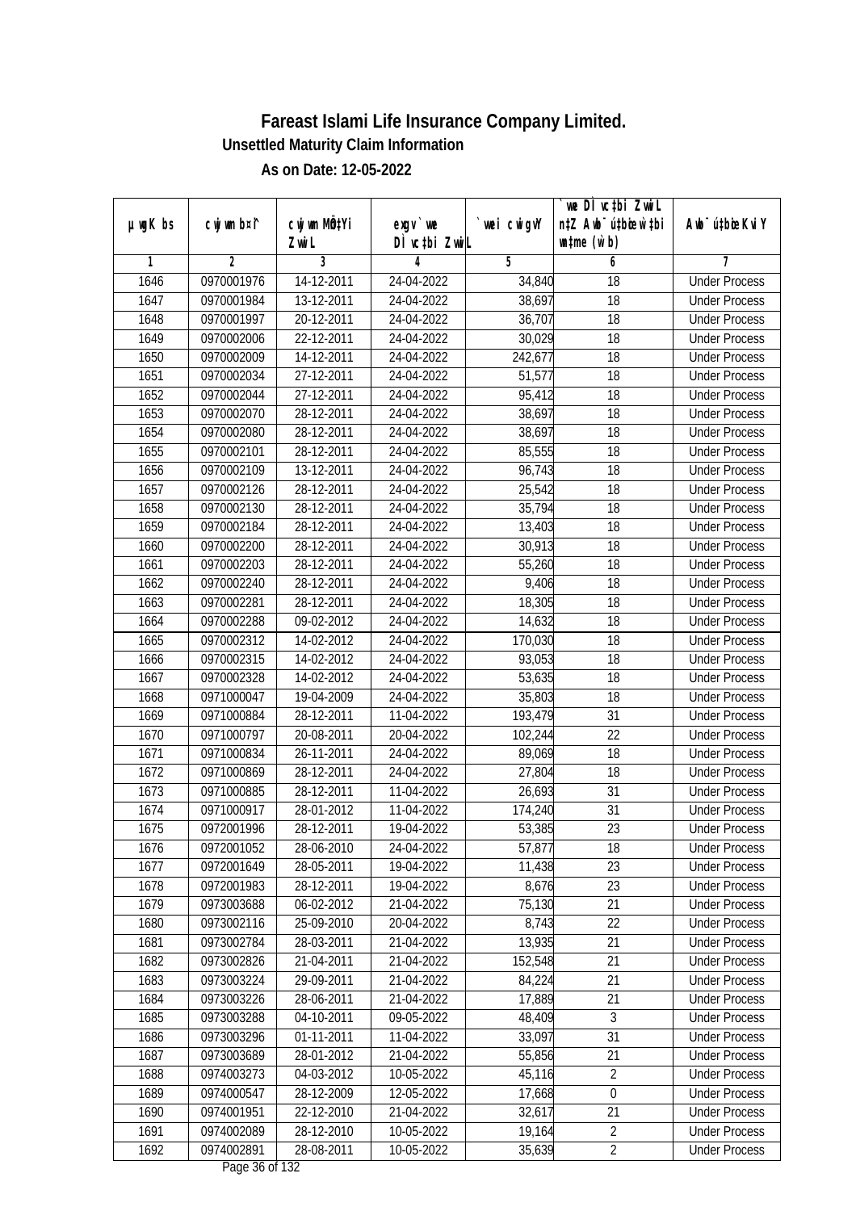# Fareast Islami Life Insurance Company Limited.

**Unsettled Maturity Claim Information**

**As on Date: 12-05-2022**

| µwgK bs | cwjwm b¤^i | cwjwm MÖn‡Yi ZvwiL | exgv` we DÌ vc‡bi ZvwiL | `vwei cwigvY | `vwe DÌ vc‡bi ZvwiL n‡Z Awb¯ú‡bœ w`‡bi msL¨v (w`b) | Awb¯ú‡bœi KviY |
|---|---|---|---|---|---|---|
| 1 | 2 | 3 | 4 | 5 | 6 | 7 |
| 1646 | 0970001976 | 14-12-2011 | 24-04-2022 | 34,840 | 18 | Under Process |
| 1647 | 0970001984 | 13-12-2011 | 24-04-2022 | 38,697 | 18 | Under Process |
| 1648 | 0970001997 | 20-12-2011 | 24-04-2022 | 36,707 | 18 | Under Process |
| 1649 | 0970002006 | 22-12-2011 | 24-04-2022 | 30,029 | 18 | Under Process |
| 1650 | 0970002009 | 14-12-2011 | 24-04-2022 | 242,677 | 18 | Under Process |
| 1651 | 0970002034 | 27-12-2011 | 24-04-2022 | 51,577 | 18 | Under Process |
| 1652 | 0970002044 | 27-12-2011 | 24-04-2022 | 95,412 | 18 | Under Process |
| 1653 | 0970002070 | 28-12-2011 | 24-04-2022 | 38,697 | 18 | Under Process |
| 1654 | 0970002080 | 28-12-2011 | 24-04-2022 | 38,697 | 18 | Under Process |
| 1655 | 0970002101 | 28-12-2011 | 24-04-2022 | 85,555 | 18 | Under Process |
| 1656 | 0970002109 | 13-12-2011 | 24-04-2022 | 96,743 | 18 | Under Process |
| 1657 | 0970002126 | 28-12-2011 | 24-04-2022 | 25,542 | 18 | Under Process |
| 1658 | 0970002130 | 28-12-2011 | 24-04-2022 | 35,794 | 18 | Under Process |
| 1659 | 0970002184 | 28-12-2011 | 24-04-2022 | 13,403 | 18 | Under Process |
| 1660 | 0970002200 | 28-12-2011 | 24-04-2022 | 30,913 | 18 | Under Process |
| 1661 | 0970002203 | 28-12-2011 | 24-04-2022 | 55,260 | 18 | Under Process |
| 1662 | 0970002240 | 28-12-2011 | 24-04-2022 | 9,406 | 18 | Under Process |
| 1663 | 0970002281 | 28-12-2011 | 24-04-2022 | 18,305 | 18 | Under Process |
| 1664 | 0970002288 | 09-02-2012 | 24-04-2022 | 14,632 | 18 | Under Process |
| 1665 | 0970002312 | 14-02-2012 | 24-04-2022 | 170,030 | 18 | Under Process |
| 1666 | 0970002315 | 14-02-2012 | 24-04-2022 | 93,053 | 18 | Under Process |
| 1667 | 0970002328 | 14-02-2012 | 24-04-2022 | 53,635 | 18 | Under Process |
| 1668 | 0971000047 | 19-04-2009 | 24-04-2022 | 35,803 | 18 | Under Process |
| 1669 | 0971000884 | 28-12-2011 | 11-04-2022 | 193,479 | 31 | Under Process |
| 1670 | 0971000797 | 20-08-2011 | 20-04-2022 | 102,244 | 22 | Under Process |
| 1671 | 0971000834 | 26-11-2011 | 24-04-2022 | 89,069 | 18 | Under Process |
| 1672 | 0971000869 | 28-12-2011 | 24-04-2022 | 27,804 | 18 | Under Process |
| 1673 | 0971000885 | 28-12-2011 | 11-04-2022 | 26,693 | 31 | Under Process |
| 1674 | 0971000917 | 28-01-2012 | 11-04-2022 | 174,240 | 31 | Under Process |
| 1675 | 0972001996 | 28-12-2011 | 19-04-2022 | 53,385 | 23 | Under Process |
| 1676 | 0972001052 | 28-06-2010 | 24-04-2022 | 57,877 | 18 | Under Process |
| 1677 | 0972001649 | 28-05-2011 | 19-04-2022 | 11,438 | 23 | Under Process |
| 1678 | 0972001983 | 28-12-2011 | 19-04-2022 | 8,676 | 23 | Under Process |
| 1679 | 0973003688 | 06-02-2012 | 21-04-2022 | 75,130 | 21 | Under Process |
| 1680 | 0973002116 | 25-09-2010 | 20-04-2022 | 8,743 | 22 | Under Process |
| 1681 | 0973002784 | 28-03-2011 | 21-04-2022 | 13,935 | 21 | Under Process |
| 1682 | 0973002826 | 21-04-2011 | 21-04-2022 | 152,548 | 21 | Under Process |
| 1683 | 0973003224 | 29-09-2011 | 21-04-2022 | 84,224 | 21 | Under Process |
| 1684 | 0973003226 | 28-06-2011 | 21-04-2022 | 17,889 | 21 | Under Process |
| 1685 | 0973003288 | 04-10-2011 | 09-05-2022 | 48,409 | 3 | Under Process |
| 1686 | 0973003296 | 01-11-2011 | 11-04-2022 | 33,097 | 31 | Under Process |
| 1687 | 0973003689 | 28-01-2012 | 21-04-2022 | 55,856 | 21 | Under Process |
| 1688 | 0974003273 | 04-03-2012 | 10-05-2022 | 45,116 | 2 | Under Process |
| 1689 | 0974000547 | 28-12-2009 | 12-05-2022 | 17,668 | 0 | Under Process |
| 1690 | 0974001951 | 22-12-2010 | 21-04-2022 | 32,617 | 21 | Under Process |
| 1691 | 0974002089 | 28-12-2010 | 10-05-2022 | 19,164 | 2 | Under Process |
| 1692 | 0974002891 | 28-08-2011 | 10-05-2022 | 35,639 | 2 | Under Process |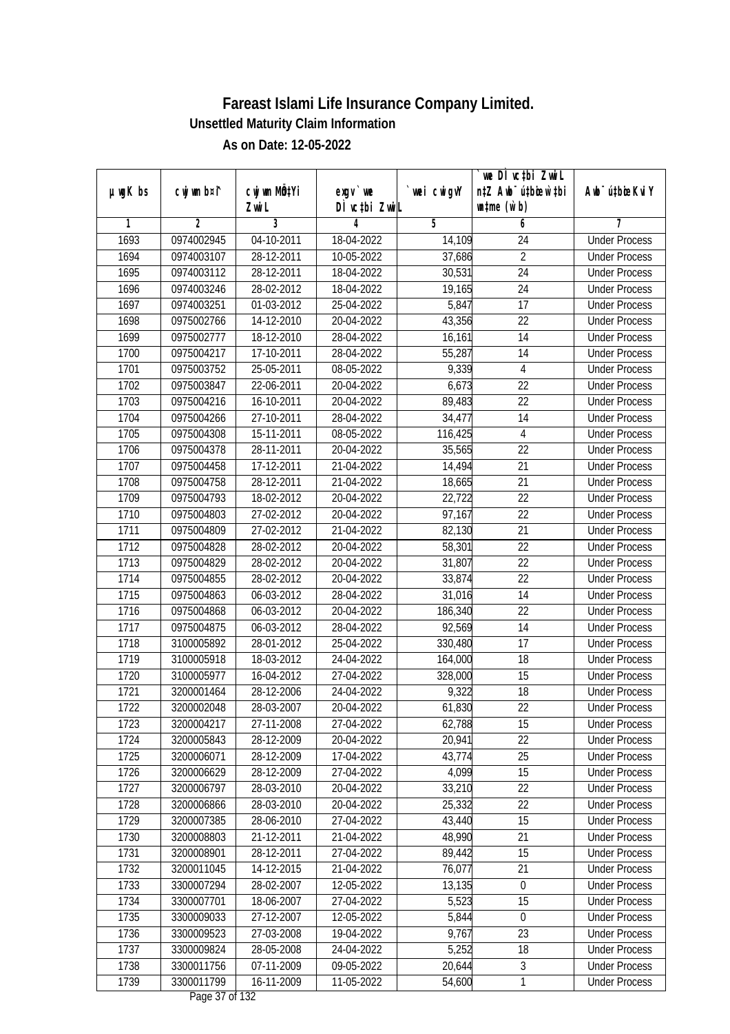# Fareast Islami Life Insurance Company Limited.

**Unsettled Maturity Claim Information**

**As on Date: 12-05-2022**

| µwgK bs | cwjwm b¤^i | cwjwm MÖn‡Yi ZvwiL | exgv `vwe DÌvc‡bi ZvwiL | `vwei cwigvY | `vwe DÌvc‡bi ZvwiL n‡Z Awb®úbœ `vwei w`‡bi msL¨v (w`b) | Awb®ú‡bœi KviY |
|---|---|---|---|---|---|---|
| 1 | 2 | 3 | 4 | 5 | 6 | 7 |
| 1693 | 0974002945 | 04-10-2011 | 18-04-2022 | 14,109 | 24 | Under Process |
| 1694 | 0974003107 | 28-12-2011 | 10-05-2022 | 37,686 | 2 | Under Process |
| 1695 | 0974003112 | 28-12-2011 | 18-04-2022 | 30,531 | 24 | Under Process |
| 1696 | 0974003246 | 28-02-2012 | 18-04-2022 | 19,165 | 24 | Under Process |
| 1697 | 0974003251 | 01-03-2012 | 25-04-2022 | 5,847 | 17 | Under Process |
| 1698 | 0975002766 | 14-12-2010 | 20-04-2022 | 43,356 | 22 | Under Process |
| 1699 | 0975002777 | 18-12-2010 | 28-04-2022 | 16,161 | 14 | Under Process |
| 1700 | 0975004217 | 17-10-2011 | 28-04-2022 | 55,287 | 14 | Under Process |
| 1701 | 0975003752 | 25-05-2011 | 08-05-2022 | 9,339 | 4 | Under Process |
| 1702 | 0975003847 | 22-06-2011 | 20-04-2022 | 6,673 | 22 | Under Process |
| 1703 | 0975004216 | 16-10-2011 | 20-04-2022 | 89,483 | 22 | Under Process |
| 1704 | 0975004266 | 27-10-2011 | 28-04-2022 | 34,477 | 14 | Under Process |
| 1705 | 0975004308 | 15-11-2011 | 08-05-2022 | 116,425 | 4 | Under Process |
| 1706 | 0975004378 | 28-11-2011 | 20-04-2022 | 35,565 | 22 | Under Process |
| 1707 | 0975004458 | 17-12-2011 | 21-04-2022 | 14,494 | 21 | Under Process |
| 1708 | 0975004758 | 28-12-2011 | 21-04-2022 | 18,665 | 21 | Under Process |
| 1709 | 0975004793 | 18-02-2012 | 20-04-2022 | 22,722 | 22 | Under Process |
| 1710 | 0975004803 | 27-02-2012 | 20-04-2022 | 97,167 | 22 | Under Process |
| 1711 | 0975004809 | 27-02-2012 | 21-04-2022 | 82,130 | 21 | Under Process |
| 1712 | 0975004828 | 28-02-2012 | 20-04-2022 | 58,301 | 22 | Under Process |
| 1713 | 0975004829 | 28-02-2012 | 20-04-2022 | 31,807 | 22 | Under Process |
| 1714 | 0975004855 | 28-02-2012 | 20-04-2022 | 33,874 | 22 | Under Process |
| 1715 | 0975004863 | 06-03-2012 | 28-04-2022 | 31,016 | 14 | Under Process |
| 1716 | 0975004868 | 06-03-2012 | 20-04-2022 | 186,340 | 22 | Under Process |
| 1717 | 0975004875 | 06-03-2012 | 28-04-2022 | 92,569 | 14 | Under Process |
| 1718 | 3100005892 | 28-01-2012 | 25-04-2022 | 330,480 | 17 | Under Process |
| 1719 | 3100005918 | 18-03-2012 | 24-04-2022 | 164,000 | 18 | Under Process |
| 1720 | 3100005977 | 16-04-2012 | 27-04-2022 | 328,000 | 15 | Under Process |
| 1721 | 3200001464 | 28-12-2006 | 24-04-2022 | 9,322 | 18 | Under Process |
| 1722 | 3200002048 | 28-03-2007 | 20-04-2022 | 61,830 | 22 | Under Process |
| 1723 | 3200004217 | 27-11-2008 | 27-04-2022 | 62,788 | 15 | Under Process |
| 1724 | 3200005843 | 28-12-2009 | 20-04-2022 | 20,941 | 22 | Under Process |
| 1725 | 3200006071 | 28-12-2009 | 17-04-2022 | 43,774 | 25 | Under Process |
| 1726 | 3200006629 | 28-12-2009 | 27-04-2022 | 4,099 | 15 | Under Process |
| 1727 | 3200006797 | 28-03-2010 | 20-04-2022 | 33,210 | 22 | Under Process |
| 1728 | 3200006866 | 28-03-2010 | 20-04-2022 | 25,332 | 22 | Under Process |
| 1729 | 3200007385 | 28-06-2010 | 27-04-2022 | 43,440 | 15 | Under Process |
| 1730 | 3200008803 | 21-12-2011 | 21-04-2022 | 48,990 | 21 | Under Process |
| 1731 | 3200008901 | 28-12-2011 | 27-04-2022 | 89,442 | 15 | Under Process |
| 1732 | 3200011045 | 14-12-2015 | 21-04-2022 | 76,077 | 21 | Under Process |
| 1733 | 3300007294 | 28-02-2007 | 12-05-2022 | 13,135 | 0 | Under Process |
| 1734 | 3300007701 | 18-06-2007 | 27-04-2022 | 5,523 | 15 | Under Process |
| 1735 | 3300009033 | 27-12-2007 | 12-05-2022 | 5,844 | 0 | Under Process |
| 1736 | 3300009523 | 27-03-2008 | 19-04-2022 | 9,767 | 23 | Under Process |
| 1737 | 3300009824 | 28-05-2008 | 24-04-2022 | 5,252 | 18 | Under Process |
| 1738 | 3300011756 | 07-11-2009 | 09-05-2022 | 20,644 | 3 | Under Process |
| 1739 | 3300011799 | 16-11-2009 | 11-05-2022 | 54,600 | 1 | Under Process |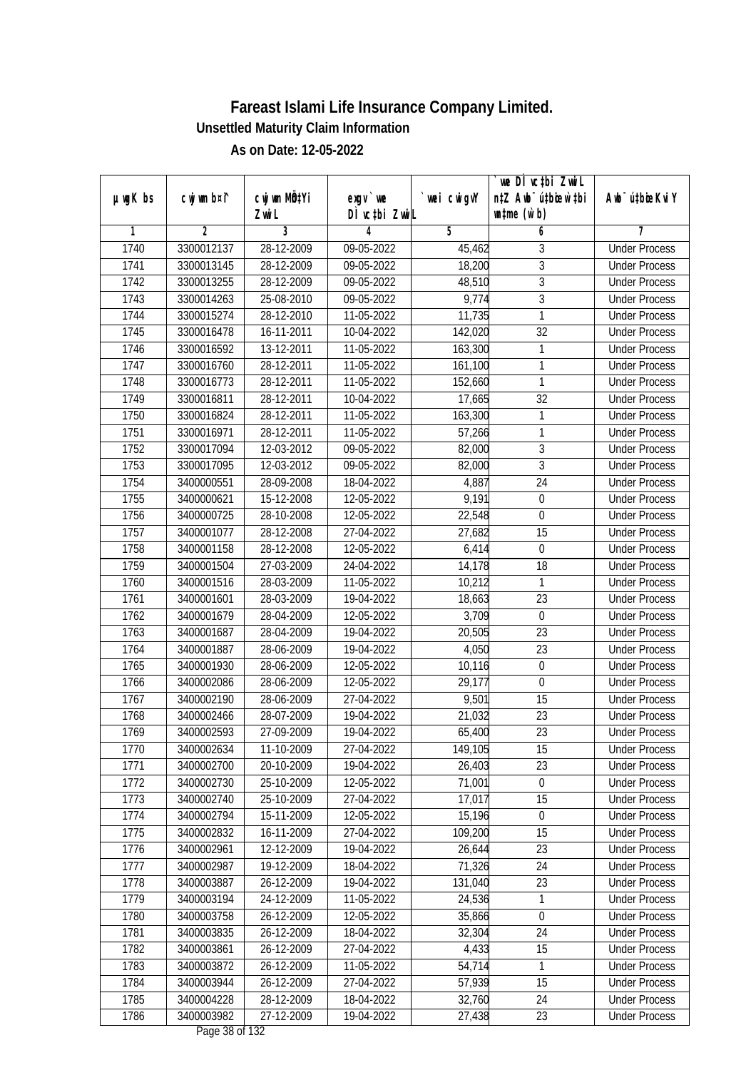# Fareast Islami Life Insurance Company Limited.

### Unsettled Maturity Claim Information

### As on Date: 12-05-2022

| µwgK bs | cwjwm b¤^i | cwjwm MÖn‡Yi ZwiL | exgv`we DÌvc‡bi ZwiL | `vwei cwigvY | `vwe DÌvc‡bi ZwiL n‡Z Awb¯úwËi w`‡bi msL¨v (w`b) | Awb¯úwËi KviY |
|---|---|---|---|---|---|---|
| 1 | 2 | 3 | 4 | 5 | 6 | 7 |
| 1740 | 3300012137 | 28-12-2009 | 09-05-2022 | 45,462 | 3 | Under Process |
| 1741 | 3300013145 | 28-12-2009 | 09-05-2022 | 18,200 | 3 | Under Process |
| 1742 | 3300013255 | 28-12-2009 | 09-05-2022 | 48,510 | 3 | Under Process |
| 1743 | 3300014263 | 25-08-2010 | 09-05-2022 | 9,774 | 3 | Under Process |
| 1744 | 3300015274 | 28-12-2010 | 11-05-2022 | 11,735 | 1 | Under Process |
| 1745 | 3300016478 | 16-11-2011 | 10-04-2022 | 142,020 | 32 | Under Process |
| 1746 | 3300016592 | 13-12-2011 | 11-05-2022 | 163,300 | 1 | Under Process |
| 1747 | 3300016760 | 28-12-2011 | 11-05-2022 | 161,100 | 1 | Under Process |
| 1748 | 3300016773 | 28-12-2011 | 11-05-2022 | 152,660 | 1 | Under Process |
| 1749 | 3300016811 | 28-12-2011 | 10-04-2022 | 17,665 | 32 | Under Process |
| 1750 | 3300016824 | 28-12-2011 | 11-05-2022 | 163,300 | 1 | Under Process |
| 1751 | 3300016971 | 28-12-2011 | 11-05-2022 | 57,266 | 1 | Under Process |
| 1752 | 3300017094 | 12-03-2012 | 09-05-2022 | 82,000 | 3 | Under Process |
| 1753 | 3300017095 | 12-03-2012 | 09-05-2022 | 82,000 | 3 | Under Process |
| 1754 | 3400000551 | 28-09-2008 | 18-04-2022 | 4,887 | 24 | Under Process |
| 1755 | 3400000621 | 15-12-2008 | 12-05-2022 | 9,191 | 0 | Under Process |
| 1756 | 3400000725 | 28-10-2008 | 12-05-2022 | 22,548 | 0 | Under Process |
| 1757 | 3400001077 | 28-12-2008 | 27-04-2022 | 27,682 | 15 | Under Process |
| 1758 | 3400001158 | 28-12-2008 | 12-05-2022 | 6,414 | 0 | Under Process |
| 1759 | 3400001504 | 27-03-2009 | 24-04-2022 | 14,178 | 18 | Under Process |
| 1760 | 3400001516 | 28-03-2009 | 11-05-2022 | 10,212 | 1 | Under Process |
| 1761 | 3400001601 | 28-03-2009 | 19-04-2022 | 18,663 | 23 | Under Process |
| 1762 | 3400001679 | 28-04-2009 | 12-05-2022 | 3,709 | 0 | Under Process |
| 1763 | 3400001687 | 28-04-2009 | 19-04-2022 | 20,505 | 23 | Under Process |
| 1764 | 3400001887 | 28-06-2009 | 19-04-2022 | 4,050 | 23 | Under Process |
| 1765 | 3400001930 | 28-06-2009 | 12-05-2022 | 10,116 | 0 | Under Process |
| 1766 | 3400002086 | 28-06-2009 | 12-05-2022 | 29,177 | 0 | Under Process |
| 1767 | 3400002190 | 28-06-2009 | 27-04-2022 | 9,501 | 15 | Under Process |
| 1768 | 3400002466 | 28-07-2009 | 19-04-2022 | 21,032 | 23 | Under Process |
| 1769 | 3400002593 | 27-09-2009 | 19-04-2022 | 65,400 | 23 | Under Process |
| 1770 | 3400002634 | 11-10-2009 | 27-04-2022 | 149,105 | 15 | Under Process |
| 1771 | 3400002700 | 20-10-2009 | 19-04-2022 | 26,403 | 23 | Under Process |
| 1772 | 3400002730 | 25-10-2009 | 12-05-2022 | 71,001 | 0 | Under Process |
| 1773 | 3400002740 | 25-10-2009 | 27-04-2022 | 17,017 | 15 | Under Process |
| 1774 | 3400002794 | 15-11-2009 | 12-05-2022 | 15,196 | 0 | Under Process |
| 1775 | 3400002832 | 16-11-2009 | 27-04-2022 | 109,200 | 15 | Under Process |
| 1776 | 3400002961 | 12-12-2009 | 19-04-2022 | 26,644 | 23 | Under Process |
| 1777 | 3400002987 | 19-12-2009 | 18-04-2022 | 71,326 | 24 | Under Process |
| 1778 | 3400003887 | 26-12-2009 | 19-04-2022 | 131,040 | 23 | Under Process |
| 1779 | 3400003194 | 24-12-2009 | 11-05-2022 | 24,536 | 1 | Under Process |
| 1780 | 3400003758 | 26-12-2009 | 12-05-2022 | 35,866 | 0 | Under Process |
| 1781 | 3400003835 | 26-12-2009 | 18-04-2022 | 32,304 | 24 | Under Process |
| 1782 | 3400003861 | 26-12-2009 | 27-04-2022 | 4,433 | 15 | Under Process |
| 1783 | 3400003872 | 26-12-2009 | 11-05-2022 | 54,714 | 1 | Under Process |
| 1784 | 3400003944 | 26-12-2009 | 27-04-2022 | 57,939 | 15 | Under Process |
| 1785 | 3400004228 | 28-12-2009 | 18-04-2022 | 32,760 | 24 | Under Process |
| 1786 | 3400003982 | 27-12-2009 | 19-04-2022 | 27,438 | 23 | Under Process |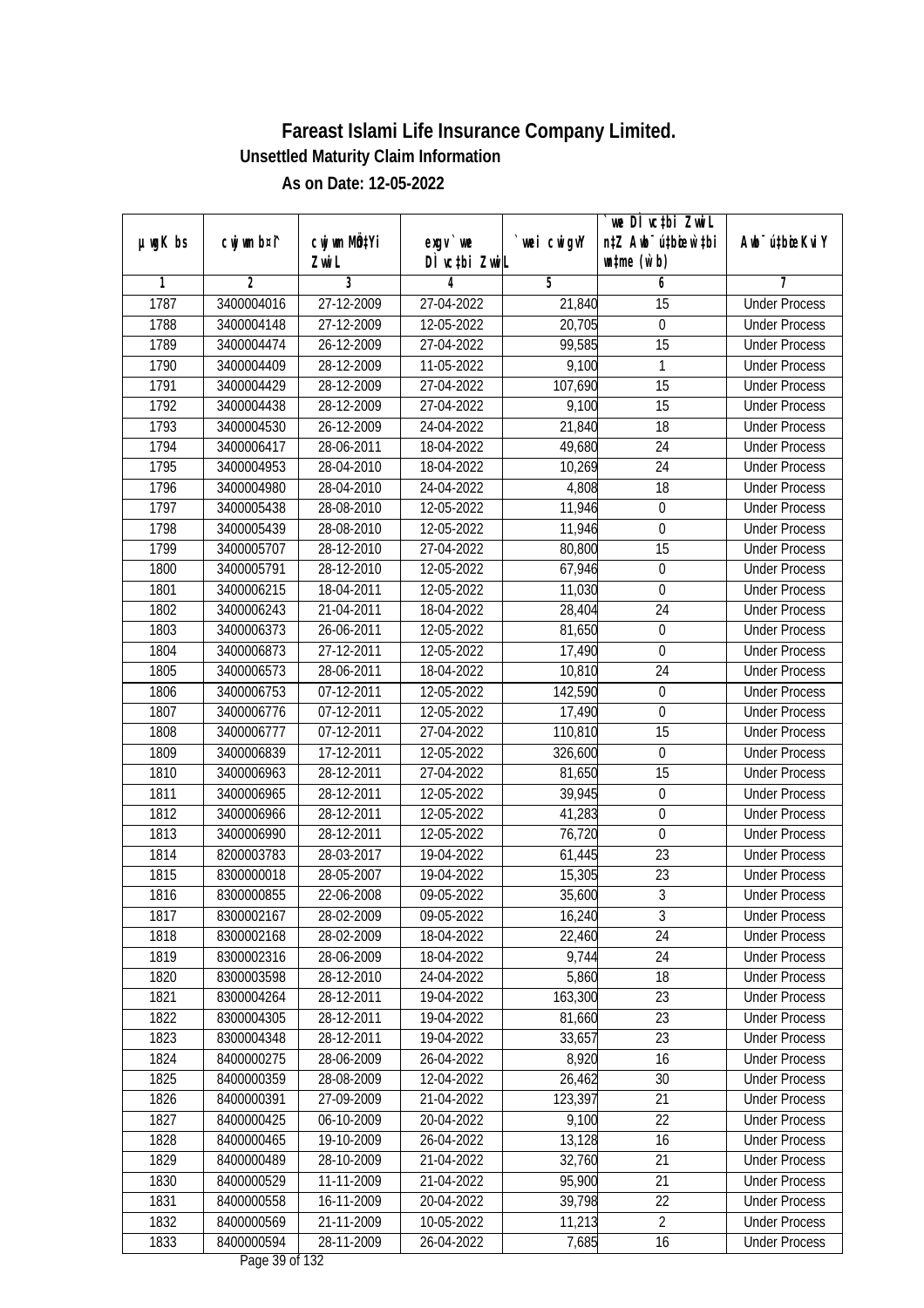# Fareast Islami Life Insurance Company Limited.

## Unsettled Maturity Claim Information

### As on Date: 12-05-2022

| µwgK bs | cwjwm b¤^i | cwjwm MÖnYi ZwiL | exgv`we DÌvc‡bi ZwiL | `vwei cwigvY | `we DÌvc‡bi ZwiL n‡Z Awb¯úbœ w`‡bi wn‡me (w`b) | Awb¯ú‡bœi KviY |
|---|---|---|---|---|---|---|
| 1 | 2 | 3 | 4 | 5 | 6 | 7 |
| 1787 | 3400004016 | 27-12-2009 | 27-04-2022 | 21,840 | 15 | Under Process |
| 1788 | 3400004148 | 27-12-2009 | 12-05-2022 | 20,705 | 0 | Under Process |
| 1789 | 3400004474 | 26-12-2009 | 27-04-2022 | 99,585 | 15 | Under Process |
| 1790 | 3400004409 | 28-12-2009 | 11-05-2022 | 9,100 | 1 | Under Process |
| 1791 | 3400004429 | 28-12-2009 | 27-04-2022 | 107,690 | 15 | Under Process |
| 1792 | 3400004438 | 28-12-2009 | 27-04-2022 | 9,100 | 15 | Under Process |
| 1793 | 3400004530 | 26-12-2009 | 24-04-2022 | 21,840 | 18 | Under Process |
| 1794 | 3400006417 | 28-06-2011 | 18-04-2022 | 49,680 | 24 | Under Process |
| 1795 | 3400004953 | 28-04-2010 | 18-04-2022 | 10,269 | 24 | Under Process |
| 1796 | 3400004980 | 28-04-2010 | 24-04-2022 | 4,808 | 18 | Under Process |
| 1797 | 3400005438 | 28-08-2010 | 12-05-2022 | 11,946 | 0 | Under Process |
| 1798 | 3400005439 | 28-08-2010 | 12-05-2022 | 11,946 | 0 | Under Process |
| 1799 | 3400005707 | 28-12-2010 | 27-04-2022 | 80,800 | 15 | Under Process |
| 1800 | 3400005791 | 28-12-2010 | 12-05-2022 | 67,946 | 0 | Under Process |
| 1801 | 3400006215 | 18-04-2011 | 12-05-2022 | 11,030 | 0 | Under Process |
| 1802 | 3400006243 | 21-04-2011 | 18-04-2022 | 28,404 | 24 | Under Process |
| 1803 | 3400006373 | 26-06-2011 | 12-05-2022 | 81,650 | 0 | Under Process |
| 1804 | 3400006873 | 27-12-2011 | 12-05-2022 | 17,490 | 0 | Under Process |
| 1805 | 3400006573 | 28-06-2011 | 18-04-2022 | 10,810 | 24 | Under Process |
| 1806 | 3400006753 | 07-12-2011 | 12-05-2022 | 142,590 | 0 | Under Process |
| 1807 | 3400006776 | 07-12-2011 | 12-05-2022 | 17,490 | 0 | Under Process |
| 1808 | 3400006777 | 07-12-2011 | 27-04-2022 | 110,810 | 15 | Under Process |
| 1809 | 3400006839 | 17-12-2011 | 12-05-2022 | 326,600 | 0 | Under Process |
| 1810 | 3400006963 | 28-12-2011 | 27-04-2022 | 81,650 | 15 | Under Process |
| 1811 | 3400006965 | 28-12-2011 | 12-05-2022 | 39,945 | 0 | Under Process |
| 1812 | 3400006966 | 28-12-2011 | 12-05-2022 | 41,283 | 0 | Under Process |
| 1813 | 3400006990 | 28-12-2011 | 12-05-2022 | 76,720 | 0 | Under Process |
| 1814 | 8200003783 | 28-03-2017 | 19-04-2022 | 61,445 | 23 | Under Process |
| 1815 | 8300000018 | 28-05-2007 | 19-04-2022 | 15,305 | 23 | Under Process |
| 1816 | 8300000855 | 22-06-2008 | 09-05-2022 | 35,600 | 3 | Under Process |
| 1817 | 8300002167 | 28-02-2009 | 09-05-2022 | 16,240 | 3 | Under Process |
| 1818 | 8300002168 | 28-02-2009 | 18-04-2022 | 22,460 | 24 | Under Process |
| 1819 | 8300002316 | 28-06-2009 | 18-04-2022 | 9,744 | 24 | Under Process |
| 1820 | 8300003598 | 28-12-2010 | 24-04-2022 | 5,860 | 18 | Under Process |
| 1821 | 8300004264 | 28-12-2011 | 19-04-2022 | 163,300 | 23 | Under Process |
| 1822 | 8300004305 | 28-12-2011 | 19-04-2022 | 81,660 | 23 | Under Process |
| 1823 | 8300004348 | 28-12-2011 | 19-04-2022 | 33,657 | 23 | Under Process |
| 1824 | 8400000275 | 28-06-2009 | 26-04-2022 | 8,920 | 16 | Under Process |
| 1825 | 8400000359 | 28-08-2009 | 12-04-2022 | 26,462 | 30 | Under Process |
| 1826 | 8400000391 | 27-09-2009 | 21-04-2022 | 123,397 | 21 | Under Process |
| 1827 | 8400000425 | 06-10-2009 | 20-04-2022 | 9,100 | 22 | Under Process |
| 1828 | 8400000465 | 19-10-2009 | 26-04-2022 | 13,128 | 16 | Under Process |
| 1829 | 8400000489 | 28-10-2009 | 21-04-2022 | 32,760 | 21 | Under Process |
| 1830 | 8400000529 | 11-11-2009 | 21-04-2022 | 95,900 | 21 | Under Process |
| 1831 | 8400000558 | 16-11-2009 | 20-04-2022 | 39,798 | 22 | Under Process |
| 1832 | 8400000569 | 21-11-2009 | 10-05-2022 | 11,213 | 2 | Under Process |
| 1833 | 8400000594 | 28-11-2009 | 26-04-2022 | 7,685 | 16 | Under Process |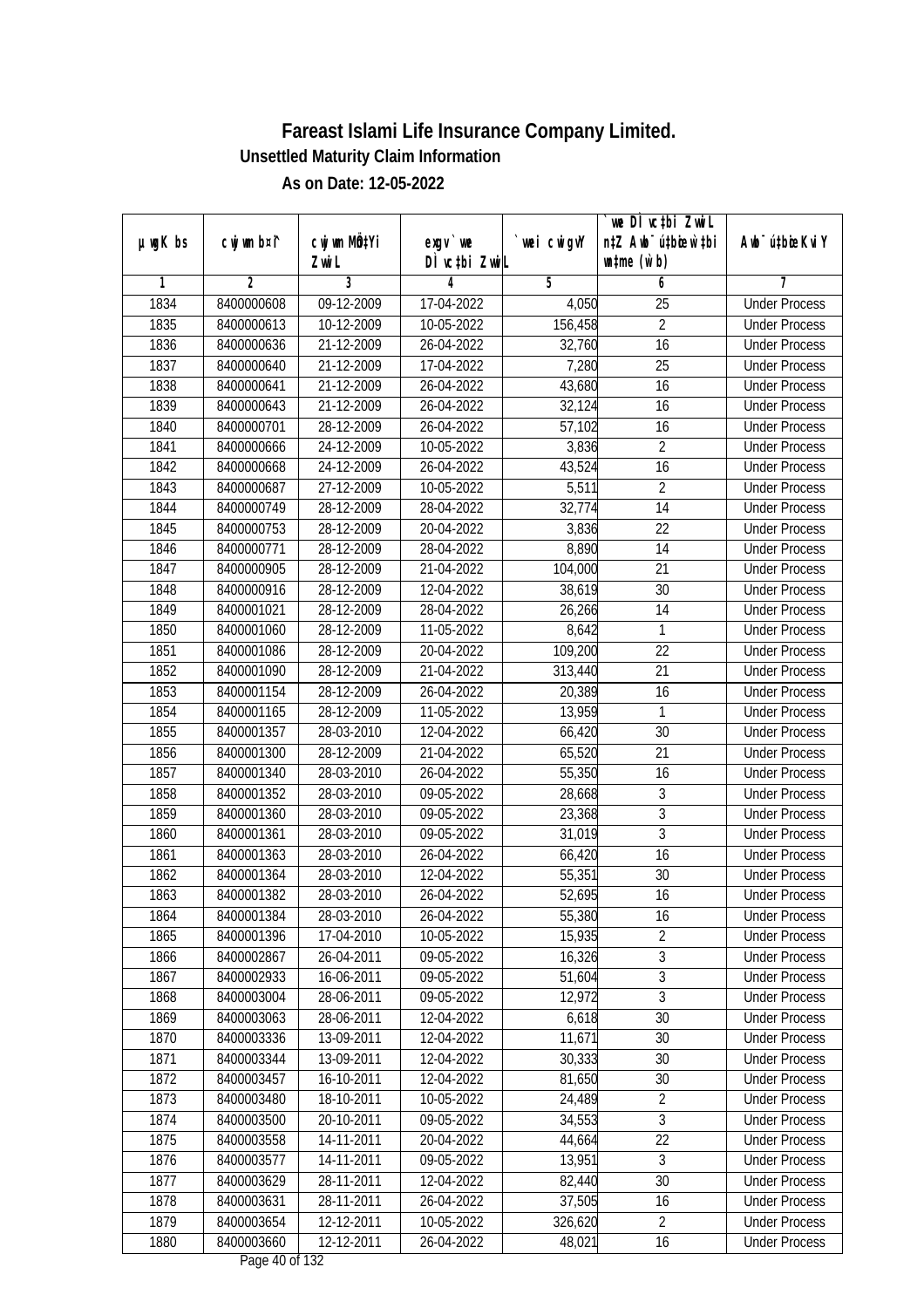# Fareast Islami Life Insurance Company Limited.

**Unsettled Maturity Claim Information**

**As on Date: 12-05-2022**

| µwgK bs | cwjwm b¤^i | cwjwm MÖn‡Yi ZvwiL | exgv `vwe DÌvc‡bi ZvwiL | `vwei cwigvY | `vwe DÌvc‡bi ZvwiL n‡Z Awb¯úbœ `vwei wØme (w`b) | Awb¯ú‡bœi KviY |
|---|---|---|---|---|---|---|
| 1 | 2 | 3 | 4 | 5 | 6 | 7 |
| 1834 | 8400000608 | 09-12-2009 | 17-04-2022 | 4,050 | 25 | Under Process |
| 1835 | 8400000613 | 10-12-2009 | 10-05-2022 | 156,458 | 2 | Under Process |
| 1836 | 8400000636 | 21-12-2009 | 26-04-2022 | 32,760 | 16 | Under Process |
| 1837 | 8400000640 | 21-12-2009 | 17-04-2022 | 7,280 | 25 | Under Process |
| 1838 | 8400000641 | 21-12-2009 | 26-04-2022 | 43,680 | 16 | Under Process |
| 1839 | 8400000643 | 21-12-2009 | 26-04-2022 | 32,124 | 16 | Under Process |
| 1840 | 8400000701 | 28-12-2009 | 26-04-2022 | 57,102 | 16 | Under Process |
| 1841 | 8400000666 | 24-12-2009 | 10-05-2022 | 3,836 | 2 | Under Process |
| 1842 | 8400000668 | 24-12-2009 | 26-04-2022 | 43,524 | 16 | Under Process |
| 1843 | 8400000687 | 27-12-2009 | 10-05-2022 | 5,511 | 2 | Under Process |
| 1844 | 8400000749 | 28-12-2009 | 28-04-2022 | 32,774 | 14 | Under Process |
| 1845 | 8400000753 | 28-12-2009 | 20-04-2022 | 3,836 | 22 | Under Process |
| 1846 | 8400000771 | 28-12-2009 | 28-04-2022 | 8,890 | 14 | Under Process |
| 1847 | 8400000905 | 28-12-2009 | 21-04-2022 | 104,000 | 21 | Under Process |
| 1848 | 8400000916 | 28-12-2009 | 12-04-2022 | 38,619 | 30 | Under Process |
| 1849 | 8400001021 | 28-12-2009 | 28-04-2022 | 26,266 | 14 | Under Process |
| 1850 | 8400001060 | 28-12-2009 | 11-05-2022 | 8,642 | 1 | Under Process |
| 1851 | 8400001086 | 28-12-2009 | 20-04-2022 | 109,200 | 22 | Under Process |
| 1852 | 8400001090 | 28-12-2009 | 21-04-2022 | 313,440 | 21 | Under Process |
| 1853 | 8400001154 | 28-12-2009 | 26-04-2022 | 20,389 | 16 | Under Process |
| 1854 | 8400001165 | 28-12-2009 | 11-05-2022 | 13,959 | 1 | Under Process |
| 1855 | 8400001357 | 28-03-2010 | 12-04-2022 | 66,420 | 30 | Under Process |
| 1856 | 8400001300 | 28-12-2009 | 21-04-2022 | 65,520 | 21 | Under Process |
| 1857 | 8400001340 | 28-03-2010 | 26-04-2022 | 55,350 | 16 | Under Process |
| 1858 | 8400001352 | 28-03-2010 | 09-05-2022 | 28,668 | 3 | Under Process |
| 1859 | 8400001360 | 28-03-2010 | 09-05-2022 | 23,368 | 3 | Under Process |
| 1860 | 8400001361 | 28-03-2010 | 09-05-2022 | 31,019 | 3 | Under Process |
| 1861 | 8400001363 | 28-03-2010 | 26-04-2022 | 66,420 | 16 | Under Process |
| 1862 | 8400001364 | 28-03-2010 | 12-04-2022 | 55,351 | 30 | Under Process |
| 1863 | 8400001382 | 28-03-2010 | 26-04-2022 | 52,695 | 16 | Under Process |
| 1864 | 8400001384 | 28-03-2010 | 26-04-2022 | 55,380 | 16 | Under Process |
| 1865 | 8400001396 | 17-04-2010 | 10-05-2022 | 15,935 | 2 | Under Process |
| 1866 | 8400002867 | 26-04-2011 | 09-05-2022 | 16,326 | 3 | Under Process |
| 1867 | 8400002933 | 16-06-2011 | 09-05-2022 | 51,604 | 3 | Under Process |
| 1868 | 8400003004 | 28-06-2011 | 09-05-2022 | 12,972 | 3 | Under Process |
| 1869 | 8400003063 | 28-06-2011 | 12-04-2022 | 6,618 | 30 | Under Process |
| 1870 | 8400003336 | 13-09-2011 | 12-04-2022 | 11,671 | 30 | Under Process |
| 1871 | 8400003344 | 13-09-2011 | 12-04-2022 | 30,333 | 30 | Under Process |
| 1872 | 8400003457 | 16-10-2011 | 12-04-2022 | 81,650 | 30 | Under Process |
| 1873 | 8400003480 | 18-10-2011 | 10-05-2022 | 24,489 | 2 | Under Process |
| 1874 | 8400003500 | 20-10-2011 | 09-05-2022 | 34,553 | 3 | Under Process |
| 1875 | 8400003558 | 14-11-2011 | 20-04-2022 | 44,664 | 22 | Under Process |
| 1876 | 8400003577 | 14-11-2011 | 09-05-2022 | 13,951 | 3 | Under Process |
| 1877 | 8400003629 | 28-11-2011 | 12-04-2022 | 82,440 | 30 | Under Process |
| 1878 | 8400003631 | 28-11-2011 | 26-04-2022 | 37,505 | 16 | Under Process |
| 1879 | 8400003654 | 12-12-2011 | 10-05-2022 | 326,620 | 2 | Under Process |
| 1880 | 8400003660 | 12-12-2011 | 26-04-2022 | 48,021 | 16 | Under Process |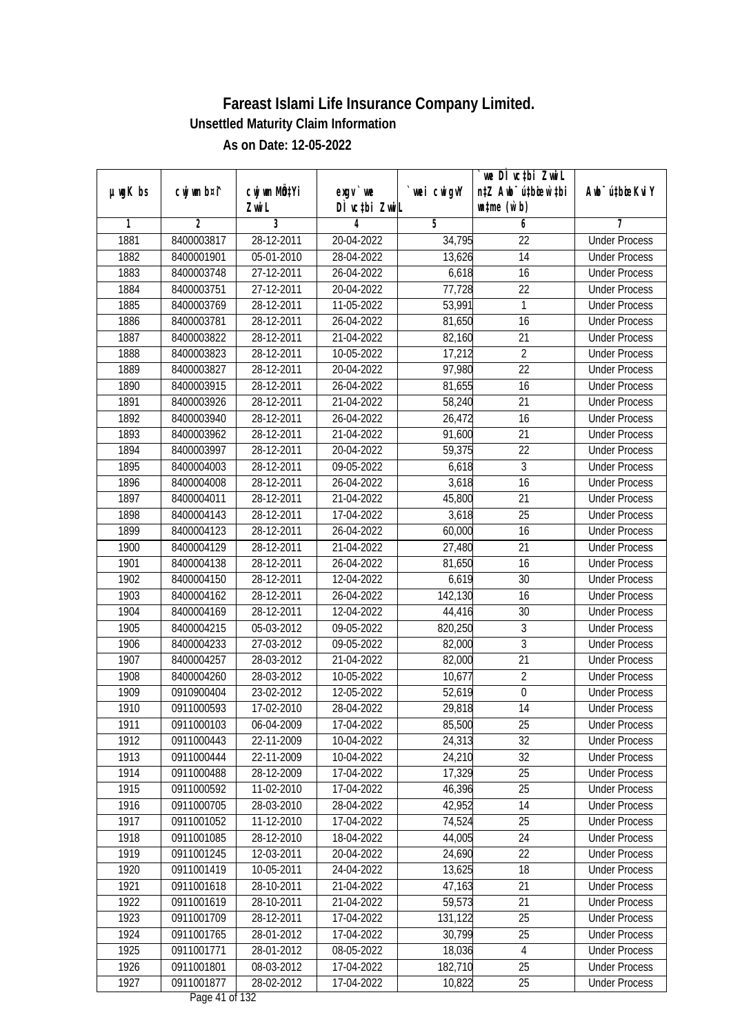# Fareast Islami Life Insurance Company Limited.

**Unsettled Maturity Claim Information**

**As on Date: 12-05-2022**

| µwgK bs | cwjwm bs¦ | cwjwm MÖnYi ZvwiL | exgv`we DÌvcb ZvwiL | `vwei cwigvY | `vwe DÌvc‡bi ZvwiL n‡Z Awb¯úbœ w`‡bi msL¨v (w`b) | Awb¯úbœ KviY |
|---|---|---|---|---|---|---|
| 1 | 2 | 3 | 4 | 5 | 6 | 7 |
| 1881 | 8400003817 | 28-12-2011 | 20-04-2022 | 34,795 | 22 | Under Process |
| 1882 | 8400001901 | 05-01-2010 | 28-04-2022 | 13,626 | 14 | Under Process |
| 1883 | 8400003748 | 27-12-2011 | 26-04-2022 | 6,618 | 16 | Under Process |
| 1884 | 8400003751 | 27-12-2011 | 20-04-2022 | 77,728 | 22 | Under Process |
| 1885 | 8400003769 | 28-12-2011 | 11-05-2022 | 53,991 | 1 | Under Process |
| 1886 | 8400003781 | 28-12-2011 | 26-04-2022 | 81,650 | 16 | Under Process |
| 1887 | 8400003822 | 28-12-2011 | 21-04-2022 | 82,160 | 21 | Under Process |
| 1888 | 8400003823 | 28-12-2011 | 10-05-2022 | 17,212 | 2 | Under Process |
| 1889 | 8400003827 | 28-12-2011 | 20-04-2022 | 97,980 | 22 | Under Process |
| 1890 | 8400003915 | 28-12-2011 | 26-04-2022 | 81,655 | 16 | Under Process |
| 1891 | 8400003926 | 28-12-2011 | 21-04-2022 | 58,240 | 21 | Under Process |
| 1892 | 8400003940 | 28-12-2011 | 26-04-2022 | 26,472 | 16 | Under Process |
| 1893 | 8400003962 | 28-12-2011 | 21-04-2022 | 91,600 | 21 | Under Process |
| 1894 | 8400003997 | 28-12-2011 | 20-04-2022 | 59,375 | 22 | Under Process |
| 1895 | 8400004003 | 28-12-2011 | 09-05-2022 | 6,618 | 3 | Under Process |
| 1896 | 8400004008 | 28-12-2011 | 26-04-2022 | 3,618 | 16 | Under Process |
| 1897 | 8400004011 | 28-12-2011 | 21-04-2022 | 45,800 | 21 | Under Process |
| 1898 | 8400004143 | 28-12-2011 | 17-04-2022 | 3,618 | 25 | Under Process |
| 1899 | 8400004123 | 28-12-2011 | 26-04-2022 | 60,000 | 16 | Under Process |
| 1900 | 8400004129 | 28-12-2011 | 21-04-2022 | 27,480 | 21 | Under Process |
| 1901 | 8400004138 | 28-12-2011 | 26-04-2022 | 81,650 | 16 | Under Process |
| 1902 | 8400004150 | 28-12-2011 | 12-04-2022 | 6,619 | 30 | Under Process |
| 1903 | 8400004162 | 28-12-2011 | 26-04-2022 | 142,130 | 16 | Under Process |
| 1904 | 8400004169 | 28-12-2011 | 12-04-2022 | 44,416 | 30 | Under Process |
| 1905 | 8400004215 | 05-03-2012 | 09-05-2022 | 820,250 | 3 | Under Process |
| 1906 | 8400004233 | 27-03-2012 | 09-05-2022 | 82,000 | 3 | Under Process |
| 1907 | 8400004257 | 28-03-2012 | 21-04-2022 | 82,000 | 21 | Under Process |
| 1908 | 8400004260 | 28-03-2012 | 10-05-2022 | 10,677 | 2 | Under Process |
| 1909 | 0910900404 | 23-02-2012 | 12-05-2022 | 52,619 | 0 | Under Process |
| 1910 | 0911000593 | 17-02-2010 | 28-04-2022 | 29,818 | 14 | Under Process |
| 1911 | 0911000103 | 06-04-2009 | 17-04-2022 | 85,500 | 25 | Under Process |
| 1912 | 0911000443 | 22-11-2009 | 10-04-2022 | 24,313 | 32 | Under Process |
| 1913 | 0911000444 | 22-11-2009 | 10-04-2022 | 24,210 | 32 | Under Process |
| 1914 | 0911000488 | 28-12-2009 | 17-04-2022 | 17,329 | 25 | Under Process |
| 1915 | 0911000592 | 11-02-2010 | 17-04-2022 | 46,396 | 25 | Under Process |
| 1916 | 0911000705 | 28-03-2010 | 28-04-2022 | 42,952 | 14 | Under Process |
| 1917 | 0911001052 | 11-12-2010 | 17-04-2022 | 74,524 | 25 | Under Process |
| 1918 | 0911001085 | 28-12-2010 | 18-04-2022 | 44,005 | 24 | Under Process |
| 1919 | 0911001245 | 12-03-2011 | 20-04-2022 | 24,690 | 22 | Under Process |
| 1920 | 0911001419 | 10-05-2011 | 24-04-2022 | 13,625 | 18 | Under Process |
| 1921 | 0911001618 | 28-10-2011 | 21-04-2022 | 47,163 | 21 | Under Process |
| 1922 | 0911001619 | 28-10-2011 | 21-04-2022 | 59,573 | 21 | Under Process |
| 1923 | 0911001709 | 28-12-2011 | 17-04-2022 | 131,122 | 25 | Under Process |
| 1924 | 0911001765 | 28-01-2012 | 17-04-2022 | 30,799 | 25 | Under Process |
| 1925 | 0911001771 | 28-01-2012 | 08-05-2022 | 18,036 | 4 | Under Process |
| 1926 | 0911001801 | 08-03-2012 | 17-04-2022 | 182,710 | 25 | Under Process |
| 1927 | 0911001877 | 28-02-2012 | 17-04-2022 | 10,822 | 25 | Under Process |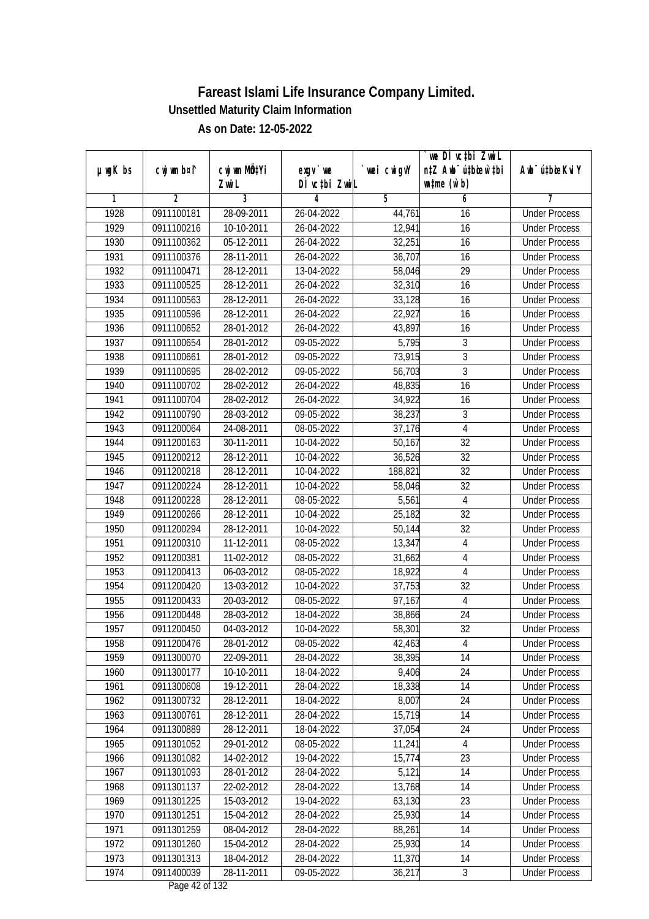# Fareast Islami Life Insurance Company Limited.

**Unsettled Maturity Claim Information**

**As on Date: 12-05-2022**

| µwgK bs | cwjwm b¤î | cwjwm MÖn‡Yi ZvwiL | exgv`we DÌvc‡bi ZvwiL | `vwei cwigvY | `vwe DÌvc‡bi ZvwiL n‡Z Awb®úbœ‡K…Z w`‡bi msL¨v (w`b) | Awb®ú‡bœi KviY |
|---|---|---|---|---|---|---|
| 1 | 2 | 3 | 4 | 5 | 6 | 7 |
| 1928 | 0911100181 | 28-09-2011 | 26-04-2022 | 44,761 | 16 | Under Process |
| 1929 | 0911100216 | 10-10-2011 | 26-04-2022 | 12,941 | 16 | Under Process |
| 1930 | 0911100362 | 05-12-2011 | 26-04-2022 | 32,251 | 16 | Under Process |
| 1931 | 0911100376 | 28-11-2011 | 26-04-2022 | 36,707 | 16 | Under Process |
| 1932 | 0911100471 | 28-12-2011 | 13-04-2022 | 58,046 | 29 | Under Process |
| 1933 | 0911100525 | 28-12-2011 | 26-04-2022 | 32,310 | 16 | Under Process |
| 1934 | 0911100563 | 28-12-2011 | 26-04-2022 | 33,128 | 16 | Under Process |
| 1935 | 0911100596 | 28-12-2011 | 26-04-2022 | 22,927 | 16 | Under Process |
| 1936 | 0911100652 | 28-01-2012 | 26-04-2022 | 43,897 | 16 | Under Process |
| 1937 | 0911100654 | 28-01-2012 | 09-05-2022 | 5,795 | 3 | Under Process |
| 1938 | 0911100661 | 28-01-2012 | 09-05-2022 | 73,915 | 3 | Under Process |
| 1939 | 0911100695 | 28-02-2012 | 09-05-2022 | 56,703 | 3 | Under Process |
| 1940 | 0911100702 | 28-02-2012 | 26-04-2022 | 48,835 | 16 | Under Process |
| 1941 | 0911100704 | 28-02-2012 | 26-04-2022 | 34,922 | 16 | Under Process |
| 1942 | 0911100790 | 28-03-2012 | 09-05-2022 | 38,237 | 3 | Under Process |
| 1943 | 0911200064 | 24-08-2011 | 08-05-2022 | 37,176 | 4 | Under Process |
| 1944 | 0911200163 | 30-11-2011 | 10-04-2022 | 50,167 | 32 | Under Process |
| 1945 | 0911200212 | 28-12-2011 | 10-04-2022 | 36,526 | 32 | Under Process |
| 1946 | 0911200218 | 28-12-2011 | 10-04-2022 | 188,821 | 32 | Under Process |
| 1947 | 0911200224 | 28-12-2011 | 10-04-2022 | 58,046 | 32 | Under Process |
| 1948 | 0911200228 | 28-12-2011 | 08-05-2022 | 5,561 | 4 | Under Process |
| 1949 | 0911200266 | 28-12-2011 | 10-04-2022 | 25,182 | 32 | Under Process |
| 1950 | 0911200294 | 28-12-2011 | 10-04-2022 | 50,144 | 32 | Under Process |
| 1951 | 0911200310 | 11-12-2011 | 08-05-2022 | 13,347 | 4 | Under Process |
| 1952 | 0911200381 | 11-02-2012 | 08-05-2022 | 31,662 | 4 | Under Process |
| 1953 | 0911200413 | 06-03-2012 | 08-05-2022 | 18,922 | 4 | Under Process |
| 1954 | 0911200420 | 13-03-2012 | 10-04-2022 | 37,753 | 32 | Under Process |
| 1955 | 0911200433 | 20-03-2012 | 08-05-2022 | 97,167 | 4 | Under Process |
| 1956 | 0911200448 | 28-03-2012 | 18-04-2022 | 38,866 | 24 | Under Process |
| 1957 | 0911200450 | 04-03-2012 | 10-04-2022 | 58,301 | 32 | Under Process |
| 1958 | 0911200476 | 28-01-2012 | 08-05-2022 | 42,463 | 4 | Under Process |
| 1959 | 0911300070 | 22-09-2011 | 28-04-2022 | 38,395 | 14 | Under Process |
| 1960 | 0911300177 | 10-10-2011 | 18-04-2022 | 9,406 | 24 | Under Process |
| 1961 | 0911300608 | 19-12-2011 | 28-04-2022 | 18,338 | 14 | Under Process |
| 1962 | 0911300732 | 28-12-2011 | 18-04-2022 | 8,007 | 24 | Under Process |
| 1963 | 0911300761 | 28-12-2011 | 28-04-2022 | 15,719 | 14 | Under Process |
| 1964 | 0911300889 | 28-12-2011 | 18-04-2022 | 37,054 | 24 | Under Process |
| 1965 | 0911301052 | 29-01-2012 | 08-05-2022 | 11,241 | 4 | Under Process |
| 1966 | 0911301082 | 14-02-2012 | 19-04-2022 | 15,774 | 23 | Under Process |
| 1967 | 0911301093 | 28-01-2012 | 28-04-2022 | 5,121 | 14 | Under Process |
| 1968 | 0911301137 | 22-02-2012 | 28-04-2022 | 13,768 | 14 | Under Process |
| 1969 | 0911301225 | 15-03-2012 | 19-04-2022 | 63,130 | 23 | Under Process |
| 1970 | 0911301251 | 15-04-2012 | 28-04-2022 | 25,930 | 14 | Under Process |
| 1971 | 0911301259 | 08-04-2012 | 28-04-2022 | 88,261 | 14 | Under Process |
| 1972 | 0911301260 | 15-04-2012 | 28-04-2022 | 25,930 | 14 | Under Process |
| 1973 | 0911301313 | 18-04-2012 | 28-04-2022 | 11,370 | 14 | Under Process |
| 1974 | 0911400039 | 28-11-2011 | 09-05-2022 | 36,217 | 3 | Under Process |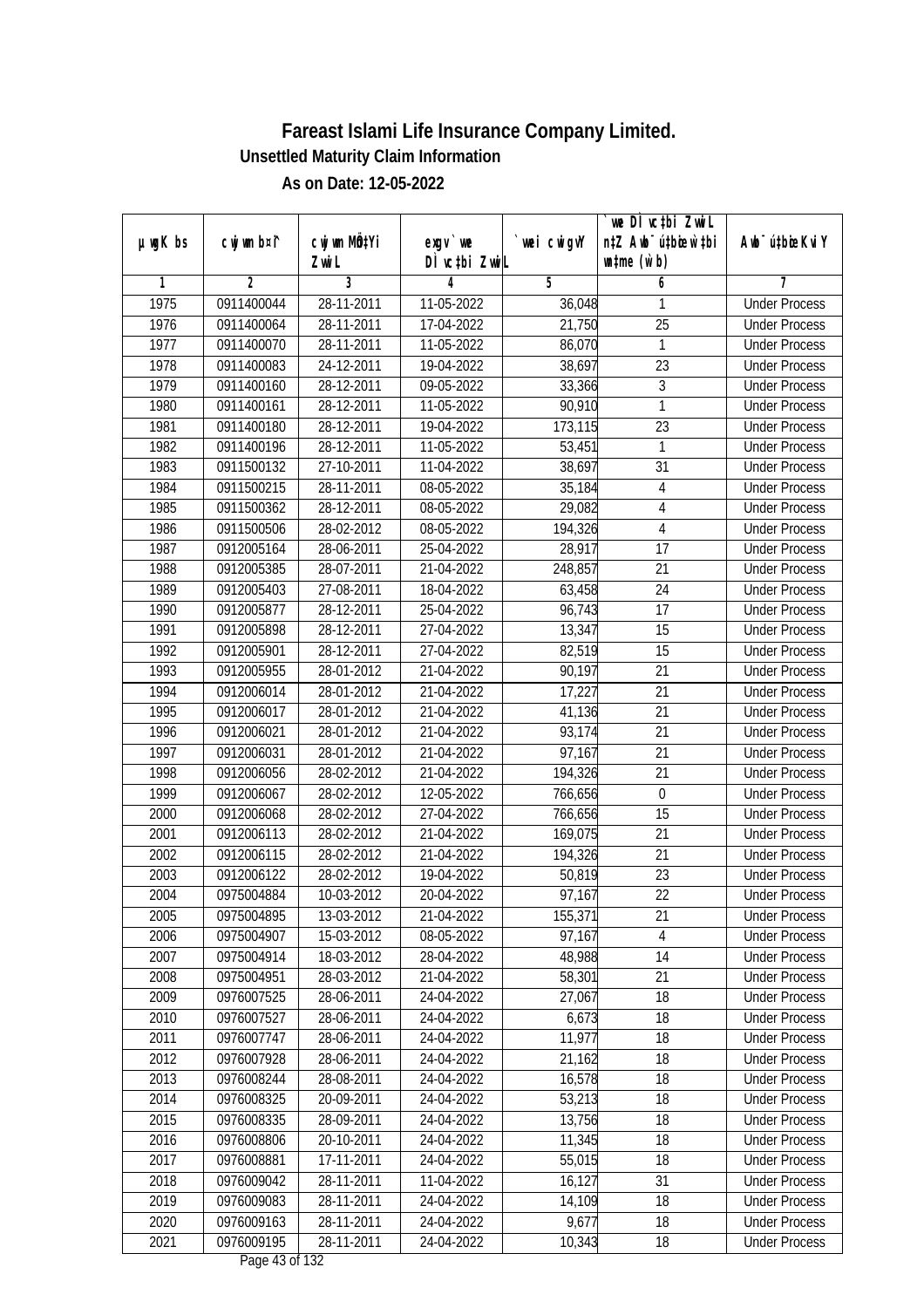# Fareast Islami Life Insurance Company Limited.

**Unsettled Maturity Claim Information**

**As on Date: 12-05-2022**

| µwgK bs | cwjwm b¤^i | cwjwm MÖn‡Yi ZvwiL | exgv` we DÌvc‡bi ZvwiL | `vwei cwigvY | `we DÌvc‡bi ZvwiL n‡Z Awb¯úbœ‡hvM¨ w`‡bi msL¨v (w`b) | Awb¯ú‡bœi KviY |
|---|---|---|---|---|---|---|
| 1 | 2 | 3 | 4 | 5 | 6 | 7 |
| 1975 | 0911400044 | 28-11-2011 | 11-05-2022 | 36,048 | 1 | Under Process |
| 1976 | 0911400064 | 28-11-2011 | 17-04-2022 | 21,750 | 25 | Under Process |
| 1977 | 0911400070 | 28-11-2011 | 11-05-2022 | 86,070 | 1 | Under Process |
| 1978 | 0911400083 | 24-12-2011 | 19-04-2022 | 38,697 | 23 | Under Process |
| 1979 | 0911400160 | 28-12-2011 | 09-05-2022 | 33,366 | 3 | Under Process |
| 1980 | 0911400161 | 28-12-2011 | 11-05-2022 | 90,910 | 1 | Under Process |
| 1981 | 0911400180 | 28-12-2011 | 19-04-2022 | 173,115 | 23 | Under Process |
| 1982 | 0911400196 | 28-12-2011 | 11-05-2022 | 53,451 | 1 | Under Process |
| 1983 | 0911500132 | 27-10-2011 | 11-04-2022 | 38,697 | 31 | Under Process |
| 1984 | 0911500215 | 28-11-2011 | 08-05-2022 | 35,184 | 4 | Under Process |
| 1985 | 0911500362 | 28-12-2011 | 08-05-2022 | 29,082 | 4 | Under Process |
| 1986 | 0911500506 | 28-02-2012 | 08-05-2022 | 194,326 | 4 | Under Process |
| 1987 | 0912005164 | 28-06-2011 | 25-04-2022 | 28,917 | 17 | Under Process |
| 1988 | 0912005385 | 28-07-2011 | 21-04-2022 | 248,857 | 21 | Under Process |
| 1989 | 0912005403 | 27-08-2011 | 18-04-2022 | 63,458 | 24 | Under Process |
| 1990 | 0912005877 | 28-12-2011 | 25-04-2022 | 96,743 | 17 | Under Process |
| 1991 | 0912005898 | 28-12-2011 | 27-04-2022 | 13,347 | 15 | Under Process |
| 1992 | 0912005901 | 28-12-2011 | 27-04-2022 | 82,519 | 15 | Under Process |
| 1993 | 0912005955 | 28-01-2012 | 21-04-2022 | 90,197 | 21 | Under Process |
| 1994 | 0912006014 | 28-01-2012 | 21-04-2022 | 17,227 | 21 | Under Process |
| 1995 | 0912006017 | 28-01-2012 | 21-04-2022 | 41,136 | 21 | Under Process |
| 1996 | 0912006021 | 28-01-2012 | 21-04-2022 | 93,174 | 21 | Under Process |
| 1997 | 0912006031 | 28-01-2012 | 21-04-2022 | 97,167 | 21 | Under Process |
| 1998 | 0912006056 | 28-02-2012 | 21-04-2022 | 194,326 | 21 | Under Process |
| 1999 | 0912006067 | 28-02-2012 | 12-05-2022 | 766,656 | 0 | Under Process |
| 2000 | 0912006068 | 28-02-2012 | 27-04-2022 | 766,656 | 15 | Under Process |
| 2001 | 0912006113 | 28-02-2012 | 21-04-2022 | 169,075 | 21 | Under Process |
| 2002 | 0912006115 | 28-02-2012 | 21-04-2022 | 194,326 | 21 | Under Process |
| 2003 | 0912006122 | 28-02-2012 | 19-04-2022 | 50,819 | 23 | Under Process |
| 2004 | 0975004884 | 10-03-2012 | 20-04-2022 | 97,167 | 22 | Under Process |
| 2005 | 0975004895 | 13-03-2012 | 21-04-2022 | 155,371 | 21 | Under Process |
| 2006 | 0975004907 | 15-03-2012 | 08-05-2022 | 97,167 | 4 | Under Process |
| 2007 | 0975004914 | 18-03-2012 | 28-04-2022 | 48,988 | 14 | Under Process |
| 2008 | 0975004951 | 28-03-2012 | 21-04-2022 | 58,301 | 21 | Under Process |
| 2009 | 0976007525 | 28-06-2011 | 24-04-2022 | 27,067 | 18 | Under Process |
| 2010 | 0976007527 | 28-06-2011 | 24-04-2022 | 6,673 | 18 | Under Process |
| 2011 | 0976007747 | 28-06-2011 | 24-04-2022 | 11,977 | 18 | Under Process |
| 2012 | 0976007928 | 28-06-2011 | 24-04-2022 | 21,162 | 18 | Under Process |
| 2013 | 0976008244 | 28-08-2011 | 24-04-2022 | 16,578 | 18 | Under Process |
| 2014 | 0976008325 | 20-09-2011 | 24-04-2022 | 53,213 | 18 | Under Process |
| 2015 | 0976008335 | 28-09-2011 | 24-04-2022 | 13,756 | 18 | Under Process |
| 2016 | 0976008806 | 20-10-2011 | 24-04-2022 | 11,345 | 18 | Under Process |
| 2017 | 0976008881 | 17-11-2011 | 24-04-2022 | 55,015 | 18 | Under Process |
| 2018 | 0976009042 | 28-11-2011 | 11-04-2022 | 16,127 | 31 | Under Process |
| 2019 | 0976009083 | 28-11-2011 | 24-04-2022 | 14,109 | 18 | Under Process |
| 2020 | 0976009163 | 28-11-2011 | 24-04-2022 | 9,677 | 18 | Under Process |
| 2021 | 0976009195 | 28-11-2011 | 24-04-2022 | 10,343 | 18 | Under Process |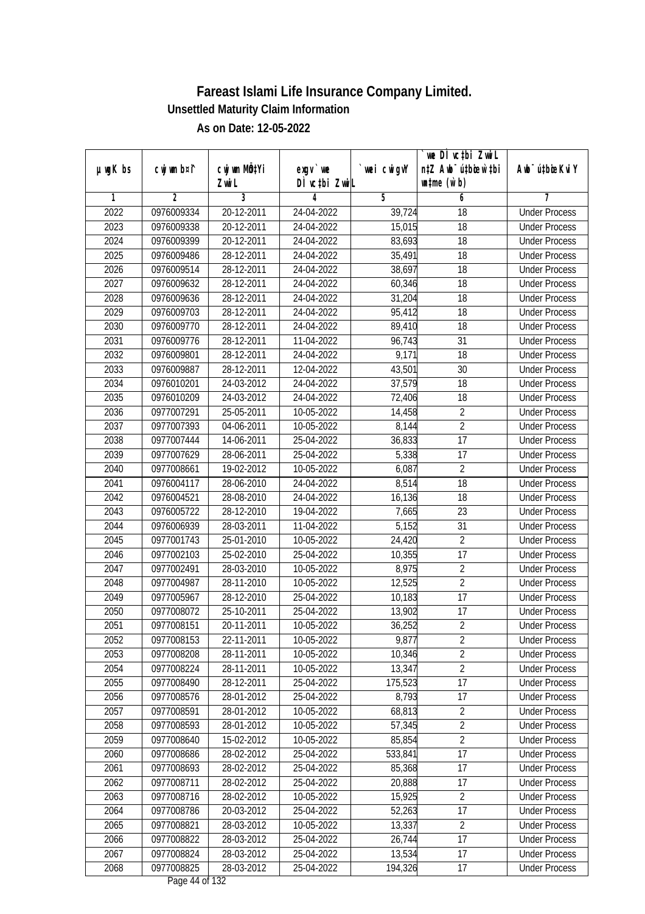# Fareast Islami Life Insurance Company Limited.

**Unsettled Maturity Claim Information**

**As on Date: 12-05-2022**

| µwgK bs | cwjwm bs¯ | cwjwm MÖn‡Yi ZvwiL | exgv`‡We DÌvc‡bi ZvwiL | `vwei cwigvY | `vwe DÌvc‡bi ZvwiL n‡Z Awb¯úbœ `v‡ei mgqKvj (w`b) | Awb¯úbœi KviY |
|---|---|---|---|---|---|---|
| 1 | 2 | 3 | 4 | 5 | 6 | 7 |
| 2022 | 0976009334 | 20-12-2011 | 24-04-2022 | 39,724 | 18 | Under Process |
| 2023 | 0976009338 | 20-12-2011 | 24-04-2022 | 15,015 | 18 | Under Process |
| 2024 | 0976009399 | 20-12-2011 | 24-04-2022 | 83,693 | 18 | Under Process |
| 2025 | 0976009486 | 28-12-2011 | 24-04-2022 | 35,491 | 18 | Under Process |
| 2026 | 0976009514 | 28-12-2011 | 24-04-2022 | 38,697 | 18 | Under Process |
| 2027 | 0976009632 | 28-12-2011 | 24-04-2022 | 60,346 | 18 | Under Process |
| 2028 | 0976009636 | 28-12-2011 | 24-04-2022 | 31,204 | 18 | Under Process |
| 2029 | 0976009703 | 28-12-2011 | 24-04-2022 | 95,412 | 18 | Under Process |
| 2030 | 0976009770 | 28-12-2011 | 24-04-2022 | 89,410 | 18 | Under Process |
| 2031 | 0976009776 | 28-12-2011 | 11-04-2022 | 96,743 | 31 | Under Process |
| 2032 | 0976009801 | 28-12-2011 | 24-04-2022 | 9,171 | 18 | Under Process |
| 2033 | 0976009887 | 28-12-2011 | 12-04-2022 | 43,501 | 30 | Under Process |
| 2034 | 0976010201 | 24-03-2012 | 24-04-2022 | 37,579 | 18 | Under Process |
| 2035 | 0976010209 | 24-03-2012 | 24-04-2022 | 72,406 | 18 | Under Process |
| 2036 | 0977007291 | 25-05-2011 | 10-05-2022 | 14,458 | 2 | Under Process |
| 2037 | 0977007393 | 04-06-2011 | 10-05-2022 | 8,144 | 2 | Under Process |
| 2038 | 0977007444 | 14-06-2011 | 25-04-2022 | 36,833 | 17 | Under Process |
| 2039 | 0977007629 | 28-06-2011 | 25-04-2022 | 5,338 | 17 | Under Process |
| 2040 | 0977008661 | 19-02-2012 | 10-05-2022 | 6,087 | 2 | Under Process |
| 2041 | 0976004117 | 28-06-2010 | 24-04-2022 | 8,514 | 18 | Under Process |
| 2042 | 0976004521 | 28-08-2010 | 24-04-2022 | 16,136 | 18 | Under Process |
| 2043 | 0976005722 | 28-12-2010 | 19-04-2022 | 7,665 | 23 | Under Process |
| 2044 | 0976006939 | 28-03-2011 | 11-04-2022 | 5,152 | 31 | Under Process |
| 2045 | 0977001743 | 25-01-2010 | 10-05-2022 | 24,420 | 2 | Under Process |
| 2046 | 0977002103 | 25-02-2010 | 25-04-2022 | 10,355 | 17 | Under Process |
| 2047 | 0977002491 | 28-03-2010 | 10-05-2022 | 8,975 | 2 | Under Process |
| 2048 | 0977004987 | 28-11-2010 | 10-05-2022 | 12,525 | 2 | Under Process |
| 2049 | 0977005967 | 28-12-2010 | 25-04-2022 | 10,183 | 17 | Under Process |
| 2050 | 0977008072 | 25-10-2011 | 25-04-2022 | 13,902 | 17 | Under Process |
| 2051 | 0977008151 | 20-11-2011 | 10-05-2022 | 36,252 | 2 | Under Process |
| 2052 | 0977008153 | 22-11-2011 | 10-05-2022 | 9,877 | 2 | Under Process |
| 2053 | 0977008208 | 28-11-2011 | 10-05-2022 | 10,346 | 2 | Under Process |
| 2054 | 0977008224 | 28-11-2011 | 10-05-2022 | 13,347 | 2 | Under Process |
| 2055 | 0977008490 | 28-12-2011 | 25-04-2022 | 175,523 | 17 | Under Process |
| 2056 | 0977008576 | 28-01-2012 | 25-04-2022 | 8,793 | 17 | Under Process |
| 2057 | 0977008591 | 28-01-2012 | 10-05-2022 | 68,813 | 2 | Under Process |
| 2058 | 0977008593 | 28-01-2012 | 10-05-2022 | 57,345 | 2 | Under Process |
| 2059 | 0977008640 | 15-02-2012 | 10-05-2022 | 85,854 | 2 | Under Process |
| 2060 | 0977008686 | 28-02-2012 | 25-04-2022 | 533,841 | 17 | Under Process |
| 2061 | 0977008693 | 28-02-2012 | 25-04-2022 | 85,368 | 17 | Under Process |
| 2062 | 0977008711 | 28-02-2012 | 25-04-2022 | 20,888 | 17 | Under Process |
| 2063 | 0977008716 | 28-02-2012 | 10-05-2022 | 15,925 | 2 | Under Process |
| 2064 | 0977008786 | 20-03-2012 | 25-04-2022 | 52,263 | 17 | Under Process |
| 2065 | 0977008821 | 28-03-2012 | 10-05-2022 | 13,337 | 2 | Under Process |
| 2066 | 0977008822 | 28-03-2012 | 25-04-2022 | 26,744 | 17 | Under Process |
| 2067 | 0977008824 | 28-03-2012 | 25-04-2022 | 13,534 | 17 | Under Process |
| 2068 | 0977008825 | 28-03-2012 | 25-04-2022 | 194,326 | 17 | Under Process |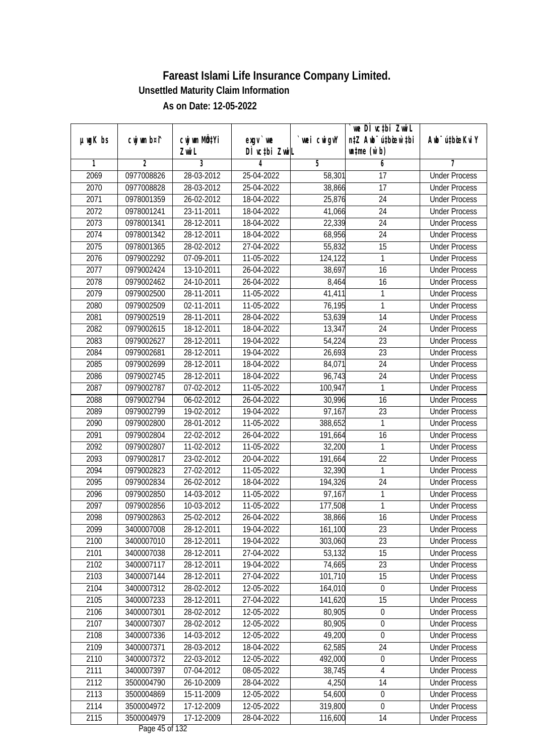# Fareast Islami Life Insurance Company Limited.

## Unsettled Maturity Claim Information

### As on Date: 12-05-2022

| µwgK bs | cwjwm b¤^i | cwjwm MÖn‡Yi ZvwiL | exgv` we DÌvc‡bi ZvwiL | `vwei cwigvY | `vwe DÌvc‡bi ZvwiL n‡Z Awb¯úbœ `vwei wb‡ᵉ… (w`b) | Awb¯ú‡bœi KviY |
|---|---|---|---|---|---|---|
| 1 | 2 | 3 | 4 | 5 | 6 | 7 |
| 2069 | 0977008826 | 28-03-2012 | 25-04-2022 | 58,301 | 17 | Under Process |
| 2070 | 0977008828 | 28-03-2012 | 25-04-2022 | 38,866 | 17 | Under Process |
| 2071 | 0978001359 | 26-02-2012 | 18-04-2022 | 25,876 | 24 | Under Process |
| 2072 | 0978001241 | 23-11-2011 | 18-04-2022 | 41,066 | 24 | Under Process |
| 2073 | 0978001341 | 28-12-2011 | 18-04-2022 | 22,339 | 24 | Under Process |
| 2074 | 0978001342 | 28-12-2011 | 18-04-2022 | 68,956 | 24 | Under Process |
| 2075 | 0978001365 | 28-02-2012 | 27-04-2022 | 55,832 | 15 | Under Process |
| 2076 | 0979002292 | 07-09-2011 | 11-05-2022 | 124,122 | 1 | Under Process |
| 2077 | 0979002424 | 13-10-2011 | 26-04-2022 | 38,697 | 16 | Under Process |
| 2078 | 0979002462 | 24-10-2011 | 26-04-2022 | 8,464 | 16 | Under Process |
| 2079 | 0979002500 | 28-11-2011 | 11-05-2022 | 41,411 | 1 | Under Process |
| 2080 | 0979002509 | 02-11-2011 | 11-05-2022 | 76,195 | 1 | Under Process |
| 2081 | 0979002519 | 28-11-2011 | 28-04-2022 | 53,639 | 14 | Under Process |
| 2082 | 0979002615 | 18-12-2011 | 18-04-2022 | 13,347 | 24 | Under Process |
| 2083 | 0979002627 | 28-12-2011 | 19-04-2022 | 54,224 | 23 | Under Process |
| 2084 | 0979002681 | 28-12-2011 | 19-04-2022 | 26,693 | 23 | Under Process |
| 2085 | 0979002699 | 28-12-2011 | 18-04-2022 | 84,071 | 24 | Under Process |
| 2086 | 0979002745 | 28-12-2011 | 18-04-2022 | 96,743 | 24 | Under Process |
| 2087 | 0979002787 | 07-02-2012 | 11-05-2022 | 100,947 | 1 | Under Process |
| 2088 | 0979002794 | 06-02-2012 | 26-04-2022 | 30,996 | 16 | Under Process |
| 2089 | 0979002799 | 19-02-2012 | 19-04-2022 | 97,167 | 23 | Under Process |
| 2090 | 0979002800 | 28-01-2012 | 11-05-2022 | 388,652 | 1 | Under Process |
| 2091 | 0979002804 | 22-02-2012 | 26-04-2022 | 191,664 | 16 | Under Process |
| 2092 | 0979002807 | 11-02-2012 | 11-05-2022 | 32,200 | 1 | Under Process |
| 2093 | 0979002817 | 23-02-2012 | 20-04-2022 | 191,664 | 22 | Under Process |
| 2094 | 0979002823 | 27-02-2012 | 11-05-2022 | 32,390 | 1 | Under Process |
| 2095 | 0979002834 | 26-02-2012 | 18-04-2022 | 194,326 | 24 | Under Process |
| 2096 | 0979002850 | 14-03-2012 | 11-05-2022 | 97,167 | 1 | Under Process |
| 2097 | 0979002856 | 10-03-2012 | 11-05-2022 | 177,508 | 1 | Under Process |
| 2098 | 0979002863 | 25-02-2012 | 26-04-2022 | 38,866 | 16 | Under Process |
| 2099 | 3400007008 | 28-12-2011 | 19-04-2022 | 161,100 | 23 | Under Process |
| 2100 | 3400007010 | 28-12-2011 | 19-04-2022 | 303,060 | 23 | Under Process |
| 2101 | 3400007038 | 28-12-2011 | 27-04-2022 | 53,132 | 15 | Under Process |
| 2102 | 3400007117 | 28-12-2011 | 19-04-2022 | 74,665 | 23 | Under Process |
| 2103 | 3400007144 | 28-12-2011 | 27-04-2022 | 101,710 | 15 | Under Process |
| 2104 | 3400007312 | 28-02-2012 | 12-05-2022 | 164,010 | 0 | Under Process |
| 2105 | 3400007233 | 28-12-2011 | 27-04-2022 | 141,620 | 15 | Under Process |
| 2106 | 3400007301 | 28-02-2012 | 12-05-2022 | 80,905 | 0 | Under Process |
| 2107 | 3400007307 | 28-02-2012 | 12-05-2022 | 80,905 | 0 | Under Process |
| 2108 | 3400007336 | 14-03-2012 | 12-05-2022 | 49,200 | 0 | Under Process |
| 2109 | 3400007371 | 28-03-2012 | 18-04-2022 | 62,585 | 24 | Under Process |
| 2110 | 3400007372 | 22-03-2012 | 12-05-2022 | 492,000 | 0 | Under Process |
| 2111 | 3400007397 | 07-04-2012 | 08-05-2022 | 38,745 | 4 | Under Process |
| 2112 | 3500004790 | 26-10-2009 | 28-04-2022 | 4,250 | 14 | Under Process |
| 2113 | 3500004869 | 15-11-2009 | 12-05-2022 | 54,600 | 0 | Under Process |
| 2114 | 3500004972 | 17-12-2009 | 12-05-2022 | 319,800 | 0 | Under Process |
| 2115 | 3500004979 | 17-12-2009 | 28-04-2022 | 116,600 | 14 | Under Process |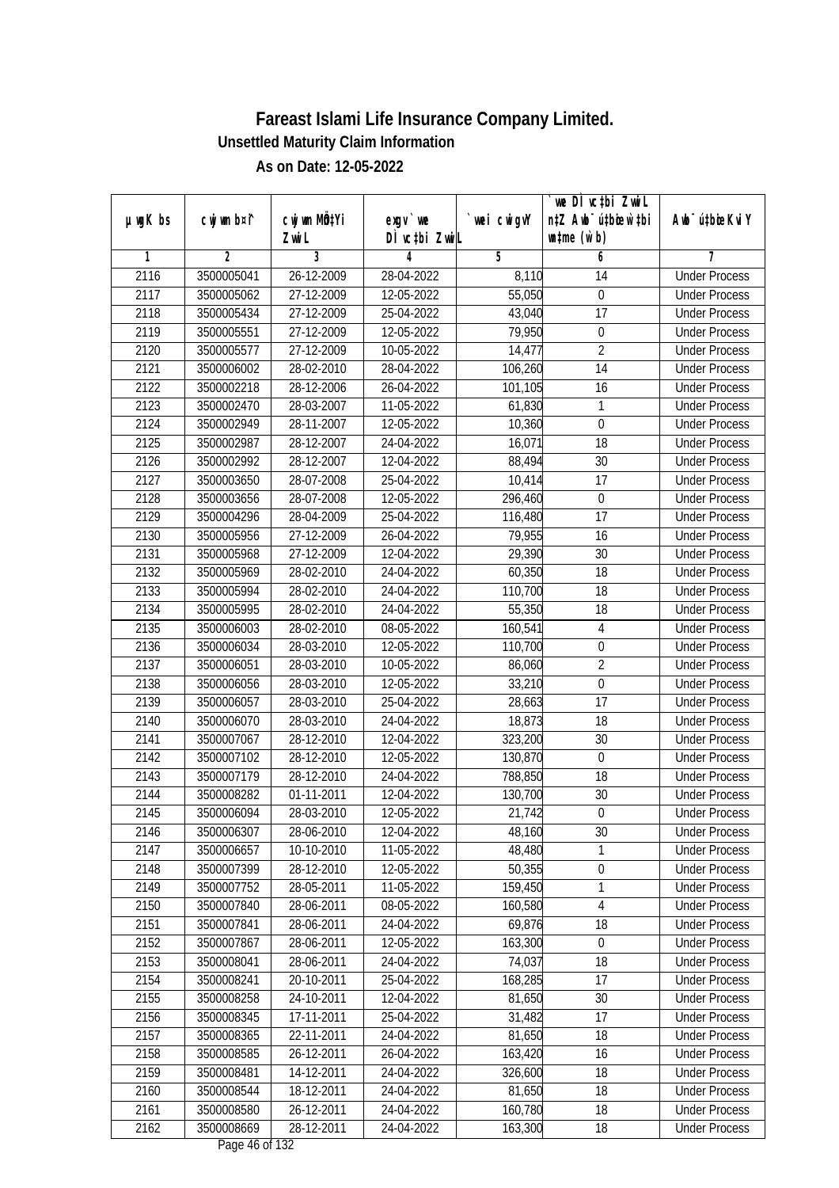# Fareast Islami Life Insurance Company Limited.

**Unsettled Maturity Claim Information**

**As on Date: 12-05-2022**

| µwgK bs | cwjwm b¤^i | cwjwm MÖnYi ZvwiL | exgv `vwe DÌvc‡bi ZvwiL | `vwei cwigvY | `vwe DÌvc‡bi ZvwiL n‡Z Awb¯úwËi w`‡bi msL¨v (w`b) | Awb¯úwËi KviY |
|---|---|---|---|---|---|---|
| 1 | 2 | 3 | 4 | 5 | 6 | 7 |
| 2116 | 3500005041 | 26-12-2009 | 28-04-2022 | 8,110 | 14 | Under Process |
| 2117 | 3500005062 | 27-12-2009 | 12-05-2022 | 55,050 | 0 | Under Process |
| 2118 | 3500005434 | 27-12-2009 | 25-04-2022 | 43,040 | 17 | Under Process |
| 2119 | 3500005551 | 27-12-2009 | 12-05-2022 | 79,950 | 0 | Under Process |
| 2120 | 3500005577 | 27-12-2009 | 10-05-2022 | 14,477 | 2 | Under Process |
| 2121 | 3500006002 | 28-02-2010 | 28-04-2022 | 106,260 | 14 | Under Process |
| 2122 | 3500002218 | 28-12-2006 | 26-04-2022 | 101,105 | 16 | Under Process |
| 2123 | 3500002470 | 28-03-2007 | 11-05-2022 | 61,830 | 1 | Under Process |
| 2124 | 3500002949 | 28-11-2007 | 12-05-2022 | 10,360 | 0 | Under Process |
| 2125 | 3500002987 | 28-12-2007 | 24-04-2022 | 16,071 | 18 | Under Process |
| 2126 | 3500002992 | 28-12-2007 | 12-04-2022 | 88,494 | 30 | Under Process |
| 2127 | 3500003650 | 28-07-2008 | 25-04-2022 | 10,414 | 17 | Under Process |
| 2128 | 3500003656 | 28-07-2008 | 12-05-2022 | 296,460 | 0 | Under Process |
| 2129 | 3500004296 | 28-04-2009 | 25-04-2022 | 116,480 | 17 | Under Process |
| 2130 | 3500005956 | 27-12-2009 | 26-04-2022 | 79,955 | 16 | Under Process |
| 2131 | 3500005968 | 27-12-2009 | 12-04-2022 | 29,390 | 30 | Under Process |
| 2132 | 3500005969 | 28-02-2010 | 24-04-2022 | 60,350 | 18 | Under Process |
| 2133 | 3500005994 | 28-02-2010 | 24-04-2022 | 110,700 | 18 | Under Process |
| 2134 | 3500005995 | 28-02-2010 | 24-04-2022 | 55,350 | 18 | Under Process |
| 2135 | 3500006003 | 28-02-2010 | 08-05-2022 | 160,541 | 4 | Under Process |
| 2136 | 3500006034 | 28-03-2010 | 12-05-2022 | 110,700 | 0 | Under Process |
| 2137 | 3500006051 | 28-03-2010 | 10-05-2022 | 86,060 | 2 | Under Process |
| 2138 | 3500006056 | 28-03-2010 | 12-05-2022 | 33,210 | 0 | Under Process |
| 2139 | 3500006057 | 28-03-2010 | 25-04-2022 | 28,663 | 17 | Under Process |
| 2140 | 3500006070 | 28-03-2010 | 24-04-2022 | 18,873 | 18 | Under Process |
| 2141 | 3500007067 | 28-12-2010 | 12-04-2022 | 323,200 | 30 | Under Process |
| 2142 | 3500007102 | 28-12-2010 | 12-05-2022 | 130,870 | 0 | Under Process |
| 2143 | 3500007179 | 28-12-2010 | 24-04-2022 | 788,850 | 18 | Under Process |
| 2144 | 3500008282 | 01-11-2011 | 12-04-2022 | 130,700 | 30 | Under Process |
| 2145 | 3500006094 | 28-03-2010 | 12-05-2022 | 21,742 | 0 | Under Process |
| 2146 | 3500006307 | 28-06-2010 | 12-04-2022 | 48,160 | 30 | Under Process |
| 2147 | 3500006657 | 10-10-2010 | 11-05-2022 | 48,480 | 1 | Under Process |
| 2148 | 3500007399 | 28-12-2010 | 12-05-2022 | 50,355 | 0 | Under Process |
| 2149 | 3500007752 | 28-05-2011 | 11-05-2022 | 159,450 | 1 | Under Process |
| 2150 | 3500007840 | 28-06-2011 | 08-05-2022 | 160,580 | 4 | Under Process |
| 2151 | 3500007841 | 28-06-2011 | 24-04-2022 | 69,876 | 18 | Under Process |
| 2152 | 3500007867 | 28-06-2011 | 12-05-2022 | 163,300 | 0 | Under Process |
| 2153 | 3500008041 | 28-06-2011 | 24-04-2022 | 74,037 | 18 | Under Process |
| 2154 | 3500008241 | 20-10-2011 | 25-04-2022 | 168,285 | 17 | Under Process |
| 2155 | 3500008258 | 24-10-2011 | 12-04-2022 | 81,650 | 30 | Under Process |
| 2156 | 3500008345 | 17-11-2011 | 25-04-2022 | 31,482 | 17 | Under Process |
| 2157 | 3500008365 | 22-11-2011 | 24-04-2022 | 81,650 | 18 | Under Process |
| 2158 | 3500008585 | 26-12-2011 | 26-04-2022 | 163,420 | 16 | Under Process |
| 2159 | 3500008481 | 14-12-2011 | 24-04-2022 | 326,600 | 18 | Under Process |
| 2160 | 3500008544 | 18-12-2011 | 24-04-2022 | 81,650 | 18 | Under Process |
| 2161 | 3500008580 | 26-12-2011 | 24-04-2022 | 160,780 | 18 | Under Process |
| 2162 | 3500008669 | 28-12-2011 | 24-04-2022 | 163,300 | 18 | Under Process |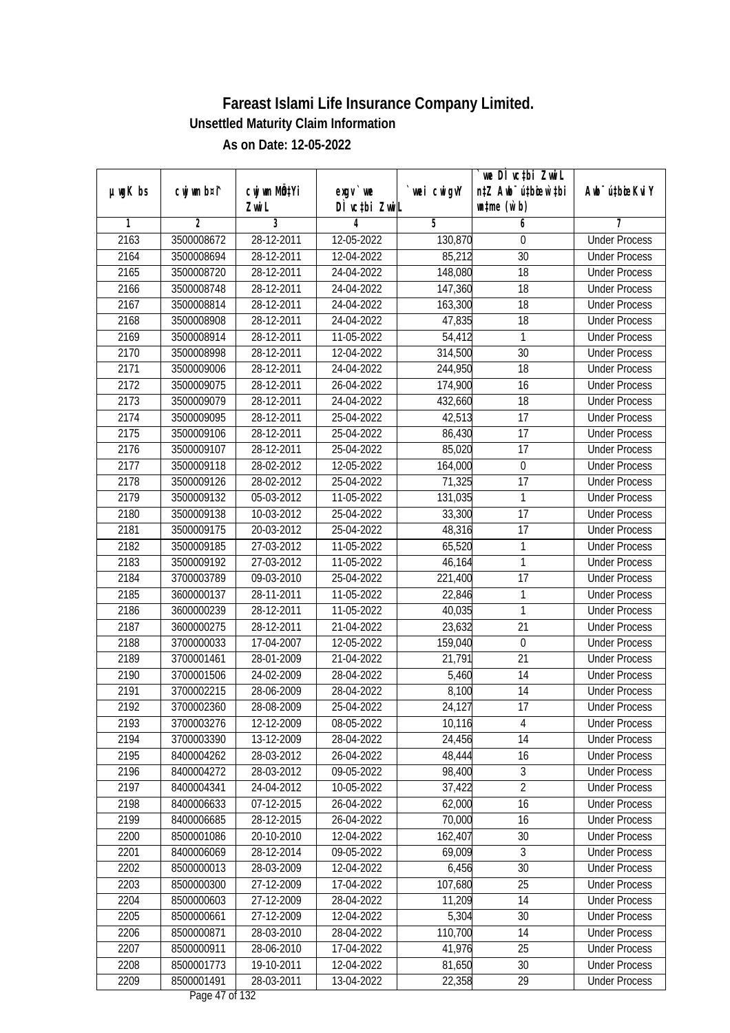# Fareast Islami Life Insurance Company Limited.

**Unsettled Maturity Claim Information**

**As on Date: 12-05-2022**

| µwgK bs | cwjwm b¤^i | cwjwm MÖn‡Yi ZvwiL | exgv`vwe DÌvc‡bi ZvwiL | `vwei cwigvY | `vwe DÌvc‡bi ZvwiL n‡Z Awb¯úbœ `v‡bi wŸme (w`b) | Awb¯úbœ KviY |
|---|---|---|---|---|---|---|
| 1 | 2 | 3 | 4 | 5 | 6 | 7 |
| 2163 | 3500008672 | 28-12-2011 | 12-05-2022 | 130,870 | 0 | Under Process |
| 2164 | 3500008694 | 28-12-2011 | 12-04-2022 | 85,212 | 30 | Under Process |
| 2165 | 3500008720 | 28-12-2011 | 24-04-2022 | 148,080 | 18 | Under Process |
| 2166 | 3500008748 | 28-12-2011 | 24-04-2022 | 147,360 | 18 | Under Process |
| 2167 | 3500008814 | 28-12-2011 | 24-04-2022 | 163,300 | 18 | Under Process |
| 2168 | 3500008908 | 28-12-2011 | 24-04-2022 | 47,835 | 18 | Under Process |
| 2169 | 3500008914 | 28-12-2011 | 11-05-2022 | 54,412 | 1 | Under Process |
| 2170 | 3500008998 | 28-12-2011 | 12-04-2022 | 314,500 | 30 | Under Process |
| 2171 | 3500009006 | 28-12-2011 | 24-04-2022 | 244,950 | 18 | Under Process |
| 2172 | 3500009075 | 28-12-2011 | 26-04-2022 | 174,900 | 16 | Under Process |
| 2173 | 3500009079 | 28-12-2011 | 24-04-2022 | 432,660 | 18 | Under Process |
| 2174 | 3500009095 | 28-12-2011 | 25-04-2022 | 42,513 | 17 | Under Process |
| 2175 | 3500009106 | 28-12-2011 | 25-04-2022 | 86,430 | 17 | Under Process |
| 2176 | 3500009107 | 28-12-2011 | 25-04-2022 | 85,020 | 17 | Under Process |
| 2177 | 3500009118 | 28-02-2012 | 12-05-2022 | 164,000 | 0 | Under Process |
| 2178 | 3500009126 | 28-02-2012 | 25-04-2022 | 71,325 | 17 | Under Process |
| 2179 | 3500009132 | 05-03-2012 | 11-05-2022 | 131,035 | 1 | Under Process |
| 2180 | 3500009138 | 10-03-2012 | 25-04-2022 | 33,300 | 17 | Under Process |
| 2181 | 3500009175 | 20-03-2012 | 25-04-2022 | 48,316 | 17 | Under Process |
| 2182 | 3500009185 | 27-03-2012 | 11-05-2022 | 65,520 | 1 | Under Process |
| 2183 | 3500009192 | 27-03-2012 | 11-05-2022 | 46,164 | 1 | Under Process |
| 2184 | 3700003789 | 09-03-2010 | 25-04-2022 | 221,400 | 17 | Under Process |
| 2185 | 3600000137 | 28-11-2011 | 11-05-2022 | 22,846 | 1 | Under Process |
| 2186 | 3600000239 | 28-12-2011 | 11-05-2022 | 40,035 | 1 | Under Process |
| 2187 | 3600000275 | 28-12-2011 | 21-04-2022 | 23,632 | 21 | Under Process |
| 2188 | 3700000033 | 17-04-2007 | 12-05-2022 | 159,040 | 0 | Under Process |
| 2189 | 3700001461 | 28-01-2009 | 21-04-2022 | 21,791 | 21 | Under Process |
| 2190 | 3700001506 | 24-02-2009 | 28-04-2022 | 5,460 | 14 | Under Process |
| 2191 | 3700002215 | 28-06-2009 | 28-04-2022 | 8,100 | 14 | Under Process |
| 2192 | 3700002360 | 28-08-2009 | 25-04-2022 | 24,127 | 17 | Under Process |
| 2193 | 3700003276 | 12-12-2009 | 08-05-2022 | 10,116 | 4 | Under Process |
| 2194 | 3700003390 | 13-12-2009 | 28-04-2022 | 24,456 | 14 | Under Process |
| 2195 | 8400004262 | 28-03-2012 | 26-04-2022 | 48,444 | 16 | Under Process |
| 2196 | 8400004272 | 28-03-2012 | 09-05-2022 | 98,400 | 3 | Under Process |
| 2197 | 8400004341 | 24-04-2012 | 10-05-2022 | 37,422 | 2 | Under Process |
| 2198 | 8400006633 | 07-12-2015 | 26-04-2022 | 62,000 | 16 | Under Process |
| 2199 | 8400006685 | 28-12-2015 | 26-04-2022 | 70,000 | 16 | Under Process |
| 2200 | 8500001086 | 20-10-2010 | 12-04-2022 | 162,407 | 30 | Under Process |
| 2201 | 8400006069 | 28-12-2014 | 09-05-2022 | 69,009 | 3 | Under Process |
| 2202 | 8500000013 | 28-03-2009 | 12-04-2022 | 6,456 | 30 | Under Process |
| 2203 | 8500000300 | 27-12-2009 | 17-04-2022 | 107,680 | 25 | Under Process |
| 2204 | 8500000603 | 27-12-2009 | 28-04-2022 | 11,209 | 14 | Under Process |
| 2205 | 8500000661 | 27-12-2009 | 12-04-2022 | 5,304 | 30 | Under Process |
| 2206 | 8500000871 | 28-03-2010 | 28-04-2022 | 110,700 | 14 | Under Process |
| 2207 | 8500000911 | 28-06-2010 | 17-04-2022 | 41,976 | 25 | Under Process |
| 2208 | 8500001773 | 19-10-2011 | 12-04-2022 | 81,650 | 30 | Under Process |
| 2209 | 8500001491 | 28-03-2011 | 13-04-2022 | 22,358 | 29 | Under Process |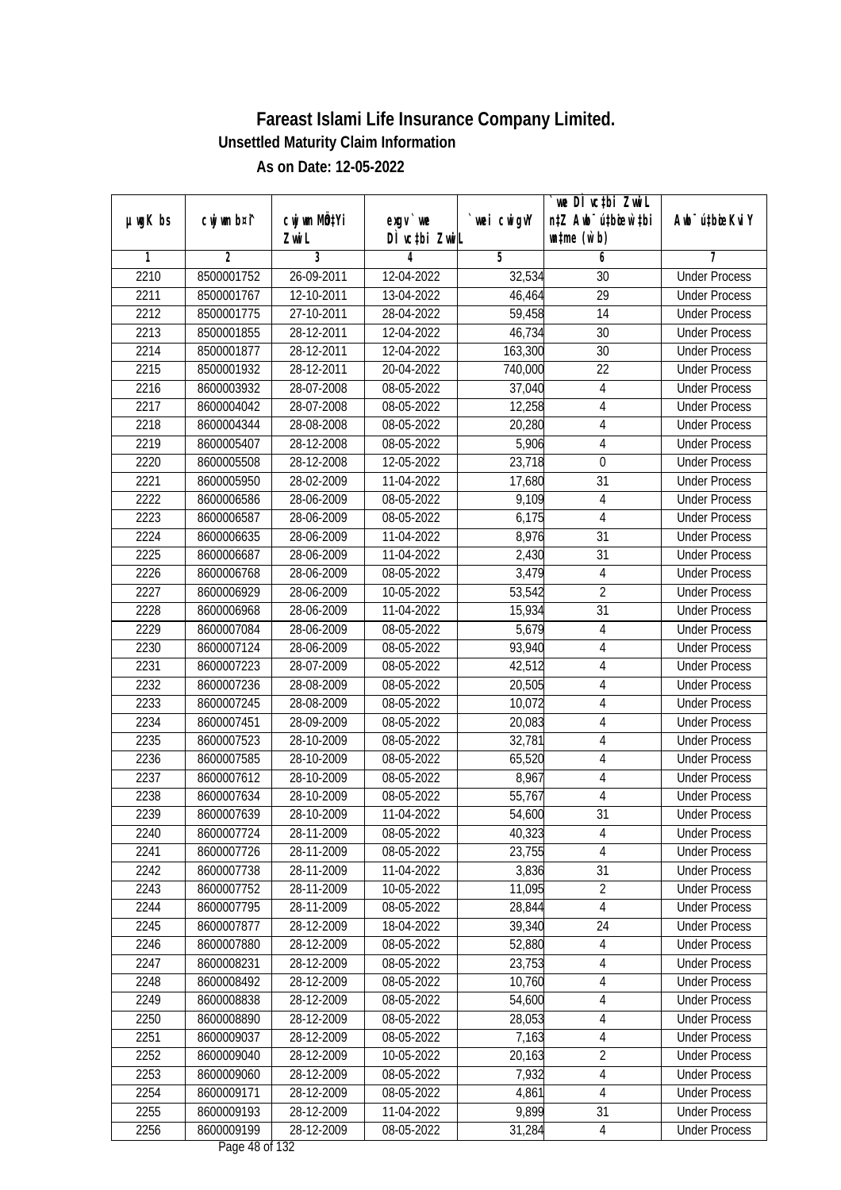# Fareast Islami Life Insurance Company Limited.

## Unsettled Maturity Claim Information

### As on Date: 12-05-2022

| µwgK bs | cwjwm b¤^i | cwjwm MÖ‡Yi ZvwiL | exgv` we DÌ vc‡bi ZvwiL | `vwei cwigvY | `vwe DÌ vc‡bi ZvwiL n‡Z Awb¯ú‡bœi w‡bi msL¨v (w`b) | Awb¯ú‡bœi KviY |
|---|---|---|---|---|---|---|
| 1 | 2 | 3 | 4 | 5 | 6 | 7 |
| 2210 | 8500001752 | 26-09-2011 | 12-04-2022 | 32,534 | 30 | Under Process |
| 2211 | 8500001767 | 12-10-2011 | 13-04-2022 | 46,464 | 29 | Under Process |
| 2212 | 8500001775 | 27-10-2011 | 28-04-2022 | 59,458 | 14 | Under Process |
| 2213 | 8500001855 | 28-12-2011 | 12-04-2022 | 46,734 | 30 | Under Process |
| 2214 | 8500001877 | 28-12-2011 | 12-04-2022 | 163,300 | 30 | Under Process |
| 2215 | 8500001932 | 28-12-2011 | 20-04-2022 | 740,000 | 22 | Under Process |
| 2216 | 8600003932 | 28-07-2008 | 08-05-2022 | 37,040 | 4 | Under Process |
| 2217 | 8600004042 | 28-07-2008 | 08-05-2022 | 12,258 | 4 | Under Process |
| 2218 | 8600004344 | 28-08-2008 | 08-05-2022 | 20,280 | 4 | Under Process |
| 2219 | 8600005407 | 28-12-2008 | 08-05-2022 | 5,906 | 4 | Under Process |
| 2220 | 8600005508 | 28-12-2008 | 12-05-2022 | 23,718 | 0 | Under Process |
| 2221 | 8600005950 | 28-02-2009 | 11-04-2022 | 17,680 | 31 | Under Process |
| 2222 | 8600006586 | 28-06-2009 | 08-05-2022 | 9,109 | 4 | Under Process |
| 2223 | 8600006587 | 28-06-2009 | 08-05-2022 | 6,175 | 4 | Under Process |
| 2224 | 8600006635 | 28-06-2009 | 11-04-2022 | 8,976 | 31 | Under Process |
| 2225 | 8600006687 | 28-06-2009 | 11-04-2022 | 2,430 | 31 | Under Process |
| 2226 | 8600006768 | 28-06-2009 | 08-05-2022 | 3,479 | 4 | Under Process |
| 2227 | 8600006929 | 28-06-2009 | 10-05-2022 | 53,542 | 2 | Under Process |
| 2228 | 8600006968 | 28-06-2009 | 11-04-2022 | 15,934 | 31 | Under Process |
| 2229 | 8600007084 | 28-06-2009 | 08-05-2022 | 5,679 | 4 | Under Process |
| 2230 | 8600007124 | 28-06-2009 | 08-05-2022 | 93,940 | 4 | Under Process |
| 2231 | 8600007223 | 28-07-2009 | 08-05-2022 | 42,512 | 4 | Under Process |
| 2232 | 8600007236 | 28-08-2009 | 08-05-2022 | 20,505 | 4 | Under Process |
| 2233 | 8600007245 | 28-08-2009 | 08-05-2022 | 10,072 | 4 | Under Process |
| 2234 | 8600007451 | 28-09-2009 | 08-05-2022 | 20,083 | 4 | Under Process |
| 2235 | 8600007523 | 28-10-2009 | 08-05-2022 | 32,781 | 4 | Under Process |
| 2236 | 8600007585 | 28-10-2009 | 08-05-2022 | 65,520 | 4 | Under Process |
| 2237 | 8600007612 | 28-10-2009 | 08-05-2022 | 8,967 | 4 | Under Process |
| 2238 | 8600007634 | 28-10-2009 | 08-05-2022 | 55,767 | 4 | Under Process |
| 2239 | 8600007639 | 28-10-2009 | 11-04-2022 | 54,600 | 31 | Under Process |
| 2240 | 8600007724 | 28-11-2009 | 08-05-2022 | 40,323 | 4 | Under Process |
| 2241 | 8600007726 | 28-11-2009 | 08-05-2022 | 23,755 | 4 | Under Process |
| 2242 | 8600007738 | 28-11-2009 | 11-04-2022 | 3,836 | 31 | Under Process |
| 2243 | 8600007752 | 28-11-2009 | 10-05-2022 | 11,095 | 2 | Under Process |
| 2244 | 8600007795 | 28-11-2009 | 08-05-2022 | 28,844 | 4 | Under Process |
| 2245 | 8600007877 | 28-12-2009 | 18-04-2022 | 39,340 | 24 | Under Process |
| 2246 | 8600007880 | 28-12-2009 | 08-05-2022 | 52,880 | 4 | Under Process |
| 2247 | 8600008231 | 28-12-2009 | 08-05-2022 | 23,753 | 4 | Under Process |
| 2248 | 8600008492 | 28-12-2009 | 08-05-2022 | 10,760 | 4 | Under Process |
| 2249 | 8600008838 | 28-12-2009 | 08-05-2022 | 54,600 | 4 | Under Process |
| 2250 | 8600008890 | 28-12-2009 | 08-05-2022 | 28,053 | 4 | Under Process |
| 2251 | 8600009037 | 28-12-2009 | 08-05-2022 | 7,163 | 4 | Under Process |
| 2252 | 8600009040 | 28-12-2009 | 10-05-2022 | 20,163 | 2 | Under Process |
| 2253 | 8600009060 | 28-12-2009 | 08-05-2022 | 7,932 | 4 | Under Process |
| 2254 | 8600009171 | 28-12-2009 | 08-05-2022 | 4,861 | 4 | Under Process |
| 2255 | 8600009193 | 28-12-2009 | 11-04-2022 | 9,899 | 31 | Under Process |
| 2256 | 8600009199 | 28-12-2009 | 08-05-2022 | 31,284 | 4 | Under Process |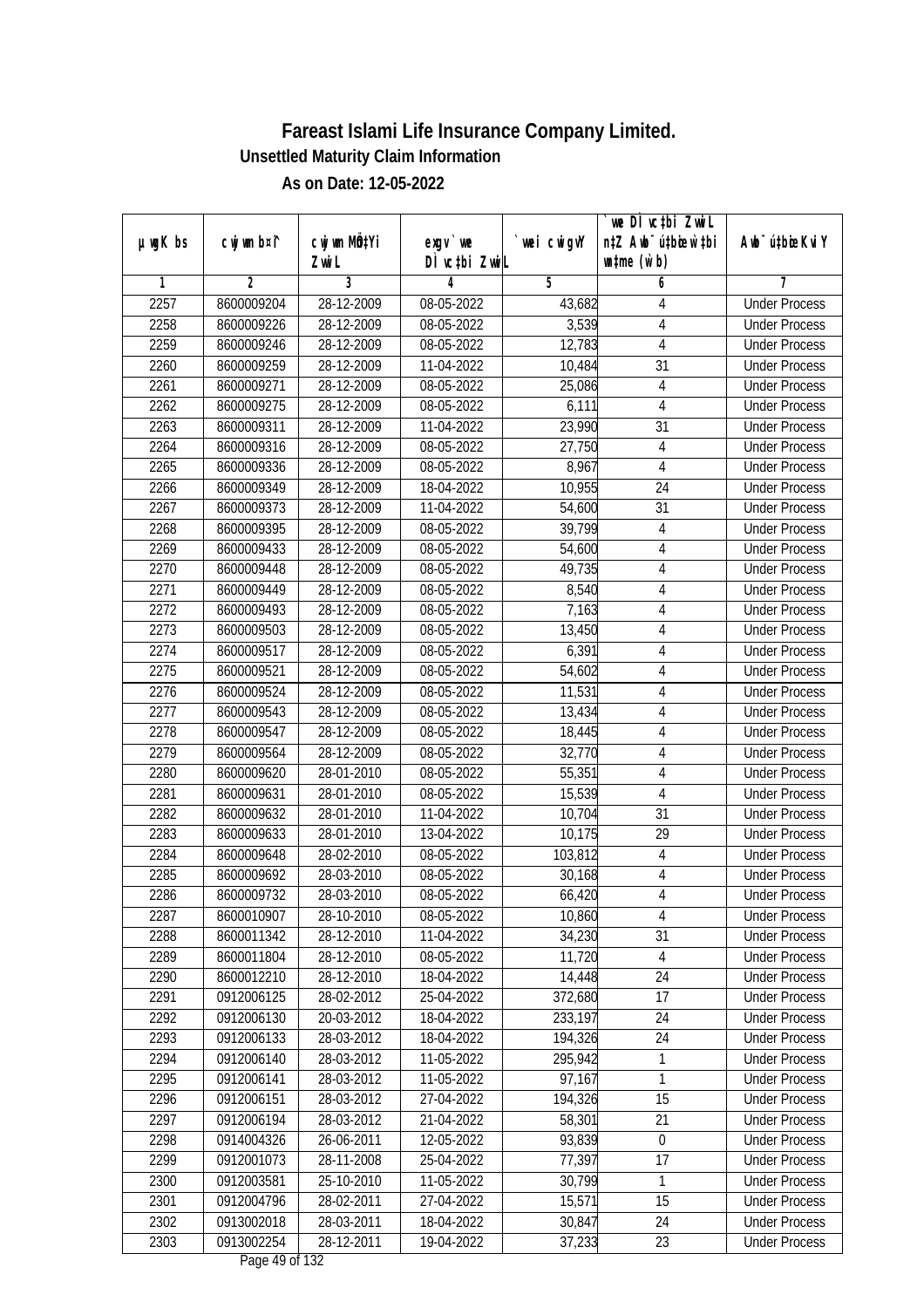# Fareast Islami Life Insurance Company Limited.

## Unsettled Maturity Claim Information

### As on Date: 12-05-2022

| µwgK bs | cwjwm b¤^i | cwjwm MÖn‡Yi ZwiL | exgv `we DÌvc‡bi ZwiL | `vwei cwigvY | `vwe DÌvc‡bi ZwiL n‡Z Awb¯úbœ `vwei w`b (w`b) | Awb¯ú‡bœi KviY |
|---|---|---|---|---|---|---|
| 1 | 2 | 3 | 4 | 5 | 6 | 7 |
| 2257 | 8600009204 | 28-12-2009 | 08-05-2022 | 43,682 | 4 | Under Process |
| 2258 | 8600009226 | 28-12-2009 | 08-05-2022 | 3,539 | 4 | Under Process |
| 2259 | 8600009246 | 28-12-2009 | 08-05-2022 | 12,783 | 4 | Under Process |
| 2260 | 8600009259 | 28-12-2009 | 11-04-2022 | 10,484 | 31 | Under Process |
| 2261 | 8600009271 | 28-12-2009 | 08-05-2022 | 25,086 | 4 | Under Process |
| 2262 | 8600009275 | 28-12-2009 | 08-05-2022 | 6,111 | 4 | Under Process |
| 2263 | 8600009311 | 28-12-2009 | 11-04-2022 | 23,990 | 31 | Under Process |
| 2264 | 8600009316 | 28-12-2009 | 08-05-2022 | 27,750 | 4 | Under Process |
| 2265 | 8600009336 | 28-12-2009 | 08-05-2022 | 8,967 | 4 | Under Process |
| 2266 | 8600009349 | 28-12-2009 | 18-04-2022 | 10,955 | 24 | Under Process |
| 2267 | 8600009373 | 28-12-2009 | 11-04-2022 | 54,600 | 31 | Under Process |
| 2268 | 8600009395 | 28-12-2009 | 08-05-2022 | 39,799 | 4 | Under Process |
| 2269 | 8600009433 | 28-12-2009 | 08-05-2022 | 54,600 | 4 | Under Process |
| 2270 | 8600009448 | 28-12-2009 | 08-05-2022 | 49,735 | 4 | Under Process |
| 2271 | 8600009449 | 28-12-2009 | 08-05-2022 | 8,540 | 4 | Under Process |
| 2272 | 8600009493 | 28-12-2009 | 08-05-2022 | 7,163 | 4 | Under Process |
| 2273 | 8600009503 | 28-12-2009 | 08-05-2022 | 13,450 | 4 | Under Process |
| 2274 | 8600009517 | 28-12-2009 | 08-05-2022 | 6,391 | 4 | Under Process |
| 2275 | 8600009521 | 28-12-2009 | 08-05-2022 | 54,602 | 4 | Under Process |
| 2276 | 8600009524 | 28-12-2009 | 08-05-2022 | 11,531 | 4 | Under Process |
| 2277 | 8600009543 | 28-12-2009 | 08-05-2022 | 13,434 | 4 | Under Process |
| 2278 | 8600009547 | 28-12-2009 | 08-05-2022 | 18,445 | 4 | Under Process |
| 2279 | 8600009564 | 28-12-2009 | 08-05-2022 | 32,770 | 4 | Under Process |
| 2280 | 8600009620 | 28-01-2010 | 08-05-2022 | 55,351 | 4 | Under Process |
| 2281 | 8600009631 | 28-01-2010 | 08-05-2022 | 15,539 | 4 | Under Process |
| 2282 | 8600009632 | 28-01-2010 | 11-04-2022 | 10,704 | 31 | Under Process |
| 2283 | 8600009633 | 28-01-2010 | 13-04-2022 | 10,175 | 29 | Under Process |
| 2284 | 8600009648 | 28-02-2010 | 08-05-2022 | 103,812 | 4 | Under Process |
| 2285 | 8600009692 | 28-03-2010 | 08-05-2022 | 30,168 | 4 | Under Process |
| 2286 | 8600009732 | 28-03-2010 | 08-05-2022 | 66,420 | 4 | Under Process |
| 2287 | 8600010907 | 28-10-2010 | 08-05-2022 | 10,860 | 4 | Under Process |
| 2288 | 8600011342 | 28-12-2010 | 11-04-2022 | 34,230 | 31 | Under Process |
| 2289 | 8600011804 | 28-12-2010 | 08-05-2022 | 11,720 | 4 | Under Process |
| 2290 | 8600012210 | 28-12-2010 | 18-04-2022 | 14,448 | 24 | Under Process |
| 2291 | 0912006125 | 28-02-2012 | 25-04-2022 | 372,680 | 17 | Under Process |
| 2292 | 0912006130 | 20-03-2012 | 18-04-2022 | 233,197 | 24 | Under Process |
| 2293 | 0912006133 | 28-03-2012 | 18-04-2022 | 194,326 | 24 | Under Process |
| 2294 | 0912006140 | 28-03-2012 | 11-05-2022 | 295,942 | 1 | Under Process |
| 2295 | 0912006141 | 28-03-2012 | 11-05-2022 | 97,167 | 1 | Under Process |
| 2296 | 0912006151 | 28-03-2012 | 27-04-2022 | 194,326 | 15 | Under Process |
| 2297 | 0912006194 | 28-03-2012 | 21-04-2022 | 58,301 | 21 | Under Process |
| 2298 | 0914004326 | 26-06-2011 | 12-05-2022 | 93,839 | 0 | Under Process |
| 2299 | 0912001073 | 28-11-2008 | 25-04-2022 | 77,397 | 17 | Under Process |
| 2300 | 0912003581 | 25-10-2010 | 11-05-2022 | 30,799 | 1 | Under Process |
| 2301 | 0912004796 | 28-02-2011 | 27-04-2022 | 15,571 | 15 | Under Process |
| 2302 | 0913002018 | 28-03-2011 | 18-04-2022 | 30,847 | 24 | Under Process |
| 2303 | 0913002254 | 28-12-2011 | 19-04-2022 | 37,233 | 23 | Under Process |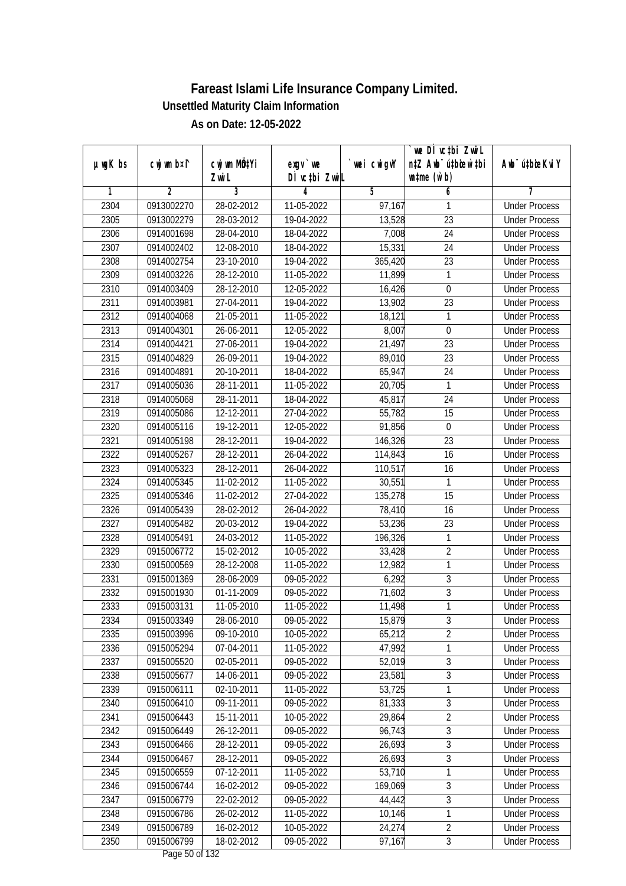# Fareast Islami Life Insurance Company Limited.

**Unsettled Maturity Claim Information**

**As on Date: 12-05-2022**

| µwgK bs | cwjwm b¤^i | cwjwm MÖnYi ZvwiL | exgv`vwe DÌvc‡bi ZvwiL | `vwei cwigvY | `vwe DÌvc‡bi ZvwiL n‡Z Awb¯úbœ w`‡bi msL¨v (w`b) | Awb¯úbœZvi KviY |
|---|---|---|---|---|---|---|
| 1 | 2 | 3 | 4 | 5 | 6 | 7 |
| 2304 | 0913002270 | 28-02-2012 | 11-05-2022 | 97,167 | 1 | Under Process |
| 2305 | 0913002279 | 28-03-2012 | 19-04-2022 | 13,528 | 23 | Under Process |
| 2306 | 0914001698 | 28-04-2010 | 18-04-2022 | 7,008 | 24 | Under Process |
| 2307 | 0914002402 | 12-08-2010 | 18-04-2022 | 15,331 | 24 | Under Process |
| 2308 | 0914002754 | 23-10-2010 | 19-04-2022 | 365,420 | 23 | Under Process |
| 2309 | 0914003226 | 28-12-2010 | 11-05-2022 | 11,899 | 1 | Under Process |
| 2310 | 0914003409 | 28-12-2010 | 12-05-2022 | 16,426 | 0 | Under Process |
| 2311 | 0914003981 | 27-04-2011 | 19-04-2022 | 13,902 | 23 | Under Process |
| 2312 | 0914004068 | 21-05-2011 | 11-05-2022 | 18,121 | 1 | Under Process |
| 2313 | 0914004301 | 26-06-2011 | 12-05-2022 | 8,007 | 0 | Under Process |
| 2314 | 0914004421 | 27-06-2011 | 19-04-2022 | 21,497 | 23 | Under Process |
| 2315 | 0914004829 | 26-09-2011 | 19-04-2022 | 89,010 | 23 | Under Process |
| 2316 | 0914004891 | 20-10-2011 | 18-04-2022 | 65,947 | 24 | Under Process |
| 2317 | 0914005036 | 28-11-2011 | 11-05-2022 | 20,705 | 1 | Under Process |
| 2318 | 0914005068 | 28-11-2011 | 18-04-2022 | 45,817 | 24 | Under Process |
| 2319 | 0914005086 | 12-12-2011 | 27-04-2022 | 55,782 | 15 | Under Process |
| 2320 | 0914005116 | 19-12-2011 | 12-05-2022 | 91,856 | 0 | Under Process |
| 2321 | 0914005198 | 28-12-2011 | 19-04-2022 | 146,326 | 23 | Under Process |
| 2322 | 0914005267 | 28-12-2011 | 26-04-2022 | 114,843 | 16 | Under Process |
| 2323 | 0914005323 | 28-12-2011 | 26-04-2022 | 110,517 | 16 | Under Process |
| 2324 | 0914005345 | 11-02-2012 | 11-05-2022 | 30,551 | 1 | Under Process |
| 2325 | 0914005346 | 11-02-2012 | 27-04-2022 | 135,278 | 15 | Under Process |
| 2326 | 0914005439 | 28-02-2012 | 26-04-2022 | 78,410 | 16 | Under Process |
| 2327 | 0914005482 | 20-03-2012 | 19-04-2022 | 53,236 | 23 | Under Process |
| 2328 | 0914005491 | 24-03-2012 | 11-05-2022 | 196,326 | 1 | Under Process |
| 2329 | 0915006772 | 15-02-2012 | 10-05-2022 | 33,428 | 2 | Under Process |
| 2330 | 0915000569 | 28-12-2008 | 11-05-2022 | 12,982 | 1 | Under Process |
| 2331 | 0915001369 | 28-06-2009 | 09-05-2022 | 6,292 | 3 | Under Process |
| 2332 | 0915001930 | 01-11-2009 | 09-05-2022 | 71,602 | 3 | Under Process |
| 2333 | 0915003131 | 11-05-2010 | 11-05-2022 | 11,498 | 1 | Under Process |
| 2334 | 0915003349 | 28-06-2010 | 09-05-2022 | 15,879 | 3 | Under Process |
| 2335 | 0915003996 | 09-10-2010 | 10-05-2022 | 65,212 | 2 | Under Process |
| 2336 | 0915005294 | 07-04-2011 | 11-05-2022 | 47,992 | 1 | Under Process |
| 2337 | 0915005520 | 02-05-2011 | 09-05-2022 | 52,019 | 3 | Under Process |
| 2338 | 0915005677 | 14-06-2011 | 09-05-2022 | 23,581 | 3 | Under Process |
| 2339 | 0915006111 | 02-10-2011 | 11-05-2022 | 53,725 | 1 | Under Process |
| 2340 | 0915006410 | 09-11-2011 | 09-05-2022 | 81,333 | 3 | Under Process |
| 2341 | 0915006443 | 15-11-2011 | 10-05-2022 | 29,864 | 2 | Under Process |
| 2342 | 0915006449 | 26-12-2011 | 09-05-2022 | 96,743 | 3 | Under Process |
| 2343 | 0915006466 | 28-12-2011 | 09-05-2022 | 26,693 | 3 | Under Process |
| 2344 | 0915006467 | 28-12-2011 | 09-05-2022 | 26,693 | 3 | Under Process |
| 2345 | 0915006559 | 07-12-2011 | 11-05-2022 | 53,710 | 1 | Under Process |
| 2346 | 0915006744 | 16-02-2012 | 09-05-2022 | 169,069 | 3 | Under Process |
| 2347 | 0915006779 | 22-02-2012 | 09-05-2022 | 44,442 | 3 | Under Process |
| 2348 | 0915006786 | 26-02-2012 | 11-05-2022 | 10,146 | 1 | Under Process |
| 2349 | 0915006789 | 16-02-2012 | 10-05-2022 | 24,274 | 2 | Under Process |
| 2350 | 0915006799 | 18-02-2012 | 09-05-2022 | 97,167 | 3 | Under Process |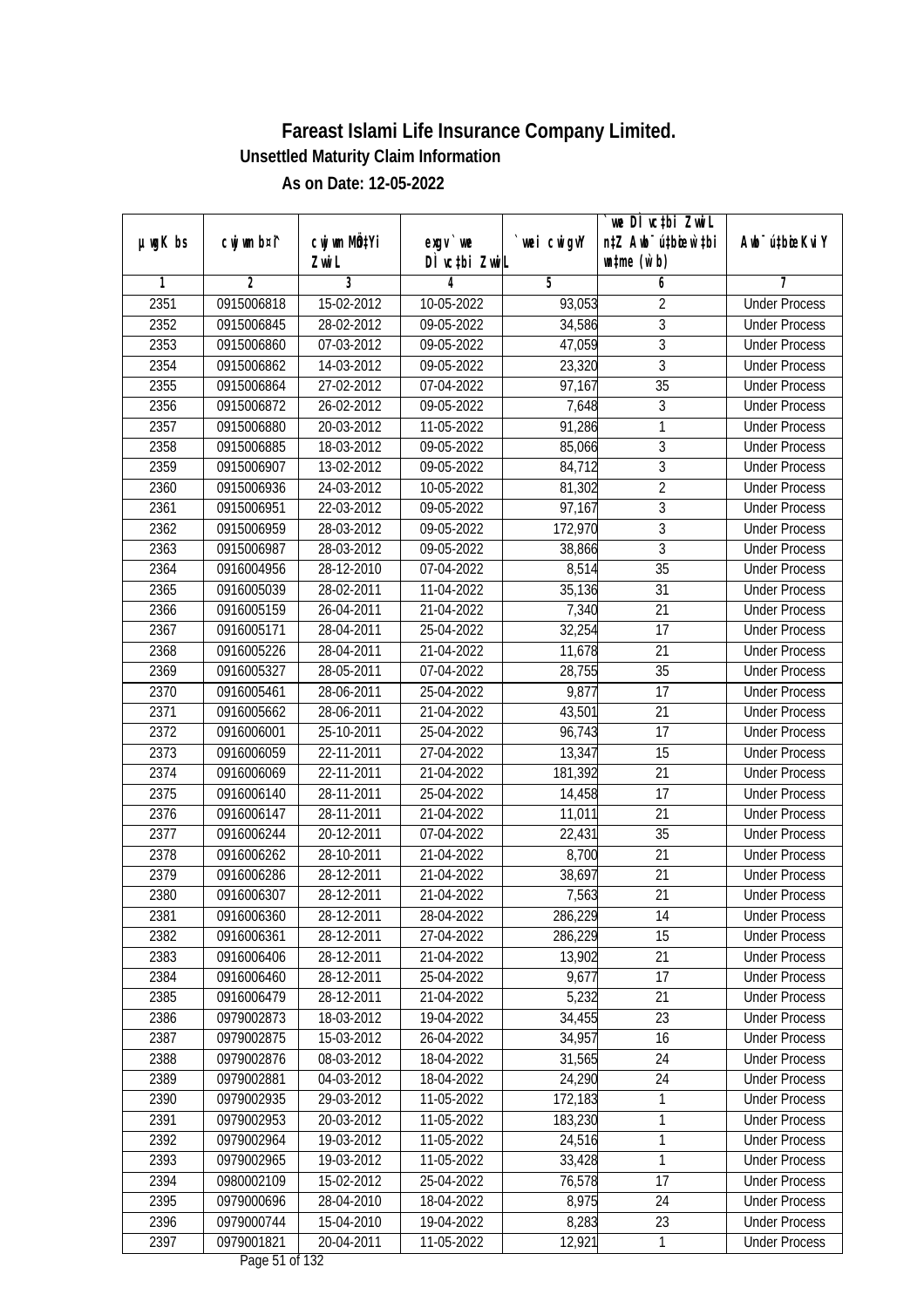# Fareast Islami Life Insurance Company Limited.

## Unsettled Maturity Claim Information

### As on Date: 12-05-2022

| µwgK bs | cwjwm b¤^i | cwjwm MÖn‡Yi ZvwiL | exgv` we`Ï vc‡bi ZvwiL | `vwei cwigvY | `vwe DÌ vc‡bi ZvwiL n‡Z AwbÓúbœ w`‡bi ms‡L¨v (w`b) | AwbÓú‡bœi KviY |
|---|---|---|---|---|---|---|
| 1 | 2 | 3 | 4 | 5 | 6 | 7 |
| 2351 | 0915006818 | 15-02-2012 | 10-05-2022 | 93,053 | 2 | Under Process |
| 2352 | 0915006845 | 28-02-2012 | 09-05-2022 | 34,586 | 3 | Under Process |
| 2353 | 0915006860 | 07-03-2012 | 09-05-2022 | 47,059 | 3 | Under Process |
| 2354 | 0915006862 | 14-03-2012 | 09-05-2022 | 23,320 | 3 | Under Process |
| 2355 | 0915006864 | 27-02-2012 | 07-04-2022 | 97,167 | 35 | Under Process |
| 2356 | 0915006872 | 26-02-2012 | 09-05-2022 | 7,648 | 3 | Under Process |
| 2357 | 0915006880 | 20-03-2012 | 11-05-2022 | 91,286 | 1 | Under Process |
| 2358 | 0915006885 | 18-03-2012 | 09-05-2022 | 85,066 | 3 | Under Process |
| 2359 | 0915006907 | 13-02-2012 | 09-05-2022 | 84,712 | 3 | Under Process |
| 2360 | 0915006936 | 24-03-2012 | 10-05-2022 | 81,302 | 2 | Under Process |
| 2361 | 0915006951 | 22-03-2012 | 09-05-2022 | 97,167 | 3 | Under Process |
| 2362 | 0915006959 | 28-03-2012 | 09-05-2022 | 172,970 | 3 | Under Process |
| 2363 | 0915006987 | 28-03-2012 | 09-05-2022 | 38,866 | 3 | Under Process |
| 2364 | 0916004956 | 28-12-2010 | 07-04-2022 | 8,514 | 35 | Under Process |
| 2365 | 0916005039 | 28-02-2011 | 11-04-2022 | 35,136 | 31 | Under Process |
| 2366 | 0916005159 | 26-04-2011 | 21-04-2022 | 7,340 | 21 | Under Process |
| 2367 | 0916005171 | 28-04-2011 | 25-04-2022 | 32,254 | 17 | Under Process |
| 2368 | 0916005226 | 28-04-2011 | 21-04-2022 | 11,678 | 21 | Under Process |
| 2369 | 0916005327 | 28-05-2011 | 07-04-2022 | 28,755 | 35 | Under Process |
| 2370 | 0916005461 | 28-06-2011 | 25-04-2022 | 9,877 | 17 | Under Process |
| 2371 | 0916005662 | 28-06-2011 | 21-04-2022 | 43,501 | 21 | Under Process |
| 2372 | 0916006001 | 25-10-2011 | 25-04-2022 | 96,743 | 17 | Under Process |
| 2373 | 0916006059 | 22-11-2011 | 27-04-2022 | 13,347 | 15 | Under Process |
| 2374 | 0916006069 | 22-11-2011 | 21-04-2022 | 181,392 | 21 | Under Process |
| 2375 | 0916006140 | 28-11-2011 | 25-04-2022 | 14,458 | 17 | Under Process |
| 2376 | 0916006147 | 28-11-2011 | 21-04-2022 | 11,011 | 21 | Under Process |
| 2377 | 0916006244 | 20-12-2011 | 07-04-2022 | 22,431 | 35 | Under Process |
| 2378 | 0916006262 | 28-10-2011 | 21-04-2022 | 8,700 | 21 | Under Process |
| 2379 | 0916006286 | 28-12-2011 | 21-04-2022 | 38,697 | 21 | Under Process |
| 2380 | 0916006307 | 28-12-2011 | 21-04-2022 | 7,563 | 21 | Under Process |
| 2381 | 0916006360 | 28-12-2011 | 28-04-2022 | 286,229 | 14 | Under Process |
| 2382 | 0916006361 | 28-12-2011 | 27-04-2022 | 286,229 | 15 | Under Process |
| 2383 | 0916006406 | 28-12-2011 | 21-04-2022 | 13,902 | 21 | Under Process |
| 2384 | 0916006460 | 28-12-2011 | 25-04-2022 | 9,677 | 17 | Under Process |
| 2385 | 0916006479 | 28-12-2011 | 21-04-2022 | 5,232 | 21 | Under Process |
| 2386 | 0979002873 | 18-03-2012 | 19-04-2022 | 34,455 | 23 | Under Process |
| 2387 | 0979002875 | 15-03-2012 | 26-04-2022 | 34,957 | 16 | Under Process |
| 2388 | 0979002876 | 08-03-2012 | 18-04-2022 | 31,565 | 24 | Under Process |
| 2389 | 0979002881 | 04-03-2012 | 18-04-2022 | 24,290 | 24 | Under Process |
| 2390 | 0979002935 | 29-03-2012 | 11-05-2022 | 172,183 | 1 | Under Process |
| 2391 | 0979002953 | 20-03-2012 | 11-05-2022 | 183,230 | 1 | Under Process |
| 2392 | 0979002964 | 19-03-2012 | 11-05-2022 | 24,516 | 1 | Under Process |
| 2393 | 0979002965 | 19-03-2012 | 11-05-2022 | 33,428 | 1 | Under Process |
| 2394 | 0980002109 | 15-02-2012 | 25-04-2022 | 76,578 | 17 | Under Process |
| 2395 | 0979000696 | 28-04-2010 | 18-04-2022 | 8,975 | 24 | Under Process |
| 2396 | 0979000744 | 15-04-2010 | 19-04-2022 | 8,283 | 23 | Under Process |
| 2397 | 0979001821 | 20-04-2011 | 11-05-2022 | 12,921 | 1 | Under Process |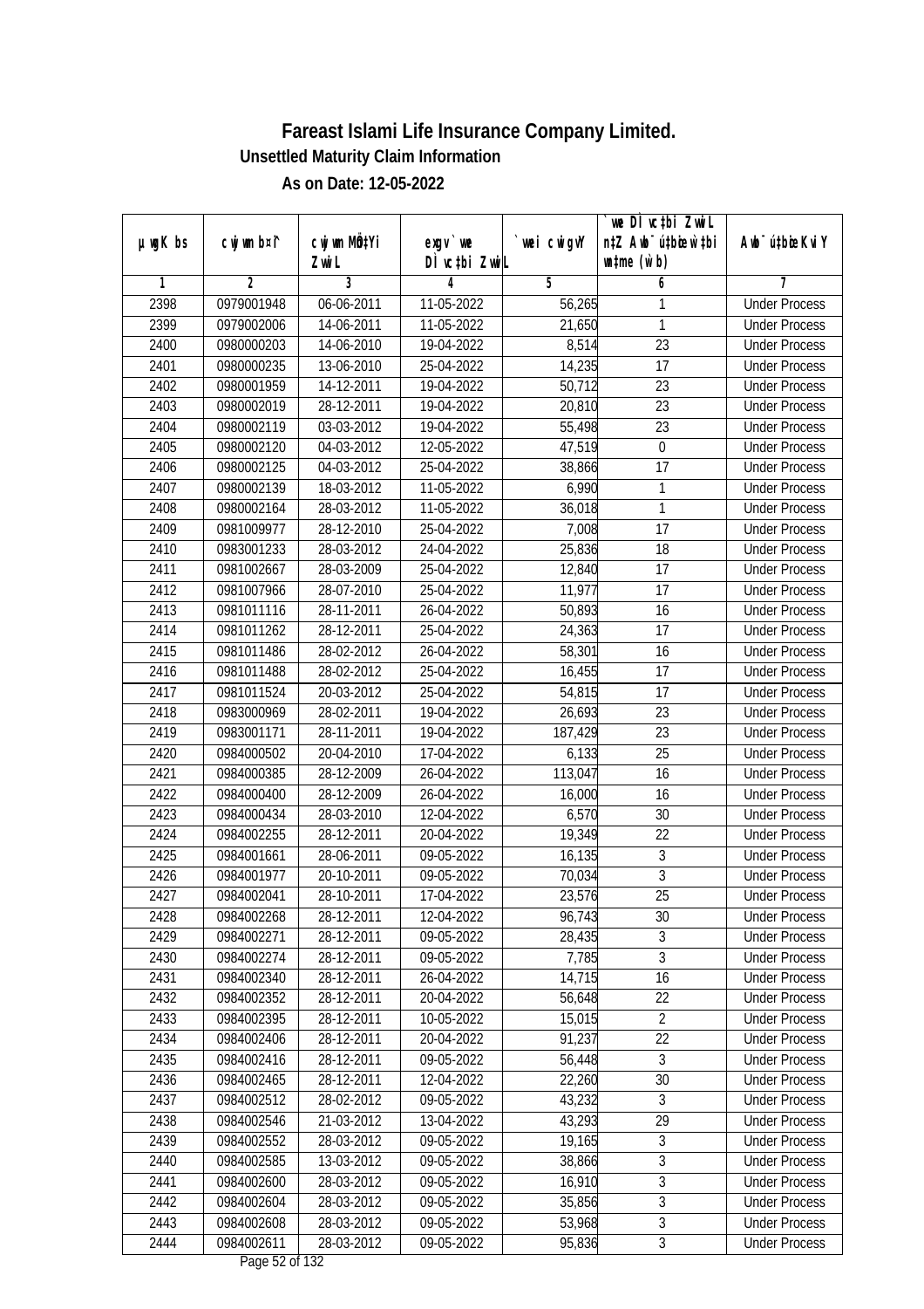# Fareast Islami Life Insurance Company Limited.

## Unsettled Maturity Claim Information

### As on Date: 12-05-2022

| µwgK bs | cwjwm bs¤^i | cwjwm MÖn‡Yi ZvwiL | exgv `vwe DÌvc‡bi ZvwiL | `vwei cwigvY | `vwe DÌvc‡bi ZvwiL n‡Z Awb¯úbœ w`‡bi wnmve (w`b) | Awb¯úbœ KviY |
|---|---|---|---|---|---|---|
| 1 | 2 | 3 | 4 | 5 | 6 | 7 |
| 2398 | 0979001948 | 06-06-2011 | 11-05-2022 | 56,265 | 1 | Under Process |
| 2399 | 0979002006 | 14-06-2011 | 11-05-2022 | 21,650 | 1 | Under Process |
| 2400 | 0980000203 | 14-06-2010 | 19-04-2022 | 8,514 | 23 | Under Process |
| 2401 | 0980000235 | 13-06-2010 | 25-04-2022 | 14,235 | 17 | Under Process |
| 2402 | 0980001959 | 14-12-2011 | 19-04-2022 | 50,712 | 23 | Under Process |
| 2403 | 0980002019 | 28-12-2011 | 19-04-2022 | 20,810 | 23 | Under Process |
| 2404 | 0980002119 | 03-03-2012 | 19-04-2022 | 55,498 | 23 | Under Process |
| 2405 | 0980002120 | 04-03-2012 | 12-05-2022 | 47,519 | 0 | Under Process |
| 2406 | 0980002125 | 04-03-2012 | 25-04-2022 | 38,866 | 17 | Under Process |
| 2407 | 0980002139 | 18-03-2012 | 11-05-2022 | 6,990 | 1 | Under Process |
| 2408 | 0980002164 | 28-03-2012 | 11-05-2022 | 36,018 | 1 | Under Process |
| 2409 | 0981009977 | 28-12-2010 | 25-04-2022 | 7,008 | 17 | Under Process |
| 2410 | 0983001233 | 28-03-2012 | 24-04-2022 | 25,836 | 18 | Under Process |
| 2411 | 0981002667 | 28-03-2009 | 25-04-2022 | 12,840 | 17 | Under Process |
| 2412 | 0981007966 | 28-07-2010 | 25-04-2022 | 11,977 | 17 | Under Process |
| 2413 | 0981011116 | 28-11-2011 | 26-04-2022 | 50,893 | 16 | Under Process |
| 2414 | 0981011262 | 28-12-2011 | 25-04-2022 | 24,363 | 17 | Under Process |
| 2415 | 0981011486 | 28-02-2012 | 26-04-2022 | 58,301 | 16 | Under Process |
| 2416 | 0981011488 | 28-02-2012 | 25-04-2022 | 16,455 | 17 | Under Process |
| 2417 | 0981011524 | 20-03-2012 | 25-04-2022 | 54,815 | 17 | Under Process |
| 2418 | 0983000969 | 28-02-2011 | 19-04-2022 | 26,693 | 23 | Under Process |
| 2419 | 0983001171 | 28-11-2011 | 19-04-2022 | 187,429 | 23 | Under Process |
| 2420 | 0984000502 | 20-04-2010 | 17-04-2022 | 6,133 | 25 | Under Process |
| 2421 | 0984000385 | 28-12-2009 | 26-04-2022 | 113,047 | 16 | Under Process |
| 2422 | 0984000400 | 28-12-2009 | 26-04-2022 | 16,000 | 16 | Under Process |
| 2423 | 0984000434 | 28-03-2010 | 12-04-2022 | 6,570 | 30 | Under Process |
| 2424 | 0984002255 | 28-12-2011 | 20-04-2022 | 19,349 | 22 | Under Process |
| 2425 | 0984001661 | 28-06-2011 | 09-05-2022 | 16,135 | 3 | Under Process |
| 2426 | 0984001977 | 20-10-2011 | 09-05-2022 | 70,034 | 3 | Under Process |
| 2427 | 0984002041 | 28-10-2011 | 17-04-2022 | 23,576 | 25 | Under Process |
| 2428 | 0984002268 | 28-12-2011 | 12-04-2022 | 96,743 | 30 | Under Process |
| 2429 | 0984002271 | 28-12-2011 | 09-05-2022 | 28,435 | 3 | Under Process |
| 2430 | 0984002274 | 28-12-2011 | 09-05-2022 | 7,785 | 3 | Under Process |
| 2431 | 0984002340 | 28-12-2011 | 26-04-2022 | 14,715 | 16 | Under Process |
| 2432 | 0984002352 | 28-12-2011 | 20-04-2022 | 56,648 | 22 | Under Process |
| 2433 | 0984002395 | 28-12-2011 | 10-05-2022 | 15,015 | 2 | Under Process |
| 2434 | 0984002406 | 28-12-2011 | 20-04-2022 | 91,237 | 22 | Under Process |
| 2435 | 0984002416 | 28-12-2011 | 09-05-2022 | 56,448 | 3 | Under Process |
| 2436 | 0984002465 | 28-12-2011 | 12-04-2022 | 22,260 | 30 | Under Process |
| 2437 | 0984002512 | 28-02-2012 | 09-05-2022 | 43,232 | 3 | Under Process |
| 2438 | 0984002546 | 21-03-2012 | 13-04-2022 | 43,293 | 29 | Under Process |
| 2439 | 0984002552 | 28-03-2012 | 09-05-2022 | 19,165 | 3 | Under Process |
| 2440 | 0984002585 | 13-03-2012 | 09-05-2022 | 38,866 | 3 | Under Process |
| 2441 | 0984002600 | 28-03-2012 | 09-05-2022 | 16,910 | 3 | Under Process |
| 2442 | 0984002604 | 28-03-2012 | 09-05-2022 | 35,856 | 3 | Under Process |
| 2443 | 0984002608 | 28-03-2012 | 09-05-2022 | 53,968 | 3 | Under Process |
| 2444 | 0984002611 | 28-03-2012 | 09-05-2022 | 95,836 | 3 | Under Process |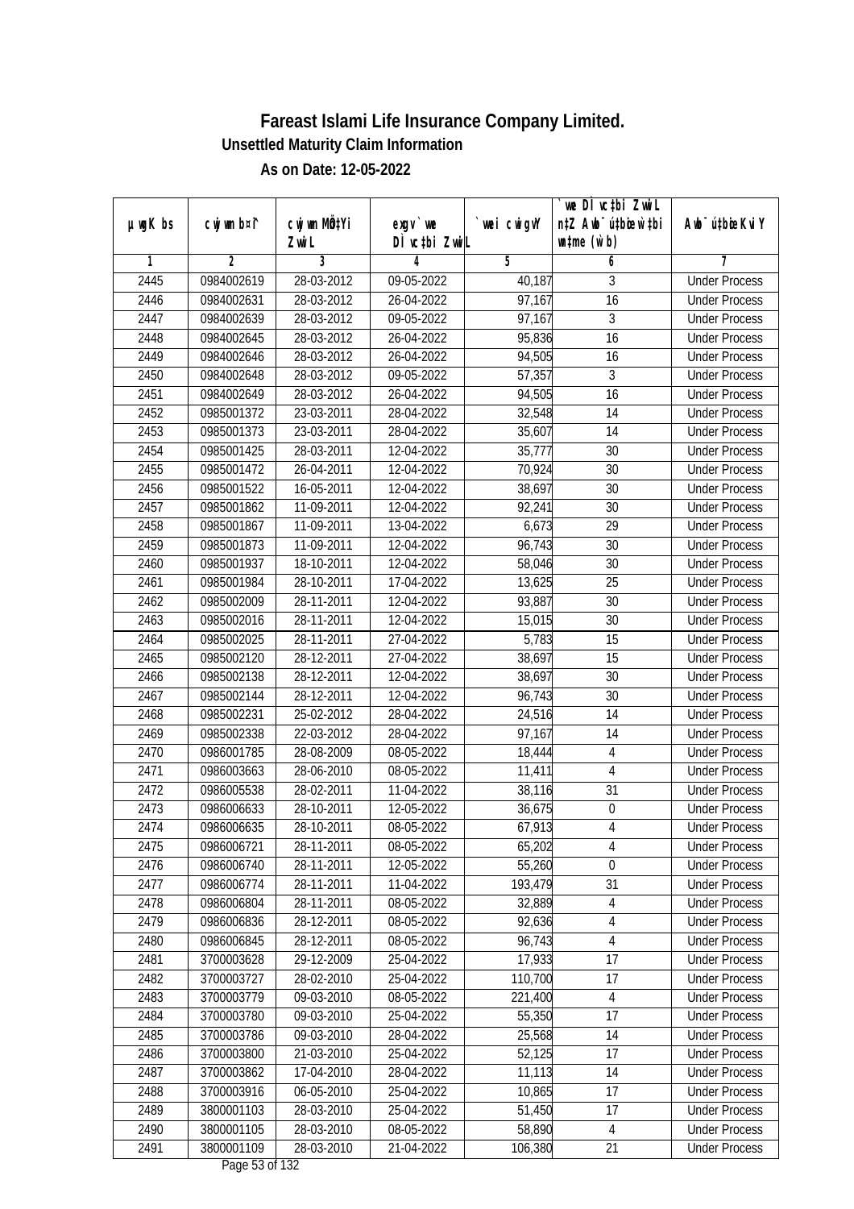# Fareast Islami Life Insurance Company Limited.

## Unsettled Maturity Claim Information

### As on Date: 12-05-2022

| µwgK bs | cwjwm b¤^i | cwjwm MÖntYi ZvwiL | exgv`vwe DÌvc‡bi ZvwiL | `vwei cwigvY | `vwe DÌvc‡bi ZvwiL n‡Z Awb¯úwËi w`‡bi wnmve (w`b) | Awb¯úwËi KviY |
|---|---|---|---|---|---|---|
| 1 | 2 | 3 | 4 | 5 | 6 | 7 |
| 2445 | 0984002619 | 28-03-2012 | 09-05-2022 | 40,187 | 3 | Under Process |
| 2446 | 0984002631 | 28-03-2012 | 26-04-2022 | 97,167 | 16 | Under Process |
| 2447 | 0984002639 | 28-03-2012 | 09-05-2022 | 97,167 | 3 | Under Process |
| 2448 | 0984002645 | 28-03-2012 | 26-04-2022 | 95,836 | 16 | Under Process |
| 2449 | 0984002646 | 28-03-2012 | 26-04-2022 | 94,505 | 16 | Under Process |
| 2450 | 0984002648 | 28-03-2012 | 09-05-2022 | 57,357 | 3 | Under Process |
| 2451 | 0984002649 | 28-03-2012 | 26-04-2022 | 94,505 | 16 | Under Process |
| 2452 | 0985001372 | 23-03-2011 | 28-04-2022 | 32,548 | 14 | Under Process |
| 2453 | 0985001373 | 23-03-2011 | 28-04-2022 | 35,607 | 14 | Under Process |
| 2454 | 0985001425 | 28-03-2011 | 12-04-2022 | 35,777 | 30 | Under Process |
| 2455 | 0985001472 | 26-04-2011 | 12-04-2022 | 70,924 | 30 | Under Process |
| 2456 | 0985001522 | 16-05-2011 | 12-04-2022 | 38,697 | 30 | Under Process |
| 2457 | 0985001862 | 11-09-2011 | 12-04-2022 | 92,241 | 30 | Under Process |
| 2458 | 0985001867 | 11-09-2011 | 13-04-2022 | 6,673 | 29 | Under Process |
| 2459 | 0985001873 | 11-09-2011 | 12-04-2022 | 96,743 | 30 | Under Process |
| 2460 | 0985001937 | 18-10-2011 | 12-04-2022 | 58,046 | 30 | Under Process |
| 2461 | 0985001984 | 28-10-2011 | 17-04-2022 | 13,625 | 25 | Under Process |
| 2462 | 0985002009 | 28-11-2011 | 12-04-2022 | 93,887 | 30 | Under Process |
| 2463 | 0985002016 | 28-11-2011 | 12-04-2022 | 15,015 | 30 | Under Process |
| 2464 | 0985002025 | 28-11-2011 | 27-04-2022 | 5,783 | 15 | Under Process |
| 2465 | 0985002120 | 28-12-2011 | 27-04-2022 | 38,697 | 15 | Under Process |
| 2466 | 0985002138 | 28-12-2011 | 12-04-2022 | 38,697 | 30 | Under Process |
| 2467 | 0985002144 | 28-12-2011 | 12-04-2022 | 96,743 | 30 | Under Process |
| 2468 | 0985002231 | 25-02-2012 | 28-04-2022 | 24,516 | 14 | Under Process |
| 2469 | 0985002338 | 22-03-2012 | 28-04-2022 | 97,167 | 14 | Under Process |
| 2470 | 0986001785 | 28-08-2009 | 08-05-2022 | 18,444 | 4 | Under Process |
| 2471 | 0986003663 | 28-06-2010 | 08-05-2022 | 11,411 | 4 | Under Process |
| 2472 | 0986005538 | 28-02-2011 | 11-04-2022 | 38,116 | 31 | Under Process |
| 2473 | 0986006633 | 28-10-2011 | 12-05-2022 | 36,675 | 0 | Under Process |
| 2474 | 0986006635 | 28-10-2011 | 08-05-2022 | 67,913 | 4 | Under Process |
| 2475 | 0986006721 | 28-11-2011 | 08-05-2022 | 65,202 | 4 | Under Process |
| 2476 | 0986006740 | 28-11-2011 | 12-05-2022 | 55,260 | 0 | Under Process |
| 2477 | 0986006774 | 28-11-2011 | 11-04-2022 | 193,479 | 31 | Under Process |
| 2478 | 0986006804 | 28-11-2011 | 08-05-2022 | 32,889 | 4 | Under Process |
| 2479 | 0986006836 | 28-12-2011 | 08-05-2022 | 92,636 | 4 | Under Process |
| 2480 | 0986006845 | 28-12-2011 | 08-05-2022 | 96,743 | 4 | Under Process |
| 2481 | 3700003628 | 29-12-2009 | 25-04-2022 | 17,933 | 17 | Under Process |
| 2482 | 3700003727 | 28-02-2010 | 25-04-2022 | 110,700 | 17 | Under Process |
| 2483 | 3700003779 | 09-03-2010 | 08-05-2022 | 221,400 | 4 | Under Process |
| 2484 | 3700003780 | 09-03-2010 | 25-04-2022 | 55,350 | 17 | Under Process |
| 2485 | 3700003786 | 09-03-2010 | 28-04-2022 | 25,568 | 14 | Under Process |
| 2486 | 3700003800 | 21-03-2010 | 25-04-2022 | 52,125 | 17 | Under Process |
| 2487 | 3700003862 | 17-04-2010 | 28-04-2022 | 11,113 | 14 | Under Process |
| 2488 | 3700003916 | 06-05-2010 | 25-04-2022 | 10,865 | 17 | Under Process |
| 2489 | 3800001103 | 28-03-2010 | 25-04-2022 | 51,450 | 17 | Under Process |
| 2490 | 3800001105 | 28-03-2010 | 08-05-2022 | 58,890 | 4 | Under Process |
| 2491 | 3800001109 | 28-03-2010 | 21-04-2022 | 106,380 | 21 | Under Process |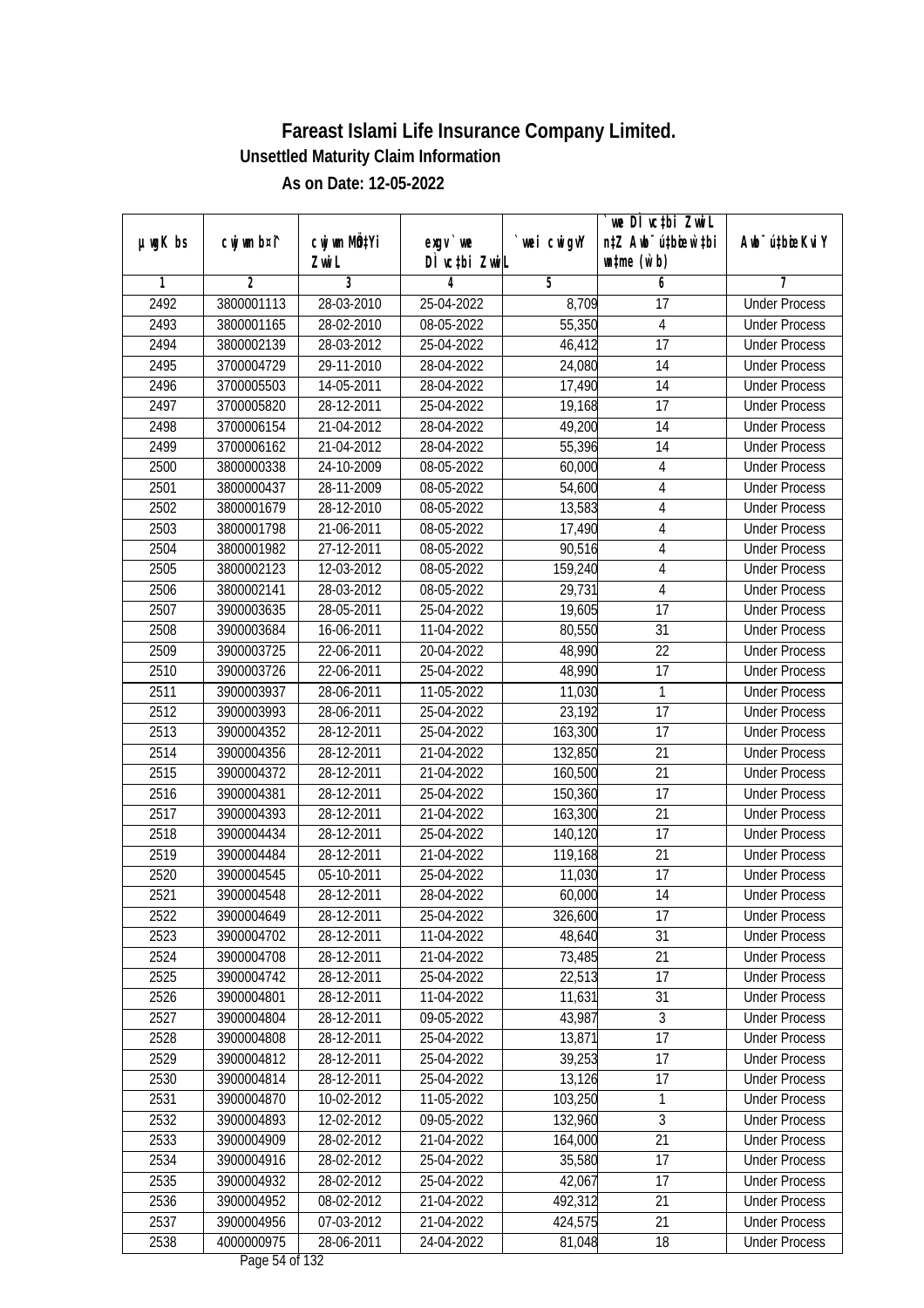# Fareast Islami Life Insurance Company Limited.

**Unsettled Maturity Claim Information**

**As on Date: 12-05-2022**

| µwgK bs | cwjwm bs¦ | cwjwm MÖ‡Yi ZvwiL | exgv` we DÌvc‡bi ZvwiL | `vwei cwigvY | `we DÌvc‡bi ZvwiL n‡Z Awb¯ú‡bœi w`‡bi msL¨v (w`b) | Awb¯úbœ Kvi Y |
|---|---|---|---|---|---|---|
| 1 | 2 | 3 | 4 | 5 | 6 | 7 |
| 2492 | 3800001113 | 28-03-2010 | 25-04-2022 | 8,709 | 17 | Under Process |
| 2493 | 3800001165 | 28-02-2010 | 08-05-2022 | 55,350 | 4 | Under Process |
| 2494 | 3800002139 | 28-03-2012 | 25-04-2022 | 46,412 | 17 | Under Process |
| 2495 | 3700004729 | 29-11-2010 | 28-04-2022 | 24,080 | 14 | Under Process |
| 2496 | 3700005503 | 14-05-2011 | 28-04-2022 | 17,490 | 14 | Under Process |
| 2497 | 3700005820 | 28-12-2011 | 25-04-2022 | 19,168 | 17 | Under Process |
| 2498 | 3700006154 | 21-04-2012 | 28-04-2022 | 49,200 | 14 | Under Process |
| 2499 | 3700006162 | 21-04-2012 | 28-04-2022 | 55,396 | 14 | Under Process |
| 2500 | 3800000338 | 24-10-2009 | 08-05-2022 | 60,000 | 4 | Under Process |
| 2501 | 3800000437 | 28-11-2009 | 08-05-2022 | 54,600 | 4 | Under Process |
| 2502 | 3800001679 | 28-12-2010 | 08-05-2022 | 13,583 | 4 | Under Process |
| 2503 | 3800001798 | 21-06-2011 | 08-05-2022 | 17,490 | 4 | Under Process |
| 2504 | 3800001982 | 27-12-2011 | 08-05-2022 | 90,516 | 4 | Under Process |
| 2505 | 3800002123 | 12-03-2012 | 08-05-2022 | 159,240 | 4 | Under Process |
| 2506 | 3800002141 | 28-03-2012 | 08-05-2022 | 29,731 | 4 | Under Process |
| 2507 | 3900003635 | 28-05-2011 | 25-04-2022 | 19,605 | 17 | Under Process |
| 2508 | 3900003684 | 16-06-2011 | 11-04-2022 | 80,550 | 31 | Under Process |
| 2509 | 3900003725 | 22-06-2011 | 20-04-2022 | 48,990 | 22 | Under Process |
| 2510 | 3900003726 | 22-06-2011 | 25-04-2022 | 48,990 | 17 | Under Process |
| 2511 | 3900003937 | 28-06-2011 | 11-05-2022 | 11,030 | 1 | Under Process |
| 2512 | 3900003993 | 28-06-2011 | 25-04-2022 | 23,192 | 17 | Under Process |
| 2513 | 3900004352 | 28-12-2011 | 25-04-2022 | 163,300 | 17 | Under Process |
| 2514 | 3900004356 | 28-12-2011 | 21-04-2022 | 132,850 | 21 | Under Process |
| 2515 | 3900004372 | 28-12-2011 | 21-04-2022 | 160,500 | 21 | Under Process |
| 2516 | 3900004381 | 28-12-2011 | 25-04-2022 | 150,360 | 17 | Under Process |
| 2517 | 3900004393 | 28-12-2011 | 21-04-2022 | 163,300 | 21 | Under Process |
| 2518 | 3900004434 | 28-12-2011 | 25-04-2022 | 140,120 | 17 | Under Process |
| 2519 | 3900004484 | 28-12-2011 | 21-04-2022 | 119,168 | 21 | Under Process |
| 2520 | 3900004545 | 05-10-2011 | 25-04-2022 | 11,030 | 17 | Under Process |
| 2521 | 3900004548 | 28-12-2011 | 28-04-2022 | 60,000 | 14 | Under Process |
| 2522 | 3900004649 | 28-12-2011 | 25-04-2022 | 326,600 | 17 | Under Process |
| 2523 | 3900004702 | 28-12-2011 | 11-04-2022 | 48,640 | 31 | Under Process |
| 2524 | 3900004708 | 28-12-2011 | 21-04-2022 | 73,485 | 21 | Under Process |
| 2525 | 3900004742 | 28-12-2011 | 25-04-2022 | 22,513 | 17 | Under Process |
| 2526 | 3900004801 | 28-12-2011 | 11-04-2022 | 11,631 | 31 | Under Process |
| 2527 | 3900004804 | 28-12-2011 | 09-05-2022 | 43,987 | 3 | Under Process |
| 2528 | 3900004808 | 28-12-2011 | 25-04-2022 | 13,871 | 17 | Under Process |
| 2529 | 3900004812 | 28-12-2011 | 25-04-2022 | 39,253 | 17 | Under Process |
| 2530 | 3900004814 | 28-12-2011 | 25-04-2022 | 13,126 | 17 | Under Process |
| 2531 | 3900004870 | 10-02-2012 | 11-05-2022 | 103,250 | 1 | Under Process |
| 2532 | 3900004893 | 12-02-2012 | 09-05-2022 | 132,960 | 3 | Under Process |
| 2533 | 3900004909 | 28-02-2012 | 21-04-2022 | 164,000 | 21 | Under Process |
| 2534 | 3900004916 | 28-02-2012 | 25-04-2022 | 35,580 | 17 | Under Process |
| 2535 | 3900004932 | 28-02-2012 | 25-04-2022 | 42,067 | 17 | Under Process |
| 2536 | 3900004952 | 08-02-2012 | 21-04-2022 | 492,312 | 21 | Under Process |
| 2537 | 3900004956 | 07-03-2012 | 21-04-2022 | 424,575 | 21 | Under Process |
| 2538 | 4000000975 | 28-06-2011 | 24-04-2022 | 81,048 | 18 | Under Process |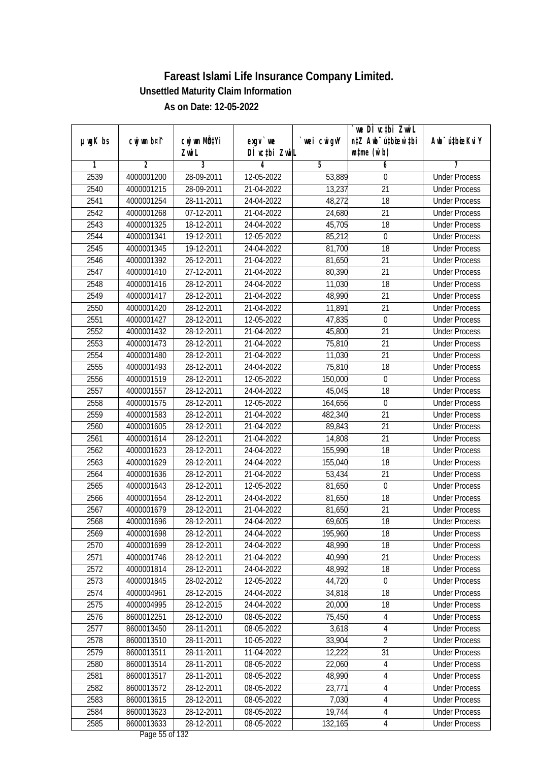# Fareast Islami Life Insurance Company Limited.

**Unsettled Maturity Claim Information**

**As on Date: 12-05-2022**

| µwgK bs | cwjwm b¤^i | cwjwm MÖ‡Yi ZvwiL | exgv`vwe DÌvc‡bi ZvwiL | `vwei cwigvY | `vwe DÌvc‡bi ZvwiL n‡Z Awb¯úbœK…Z `vwei mgq (w`b) | Awb¯úbœ‡bi KviY |
|---|---|---|---|---|---|---|
| 1 | 2 | 3 | 4 | 5 | 6 | 7 |
| 2539 | 4000001200 | 28-09-2011 | 12-05-2022 | 53,889 | 0 | Under Process |
| 2540 | 4000001215 | 28-09-2011 | 21-04-2022 | 13,237 | 21 | Under Process |
| 2541 | 4000001254 | 28-11-2011 | 24-04-2022 | 48,272 | 18 | Under Process |
| 2542 | 4000001268 | 07-12-2011 | 21-04-2022 | 24,680 | 21 | Under Process |
| 2543 | 4000001325 | 18-12-2011 | 24-04-2022 | 45,705 | 18 | Under Process |
| 2544 | 4000001341 | 19-12-2011 | 12-05-2022 | 85,212 | 0 | Under Process |
| 2545 | 4000001345 | 19-12-2011 | 24-04-2022 | 81,700 | 18 | Under Process |
| 2546 | 4000001392 | 26-12-2011 | 21-04-2022 | 81,650 | 21 | Under Process |
| 2547 | 4000001410 | 27-12-2011 | 21-04-2022 | 80,390 | 21 | Under Process |
| 2548 | 4000001416 | 28-12-2011 | 24-04-2022 | 11,030 | 18 | Under Process |
| 2549 | 4000001417 | 28-12-2011 | 21-04-2022 | 48,990 | 21 | Under Process |
| 2550 | 4000001420 | 28-12-2011 | 21-04-2022 | 11,891 | 21 | Under Process |
| 2551 | 4000001427 | 28-12-2011 | 12-05-2022 | 47,835 | 0 | Under Process |
| 2552 | 4000001432 | 28-12-2011 | 21-04-2022 | 45,800 | 21 | Under Process |
| 2553 | 4000001473 | 28-12-2011 | 21-04-2022 | 75,810 | 21 | Under Process |
| 2554 | 4000001480 | 28-12-2011 | 21-04-2022 | 11,030 | 21 | Under Process |
| 2555 | 4000001493 | 28-12-2011 | 24-04-2022 | 75,810 | 18 | Under Process |
| 2556 | 4000001519 | 28-12-2011 | 12-05-2022 | 150,000 | 0 | Under Process |
| 2557 | 4000001557 | 28-12-2011 | 24-04-2022 | 45,045 | 18 | Under Process |
| 2558 | 4000001575 | 28-12-2011 | 12-05-2022 | 164,656 | 0 | Under Process |
| 2559 | 4000001583 | 28-12-2011 | 21-04-2022 | 482,340 | 21 | Under Process |
| 2560 | 4000001605 | 28-12-2011 | 21-04-2022 | 89,843 | 21 | Under Process |
| 2561 | 4000001614 | 28-12-2011 | 21-04-2022 | 14,808 | 21 | Under Process |
| 2562 | 4000001623 | 28-12-2011 | 24-04-2022 | 155,990 | 18 | Under Process |
| 2563 | 4000001629 | 28-12-2011 | 24-04-2022 | 155,040 | 18 | Under Process |
| 2564 | 4000001636 | 28-12-2011 | 21-04-2022 | 53,434 | 21 | Under Process |
| 2565 | 4000001643 | 28-12-2011 | 12-05-2022 | 81,650 | 0 | Under Process |
| 2566 | 4000001654 | 28-12-2011 | 24-04-2022 | 81,650 | 18 | Under Process |
| 2567 | 4000001679 | 28-12-2011 | 21-04-2022 | 81,650 | 21 | Under Process |
| 2568 | 4000001696 | 28-12-2011 | 24-04-2022 | 69,605 | 18 | Under Process |
| 2569 | 4000001698 | 28-12-2011 | 24-04-2022 | 195,960 | 18 | Under Process |
| 2570 | 4000001699 | 28-12-2011 | 24-04-2022 | 48,990 | 18 | Under Process |
| 2571 | 4000001746 | 28-12-2011 | 21-04-2022 | 40,990 | 21 | Under Process |
| 2572 | 4000001814 | 28-12-2011 | 24-04-2022 | 48,992 | 18 | Under Process |
| 2573 | 4000001845 | 28-02-2012 | 12-05-2022 | 44,720 | 0 | Under Process |
| 2574 | 4000004961 | 28-12-2015 | 24-04-2022 | 34,818 | 18 | Under Process |
| 2575 | 4000004995 | 28-12-2015 | 24-04-2022 | 20,000 | 18 | Under Process |
| 2576 | 8600012251 | 28-12-2010 | 08-05-2022 | 75,450 | 4 | Under Process |
| 2577 | 8600013450 | 28-11-2011 | 08-05-2022 | 3,618 | 4 | Under Process |
| 2578 | 8600013510 | 28-11-2011 | 10-05-2022 | 33,904 | 2 | Under Process |
| 2579 | 8600013511 | 28-11-2011 | 11-04-2022 | 12,222 | 31 | Under Process |
| 2580 | 8600013514 | 28-11-2011 | 08-05-2022 | 22,060 | 4 | Under Process |
| 2581 | 8600013517 | 28-11-2011 | 08-05-2022 | 48,990 | 4 | Under Process |
| 2582 | 8600013572 | 28-12-2011 | 08-05-2022 | 23,771 | 4 | Under Process |
| 2583 | 8600013615 | 28-12-2011 | 08-05-2022 | 7,030 | 4 | Under Process |
| 2584 | 8600013623 | 28-12-2011 | 08-05-2022 | 19,744 | 4 | Under Process |
| 2585 | 8600013633 | 28-12-2011 | 08-05-2022 | 132,165 | 4 | Under Process |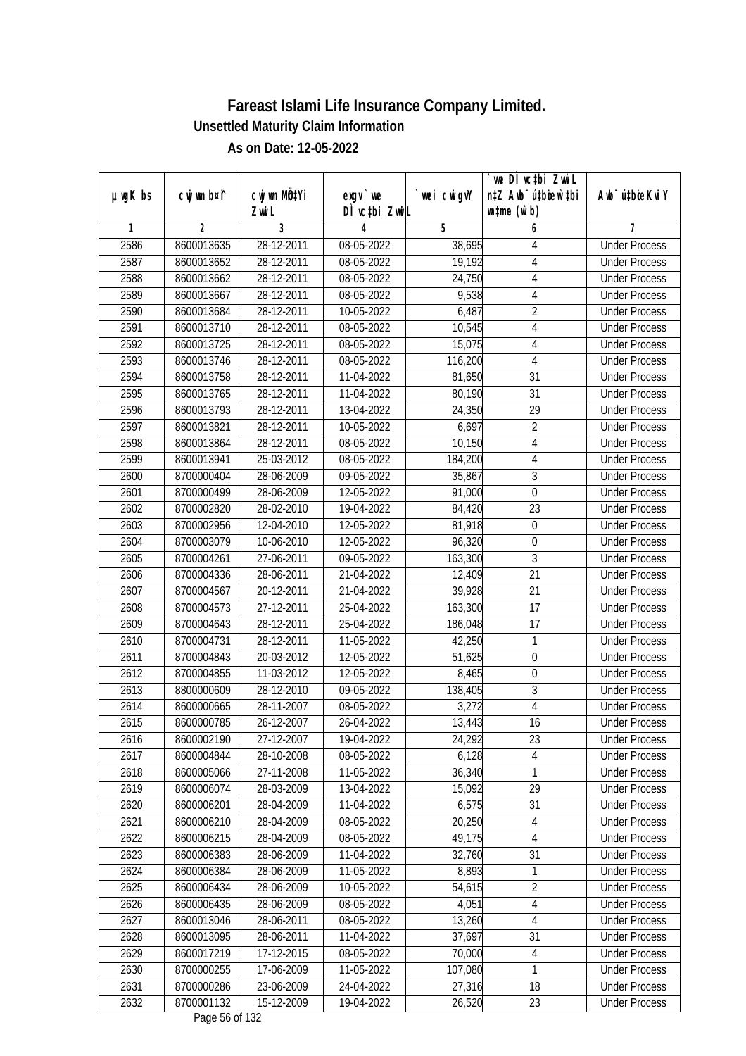# Fareast Islami Life Insurance Company Limited.

**Unsettled Maturity Claim Information**

**As on Date: 12-05-2022**

| µwgK bs | cwjwm b¤^i | cwjwm MÖn‡Yi ZvwiL | exgv` we DÌvc‡bi ZvwiL | `vwei cwigvY | `we DÌvc‡bi ZvwiL n‡Z Awb¯úbœ `wei wnme (w`b) | Awb¯ú‡bœi KviY |
|---|---|---|---|---|---|---|
| 1 | 2 | 3 | 4 | 5 | 6 | 7 |
| 2586 | 8600013635 | 28-12-2011 | 08-05-2022 | 38,695 | 4 | Under Process |
| 2587 | 8600013652 | 28-12-2011 | 08-05-2022 | 19,192 | 4 | Under Process |
| 2588 | 8600013662 | 28-12-2011 | 08-05-2022 | 24,750 | 4 | Under Process |
| 2589 | 8600013667 | 28-12-2011 | 08-05-2022 | 9,538 | 4 | Under Process |
| 2590 | 8600013684 | 28-12-2011 | 10-05-2022 | 6,487 | 2 | Under Process |
| 2591 | 8600013710 | 28-12-2011 | 08-05-2022 | 10,545 | 4 | Under Process |
| 2592 | 8600013725 | 28-12-2011 | 08-05-2022 | 15,075 | 4 | Under Process |
| 2593 | 8600013746 | 28-12-2011 | 08-05-2022 | 116,200 | 4 | Under Process |
| 2594 | 8600013758 | 28-12-2011 | 11-04-2022 | 81,650 | 31 | Under Process |
| 2595 | 8600013765 | 28-12-2011 | 11-04-2022 | 80,190 | 31 | Under Process |
| 2596 | 8600013793 | 28-12-2011 | 13-04-2022 | 24,350 | 29 | Under Process |
| 2597 | 8600013821 | 28-12-2011 | 10-05-2022 | 6,697 | 2 | Under Process |
| 2598 | 8600013864 | 28-12-2011 | 08-05-2022 | 10,150 | 4 | Under Process |
| 2599 | 8600013941 | 25-03-2012 | 08-05-2022 | 184,200 | 4 | Under Process |
| 2600 | 8700000404 | 28-06-2009 | 09-05-2022 | 35,867 | 3 | Under Process |
| 2601 | 8700000499 | 28-06-2009 | 12-05-2022 | 91,000 | 0 | Under Process |
| 2602 | 8700002820 | 28-02-2010 | 19-04-2022 | 84,420 | 23 | Under Process |
| 2603 | 8700002956 | 12-04-2010 | 12-05-2022 | 81,918 | 0 | Under Process |
| 2604 | 8700003079 | 10-06-2010 | 12-05-2022 | 96,320 | 0 | Under Process |
| 2605 | 8700004261 | 27-06-2011 | 09-05-2022 | 163,300 | 3 | Under Process |
| 2606 | 8700004336 | 28-06-2011 | 21-04-2022 | 12,409 | 21 | Under Process |
| 2607 | 8700004567 | 20-12-2011 | 21-04-2022 | 39,928 | 21 | Under Process |
| 2608 | 8700004573 | 27-12-2011 | 25-04-2022 | 163,300 | 17 | Under Process |
| 2609 | 8700004643 | 28-12-2011 | 25-04-2022 | 186,048 | 17 | Under Process |
| 2610 | 8700004731 | 28-12-2011 | 11-05-2022 | 42,250 | 1 | Under Process |
| 2611 | 8700004843 | 20-03-2012 | 12-05-2022 | 51,625 | 0 | Under Process |
| 2612 | 8700004855 | 11-03-2012 | 12-05-2022 | 8,465 | 0 | Under Process |
| 2613 | 8800000609 | 28-12-2010 | 09-05-2022 | 138,405 | 3 | Under Process |
| 2614 | 8600000665 | 28-11-2007 | 08-05-2022 | 3,272 | 4 | Under Process |
| 2615 | 8600000785 | 26-12-2007 | 26-04-2022 | 13,443 | 16 | Under Process |
| 2616 | 8600002190 | 27-12-2007 | 19-04-2022 | 24,292 | 23 | Under Process |
| 2617 | 8600004844 | 28-10-2008 | 08-05-2022 | 6,128 | 4 | Under Process |
| 2618 | 8600005066 | 27-11-2008 | 11-05-2022 | 36,340 | 1 | Under Process |
| 2619 | 8600006074 | 28-03-2009 | 13-04-2022 | 15,092 | 29 | Under Process |
| 2620 | 8600006201 | 28-04-2009 | 11-04-2022 | 6,575 | 31 | Under Process |
| 2621 | 8600006210 | 28-04-2009 | 08-05-2022 | 20,250 | 4 | Under Process |
| 2622 | 8600006215 | 28-04-2009 | 08-05-2022 | 49,175 | 4 | Under Process |
| 2623 | 8600006383 | 28-06-2009 | 11-04-2022 | 32,760 | 31 | Under Process |
| 2624 | 8600006384 | 28-06-2009 | 11-05-2022 | 8,893 | 1 | Under Process |
| 2625 | 8600006434 | 28-06-2009 | 10-05-2022 | 54,615 | 2 | Under Process |
| 2626 | 8600006435 | 28-06-2009 | 08-05-2022 | 4,051 | 4 | Under Process |
| 2627 | 8600013046 | 28-06-2011 | 08-05-2022 | 13,260 | 4 | Under Process |
| 2628 | 8600013095 | 28-06-2011 | 11-04-2022 | 37,697 | 31 | Under Process |
| 2629 | 8600017219 | 17-12-2015 | 08-05-2022 | 70,000 | 4 | Under Process |
| 2630 | 8700000255 | 17-06-2009 | 11-05-2022 | 107,080 | 1 | Under Process |
| 2631 | 8700000286 | 23-06-2009 | 24-04-2022 | 27,316 | 18 | Under Process |
| 2632 | 8700001132 | 15-12-2009 | 19-04-2022 | 26,520 | 23 | Under Process |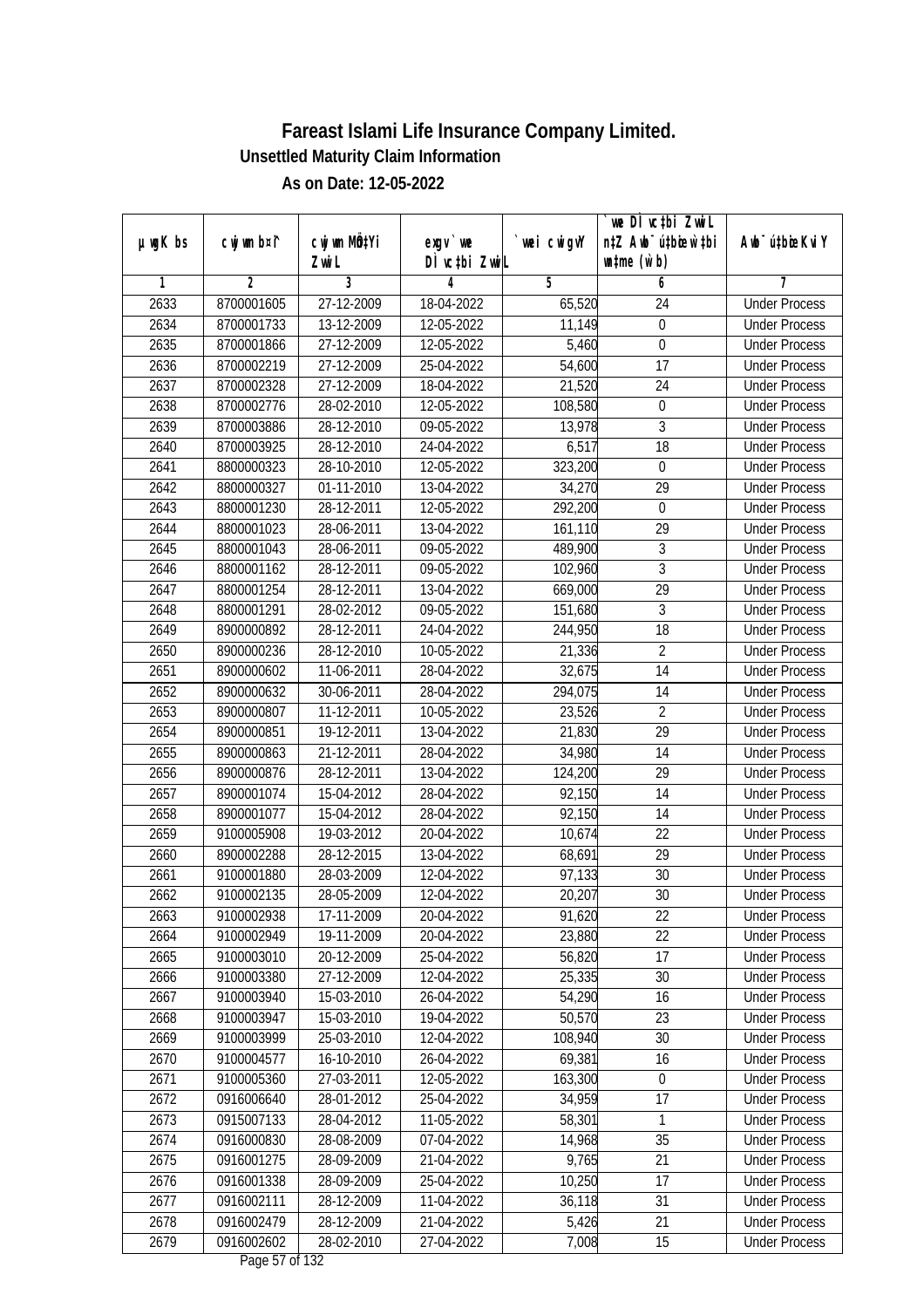# Fareast Islami Life Insurance Company Limited.

**Unsettled Maturity Claim Information**

**As on Date: 12-05-2022**

| µwgK bs | cwjwm b¤^i | cwjwm MÖnYi ZwiL | exgv `we DÌvc‡bi ZwiL | `wei cwigvY | `we DÌvc‡bi ZwiL n‡Z Awb¯úbœ w`‡bi msL¨v (w`b) | Awb¯úbœi KviY |
|---|---|---|---|---|---|---|
| 1 | 2 | 3 | 4 | 5 | 6 | 7 |
| 2633 | 8700001605 | 27-12-2009 | 18-04-2022 | 65,520 | 24 | Under Process |
| 2634 | 8700001733 | 13-12-2009 | 12-05-2022 | 11,149 | 0 | Under Process |
| 2635 | 8700001866 | 27-12-2009 | 12-05-2022 | 5,460 | 0 | Under Process |
| 2636 | 8700002219 | 27-12-2009 | 25-04-2022 | 54,600 | 17 | Under Process |
| 2637 | 8700002328 | 27-12-2009 | 18-04-2022 | 21,520 | 24 | Under Process |
| 2638 | 8700002776 | 28-02-2010 | 12-05-2022 | 108,580 | 0 | Under Process |
| 2639 | 8700003886 | 28-12-2010 | 09-05-2022 | 13,978 | 3 | Under Process |
| 2640 | 8700003925 | 28-12-2010 | 24-04-2022 | 6,517 | 18 | Under Process |
| 2641 | 8800000323 | 28-10-2010 | 12-05-2022 | 323,200 | 0 | Under Process |
| 2642 | 8800000327 | 01-11-2010 | 13-04-2022 | 34,270 | 29 | Under Process |
| 2643 | 8800001230 | 28-12-2011 | 12-05-2022 | 292,200 | 0 | Under Process |
| 2644 | 8800001023 | 28-06-2011 | 13-04-2022 | 161,110 | 29 | Under Process |
| 2645 | 8800001043 | 28-06-2011 | 09-05-2022 | 489,900 | 3 | Under Process |
| 2646 | 8800001162 | 28-12-2011 | 09-05-2022 | 102,960 | 3 | Under Process |
| 2647 | 8800001254 | 28-12-2011 | 13-04-2022 | 669,000 | 29 | Under Process |
| 2648 | 8800001291 | 28-02-2012 | 09-05-2022 | 151,680 | 3 | Under Process |
| 2649 | 8900000892 | 28-12-2011 | 24-04-2022 | 244,950 | 18 | Under Process |
| 2650 | 8900000236 | 28-12-2010 | 10-05-2022 | 21,336 | 2 | Under Process |
| 2651 | 8900000602 | 11-06-2011 | 28-04-2022 | 32,675 | 14 | Under Process |
| 2652 | 8900000632 | 30-06-2011 | 28-04-2022 | 294,075 | 14 | Under Process |
| 2653 | 8900000807 | 11-12-2011 | 10-05-2022 | 23,526 | 2 | Under Process |
| 2654 | 8900000851 | 19-12-2011 | 13-04-2022 | 21,830 | 29 | Under Process |
| 2655 | 8900000863 | 21-12-2011 | 28-04-2022 | 34,980 | 14 | Under Process |
| 2656 | 8900000876 | 28-12-2011 | 13-04-2022 | 124,200 | 29 | Under Process |
| 2657 | 8900001074 | 15-04-2012 | 28-04-2022 | 92,150 | 14 | Under Process |
| 2658 | 8900001077 | 15-04-2012 | 28-04-2022 | 92,150 | 14 | Under Process |
| 2659 | 9100005908 | 19-03-2012 | 20-04-2022 | 10,674 | 22 | Under Process |
| 2660 | 8900002288 | 28-12-2015 | 13-04-2022 | 68,691 | 29 | Under Process |
| 2661 | 9100001880 | 28-03-2009 | 12-04-2022 | 97,133 | 30 | Under Process |
| 2662 | 9100002135 | 28-05-2009 | 12-04-2022 | 20,207 | 30 | Under Process |
| 2663 | 9100002938 | 17-11-2009 | 20-04-2022 | 91,620 | 22 | Under Process |
| 2664 | 9100002949 | 19-11-2009 | 20-04-2022 | 23,880 | 22 | Under Process |
| 2665 | 9100003010 | 20-12-2009 | 25-04-2022 | 56,820 | 17 | Under Process |
| 2666 | 9100003380 | 27-12-2009 | 12-04-2022 | 25,335 | 30 | Under Process |
| 2667 | 9100003940 | 15-03-2010 | 26-04-2022 | 54,290 | 16 | Under Process |
| 2668 | 9100003947 | 15-03-2010 | 19-04-2022 | 50,570 | 23 | Under Process |
| 2669 | 9100003999 | 25-03-2010 | 12-04-2022 | 108,940 | 30 | Under Process |
| 2670 | 9100004577 | 16-10-2010 | 26-04-2022 | 69,381 | 16 | Under Process |
| 2671 | 9100005360 | 27-03-2011 | 12-05-2022 | 163,300 | 0 | Under Process |
| 2672 | 0916006640 | 28-01-2012 | 25-04-2022 | 34,959 | 17 | Under Process |
| 2673 | 0915007133 | 28-04-2012 | 11-05-2022 | 58,301 | 1 | Under Process |
| 2674 | 0916000830 | 28-08-2009 | 07-04-2022 | 14,968 | 35 | Under Process |
| 2675 | 0916001275 | 28-09-2009 | 21-04-2022 | 9,765 | 21 | Under Process |
| 2676 | 0916001338 | 28-09-2009 | 25-04-2022 | 10,250 | 17 | Under Process |
| 2677 | 0916002111 | 28-12-2009 | 11-04-2022 | 36,118 | 31 | Under Process |
| 2678 | 0916002479 | 28-12-2009 | 21-04-2022 | 5,426 | 21 | Under Process |
| 2679 | 0916002602 | 28-02-2010 | 27-04-2022 | 7,008 | 15 | Under Process |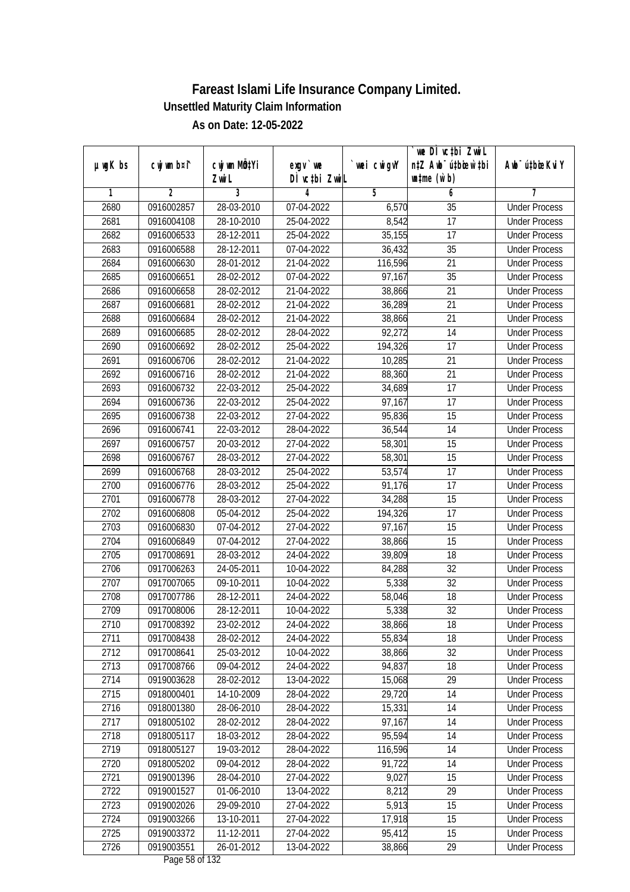# Fareast Islami Life Insurance Company Limited.

**Unsettled Maturity Claim Information**

**As on Date: 12-05-2022**

| µwgK bs | cwjwm b¤^i | cwjwm MÖn‡Yi ZvwiL | exgv`we DÌvc‡bi ZvwiL | `vwei cwigvY | `vwe DÌvc‡bi ZvwiL n‡Z Awb¯úbœ `vwei wb¯úbœ (w`b) | Awb¯ú‡bœi KviY |
|---|---|---|---|---|---|---|
| 1 | 2 | 3 | 4 | 5 | 6 | 7 |
| 2680 | 0916002857 | 28-03-2010 | 07-04-2022 | 6,570 | 35 | Under Process |
| 2681 | 0916004108 | 28-10-2010 | 25-04-2022 | 8,542 | 17 | Under Process |
| 2682 | 0916006533 | 28-12-2011 | 25-04-2022 | 35,155 | 17 | Under Process |
| 2683 | 0916006588 | 28-12-2011 | 07-04-2022 | 36,432 | 35 | Under Process |
| 2684 | 0916006630 | 28-01-2012 | 21-04-2022 | 116,596 | 21 | Under Process |
| 2685 | 0916006651 | 28-02-2012 | 07-04-2022 | 97,167 | 35 | Under Process |
| 2686 | 0916006658 | 28-02-2012 | 21-04-2022 | 38,866 | 21 | Under Process |
| 2687 | 0916006681 | 28-02-2012 | 21-04-2022 | 36,289 | 21 | Under Process |
| 2688 | 0916006684 | 28-02-2012 | 21-04-2022 | 38,866 | 21 | Under Process |
| 2689 | 0916006685 | 28-02-2012 | 28-04-2022 | 92,272 | 14 | Under Process |
| 2690 | 0916006692 | 28-02-2012 | 25-04-2022 | 194,326 | 17 | Under Process |
| 2691 | 0916006706 | 28-02-2012 | 21-04-2022 | 10,285 | 21 | Under Process |
| 2692 | 0916006716 | 28-02-2012 | 21-04-2022 | 88,360 | 21 | Under Process |
| 2693 | 0916006732 | 22-03-2012 | 25-04-2022 | 34,689 | 17 | Under Process |
| 2694 | 0916006736 | 22-03-2012 | 25-04-2022 | 97,167 | 17 | Under Process |
| 2695 | 0916006738 | 22-03-2012 | 27-04-2022 | 95,836 | 15 | Under Process |
| 2696 | 0916006741 | 22-03-2012 | 28-04-2022 | 36,544 | 14 | Under Process |
| 2697 | 0916006757 | 20-03-2012 | 27-04-2022 | 58,301 | 15 | Under Process |
| 2698 | 0916006767 | 28-03-2012 | 27-04-2022 | 58,301 | 15 | Under Process |
| 2699 | 0916006768 | 28-03-2012 | 25-04-2022 | 53,574 | 17 | Under Process |
| 2700 | 0916006776 | 28-03-2012 | 25-04-2022 | 91,176 | 17 | Under Process |
| 2701 | 0916006778 | 28-03-2012 | 27-04-2022 | 34,288 | 15 | Under Process |
| 2702 | 0916006808 | 05-04-2012 | 25-04-2022 | 194,326 | 17 | Under Process |
| 2703 | 0916006830 | 07-04-2012 | 27-04-2022 | 97,167 | 15 | Under Process |
| 2704 | 0916006849 | 07-04-2012 | 27-04-2022 | 38,866 | 15 | Under Process |
| 2705 | 0917008691 | 28-03-2012 | 24-04-2022 | 39,809 | 18 | Under Process |
| 2706 | 0917006263 | 24-05-2011 | 10-04-2022 | 84,288 | 32 | Under Process |
| 2707 | 0917007065 | 09-10-2011 | 10-04-2022 | 5,338 | 32 | Under Process |
| 2708 | 0917007786 | 28-12-2011 | 24-04-2022 | 58,046 | 18 | Under Process |
| 2709 | 0917008006 | 28-12-2011 | 10-04-2022 | 5,338 | 32 | Under Process |
| 2710 | 0917008392 | 23-02-2012 | 24-04-2022 | 38,866 | 18 | Under Process |
| 2711 | 0917008438 | 28-02-2012 | 24-04-2022 | 55,834 | 18 | Under Process |
| 2712 | 0917008641 | 25-03-2012 | 10-04-2022 | 38,866 | 32 | Under Process |
| 2713 | 0917008766 | 09-04-2012 | 24-04-2022 | 94,837 | 18 | Under Process |
| 2714 | 0919003628 | 28-02-2012 | 13-04-2022 | 15,068 | 29 | Under Process |
| 2715 | 0918000401 | 14-10-2009 | 28-04-2022 | 29,720 | 14 | Under Process |
| 2716 | 0918001380 | 28-06-2010 | 28-04-2022 | 15,331 | 14 | Under Process |
| 2717 | 0918005102 | 28-02-2012 | 28-04-2022 | 97,167 | 14 | Under Process |
| 2718 | 0918005117 | 18-03-2012 | 28-04-2022 | 95,594 | 14 | Under Process |
| 2719 | 0918005127 | 19-03-2012 | 28-04-2022 | 116,596 | 14 | Under Process |
| 2720 | 0918005202 | 09-04-2012 | 28-04-2022 | 91,722 | 14 | Under Process |
| 2721 | 0919001396 | 28-04-2010 | 27-04-2022 | 9,027 | 15 | Under Process |
| 2722 | 0919001527 | 01-06-2010 | 13-04-2022 | 8,212 | 29 | Under Process |
| 2723 | 0919002026 | 29-09-2010 | 27-04-2022 | 5,913 | 15 | Under Process |
| 2724 | 0919003266 | 13-10-2011 | 27-04-2022 | 17,918 | 15 | Under Process |
| 2725 | 0919003372 | 11-12-2011 | 27-04-2022 | 95,412 | 15 | Under Process |
| 2726 | 0919003551 | 26-01-2012 | 13-04-2022 | 38,866 | 29 | Under Process |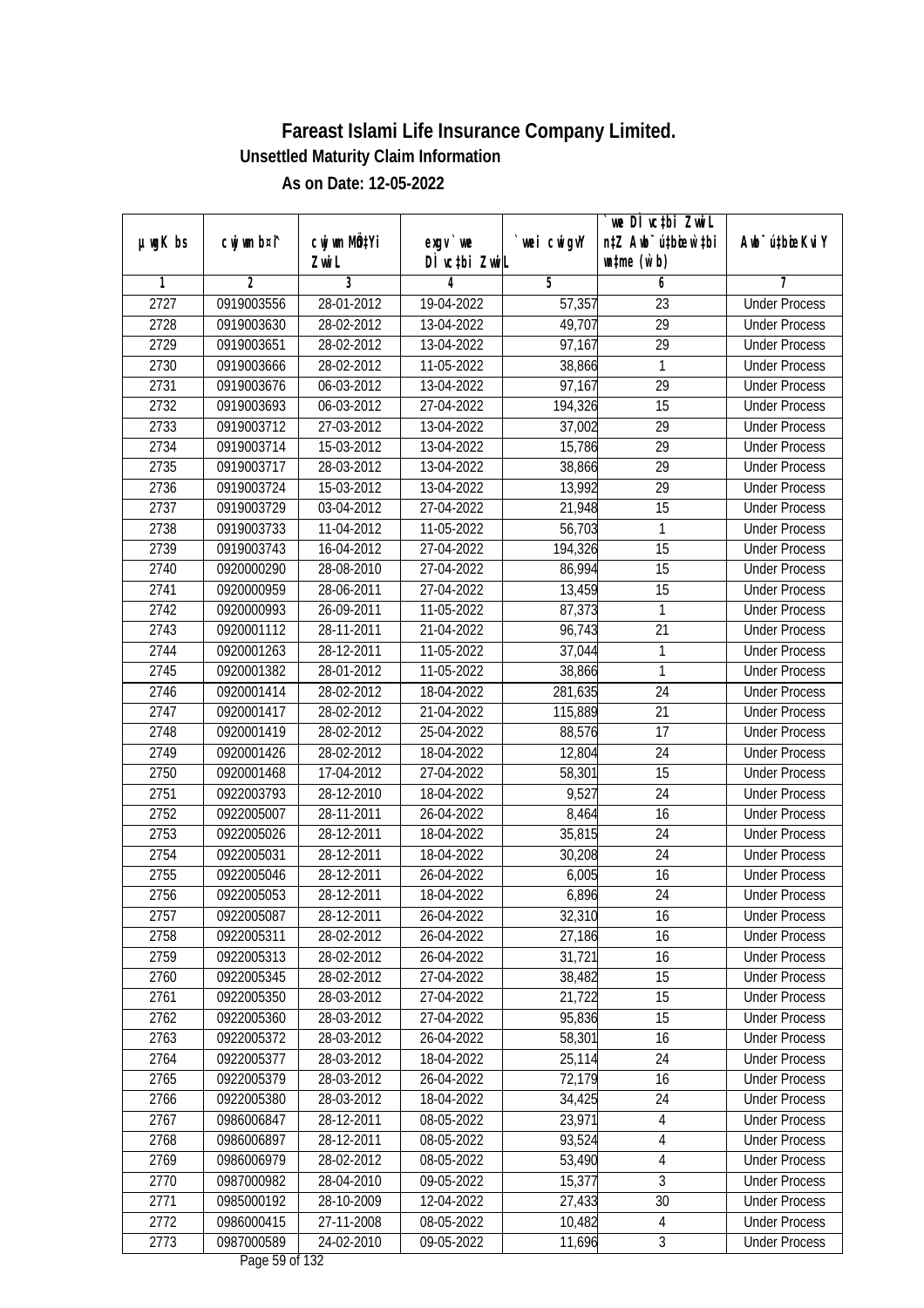# Fareast Islami Life Insurance Company Limited.

**Unsettled Maturity Claim Information**

**As on Date: 12-05-2022**

| µwgK bs | cwjwm b¤^i | cwjwm MÖn‡Yi ZvwiL | exgv `vwe DÌvc‡bi ZvwiL | `vwei cwigvY | `vwe DÌvc‡bi ZvwiL n‡Z Awb¯úbœ `v‡bi wKw¯Í (w`b) | Awb¯úbœi KviY |
|---|---|---|---|---|---|---|
| 1 | 2 | 3 | 4 | 5 | 6 | 7 |
| 2727 | 0919003556 | 28-01-2012 | 19-04-2022 | 57,357 | 23 | Under Process |
| 2728 | 0919003630 | 28-02-2012 | 13-04-2022 | 49,707 | 29 | Under Process |
| 2729 | 0919003651 | 28-02-2012 | 13-04-2022 | 97,167 | 29 | Under Process |
| 2730 | 0919003666 | 28-02-2012 | 11-05-2022 | 38,866 | 1 | Under Process |
| 2731 | 0919003676 | 06-03-2012 | 13-04-2022 | 97,167 | 29 | Under Process |
| 2732 | 0919003693 | 06-03-2012 | 27-04-2022 | 194,326 | 15 | Under Process |
| 2733 | 0919003712 | 27-03-2012 | 13-04-2022 | 37,002 | 29 | Under Process |
| 2734 | 0919003714 | 15-03-2012 | 13-04-2022 | 15,786 | 29 | Under Process |
| 2735 | 0919003717 | 28-03-2012 | 13-04-2022 | 38,866 | 29 | Under Process |
| 2736 | 0919003724 | 15-03-2012 | 13-04-2022 | 13,992 | 29 | Under Process |
| 2737 | 0919003729 | 03-04-2012 | 27-04-2022 | 21,948 | 15 | Under Process |
| 2738 | 0919003733 | 11-04-2012 | 11-05-2022 | 56,703 | 1 | Under Process |
| 2739 | 0919003743 | 16-04-2012 | 27-04-2022 | 194,326 | 15 | Under Process |
| 2740 | 0920000290 | 28-08-2010 | 27-04-2022 | 86,994 | 15 | Under Process |
| 2741 | 0920000959 | 28-06-2011 | 27-04-2022 | 13,459 | 15 | Under Process |
| 2742 | 0920000993 | 26-09-2011 | 11-05-2022 | 87,373 | 1 | Under Process |
| 2743 | 0920001112 | 28-11-2011 | 21-04-2022 | 96,743 | 21 | Under Process |
| 2744 | 0920001263 | 28-12-2011 | 11-05-2022 | 37,044 | 1 | Under Process |
| 2745 | 0920001382 | 28-01-2012 | 11-05-2022 | 38,866 | 1 | Under Process |
| 2746 | 0920001414 | 28-02-2012 | 18-04-2022 | 281,635 | 24 | Under Process |
| 2747 | 0920001417 | 28-02-2012 | 21-04-2022 | 115,889 | 21 | Under Process |
| 2748 | 0920001419 | 28-02-2012 | 25-04-2022 | 88,576 | 17 | Under Process |
| 2749 | 0920001426 | 28-02-2012 | 18-04-2022 | 12,804 | 24 | Under Process |
| 2750 | 0920001468 | 17-04-2012 | 27-04-2022 | 58,301 | 15 | Under Process |
| 2751 | 0922003793 | 28-12-2010 | 18-04-2022 | 9,527 | 24 | Under Process |
| 2752 | 0922005007 | 28-11-2011 | 26-04-2022 | 8,464 | 16 | Under Process |
| 2753 | 0922005026 | 28-12-2011 | 18-04-2022 | 35,815 | 24 | Under Process |
| 2754 | 0922005031 | 28-12-2011 | 18-04-2022 | 30,208 | 24 | Under Process |
| 2755 | 0922005046 | 28-12-2011 | 26-04-2022 | 6,005 | 16 | Under Process |
| 2756 | 0922005053 | 28-12-2011 | 18-04-2022 | 6,896 | 24 | Under Process |
| 2757 | 0922005087 | 28-12-2011 | 26-04-2022 | 32,310 | 16 | Under Process |
| 2758 | 0922005311 | 28-02-2012 | 26-04-2022 | 27,186 | 16 | Under Process |
| 2759 | 0922005313 | 28-02-2012 | 26-04-2022 | 31,721 | 16 | Under Process |
| 2760 | 0922005345 | 28-02-2012 | 27-04-2022 | 38,482 | 15 | Under Process |
| 2761 | 0922005350 | 28-03-2012 | 27-04-2022 | 21,722 | 15 | Under Process |
| 2762 | 0922005360 | 28-03-2012 | 27-04-2022 | 95,836 | 15 | Under Process |
| 2763 | 0922005372 | 28-03-2012 | 26-04-2022 | 58,301 | 16 | Under Process |
| 2764 | 0922005377 | 28-03-2012 | 18-04-2022 | 25,114 | 24 | Under Process |
| 2765 | 0922005379 | 28-03-2012 | 26-04-2022 | 72,179 | 16 | Under Process |
| 2766 | 0922005380 | 28-03-2012 | 18-04-2022 | 34,425 | 24 | Under Process |
| 2767 | 0986006847 | 28-12-2011 | 08-05-2022 | 23,971 | 4 | Under Process |
| 2768 | 0986006897 | 28-12-2011 | 08-05-2022 | 93,524 | 4 | Under Process |
| 2769 | 0986006979 | 28-02-2012 | 08-05-2022 | 53,490 | 4 | Under Process |
| 2770 | 0987000982 | 28-04-2010 | 09-05-2022 | 15,377 | 3 | Under Process |
| 2771 | 0985000192 | 28-10-2009 | 12-04-2022 | 27,433 | 30 | Under Process |
| 2772 | 0986000415 | 27-11-2008 | 08-05-2022 | 10,482 | 4 | Under Process |
| 2773 | 0987000589 | 24-02-2010 | 09-05-2022 | 11,696 | 3 | Under Process |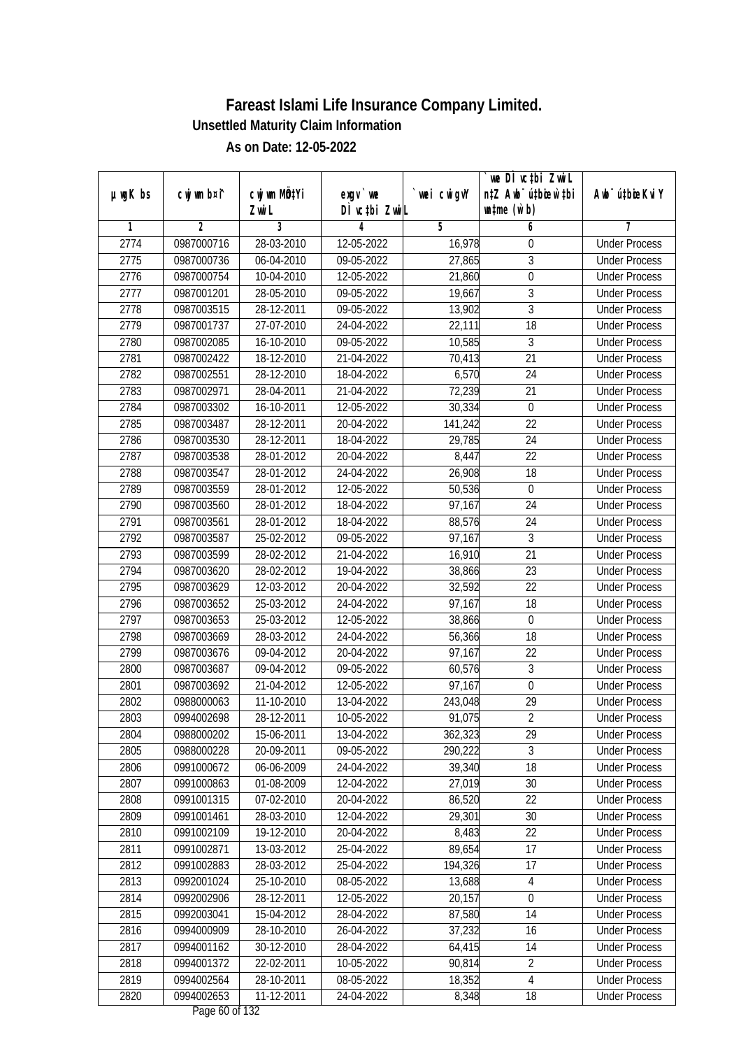# Fareast Islami Life Insurance Company Limited.

## Unsettled Maturity Claim Information

### As on Date: 12-05-2022

| µwgK bs | cwjwm b¤î | cwjwm MÖnYi ZvwiL | exgv`we DÌvc‡bi ZvwiL | `vwei cwigvY | `vwe DÌvc‡bi ZvwiL n‡Z Awb¯úbœ `vwei mgqKvj (w`b) | Awb¯ú‡bœi KviY |
|---|---|---|---|---|---|---|
| 1 | 2 | 3 | 4 | 5 | 6 | 7 |
| 2774 | 0987000716 | 28-03-2010 | 12-05-2022 | 16,978 | 0 | Under Process |
| 2775 | 0987000736 | 06-04-2010 | 09-05-2022 | 27,865 | 3 | Under Process |
| 2776 | 0987000754 | 10-04-2010 | 12-05-2022 | 21,860 | 0 | Under Process |
| 2777 | 0987001201 | 28-05-2010 | 09-05-2022 | 19,667 | 3 | Under Process |
| 2778 | 0987003515 | 28-12-2011 | 09-05-2022 | 13,902 | 3 | Under Process |
| 2779 | 0987001737 | 27-07-2010 | 24-04-2022 | 22,111 | 18 | Under Process |
| 2780 | 0987002085 | 16-10-2010 | 09-05-2022 | 10,585 | 3 | Under Process |
| 2781 | 0987002422 | 18-12-2010 | 21-04-2022 | 70,413 | 21 | Under Process |
| 2782 | 0987002551 | 28-12-2010 | 18-04-2022 | 6,570 | 24 | Under Process |
| 2783 | 0987002971 | 28-04-2011 | 21-04-2022 | 72,239 | 21 | Under Process |
| 2784 | 0987003302 | 16-10-2011 | 12-05-2022 | 30,334 | 0 | Under Process |
| 2785 | 0987003487 | 28-12-2011 | 20-04-2022 | 141,242 | 22 | Under Process |
| 2786 | 0987003530 | 28-12-2011 | 18-04-2022 | 29,785 | 24 | Under Process |
| 2787 | 0987003538 | 28-01-2012 | 20-04-2022 | 8,447 | 22 | Under Process |
| 2788 | 0987003547 | 28-01-2012 | 24-04-2022 | 26,908 | 18 | Under Process |
| 2789 | 0987003559 | 28-01-2012 | 12-05-2022 | 50,536 | 0 | Under Process |
| 2790 | 0987003560 | 28-01-2012 | 18-04-2022 | 97,167 | 24 | Under Process |
| 2791 | 0987003561 | 28-01-2012 | 18-04-2022 | 88,576 | 24 | Under Process |
| 2792 | 0987003587 | 25-02-2012 | 09-05-2022 | 97,167 | 3 | Under Process |
| 2793 | 0987003599 | 28-02-2012 | 21-04-2022 | 16,910 | 21 | Under Process |
| 2794 | 0987003620 | 28-02-2012 | 19-04-2022 | 38,866 | 23 | Under Process |
| 2795 | 0987003629 | 12-03-2012 | 20-04-2022 | 32,592 | 22 | Under Process |
| 2796 | 0987003652 | 25-03-2012 | 24-04-2022 | 97,167 | 18 | Under Process |
| 2797 | 0987003653 | 25-03-2012 | 12-05-2022 | 38,866 | 0 | Under Process |
| 2798 | 0987003669 | 28-03-2012 | 24-04-2022 | 56,366 | 18 | Under Process |
| 2799 | 0987003676 | 09-04-2012 | 20-04-2022 | 97,167 | 22 | Under Process |
| 2800 | 0987003687 | 09-04-2012 | 09-05-2022 | 60,576 | 3 | Under Process |
| 2801 | 0987003692 | 21-04-2012 | 12-05-2022 | 97,167 | 0 | Under Process |
| 2802 | 0988000063 | 11-10-2010 | 13-04-2022 | 243,048 | 29 | Under Process |
| 2803 | 0994002698 | 28-12-2011 | 10-05-2022 | 91,075 | 2 | Under Process |
| 2804 | 0988000202 | 15-06-2011 | 13-04-2022 | 362,323 | 29 | Under Process |
| 2805 | 0988000228 | 20-09-2011 | 09-05-2022 | 290,222 | 3 | Under Process |
| 2806 | 0991000672 | 06-06-2009 | 24-04-2022 | 39,340 | 18 | Under Process |
| 2807 | 0991000863 | 01-08-2009 | 12-04-2022 | 27,019 | 30 | Under Process |
| 2808 | 0991001315 | 07-02-2010 | 20-04-2022 | 86,520 | 22 | Under Process |
| 2809 | 0991001461 | 28-03-2010 | 12-04-2022 | 29,301 | 30 | Under Process |
| 2810 | 0991002109 | 19-12-2010 | 20-04-2022 | 8,483 | 22 | Under Process |
| 2811 | 0991002871 | 13-03-2012 | 25-04-2022 | 89,654 | 17 | Under Process |
| 2812 | 0991002883 | 28-03-2012 | 25-04-2022 | 194,326 | 17 | Under Process |
| 2813 | 0992001024 | 25-10-2010 | 08-05-2022 | 13,688 | 4 | Under Process |
| 2814 | 0992002906 | 28-12-2011 | 12-05-2022 | 20,157 | 0 | Under Process |
| 2815 | 0992003041 | 15-04-2012 | 28-04-2022 | 87,580 | 14 | Under Process |
| 2816 | 0994000909 | 28-10-2010 | 26-04-2022 | 37,232 | 16 | Under Process |
| 2817 | 0994001162 | 30-12-2010 | 28-04-2022 | 64,415 | 14 | Under Process |
| 2818 | 0994001372 | 22-02-2011 | 10-05-2022 | 90,814 | 2 | Under Process |
| 2819 | 0994002564 | 28-10-2011 | 08-05-2022 | 18,352 | 4 | Under Process |
| 2820 | 0994002653 | 11-12-2011 | 24-04-2022 | 8,348 | 18 | Under Process |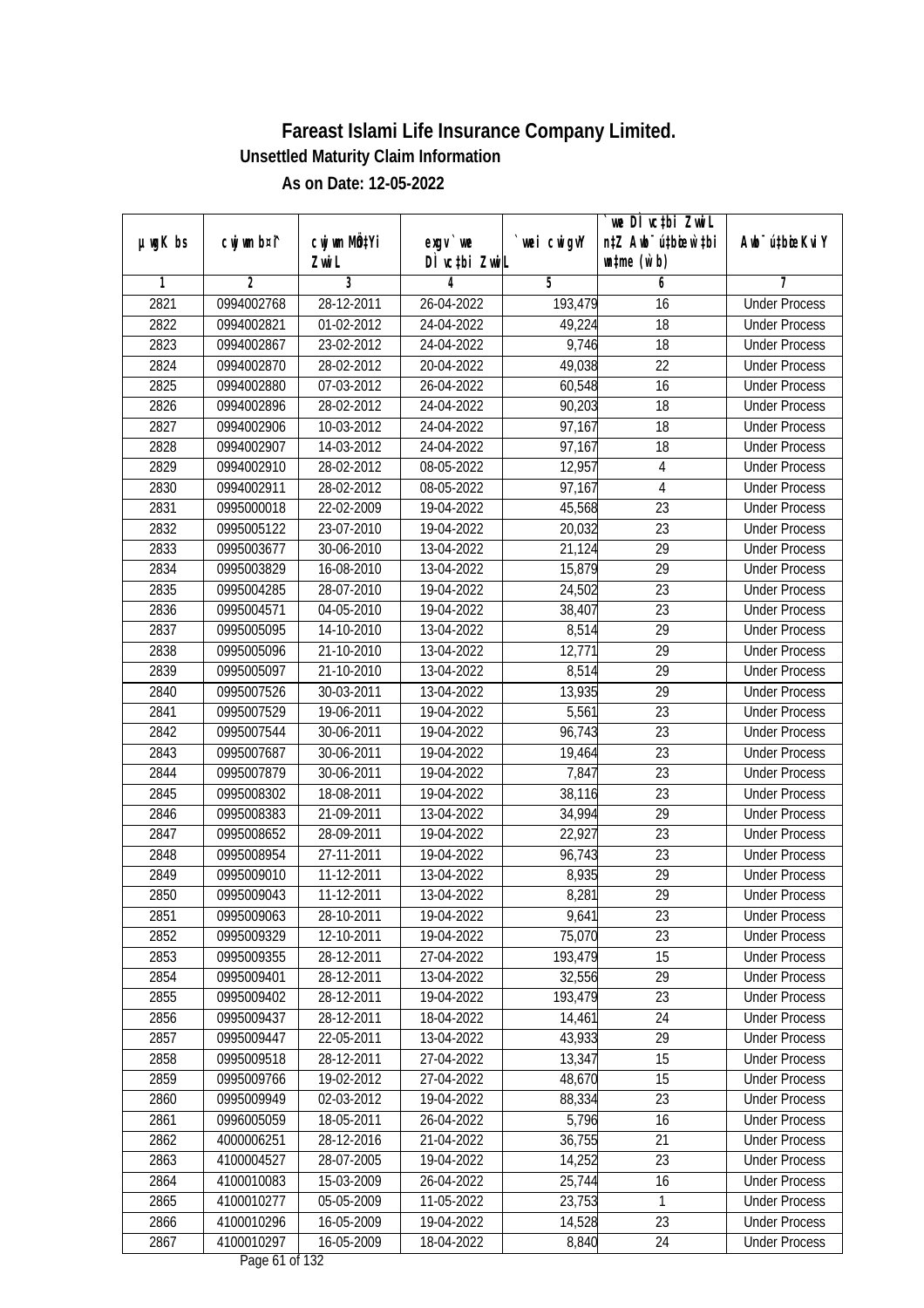# Fareast Islami Life Insurance Company Limited.

**Unsettled Maturity Claim Information**

**As on Date: 12-05-2022**

| µ¯wgK bs | cwjwm b¤^i | cwjwm MÖ‡Yi ZvwiL | exgv `vwe DÌvc‡bi ZvwiL | `vwei cwigvY | `vwe DÌvc‡bi ZvwiL n‡Z Awb¯úbœ `vwei wb®úwËi w`b | Awb¯ú‡bœi KviY |
|---|---|---|---|---|---|---|
| 1 | 2 | 3 | 4 | 5 | 6 | 7 |
| 2821 | 0994002768 | 28-12-2011 | 26-04-2022 | 193,479 | 16 | Under Process |
| 2822 | 0994002821 | 01-02-2012 | 24-04-2022 | 49,224 | 18 | Under Process |
| 2823 | 0994002867 | 23-02-2012 | 24-04-2022 | 9,746 | 18 | Under Process |
| 2824 | 0994002870 | 28-02-2012 | 20-04-2022 | 49,038 | 22 | Under Process |
| 2825 | 0994002880 | 07-03-2012 | 26-04-2022 | 60,548 | 16 | Under Process |
| 2826 | 0994002896 | 28-02-2012 | 24-04-2022 | 90,203 | 18 | Under Process |
| 2827 | 0994002906 | 10-03-2012 | 24-04-2022 | 97,167 | 18 | Under Process |
| 2828 | 0994002907 | 14-03-2012 | 24-04-2022 | 97,167 | 18 | Under Process |
| 2829 | 0994002910 | 28-02-2012 | 08-05-2022 | 12,957 | 4 | Under Process |
| 2830 | 0994002911 | 28-02-2012 | 08-05-2022 | 97,167 | 4 | Under Process |
| 2831 | 0995000018 | 22-02-2009 | 19-04-2022 | 45,568 | 23 | Under Process |
| 2832 | 0995005122 | 23-07-2010 | 19-04-2022 | 20,032 | 23 | Under Process |
| 2833 | 0995003677 | 30-06-2010 | 13-04-2022 | 21,124 | 29 | Under Process |
| 2834 | 0995003829 | 16-08-2010 | 13-04-2022 | 15,879 | 29 | Under Process |
| 2835 | 0995004285 | 28-07-2010 | 19-04-2022 | 24,502 | 23 | Under Process |
| 2836 | 0995004571 | 04-05-2010 | 19-04-2022 | 38,407 | 23 | Under Process |
| 2837 | 0995005095 | 14-10-2010 | 13-04-2022 | 8,514 | 29 | Under Process |
| 2838 | 0995005096 | 21-10-2010 | 13-04-2022 | 12,771 | 29 | Under Process |
| 2839 | 0995005097 | 21-10-2010 | 13-04-2022 | 8,514 | 29 | Under Process |
| 2840 | 0995007526 | 30-03-2011 | 13-04-2022 | 13,935 | 29 | Under Process |
| 2841 | 0995007529 | 19-06-2011 | 19-04-2022 | 5,561 | 23 | Under Process |
| 2842 | 0995007544 | 30-06-2011 | 19-04-2022 | 96,743 | 23 | Under Process |
| 2843 | 0995007687 | 30-06-2011 | 19-04-2022 | 19,464 | 23 | Under Process |
| 2844 | 0995007879 | 30-06-2011 | 19-04-2022 | 7,847 | 23 | Under Process |
| 2845 | 0995008302 | 18-08-2011 | 19-04-2022 | 38,116 | 23 | Under Process |
| 2846 | 0995008383 | 21-09-2011 | 13-04-2022 | 34,994 | 29 | Under Process |
| 2847 | 0995008652 | 28-09-2011 | 19-04-2022 | 22,927 | 23 | Under Process |
| 2848 | 0995008954 | 27-11-2011 | 19-04-2022 | 96,743 | 23 | Under Process |
| 2849 | 0995009010 | 11-12-2011 | 13-04-2022 | 8,935 | 29 | Under Process |
| 2850 | 0995009043 | 11-12-2011 | 13-04-2022 | 8,281 | 29 | Under Process |
| 2851 | 0995009063 | 28-10-2011 | 19-04-2022 | 9,641 | 23 | Under Process |
| 2852 | 0995009329 | 12-10-2011 | 19-04-2022 | 75,070 | 23 | Under Process |
| 2853 | 0995009355 | 28-12-2011 | 27-04-2022 | 193,479 | 15 | Under Process |
| 2854 | 0995009401 | 28-12-2011 | 13-04-2022 | 32,556 | 29 | Under Process |
| 2855 | 0995009402 | 28-12-2011 | 19-04-2022 | 193,479 | 23 | Under Process |
| 2856 | 0995009437 | 28-12-2011 | 18-04-2022 | 14,461 | 24 | Under Process |
| 2857 | 0995009447 | 22-05-2011 | 13-04-2022 | 43,933 | 29 | Under Process |
| 2858 | 0995009518 | 28-12-2011 | 27-04-2022 | 13,347 | 15 | Under Process |
| 2859 | 0995009766 | 19-02-2012 | 27-04-2022 | 48,670 | 15 | Under Process |
| 2860 | 0995009949 | 02-03-2012 | 19-04-2022 | 88,334 | 23 | Under Process |
| 2861 | 0996005059 | 18-05-2011 | 26-04-2022 | 5,796 | 16 | Under Process |
| 2862 | 4000006251 | 28-12-2016 | 21-04-2022 | 36,755 | 21 | Under Process |
| 2863 | 4100004527 | 28-07-2005 | 19-04-2022 | 14,252 | 23 | Under Process |
| 2864 | 4100010083 | 15-03-2009 | 26-04-2022 | 25,744 | 16 | Under Process |
| 2865 | 4100010277 | 05-05-2009 | 11-05-2022 | 23,753 | 1 | Under Process |
| 2866 | 4100010296 | 16-05-2009 | 19-04-2022 | 14,528 | 23 | Under Process |
| 2867 | 4100010297 | 16-05-2009 | 18-04-2022 | 8,840 | 24 | Under Process |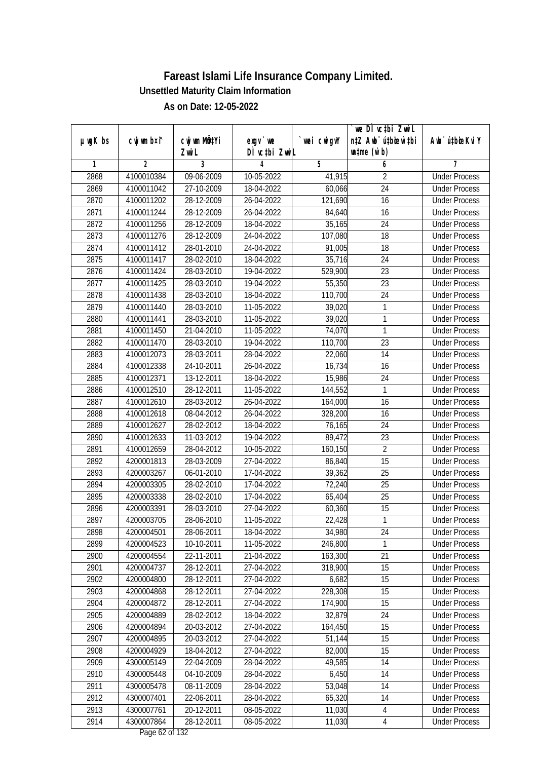# Fareast Islami Life Insurance Company Limited.

**Unsettled Maturity Claim Information**

**As on Date: 12-05-2022**

| µwgK bs | cwjwm b¤^i | cwjwm MÖnYi ZvwiL | exgv` we DÌvc‡bi ZvwiL | `vwei cwigvY | `we DÌvc‡bi ZvwiL n‡Z Awb¯úwËi w`‡bi msL¨v (w`b) | Awb¯ú‡bœi KviY |
|---|---|---|---|---|---|---|
| 1 | 2 | 3 | 4 | 5 | 6 | 7 |
| 2868 | 4100010384 | 09-06-2009 | 10-05-2022 | 41,915 | 2 | Under Process |
| 2869 | 4100011042 | 27-10-2009 | 18-04-2022 | 60,066 | 24 | Under Process |
| 2870 | 4100011202 | 28-12-2009 | 26-04-2022 | 121,690 | 16 | Under Process |
| 2871 | 4100011244 | 28-12-2009 | 26-04-2022 | 84,640 | 16 | Under Process |
| 2872 | 4100011256 | 28-12-2009 | 18-04-2022 | 35,165 | 24 | Under Process |
| 2873 | 4100011276 | 28-12-2009 | 24-04-2022 | 107,080 | 18 | Under Process |
| 2874 | 4100011412 | 28-01-2010 | 24-04-2022 | 91,005 | 18 | Under Process |
| 2875 | 4100011417 | 28-02-2010 | 18-04-2022 | 35,716 | 24 | Under Process |
| 2876 | 4100011424 | 28-03-2010 | 19-04-2022 | 529,900 | 23 | Under Process |
| 2877 | 4100011425 | 28-03-2010 | 19-04-2022 | 55,350 | 23 | Under Process |
| 2878 | 4100011438 | 28-03-2010 | 18-04-2022 | 110,700 | 24 | Under Process |
| 2879 | 4100011440 | 28-03-2010 | 11-05-2022 | 39,020 | 1 | Under Process |
| 2880 | 4100011441 | 28-03-2010 | 11-05-2022 | 39,020 | 1 | Under Process |
| 2881 | 4100011450 | 21-04-2010 | 11-05-2022 | 74,070 | 1 | Under Process |
| 2882 | 4100011470 | 28-03-2010 | 19-04-2022 | 110,700 | 23 | Under Process |
| 2883 | 4100012073 | 28-03-2011 | 28-04-2022 | 22,060 | 14 | Under Process |
| 2884 | 4100012338 | 24-10-2011 | 26-04-2022 | 16,734 | 16 | Under Process |
| 2885 | 4100012371 | 13-12-2011 | 18-04-2022 | 15,986 | 24 | Under Process |
| 2886 | 4100012510 | 28-12-2011 | 11-05-2022 | 144,552 | 1 | Under Process |
| 2887 | 4100012610 | 28-03-2012 | 26-04-2022 | 164,000 | 16 | Under Process |
| 2888 | 4100012618 | 08-04-2012 | 26-04-2022 | 328,200 | 16 | Under Process |
| 2889 | 4100012627 | 28-02-2012 | 18-04-2022 | 76,165 | 24 | Under Process |
| 2890 | 4100012633 | 11-03-2012 | 19-04-2022 | 89,472 | 23 | Under Process |
| 2891 | 4100012659 | 28-04-2012 | 10-05-2022 | 160,150 | 2 | Under Process |
| 2892 | 4200001813 | 28-03-2009 | 27-04-2022 | 86,840 | 15 | Under Process |
| 2893 | 4200003267 | 06-01-2010 | 17-04-2022 | 39,362 | 25 | Under Process |
| 2894 | 4200003305 | 28-02-2010 | 17-04-2022 | 72,240 | 25 | Under Process |
| 2895 | 4200003338 | 28-02-2010 | 17-04-2022 | 65,404 | 25 | Under Process |
| 2896 | 4200003391 | 28-03-2010 | 27-04-2022 | 60,360 | 15 | Under Process |
| 2897 | 4200003705 | 28-06-2010 | 11-05-2022 | 22,428 | 1 | Under Process |
| 2898 | 4200004501 | 28-06-2011 | 18-04-2022 | 34,980 | 24 | Under Process |
| 2899 | 4200004523 | 10-10-2011 | 11-05-2022 | 246,800 | 1 | Under Process |
| 2900 | 4200004554 | 22-11-2011 | 21-04-2022 | 163,300 | 21 | Under Process |
| 2901 | 4200004737 | 28-12-2011 | 27-04-2022 | 318,900 | 15 | Under Process |
| 2902 | 4200004800 | 28-12-2011 | 27-04-2022 | 6,682 | 15 | Under Process |
| 2903 | 4200004868 | 28-12-2011 | 27-04-2022 | 228,308 | 15 | Under Process |
| 2904 | 4200004872 | 28-12-2011 | 27-04-2022 | 174,900 | 15 | Under Process |
| 2905 | 4200004889 | 28-02-2012 | 18-04-2022 | 32,879 | 24 | Under Process |
| 2906 | 4200004894 | 20-03-2012 | 27-04-2022 | 164,450 | 15 | Under Process |
| 2907 | 4200004895 | 20-03-2012 | 27-04-2022 | 51,144 | 15 | Under Process |
| 2908 | 4200004929 | 18-04-2012 | 27-04-2022 | 82,000 | 15 | Under Process |
| 2909 | 4300005149 | 22-04-2009 | 28-04-2022 | 49,585 | 14 | Under Process |
| 2910 | 4300005448 | 04-10-2009 | 28-04-2022 | 6,450 | 14 | Under Process |
| 2911 | 4300005478 | 08-11-2009 | 28-04-2022 | 53,048 | 14 | Under Process |
| 2912 | 4300007401 | 22-06-2011 | 28-04-2022 | 65,320 | 14 | Under Process |
| 2913 | 4300007761 | 20-12-2011 | 08-05-2022 | 11,030 | 4 | Under Process |
| 2914 | 4300007864 | 28-12-2011 | 08-05-2022 | 11,030 | 4 | Under Process |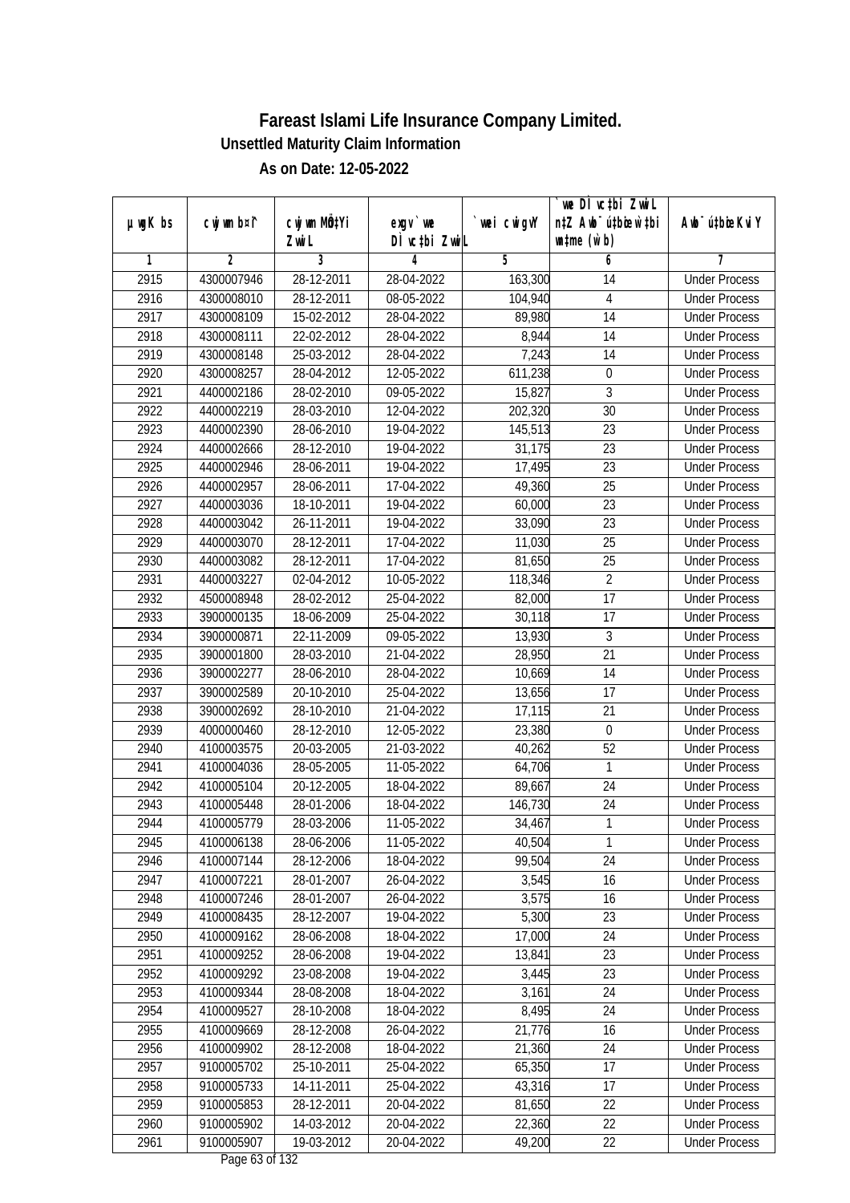# Fareast Islami Life Insurance Company Limited.

**Unsettled Maturity Claim Information**

**As on Date: 12-05-2022**

| µwgK bs | cwjwm b¤^i | cwjwm MÖnY Zvwi L | exgv` we DÌ vc‡bi ZvwiL | `vwei cwigvY | `vwe DÌ vc‡bi ZvwiL n‡Z Awb¯úbœ `vwei w`‡bi msL¨v (w`b) | Awb¯úbœ Kvi Y |
|---|---|---|---|---|---|---|
| 1 | 2 | 3 | 4 | 5 | 6 | 7 |
| 2915 | 4300007946 | 28-12-2011 | 28-04-2022 | 163,300 | 14 | Under Process |
| 2916 | 4300008010 | 28-12-2011 | 08-05-2022 | 104,940 | 4 | Under Process |
| 2917 | 4300008109 | 15-02-2012 | 28-04-2022 | 89,980 | 14 | Under Process |
| 2918 | 4300008111 | 22-02-2012 | 28-04-2022 | 8,944 | 14 | Under Process |
| 2919 | 4300008148 | 25-03-2012 | 28-04-2022 | 7,243 | 14 | Under Process |
| 2920 | 4300008257 | 28-04-2012 | 12-05-2022 | 611,238 | 0 | Under Process |
| 2921 | 4400002186 | 28-02-2010 | 09-05-2022 | 15,827 | 3 | Under Process |
| 2922 | 4400002219 | 28-03-2010 | 12-04-2022 | 202,320 | 30 | Under Process |
| 2923 | 4400002390 | 28-06-2010 | 19-04-2022 | 145,513 | 23 | Under Process |
| 2924 | 4400002666 | 28-12-2010 | 19-04-2022 | 31,175 | 23 | Under Process |
| 2925 | 4400002946 | 28-06-2011 | 19-04-2022 | 17,495 | 23 | Under Process |
| 2926 | 4400002957 | 28-06-2011 | 17-04-2022 | 49,360 | 25 | Under Process |
| 2927 | 4400003036 | 18-10-2011 | 19-04-2022 | 60,000 | 23 | Under Process |
| 2928 | 4400003042 | 26-11-2011 | 19-04-2022 | 33,090 | 23 | Under Process |
| 2929 | 4400003070 | 28-12-2011 | 17-04-2022 | 11,030 | 25 | Under Process |
| 2930 | 4400003082 | 28-12-2011 | 17-04-2022 | 81,650 | 25 | Under Process |
| 2931 | 4400003227 | 02-04-2012 | 10-05-2022 | 118,346 | 2 | Under Process |
| 2932 | 4500008948 | 28-02-2012 | 25-04-2022 | 82,000 | 17 | Under Process |
| 2933 | 3900000135 | 18-06-2009 | 25-04-2022 | 30,118 | 17 | Under Process |
| 2934 | 3900000871 | 22-11-2009 | 09-05-2022 | 13,930 | 3 | Under Process |
| 2935 | 3900001800 | 28-03-2010 | 21-04-2022 | 28,950 | 21 | Under Process |
| 2936 | 3900002277 | 28-06-2010 | 28-04-2022 | 10,669 | 14 | Under Process |
| 2937 | 3900002589 | 20-10-2010 | 25-04-2022 | 13,656 | 17 | Under Process |
| 2938 | 3900002692 | 28-10-2010 | 21-04-2022 | 17,115 | 21 | Under Process |
| 2939 | 4000000460 | 28-12-2010 | 12-05-2022 | 23,380 | 0 | Under Process |
| 2940 | 4100003575 | 20-03-2005 | 21-03-2022 | 40,262 | 52 | Under Process |
| 2941 | 4100004036 | 28-05-2005 | 11-05-2022 | 64,706 | 1 | Under Process |
| 2942 | 4100005104 | 20-12-2005 | 18-04-2022 | 89,667 | 24 | Under Process |
| 2943 | 4100005448 | 28-01-2006 | 18-04-2022 | 146,730 | 24 | Under Process |
| 2944 | 4100005779 | 28-03-2006 | 11-05-2022 | 34,467 | 1 | Under Process |
| 2945 | 4100006138 | 28-06-2006 | 11-05-2022 | 40,504 | 1 | Under Process |
| 2946 | 4100007144 | 28-12-2006 | 18-04-2022 | 99,504 | 24 | Under Process |
| 2947 | 4100007221 | 28-01-2007 | 26-04-2022 | 3,545 | 16 | Under Process |
| 2948 | 4100007246 | 28-01-2007 | 26-04-2022 | 3,575 | 16 | Under Process |
| 2949 | 4100008435 | 28-12-2007 | 19-04-2022 | 5,300 | 23 | Under Process |
| 2950 | 4100009162 | 28-06-2008 | 18-04-2022 | 17,000 | 24 | Under Process |
| 2951 | 4100009252 | 28-06-2008 | 19-04-2022 | 13,841 | 23 | Under Process |
| 2952 | 4100009292 | 23-08-2008 | 19-04-2022 | 3,445 | 23 | Under Process |
| 2953 | 4100009344 | 28-08-2008 | 18-04-2022 | 3,161 | 24 | Under Process |
| 2954 | 4100009527 | 28-10-2008 | 18-04-2022 | 8,495 | 24 | Under Process |
| 2955 | 4100009669 | 28-12-2008 | 26-04-2022 | 21,776 | 16 | Under Process |
| 2956 | 4100009902 | 28-12-2008 | 18-04-2022 | 21,360 | 24 | Under Process |
| 2957 | 9100005702 | 25-10-2011 | 25-04-2022 | 65,350 | 17 | Under Process |
| 2958 | 9100005733 | 14-11-2011 | 25-04-2022 | 43,316 | 17 | Under Process |
| 2959 | 9100005853 | 28-12-2011 | 20-04-2022 | 81,650 | 22 | Under Process |
| 2960 | 9100005902 | 14-03-2012 | 20-04-2022 | 22,360 | 22 | Under Process |
| 2961 | 9100005907 | 19-03-2012 | 20-04-2022 | 49,200 | 22 | Under Process |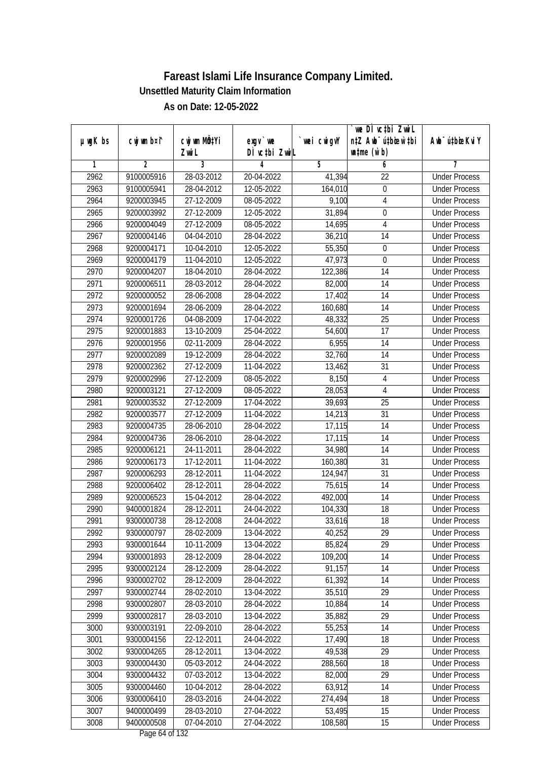# Fareast Islami Life Insurance Company Limited.

**Unsettled Maturity Claim Information**

**As on Date: 12-05-2022**

| µwgK bs | cwjwm b¤^i | cwjwm MÖn‡Yi ZvwiL | exgv `vwe DÌvc‡bi ZvwiL | `vwei cwigvY | `vwe DÌvc‡bi ZvwiL n‡Z Awb¯úbœ `vwei wb®úbœ (w`b) | Awb¯ú‡bœi KviY |
|---|---|---|---|---|---|---|
| 1 | 2 | 3 | 4 | 5 | 6 | 7 |
| 2962 | 9100005916 | 28-03-2012 | 20-04-2022 | 41,394 | 22 | Under Process |
| 2963 | 9100005941 | 28-04-2012 | 12-05-2022 | 164,010 | 0 | Under Process |
| 2964 | 9200003945 | 27-12-2009 | 08-05-2022 | 9,100 | 4 | Under Process |
| 2965 | 9200003992 | 27-12-2009 | 12-05-2022 | 31,894 | 0 | Under Process |
| 2966 | 9200004049 | 27-12-2009 | 08-05-2022 | 14,695 | 4 | Under Process |
| 2967 | 9200004146 | 04-04-2010 | 28-04-2022 | 36,210 | 14 | Under Process |
| 2968 | 9200004171 | 10-04-2010 | 12-05-2022 | 55,350 | 0 | Under Process |
| 2969 | 9200004179 | 11-04-2010 | 12-05-2022 | 47,973 | 0 | Under Process |
| 2970 | 9200004207 | 18-04-2010 | 28-04-2022 | 122,386 | 14 | Under Process |
| 2971 | 9200006511 | 28-03-2012 | 28-04-2022 | 82,000 | 14 | Under Process |
| 2972 | 9200000052 | 28-06-2008 | 28-04-2022 | 17,402 | 14 | Under Process |
| 2973 | 9200001694 | 28-06-2009 | 28-04-2022 | 160,680 | 14 | Under Process |
| 2974 | 9200001726 | 04-08-2009 | 17-04-2022 | 48,332 | 25 | Under Process |
| 2975 | 9200001883 | 13-10-2009 | 25-04-2022 | 54,600 | 17 | Under Process |
| 2976 | 9200001956 | 02-11-2009 | 28-04-2022 | 6,955 | 14 | Under Process |
| 2977 | 9200002089 | 19-12-2009 | 28-04-2022 | 32,760 | 14 | Under Process |
| 2978 | 9200002362 | 27-12-2009 | 11-04-2022 | 13,462 | 31 | Under Process |
| 2979 | 9200002996 | 27-12-2009 | 08-05-2022 | 8,150 | 4 | Under Process |
| 2980 | 9200003121 | 27-12-2009 | 08-05-2022 | 28,053 | 4 | Under Process |
| 2981 | 9200003532 | 27-12-2009 | 17-04-2022 | 39,693 | 25 | Under Process |
| 2982 | 9200003577 | 27-12-2009 | 11-04-2022 | 14,213 | 31 | Under Process |
| 2983 | 9200004735 | 28-06-2010 | 28-04-2022 | 17,115 | 14 | Under Process |
| 2984 | 9200004736 | 28-06-2010 | 28-04-2022 | 17,115 | 14 | Under Process |
| 2985 | 9200006121 | 24-11-2011 | 28-04-2022 | 34,980 | 14 | Under Process |
| 2986 | 9200006173 | 17-12-2011 | 11-04-2022 | 160,380 | 31 | Under Process |
| 2987 | 9200006293 | 28-12-2011 | 11-04-2022 | 124,947 | 31 | Under Process |
| 2988 | 9200006402 | 28-12-2011 | 28-04-2022 | 75,615 | 14 | Under Process |
| 2989 | 9200006523 | 15-04-2012 | 28-04-2022 | 492,000 | 14 | Under Process |
| 2990 | 9400001824 | 28-12-2011 | 24-04-2022 | 104,330 | 18 | Under Process |
| 2991 | 9300000738 | 28-12-2008 | 24-04-2022 | 33,616 | 18 | Under Process |
| 2992 | 9300000797 | 28-02-2009 | 13-04-2022 | 40,252 | 29 | Under Process |
| 2993 | 9300001644 | 10-11-2009 | 13-04-2022 | 85,824 | 29 | Under Process |
| 2994 | 9300001893 | 28-12-2009 | 28-04-2022 | 109,200 | 14 | Under Process |
| 2995 | 9300002124 | 28-12-2009 | 28-04-2022 | 91,157 | 14 | Under Process |
| 2996 | 9300002702 | 28-12-2009 | 28-04-2022 | 61,392 | 14 | Under Process |
| 2997 | 9300002744 | 28-02-2010 | 13-04-2022 | 35,510 | 29 | Under Process |
| 2998 | 9300002807 | 28-03-2010 | 28-04-2022 | 10,884 | 14 | Under Process |
| 2999 | 9300002817 | 28-03-2010 | 13-04-2022 | 35,882 | 29 | Under Process |
| 3000 | 9300003191 | 22-09-2010 | 28-04-2022 | 55,253 | 14 | Under Process |
| 3001 | 9300004156 | 22-12-2011 | 24-04-2022 | 17,490 | 18 | Under Process |
| 3002 | 9300004265 | 28-12-2011 | 13-04-2022 | 49,538 | 29 | Under Process |
| 3003 | 9300004430 | 05-03-2012 | 24-04-2022 | 288,560 | 18 | Under Process |
| 3004 | 9300004432 | 07-03-2012 | 13-04-2022 | 82,000 | 29 | Under Process |
| 3005 | 9300004460 | 10-04-2012 | 28-04-2022 | 63,912 | 14 | Under Process |
| 3006 | 9300006410 | 28-03-2016 | 24-04-2022 | 274,494 | 18 | Under Process |
| 3007 | 9400000499 | 28-03-2010 | 27-04-2022 | 53,495 | 15 | Under Process |
| 3008 | 9400000508 | 07-04-2010 | 27-04-2022 | 108,580 | 15 | Under Process |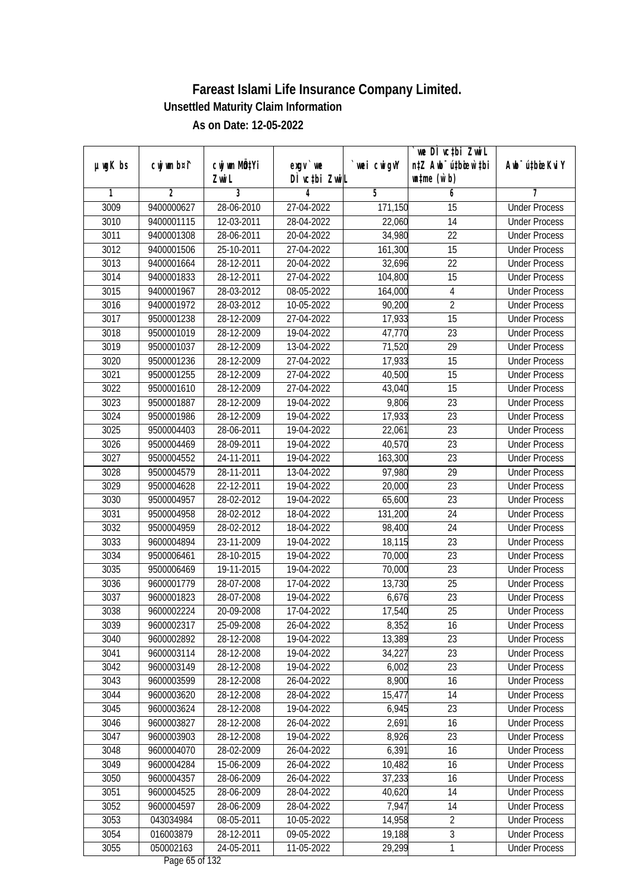# Fareast Islami Life Insurance Company Limited.

**Unsettled Maturity Claim Information**

**As on Date: 12-05-2022**

| µwgK bs | cwjwm b¤^i | cwjwm MÖn‡Yi ZvwiL | exgv` we DÌvc‡bi ZvwiL | `vwei cwigvY | `we DÌvc‡bi ZvwiL n‡Z Awb¯úbœ w`‡bi wnmve (w`b) | Awb¯ú‡bœi KviY |
|---|---|---|---|---|---|---|
| 1 | 2 | 3 | 4 | 5 | 6 | 7 |
| 3009 | 9400000627 | 28-06-2010 | 27-04-2022 | 171,150 | 15 | Under Process |
| 3010 | 9400001115 | 12-03-2011 | 28-04-2022 | 22,060 | 14 | Under Process |
| 3011 | 9400001308 | 28-06-2011 | 20-04-2022 | 34,980 | 22 | Under Process |
| 3012 | 9400001506 | 25-10-2011 | 27-04-2022 | 161,300 | 15 | Under Process |
| 3013 | 9400001664 | 28-12-2011 | 20-04-2022 | 32,696 | 22 | Under Process |
| 3014 | 9400001833 | 28-12-2011 | 27-04-2022 | 104,800 | 15 | Under Process |
| 3015 | 9400001967 | 28-03-2012 | 08-05-2022 | 164,000 | 4 | Under Process |
| 3016 | 9400001972 | 28-03-2012 | 10-05-2022 | 90,200 | 2 | Under Process |
| 3017 | 9500001238 | 28-12-2009 | 27-04-2022 | 17,933 | 15 | Under Process |
| 3018 | 9500001019 | 28-12-2009 | 19-04-2022 | 47,770 | 23 | Under Process |
| 3019 | 9500001037 | 28-12-2009 | 13-04-2022 | 71,520 | 29 | Under Process |
| 3020 | 9500001236 | 28-12-2009 | 27-04-2022 | 17,933 | 15 | Under Process |
| 3021 | 9500001255 | 28-12-2009 | 27-04-2022 | 40,500 | 15 | Under Process |
| 3022 | 9500001610 | 28-12-2009 | 27-04-2022 | 43,040 | 15 | Under Process |
| 3023 | 9500001887 | 28-12-2009 | 19-04-2022 | 9,806 | 23 | Under Process |
| 3024 | 9500001986 | 28-12-2009 | 19-04-2022 | 17,933 | 23 | Under Process |
| 3025 | 9500004403 | 28-06-2011 | 19-04-2022 | 22,061 | 23 | Under Process |
| 3026 | 9500004469 | 28-09-2011 | 19-04-2022 | 40,570 | 23 | Under Process |
| 3027 | 9500004552 | 24-11-2011 | 19-04-2022 | 163,300 | 23 | Under Process |
| 3028 | 9500004579 | 28-11-2011 | 13-04-2022 | 97,980 | 29 | Under Process |
| 3029 | 9500004628 | 22-12-2011 | 19-04-2022 | 20,000 | 23 | Under Process |
| 3030 | 9500004957 | 28-02-2012 | 19-04-2022 | 65,600 | 23 | Under Process |
| 3031 | 9500004958 | 28-02-2012 | 18-04-2022 | 131,200 | 24 | Under Process |
| 3032 | 9500004959 | 28-02-2012 | 18-04-2022 | 98,400 | 24 | Under Process |
| 3033 | 9600004894 | 23-11-2009 | 19-04-2022 | 18,115 | 23 | Under Process |
| 3034 | 9500006461 | 28-10-2015 | 19-04-2022 | 70,000 | 23 | Under Process |
| 3035 | 9500006469 | 19-11-2015 | 19-04-2022 | 70,000 | 23 | Under Process |
| 3036 | 9600001779 | 28-07-2008 | 17-04-2022 | 13,730 | 25 | Under Process |
| 3037 | 9600001823 | 28-07-2008 | 19-04-2022 | 6,676 | 23 | Under Process |
| 3038 | 9600002224 | 20-09-2008 | 17-04-2022 | 17,540 | 25 | Under Process |
| 3039 | 9600002317 | 25-09-2008 | 26-04-2022 | 8,352 | 16 | Under Process |
| 3040 | 9600002892 | 28-12-2008 | 19-04-2022 | 13,389 | 23 | Under Process |
| 3041 | 9600003114 | 28-12-2008 | 19-04-2022 | 34,227 | 23 | Under Process |
| 3042 | 9600003149 | 28-12-2008 | 19-04-2022 | 6,002 | 23 | Under Process |
| 3043 | 9600003599 | 28-12-2008 | 26-04-2022 | 8,900 | 16 | Under Process |
| 3044 | 9600003620 | 28-12-2008 | 28-04-2022 | 15,477 | 14 | Under Process |
| 3045 | 9600003624 | 28-12-2008 | 19-04-2022 | 6,945 | 23 | Under Process |
| 3046 | 9600003827 | 28-12-2008 | 26-04-2022 | 2,691 | 16 | Under Process |
| 3047 | 9600003903 | 28-12-2008 | 19-04-2022 | 8,926 | 23 | Under Process |
| 3048 | 9600004070 | 28-02-2009 | 26-04-2022 | 6,391 | 16 | Under Process |
| 3049 | 9600004284 | 15-06-2009 | 26-04-2022 | 10,482 | 16 | Under Process |
| 3050 | 9600004357 | 28-06-2009 | 26-04-2022 | 37,233 | 16 | Under Process |
| 3051 | 9600004525 | 28-06-2009 | 28-04-2022 | 40,620 | 14 | Under Process |
| 3052 | 9600004597 | 28-06-2009 | 28-04-2022 | 7,947 | 14 | Under Process |
| 3053 | 043034984 | 08-05-2011 | 10-05-2022 | 14,958 | 2 | Under Process |
| 3054 | 016003879 | 28-12-2011 | 09-05-2022 | 19,188 | 3 | Under Process |
| 3055 | 050002163 | 24-05-2011 | 11-05-2022 | 29,299 | 1 | Under Process |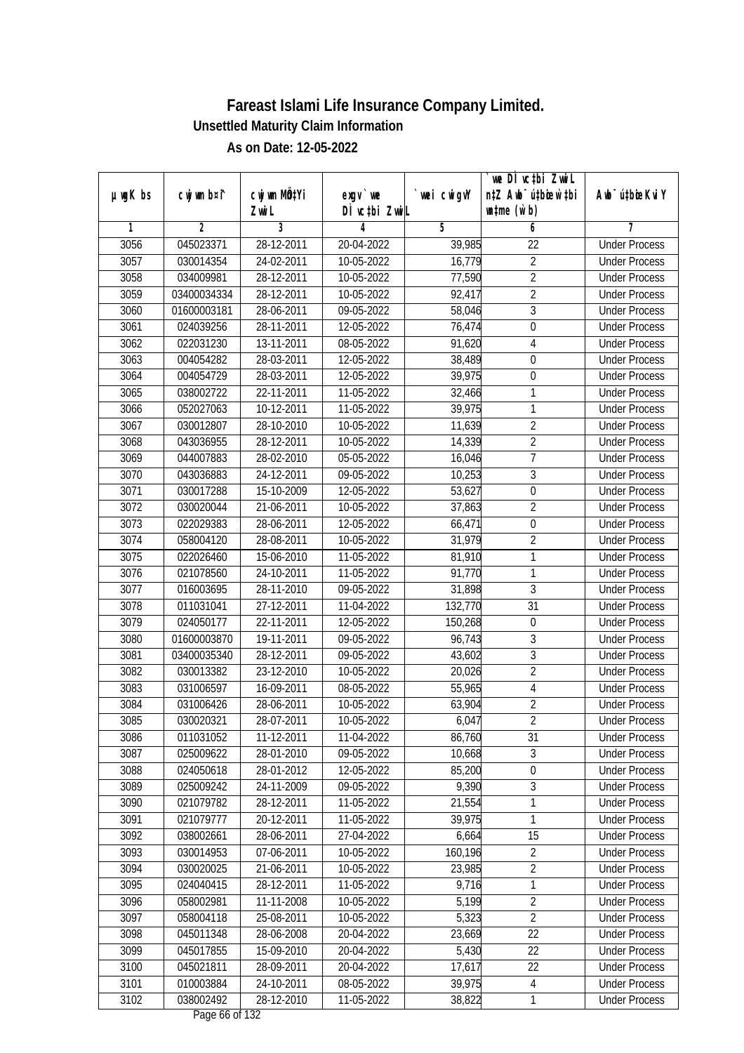# Fareast Islami Life Insurance Company Limited.

## Unsettled Maturity Claim Information

### As on Date: 12-05-2022

| µwgK bs | cwjwm b¤^i | cwjwm MÖnYi ZwiL | exgv`we DÌvc‡bi ZwiL | `vwei cwigvY | `vwe DÌvc‡bi ZwiL n‡Z Awb¯úbœ wb¯úwËi mgq (w`b) | Awb¯ú‡bœi KviY |
|---|---|---|---|---|---|---|
| 1 | 2 | 3 | 4 | 5 | 6 | 7 |
| 3056 | 045023371 | 28-12-2011 | 20-04-2022 | 39,985 | 22 | Under Process |
| 3057 | 030014354 | 24-02-2011 | 10-05-2022 | 16,779 | 2 | Under Process |
| 3058 | 034009981 | 28-12-2011 | 10-05-2022 | 77,590 | 2 | Under Process |
| 3059 | 03400034334 | 28-12-2011 | 10-05-2022 | 92,417 | 2 | Under Process |
| 3060 | 01600003181 | 28-06-2011 | 09-05-2022 | 58,046 | 3 | Under Process |
| 3061 | 024039256 | 28-11-2011 | 12-05-2022 | 76,474 | 0 | Under Process |
| 3062 | 022031230 | 13-11-2011 | 08-05-2022 | 91,620 | 4 | Under Process |
| 3063 | 004054282 | 28-03-2011 | 12-05-2022 | 38,489 | 0 | Under Process |
| 3064 | 004054729 | 28-03-2011 | 12-05-2022 | 39,975 | 0 | Under Process |
| 3065 | 038002722 | 22-11-2011 | 11-05-2022 | 32,466 | 1 | Under Process |
| 3066 | 052027063 | 10-12-2011 | 11-05-2022 | 39,975 | 1 | Under Process |
| 3067 | 030012807 | 28-10-2010 | 10-05-2022 | 11,639 | 2 | Under Process |
| 3068 | 043036955 | 28-12-2011 | 10-05-2022 | 14,339 | 2 | Under Process |
| 3069 | 044007883 | 28-02-2010 | 05-05-2022 | 16,046 | 7 | Under Process |
| 3070 | 043036883 | 24-12-2011 | 09-05-2022 | 10,253 | 3 | Under Process |
| 3071 | 030017288 | 15-10-2009 | 12-05-2022 | 53,627 | 0 | Under Process |
| 3072 | 030020044 | 21-06-2011 | 10-05-2022 | 37,863 | 2 | Under Process |
| 3073 | 022029383 | 28-06-2011 | 12-05-2022 | 66,471 | 0 | Under Process |
| 3074 | 058004120 | 28-08-2011 | 10-05-2022 | 31,979 | 2 | Under Process |
| 3075 | 022026460 | 15-06-2010 | 11-05-2022 | 81,910 | 1 | Under Process |
| 3076 | 021078560 | 24-10-2011 | 11-05-2022 | 91,770 | 1 | Under Process |
| 3077 | 016003695 | 28-11-2010 | 09-05-2022 | 31,898 | 3 | Under Process |
| 3078 | 011031041 | 27-12-2011 | 11-04-2022 | 132,770 | 31 | Under Process |
| 3079 | 024050177 | 22-11-2011 | 12-05-2022 | 150,268 | 0 | Under Process |
| 3080 | 01600003870 | 19-11-2011 | 09-05-2022 | 96,743 | 3 | Under Process |
| 3081 | 03400035340 | 28-12-2011 | 09-05-2022 | 43,602 | 3 | Under Process |
| 3082 | 030013382 | 23-12-2010 | 10-05-2022 | 20,026 | 2 | Under Process |
| 3083 | 031006597 | 16-09-2011 | 08-05-2022 | 55,965 | 4 | Under Process |
| 3084 | 031006426 | 28-06-2011 | 10-05-2022 | 63,904 | 2 | Under Process |
| 3085 | 030020321 | 28-07-2011 | 10-05-2022 | 6,047 | 2 | Under Process |
| 3086 | 011031052 | 11-12-2011 | 11-04-2022 | 86,760 | 31 | Under Process |
| 3087 | 025009622 | 28-01-2010 | 09-05-2022 | 10,668 | 3 | Under Process |
| 3088 | 024050618 | 28-01-2012 | 12-05-2022 | 85,200 | 0 | Under Process |
| 3089 | 025009242 | 24-11-2009 | 09-05-2022 | 9,390 | 3 | Under Process |
| 3090 | 021079782 | 28-12-2011 | 11-05-2022 | 21,554 | 1 | Under Process |
| 3091 | 021079777 | 20-12-2011 | 11-05-2022 | 39,975 | 1 | Under Process |
| 3092 | 038002661 | 28-06-2011 | 27-04-2022 | 6,664 | 15 | Under Process |
| 3093 | 030014953 | 07-06-2011 | 10-05-2022 | 160,196 | 2 | Under Process |
| 3094 | 030020025 | 21-06-2011 | 10-05-2022 | 23,985 | 2 | Under Process |
| 3095 | 024040415 | 28-12-2011 | 11-05-2022 | 9,716 | 1 | Under Process |
| 3096 | 058002981 | 11-11-2008 | 10-05-2022 | 5,199 | 2 | Under Process |
| 3097 | 058004118 | 25-08-2011 | 10-05-2022 | 5,323 | 2 | Under Process |
| 3098 | 045011348 | 28-06-2008 | 20-04-2022 | 23,669 | 22 | Under Process |
| 3099 | 045017855 | 15-09-2010 | 20-04-2022 | 5,430 | 22 | Under Process |
| 3100 | 045021811 | 28-09-2011 | 20-04-2022 | 17,617 | 22 | Under Process |
| 3101 | 010003884 | 24-10-2011 | 08-05-2022 | 39,975 | 4 | Under Process |
| 3102 | 038002492 | 28-12-2010 | 11-05-2022 | 38,822 | 1 | Under Process |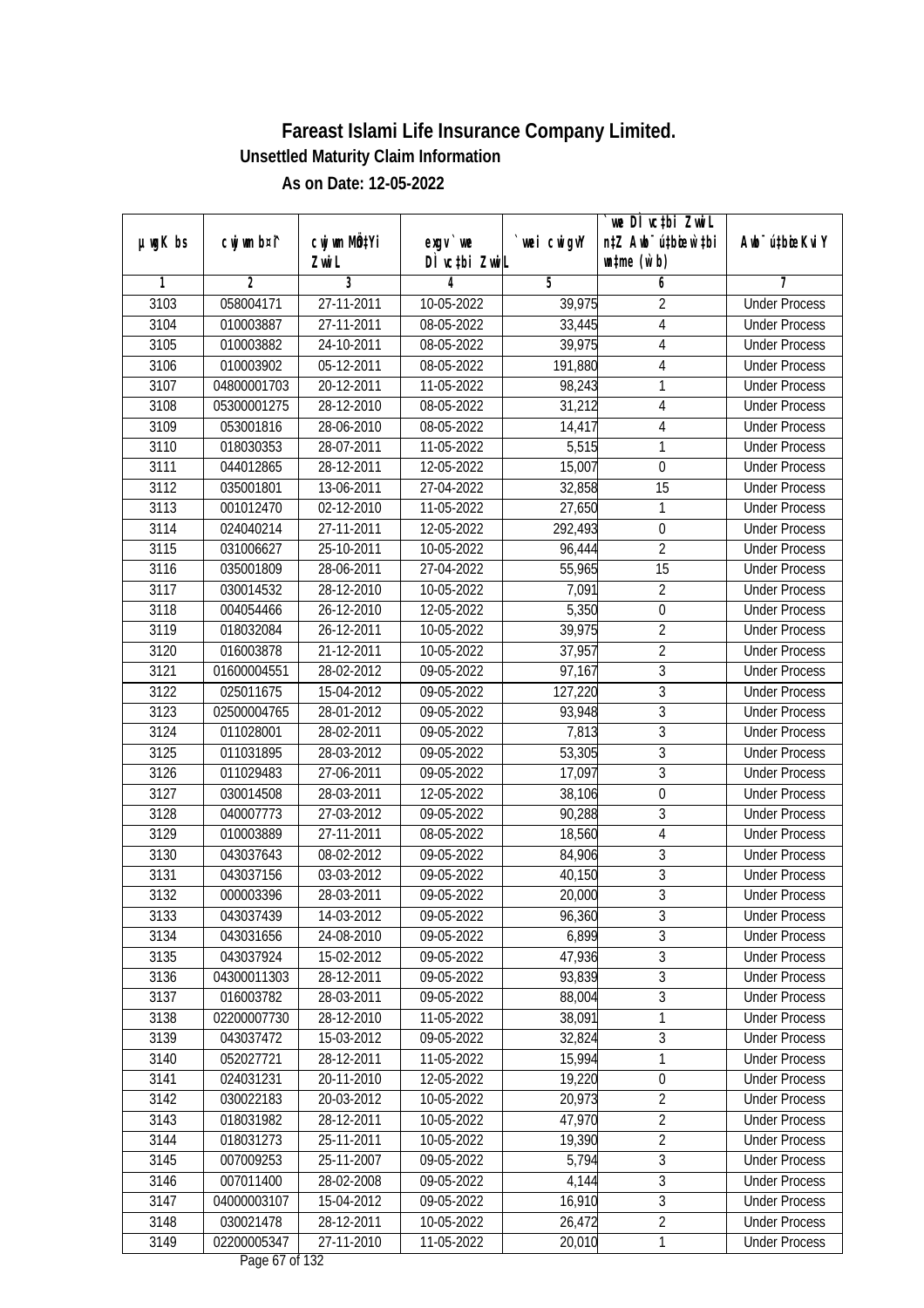# Fareast Islami Life Insurance Company Limited.

**Unsettled Maturity Claim Information**

**As on Date: 12-05-2022**

| µwgK bs | cwjwm b¤^i | cwjwm MÖn‡Yi ZvwiL | exgv`vwe DÌvc‡bi ZvwiL | `vwei cwigvY | `vwe DÌvc‡bi ZvwiL n‡Z Awb¯úbœ `vwei w`‡bi msL¨v (w`b) | Awb¯ú‡bœi KviY |
|---|---|---|---|---|---|---|
| 1 | 2 | 3 | 4 | 5 | 6 | 7 |
| 3103 | 058004171 | 27-11-2011 | 10-05-2022 | 39,975 | 2 | Under Process |
| 3104 | 010003887 | 27-11-2011 | 08-05-2022 | 33,445 | 4 | Under Process |
| 3105 | 010003882 | 24-10-2011 | 08-05-2022 | 39,975 | 4 | Under Process |
| 3106 | 010003902 | 05-12-2011 | 08-05-2022 | 191,880 | 4 | Under Process |
| 3107 | 04800001703 | 20-12-2011 | 11-05-2022 | 98,243 | 1 | Under Process |
| 3108 | 05300001275 | 28-12-2010 | 08-05-2022 | 31,212 | 4 | Under Process |
| 3109 | 053001816 | 28-06-2010 | 08-05-2022 | 14,417 | 4 | Under Process |
| 3110 | 018030353 | 28-07-2011 | 11-05-2022 | 5,515 | 1 | Under Process |
| 3111 | 044012865 | 28-12-2011 | 12-05-2022 | 15,007 | 0 | Under Process |
| 3112 | 035001801 | 13-06-2011 | 27-04-2022 | 32,858 | 15 | Under Process |
| 3113 | 001012470 | 02-12-2010 | 11-05-2022 | 27,650 | 1 | Under Process |
| 3114 | 024040214 | 27-11-2011 | 12-05-2022 | 292,493 | 0 | Under Process |
| 3115 | 031006627 | 25-10-2011 | 10-05-2022 | 96,444 | 2 | Under Process |
| 3116 | 035001809 | 28-06-2011 | 27-04-2022 | 55,965 | 15 | Under Process |
| 3117 | 030014532 | 28-12-2010 | 10-05-2022 | 7,091 | 2 | Under Process |
| 3118 | 004054466 | 26-12-2010 | 12-05-2022 | 5,350 | 0 | Under Process |
| 3119 | 018032084 | 26-12-2011 | 10-05-2022 | 39,975 | 2 | Under Process |
| 3120 | 016003878 | 21-12-2011 | 10-05-2022 | 37,957 | 2 | Under Process |
| 3121 | 01600004551 | 28-02-2012 | 09-05-2022 | 97,167 | 3 | Under Process |
| 3122 | 025011675 | 15-04-2012 | 09-05-2022 | 127,220 | 3 | Under Process |
| 3123 | 02500004765 | 28-01-2012 | 09-05-2022 | 93,948 | 3 | Under Process |
| 3124 | 011028001 | 28-02-2011 | 09-05-2022 | 7,813 | 3 | Under Process |
| 3125 | 011031895 | 28-03-2012 | 09-05-2022 | 53,305 | 3 | Under Process |
| 3126 | 011029483 | 27-06-2011 | 09-05-2022 | 17,097 | 3 | Under Process |
| 3127 | 030014508 | 28-03-2011 | 12-05-2022 | 38,106 | 0 | Under Process |
| 3128 | 040007773 | 27-03-2012 | 09-05-2022 | 90,288 | 3 | Under Process |
| 3129 | 010003889 | 27-11-2011 | 08-05-2022 | 18,560 | 4 | Under Process |
| 3130 | 043037643 | 08-02-2012 | 09-05-2022 | 84,906 | 3 | Under Process |
| 3131 | 043037156 | 03-03-2012 | 09-05-2022 | 40,150 | 3 | Under Process |
| 3132 | 000003396 | 28-03-2011 | 09-05-2022 | 20,000 | 3 | Under Process |
| 3133 | 043037439 | 14-03-2012 | 09-05-2022 | 96,360 | 3 | Under Process |
| 3134 | 043031656 | 24-08-2010 | 09-05-2022 | 6,899 | 3 | Under Process |
| 3135 | 043037924 | 15-02-2012 | 09-05-2022 | 47,936 | 3 | Under Process |
| 3136 | 04300011303 | 28-12-2011 | 09-05-2022 | 93,839 | 3 | Under Process |
| 3137 | 016003782 | 28-03-2011 | 09-05-2022 | 88,004 | 3 | Under Process |
| 3138 | 02200007730 | 28-12-2010 | 11-05-2022 | 38,091 | 1 | Under Process |
| 3139 | 043037472 | 15-03-2012 | 09-05-2022 | 32,824 | 3 | Under Process |
| 3140 | 052027721 | 28-12-2011 | 11-05-2022 | 15,994 | 1 | Under Process |
| 3141 | 024031231 | 20-11-2010 | 12-05-2022 | 19,220 | 0 | Under Process |
| 3142 | 030022183 | 20-03-2012 | 10-05-2022 | 20,973 | 2 | Under Process |
| 3143 | 018031982 | 28-12-2011 | 10-05-2022 | 47,970 | 2 | Under Process |
| 3144 | 018031273 | 25-11-2011 | 10-05-2022 | 19,390 | 2 | Under Process |
| 3145 | 007009253 | 25-11-2007 | 09-05-2022 | 5,794 | 3 | Under Process |
| 3146 | 007011400 | 28-02-2008 | 09-05-2022 | 4,144 | 3 | Under Process |
| 3147 | 04000003107 | 15-04-2012 | 09-05-2022 | 16,910 | 3 | Under Process |
| 3148 | 030021478 | 28-12-2011 | 10-05-2022 | 26,472 | 2 | Under Process |
| 3149 | 02200005347 | 27-11-2010 | 11-05-2022 | 20,010 | 1 | Under Process |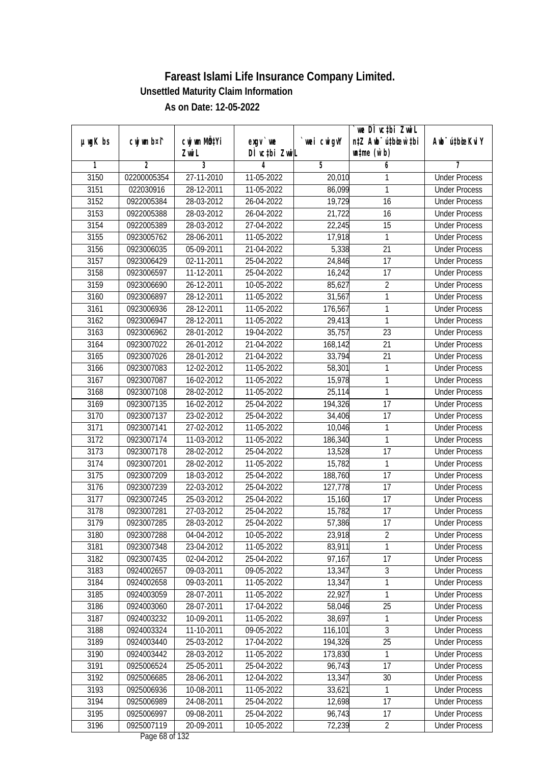# Fareast Islami Life Insurance Company Limited.

## Unsettled Maturity Claim Information

### As on Date: 12-05-2022

| µwgK bs | cwjwm bs¤^i | cwjwm MÖn‡Yi ZvwiL | exgv`v‡ii Dc‡¯'vc‡bi ZvwiL | `vexi cwigvY | `vex Dc¯'vc‡bi ZvwiL n‡Z Awb¯úwËi w`b ch©š— (w`b) | Awb¯úwËi KviY |
|---|---|---|---|---|---|---|
| 1 | 2 | 3 | 4 | 5 | 6 | 7 |
| 3150 | 02200005354 | 27-11-2010 | 11-05-2022 | 20,010 | 1 | Under Process |
| 3151 | 022030916 | 28-12-2011 | 11-05-2022 | 86,099 | 1 | Under Process |
| 3152 | 0922005384 | 28-03-2012 | 26-04-2022 | 19,729 | 16 | Under Process |
| 3153 | 0922005388 | 28-03-2012 | 26-04-2022 | 21,722 | 16 | Under Process |
| 3154 | 0922005389 | 28-03-2012 | 27-04-2022 | 22,245 | 15 | Under Process |
| 3155 | 0923005762 | 28-06-2011 | 11-05-2022 | 17,918 | 1 | Under Process |
| 3156 | 0923006035 | 05-09-2011 | 21-04-2022 | 5,338 | 21 | Under Process |
| 3157 | 0923006429 | 02-11-2011 | 25-04-2022 | 24,846 | 17 | Under Process |
| 3158 | 0923006597 | 11-12-2011 | 25-04-2022 | 16,242 | 17 | Under Process |
| 3159 | 0923006690 | 26-12-2011 | 10-05-2022 | 85,627 | 2 | Under Process |
| 3160 | 0923006897 | 28-12-2011 | 11-05-2022 | 31,567 | 1 | Under Process |
| 3161 | 0923006936 | 28-12-2011 | 11-05-2022 | 176,567 | 1 | Under Process |
| 3162 | 0923006947 | 28-12-2011 | 11-05-2022 | 29,413 | 1 | Under Process |
| 3163 | 0923006962 | 28-01-2012 | 19-04-2022 | 35,757 | 23 | Under Process |
| 3164 | 0923007022 | 26-01-2012 | 21-04-2022 | 168,142 | 21 | Under Process |
| 3165 | 0923007026 | 28-01-2012 | 21-04-2022 | 33,794 | 21 | Under Process |
| 3166 | 0923007083 | 12-02-2012 | 11-05-2022 | 58,301 | 1 | Under Process |
| 3167 | 0923007087 | 16-02-2012 | 11-05-2022 | 15,978 | 1 | Under Process |
| 3168 | 0923007108 | 28-02-2012 | 11-05-2022 | 25,114 | 1 | Under Process |
| 3169 | 0923007135 | 16-02-2012 | 25-04-2022 | 194,326 | 17 | Under Process |
| 3170 | 0923007137 | 23-02-2012 | 25-04-2022 | 34,406 | 17 | Under Process |
| 3171 | 0923007141 | 27-02-2012 | 11-05-2022 | 10,046 | 1 | Under Process |
| 3172 | 0923007174 | 11-03-2012 | 11-05-2022 | 186,340 | 1 | Under Process |
| 3173 | 0923007178 | 28-02-2012 | 25-04-2022 | 13,528 | 17 | Under Process |
| 3174 | 0923007201 | 28-02-2012 | 11-05-2022 | 15,782 | 1 | Under Process |
| 3175 | 0923007209 | 18-03-2012 | 25-04-2022 | 188,760 | 17 | Under Process |
| 3176 | 0923007239 | 22-03-2012 | 25-04-2022 | 127,778 | 17 | Under Process |
| 3177 | 0923007245 | 25-03-2012 | 25-04-2022 | 15,160 | 17 | Under Process |
| 3178 | 0923007281 | 27-03-2012 | 25-04-2022 | 15,782 | 17 | Under Process |
| 3179 | 0923007285 | 28-03-2012 | 25-04-2022 | 57,386 | 17 | Under Process |
| 3180 | 0923007288 | 04-04-2012 | 10-05-2022 | 23,918 | 2 | Under Process |
| 3181 | 0923007348 | 23-04-2012 | 11-05-2022 | 83,911 | 1 | Under Process |
| 3182 | 0923007435 | 02-04-2012 | 25-04-2022 | 97,167 | 17 | Under Process |
| 3183 | 0924002657 | 09-03-2011 | 09-05-2022 | 13,347 | 3 | Under Process |
| 3184 | 0924002658 | 09-03-2011 | 11-05-2022 | 13,347 | 1 | Under Process |
| 3185 | 0924003059 | 28-07-2011 | 11-05-2022 | 22,927 | 1 | Under Process |
| 3186 | 0924003060 | 28-07-2011 | 17-04-2022 | 58,046 | 25 | Under Process |
| 3187 | 0924003232 | 10-09-2011 | 11-05-2022 | 38,697 | 1 | Under Process |
| 3188 | 0924003324 | 11-10-2011 | 09-05-2022 | 116,101 | 3 | Under Process |
| 3189 | 0924003440 | 25-03-2012 | 17-04-2022 | 194,326 | 25 | Under Process |
| 3190 | 0924003442 | 28-03-2012 | 11-05-2022 | 173,830 | 1 | Under Process |
| 3191 | 0925006524 | 25-05-2011 | 25-04-2022 | 96,743 | 17 | Under Process |
| 3192 | 0925006685 | 28-06-2011 | 12-04-2022 | 13,347 | 30 | Under Process |
| 3193 | 0925006936 | 10-08-2011 | 11-05-2022 | 33,621 | 1 | Under Process |
| 3194 | 0925006989 | 24-08-2011 | 25-04-2022 | 12,698 | 17 | Under Process |
| 3195 | 0925006997 | 09-08-2011 | 25-04-2022 | 96,743 | 17 | Under Process |
| 3196 | 0925007119 | 20-09-2011 | 10-05-2022 | 72,239 | 2 | Under Process |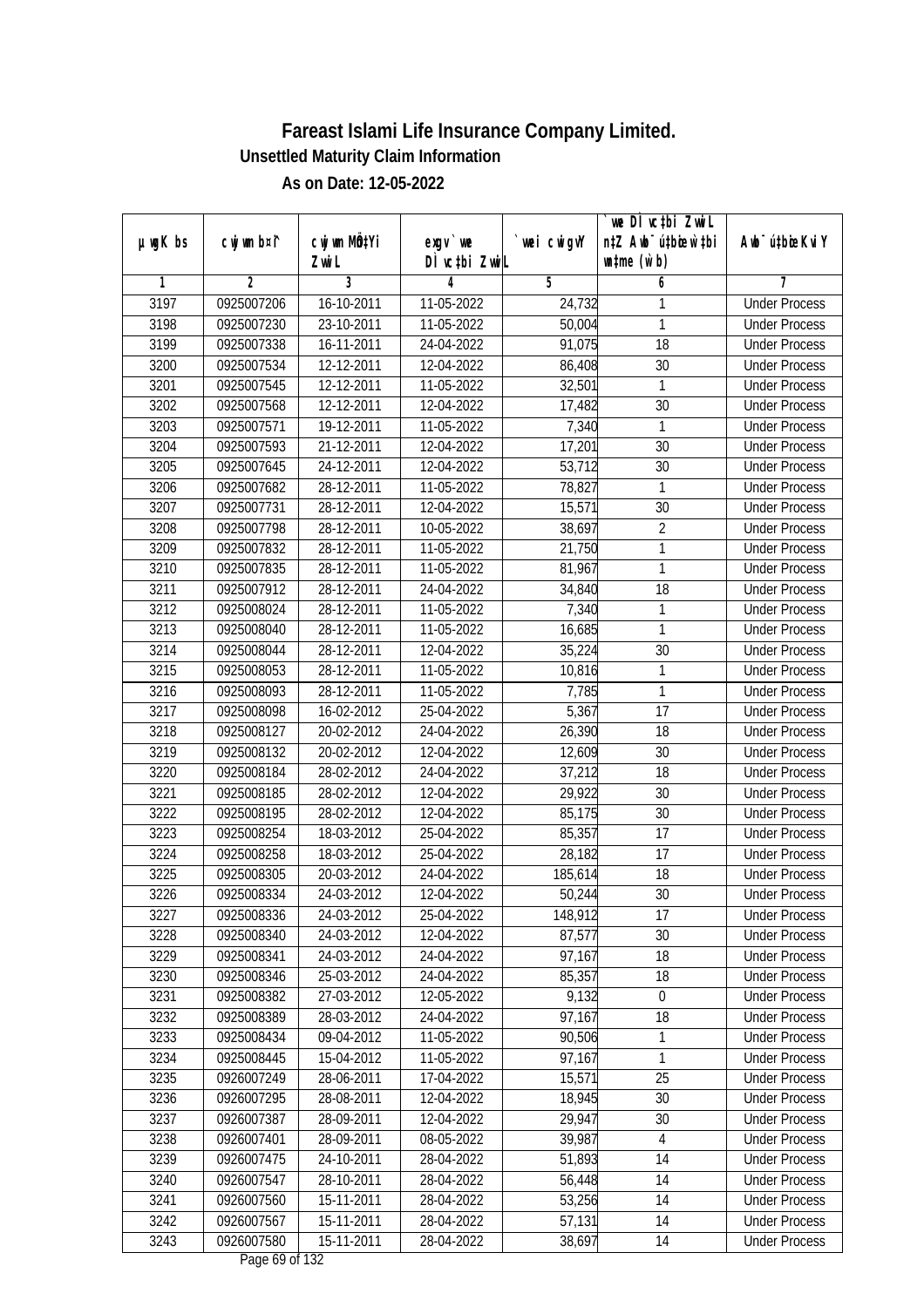# Fareast Islami Life Insurance Company Limited.

## Unsettled Maturity Claim Information

### As on Date: 12-05-2022

| µwgK bs | cwjwm bs¤^i | cwjwm MÖn‡Yi ZvwiL | exgv` we DÌ vc‡bi ZvwiL | `wei cwigvY | `we DÌ vc‡bi ZvwiL n‡Z Awb¯ú‡bœi w`‡bi e¨eavb (w`b) | Awb¯ú‡bœi KviY |
|---|---|---|---|---|---|---|
| 1 | 2 | 3 | 4 | 5 | 6 | 7 |
| 3197 | 0925007206 | 16-10-2011 | 11-05-2022 | 24,732 | 1 | Under Process |
| 3198 | 0925007230 | 23-10-2011 | 11-05-2022 | 50,004 | 1 | Under Process |
| 3199 | 0925007338 | 16-11-2011 | 24-04-2022 | 91,075 | 18 | Under Process |
| 3200 | 0925007534 | 12-12-2011 | 12-04-2022 | 86,408 | 30 | Under Process |
| 3201 | 0925007545 | 12-12-2011 | 11-05-2022 | 32,501 | 1 | Under Process |
| 3202 | 0925007568 | 12-12-2011 | 12-04-2022 | 17,482 | 30 | Under Process |
| 3203 | 0925007571 | 19-12-2011 | 11-05-2022 | 7,340 | 1 | Under Process |
| 3204 | 0925007593 | 21-12-2011 | 12-04-2022 | 17,201 | 30 | Under Process |
| 3205 | 0925007645 | 24-12-2011 | 12-04-2022 | 53,712 | 30 | Under Process |
| 3206 | 0925007682 | 28-12-2011 | 11-05-2022 | 78,827 | 1 | Under Process |
| 3207 | 0925007731 | 28-12-2011 | 12-04-2022 | 15,571 | 30 | Under Process |
| 3208 | 0925007798 | 28-12-2011 | 10-05-2022 | 38,697 | 2 | Under Process |
| 3209 | 0925007832 | 28-12-2011 | 11-05-2022 | 21,750 | 1 | Under Process |
| 3210 | 0925007835 | 28-12-2011 | 11-05-2022 | 81,967 | 1 | Under Process |
| 3211 | 0925007912 | 28-12-2011 | 24-04-2022 | 34,840 | 18 | Under Process |
| 3212 | 0925008024 | 28-12-2011 | 11-05-2022 | 7,340 | 1 | Under Process |
| 3213 | 0925008040 | 28-12-2011 | 11-05-2022 | 16,685 | 1 | Under Process |
| 3214 | 0925008044 | 28-12-2011 | 12-04-2022 | 35,224 | 30 | Under Process |
| 3215 | 0925008053 | 28-12-2011 | 11-05-2022 | 10,816 | 1 | Under Process |
| 3216 | 0925008093 | 28-12-2011 | 11-05-2022 | 7,785 | 1 | Under Process |
| 3217 | 0925008098 | 16-02-2012 | 25-04-2022 | 5,367 | 17 | Under Process |
| 3218 | 0925008127 | 20-02-2012 | 24-04-2022 | 26,390 | 18 | Under Process |
| 3219 | 0925008132 | 20-02-2012 | 12-04-2022 | 12,609 | 30 | Under Process |
| 3220 | 0925008184 | 28-02-2012 | 24-04-2022 | 37,212 | 18 | Under Process |
| 3221 | 0925008185 | 28-02-2012 | 12-04-2022 | 29,922 | 30 | Under Process |
| 3222 | 0925008195 | 28-02-2012 | 12-04-2022 | 85,175 | 30 | Under Process |
| 3223 | 0925008254 | 18-03-2012 | 25-04-2022 | 85,357 | 17 | Under Process |
| 3224 | 0925008258 | 18-03-2012 | 25-04-2022 | 28,182 | 17 | Under Process |
| 3225 | 0925008305 | 20-03-2012 | 24-04-2022 | 185,614 | 18 | Under Process |
| 3226 | 0925008334 | 24-03-2012 | 12-04-2022 | 50,244 | 30 | Under Process |
| 3227 | 0925008336 | 24-03-2012 | 25-04-2022 | 148,912 | 17 | Under Process |
| 3228 | 0925008340 | 24-03-2012 | 12-04-2022 | 87,577 | 30 | Under Process |
| 3229 | 0925008341 | 24-03-2012 | 24-04-2022 | 97,167 | 18 | Under Process |
| 3230 | 0925008346 | 25-03-2012 | 24-04-2022 | 85,357 | 18 | Under Process |
| 3231 | 0925008382 | 27-03-2012 | 12-05-2022 | 9,132 | 0 | Under Process |
| 3232 | 0925008389 | 28-03-2012 | 24-04-2022 | 97,167 | 18 | Under Process |
| 3233 | 0925008434 | 09-04-2012 | 11-05-2022 | 90,506 | 1 | Under Process |
| 3234 | 0925008445 | 15-04-2012 | 11-05-2022 | 97,167 | 1 | Under Process |
| 3235 | 0926007249 | 28-06-2011 | 17-04-2022 | 15,571 | 25 | Under Process |
| 3236 | 0926007295 | 28-08-2011 | 12-04-2022 | 18,945 | 30 | Under Process |
| 3237 | 0926007387 | 28-09-2011 | 12-04-2022 | 29,947 | 30 | Under Process |
| 3238 | 0926007401 | 28-09-2011 | 08-05-2022 | 39,987 | 4 | Under Process |
| 3239 | 0926007475 | 24-10-2011 | 28-04-2022 | 51,893 | 14 | Under Process |
| 3240 | 0926007547 | 28-10-2011 | 28-04-2022 | 56,448 | 14 | Under Process |
| 3241 | 0926007560 | 15-11-2011 | 28-04-2022 | 53,256 | 14 | Under Process |
| 3242 | 0926007567 | 15-11-2011 | 28-04-2022 | 57,131 | 14 | Under Process |
| 3243 | 0926007580 | 15-11-2011 | 28-04-2022 | 38,697 | 14 | Under Process |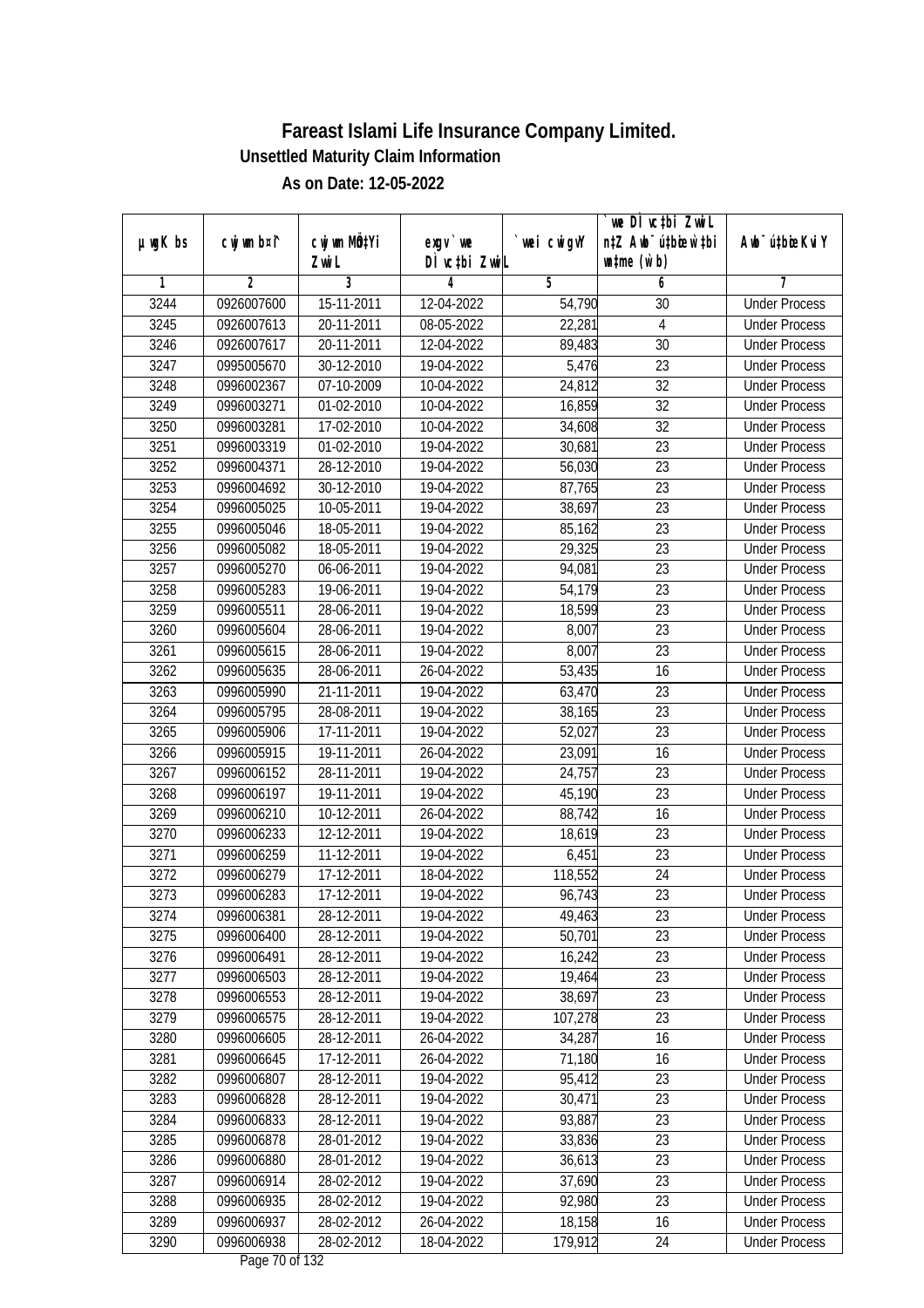# Fareast Islami Life Insurance Company Limited.

## Unsettled Maturity Claim Information

### As on Date: 12-05-2022

| µwgK bs | cwjwm b¤^i | cwjwm MÖn‡Yi ZvwiL | exgv`vwe DÌvc‡bi ZvwiL | `vwei cwigvY | `vwe DÌvc‡bi ZvwiL n‡Z Awb®úbœ `vwei mgq (w`b) | Awb®ú‡bœi KviY |
|---|---|---|---|---|---|---|
| 1 | 2 | 3 | 4 | 5 | 6 | 7 |
| 3244 | 0926007600 | 15-11-2011 | 12-04-2022 | 54,790 | 30 | Under Process |
| 3245 | 0926007613 | 20-11-2011 | 08-05-2022 | 22,281 | 4 | Under Process |
| 3246 | 0926007617 | 20-11-2011 | 12-04-2022 | 89,483 | 30 | Under Process |
| 3247 | 0995005670 | 30-12-2010 | 19-04-2022 | 5,476 | 23 | Under Process |
| 3248 | 0996002367 | 07-10-2009 | 10-04-2022 | 24,812 | 32 | Under Process |
| 3249 | 0996003271 | 01-02-2010 | 10-04-2022 | 16,859 | 32 | Under Process |
| 3250 | 0996003281 | 17-02-2010 | 10-04-2022 | 34,608 | 32 | Under Process |
| 3251 | 0996003319 | 01-02-2010 | 19-04-2022 | 30,681 | 23 | Under Process |
| 3252 | 0996004371 | 28-12-2010 | 19-04-2022 | 56,030 | 23 | Under Process |
| 3253 | 0996004692 | 30-12-2010 | 19-04-2022 | 87,765 | 23 | Under Process |
| 3254 | 0996005025 | 10-05-2011 | 19-04-2022 | 38,697 | 23 | Under Process |
| 3255 | 0996005046 | 18-05-2011 | 19-04-2022 | 85,162 | 23 | Under Process |
| 3256 | 0996005082 | 18-05-2011 | 19-04-2022 | 29,325 | 23 | Under Process |
| 3257 | 0996005270 | 06-06-2011 | 19-04-2022 | 94,081 | 23 | Under Process |
| 3258 | 0996005283 | 19-06-2011 | 19-04-2022 | 54,179 | 23 | Under Process |
| 3259 | 0996005511 | 28-06-2011 | 19-04-2022 | 18,599 | 23 | Under Process |
| 3260 | 0996005604 | 28-06-2011 | 19-04-2022 | 8,007 | 23 | Under Process |
| 3261 | 0996005615 | 28-06-2011 | 19-04-2022 | 8,007 | 23 | Under Process |
| 3262 | 0996005635 | 28-06-2011 | 26-04-2022 | 53,435 | 16 | Under Process |
| 3263 | 0996005990 | 21-11-2011 | 19-04-2022 | 63,470 | 23 | Under Process |
| 3264 | 0996005795 | 28-08-2011 | 19-04-2022 | 38,165 | 23 | Under Process |
| 3265 | 0996005906 | 17-11-2011 | 19-04-2022 | 52,027 | 23 | Under Process |
| 3266 | 0996005915 | 19-11-2011 | 26-04-2022 | 23,091 | 16 | Under Process |
| 3267 | 0996006152 | 28-11-2011 | 19-04-2022 | 24,757 | 23 | Under Process |
| 3268 | 0996006197 | 19-11-2011 | 19-04-2022 | 45,190 | 23 | Under Process |
| 3269 | 0996006210 | 10-12-2011 | 26-04-2022 | 88,742 | 16 | Under Process |
| 3270 | 0996006233 | 12-12-2011 | 19-04-2022 | 18,619 | 23 | Under Process |
| 3271 | 0996006259 | 11-12-2011 | 19-04-2022 | 6,451 | 23 | Under Process |
| 3272 | 0996006279 | 17-12-2011 | 18-04-2022 | 118,552 | 24 | Under Process |
| 3273 | 0996006283 | 17-12-2011 | 19-04-2022 | 96,743 | 23 | Under Process |
| 3274 | 0996006381 | 28-12-2011 | 19-04-2022 | 49,463 | 23 | Under Process |
| 3275 | 0996006400 | 28-12-2011 | 19-04-2022 | 50,701 | 23 | Under Process |
| 3276 | 0996006491 | 28-12-2011 | 19-04-2022 | 16,242 | 23 | Under Process |
| 3277 | 0996006503 | 28-12-2011 | 19-04-2022 | 19,464 | 23 | Under Process |
| 3278 | 0996006553 | 28-12-2011 | 19-04-2022 | 38,697 | 23 | Under Process |
| 3279 | 0996006575 | 28-12-2011 | 19-04-2022 | 107,278 | 23 | Under Process |
| 3280 | 0996006605 | 28-12-2011 | 26-04-2022 | 34,287 | 16 | Under Process |
| 3281 | 0996006645 | 17-12-2011 | 26-04-2022 | 71,180 | 16 | Under Process |
| 3282 | 0996006807 | 28-12-2011 | 19-04-2022 | 95,412 | 23 | Under Process |
| 3283 | 0996006828 | 28-12-2011 | 19-04-2022 | 30,471 | 23 | Under Process |
| 3284 | 0996006833 | 28-12-2011 | 19-04-2022 | 93,887 | 23 | Under Process |
| 3285 | 0996006878 | 28-01-2012 | 19-04-2022 | 33,836 | 23 | Under Process |
| 3286 | 0996006880 | 28-01-2012 | 19-04-2022 | 36,613 | 23 | Under Process |
| 3287 | 0996006914 | 28-02-2012 | 19-04-2022 | 37,690 | 23 | Under Process |
| 3288 | 0996006935 | 28-02-2012 | 19-04-2022 | 92,980 | 23 | Under Process |
| 3289 | 0996006937 | 28-02-2012 | 26-04-2022 | 18,158 | 16 | Under Process |
| 3290 | 0996006938 | 28-02-2012 | 18-04-2022 | 179,912 | 24 | Under Process |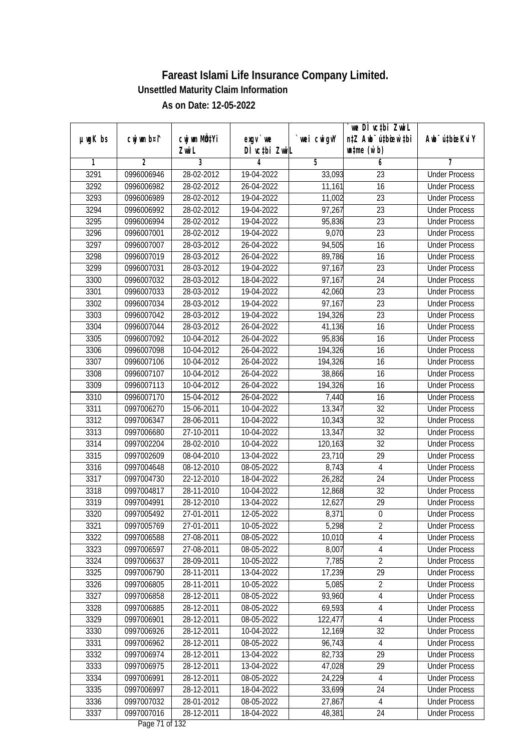# Fareast Islami Life Insurance Company Limited.

**Unsettled Maturity Claim Information**

**As on Date: 12-05-2022**

| µwgK bs | cwjwm b¤^i | cwjwm MÖn‡Yi ZvwiL | exgv`we DÌvc‡bi ZvwiL | `vwei cwigvY | `vwe DÌvc‡bi ZvwiL n‡Z Awb¯úbœ `v‡qi wb‡ùwËi w`b (w`b) | Awb¯ú‡bœi KviY |
|---|---|---|---|---|---|---|
| 1 | 2 | 3 | 4 | 5 | 6 | 7 |
| 3291 | 0996006946 | 28-02-2012 | 19-04-2022 | 33,093 | 23 | Under Process |
| 3292 | 0996006982 | 28-02-2012 | 26-04-2022 | 11,161 | 16 | Under Process |
| 3293 | 0996006989 | 28-02-2012 | 19-04-2022 | 11,002 | 23 | Under Process |
| 3294 | 0996006992 | 28-02-2012 | 19-04-2022 | 97,267 | 23 | Under Process |
| 3295 | 0996006994 | 28-02-2012 | 19-04-2022 | 95,836 | 23 | Under Process |
| 3296 | 0996007001 | 28-02-2012 | 19-04-2022 | 9,070 | 23 | Under Process |
| 3297 | 0996007007 | 28-03-2012 | 26-04-2022 | 94,505 | 16 | Under Process |
| 3298 | 0996007019 | 28-03-2012 | 26-04-2022 | 89,786 | 16 | Under Process |
| 3299 | 0996007031 | 28-03-2012 | 19-04-2022 | 97,167 | 23 | Under Process |
| 3300 | 0996007032 | 28-03-2012 | 18-04-2022 | 97,167 | 24 | Under Process |
| 3301 | 0996007033 | 28-03-2012 | 19-04-2022 | 42,060 | 23 | Under Process |
| 3302 | 0996007034 | 28-03-2012 | 19-04-2022 | 97,167 | 23 | Under Process |
| 3303 | 0996007042 | 28-03-2012 | 19-04-2022 | 194,326 | 23 | Under Process |
| 3304 | 0996007044 | 28-03-2012 | 26-04-2022 | 41,136 | 16 | Under Process |
| 3305 | 0996007092 | 10-04-2012 | 26-04-2022 | 95,836 | 16 | Under Process |
| 3306 | 0996007098 | 10-04-2012 | 26-04-2022 | 194,326 | 16 | Under Process |
| 3307 | 0996007106 | 10-04-2012 | 26-04-2022 | 194,326 | 16 | Under Process |
| 3308 | 0996007107 | 10-04-2012 | 26-04-2022 | 38,866 | 16 | Under Process |
| 3309 | 0996007113 | 10-04-2012 | 26-04-2022 | 194,326 | 16 | Under Process |
| 3310 | 0996007170 | 15-04-2012 | 26-04-2022 | 7,440 | 16 | Under Process |
| 3311 | 0997006270 | 15-06-2011 | 10-04-2022 | 13,347 | 32 | Under Process |
| 3312 | 0997006347 | 28-06-2011 | 10-04-2022 | 10,343 | 32 | Under Process |
| 3313 | 0997006680 | 27-10-2011 | 10-04-2022 | 13,347 | 32 | Under Process |
| 3314 | 0997002204 | 28-02-2010 | 10-04-2022 | 120,163 | 32 | Under Process |
| 3315 | 0997002609 | 08-04-2010 | 13-04-2022 | 23,710 | 29 | Under Process |
| 3316 | 0997004648 | 08-12-2010 | 08-05-2022 | 8,743 | 4 | Under Process |
| 3317 | 0997004730 | 22-12-2010 | 18-04-2022 | 26,282 | 24 | Under Process |
| 3318 | 0997004817 | 28-11-2010 | 10-04-2022 | 12,868 | 32 | Under Process |
| 3319 | 0997004991 | 28-12-2010 | 13-04-2022 | 12,627 | 29 | Under Process |
| 3320 | 0997005492 | 27-01-2011 | 12-05-2022 | 8,371 | 0 | Under Process |
| 3321 | 0997005769 | 27-01-2011 | 10-05-2022 | 5,298 | 2 | Under Process |
| 3322 | 0997006588 | 27-08-2011 | 08-05-2022 | 10,010 | 4 | Under Process |
| 3323 | 0997006597 | 27-08-2011 | 08-05-2022 | 8,007 | 4 | Under Process |
| 3324 | 0997006637 | 28-09-2011 | 10-05-2022 | 7,785 | 2 | Under Process |
| 3325 | 0997006790 | 28-11-2011 | 13-04-2022 | 17,239 | 29 | Under Process |
| 3326 | 0997006805 | 28-11-2011 | 10-05-2022 | 5,085 | 2 | Under Process |
| 3327 | 0997006858 | 28-12-2011 | 08-05-2022 | 93,960 | 4 | Under Process |
| 3328 | 0997006885 | 28-12-2011 | 08-05-2022 | 69,593 | 4 | Under Process |
| 3329 | 0997006901 | 28-12-2011 | 08-05-2022 | 122,477 | 4 | Under Process |
| 3330 | 0997006926 | 28-12-2011 | 10-04-2022 | 12,169 | 32 | Under Process |
| 3331 | 0997006962 | 28-12-2011 | 08-05-2022 | 96,743 | 4 | Under Process |
| 3332 | 0997006974 | 28-12-2011 | 13-04-2022 | 82,733 | 29 | Under Process |
| 3333 | 0997006975 | 28-12-2011 | 13-04-2022 | 47,028 | 29 | Under Process |
| 3334 | 0997006991 | 28-12-2011 | 08-05-2022 | 24,229 | 4 | Under Process |
| 3335 | 0997006997 | 28-12-2011 | 18-04-2022 | 33,699 | 24 | Under Process |
| 3336 | 0997007032 | 28-01-2012 | 08-05-2022 | 27,867 | 4 | Under Process |
| 3337 | 0997007016 | 28-12-2011 | 18-04-2022 | 48,381 | 24 | Under Process |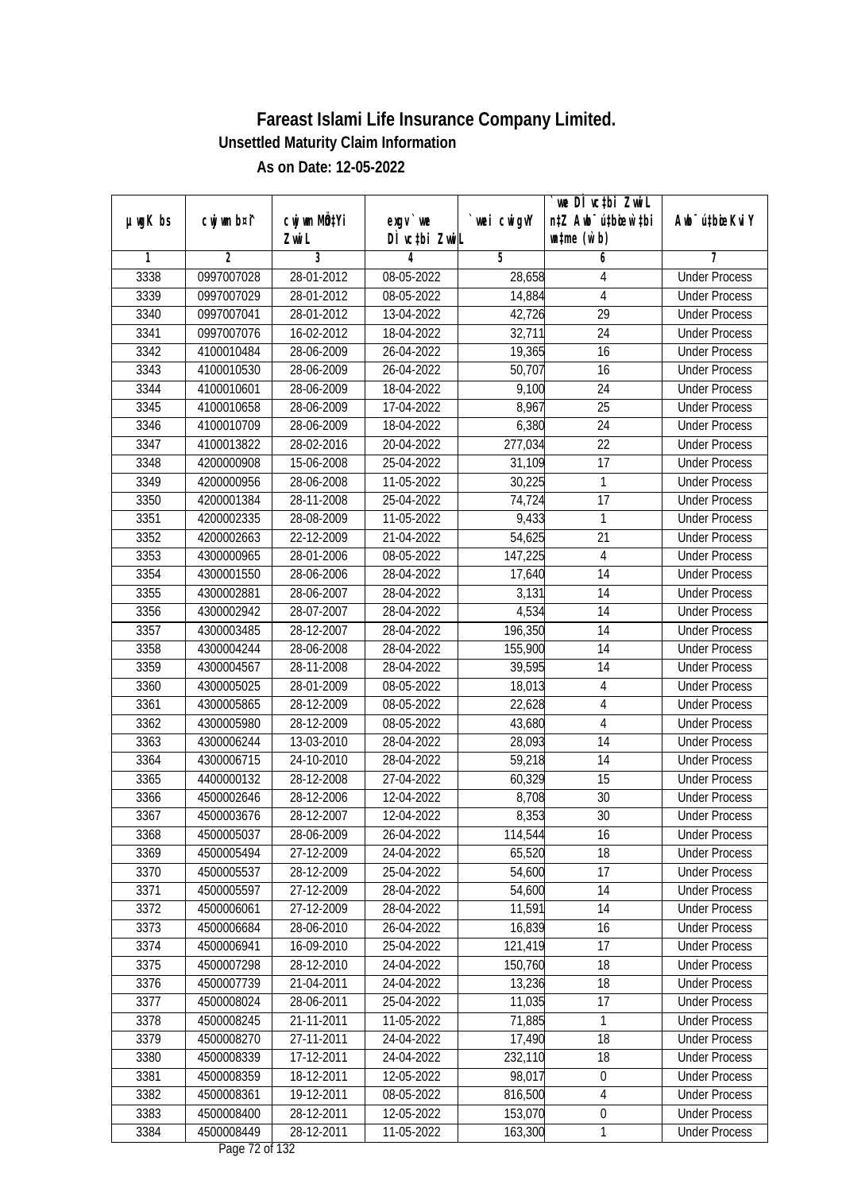# Fareast Islami Life Insurance Company Limited.

**Unsettled Maturity Claim Information**

**As on Date: 12-05-2022**

| µwgK bs | cwjwm b¤^i | cwjwm MÖn‡Yi ZvwiL | exgv`we DÌvc‡bi ZvwiL | `vwei cwigvY | `vwe DÌvc‡bi ZvwiL n‡Z Awb¯úbœ `v‡bi w`‡bi msL¨v (w`b) | Awb¯úbœ `v‡bi KviY |
|---|---|---|---|---|---|---|
| 1 | 2 | 3 | 4 | 5 | 6 | 7 |
| 3338 | 0997007028 | 28-01-2012 | 08-05-2022 | 28,658 | 4 | Under Process |
| 3339 | 0997007029 | 28-01-2012 | 08-05-2022 | 14,884 | 4 | Under Process |
| 3340 | 0997007041 | 28-01-2012 | 13-04-2022 | 42,726 | 29 | Under Process |
| 3341 | 0997007076 | 16-02-2012 | 18-04-2022 | 32,711 | 24 | Under Process |
| 3342 | 4100010484 | 28-06-2009 | 26-04-2022 | 19,365 | 16 | Under Process |
| 3343 | 4100010530 | 28-06-2009 | 26-04-2022 | 50,707 | 16 | Under Process |
| 3344 | 4100010601 | 28-06-2009 | 18-04-2022 | 9,100 | 24 | Under Process |
| 3345 | 4100010658 | 28-06-2009 | 17-04-2022 | 8,967 | 25 | Under Process |
| 3346 | 4100010709 | 28-06-2009 | 18-04-2022 | 6,380 | 24 | Under Process |
| 3347 | 4100013822 | 28-02-2016 | 20-04-2022 | 277,034 | 22 | Under Process |
| 3348 | 4200000908 | 15-06-2008 | 25-04-2022 | 31,109 | 17 | Under Process |
| 3349 | 4200000956 | 28-06-2008 | 11-05-2022 | 30,225 | 1 | Under Process |
| 3350 | 4200001384 | 28-11-2008 | 25-04-2022 | 74,724 | 17 | Under Process |
| 3351 | 4200002335 | 28-08-2009 | 11-05-2022 | 9,433 | 1 | Under Process |
| 3352 | 4200002663 | 22-12-2009 | 21-04-2022 | 54,625 | 21 | Under Process |
| 3353 | 4300000965 | 28-01-2006 | 08-05-2022 | 147,225 | 4 | Under Process |
| 3354 | 4300001550 | 28-06-2006 | 28-04-2022 | 17,640 | 14 | Under Process |
| 3355 | 4300002881 | 28-06-2007 | 28-04-2022 | 3,131 | 14 | Under Process |
| 3356 | 4300002942 | 28-07-2007 | 28-04-2022 | 4,534 | 14 | Under Process |
| 3357 | 4300003485 | 28-12-2007 | 28-04-2022 | 196,350 | 14 | Under Process |
| 3358 | 4300004244 | 28-06-2008 | 28-04-2022 | 155,900 | 14 | Under Process |
| 3359 | 4300004567 | 28-11-2008 | 28-04-2022 | 39,595 | 14 | Under Process |
| 3360 | 4300005025 | 28-01-2009 | 08-05-2022 | 18,013 | 4 | Under Process |
| 3361 | 4300005865 | 28-12-2009 | 08-05-2022 | 22,628 | 4 | Under Process |
| 3362 | 4300005980 | 28-12-2009 | 08-05-2022 | 43,680 | 4 | Under Process |
| 3363 | 4300006244 | 13-03-2010 | 28-04-2022 | 28,093 | 14 | Under Process |
| 3364 | 4300006715 | 24-10-2010 | 28-04-2022 | 59,218 | 14 | Under Process |
| 3365 | 4400000132 | 28-12-2008 | 27-04-2022 | 60,329 | 15 | Under Process |
| 3366 | 4500002646 | 28-12-2006 | 12-04-2022 | 8,708 | 30 | Under Process |
| 3367 | 4500003676 | 28-12-2007 | 12-04-2022 | 8,353 | 30 | Under Process |
| 3368 | 4500005037 | 28-06-2009 | 26-04-2022 | 114,544 | 16 | Under Process |
| 3369 | 4500005494 | 27-12-2009 | 24-04-2022 | 65,520 | 18 | Under Process |
| 3370 | 4500005537 | 28-12-2009 | 25-04-2022 | 54,600 | 17 | Under Process |
| 3371 | 4500005597 | 27-12-2009 | 28-04-2022 | 54,600 | 14 | Under Process |
| 3372 | 4500006061 | 27-12-2009 | 28-04-2022 | 11,591 | 14 | Under Process |
| 3373 | 4500006684 | 28-06-2010 | 26-04-2022 | 16,839 | 16 | Under Process |
| 3374 | 4500006941 | 16-09-2010 | 25-04-2022 | 121,419 | 17 | Under Process |
| 3375 | 4500007298 | 28-12-2010 | 24-04-2022 | 150,760 | 18 | Under Process |
| 3376 | 4500007739 | 21-04-2011 | 24-04-2022 | 13,236 | 18 | Under Process |
| 3377 | 4500008024 | 28-06-2011 | 25-04-2022 | 11,035 | 17 | Under Process |
| 3378 | 4500008245 | 21-11-2011 | 11-05-2022 | 71,885 | 1 | Under Process |
| 3379 | 4500008270 | 27-11-2011 | 24-04-2022 | 17,490 | 18 | Under Process |
| 3380 | 4500008339 | 17-12-2011 | 24-04-2022 | 232,110 | 18 | Under Process |
| 3381 | 4500008359 | 18-12-2011 | 12-05-2022 | 98,017 | 0 | Under Process |
| 3382 | 4500008361 | 19-12-2011 | 08-05-2022 | 816,500 | 4 | Under Process |
| 3383 | 4500008400 | 28-12-2011 | 12-05-2022 | 153,070 | 0 | Under Process |
| 3384 | 4500008449 | 28-12-2011 | 11-05-2022 | 163,300 | 1 | Under Process |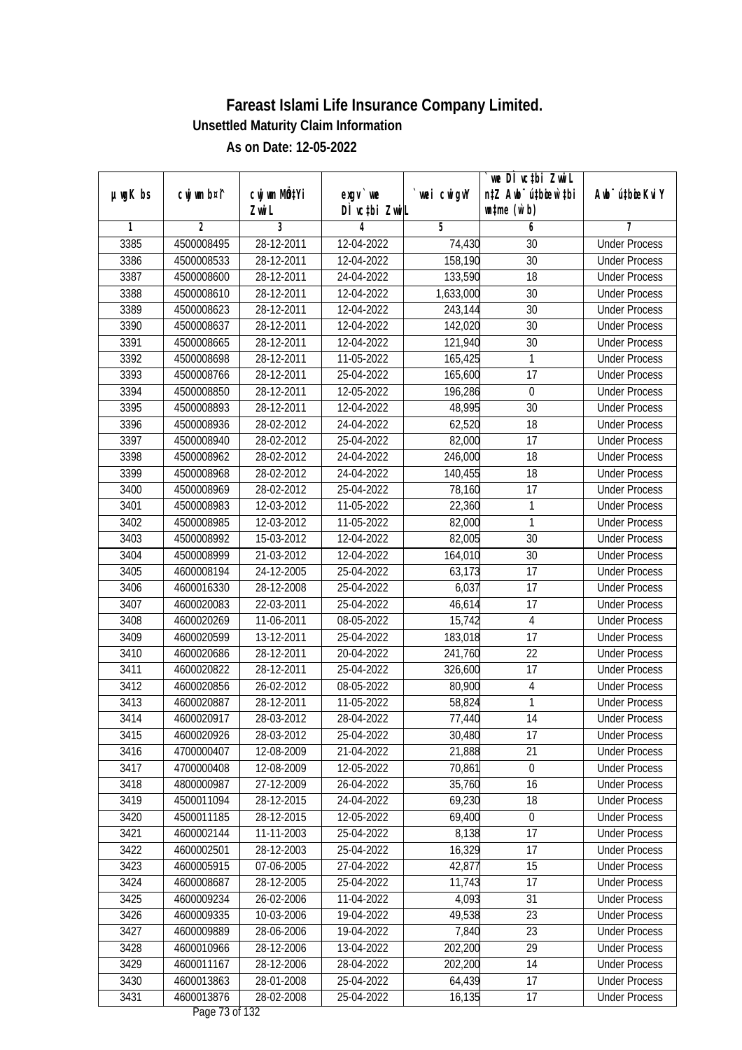# Fareast Islami Life Insurance Company Limited.

**Unsettled Maturity Claim Information**

**As on Date: 12-05-2022**

| µwgK bs | cwjwm b¤^i | cwjwm MÖn‡Yi ZvwiL | `vwe DÌvc‡bi ZvwiL | `vwei cwigvY | `vwe DÌvc‡bi ZvwiL n‡Z Awb¯úwËi w`‡bi msL¨v (w`b) | Awb¯úwËi KviY |
|---|---|---|---|---|---|---|
| 1 | 2 | 3 | 4 | 5 | 6 | 7 |
| 3385 | 4500008495 | 28-12-2011 | 12-04-2022 | 74,430 | 30 | Under Process |
| 3386 | 4500008533 | 28-12-2011 | 12-04-2022 | 158,190 | 30 | Under Process |
| 3387 | 4500008600 | 28-12-2011 | 24-04-2022 | 133,590 | 18 | Under Process |
| 3388 | 4500008610 | 28-12-2011 | 12-04-2022 | 1,633,000 | 30 | Under Process |
| 3389 | 4500008623 | 28-12-2011 | 12-04-2022 | 243,144 | 30 | Under Process |
| 3390 | 4500008637 | 28-12-2011 | 12-04-2022 | 142,020 | 30 | Under Process |
| 3391 | 4500008665 | 28-12-2011 | 12-04-2022 | 121,940 | 30 | Under Process |
| 3392 | 4500008698 | 28-12-2011 | 11-05-2022 | 165,425 | 1 | Under Process |
| 3393 | 4500008766 | 28-12-2011 | 25-04-2022 | 165,600 | 17 | Under Process |
| 3394 | 4500008850 | 28-12-2011 | 12-05-2022 | 196,286 | 0 | Under Process |
| 3395 | 4500008893 | 28-12-2011 | 12-04-2022 | 48,995 | 30 | Under Process |
| 3396 | 4500008936 | 28-02-2012 | 24-04-2022 | 62,520 | 18 | Under Process |
| 3397 | 4500008940 | 28-02-2012 | 25-04-2022 | 82,000 | 17 | Under Process |
| 3398 | 4500008962 | 28-02-2012 | 24-04-2022 | 246,000 | 18 | Under Process |
| 3399 | 4500008968 | 28-02-2012 | 24-04-2022 | 140,455 | 18 | Under Process |
| 3400 | 4500008969 | 28-02-2012 | 25-04-2022 | 78,160 | 17 | Under Process |
| 3401 | 4500008983 | 12-03-2012 | 11-05-2022 | 22,360 | 1 | Under Process |
| 3402 | 4500008985 | 12-03-2012 | 11-05-2022 | 82,000 | 1 | Under Process |
| 3403 | 4500008992 | 15-03-2012 | 12-04-2022 | 82,005 | 30 | Under Process |
| 3404 | 4500008999 | 21-03-2012 | 12-04-2022 | 164,010 | 30 | Under Process |
| 3405 | 4600008194 | 24-12-2005 | 25-04-2022 | 63,173 | 17 | Under Process |
| 3406 | 4600016330 | 28-12-2008 | 25-04-2022 | 6,037 | 17 | Under Process |
| 3407 | 4600020083 | 22-03-2011 | 25-04-2022 | 46,614 | 17 | Under Process |
| 3408 | 4600020269 | 11-06-2011 | 08-05-2022 | 15,742 | 4 | Under Process |
| 3409 | 4600020599 | 13-12-2011 | 25-04-2022 | 183,018 | 17 | Under Process |
| 3410 | 4600020686 | 28-12-2011 | 20-04-2022 | 241,760 | 22 | Under Process |
| 3411 | 4600020822 | 28-12-2011 | 25-04-2022 | 326,600 | 17 | Under Process |
| 3412 | 4600020856 | 26-02-2012 | 08-05-2022 | 80,900 | 4 | Under Process |
| 3413 | 4600020887 | 28-12-2011 | 11-05-2022 | 58,824 | 1 | Under Process |
| 3414 | 4600020917 | 28-03-2012 | 28-04-2022 | 77,440 | 14 | Under Process |
| 3415 | 4600020926 | 28-03-2012 | 25-04-2022 | 30,480 | 17 | Under Process |
| 3416 | 4700000407 | 12-08-2009 | 21-04-2022 | 21,888 | 21 | Under Process |
| 3417 | 4700000408 | 12-08-2009 | 12-05-2022 | 70,861 | 0 | Under Process |
| 3418 | 4800000987 | 27-12-2009 | 26-04-2022 | 35,760 | 16 | Under Process |
| 3419 | 4500011094 | 28-12-2015 | 24-04-2022 | 69,230 | 18 | Under Process |
| 3420 | 4500011185 | 28-12-2015 | 12-05-2022 | 69,400 | 0 | Under Process |
| 3421 | 4600002144 | 11-11-2003 | 25-04-2022 | 8,138 | 17 | Under Process |
| 3422 | 4600002501 | 28-12-2003 | 25-04-2022 | 16,329 | 17 | Under Process |
| 3423 | 4600005915 | 07-06-2005 | 27-04-2022 | 42,877 | 15 | Under Process |
| 3424 | 4600008687 | 28-12-2005 | 25-04-2022 | 11,743 | 17 | Under Process |
| 3425 | 4600009234 | 26-02-2006 | 11-04-2022 | 4,093 | 31 | Under Process |
| 3426 | 4600009335 | 10-03-2006 | 19-04-2022 | 49,538 | 23 | Under Process |
| 3427 | 4600009889 | 28-06-2006 | 19-04-2022 | 7,840 | 23 | Under Process |
| 3428 | 4600010966 | 28-12-2006 | 13-04-2022 | 202,200 | 29 | Under Process |
| 3429 | 4600011167 | 28-12-2006 | 28-04-2022 | 202,200 | 14 | Under Process |
| 3430 | 4600013863 | 28-01-2008 | 25-04-2022 | 64,439 | 17 | Under Process |
| 3431 | 4600013876 | 28-02-2008 | 25-04-2022 | 16,135 | 17 | Under Process |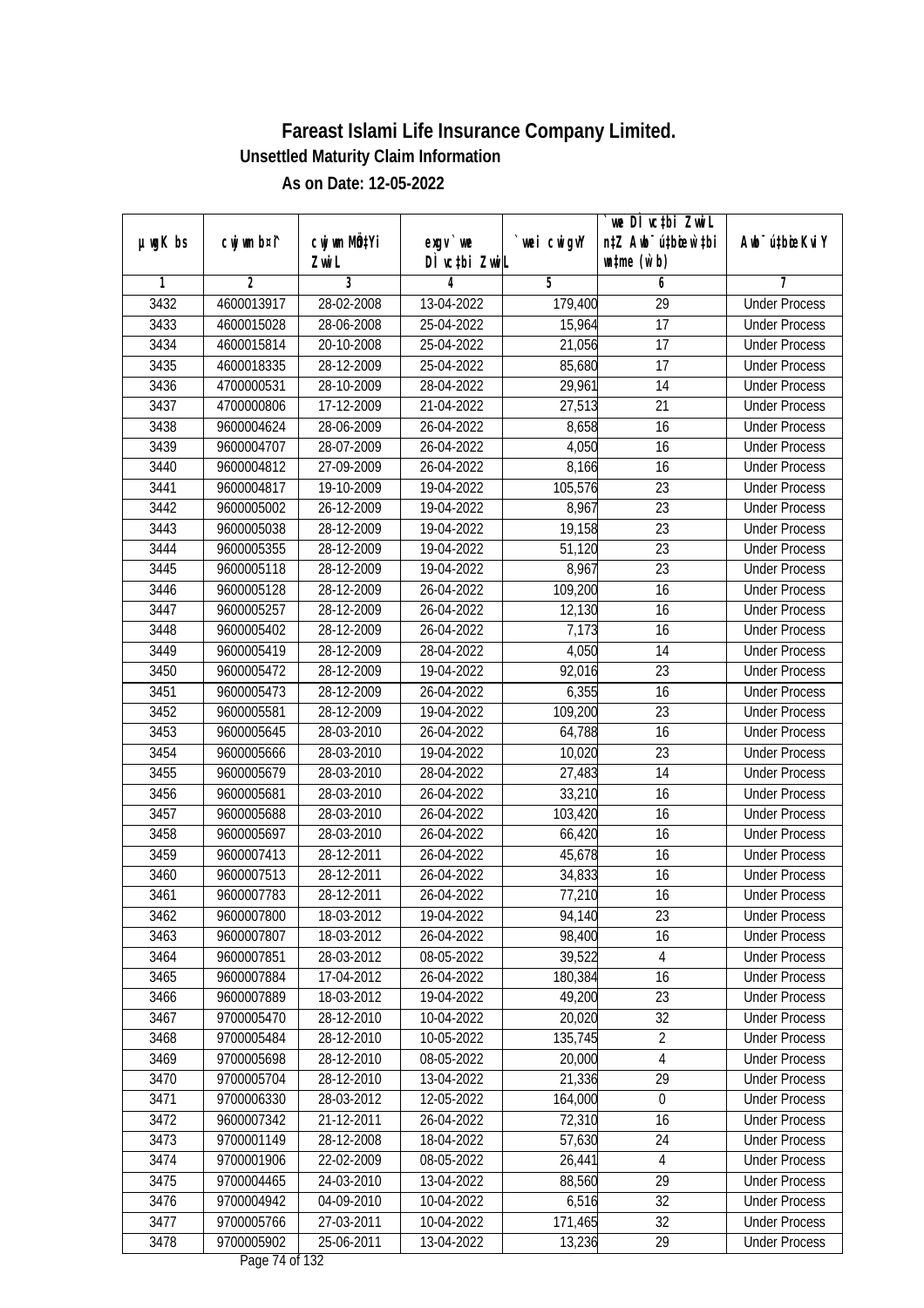# Fareast Islami Life Insurance Company Limited.

**Unsettled Maturity Claim Information**

**As on Date: 12-05-2022**

| µwgK bs | cwjwm b¤i | cwjwm MÖn‡Yi ZvwiL | exgv`vwe DÌvc‡bi ZvwiL | `vwei cwigvY | `vwe DÌvc‡bi ZvwiL n‡Z Awb¯úwËi w`‡bi msL¨v (w`b) | Awb¯úwËi KviY |
|---|---|---|---|---|---|---|
| 1 | 2 | 3 | 4 | 5 | 6 | 7 |
| 3432 | 4600013917 | 28-02-2008 | 13-04-2022 | 179,400 | 29 | Under Process |
| 3433 | 4600015028 | 28-06-2008 | 25-04-2022 | 15,964 | 17 | Under Process |
| 3434 | 4600015814 | 20-10-2008 | 25-04-2022 | 21,056 | 17 | Under Process |
| 3435 | 4600018335 | 28-12-2009 | 25-04-2022 | 85,680 | 17 | Under Process |
| 3436 | 4700000531 | 28-10-2009 | 28-04-2022 | 29,961 | 14 | Under Process |
| 3437 | 4700000806 | 17-12-2009 | 21-04-2022 | 27,513 | 21 | Under Process |
| 3438 | 9600004624 | 28-06-2009 | 26-04-2022 | 8,658 | 16 | Under Process |
| 3439 | 9600004707 | 28-07-2009 | 26-04-2022 | 4,050 | 16 | Under Process |
| 3440 | 9600004812 | 27-09-2009 | 26-04-2022 | 8,166 | 16 | Under Process |
| 3441 | 9600004817 | 19-10-2009 | 19-04-2022 | 105,576 | 23 | Under Process |
| 3442 | 9600005002 | 26-12-2009 | 19-04-2022 | 8,967 | 23 | Under Process |
| 3443 | 9600005038 | 28-12-2009 | 19-04-2022 | 19,158 | 23 | Under Process |
| 3444 | 9600005355 | 28-12-2009 | 19-04-2022 | 51,120 | 23 | Under Process |
| 3445 | 9600005118 | 28-12-2009 | 19-04-2022 | 8,967 | 23 | Under Process |
| 3446 | 9600005128 | 28-12-2009 | 26-04-2022 | 109,200 | 16 | Under Process |
| 3447 | 9600005257 | 28-12-2009 | 26-04-2022 | 12,130 | 16 | Under Process |
| 3448 | 9600005402 | 28-12-2009 | 26-04-2022 | 7,173 | 16 | Under Process |
| 3449 | 9600005419 | 28-12-2009 | 28-04-2022 | 4,050 | 14 | Under Process |
| 3450 | 9600005472 | 28-12-2009 | 19-04-2022 | 92,016 | 23 | Under Process |
| 3451 | 9600005473 | 28-12-2009 | 26-04-2022 | 6,355 | 16 | Under Process |
| 3452 | 9600005581 | 28-12-2009 | 19-04-2022 | 109,200 | 23 | Under Process |
| 3453 | 9600005645 | 28-03-2010 | 26-04-2022 | 64,788 | 16 | Under Process |
| 3454 | 9600005666 | 28-03-2010 | 19-04-2022 | 10,020 | 23 | Under Process |
| 3455 | 9600005679 | 28-03-2010 | 28-04-2022 | 27,483 | 14 | Under Process |
| 3456 | 9600005681 | 28-03-2010 | 26-04-2022 | 33,210 | 16 | Under Process |
| 3457 | 9600005688 | 28-03-2010 | 26-04-2022 | 103,420 | 16 | Under Process |
| 3458 | 9600005697 | 28-03-2010 | 26-04-2022 | 66,420 | 16 | Under Process |
| 3459 | 9600007413 | 28-12-2011 | 26-04-2022 | 45,678 | 16 | Under Process |
| 3460 | 9600007513 | 28-12-2011 | 26-04-2022 | 34,833 | 16 | Under Process |
| 3461 | 9600007783 | 28-12-2011 | 26-04-2022 | 77,210 | 16 | Under Process |
| 3462 | 9600007800 | 18-03-2012 | 19-04-2022 | 94,140 | 23 | Under Process |
| 3463 | 9600007807 | 18-03-2012 | 26-04-2022 | 98,400 | 16 | Under Process |
| 3464 | 9600007851 | 28-03-2012 | 08-05-2022 | 39,522 | 4 | Under Process |
| 3465 | 9600007884 | 17-04-2012 | 26-04-2022 | 180,384 | 16 | Under Process |
| 3466 | 9600007889 | 18-03-2012 | 19-04-2022 | 49,200 | 23 | Under Process |
| 3467 | 9700005470 | 28-12-2010 | 10-04-2022 | 20,020 | 32 | Under Process |
| 3468 | 9700005484 | 28-12-2010 | 10-05-2022 | 135,745 | 2 | Under Process |
| 3469 | 9700005698 | 28-12-2010 | 08-05-2022 | 20,000 | 4 | Under Process |
| 3470 | 9700005704 | 28-12-2010 | 13-04-2022 | 21,336 | 29 | Under Process |
| 3471 | 9700006330 | 28-03-2012 | 12-05-2022 | 164,000 | 0 | Under Process |
| 3472 | 9600007342 | 21-12-2011 | 26-04-2022 | 72,310 | 16 | Under Process |
| 3473 | 9700001149 | 28-12-2008 | 18-04-2022 | 57,630 | 24 | Under Process |
| 3474 | 9700001906 | 22-02-2009 | 08-05-2022 | 26,441 | 4 | Under Process |
| 3475 | 9700004465 | 24-03-2010 | 13-04-2022 | 88,560 | 29 | Under Process |
| 3476 | 9700004942 | 04-09-2010 | 10-04-2022 | 6,516 | 32 | Under Process |
| 3477 | 9700005766 | 27-03-2011 | 10-04-2022 | 171,465 | 32 | Under Process |
| 3478 | 9700005902 | 25-06-2011 | 13-04-2022 | 13,236 | 29 | Under Process |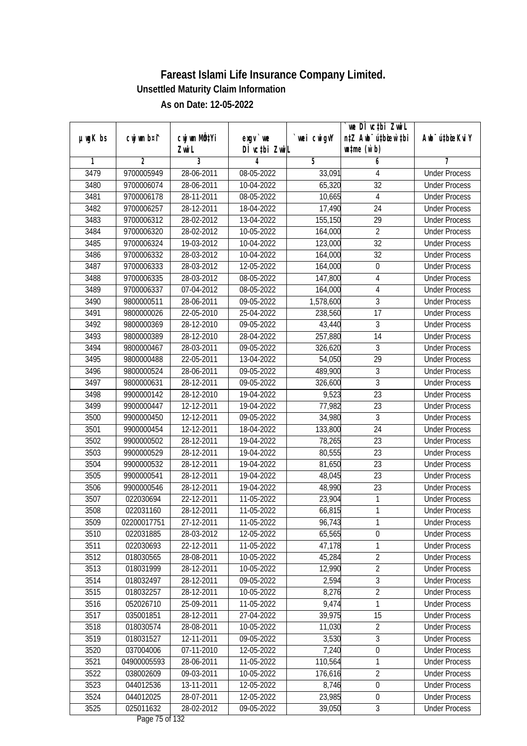# Fareast Islami Life Insurance Company Limited.

### Unsettled Maturity Claim Information

### As on Date: 12-05-2022

| µwgK bs | cwjwm b¤^i | cwjwm MÖnYi ZvwiL | exgv`ve DÌvc‡bi ZvwiL | `vwei cwigvY | `vwe DÌvc‡bi ZvwiL n‡Z Awb¯ú‡bœi w`‡bi msL¨v (w`b) | Awb¯ú‡bœi KviY |
|---|---|---|---|---|---|---|
| 1 | 2 | 3 | 4 | 5 | 6 | 7 |
| 3479 | 9700005949 | 28-06-2011 | 08-05-2022 | 33,091 | 4 | Under Process |
| 3480 | 9700006074 | 28-06-2011 | 10-04-2022 | 65,320 | 32 | Under Process |
| 3481 | 9700006178 | 28-11-2011 | 08-05-2022 | 10,665 | 4 | Under Process |
| 3482 | 9700006257 | 28-12-2011 | 18-04-2022 | 17,490 | 24 | Under Process |
| 3483 | 9700006312 | 28-02-2012 | 13-04-2022 | 155,150 | 29 | Under Process |
| 3484 | 9700006320 | 28-02-2012 | 10-05-2022 | 164,000 | 2 | Under Process |
| 3485 | 9700006324 | 19-03-2012 | 10-04-2022 | 123,000 | 32 | Under Process |
| 3486 | 9700006332 | 28-03-2012 | 10-04-2022 | 164,000 | 32 | Under Process |
| 3487 | 9700006333 | 28-03-2012 | 12-05-2022 | 164,000 | 0 | Under Process |
| 3488 | 9700006335 | 28-03-2012 | 08-05-2022 | 147,800 | 4 | Under Process |
| 3489 | 9700006337 | 07-04-2012 | 08-05-2022 | 164,000 | 4 | Under Process |
| 3490 | 9800000511 | 28-06-2011 | 09-05-2022 | 1,578,600 | 3 | Under Process |
| 3491 | 9800000026 | 22-05-2010 | 25-04-2022 | 238,560 | 17 | Under Process |
| 3492 | 9800000369 | 28-12-2010 | 09-05-2022 | 43,440 | 3 | Under Process |
| 3493 | 9800000389 | 28-12-2010 | 28-04-2022 | 257,880 | 14 | Under Process |
| 3494 | 9800000467 | 28-03-2011 | 09-05-2022 | 326,620 | 3 | Under Process |
| 3495 | 9800000488 | 22-05-2011 | 13-04-2022 | 54,050 | 29 | Under Process |
| 3496 | 9800000524 | 28-06-2011 | 09-05-2022 | 489,900 | 3 | Under Process |
| 3497 | 9800000631 | 28-12-2011 | 09-05-2022 | 326,600 | 3 | Under Process |
| 3498 | 9900000142 | 28-12-2010 | 19-04-2022 | 9,523 | 23 | Under Process |
| 3499 | 9900000447 | 12-12-2011 | 19-04-2022 | 77,982 | 23 | Under Process |
| 3500 | 9900000450 | 12-12-2011 | 09-05-2022 | 34,980 | 3 | Under Process |
| 3501 | 9900000454 | 12-12-2011 | 18-04-2022 | 133,800 | 24 | Under Process |
| 3502 | 9900000502 | 28-12-2011 | 19-04-2022 | 78,265 | 23 | Under Process |
| 3503 | 9900000529 | 28-12-2011 | 19-04-2022 | 80,555 | 23 | Under Process |
| 3504 | 9900000532 | 28-12-2011 | 19-04-2022 | 81,650 | 23 | Under Process |
| 3505 | 9900000541 | 28-12-2011 | 19-04-2022 | 48,045 | 23 | Under Process |
| 3506 | 9900000546 | 28-12-2011 | 19-04-2022 | 48,990 | 23 | Under Process |
| 3507 | 022030694 | 22-12-2011 | 11-05-2022 | 23,904 | 1 | Under Process |
| 3508 | 022031160 | 28-12-2011 | 11-05-2022 | 66,815 | 1 | Under Process |
| 3509 | 02200017751 | 27-12-2011 | 11-05-2022 | 96,743 | 1 | Under Process |
| 3510 | 022031885 | 28-03-2012 | 12-05-2022 | 65,565 | 0 | Under Process |
| 3511 | 022030693 | 22-12-2011 | 11-05-2022 | 47,178 | 1 | Under Process |
| 3512 | 018030565 | 28-08-2011 | 10-05-2022 | 45,284 | 2 | Under Process |
| 3513 | 018031999 | 28-12-2011 | 10-05-2022 | 12,990 | 2 | Under Process |
| 3514 | 018032497 | 28-12-2011 | 09-05-2022 | 2,594 | 3 | Under Process |
| 3515 | 018032257 | 28-12-2011 | 10-05-2022 | 8,276 | 2 | Under Process |
| 3516 | 052026710 | 25-09-2011 | 11-05-2022 | 9,474 | 1 | Under Process |
| 3517 | 035001851 | 28-12-2011 | 27-04-2022 | 39,975 | 15 | Under Process |
| 3518 | 018030574 | 28-08-2011 | 10-05-2022 | 11,030 | 2 | Under Process |
| 3519 | 018031527 | 12-11-2011 | 09-05-2022 | 3,530 | 3 | Under Process |
| 3520 | 037004006 | 07-11-2010 | 12-05-2022 | 7,240 | 0 | Under Process |
| 3521 | 04900005593 | 28-06-2011 | 11-05-2022 | 110,564 | 1 | Under Process |
| 3522 | 038002609 | 09-03-2011 | 10-05-2022 | 176,616 | 2 | Under Process |
| 3523 | 044012536 | 13-11-2011 | 12-05-2022 | 8,746 | 0 | Under Process |
| 3524 | 044012025 | 28-07-2011 | 12-05-2022 | 23,985 | 0 | Under Process |
| 3525 | 025011632 | 28-02-2012 | 09-05-2022 | 39,050 | 3 | Under Process |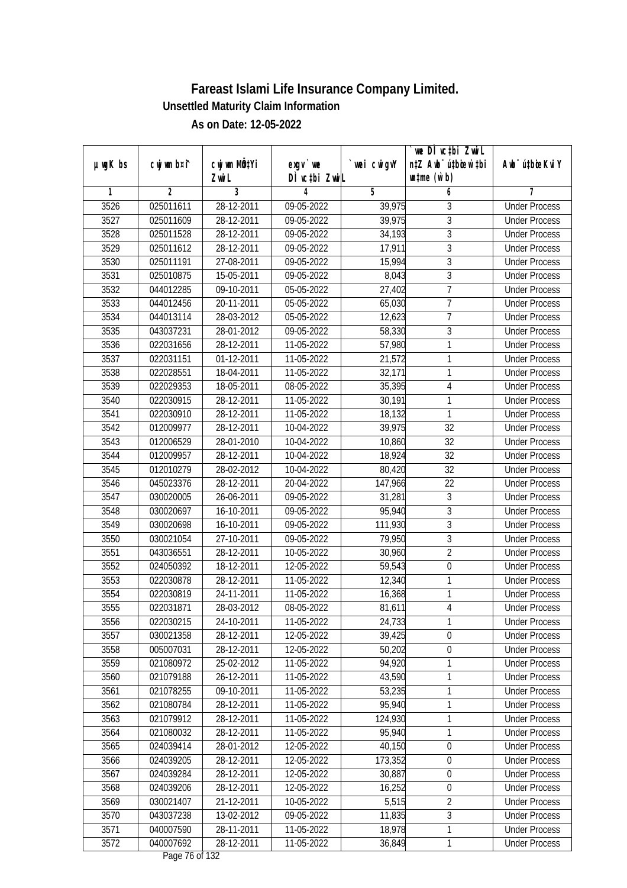# Fareast Islami Life Insurance Company Limited.

**Unsettled Maturity Claim Information**

**As on Date: 12-05-2022**

| µwgK bs | cwjwm b¤^i | cwjwm MÖn‡Yi ZvwiL | exgv`we DÌvc‡bi ZvwiL | `vwei cwigvY | `vwe DÌvc‡bi ZvwiL n‡Z Awb¯úwËi w`‡bi wnmve (w`b) | Awb¯úwËi KviY |
|---|---|---|---|---|---|---|
| 1 | 2 | 3 | 4 | 5 | 6 | 7 |
| 3526 | 025011611 | 28-12-2011 | 09-05-2022 | 39,975 | 3 | Under Process |
| 3527 | 025011609 | 28-12-2011 | 09-05-2022 | 39,975 | 3 | Under Process |
| 3528 | 025011528 | 28-12-2011 | 09-05-2022 | 34,193 | 3 | Under Process |
| 3529 | 025011612 | 28-12-2011 | 09-05-2022 | 17,911 | 3 | Under Process |
| 3530 | 025011191 | 27-08-2011 | 09-05-2022 | 15,994 | 3 | Under Process |
| 3531 | 025010875 | 15-05-2011 | 09-05-2022 | 8,043 | 3 | Under Process |
| 3532 | 044012285 | 09-10-2011 | 05-05-2022 | 27,402 | 7 | Under Process |
| 3533 | 044012456 | 20-11-2011 | 05-05-2022 | 65,030 | 7 | Under Process |
| 3534 | 044013114 | 28-03-2012 | 05-05-2022 | 12,623 | 7 | Under Process |
| 3535 | 043037231 | 28-01-2012 | 09-05-2022 | 58,330 | 3 | Under Process |
| 3536 | 022031656 | 28-12-2011 | 11-05-2022 | 57,980 | 1 | Under Process |
| 3537 | 022031151 | 01-12-2011 | 11-05-2022 | 21,572 | 1 | Under Process |
| 3538 | 022028551 | 18-04-2011 | 11-05-2022 | 32,171 | 1 | Under Process |
| 3539 | 022029353 | 18-05-2011 | 08-05-2022 | 35,395 | 4 | Under Process |
| 3540 | 022030915 | 28-12-2011 | 11-05-2022 | 30,191 | 1 | Under Process |
| 3541 | 022030910 | 28-12-2011 | 11-05-2022 | 18,132 | 1 | Under Process |
| 3542 | 012009977 | 28-12-2011 | 10-04-2022 | 39,975 | 32 | Under Process |
| 3543 | 012006529 | 28-01-2010 | 10-04-2022 | 10,860 | 32 | Under Process |
| 3544 | 012009957 | 28-12-2011 | 10-04-2022 | 18,924 | 32 | Under Process |
| 3545 | 012010279 | 28-02-2012 | 10-04-2022 | 80,420 | 32 | Under Process |
| 3546 | 045023376 | 28-12-2011 | 20-04-2022 | 147,966 | 22 | Under Process |
| 3547 | 030020005 | 26-06-2011 | 09-05-2022 | 31,281 | 3 | Under Process |
| 3548 | 030020697 | 16-10-2011 | 09-05-2022 | 95,940 | 3 | Under Process |
| 3549 | 030020698 | 16-10-2011 | 09-05-2022 | 111,930 | 3 | Under Process |
| 3550 | 030021054 | 27-10-2011 | 09-05-2022 | 79,950 | 3 | Under Process |
| 3551 | 043036551 | 28-12-2011 | 10-05-2022 | 30,960 | 2 | Under Process |
| 3552 | 024050392 | 18-12-2011 | 12-05-2022 | 59,543 | 0 | Under Process |
| 3553 | 022030878 | 28-12-2011 | 11-05-2022 | 12,340 | 1 | Under Process |
| 3554 | 022030819 | 24-11-2011 | 11-05-2022 | 16,368 | 1 | Under Process |
| 3555 | 022031871 | 28-03-2012 | 08-05-2022 | 81,611 | 4 | Under Process |
| 3556 | 022030215 | 24-10-2011 | 11-05-2022 | 24,733 | 1 | Under Process |
| 3557 | 030021358 | 28-12-2011 | 12-05-2022 | 39,425 | 0 | Under Process |
| 3558 | 005007031 | 28-12-2011 | 12-05-2022 | 50,202 | 0 | Under Process |
| 3559 | 021080972 | 25-02-2012 | 11-05-2022 | 94,920 | 1 | Under Process |
| 3560 | 021079188 | 26-12-2011 | 11-05-2022 | 43,590 | 1 | Under Process |
| 3561 | 021078255 | 09-10-2011 | 11-05-2022 | 53,235 | 1 | Under Process |
| 3562 | 021080784 | 28-12-2011 | 11-05-2022 | 95,940 | 1 | Under Process |
| 3563 | 021079912 | 28-12-2011 | 11-05-2022 | 124,930 | 1 | Under Process |
| 3564 | 021080032 | 28-12-2011 | 11-05-2022 | 95,940 | 1 | Under Process |
| 3565 | 024039414 | 28-01-2012 | 12-05-2022 | 40,150 | 0 | Under Process |
| 3566 | 024039205 | 28-12-2011 | 12-05-2022 | 173,352 | 0 | Under Process |
| 3567 | 024039284 | 28-12-2011 | 12-05-2022 | 30,887 | 0 | Under Process |
| 3568 | 024039206 | 28-12-2011 | 12-05-2022 | 16,252 | 0 | Under Process |
| 3569 | 030021407 | 21-12-2011 | 10-05-2022 | 5,515 | 2 | Under Process |
| 3570 | 043037238 | 13-02-2012 | 09-05-2022 | 11,835 | 3 | Under Process |
| 3571 | 040007590 | 28-11-2011 | 11-05-2022 | 18,978 | 1 | Under Process |
| 3572 | 040007692 | 28-12-2011 | 11-05-2022 | 36,849 | 1 | Under Process |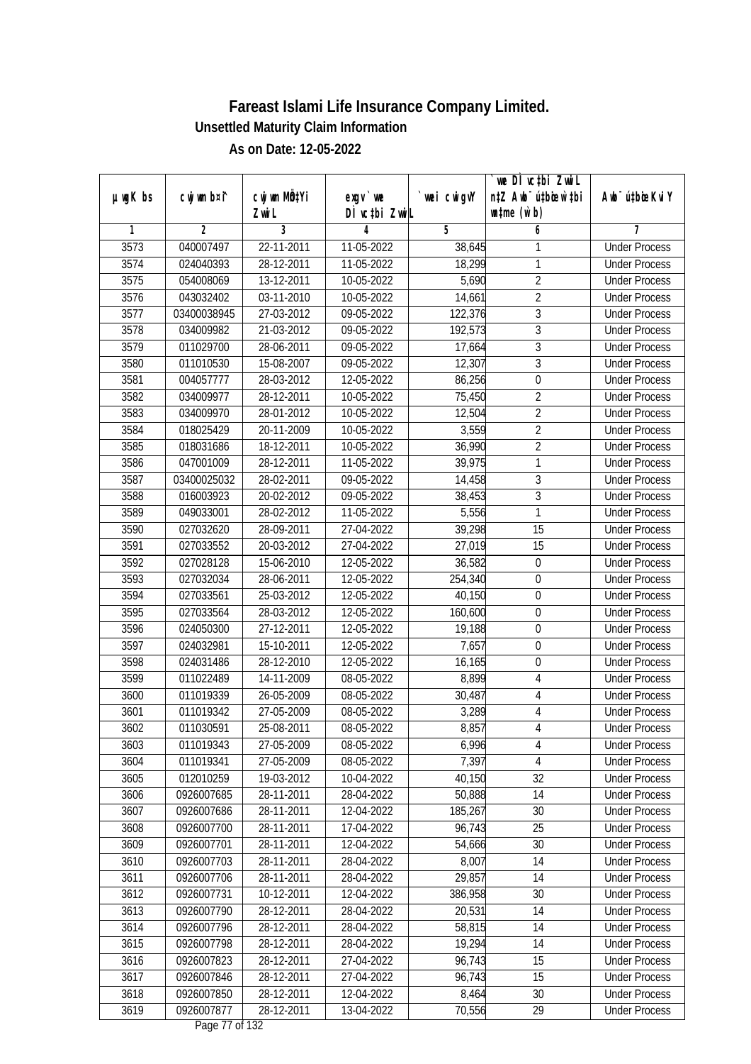# Fareast Islami Life Insurance Company Limited.

### Unsettled Maturity Claim Information

### As on Date: 12-05-2022

| µwgK bs | cwjwm b¤^i | cwjwm MÖn‡Yi ZvwiL | exgv` we DÌ vc‡bi ZvwiL | `vwei cwigvY | `vwe DÌ vc‡bi ZvwiL n‡Z Awb¯ú‡bœi w`‡bi msL¨v (w`b) | Awb¯ú‡bœi KviY |
|---|---|---|---|---|---|---|
| 1 | 2 | 3 | 4 | 5 | 6 | 7 |
| 3573 | 040007497 | 22-11-2011 | 11-05-2022 | 38,645 | 1 | Under Process |
| 3574 | 024040393 | 28-12-2011 | 11-05-2022 | 18,299 | 1 | Under Process |
| 3575 | 054008069 | 13-12-2011 | 10-05-2022 | 5,690 | 2 | Under Process |
| 3576 | 043032402 | 03-11-2010 | 10-05-2022 | 14,661 | 2 | Under Process |
| 3577 | 03400038945 | 27-03-2012 | 09-05-2022 | 122,376 | 3 | Under Process |
| 3578 | 034009982 | 21-03-2012 | 09-05-2022 | 192,573 | 3 | Under Process |
| 3579 | 011029700 | 28-06-2011 | 09-05-2022 | 17,664 | 3 | Under Process |
| 3580 | 011010530 | 15-08-2007 | 09-05-2022 | 12,307 | 3 | Under Process |
| 3581 | 004057777 | 28-03-2012 | 12-05-2022 | 86,256 | 0 | Under Process |
| 3582 | 034009977 | 28-12-2011 | 10-05-2022 | 75,450 | 2 | Under Process |
| 3583 | 034009970 | 28-01-2012 | 10-05-2022 | 12,504 | 2 | Under Process |
| 3584 | 018025429 | 20-11-2009 | 10-05-2022 | 3,559 | 2 | Under Process |
| 3585 | 018031686 | 18-12-2011 | 10-05-2022 | 36,990 | 2 | Under Process |
| 3586 | 047001009 | 28-12-2011 | 11-05-2022 | 39,975 | 1 | Under Process |
| 3587 | 03400025032 | 28-02-2011 | 09-05-2022 | 14,458 | 3 | Under Process |
| 3588 | 016003923 | 20-02-2012 | 09-05-2022 | 38,453 | 3 | Under Process |
| 3589 | 049033001 | 28-02-2012 | 11-05-2022 | 5,556 | 1 | Under Process |
| 3590 | 027032620 | 28-09-2011 | 27-04-2022 | 39,298 | 15 | Under Process |
| 3591 | 027033552 | 20-03-2012 | 27-04-2022 | 27,019 | 15 | Under Process |
| 3592 | 027028128 | 15-06-2010 | 12-05-2022 | 36,582 | 0 | Under Process |
| 3593 | 027032034 | 28-06-2011 | 12-05-2022 | 254,340 | 0 | Under Process |
| 3594 | 027033561 | 25-03-2012 | 12-05-2022 | 40,150 | 0 | Under Process |
| 3595 | 027033564 | 28-03-2012 | 12-05-2022 | 160,600 | 0 | Under Process |
| 3596 | 024050300 | 27-12-2011 | 12-05-2022 | 19,188 | 0 | Under Process |
| 3597 | 024032981 | 15-10-2011 | 12-05-2022 | 7,657 | 0 | Under Process |
| 3598 | 024031486 | 28-12-2010 | 12-05-2022 | 16,165 | 0 | Under Process |
| 3599 | 011022489 | 14-11-2009 | 08-05-2022 | 8,899 | 4 | Under Process |
| 3600 | 011019339 | 26-05-2009 | 08-05-2022 | 30,487 | 4 | Under Process |
| 3601 | 011019342 | 27-05-2009 | 08-05-2022 | 3,289 | 4 | Under Process |
| 3602 | 011030591 | 25-08-2011 | 08-05-2022 | 8,857 | 4 | Under Process |
| 3603 | 011019343 | 27-05-2009 | 08-05-2022 | 6,996 | 4 | Under Process |
| 3604 | 011019341 | 27-05-2009 | 08-05-2022 | 7,397 | 4 | Under Process |
| 3605 | 012010259 | 19-03-2012 | 10-04-2022 | 40,150 | 32 | Under Process |
| 3606 | 0926007685 | 28-11-2011 | 28-04-2022 | 50,888 | 14 | Under Process |
| 3607 | 0926007686 | 28-11-2011 | 12-04-2022 | 185,267 | 30 | Under Process |
| 3608 | 0926007700 | 28-11-2011 | 17-04-2022 | 96,743 | 25 | Under Process |
| 3609 | 0926007701 | 28-11-2011 | 12-04-2022 | 54,666 | 30 | Under Process |
| 3610 | 0926007703 | 28-11-2011 | 28-04-2022 | 8,007 | 14 | Under Process |
| 3611 | 0926007706 | 28-11-2011 | 28-04-2022 | 29,857 | 14 | Under Process |
| 3612 | 0926007731 | 10-12-2011 | 12-04-2022 | 386,958 | 30 | Under Process |
| 3613 | 0926007790 | 28-12-2011 | 28-04-2022 | 20,531 | 14 | Under Process |
| 3614 | 0926007796 | 28-12-2011 | 28-04-2022 | 58,815 | 14 | Under Process |
| 3615 | 0926007798 | 28-12-2011 | 28-04-2022 | 19,294 | 14 | Under Process |
| 3616 | 0926007823 | 28-12-2011 | 27-04-2022 | 96,743 | 15 | Under Process |
| 3617 | 0926007846 | 28-12-2011 | 27-04-2022 | 96,743 | 15 | Under Process |
| 3618 | 0926007850 | 28-12-2011 | 12-04-2022 | 8,464 | 30 | Under Process |
| 3619 | 0926007877 | 28-12-2011 | 13-04-2022 | 70,556 | 29 | Under Process |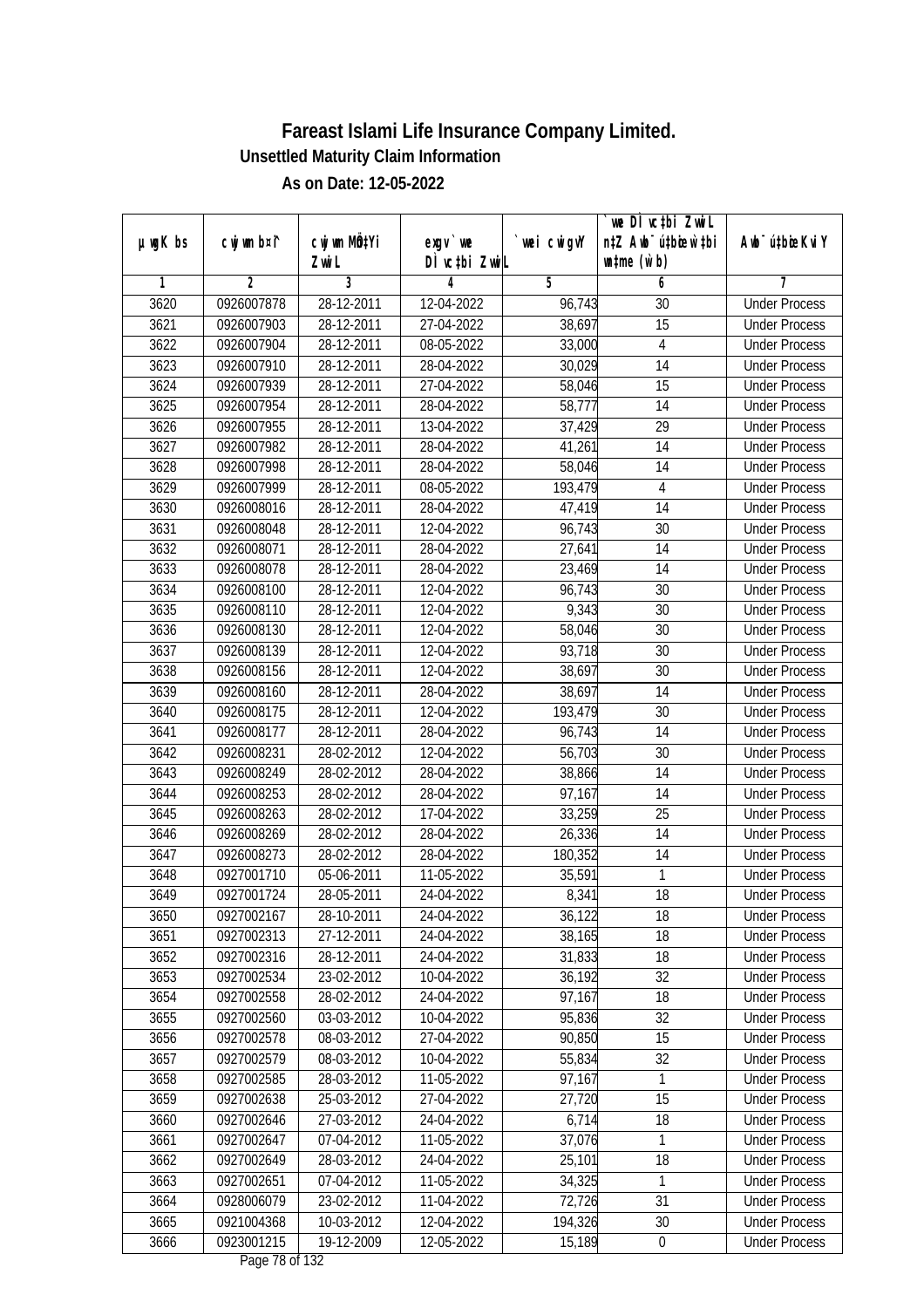# Fareast Islami Life Insurance Company Limited.

## Unsettled Maturity Claim Information

### As on Date: 12-05-2022

| µwgK bs | cwjwm b¤^i | cwjwm MÖnY Zvwi L | exgv`we DÌvc‡bi ZvwiL | `vwei cwigvY | `vwe DÌvc‡bi ZvwiL n‡Z Awb¯úbœ wb‡ðcwËi w`‡bi msL¨v (w`b) | Awb¯ú‡bœi KviY |
|---|---|---|---|---|---|---|
| 1 | 2 | 3 | 4 | 5 | 6 | 7 |
| 3620 | 0926007878 | 28-12-2011 | 12-04-2022 | 96,743 | 30 | Under Process |
| 3621 | 0926007903 | 28-12-2011 | 27-04-2022 | 38,697 | 15 | Under Process |
| 3622 | 0926007904 | 28-12-2011 | 08-05-2022 | 33,000 | 4 | Under Process |
| 3623 | 0926007910 | 28-12-2011 | 28-04-2022 | 30,029 | 14 | Under Process |
| 3624 | 0926007939 | 28-12-2011 | 27-04-2022 | 58,046 | 15 | Under Process |
| 3625 | 0926007954 | 28-12-2011 | 28-04-2022 | 58,777 | 14 | Under Process |
| 3626 | 0926007955 | 28-12-2011 | 13-04-2022 | 37,429 | 29 | Under Process |
| 3627 | 0926007982 | 28-12-2011 | 28-04-2022 | 41,261 | 14 | Under Process |
| 3628 | 0926007998 | 28-12-2011 | 28-04-2022 | 58,046 | 14 | Under Process |
| 3629 | 0926007999 | 28-12-2011 | 08-05-2022 | 193,479 | 4 | Under Process |
| 3630 | 0926008016 | 28-12-2011 | 28-04-2022 | 47,419 | 14 | Under Process |
| 3631 | 0926008048 | 28-12-2011 | 12-04-2022 | 96,743 | 30 | Under Process |
| 3632 | 0926008071 | 28-12-2011 | 28-04-2022 | 27,641 | 14 | Under Process |
| 3633 | 0926008078 | 28-12-2011 | 28-04-2022 | 23,469 | 14 | Under Process |
| 3634 | 0926008100 | 28-12-2011 | 12-04-2022 | 96,743 | 30 | Under Process |
| 3635 | 0926008110 | 28-12-2011 | 12-04-2022 | 9,343 | 30 | Under Process |
| 3636 | 0926008130 | 28-12-2011 | 12-04-2022 | 58,046 | 30 | Under Process |
| 3637 | 0926008139 | 28-12-2011 | 12-04-2022 | 93,718 | 30 | Under Process |
| 3638 | 0926008156 | 28-12-2011 | 12-04-2022 | 38,697 | 30 | Under Process |
| 3639 | 0926008160 | 28-12-2011 | 28-04-2022 | 38,697 | 14 | Under Process |
| 3640 | 0926008175 | 28-12-2011 | 12-04-2022 | 193,479 | 30 | Under Process |
| 3641 | 0926008177 | 28-12-2011 | 28-04-2022 | 96,743 | 14 | Under Process |
| 3642 | 0926008231 | 28-02-2012 | 12-04-2022 | 56,703 | 30 | Under Process |
| 3643 | 0926008249 | 28-02-2012 | 28-04-2022 | 38,866 | 14 | Under Process |
| 3644 | 0926008253 | 28-02-2012 | 28-04-2022 | 97,167 | 14 | Under Process |
| 3645 | 0926008263 | 28-02-2012 | 17-04-2022 | 33,259 | 25 | Under Process |
| 3646 | 0926008269 | 28-02-2012 | 28-04-2022 | 26,336 | 14 | Under Process |
| 3647 | 0926008273 | 28-02-2012 | 28-04-2022 | 180,352 | 14 | Under Process |
| 3648 | 0927001710 | 05-06-2011 | 11-05-2022 | 35,591 | 1 | Under Process |
| 3649 | 0927001724 | 28-05-2011 | 24-04-2022 | 8,341 | 18 | Under Process |
| 3650 | 0927002167 | 28-10-2011 | 24-04-2022 | 36,122 | 18 | Under Process |
| 3651 | 0927002313 | 27-12-2011 | 24-04-2022 | 38,165 | 18 | Under Process |
| 3652 | 0927002316 | 28-12-2011 | 24-04-2022 | 31,833 | 18 | Under Process |
| 3653 | 0927002534 | 23-02-2012 | 10-04-2022 | 36,192 | 32 | Under Process |
| 3654 | 0927002558 | 28-02-2012 | 24-04-2022 | 97,167 | 18 | Under Process |
| 3655 | 0927002560 | 03-03-2012 | 10-04-2022 | 95,836 | 32 | Under Process |
| 3656 | 0927002578 | 08-03-2012 | 27-04-2022 | 90,850 | 15 | Under Process |
| 3657 | 0927002579 | 08-03-2012 | 10-04-2022 | 55,834 | 32 | Under Process |
| 3658 | 0927002585 | 28-03-2012 | 11-05-2022 | 97,167 | 1 | Under Process |
| 3659 | 0927002638 | 25-03-2012 | 27-04-2022 | 27,720 | 15 | Under Process |
| 3660 | 0927002646 | 27-03-2012 | 24-04-2022 | 6,714 | 18 | Under Process |
| 3661 | 0927002647 | 07-04-2012 | 11-05-2022 | 37,076 | 1 | Under Process |
| 3662 | 0927002649 | 28-03-2012 | 24-04-2022 | 25,101 | 18 | Under Process |
| 3663 | 0927002651 | 07-04-2012 | 11-05-2022 | 34,325 | 1 | Under Process |
| 3664 | 0928006079 | 23-02-2012 | 11-04-2022 | 72,726 | 31 | Under Process |
| 3665 | 0921004368 | 10-03-2012 | 12-04-2022 | 194,326 | 30 | Under Process |
| 3666 | 0923001215 | 19-12-2009 | 12-05-2022 | 15,189 | 0 | Under Process |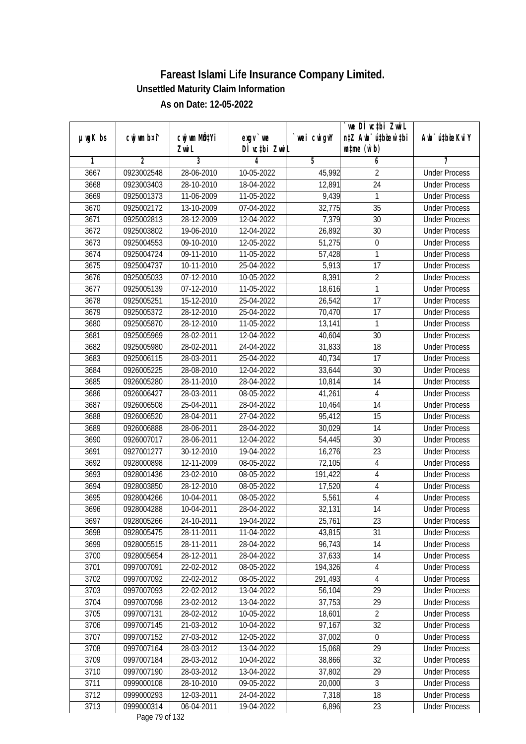# Fareast Islami Life Insurance Company Limited.

**Unsettled Maturity Claim Information**

**As on Date: 12-05-2022**

| µwgK bs | cwjwm b¤^i | cwjwm MÖn‡Yi ZvwiL | exgv `vwe DÌvc‡bi ZvwiL | `vwei cwigvY | `vwe DÌvc‡bi ZvwiL n‡Z Awb¯úbœ `vwei mgq (w`b) | Awb¯úbœi KviY |
|---|---|---|---|---|---|---|
| 1 | 2 | 3 | 4 | 5 | 6 | 7 |
| 3667 | 0923002548 | 28-06-2010 | 10-05-2022 | 45,992 | 2 | Under Process |
| 3668 | 0923003403 | 28-10-2010 | 18-04-2022 | 12,891 | 24 | Under Process |
| 3669 | 0925001373 | 11-06-2009 | 11-05-2022 | 9,439 | 1 | Under Process |
| 3670 | 0925002172 | 13-10-2009 | 07-04-2022 | 32,775 | 35 | Under Process |
| 3671 | 0925002813 | 28-12-2009 | 12-04-2022 | 7,379 | 30 | Under Process |
| 3672 | 0925003802 | 19-06-2010 | 12-04-2022 | 26,892 | 30 | Under Process |
| 3673 | 0925004553 | 09-10-2010 | 12-05-2022 | 51,275 | 0 | Under Process |
| 3674 | 0925004724 | 09-11-2010 | 11-05-2022 | 57,428 | 1 | Under Process |
| 3675 | 0925004737 | 10-11-2010 | 25-04-2022 | 5,913 | 17 | Under Process |
| 3676 | 0925005033 | 07-12-2010 | 10-05-2022 | 8,391 | 2 | Under Process |
| 3677 | 0925005139 | 07-12-2010 | 11-05-2022 | 18,616 | 1 | Under Process |
| 3678 | 0925005251 | 15-12-2010 | 25-04-2022 | 26,542 | 17 | Under Process |
| 3679 | 0925005372 | 28-12-2010 | 25-04-2022 | 70,470 | 17 | Under Process |
| 3680 | 0925005870 | 28-12-2010 | 11-05-2022 | 13,141 | 1 | Under Process |
| 3681 | 0925005969 | 28-02-2011 | 12-04-2022 | 40,604 | 30 | Under Process |
| 3682 | 0925005980 | 28-02-2011 | 24-04-2022 | 31,833 | 18 | Under Process |
| 3683 | 0925006115 | 28-03-2011 | 25-04-2022 | 40,734 | 17 | Under Process |
| 3684 | 0926005225 | 28-08-2010 | 12-04-2022 | 33,644 | 30 | Under Process |
| 3685 | 0926005280 | 28-11-2010 | 28-04-2022 | 10,814 | 14 | Under Process |
| 3686 | 0926006427 | 28-03-2011 | 08-05-2022 | 41,261 | 4 | Under Process |
| 3687 | 0926006508 | 25-04-2011 | 28-04-2022 | 10,464 | 14 | Under Process |
| 3688 | 0926006520 | 28-04-2011 | 27-04-2022 | 95,412 | 15 | Under Process |
| 3689 | 0926006888 | 28-06-2011 | 28-04-2022 | 30,029 | 14 | Under Process |
| 3690 | 0926007017 | 28-06-2011 | 12-04-2022 | 54,445 | 30 | Under Process |
| 3691 | 0927001277 | 30-12-2010 | 19-04-2022 | 16,276 | 23 | Under Process |
| 3692 | 0928000898 | 12-11-2009 | 08-05-2022 | 72,105 | 4 | Under Process |
| 3693 | 0928001436 | 23-02-2010 | 08-05-2022 | 191,422 | 4 | Under Process |
| 3694 | 0928003850 | 28-12-2010 | 08-05-2022 | 17,520 | 4 | Under Process |
| 3695 | 0928004266 | 10-04-2011 | 08-05-2022 | 5,561 | 4 | Under Process |
| 3696 | 0928004288 | 10-04-2011 | 28-04-2022 | 32,131 | 14 | Under Process |
| 3697 | 0928005266 | 24-10-2011 | 19-04-2022 | 25,761 | 23 | Under Process |
| 3698 | 0928005475 | 28-11-2011 | 11-04-2022 | 43,815 | 31 | Under Process |
| 3699 | 0928005515 | 28-11-2011 | 28-04-2022 | 96,743 | 14 | Under Process |
| 3700 | 0928005654 | 28-12-2011 | 28-04-2022 | 37,633 | 14 | Under Process |
| 3701 | 0997007091 | 22-02-2012 | 08-05-2022 | 194,326 | 4 | Under Process |
| 3702 | 0997007092 | 22-02-2012 | 08-05-2022 | 291,493 | 4 | Under Process |
| 3703 | 0997007093 | 22-02-2012 | 13-04-2022 | 56,104 | 29 | Under Process |
| 3704 | 0997007098 | 23-02-2012 | 13-04-2022 | 37,753 | 29 | Under Process |
| 3705 | 0997007131 | 28-02-2012 | 10-05-2022 | 18,601 | 2 | Under Process |
| 3706 | 0997007145 | 21-03-2012 | 10-04-2022 | 97,167 | 32 | Under Process |
| 3707 | 0997007152 | 27-03-2012 | 12-05-2022 | 37,002 | 0 | Under Process |
| 3708 | 0997007164 | 28-03-2012 | 13-04-2022 | 15,068 | 29 | Under Process |
| 3709 | 0997007184 | 28-03-2012 | 10-04-2022 | 38,866 | 32 | Under Process |
| 3710 | 0997007190 | 28-03-2012 | 13-04-2022 | 37,802 | 29 | Under Process |
| 3711 | 0999000108 | 28-10-2010 | 09-05-2022 | 20,000 | 3 | Under Process |
| 3712 | 0999000293 | 12-03-2011 | 24-04-2022 | 7,318 | 18 | Under Process |
| 3713 | 0999000314 | 06-04-2011 | 19-04-2022 | 6,896 | 23 | Under Process |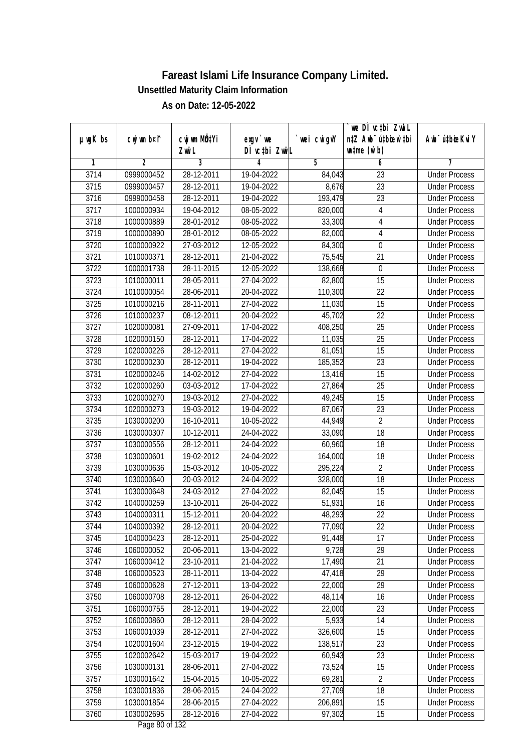# Fareast Islami Life Insurance Company Limited.

**Unsettled Maturity Claim Information**

**As on Date: 12-05-2022**

| µwgK bs | cwjwm b¤^i | cwjwm MÖn‡Yi ZvwiL | exgv` we DÌvc‡bi ZvwiL | `vwei cwigvY | `we DÌvc‡bi ZvwiL n‡Z Awb¯úbœ we‡bi wnmve (w`b) | Awb¯ú‡bœi KviY |
|---|---|---|---|---|---|---|
| 1 | 2 | 3 | 4 | 5 | 6 | 7 |
| 3714 | 0999000452 | 28-12-2011 | 19-04-2022 | 84,043 | 23 | Under Process |
| 3715 | 0999000457 | 28-12-2011 | 19-04-2022 | 8,676 | 23 | Under Process |
| 3716 | 0999000458 | 28-12-2011 | 19-04-2022 | 193,479 | 23 | Under Process |
| 3717 | 1000000934 | 19-04-2012 | 08-05-2022 | 820,000 | 4 | Under Process |
| 3718 | 1000000889 | 28-01-2012 | 08-05-2022 | 33,300 | 4 | Under Process |
| 3719 | 1000000890 | 28-01-2012 | 08-05-2022 | 82,000 | 4 | Under Process |
| 3720 | 1000000922 | 27-03-2012 | 12-05-2022 | 84,300 | 0 | Under Process |
| 3721 | 1010000371 | 28-12-2011 | 21-04-2022 | 75,545 | 21 | Under Process |
| 3722 | 1000001738 | 28-11-2015 | 12-05-2022 | 138,668 | 0 | Under Process |
| 3723 | 1010000011 | 28-05-2011 | 27-04-2022 | 82,800 | 15 | Under Process |
| 3724 | 1010000054 | 28-06-2011 | 20-04-2022 | 110,300 | 22 | Under Process |
| 3725 | 1010000216 | 28-11-2011 | 27-04-2022 | 11,030 | 15 | Under Process |
| 3726 | 1010000237 | 08-12-2011 | 20-04-2022 | 45,702 | 22 | Under Process |
| 3727 | 1020000081 | 27-09-2011 | 17-04-2022 | 408,250 | 25 | Under Process |
| 3728 | 1020000150 | 28-12-2011 | 17-04-2022 | 11,035 | 25 | Under Process |
| 3729 | 1020000226 | 28-12-2011 | 27-04-2022 | 81,051 | 15 | Under Process |
| 3730 | 1020000230 | 28-12-2011 | 19-04-2022 | 185,352 | 23 | Under Process |
| 3731 | 1020000246 | 14-02-2012 | 27-04-2022 | 13,416 | 15 | Under Process |
| 3732 | 1020000260 | 03-03-2012 | 17-04-2022 | 27,864 | 25 | Under Process |
| 3733 | 1020000270 | 19-03-2012 | 27-04-2022 | 49,245 | 15 | Under Process |
| 3734 | 1020000273 | 19-03-2012 | 19-04-2022 | 87,067 | 23 | Under Process |
| 3735 | 1030000200 | 16-10-2011 | 10-05-2022 | 44,949 | 2 | Under Process |
| 3736 | 1030000307 | 10-12-2011 | 24-04-2022 | 33,090 | 18 | Under Process |
| 3737 | 1030000556 | 28-12-2011 | 24-04-2022 | 60,960 | 18 | Under Process |
| 3738 | 1030000601 | 19-02-2012 | 24-04-2022 | 164,000 | 18 | Under Process |
| 3739 | 1030000636 | 15-03-2012 | 10-05-2022 | 295,224 | 2 | Under Process |
| 3740 | 1030000640 | 20-03-2012 | 24-04-2022 | 328,000 | 18 | Under Process |
| 3741 | 1030000648 | 24-03-2012 | 27-04-2022 | 82,045 | 15 | Under Process |
| 3742 | 1040000259 | 13-10-2011 | 26-04-2022 | 51,931 | 16 | Under Process |
| 3743 | 1040000311 | 15-12-2011 | 20-04-2022 | 48,293 | 22 | Under Process |
| 3744 | 1040000392 | 28-12-2011 | 20-04-2022 | 77,090 | 22 | Under Process |
| 3745 | 1040000423 | 28-12-2011 | 25-04-2022 | 91,448 | 17 | Under Process |
| 3746 | 1060000052 | 20-06-2011 | 13-04-2022 | 9,728 | 29 | Under Process |
| 3747 | 1060000412 | 23-10-2011 | 21-04-2022 | 17,490 | 21 | Under Process |
| 3748 | 1060000523 | 28-11-2011 | 13-04-2022 | 47,418 | 29 | Under Process |
| 3749 | 1060000628 | 27-12-2011 | 13-04-2022 | 22,000 | 29 | Under Process |
| 3750 | 1060000708 | 28-12-2011 | 26-04-2022 | 48,114 | 16 | Under Process |
| 3751 | 1060000755 | 28-12-2011 | 19-04-2022 | 22,000 | 23 | Under Process |
| 3752 | 1060000860 | 28-12-2011 | 28-04-2022 | 5,933 | 14 | Under Process |
| 3753 | 1060001039 | 28-12-2011 | 27-04-2022 | 326,600 | 15 | Under Process |
| 3754 | 1020001604 | 23-12-2015 | 19-04-2022 | 138,517 | 23 | Under Process |
| 3755 | 1020002642 | 15-03-2017 | 19-04-2022 | 60,943 | 23 | Under Process |
| 3756 | 1030000131 | 28-06-2011 | 27-04-2022 | 73,524 | 15 | Under Process |
| 3757 | 1030001642 | 15-04-2015 | 10-05-2022 | 69,281 | 2 | Under Process |
| 3758 | 1030001836 | 28-06-2015 | 24-04-2022 | 27,709 | 18 | Under Process |
| 3759 | 1030001854 | 28-06-2015 | 27-04-2022 | 206,891 | 15 | Under Process |
| 3760 | 1030002695 | 28-12-2016 | 27-04-2022 | 97,302 | 15 | Under Process |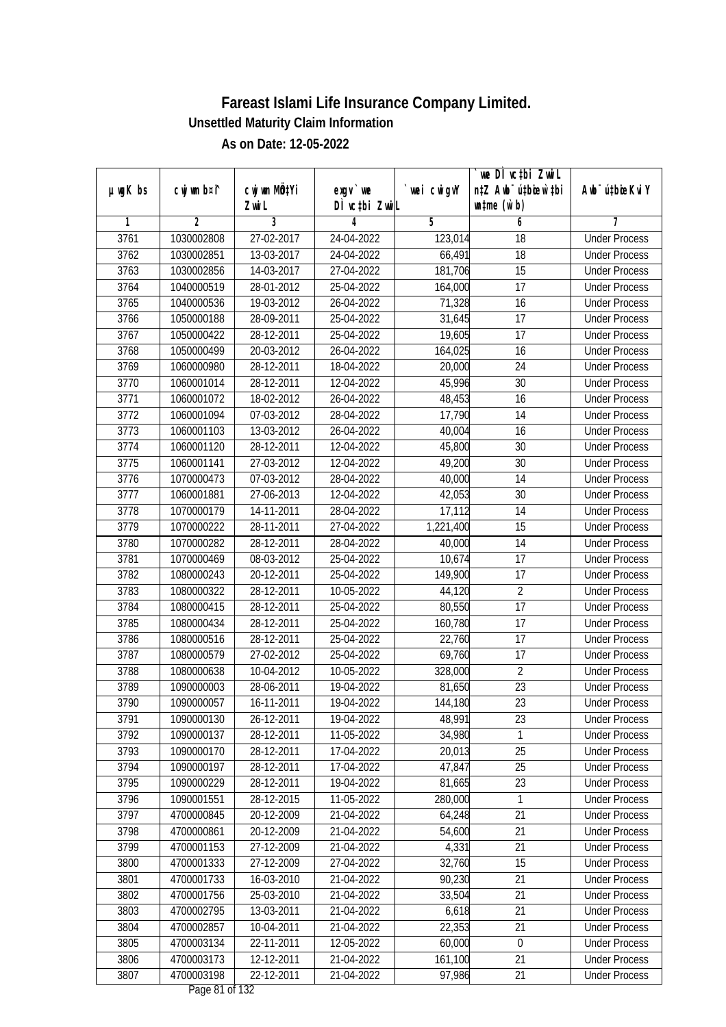# Fareast Islami Life Insurance Company Limited.

### Unsettled Maturity Claim Information

### As on Date: 12-05-2022

| µwgK bs | cwjwm bs¯ | cwjwm MÖn‡Yi ZwiL | exgv `we DÌvc‡bi ZwiL | `vwei cwigvY | `vwe DÌvc‡bi ZwiL n‡Z Awb¯úbœ wb¯úbœ w‡bi wmsL¨v (w`b) | Awb¯úbœ nIqvi KviY |
|---|---|---|---|---|---|---|
| 1 | 2 | 3 | 4 | 5 | 6 | 7 |
| 3761 | 1030002808 | 27-02-2017 | 24-04-2022 | 123,014 | 18 | Under Process |
| 3762 | 1030002851 | 13-03-2017 | 24-04-2022 | 66,491 | 18 | Under Process |
| 3763 | 1030002856 | 14-03-2017 | 27-04-2022 | 181,706 | 15 | Under Process |
| 3764 | 1040000519 | 28-01-2012 | 25-04-2022 | 164,000 | 17 | Under Process |
| 3765 | 1040000536 | 19-03-2012 | 26-04-2022 | 71,328 | 16 | Under Process |
| 3766 | 1050000188 | 28-09-2011 | 25-04-2022 | 31,645 | 17 | Under Process |
| 3767 | 1050000422 | 28-12-2011 | 25-04-2022 | 19,605 | 17 | Under Process |
| 3768 | 1050000499 | 20-03-2012 | 26-04-2022 | 164,025 | 16 | Under Process |
| 3769 | 1060000980 | 28-12-2011 | 18-04-2022 | 20,000 | 24 | Under Process |
| 3770 | 1060001014 | 28-12-2011 | 12-04-2022 | 45,996 | 30 | Under Process |
| 3771 | 1060001072 | 18-02-2012 | 26-04-2022 | 48,453 | 16 | Under Process |
| 3772 | 1060001094 | 07-03-2012 | 28-04-2022 | 17,790 | 14 | Under Process |
| 3773 | 1060001103 | 13-03-2012 | 26-04-2022 | 40,004 | 16 | Under Process |
| 3774 | 1060001120 | 28-12-2011 | 12-04-2022 | 45,800 | 30 | Under Process |
| 3775 | 1060001141 | 27-03-2012 | 12-04-2022 | 49,200 | 30 | Under Process |
| 3776 | 1070000473 | 07-03-2012 | 28-04-2022 | 40,000 | 14 | Under Process |
| 3777 | 1060001881 | 27-06-2013 | 12-04-2022 | 42,053 | 30 | Under Process |
| 3778 | 1070000179 | 14-11-2011 | 28-04-2022 | 17,112 | 14 | Under Process |
| 3779 | 1070000222 | 28-11-2011 | 27-04-2022 | 1,221,400 | 15 | Under Process |
| 3780 | 1070000282 | 28-12-2011 | 28-04-2022 | 40,000 | 14 | Under Process |
| 3781 | 1070000469 | 08-03-2012 | 25-04-2022 | 10,674 | 17 | Under Process |
| 3782 | 1080000243 | 20-12-2011 | 25-04-2022 | 149,900 | 17 | Under Process |
| 3783 | 1080000322 | 28-12-2011 | 10-05-2022 | 44,120 | 2 | Under Process |
| 3784 | 1080000415 | 28-12-2011 | 25-04-2022 | 80,550 | 17 | Under Process |
| 3785 | 1080000434 | 28-12-2011 | 25-04-2022 | 160,780 | 17 | Under Process |
| 3786 | 1080000516 | 28-12-2011 | 25-04-2022 | 22,760 | 17 | Under Process |
| 3787 | 1080000579 | 27-02-2012 | 25-04-2022 | 69,760 | 17 | Under Process |
| 3788 | 1080000638 | 10-04-2012 | 10-05-2022 | 328,000 | 2 | Under Process |
| 3789 | 1090000003 | 28-06-2011 | 19-04-2022 | 81,650 | 23 | Under Process |
| 3790 | 1090000057 | 16-11-2011 | 19-04-2022 | 144,180 | 23 | Under Process |
| 3791 | 1090000130 | 26-12-2011 | 19-04-2022 | 48,991 | 23 | Under Process |
| 3792 | 1090000137 | 28-12-2011 | 11-05-2022 | 34,980 | 1 | Under Process |
| 3793 | 1090000170 | 28-12-2011 | 17-04-2022 | 20,013 | 25 | Under Process |
| 3794 | 1090000197 | 28-12-2011 | 17-04-2022 | 47,847 | 25 | Under Process |
| 3795 | 1090000229 | 28-12-2011 | 19-04-2022 | 81,665 | 23 | Under Process |
| 3796 | 1090001551 | 28-12-2015 | 11-05-2022 | 280,000 | 1 | Under Process |
| 3797 | 4700000845 | 20-12-2009 | 21-04-2022 | 64,248 | 21 | Under Process |
| 3798 | 4700000861 | 20-12-2009 | 21-04-2022 | 54,600 | 21 | Under Process |
| 3799 | 4700001153 | 27-12-2009 | 21-04-2022 | 4,331 | 21 | Under Process |
| 3800 | 4700001333 | 27-12-2009 | 27-04-2022 | 32,760 | 15 | Under Process |
| 3801 | 4700001733 | 16-03-2010 | 21-04-2022 | 90,230 | 21 | Under Process |
| 3802 | 4700001756 | 25-03-2010 | 21-04-2022 | 33,504 | 21 | Under Process |
| 3803 | 4700002795 | 13-03-2011 | 21-04-2022 | 6,618 | 21 | Under Process |
| 3804 | 4700002857 | 10-04-2011 | 21-04-2022 | 22,353 | 21 | Under Process |
| 3805 | 4700003134 | 22-11-2011 | 12-05-2022 | 60,000 | 0 | Under Process |
| 3806 | 4700003173 | 12-12-2011 | 21-04-2022 | 161,100 | 21 | Under Process |
| 3807 | 4700003198 | 22-12-2011 | 21-04-2022 | 97,986 | 21 | Under Process |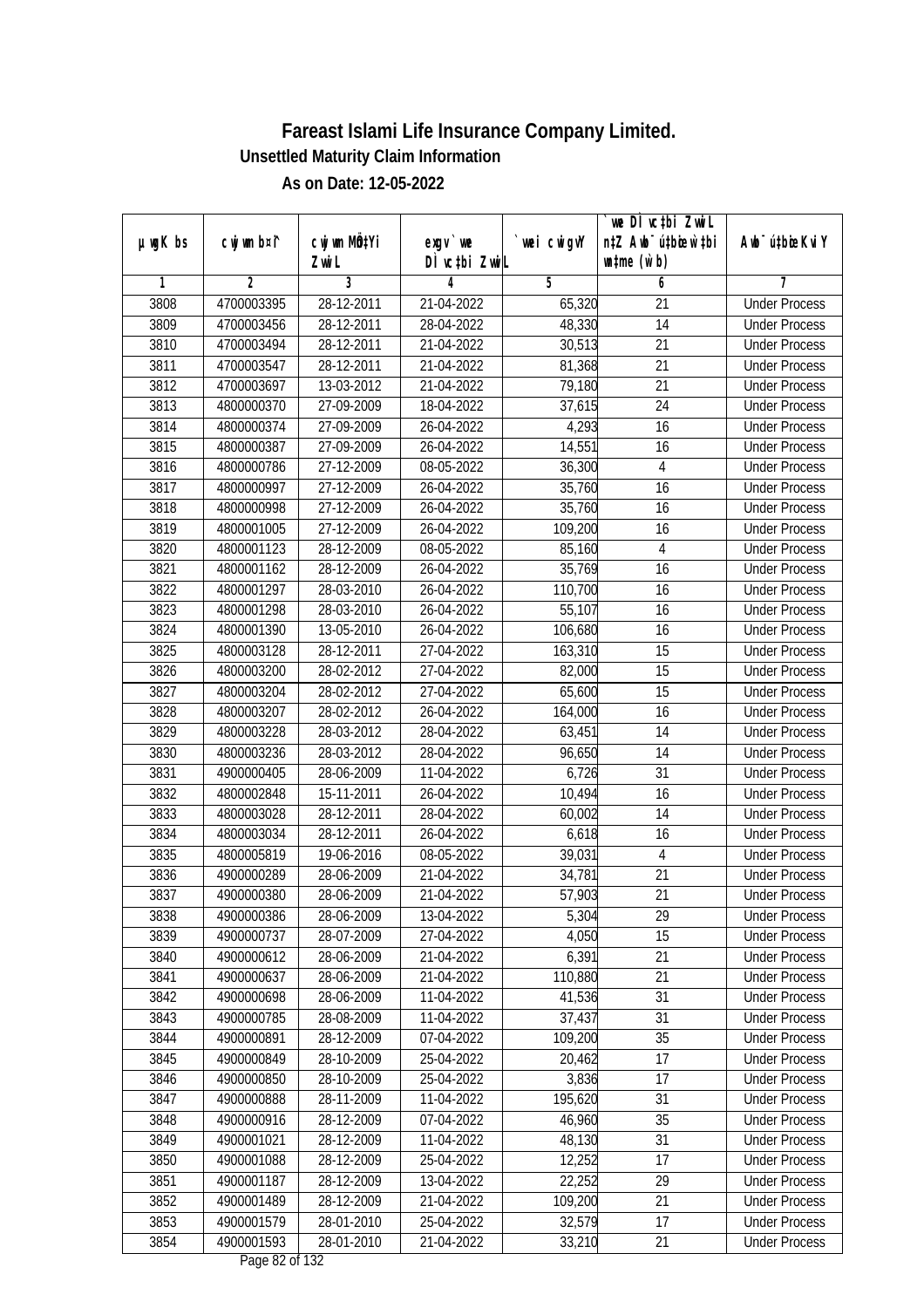# Fareast Islami Life Insurance Company Limited.

## Unsettled Maturity Claim Information

### As on Date: 12-05-2022

| µwgK bs | cwjwm b¤^i | cwjwm MÖn‡Yi ZvwiL | exgv`we DÌvc‡bi ZvwiL | `vwei cwigvY | `vwe DÌvc‡bi ZvwiL n‡Z Aby¯'vc‡bi w`b ch©š— (w`b) | Aby¯'vc‡bi Ae¯'v |
|---|---|---|---|---|---|---|
| 1 | 2 | 3 | 4 | 5 | 6 | 7 |
| 3808 | 4700003395 | 28-12-2011 | 21-04-2022 | 65,320 | 21 | Under Process |
| 3809 | 4700003456 | 28-12-2011 | 28-04-2022 | 48,330 | 14 | Under Process |
| 3810 | 4700003494 | 28-12-2011 | 21-04-2022 | 30,513 | 21 | Under Process |
| 3811 | 4700003547 | 28-12-2011 | 21-04-2022 | 81,368 | 21 | Under Process |
| 3812 | 4700003697 | 13-03-2012 | 21-04-2022 | 79,180 | 21 | Under Process |
| 3813 | 4800000370 | 27-09-2009 | 18-04-2022 | 37,615 | 24 | Under Process |
| 3814 | 4800000374 | 27-09-2009 | 26-04-2022 | 4,293 | 16 | Under Process |
| 3815 | 4800000387 | 27-09-2009 | 26-04-2022 | 14,551 | 16 | Under Process |
| 3816 | 4800000786 | 27-12-2009 | 08-05-2022 | 36,300 | 4 | Under Process |
| 3817 | 4800000997 | 27-12-2009 | 26-04-2022 | 35,760 | 16 | Under Process |
| 3818 | 4800000998 | 27-12-2009 | 26-04-2022 | 35,760 | 16 | Under Process |
| 3819 | 4800001005 | 27-12-2009 | 26-04-2022 | 109,200 | 16 | Under Process |
| 3820 | 4800001123 | 28-12-2009 | 08-05-2022 | 85,160 | 4 | Under Process |
| 3821 | 4800001162 | 28-12-2009 | 26-04-2022 | 35,769 | 16 | Under Process |
| 3822 | 4800001297 | 28-03-2010 | 26-04-2022 | 110,700 | 16 | Under Process |
| 3823 | 4800001298 | 28-03-2010 | 26-04-2022 | 55,107 | 16 | Under Process |
| 3824 | 4800001390 | 13-05-2010 | 26-04-2022 | 106,680 | 16 | Under Process |
| 3825 | 4800003128 | 28-12-2011 | 27-04-2022 | 163,310 | 15 | Under Process |
| 3826 | 4800003200 | 28-02-2012 | 27-04-2022 | 82,000 | 15 | Under Process |
| 3827 | 4800003204 | 28-02-2012 | 27-04-2022 | 65,600 | 15 | Under Process |
| 3828 | 4800003207 | 28-02-2012 | 26-04-2022 | 164,000 | 16 | Under Process |
| 3829 | 4800003228 | 28-03-2012 | 28-04-2022 | 63,451 | 14 | Under Process |
| 3830 | 4800003236 | 28-03-2012 | 28-04-2022 | 96,650 | 14 | Under Process |
| 3831 | 4900000405 | 28-06-2009 | 11-04-2022 | 6,726 | 31 | Under Process |
| 3832 | 4800002848 | 15-11-2011 | 26-04-2022 | 10,494 | 16 | Under Process |
| 3833 | 4800003028 | 28-12-2011 | 28-04-2022 | 60,002 | 14 | Under Process |
| 3834 | 4800003034 | 28-12-2011 | 26-04-2022 | 6,618 | 16 | Under Process |
| 3835 | 4800005819 | 19-06-2016 | 08-05-2022 | 39,031 | 4 | Under Process |
| 3836 | 4900000289 | 28-06-2009 | 21-04-2022 | 34,781 | 21 | Under Process |
| 3837 | 4900000380 | 28-06-2009 | 21-04-2022 | 57,903 | 21 | Under Process |
| 3838 | 4900000386 | 28-06-2009 | 13-04-2022 | 5,304 | 29 | Under Process |
| 3839 | 4900000737 | 28-07-2009 | 27-04-2022 | 4,050 | 15 | Under Process |
| 3840 | 4900000612 | 28-06-2009 | 21-04-2022 | 6,391 | 21 | Under Process |
| 3841 | 4900000637 | 28-06-2009 | 21-04-2022 | 110,880 | 21 | Under Process |
| 3842 | 4900000698 | 28-06-2009 | 11-04-2022 | 41,536 | 31 | Under Process |
| 3843 | 4900000785 | 28-08-2009 | 11-04-2022 | 37,437 | 31 | Under Process |
| 3844 | 4900000891 | 28-12-2009 | 07-04-2022 | 109,200 | 35 | Under Process |
| 3845 | 4900000849 | 28-10-2009 | 25-04-2022 | 20,462 | 17 | Under Process |
| 3846 | 4900000850 | 28-10-2009 | 25-04-2022 | 3,836 | 17 | Under Process |
| 3847 | 4900000888 | 28-11-2009 | 11-04-2022 | 195,620 | 31 | Under Process |
| 3848 | 4900000916 | 28-12-2009 | 07-04-2022 | 46,960 | 35 | Under Process |
| 3849 | 4900001021 | 28-12-2009 | 11-04-2022 | 48,130 | 31 | Under Process |
| 3850 | 4900001088 | 28-12-2009 | 25-04-2022 | 12,252 | 17 | Under Process |
| 3851 | 4900001187 | 28-12-2009 | 13-04-2022 | 22,252 | 29 | Under Process |
| 3852 | 4900001489 | 28-12-2009 | 21-04-2022 | 109,200 | 21 | Under Process |
| 3853 | 4900001579 | 28-01-2010 | 25-04-2022 | 32,579 | 17 | Under Process |
| 3854 | 4900001593 | 28-01-2010 | 21-04-2022 | 33,210 | 21 | Under Process |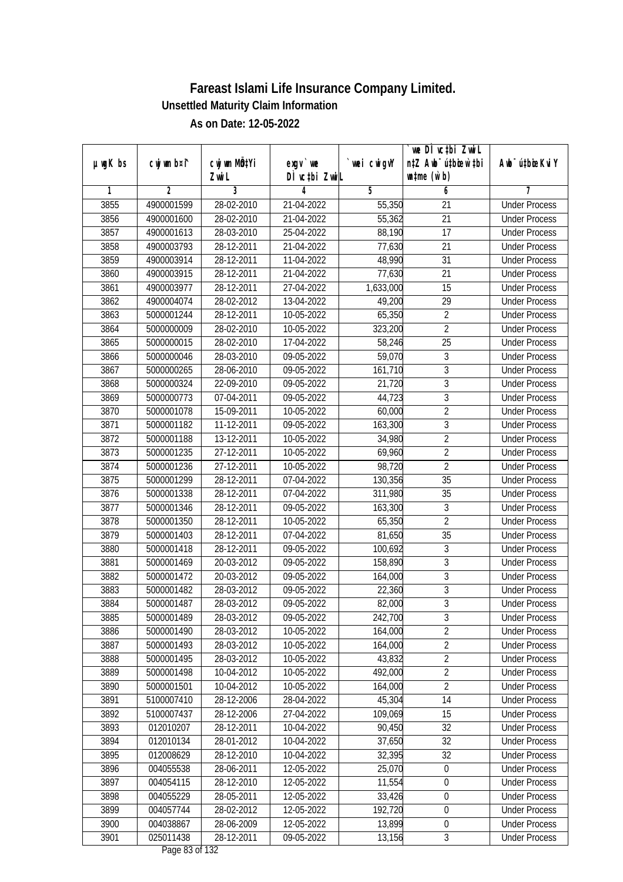# Fareast Islami Life Insurance Company Limited.

**Unsettled Maturity Claim Information**

**As on Date: 12-05-2022**

| µwgK bs | cwjwm b¤^i | cwjwm MÖn‡Yi ZvwiL | exgv`vwe DÌvc‡bi ZvwiL | `vwei cwigvY | `vwe DÌvc‡bi ZvwiL n‡Z Awb¯úbœ w`‡bi msL¨v (w`b) | Awb¯ú‡bœi KviY |
|---|---|---|---|---|---|---|
| 1 | 2 | 3 | 4 | 5 | 6 | 7 |
| 3855 | 4900001599 | 28-02-2010 | 21-04-2022 | 55,350 | 21 | Under Process |
| 3856 | 4900001600 | 28-02-2010 | 21-04-2022 | 55,362 | 21 | Under Process |
| 3857 | 4900001613 | 28-03-2010 | 25-04-2022 | 88,190 | 17 | Under Process |
| 3858 | 4900003793 | 28-12-2011 | 21-04-2022 | 77,630 | 21 | Under Process |
| 3859 | 4900003914 | 28-12-2011 | 11-04-2022 | 48,990 | 31 | Under Process |
| 3860 | 4900003915 | 28-12-2011 | 21-04-2022 | 77,630 | 21 | Under Process |
| 3861 | 4900003977 | 28-12-2011 | 27-04-2022 | 1,633,000 | 15 | Under Process |
| 3862 | 4900004074 | 28-02-2012 | 13-04-2022 | 49,200 | 29 | Under Process |
| 3863 | 5000001244 | 28-12-2011 | 10-05-2022 | 65,350 | 2 | Under Process |
| 3864 | 5000000009 | 28-02-2010 | 10-05-2022 | 323,200 | 2 | Under Process |
| 3865 | 5000000015 | 28-02-2010 | 17-04-2022 | 58,246 | 25 | Under Process |
| 3866 | 5000000046 | 28-03-2010 | 09-05-2022 | 59,070 | 3 | Under Process |
| 3867 | 5000000265 | 28-06-2010 | 09-05-2022 | 161,710 | 3 | Under Process |
| 3868 | 5000000324 | 22-09-2010 | 09-05-2022 | 21,720 | 3 | Under Process |
| 3869 | 5000000773 | 07-04-2011 | 09-05-2022 | 44,723 | 3 | Under Process |
| 3870 | 5000001078 | 15-09-2011 | 10-05-2022 | 60,000 | 2 | Under Process |
| 3871 | 5000001182 | 11-12-2011 | 09-05-2022 | 163,300 | 3 | Under Process |
| 3872 | 5000001188 | 13-12-2011 | 10-05-2022 | 34,980 | 2 | Under Process |
| 3873 | 5000001235 | 27-12-2011 | 10-05-2022 | 69,960 | 2 | Under Process |
| 3874 | 5000001236 | 27-12-2011 | 10-05-2022 | 98,720 | 2 | Under Process |
| 3875 | 5000001299 | 28-12-2011 | 07-04-2022 | 130,356 | 35 | Under Process |
| 3876 | 5000001338 | 28-12-2011 | 07-04-2022 | 311,980 | 35 | Under Process |
| 3877 | 5000001346 | 28-12-2011 | 09-05-2022 | 163,300 | 3 | Under Process |
| 3878 | 5000001350 | 28-12-2011 | 10-05-2022 | 65,350 | 2 | Under Process |
| 3879 | 5000001403 | 28-12-2011 | 07-04-2022 | 81,650 | 35 | Under Process |
| 3880 | 5000001418 | 28-12-2011 | 09-05-2022 | 100,692 | 3 | Under Process |
| 3881 | 5000001469 | 20-03-2012 | 09-05-2022 | 158,890 | 3 | Under Process |
| 3882 | 5000001472 | 20-03-2012 | 09-05-2022 | 164,000 | 3 | Under Process |
| 3883 | 5000001482 | 28-03-2012 | 09-05-2022 | 22,360 | 3 | Under Process |
| 3884 | 5000001487 | 28-03-2012 | 09-05-2022 | 82,000 | 3 | Under Process |
| 3885 | 5000001489 | 28-03-2012 | 09-05-2022 | 242,700 | 3 | Under Process |
| 3886 | 5000001490 | 28-03-2012 | 10-05-2022 | 164,000 | 2 | Under Process |
| 3887 | 5000001493 | 28-03-2012 | 10-05-2022 | 164,000 | 2 | Under Process |
| 3888 | 5000001495 | 28-03-2012 | 10-05-2022 | 43,832 | 2 | Under Process |
| 3889 | 5000001498 | 10-04-2012 | 10-05-2022 | 492,000 | 2 | Under Process |
| 3890 | 5000001501 | 10-04-2012 | 10-05-2022 | 164,000 | 2 | Under Process |
| 3891 | 5100007410 | 28-12-2006 | 28-04-2022 | 45,304 | 14 | Under Process |
| 3892 | 5100007437 | 28-12-2006 | 27-04-2022 | 109,069 | 15 | Under Process |
| 3893 | 012010207 | 28-12-2011 | 10-04-2022 | 90,450 | 32 | Under Process |
| 3894 | 012010134 | 28-01-2012 | 10-04-2022 | 37,650 | 32 | Under Process |
| 3895 | 012008629 | 28-12-2010 | 10-04-2022 | 32,395 | 32 | Under Process |
| 3896 | 004055538 | 28-06-2011 | 12-05-2022 | 25,070 | 0 | Under Process |
| 3897 | 004054115 | 28-12-2010 | 12-05-2022 | 11,554 | 0 | Under Process |
| 3898 | 004055229 | 28-05-2011 | 12-05-2022 | 33,426 | 0 | Under Process |
| 3899 | 004057744 | 28-02-2012 | 12-05-2022 | 192,720 | 0 | Under Process |
| 3900 | 004038867 | 28-06-2009 | 12-05-2022 | 13,899 | 0 | Under Process |
| 3901 | 025011438 | 28-12-2011 | 09-05-2022 | 13,156 | 3 | Under Process |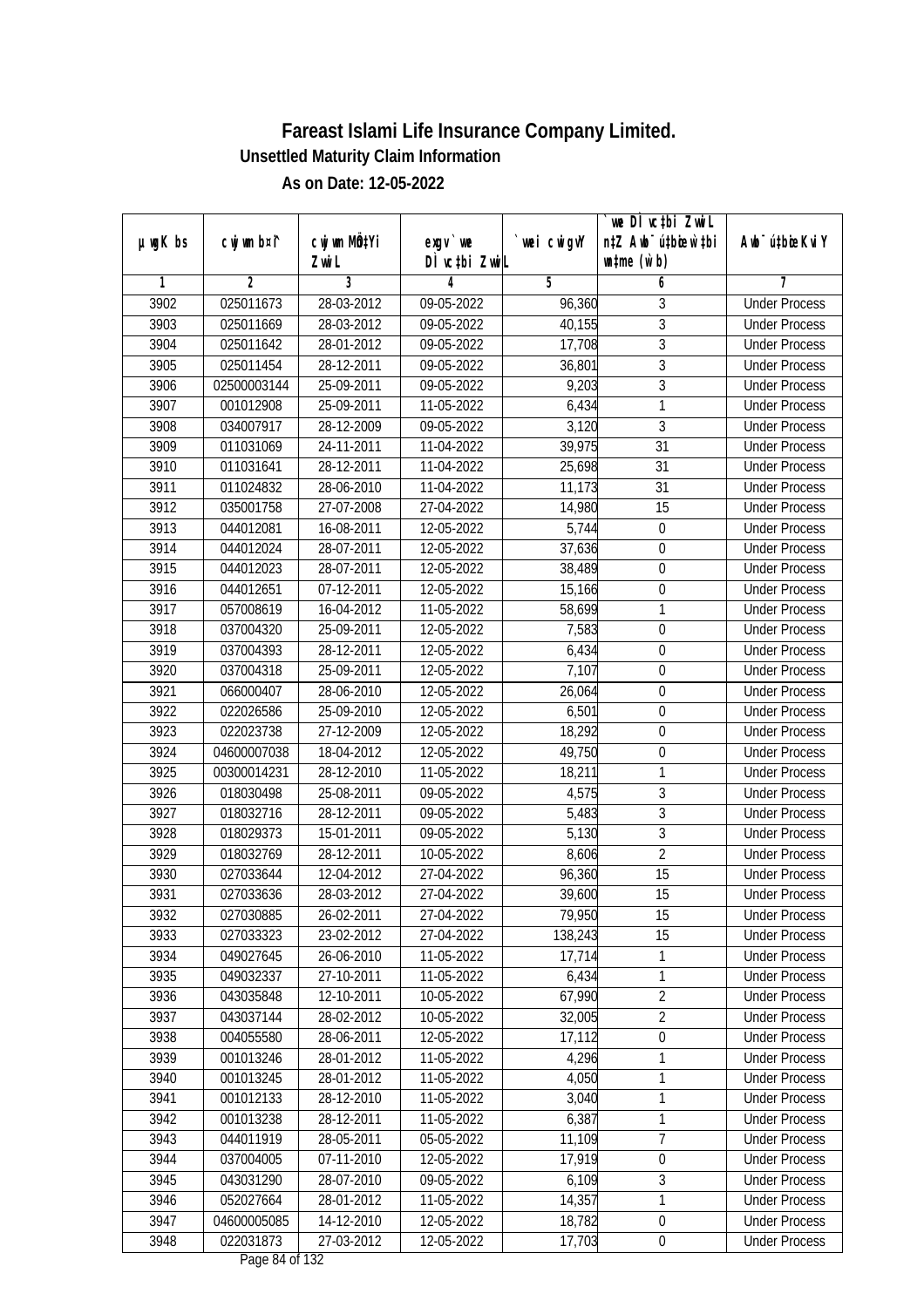# Fareast Islami Life Insurance Company Limited.

**Unsettled Maturity Claim Information**

**As on Date: 12-05-2022**

| µwgK bs | cwjwm b¤^i | cwjwm MÖ‡Yi ZvwiL | exgv` we DÌvc‡bi ZvwiL | `vwei cwigvY | `we DÌvc‡bi ZvwiL n‡Z Awb¯úbœ `vwei wb¯úwË‡Z mgq (w`b) | Awb¯ú‡bœi KviY |
|---|---|---|---|---|---|---|
| 1 | 2 | 3 | 4 | 5 | 6 | 7 |
| 3902 | 025011673 | 28-03-2012 | 09-05-2022 | 96,360 | 3 | Under Process |
| 3903 | 025011669 | 28-03-2012 | 09-05-2022 | 40,155 | 3 | Under Process |
| 3904 | 025011642 | 28-01-2012 | 09-05-2022 | 17,708 | 3 | Under Process |
| 3905 | 025011454 | 28-12-2011 | 09-05-2022 | 36,801 | 3 | Under Process |
| 3906 | 02500003144 | 25-09-2011 | 09-05-2022 | 9,203 | 3 | Under Process |
| 3907 | 001012908 | 25-09-2011 | 11-05-2022 | 6,434 | 1 | Under Process |
| 3908 | 034007917 | 28-12-2009 | 09-05-2022 | 3,120 | 3 | Under Process |
| 3909 | 011031069 | 24-11-2011 | 11-04-2022 | 39,975 | 31 | Under Process |
| 3910 | 011031641 | 28-12-2011 | 11-04-2022 | 25,698 | 31 | Under Process |
| 3911 | 011024832 | 28-06-2010 | 11-04-2022 | 11,173 | 31 | Under Process |
| 3912 | 035001758 | 27-07-2008 | 27-04-2022 | 14,980 | 15 | Under Process |
| 3913 | 044012081 | 16-08-2011 | 12-05-2022 | 5,744 | 0 | Under Process |
| 3914 | 044012024 | 28-07-2011 | 12-05-2022 | 37,636 | 0 | Under Process |
| 3915 | 044012023 | 28-07-2011 | 12-05-2022 | 38,489 | 0 | Under Process |
| 3916 | 044012651 | 07-12-2011 | 12-05-2022 | 15,166 | 0 | Under Process |
| 3917 | 057008619 | 16-04-2012 | 11-05-2022 | 58,699 | 1 | Under Process |
| 3918 | 037004320 | 25-09-2011 | 12-05-2022 | 7,583 | 0 | Under Process |
| 3919 | 037004393 | 28-12-2011 | 12-05-2022 | 6,434 | 0 | Under Process |
| 3920 | 037004318 | 25-09-2011 | 12-05-2022 | 7,107 | 0 | Under Process |
| 3921 | 066000407 | 28-06-2010 | 12-05-2022 | 26,064 | 0 | Under Process |
| 3922 | 022026586 | 25-09-2010 | 12-05-2022 | 6,501 | 0 | Under Process |
| 3923 | 022023738 | 27-12-2009 | 12-05-2022 | 18,292 | 0 | Under Process |
| 3924 | 04600007038 | 18-04-2012 | 12-05-2022 | 49,750 | 0 | Under Process |
| 3925 | 00300014231 | 28-12-2010 | 11-05-2022 | 18,211 | 1 | Under Process |
| 3926 | 018030498 | 25-08-2011 | 09-05-2022 | 4,575 | 3 | Under Process |
| 3927 | 018032716 | 28-12-2011 | 09-05-2022 | 5,483 | 3 | Under Process |
| 3928 | 018029373 | 15-01-2011 | 09-05-2022 | 5,130 | 3 | Under Process |
| 3929 | 018032769 | 28-12-2011 | 10-05-2022 | 8,606 | 2 | Under Process |
| 3930 | 027033644 | 12-04-2012 | 27-04-2022 | 96,360 | 15 | Under Process |
| 3931 | 027033636 | 28-03-2012 | 27-04-2022 | 39,600 | 15 | Under Process |
| 3932 | 027030885 | 26-02-2011 | 27-04-2022 | 79,950 | 15 | Under Process |
| 3933 | 027033323 | 23-02-2012 | 27-04-2022 | 138,243 | 15 | Under Process |
| 3934 | 049027645 | 26-06-2010 | 11-05-2022 | 17,714 | 1 | Under Process |
| 3935 | 049032337 | 27-10-2011 | 11-05-2022 | 6,434 | 1 | Under Process |
| 3936 | 043035848 | 12-10-2011 | 10-05-2022 | 67,990 | 2 | Under Process |
| 3937 | 043037144 | 28-02-2012 | 10-05-2022 | 32,005 | 2 | Under Process |
| 3938 | 004055580 | 28-06-2011 | 12-05-2022 | 17,112 | 0 | Under Process |
| 3939 | 001013246 | 28-01-2012 | 11-05-2022 | 4,296 | 1 | Under Process |
| 3940 | 001013245 | 28-01-2012 | 11-05-2022 | 4,050 | 1 | Under Process |
| 3941 | 001012133 | 28-12-2010 | 11-05-2022 | 3,040 | 1 | Under Process |
| 3942 | 001013238 | 28-12-2011 | 11-05-2022 | 6,387 | 1 | Under Process |
| 3943 | 044011919 | 28-05-2011 | 05-05-2022 | 11,109 | 7 | Under Process |
| 3944 | 037004005 | 07-11-2010 | 12-05-2022 | 17,919 | 0 | Under Process |
| 3945 | 043031290 | 28-07-2010 | 09-05-2022 | 6,109 | 3 | Under Process |
| 3946 | 052027664 | 28-01-2012 | 11-05-2022 | 14,357 | 1 | Under Process |
| 3947 | 04600005085 | 14-12-2010 | 12-05-2022 | 18,782 | 0 | Under Process |
| 3948 | 022031873 | 27-03-2012 | 12-05-2022 | 17,703 | 0 | Under Process |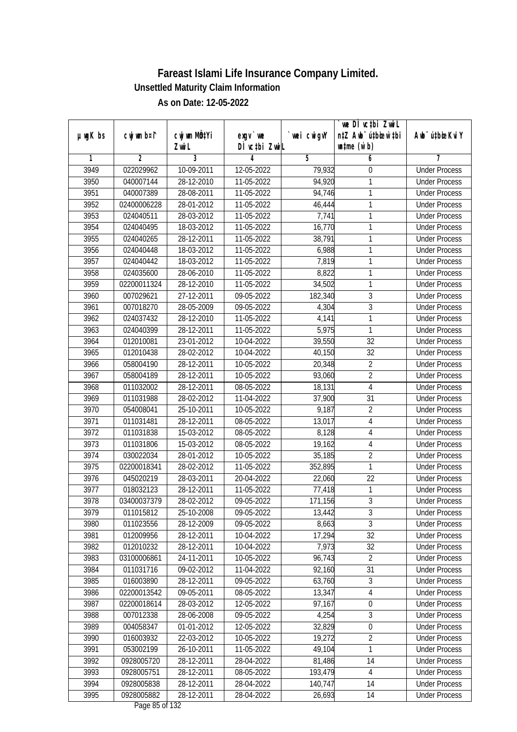# Fareast Islami Life Insurance Company Limited.

**Unsettled Maturity Claim Information**

**As on Date: 12-05-2022**

| µwgK bs | cwjwm b¤^i | cwjwm MÖn‡Yi ZvwiL | exgv`vwe DÌvc‡bi ZvwiL | `vwei cwigvY | `vwe DÌvc‡bi ZvwiL n‡Z Awb¯úbœK…Z w`‡bi msL¨v (w`b) | Awb¯ú‡bœi KviY |
|---|---|---|---|---|---|---|
| 1 | 2 | 3 | 4 | 5 | 6 | 7 |
| 3949 | 022029962 | 10-09-2011 | 12-05-2022 | 79,932 | 0 | Under Process |
| 3950 | 040007144 | 28-12-2010 | 11-05-2022 | 94,920 | 1 | Under Process |
| 3951 | 040007389 | 28-08-2011 | 11-05-2022 | 94,746 | 1 | Under Process |
| 3952 | 02400006228 | 28-01-2012 | 11-05-2022 | 46,444 | 1 | Under Process |
| 3953 | 024040511 | 28-03-2012 | 11-05-2022 | 7,741 | 1 | Under Process |
| 3954 | 024040495 | 18-03-2012 | 11-05-2022 | 16,770 | 1 | Under Process |
| 3955 | 024040265 | 28-12-2011 | 11-05-2022 | 38,791 | 1 | Under Process |
| 3956 | 024040448 | 18-03-2012 | 11-05-2022 | 6,988 | 1 | Under Process |
| 3957 | 024040442 | 18-03-2012 | 11-05-2022 | 7,819 | 1 | Under Process |
| 3958 | 024035600 | 28-06-2010 | 11-05-2022 | 8,822 | 1 | Under Process |
| 3959 | 02200011324 | 28-12-2010 | 11-05-2022 | 34,502 | 1 | Under Process |
| 3960 | 007029621 | 27-12-2011 | 09-05-2022 | 182,340 | 3 | Under Process |
| 3961 | 007018270 | 28-05-2009 | 09-05-2022 | 4,304 | 3 | Under Process |
| 3962 | 024037432 | 28-12-2010 | 11-05-2022 | 4,141 | 1 | Under Process |
| 3963 | 024040399 | 28-12-2011 | 11-05-2022 | 5,975 | 1 | Under Process |
| 3964 | 012010081 | 23-01-2012 | 10-04-2022 | 39,550 | 32 | Under Process |
| 3965 | 012010438 | 28-02-2012 | 10-04-2022 | 40,150 | 32 | Under Process |
| 3966 | 058004190 | 28-12-2011 | 10-05-2022 | 20,348 | 2 | Under Process |
| 3967 | 058004189 | 28-12-2011 | 10-05-2022 | 93,060 | 2 | Under Process |
| 3968 | 011032002 | 28-12-2011 | 08-05-2022 | 18,131 | 4 | Under Process |
| 3969 | 011031988 | 28-02-2012 | 11-04-2022 | 37,900 | 31 | Under Process |
| 3970 | 054008041 | 25-10-2011 | 10-05-2022 | 9,187 | 2 | Under Process |
| 3971 | 011031481 | 28-12-2011 | 08-05-2022 | 13,017 | 4 | Under Process |
| 3972 | 011031838 | 15-03-2012 | 08-05-2022 | 8,128 | 4 | Under Process |
| 3973 | 011031806 | 15-03-2012 | 08-05-2022 | 19,162 | 4 | Under Process |
| 3974 | 030022034 | 28-01-2012 | 10-05-2022 | 35,185 | 2 | Under Process |
| 3975 | 02200018341 | 28-02-2012 | 11-05-2022 | 352,895 | 1 | Under Process |
| 3976 | 045020219 | 28-03-2011 | 20-04-2022 | 22,060 | 22 | Under Process |
| 3977 | 018032123 | 28-12-2011 | 11-05-2022 | 77,418 | 1 | Under Process |
| 3978 | 03400037379 | 28-02-2012 | 09-05-2022 | 171,156 | 3 | Under Process |
| 3979 | 011015812 | 25-10-2008 | 09-05-2022 | 13,442 | 3 | Under Process |
| 3980 | 011023556 | 28-12-2009 | 09-05-2022 | 8,663 | 3 | Under Process |
| 3981 | 012009956 | 28-12-2011 | 10-04-2022 | 17,294 | 32 | Under Process |
| 3982 | 012010232 | 28-12-2011 | 10-04-2022 | 7,973 | 32 | Under Process |
| 3983 | 03100006861 | 24-11-2011 | 10-05-2022 | 96,743 | 2 | Under Process |
| 3984 | 011031716 | 09-02-2012 | 11-04-2022 | 92,160 | 31 | Under Process |
| 3985 | 016003890 | 28-12-2011 | 09-05-2022 | 63,760 | 3 | Under Process |
| 3986 | 02200013542 | 09-05-2011 | 08-05-2022 | 13,347 | 4 | Under Process |
| 3987 | 02200018614 | 28-03-2012 | 12-05-2022 | 97,167 | 0 | Under Process |
| 3988 | 007012338 | 28-06-2008 | 09-05-2022 | 4,254 | 3 | Under Process |
| 3989 | 004058347 | 01-01-2012 | 12-05-2022 | 32,829 | 0 | Under Process |
| 3990 | 016003932 | 22-03-2012 | 10-05-2022 | 19,272 | 2 | Under Process |
| 3991 | 053002199 | 26-10-2011 | 11-05-2022 | 49,104 | 1 | Under Process |
| 3992 | 0928005720 | 28-12-2011 | 28-04-2022 | 81,486 | 14 | Under Process |
| 3993 | 0928005751 | 28-12-2011 | 08-05-2022 | 193,479 | 4 | Under Process |
| 3994 | 0928005838 | 28-12-2011 | 28-04-2022 | 140,747 | 14 | Under Process |
| 3995 | 0928005882 | 28-12-2011 | 28-04-2022 | 26,693 | 14 | Under Process |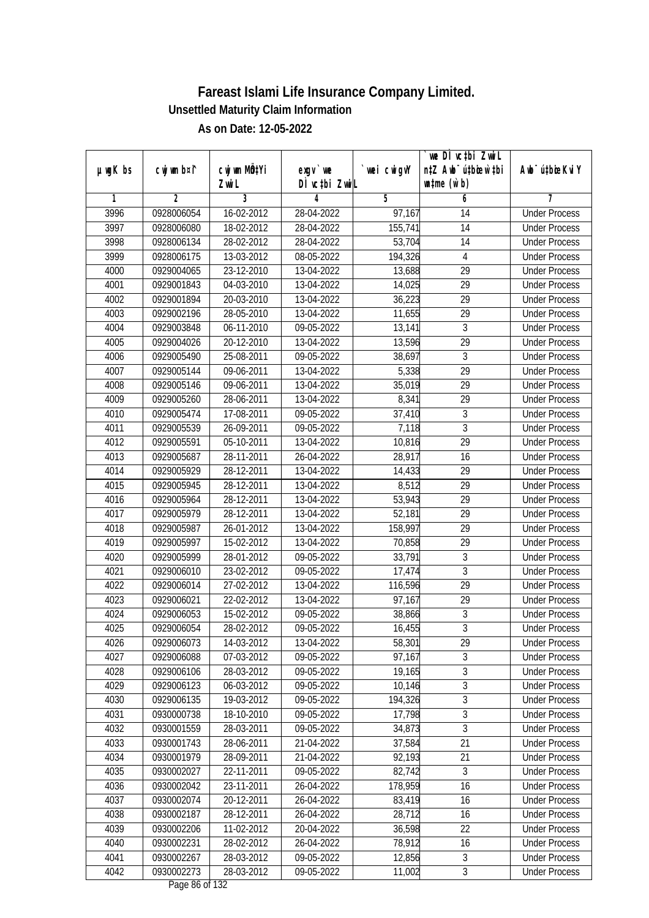# Fareast Islami Life Insurance Company Limited.

**Unsettled Maturity Claim Information**

**As on Date: 12-05-2022**

| µwgK bs | cwjwm b¤^i | cwjwm MÖn‡Yi ZvwiL | exgv`vwe DÌvc‡bi ZvwiL | `vwei cwigvY | `vwe DÌvc‡bi ZvwiL n‡Z Awb¯úwËi w`‡bi msL¨v (w`b) | Awb¯úwËi KviY |
|---|---|---|---|---|---|---|
| 1 | 2 | 3 | 4 | 5 | 6 | 7 |
| 3996 | 0928006054 | 16-02-2012 | 28-04-2022 | 97,167 | 14 | Under Process |
| 3997 | 0928006080 | 18-02-2012 | 28-04-2022 | 155,741 | 14 | Under Process |
| 3998 | 0928006134 | 28-02-2012 | 28-04-2022 | 53,704 | 14 | Under Process |
| 3999 | 0928006175 | 13-03-2012 | 08-05-2022 | 194,326 | 4 | Under Process |
| 4000 | 0929004065 | 23-12-2010 | 13-04-2022 | 13,688 | 29 | Under Process |
| 4001 | 0929001843 | 04-03-2010 | 13-04-2022 | 14,025 | 29 | Under Process |
| 4002 | 0929001894 | 20-03-2010 | 13-04-2022 | 36,223 | 29 | Under Process |
| 4003 | 0929002196 | 28-05-2010 | 13-04-2022 | 11,655 | 29 | Under Process |
| 4004 | 0929003848 | 06-11-2010 | 09-05-2022 | 13,141 | 3 | Under Process |
| 4005 | 0929004026 | 20-12-2010 | 13-04-2022 | 13,596 | 29 | Under Process |
| 4006 | 0929005490 | 25-08-2011 | 09-05-2022 | 38,697 | 3 | Under Process |
| 4007 | 0929005144 | 09-06-2011 | 13-04-2022 | 5,338 | 29 | Under Process |
| 4008 | 0929005146 | 09-06-2011 | 13-04-2022 | 35,019 | 29 | Under Process |
| 4009 | 0929005260 | 28-06-2011 | 13-04-2022 | 8,341 | 29 | Under Process |
| 4010 | 0929005474 | 17-08-2011 | 09-05-2022 | 37,410 | 3 | Under Process |
| 4011 | 0929005539 | 26-09-2011 | 09-05-2022 | 7,118 | 3 | Under Process |
| 4012 | 0929005591 | 05-10-2011 | 13-04-2022 | 10,816 | 29 | Under Process |
| 4013 | 0929005687 | 28-11-2011 | 26-04-2022 | 28,917 | 16 | Under Process |
| 4014 | 0929005929 | 28-12-2011 | 13-04-2022 | 14,433 | 29 | Under Process |
| 4015 | 0929005945 | 28-12-2011 | 13-04-2022 | 8,512 | 29 | Under Process |
| 4016 | 0929005964 | 28-12-2011 | 13-04-2022 | 53,943 | 29 | Under Process |
| 4017 | 0929005979 | 28-12-2011 | 13-04-2022 | 52,181 | 29 | Under Process |
| 4018 | 0929005987 | 26-01-2012 | 13-04-2022 | 158,997 | 29 | Under Process |
| 4019 | 0929005997 | 15-02-2012 | 13-04-2022 | 70,858 | 29 | Under Process |
| 4020 | 0929005999 | 28-01-2012 | 09-05-2022 | 33,791 | 3 | Under Process |
| 4021 | 0929006010 | 23-02-2012 | 09-05-2022 | 17,474 | 3 | Under Process |
| 4022 | 0929006014 | 27-02-2012 | 13-04-2022 | 116,596 | 29 | Under Process |
| 4023 | 0929006021 | 22-02-2012 | 13-04-2022 | 97,167 | 29 | Under Process |
| 4024 | 0929006053 | 15-02-2012 | 09-05-2022 | 38,866 | 3 | Under Process |
| 4025 | 0929006054 | 28-02-2012 | 09-05-2022 | 16,455 | 3 | Under Process |
| 4026 | 0929006073 | 14-03-2012 | 13-04-2022 | 58,301 | 29 | Under Process |
| 4027 | 0929006088 | 07-03-2012 | 09-05-2022 | 97,167 | 3 | Under Process |
| 4028 | 0929006106 | 28-03-2012 | 09-05-2022 | 19,165 | 3 | Under Process |
| 4029 | 0929006123 | 06-03-2012 | 09-05-2022 | 10,146 | 3 | Under Process |
| 4030 | 0929006135 | 19-03-2012 | 09-05-2022 | 194,326 | 3 | Under Process |
| 4031 | 0930000738 | 18-10-2010 | 09-05-2022 | 17,798 | 3 | Under Process |
| 4032 | 0930001559 | 28-03-2011 | 09-05-2022 | 34,873 | 3 | Under Process |
| 4033 | 0930001743 | 28-06-2011 | 21-04-2022 | 37,584 | 21 | Under Process |
| 4034 | 0930001979 | 28-09-2011 | 21-04-2022 | 92,193 | 21 | Under Process |
| 4035 | 0930002027 | 22-11-2011 | 09-05-2022 | 82,742 | 3 | Under Process |
| 4036 | 0930002042 | 23-11-2011 | 26-04-2022 | 178,959 | 16 | Under Process |
| 4037 | 0930002074 | 20-12-2011 | 26-04-2022 | 83,419 | 16 | Under Process |
| 4038 | 0930002187 | 28-12-2011 | 26-04-2022 | 28,712 | 16 | Under Process |
| 4039 | 0930002206 | 11-02-2012 | 20-04-2022 | 36,598 | 22 | Under Process |
| 4040 | 0930002231 | 28-02-2012 | 26-04-2022 | 78,912 | 16 | Under Process |
| 4041 | 0930002267 | 28-03-2012 | 09-05-2022 | 12,856 | 3 | Under Process |
| 4042 | 0930002273 | 28-03-2012 | 09-05-2022 | 11,002 | 3 | Under Process |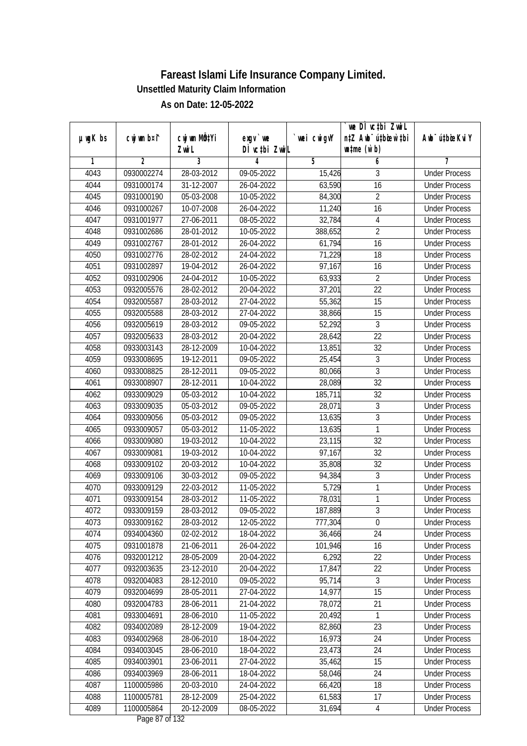# Fareast Islami Life Insurance Company Limited.

**Unsettled Maturity Claim Information**

**As on Date: 12-05-2022**

| µwgK bs | cwjwm b¤^i | cwjwm MÖnYi ZvwiL | exgv`we DÌvc‡bi ZvwiL | `vwei cwigvY | `vwe DÌvc‡bi ZvwiL n‡Z Awb¯úbœ_v‡Kvi mgq (w`b) | Awb¯ú‡bœi KviY |
|---|---|---|---|---|---|---|
| 1 | 2 | 3 | 4 | 5 | 6 | 7 |
| 4043 | 0930002274 | 28-03-2012 | 09-05-2022 | 15,426 | 3 | Under Process |
| 4044 | 0931000174 | 31-12-2007 | 26-04-2022 | 63,590 | 16 | Under Process |
| 4045 | 0931000190 | 05-03-2008 | 10-05-2022 | 84,300 | 2 | Under Process |
| 4046 | 0931000267 | 10-07-2008 | 26-04-2022 | 11,240 | 16 | Under Process |
| 4047 | 0931001977 | 27-06-2011 | 08-05-2022 | 32,784 | 4 | Under Process |
| 4048 | 0931002686 | 28-01-2012 | 10-05-2022 | 388,652 | 2 | Under Process |
| 4049 | 0931002767 | 28-01-2012 | 26-04-2022 | 61,794 | 16 | Under Process |
| 4050 | 0931002776 | 28-02-2012 | 24-04-2022 | 71,229 | 18 | Under Process |
| 4051 | 0931002897 | 19-04-2012 | 26-04-2022 | 97,167 | 16 | Under Process |
| 4052 | 0931002906 | 24-04-2012 | 10-05-2022 | 63,933 | 2 | Under Process |
| 4053 | 0932005576 | 28-02-2012 | 20-04-2022 | 37,201 | 22 | Under Process |
| 4054 | 0932005587 | 28-03-2012 | 27-04-2022 | 55,362 | 15 | Under Process |
| 4055 | 0932005588 | 28-03-2012 | 27-04-2022 | 38,866 | 15 | Under Process |
| 4056 | 0932005619 | 28-03-2012 | 09-05-2022 | 52,292 | 3 | Under Process |
| 4057 | 0932005633 | 28-03-2012 | 20-04-2022 | 28,642 | 22 | Under Process |
| 4058 | 0933003143 | 28-12-2009 | 10-04-2022 | 13,851 | 32 | Under Process |
| 4059 | 0933008695 | 19-12-2011 | 09-05-2022 | 25,454 | 3 | Under Process |
| 4060 | 0933008825 | 28-12-2011 | 09-05-2022 | 80,066 | 3 | Under Process |
| 4061 | 0933008907 | 28-12-2011 | 10-04-2022 | 28,089 | 32 | Under Process |
| 4062 | 0933009029 | 05-03-2012 | 10-04-2022 | 185,711 | 32 | Under Process |
| 4063 | 0933009035 | 05-03-2012 | 09-05-2022 | 28,071 | 3 | Under Process |
| 4064 | 0933009056 | 05-03-2012 | 09-05-2022 | 13,635 | 3 | Under Process |
| 4065 | 0933009057 | 05-03-2012 | 11-05-2022 | 13,635 | 1 | Under Process |
| 4066 | 0933009080 | 19-03-2012 | 10-04-2022 | 23,115 | 32 | Under Process |
| 4067 | 0933009081 | 19-03-2012 | 10-04-2022 | 97,167 | 32 | Under Process |
| 4068 | 0933009102 | 20-03-2012 | 10-04-2022 | 35,808 | 32 | Under Process |
| 4069 | 0933009106 | 30-03-2012 | 09-05-2022 | 94,384 | 3 | Under Process |
| 4070 | 0933009129 | 22-03-2012 | 11-05-2022 | 5,729 | 1 | Under Process |
| 4071 | 0933009154 | 28-03-2012 | 11-05-2022 | 78,031 | 1 | Under Process |
| 4072 | 0933009159 | 28-03-2012 | 09-05-2022 | 187,889 | 3 | Under Process |
| 4073 | 0933009162 | 28-03-2012 | 12-05-2022 | 777,304 | 0 | Under Process |
| 4074 | 0934004360 | 02-02-2012 | 18-04-2022 | 36,466 | 24 | Under Process |
| 4075 | 0931001878 | 21-06-2011 | 26-04-2022 | 101,946 | 16 | Under Process |
| 4076 | 0932001212 | 28-05-2009 | 20-04-2022 | 6,292 | 22 | Under Process |
| 4077 | 0932003635 | 23-12-2010 | 20-04-2022 | 17,847 | 22 | Under Process |
| 4078 | 0932004083 | 28-12-2010 | 09-05-2022 | 95,714 | 3 | Under Process |
| 4079 | 0932004699 | 28-05-2011 | 27-04-2022 | 14,977 | 15 | Under Process |
| 4080 | 0932004783 | 28-06-2011 | 21-04-2022 | 78,072 | 21 | Under Process |
| 4081 | 0933004691 | 28-06-2010 | 11-05-2022 | 20,492 | 1 | Under Process |
| 4082 | 0934002089 | 28-12-2009 | 19-04-2022 | 82,860 | 23 | Under Process |
| 4083 | 0934002968 | 28-06-2010 | 18-04-2022 | 16,973 | 24 | Under Process |
| 4084 | 0934003045 | 28-06-2010 | 18-04-2022 | 23,473 | 24 | Under Process |
| 4085 | 0934003901 | 23-06-2011 | 27-04-2022 | 35,462 | 15 | Under Process |
| 4086 | 0934003969 | 28-06-2011 | 18-04-2022 | 58,046 | 24 | Under Process |
| 4087 | 1100005986 | 20-03-2010 | 24-04-2022 | 66,420 | 18 | Under Process |
| 4088 | 1100005781 | 28-12-2009 | 25-04-2022 | 61,583 | 17 | Under Process |
| 4089 | 1100005864 | 20-12-2009 | 08-05-2022 | 31,694 | 4 | Under Process |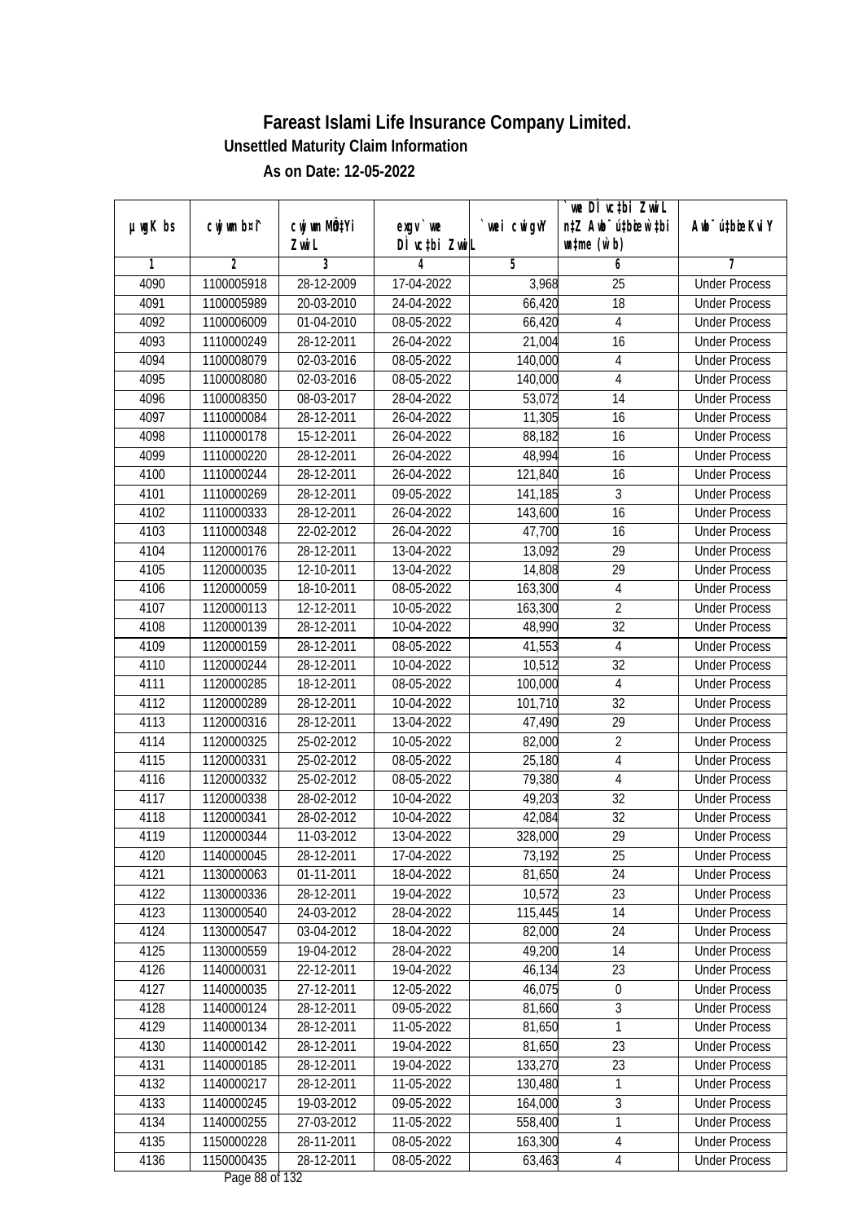# Fareast Islami Life Insurance Company Limited.

## Unsettled Maturity Claim Information

### As on Date: 12-05-2022

| µwgK bs | cwjwm b¤^i | cwjwm MÖn‡Yi ZvwiL | exgv`vwe DÌvc‡bi ZvwiL | `vwei cwigvY | `vwe DÌvc‡bi ZvwiL n‡Z Awb¯úboe `vwei mgqKvj (w`b) | Awb¯ú‡bœi KviY |
|---|---|---|---|---|---|---|
| 1 | 2 | 3 | 4 | 5 | 6 | 7 |
| 4090 | 1100005918 | 28-12-2009 | 17-04-2022 | 3,968 | 25 | Under Process |
| 4091 | 1100005989 | 20-03-2010 | 24-04-2022 | 66,420 | 18 | Under Process |
| 4092 | 1100006009 | 01-04-2010 | 08-05-2022 | 66,420 | 4 | Under Process |
| 4093 | 1110000249 | 28-12-2011 | 26-04-2022 | 21,004 | 16 | Under Process |
| 4094 | 1100008079 | 02-03-2016 | 08-05-2022 | 140,000 | 4 | Under Process |
| 4095 | 1100008080 | 02-03-2016 | 08-05-2022 | 140,000 | 4 | Under Process |
| 4096 | 1100008350 | 08-03-2017 | 28-04-2022 | 53,072 | 14 | Under Process |
| 4097 | 1110000084 | 28-12-2011 | 26-04-2022 | 11,305 | 16 | Under Process |
| 4098 | 1110000178 | 15-12-2011 | 26-04-2022 | 88,182 | 16 | Under Process |
| 4099 | 1110000220 | 28-12-2011 | 26-04-2022 | 48,994 | 16 | Under Process |
| 4100 | 1110000244 | 28-12-2011 | 26-04-2022 | 121,840 | 16 | Under Process |
| 4101 | 1110000269 | 28-12-2011 | 09-05-2022 | 141,185 | 3 | Under Process |
| 4102 | 1110000333 | 28-12-2011 | 26-04-2022 | 143,600 | 16 | Under Process |
| 4103 | 1110000348 | 22-02-2012 | 26-04-2022 | 47,700 | 16 | Under Process |
| 4104 | 1120000176 | 28-12-2011 | 13-04-2022 | 13,092 | 29 | Under Process |
| 4105 | 1120000035 | 12-10-2011 | 13-04-2022 | 14,808 | 29 | Under Process |
| 4106 | 1120000059 | 18-10-2011 | 08-05-2022 | 163,300 | 4 | Under Process |
| 4107 | 1120000113 | 12-12-2011 | 10-05-2022 | 163,300 | 2 | Under Process |
| 4108 | 1120000139 | 28-12-2011 | 10-04-2022 | 48,990 | 32 | Under Process |
| 4109 | 1120000159 | 28-12-2011 | 08-05-2022 | 41,553 | 4 | Under Process |
| 4110 | 1120000244 | 28-12-2011 | 10-04-2022 | 10,512 | 32 | Under Process |
| 4111 | 1120000285 | 18-12-2011 | 08-05-2022 | 100,000 | 4 | Under Process |
| 4112 | 1120000289 | 28-12-2011 | 10-04-2022 | 101,710 | 32 | Under Process |
| 4113 | 1120000316 | 28-12-2011 | 13-04-2022 | 47,490 | 29 | Under Process |
| 4114 | 1120000325 | 25-02-2012 | 10-05-2022 | 82,000 | 2 | Under Process |
| 4115 | 1120000331 | 25-02-2012 | 08-05-2022 | 25,180 | 4 | Under Process |
| 4116 | 1120000332 | 25-02-2012 | 08-05-2022 | 79,380 | 4 | Under Process |
| 4117 | 1120000338 | 28-02-2012 | 10-04-2022 | 49,203 | 32 | Under Process |
| 4118 | 1120000341 | 28-02-2012 | 10-04-2022 | 42,084 | 32 | Under Process |
| 4119 | 1120000344 | 11-03-2012 | 13-04-2022 | 328,000 | 29 | Under Process |
| 4120 | 1140000045 | 28-12-2011 | 17-04-2022 | 73,192 | 25 | Under Process |
| 4121 | 1130000063 | 01-11-2011 | 18-04-2022 | 81,650 | 24 | Under Process |
| 4122 | 1130000336 | 28-12-2011 | 19-04-2022 | 10,572 | 23 | Under Process |
| 4123 | 1130000540 | 24-03-2012 | 28-04-2022 | 115,445 | 14 | Under Process |
| 4124 | 1130000547 | 03-04-2012 | 18-04-2022 | 82,000 | 24 | Under Process |
| 4125 | 1130000559 | 19-04-2012 | 28-04-2022 | 49,200 | 14 | Under Process |
| 4126 | 1140000031 | 22-12-2011 | 19-04-2022 | 46,134 | 23 | Under Process |
| 4127 | 1140000035 | 27-12-2011 | 12-05-2022 | 46,075 | 0 | Under Process |
| 4128 | 1140000124 | 28-12-2011 | 09-05-2022 | 81,660 | 3 | Under Process |
| 4129 | 1140000134 | 28-12-2011 | 11-05-2022 | 81,650 | 1 | Under Process |
| 4130 | 1140000142 | 28-12-2011 | 19-04-2022 | 81,650 | 23 | Under Process |
| 4131 | 1140000185 | 28-12-2011 | 19-04-2022 | 133,270 | 23 | Under Process |
| 4132 | 1140000217 | 28-12-2011 | 11-05-2022 | 130,480 | 1 | Under Process |
| 4133 | 1140000245 | 19-03-2012 | 09-05-2022 | 164,000 | 3 | Under Process |
| 4134 | 1140000255 | 27-03-2012 | 11-05-2022 | 558,400 | 1 | Under Process |
| 4135 | 1150000228 | 28-11-2011 | 08-05-2022 | 163,300 | 4 | Under Process |
| 4136 | 1150000435 | 28-12-2011 | 08-05-2022 | 63,463 | 4 | Under Process |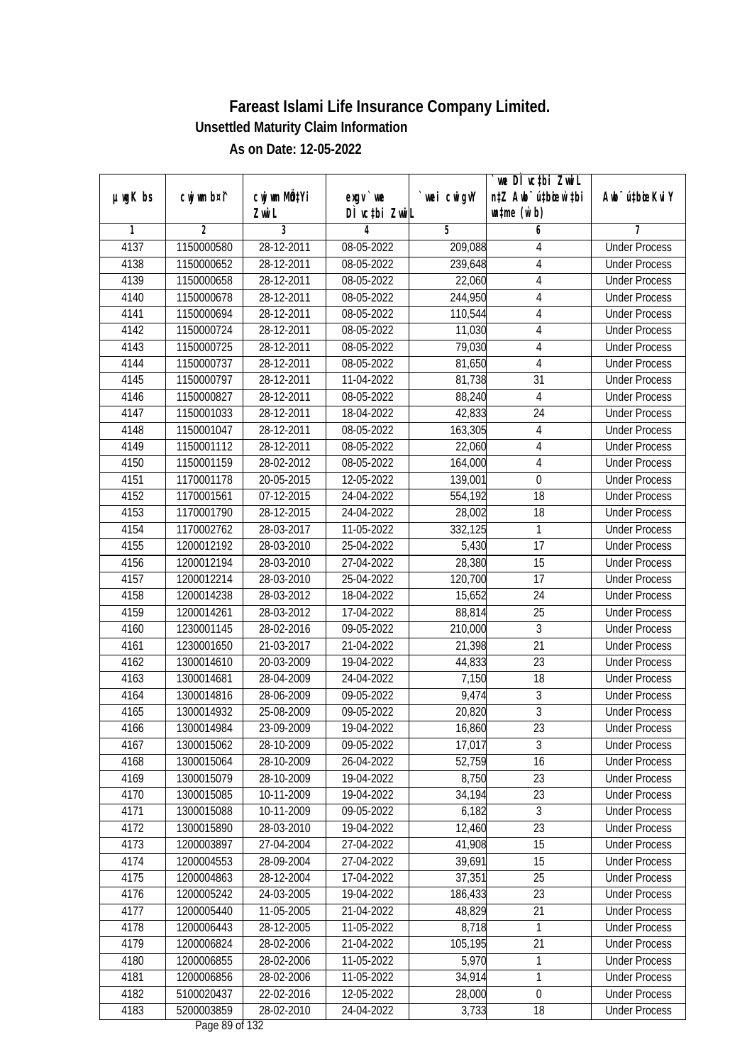# Fareast Islami Life Insurance Company Limited.

### Unsettled Maturity Claim Information

### As on Date: 12-05-2022

| µwgK bs | cwjwm b¤^i | cwjwm MÖn‡Yi ZvwiL | exgv`we DÌvc‡bi ZvwiL | `vwei cwigvY | `vwe DÌvc‡bi ZvwiL n‡Z Awb¯úbœ `vwei mgqKvj (w`b) | Awb¯ú‡bœi KviY |
|---|---|---|---|---|---|---|
| 1 | 2 | 3 | 4 | 5 | 6 | 7 |
| 4137 | 1150000580 | 28-12-2011 | 08-05-2022 | 209,088 | 4 | Under Process |
| 4138 | 1150000652 | 28-12-2011 | 08-05-2022 | 239,648 | 4 | Under Process |
| 4139 | 1150000658 | 28-12-2011 | 08-05-2022 | 22,060 | 4 | Under Process |
| 4140 | 1150000678 | 28-12-2011 | 08-05-2022 | 244,950 | 4 | Under Process |
| 4141 | 1150000694 | 28-12-2011 | 08-05-2022 | 110,544 | 4 | Under Process |
| 4142 | 1150000724 | 28-12-2011 | 08-05-2022 | 11,030 | 4 | Under Process |
| 4143 | 1150000725 | 28-12-2011 | 08-05-2022 | 79,030 | 4 | Under Process |
| 4144 | 1150000737 | 28-12-2011 | 08-05-2022 | 81,650 | 4 | Under Process |
| 4145 | 1150000797 | 28-12-2011 | 11-04-2022 | 81,738 | 31 | Under Process |
| 4146 | 1150000827 | 28-12-2011 | 08-05-2022 | 88,240 | 4 | Under Process |
| 4147 | 1150001033 | 28-12-2011 | 18-04-2022 | 42,833 | 24 | Under Process |
| 4148 | 1150001047 | 28-12-2011 | 08-05-2022 | 163,305 | 4 | Under Process |
| 4149 | 1150001112 | 28-12-2011 | 08-05-2022 | 22,060 | 4 | Under Process |
| 4150 | 1150001159 | 28-02-2012 | 08-05-2022 | 164,000 | 4 | Under Process |
| 4151 | 1170001178 | 20-05-2015 | 12-05-2022 | 139,001 | 0 | Under Process |
| 4152 | 1170001561 | 07-12-2015 | 24-04-2022 | 554,192 | 18 | Under Process |
| 4153 | 1170001790 | 28-12-2015 | 24-04-2022 | 28,002 | 18 | Under Process |
| 4154 | 1170002762 | 28-03-2017 | 11-05-2022 | 332,125 | 1 | Under Process |
| 4155 | 1200012192 | 28-03-2010 | 25-04-2022 | 5,430 | 17 | Under Process |
| 4156 | 1200012194 | 28-03-2010 | 27-04-2022 | 28,380 | 15 | Under Process |
| 4157 | 1200012214 | 28-03-2010 | 25-04-2022 | 120,700 | 17 | Under Process |
| 4158 | 1200014238 | 28-03-2012 | 18-04-2022 | 15,652 | 24 | Under Process |
| 4159 | 1200014261 | 28-03-2012 | 17-04-2022 | 88,814 | 25 | Under Process |
| 4160 | 1230001145 | 28-02-2016 | 09-05-2022 | 210,000 | 3 | Under Process |
| 4161 | 1230001650 | 21-03-2017 | 21-04-2022 | 21,398 | 21 | Under Process |
| 4162 | 1300014610 | 20-03-2009 | 19-04-2022 | 44,833 | 23 | Under Process |
| 4163 | 1300014681 | 28-04-2009 | 24-04-2022 | 7,150 | 18 | Under Process |
| 4164 | 1300014816 | 28-06-2009 | 09-05-2022 | 9,474 | 3 | Under Process |
| 4165 | 1300014932 | 25-08-2009 | 09-05-2022 | 20,820 | 3 | Under Process |
| 4166 | 1300014984 | 23-09-2009 | 19-04-2022 | 16,860 | 23 | Under Process |
| 4167 | 1300015062 | 28-10-2009 | 09-05-2022 | 17,017 | 3 | Under Process |
| 4168 | 1300015064 | 28-10-2009 | 26-04-2022 | 52,759 | 16 | Under Process |
| 4169 | 1300015079 | 28-10-2009 | 19-04-2022 | 8,750 | 23 | Under Process |
| 4170 | 1300015085 | 10-11-2009 | 19-04-2022 | 34,194 | 23 | Under Process |
| 4171 | 1300015088 | 10-11-2009 | 09-05-2022 | 6,182 | 3 | Under Process |
| 4172 | 1300015890 | 28-03-2010 | 19-04-2022 | 12,460 | 23 | Under Process |
| 4173 | 1200003897 | 27-04-2004 | 27-04-2022 | 41,908 | 15 | Under Process |
| 4174 | 1200004553 | 28-09-2004 | 27-04-2022 | 39,691 | 15 | Under Process |
| 4175 | 1200004863 | 28-12-2004 | 17-04-2022 | 37,351 | 25 | Under Process |
| 4176 | 1200005242 | 24-03-2005 | 19-04-2022 | 186,433 | 23 | Under Process |
| 4177 | 1200005440 | 11-05-2005 | 21-04-2022 | 48,829 | 21 | Under Process |
| 4178 | 1200006443 | 28-12-2005 | 11-05-2022 | 8,718 | 1 | Under Process |
| 4179 | 1200006824 | 28-02-2006 | 21-04-2022 | 105,195 | 21 | Under Process |
| 4180 | 1200006855 | 28-02-2006 | 11-05-2022 | 5,970 | 1 | Under Process |
| 4181 | 1200006856 | 28-02-2006 | 11-05-2022 | 34,914 | 1 | Under Process |
| 4182 | 5100020437 | 22-02-2016 | 12-05-2022 | 28,000 | 0 | Under Process |
| 4183 | 5200003859 | 28-02-2010 | 24-04-2022 | 3,733 | 18 | Under Process |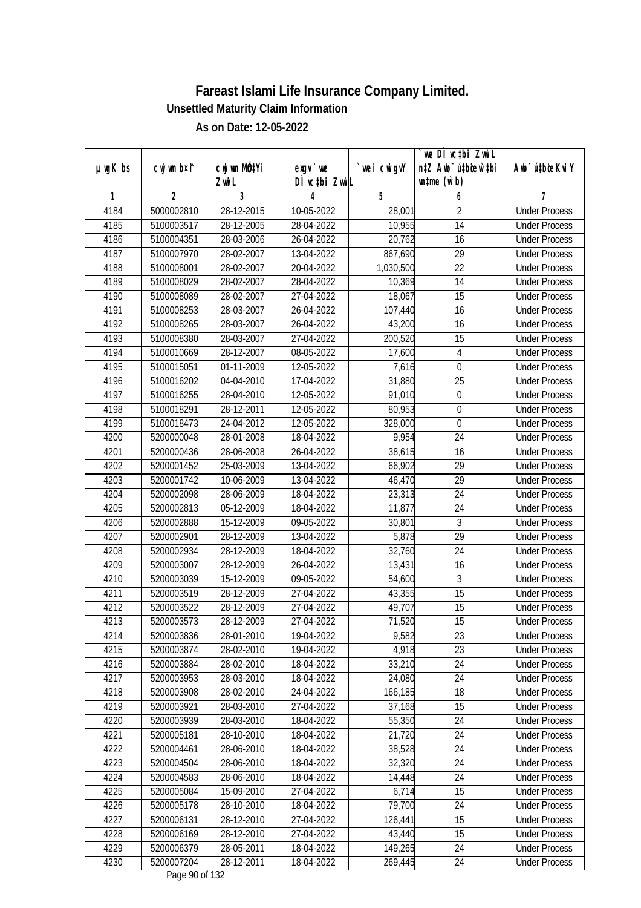# Fareast Islami Life Insurance Company Limited.

### Unsettled Maturity Claim Information

### As on Date: 12-05-2022

| µwgK bs | cwjwm b¤^i | cwjwm MÖn‡Yi ZvwiL | exgv` we DÌvc‡bi ZvwiL | `vwei cwigvY | `vwe DÌvc‡bi ZvwiL n‡Z Awb¯úbœ w`‡bi wnmve (w`b) | Awb¯úbœi KviY |
|---|---|---|---|---|---|---|
| 1 | 2 | 3 | 4 | 5 | 6 | 7 |
| 4184 | 5000002810 | 28-12-2015 | 10-05-2022 | 28,001 | 2 | Under Process |
| 4185 | 5100003517 | 28-12-2005 | 28-04-2022 | 10,955 | 14 | Under Process |
| 4186 | 5100004351 | 28-03-2006 | 26-04-2022 | 20,762 | 16 | Under Process |
| 4187 | 5100007970 | 28-02-2007 | 13-04-2022 | 867,690 | 29 | Under Process |
| 4188 | 5100008001 | 28-02-2007 | 20-04-2022 | 1,030,500 | 22 | Under Process |
| 4189 | 5100008029 | 28-02-2007 | 28-04-2022 | 10,369 | 14 | Under Process |
| 4190 | 5100008089 | 28-02-2007 | 27-04-2022 | 18,067 | 15 | Under Process |
| 4191 | 5100008253 | 28-03-2007 | 26-04-2022 | 107,440 | 16 | Under Process |
| 4192 | 5100008265 | 28-03-2007 | 26-04-2022 | 43,200 | 16 | Under Process |
| 4193 | 5100008380 | 28-03-2007 | 27-04-2022 | 200,520 | 15 | Under Process |
| 4194 | 5100010669 | 28-12-2007 | 08-05-2022 | 17,600 | 4 | Under Process |
| 4195 | 5100015051 | 01-11-2009 | 12-05-2022 | 7,616 | 0 | Under Process |
| 4196 | 5100016202 | 04-04-2010 | 17-04-2022 | 31,880 | 25 | Under Process |
| 4197 | 5100016255 | 28-04-2010 | 12-05-2022 | 91,010 | 0 | Under Process |
| 4198 | 5100018291 | 28-12-2011 | 12-05-2022 | 80,953 | 0 | Under Process |
| 4199 | 5100018473 | 24-04-2012 | 12-05-2022 | 328,000 | 0 | Under Process |
| 4200 | 5200000048 | 28-01-2008 | 18-04-2022 | 9,954 | 24 | Under Process |
| 4201 | 5200000436 | 28-06-2008 | 26-04-2022 | 38,615 | 16 | Under Process |
| 4202 | 5200001452 | 25-03-2009 | 13-04-2022 | 66,902 | 29 | Under Process |
| 4203 | 5200001742 | 10-06-2009 | 13-04-2022 | 46,470 | 29 | Under Process |
| 4204 | 5200002098 | 28-06-2009 | 18-04-2022 | 23,313 | 24 | Under Process |
| 4205 | 5200002813 | 05-12-2009 | 18-04-2022 | 11,877 | 24 | Under Process |
| 4206 | 5200002888 | 15-12-2009 | 09-05-2022 | 30,801 | 3 | Under Process |
| 4207 | 5200002901 | 28-12-2009 | 13-04-2022 | 5,878 | 29 | Under Process |
| 4208 | 5200002934 | 28-12-2009 | 18-04-2022 | 32,760 | 24 | Under Process |
| 4209 | 5200003007 | 28-12-2009 | 26-04-2022 | 13,431 | 16 | Under Process |
| 4210 | 5200003039 | 15-12-2009 | 09-05-2022 | 54,600 | 3 | Under Process |
| 4211 | 5200003519 | 28-12-2009 | 27-04-2022 | 43,355 | 15 | Under Process |
| 4212 | 5200003522 | 28-12-2009 | 27-04-2022 | 49,707 | 15 | Under Process |
| 4213 | 5200003573 | 28-12-2009 | 27-04-2022 | 71,520 | 15 | Under Process |
| 4214 | 5200003836 | 28-01-2010 | 19-04-2022 | 9,582 | 23 | Under Process |
| 4215 | 5200003874 | 28-02-2010 | 19-04-2022 | 4,918 | 23 | Under Process |
| 4216 | 5200003884 | 28-02-2010 | 18-04-2022 | 33,210 | 24 | Under Process |
| 4217 | 5200003953 | 28-03-2010 | 18-04-2022 | 24,080 | 24 | Under Process |
| 4218 | 5200003908 | 28-02-2010 | 24-04-2022 | 166,185 | 18 | Under Process |
| 4219 | 5200003921 | 28-03-2010 | 27-04-2022 | 37,168 | 15 | Under Process |
| 4220 | 5200003939 | 28-03-2010 | 18-04-2022 | 55,350 | 24 | Under Process |
| 4221 | 5200005181 | 28-10-2010 | 18-04-2022 | 21,720 | 24 | Under Process |
| 4222 | 5200004461 | 28-06-2010 | 18-04-2022 | 38,528 | 24 | Under Process |
| 4223 | 5200004504 | 28-06-2010 | 18-04-2022 | 32,320 | 24 | Under Process |
| 4224 | 5200004583 | 28-06-2010 | 18-04-2022 | 14,448 | 24 | Under Process |
| 4225 | 5200005084 | 15-09-2010 | 27-04-2022 | 6,714 | 15 | Under Process |
| 4226 | 5200005178 | 28-10-2010 | 18-04-2022 | 79,700 | 24 | Under Process |
| 4227 | 5200006131 | 28-12-2010 | 27-04-2022 | 126,441 | 15 | Under Process |
| 4228 | 5200006169 | 28-12-2010 | 27-04-2022 | 43,440 | 15 | Under Process |
| 4229 | 5200006379 | 28-05-2011 | 18-04-2022 | 149,265 | 24 | Under Process |
| 4230 | 5200007204 | 28-12-2011 | 18-04-2022 | 269,445 | 24 | Under Process |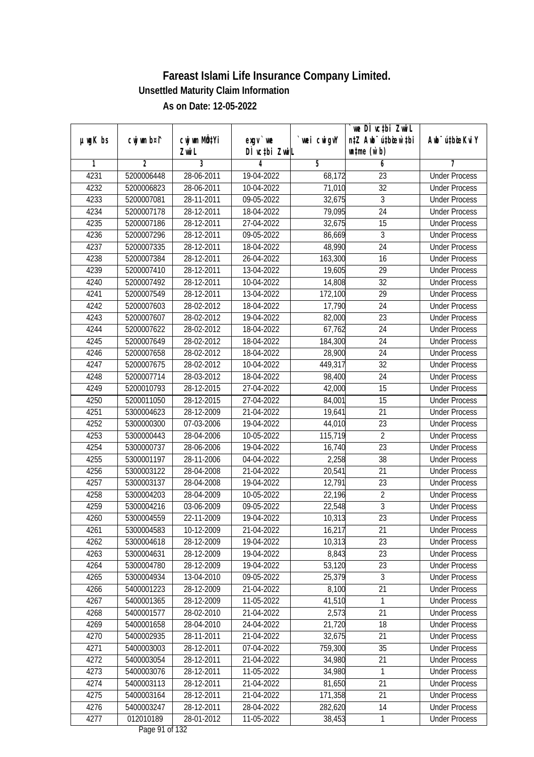# Fareast Islami Life Insurance Company Limited.

## Unsettled Maturity Claim Information

### As on Date: 12-05-2022

| µwgK bs | cwjwm bs¤^i | cwjwm MÖn‡Yi ZvwiL | exgv` we DÌvc‡bi ZvwiL | `vwei cwigvY | `vwe DÌvc‡bi ZvwiL n‡Z Awb¯úwËi w`‡bi cwigvY (w`b) | Awb¯úwËi KviY |
|---|---|---|---|---|---|---|
| 1 | 2 | 3 | 4 | 5 | 6 | 7 |
| 4231 | 5200006448 | 28-06-2011 | 19-04-2022 | 68,172 | 23 | Under Process |
| 4232 | 5200006823 | 28-06-2011 | 10-04-2022 | 71,010 | 32 | Under Process |
| 4233 | 5200007081 | 28-11-2011 | 09-05-2022 | 32,675 | 3 | Under Process |
| 4234 | 5200007178 | 28-12-2011 | 18-04-2022 | 79,095 | 24 | Under Process |
| 4235 | 5200007186 | 28-12-2011 | 27-04-2022 | 32,675 | 15 | Under Process |
| 4236 | 5200007296 | 28-12-2011 | 09-05-2022 | 86,669 | 3 | Under Process |
| 4237 | 5200007335 | 28-12-2011 | 18-04-2022 | 48,990 | 24 | Under Process |
| 4238 | 5200007384 | 28-12-2011 | 26-04-2022 | 163,300 | 16 | Under Process |
| 4239 | 5200007410 | 28-12-2011 | 13-04-2022 | 19,605 | 29 | Under Process |
| 4240 | 5200007492 | 28-12-2011 | 10-04-2022 | 14,808 | 32 | Under Process |
| 4241 | 5200007549 | 28-12-2011 | 13-04-2022 | 172,100 | 29 | Under Process |
| 4242 | 5200007603 | 28-02-2012 | 18-04-2022 | 17,790 | 24 | Under Process |
| 4243 | 5200007607 | 28-02-2012 | 19-04-2022 | 82,000 | 23 | Under Process |
| 4244 | 5200007622 | 28-02-2012 | 18-04-2022 | 67,762 | 24 | Under Process |
| 4245 | 5200007649 | 28-02-2012 | 18-04-2022 | 184,300 | 24 | Under Process |
| 4246 | 5200007658 | 28-02-2012 | 18-04-2022 | 28,900 | 24 | Under Process |
| 4247 | 5200007675 | 28-02-2012 | 10-04-2022 | 449,317 | 32 | Under Process |
| 4248 | 5200007714 | 28-03-2012 | 18-04-2022 | 98,400 | 24 | Under Process |
| 4249 | 5200010793 | 28-12-2015 | 27-04-2022 | 42,000 | 15 | Under Process |
| 4250 | 5200011050 | 28-12-2015 | 27-04-2022 | 84,001 | 15 | Under Process |
| 4251 | 5300004623 | 28-12-2009 | 21-04-2022 | 19,641 | 21 | Under Process |
| 4252 | 5300000300 | 07-03-2006 | 19-04-2022 | 44,010 | 23 | Under Process |
| 4253 | 5300000443 | 28-04-2006 | 10-05-2022 | 115,719 | 2 | Under Process |
| 4254 | 5300000737 | 28-06-2006 | 19-04-2022 | 16,740 | 23 | Under Process |
| 4255 | 5300001197 | 28-11-2006 | 04-04-2022 | 2,258 | 38 | Under Process |
| 4256 | 5300003122 | 28-04-2008 | 21-04-2022 | 20,541 | 21 | Under Process |
| 4257 | 5300003137 | 28-04-2008 | 19-04-2022 | 12,791 | 23 | Under Process |
| 4258 | 5300004203 | 28-04-2009 | 10-05-2022 | 22,196 | 2 | Under Process |
| 4259 | 5300004216 | 03-06-2009 | 09-05-2022 | 22,548 | 3 | Under Process |
| 4260 | 5300004559 | 22-11-2009 | 19-04-2022 | 10,313 | 23 | Under Process |
| 4261 | 5300004583 | 10-12-2009 | 21-04-2022 | 16,217 | 21 | Under Process |
| 4262 | 5300004618 | 28-12-2009 | 19-04-2022 | 10,313 | 23 | Under Process |
| 4263 | 5300004631 | 28-12-2009 | 19-04-2022 | 8,843 | 23 | Under Process |
| 4264 | 5300004780 | 28-12-2009 | 19-04-2022 | 53,120 | 23 | Under Process |
| 4265 | 5300004934 | 13-04-2010 | 09-05-2022 | 25,379 | 3 | Under Process |
| 4266 | 5400001223 | 28-12-2009 | 21-04-2022 | 8,100 | 21 | Under Process |
| 4267 | 5400001365 | 28-12-2009 | 11-05-2022 | 41,510 | 1 | Under Process |
| 4268 | 5400001577 | 28-02-2010 | 21-04-2022 | 2,573 | 21 | Under Process |
| 4269 | 5400001658 | 28-04-2010 | 24-04-2022 | 21,720 | 18 | Under Process |
| 4270 | 5400002935 | 28-11-2011 | 21-04-2022 | 32,675 | 21 | Under Process |
| 4271 | 5400003003 | 28-12-2011 | 07-04-2022 | 759,300 | 35 | Under Process |
| 4272 | 5400003054 | 28-12-2011 | 21-04-2022 | 34,980 | 21 | Under Process |
| 4273 | 5400003076 | 28-12-2011 | 11-05-2022 | 34,980 | 1 | Under Process |
| 4274 | 5400003113 | 28-12-2011 | 21-04-2022 | 81,650 | 21 | Under Process |
| 4275 | 5400003164 | 28-12-2011 | 21-04-2022 | 171,358 | 21 | Under Process |
| 4276 | 5400003247 | 28-12-2011 | 28-04-2022 | 282,620 | 14 | Under Process |
| 4277 | 012010189 | 28-01-2012 | 11-05-2022 | 38,453 | 1 | Under Process |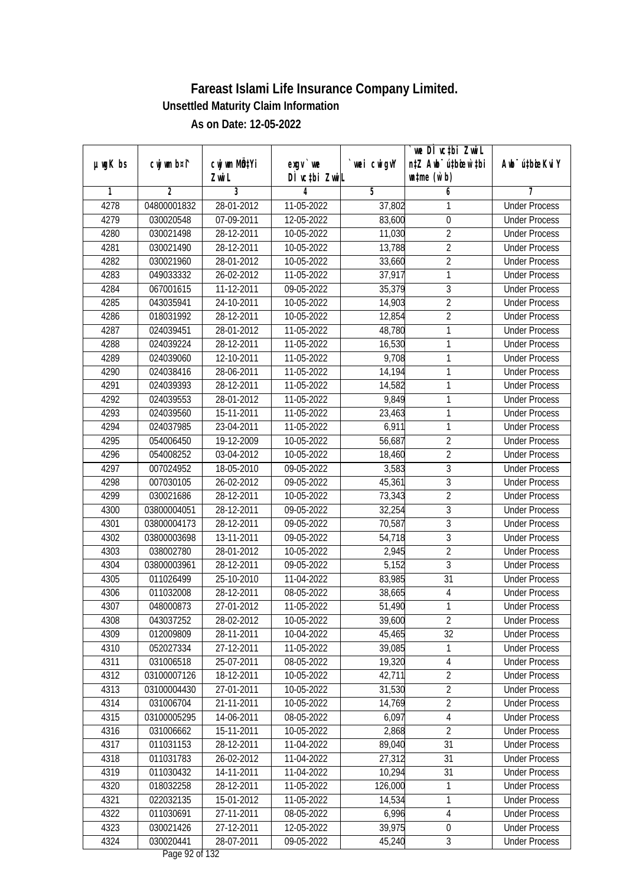# Fareast Islami Life Insurance Company Limited.

## Unsettled Maturity Claim Information

### As on Date: 12-05-2022

| µwgK bs | cwjwm b¤^i | cwjwm MÖnY Zvwi L | exgv`we DÌvc‡bi Zvwi L | `vwei cwigvY | `we DÌvc‡bi Zvwi L n‡Z Awb¯úbœi w`‡bi cwigvb (w`b) | Awb¯ú‡bœi KviY |
|---|---|---|---|---|---|---|
| 1 | 2 | 3 | 4 | 5 | 6 | 7 |
| 4278 | 04800001832 | 28-01-2012 | 11-05-2022 | 37,802 | 1 | Under Process |
| 4279 | 030020548 | 07-09-2011 | 12-05-2022 | 83,600 | 0 | Under Process |
| 4280 | 030021498 | 28-12-2011 | 10-05-2022 | 11,030 | 2 | Under Process |
| 4281 | 030021490 | 28-12-2011 | 10-05-2022 | 13,788 | 2 | Under Process |
| 4282 | 030021960 | 28-01-2012 | 10-05-2022 | 33,660 | 2 | Under Process |
| 4283 | 049033332 | 26-02-2012 | 11-05-2022 | 37,917 | 1 | Under Process |
| 4284 | 067001615 | 11-12-2011 | 09-05-2022 | 35,379 | 3 | Under Process |
| 4285 | 043035941 | 24-10-2011 | 10-05-2022 | 14,903 | 2 | Under Process |
| 4286 | 018031992 | 28-12-2011 | 10-05-2022 | 12,854 | 2 | Under Process |
| 4287 | 024039451 | 28-01-2012 | 11-05-2022 | 48,780 | 1 | Under Process |
| 4288 | 024039224 | 28-12-2011 | 11-05-2022 | 16,530 | 1 | Under Process |
| 4289 | 024039060 | 12-10-2011 | 11-05-2022 | 9,708 | 1 | Under Process |
| 4290 | 024038416 | 28-06-2011 | 11-05-2022 | 14,194 | 1 | Under Process |
| 4291 | 024039393 | 28-12-2011 | 11-05-2022 | 14,582 | 1 | Under Process |
| 4292 | 024039553 | 28-01-2012 | 11-05-2022 | 9,849 | 1 | Under Process |
| 4293 | 024039560 | 15-11-2011 | 11-05-2022 | 23,463 | 1 | Under Process |
| 4294 | 024037985 | 23-04-2011 | 11-05-2022 | 6,911 | 1 | Under Process |
| 4295 | 054006450 | 19-12-2009 | 10-05-2022 | 56,687 | 2 | Under Process |
| 4296 | 054008252 | 03-04-2012 | 10-05-2022 | 18,460 | 2 | Under Process |
| 4297 | 007024952 | 18-05-2010 | 09-05-2022 | 3,583 | 3 | Under Process |
| 4298 | 007030105 | 26-02-2012 | 09-05-2022 | 45,361 | 3 | Under Process |
| 4299 | 030021686 | 28-12-2011 | 10-05-2022 | 73,343 | 2 | Under Process |
| 4300 | 03800004051 | 28-12-2011 | 09-05-2022 | 32,254 | 3 | Under Process |
| 4301 | 03800004173 | 28-12-2011 | 09-05-2022 | 70,587 | 3 | Under Process |
| 4302 | 03800003698 | 13-11-2011 | 09-05-2022 | 54,718 | 3 | Under Process |
| 4303 | 038002780 | 28-01-2012 | 10-05-2022 | 2,945 | 2 | Under Process |
| 4304 | 03800003961 | 28-12-2011 | 09-05-2022 | 5,152 | 3 | Under Process |
| 4305 | 011026499 | 25-10-2010 | 11-04-2022 | 83,985 | 31 | Under Process |
| 4306 | 011032008 | 28-12-2011 | 08-05-2022 | 38,665 | 4 | Under Process |
| 4307 | 048000873 | 27-01-2012 | 11-05-2022 | 51,490 | 1 | Under Process |
| 4308 | 043037252 | 28-02-2012 | 10-05-2022 | 39,600 | 2 | Under Process |
| 4309 | 012009809 | 28-11-2011 | 10-04-2022 | 45,465 | 32 | Under Process |
| 4310 | 052027334 | 27-12-2011 | 11-05-2022 | 39,085 | 1 | Under Process |
| 4311 | 031006518 | 25-07-2011 | 08-05-2022 | 19,320 | 4 | Under Process |
| 4312 | 03100007126 | 18-12-2011 | 10-05-2022 | 42,711 | 2 | Under Process |
| 4313 | 03100004430 | 27-01-2011 | 10-05-2022 | 31,530 | 2 | Under Process |
| 4314 | 031006704 | 21-11-2011 | 10-05-2022 | 14,769 | 2 | Under Process |
| 4315 | 03100005295 | 14-06-2011 | 08-05-2022 | 6,097 | 4 | Under Process |
| 4316 | 031006662 | 15-11-2011 | 10-05-2022 | 2,868 | 2 | Under Process |
| 4317 | 011031153 | 28-12-2011 | 11-04-2022 | 89,040 | 31 | Under Process |
| 4318 | 011031783 | 26-02-2012 | 11-04-2022 | 27,312 | 31 | Under Process |
| 4319 | 011030432 | 14-11-2011 | 11-04-2022 | 10,294 | 31 | Under Process |
| 4320 | 018032258 | 28-12-2011 | 11-05-2022 | 126,000 | 1 | Under Process |
| 4321 | 022032135 | 15-01-2012 | 11-05-2022 | 14,534 | 1 | Under Process |
| 4322 | 011030691 | 27-11-2011 | 08-05-2022 | 6,996 | 4 | Under Process |
| 4323 | 030021426 | 27-12-2011 | 12-05-2022 | 39,975 | 0 | Under Process |
| 4324 | 030020441 | 28-07-2011 | 09-05-2022 | 45,240 | 3 | Under Process |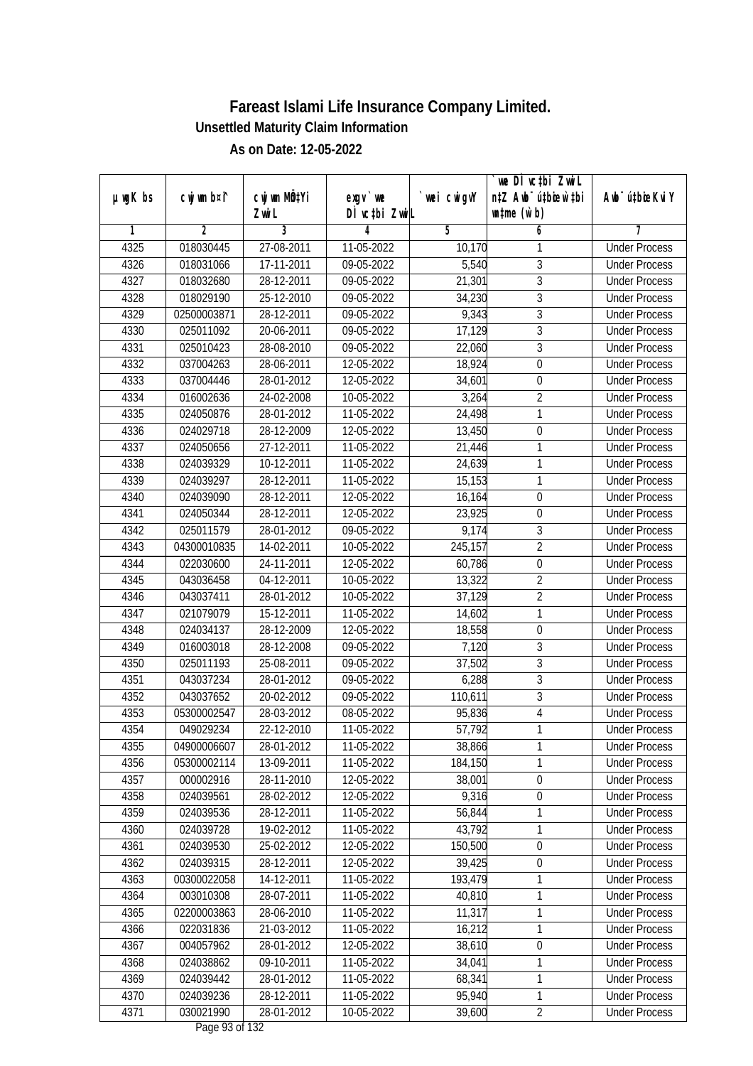# Fareast Islami Life Insurance Company Limited.

## Unsettled Maturity Claim Information

### As on Date: 12-05-2022

| µwgK bs | cwjwm b¤^i | cwjwm MÖn‡Yi ZvwiL | exgv` we DÌvc‡bi ZvwiL | `vwei cwigvY | `vwe DÌvc‡bi ZvwiL n‡Z Awb¯úbœ w`‡bi msL¨v (w`b) | Awb¯úbœ Kvi Y |
|---|---|---|---|---|---|---|
| 1 | 2 | 3 | 4 | 5 | 6 | 7 |
| 4325 | 018030445 | 27-08-2011 | 11-05-2022 | 10,170 | 1 | Under Process |
| 4326 | 018031066 | 17-11-2011 | 09-05-2022 | 5,540 | 3 | Under Process |
| 4327 | 018032680 | 28-12-2011 | 09-05-2022 | 21,301 | 3 | Under Process |
| 4328 | 018029190 | 25-12-2010 | 09-05-2022 | 34,230 | 3 | Under Process |
| 4329 | 02500003871 | 28-12-2011 | 09-05-2022 | 9,343 | 3 | Under Process |
| 4330 | 025011092 | 20-06-2011 | 09-05-2022 | 17,129 | 3 | Under Process |
| 4331 | 025010423 | 28-08-2010 | 09-05-2022 | 22,060 | 3 | Under Process |
| 4332 | 037004263 | 28-06-2011 | 12-05-2022 | 18,924 | 0 | Under Process |
| 4333 | 037004446 | 28-01-2012 | 12-05-2022 | 34,601 | 0 | Under Process |
| 4334 | 016002636 | 24-02-2008 | 10-05-2022 | 3,264 | 2 | Under Process |
| 4335 | 024050876 | 28-01-2012 | 11-05-2022 | 24,498 | 1 | Under Process |
| 4336 | 024029718 | 28-12-2009 | 12-05-2022 | 13,450 | 0 | Under Process |
| 4337 | 024050656 | 27-12-2011 | 11-05-2022 | 21,446 | 1 | Under Process |
| 4338 | 024039329 | 10-12-2011 | 11-05-2022 | 24,639 | 1 | Under Process |
| 4339 | 024039297 | 28-12-2011 | 11-05-2022 | 15,153 | 1 | Under Process |
| 4340 | 024039090 | 28-12-2011 | 12-05-2022 | 16,164 | 0 | Under Process |
| 4341 | 024050344 | 28-12-2011 | 12-05-2022 | 23,925 | 0 | Under Process |
| 4342 | 025011579 | 28-01-2012 | 09-05-2022 | 9,174 | 3 | Under Process |
| 4343 | 04300010835 | 14-02-2011 | 10-05-2022 | 245,157 | 2 | Under Process |
| 4344 | 022030600 | 24-11-2011 | 12-05-2022 | 60,786 | 0 | Under Process |
| 4345 | 043036458 | 04-12-2011 | 10-05-2022 | 13,322 | 2 | Under Process |
| 4346 | 043037411 | 28-01-2012 | 10-05-2022 | 37,129 | 2 | Under Process |
| 4347 | 021079079 | 15-12-2011 | 11-05-2022 | 14,602 | 1 | Under Process |
| 4348 | 024034137 | 28-12-2009 | 12-05-2022 | 18,558 | 0 | Under Process |
| 4349 | 016003018 | 28-12-2008 | 09-05-2022 | 7,120 | 3 | Under Process |
| 4350 | 025011193 | 25-08-2011 | 09-05-2022 | 37,502 | 3 | Under Process |
| 4351 | 043037234 | 28-01-2012 | 09-05-2022 | 6,288 | 3 | Under Process |
| 4352 | 043037652 | 20-02-2012 | 09-05-2022 | 110,611 | 3 | Under Process |
| 4353 | 05300002547 | 28-03-2012 | 08-05-2022 | 95,836 | 4 | Under Process |
| 4354 | 049029234 | 22-12-2010 | 11-05-2022 | 57,792 | 1 | Under Process |
| 4355 | 04900006607 | 28-01-2012 | 11-05-2022 | 38,866 | 1 | Under Process |
| 4356 | 05300002114 | 13-09-2011 | 11-05-2022 | 184,150 | 1 | Under Process |
| 4357 | 000002916 | 28-11-2010 | 12-05-2022 | 38,001 | 0 | Under Process |
| 4358 | 024039561 | 28-02-2012 | 12-05-2022 | 9,316 | 0 | Under Process |
| 4359 | 024039536 | 28-12-2011 | 11-05-2022 | 56,844 | 1 | Under Process |
| 4360 | 024039728 | 19-02-2012 | 11-05-2022 | 43,792 | 1 | Under Process |
| 4361 | 024039530 | 25-02-2012 | 12-05-2022 | 150,500 | 0 | Under Process |
| 4362 | 024039315 | 28-12-2011 | 12-05-2022 | 39,425 | 0 | Under Process |
| 4363 | 00300022058 | 14-12-2011 | 11-05-2022 | 193,479 | 1 | Under Process |
| 4364 | 003010308 | 28-07-2011 | 11-05-2022 | 40,810 | 1 | Under Process |
| 4365 | 02200003863 | 28-06-2010 | 11-05-2022 | 11,317 | 1 | Under Process |
| 4366 | 022031836 | 21-03-2012 | 11-05-2022 | 16,212 | 1 | Under Process |
| 4367 | 004057962 | 28-01-2012 | 12-05-2022 | 38,610 | 0 | Under Process |
| 4368 | 024038862 | 09-10-2011 | 11-05-2022 | 34,041 | 1 | Under Process |
| 4369 | 024039442 | 28-01-2012 | 11-05-2022 | 68,341 | 1 | Under Process |
| 4370 | 024039236 | 28-12-2011 | 11-05-2022 | 95,940 | 1 | Under Process |
| 4371 | 030021990 | 28-01-2012 | 10-05-2022 | 39,600 | 2 | Under Process |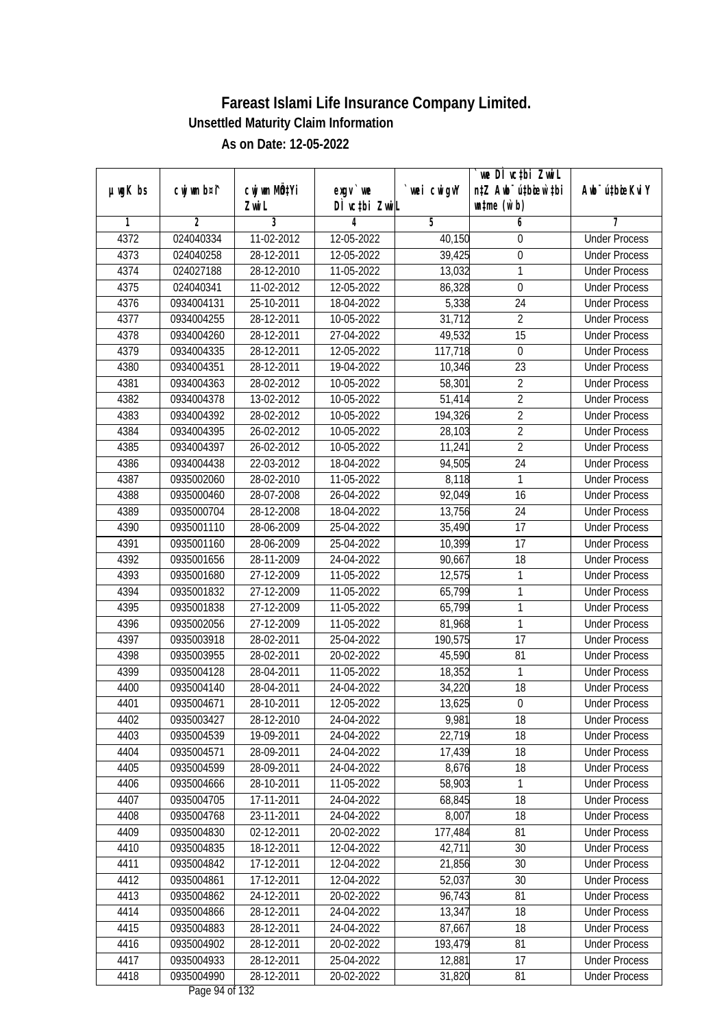# Fareast Islami Life Insurance Company Limited.

**Unsettled Maturity Claim Information**

**As on Date: 12-05-2022**

| µwgK bs | cwjwm bs¦ | cwjwm MÖn‡Yi ZwiL | exgv`we DÌvc‡bi ZwiL | `vwei cwigvY | `vwe DÌvc‡bi ZwiL n‡Z Awb¯ú‡bœi w`‡bi msL¨v (w`b) | Awb¯ú‡bœi KviY |
|---|---|---|---|---|---|---|
| 1 | 2 | 3 | 4 | 5 | 6 | 7 |
| 4372 | 024040334 | 11-02-2012 | 12-05-2022 | 40,150 | 0 | Under Process |
| 4373 | 024040258 | 28-12-2011 | 12-05-2022 | 39,425 | 0 | Under Process |
| 4374 | 024027188 | 28-12-2010 | 11-05-2022 | 13,032 | 1 | Under Process |
| 4375 | 024040341 | 11-02-2012 | 12-05-2022 | 86,328 | 0 | Under Process |
| 4376 | 0934004131 | 25-10-2011 | 18-04-2022 | 5,338 | 24 | Under Process |
| 4377 | 0934004255 | 28-12-2011 | 10-05-2022 | 31,712 | 2 | Under Process |
| 4378 | 0934004260 | 28-12-2011 | 27-04-2022 | 49,532 | 15 | Under Process |
| 4379 | 0934004335 | 28-12-2011 | 12-05-2022 | 117,718 | 0 | Under Process |
| 4380 | 0934004351 | 28-12-2011 | 19-04-2022 | 10,346 | 23 | Under Process |
| 4381 | 0934004363 | 28-02-2012 | 10-05-2022 | 58,301 | 2 | Under Process |
| 4382 | 0934004378 | 13-02-2012 | 10-05-2022 | 51,414 | 2 | Under Process |
| 4383 | 0934004392 | 28-02-2012 | 10-05-2022 | 194,326 | 2 | Under Process |
| 4384 | 0934004395 | 26-02-2012 | 10-05-2022 | 28,103 | 2 | Under Process |
| 4385 | 0934004397 | 26-02-2012 | 10-05-2022 | 11,241 | 2 | Under Process |
| 4386 | 0934004438 | 22-03-2012 | 18-04-2022 | 94,505 | 24 | Under Process |
| 4387 | 0935002060 | 28-02-2010 | 11-05-2022 | 8,118 | 1 | Under Process |
| 4388 | 0935000460 | 28-07-2008 | 26-04-2022 | 92,049 | 16 | Under Process |
| 4389 | 0935000704 | 28-12-2008 | 18-04-2022 | 13,756 | 24 | Under Process |
| 4390 | 0935001110 | 28-06-2009 | 25-04-2022 | 35,490 | 17 | Under Process |
| 4391 | 0935001160 | 28-06-2009 | 25-04-2022 | 10,399 | 17 | Under Process |
| 4392 | 0935001656 | 28-11-2009 | 24-04-2022 | 90,667 | 18 | Under Process |
| 4393 | 0935001680 | 27-12-2009 | 11-05-2022 | 12,575 | 1 | Under Process |
| 4394 | 0935001832 | 27-12-2009 | 11-05-2022 | 65,799 | 1 | Under Process |
| 4395 | 0935001838 | 27-12-2009 | 11-05-2022 | 65,799 | 1 | Under Process |
| 4396 | 0935002056 | 27-12-2009 | 11-05-2022 | 81,968 | 1 | Under Process |
| 4397 | 0935003918 | 28-02-2011 | 25-04-2022 | 190,575 | 17 | Under Process |
| 4398 | 0935003955 | 28-02-2011 | 20-02-2022 | 45,590 | 81 | Under Process |
| 4399 | 0935004128 | 28-04-2011 | 11-05-2022 | 18,352 | 1 | Under Process |
| 4400 | 0935004140 | 28-04-2011 | 24-04-2022 | 34,220 | 18 | Under Process |
| 4401 | 0935004671 | 28-10-2011 | 12-05-2022 | 13,625 | 0 | Under Process |
| 4402 | 0935003427 | 28-12-2010 | 24-04-2022 | 9,981 | 18 | Under Process |
| 4403 | 0935004539 | 19-09-2011 | 24-04-2022 | 22,719 | 18 | Under Process |
| 4404 | 0935004571 | 28-09-2011 | 24-04-2022 | 17,439 | 18 | Under Process |
| 4405 | 0935004599 | 28-09-2011 | 24-04-2022 | 8,676 | 18 | Under Process |
| 4406 | 0935004666 | 28-10-2011 | 11-05-2022 | 58,903 | 1 | Under Process |
| 4407 | 0935004705 | 17-11-2011 | 24-04-2022 | 68,845 | 18 | Under Process |
| 4408 | 0935004768 | 23-11-2011 | 24-04-2022 | 8,007 | 18 | Under Process |
| 4409 | 0935004830 | 02-12-2011 | 20-02-2022 | 177,484 | 81 | Under Process |
| 4410 | 0935004835 | 18-12-2011 | 12-04-2022 | 42,711 | 30 | Under Process |
| 4411 | 0935004842 | 17-12-2011 | 12-04-2022 | 21,856 | 30 | Under Process |
| 4412 | 0935004861 | 17-12-2011 | 12-04-2022 | 52,037 | 30 | Under Process |
| 4413 | 0935004862 | 24-12-2011 | 20-02-2022 | 96,743 | 81 | Under Process |
| 4414 | 0935004866 | 28-12-2011 | 24-04-2022 | 13,347 | 18 | Under Process |
| 4415 | 0935004883 | 28-12-2011 | 24-04-2022 | 87,667 | 18 | Under Process |
| 4416 | 0935004902 | 28-12-2011 | 20-02-2022 | 193,479 | 81 | Under Process |
| 4417 | 0935004933 | 28-12-2011 | 25-04-2022 | 12,881 | 17 | Under Process |
| 4418 | 0935004990 | 28-12-2011 | 20-02-2022 | 31,820 | 81 | Under Process |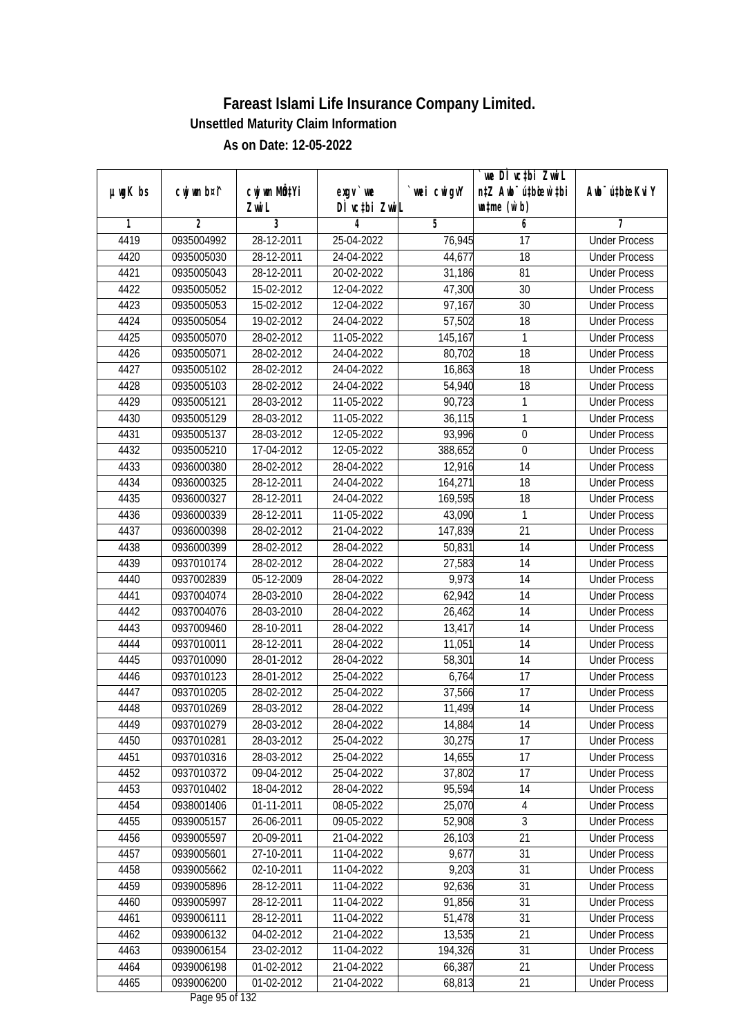# Fareast Islami Life Insurance Company Limited.

**Unsettled Maturity Claim Information**

**As on Date: 12-05-2022**

| µwgK bs | cwjwm b¤^i | cwjwm MÖn‡Yi ZvwiL | exgv`we DÌvc‡bi ZvwiL | `vwei cwigvY | `we DÌvc‡bi ZvwiL n‡Z Awb¯úbœ `v‡qi wnmve (w`b) | Awb¯úbœ KviY |
|---|---|---|---|---|---|---|
| 1 | 2 | 3 | 4 | 5 | 6 | 7 |
| 4419 | 0935004992 | 28-12-2011 | 25-04-2022 | 76,945 | 17 | Under Process |
| 4420 | 0935005030 | 28-12-2011 | 24-04-2022 | 44,677 | 18 | Under Process |
| 4421 | 0935005043 | 28-12-2011 | 20-02-2022 | 31,186 | 81 | Under Process |
| 4422 | 0935005052 | 15-02-2012 | 12-04-2022 | 47,300 | 30 | Under Process |
| 4423 | 0935005053 | 15-02-2012 | 12-04-2022 | 97,167 | 30 | Under Process |
| 4424 | 0935005054 | 19-02-2012 | 24-04-2022 | 57,502 | 18 | Under Process |
| 4425 | 0935005070 | 28-02-2012 | 11-05-2022 | 145,167 | 1 | Under Process |
| 4426 | 0935005071 | 28-02-2012 | 24-04-2022 | 80,702 | 18 | Under Process |
| 4427 | 0935005102 | 28-02-2012 | 24-04-2022 | 16,863 | 18 | Under Process |
| 4428 | 0935005103 | 28-02-2012 | 24-04-2022 | 54,940 | 18 | Under Process |
| 4429 | 0935005121 | 28-03-2012 | 11-05-2022 | 90,723 | 1 | Under Process |
| 4430 | 0935005129 | 28-03-2012 | 11-05-2022 | 36,115 | 1 | Under Process |
| 4431 | 0935005137 | 28-03-2012 | 12-05-2022 | 93,996 | 0 | Under Process |
| 4432 | 0935005210 | 17-04-2012 | 12-05-2022 | 388,652 | 0 | Under Process |
| 4433 | 0936000380 | 28-02-2012 | 28-04-2022 | 12,916 | 14 | Under Process |
| 4434 | 0936000325 | 28-12-2011 | 24-04-2022 | 164,271 | 18 | Under Process |
| 4435 | 0936000327 | 28-12-2011 | 24-04-2022 | 169,595 | 18 | Under Process |
| 4436 | 0936000339 | 28-12-2011 | 11-05-2022 | 43,090 | 1 | Under Process |
| 4437 | 0936000398 | 28-02-2012 | 21-04-2022 | 147,839 | 21 | Under Process |
| 4438 | 0936000399 | 28-02-2012 | 28-04-2022 | 50,831 | 14 | Under Process |
| 4439 | 0937010174 | 28-02-2012 | 28-04-2022 | 27,583 | 14 | Under Process |
| 4440 | 0937002839 | 05-12-2009 | 28-04-2022 | 9,973 | 14 | Under Process |
| 4441 | 0937004074 | 28-03-2010 | 28-04-2022 | 62,942 | 14 | Under Process |
| 4442 | 0937004076 | 28-03-2010 | 28-04-2022 | 26,462 | 14 | Under Process |
| 4443 | 0937009460 | 28-10-2011 | 28-04-2022 | 13,417 | 14 | Under Process |
| 4444 | 0937010011 | 28-12-2011 | 28-04-2022 | 11,051 | 14 | Under Process |
| 4445 | 0937010090 | 28-01-2012 | 28-04-2022 | 58,301 | 14 | Under Process |
| 4446 | 0937010123 | 28-01-2012 | 25-04-2022 | 6,764 | 17 | Under Process |
| 4447 | 0937010205 | 28-02-2012 | 25-04-2022 | 37,566 | 17 | Under Process |
| 4448 | 0937010269 | 28-03-2012 | 28-04-2022 | 11,499 | 14 | Under Process |
| 4449 | 0937010279 | 28-03-2012 | 28-04-2022 | 14,884 | 14 | Under Process |
| 4450 | 0937010281 | 28-03-2012 | 25-04-2022 | 30,275 | 17 | Under Process |
| 4451 | 0937010316 | 28-03-2012 | 25-04-2022 | 14,655 | 17 | Under Process |
| 4452 | 0937010372 | 09-04-2012 | 25-04-2022 | 37,802 | 17 | Under Process |
| 4453 | 0937010402 | 18-04-2012 | 28-04-2022 | 95,594 | 14 | Under Process |
| 4454 | 0938001406 | 01-11-2011 | 08-05-2022 | 25,070 | 4 | Under Process |
| 4455 | 0939005157 | 26-06-2011 | 09-05-2022 | 52,908 | 3 | Under Process |
| 4456 | 0939005597 | 20-09-2011 | 21-04-2022 | 26,103 | 21 | Under Process |
| 4457 | 0939005601 | 27-10-2011 | 11-04-2022 | 9,677 | 31 | Under Process |
| 4458 | 0939005662 | 02-10-2011 | 11-04-2022 | 9,203 | 31 | Under Process |
| 4459 | 0939005896 | 28-12-2011 | 11-04-2022 | 92,636 | 31 | Under Process |
| 4460 | 0939005997 | 28-12-2011 | 11-04-2022 | 91,856 | 31 | Under Process |
| 4461 | 0939006111 | 28-12-2011 | 11-04-2022 | 51,478 | 31 | Under Process |
| 4462 | 0939006132 | 04-02-2012 | 21-04-2022 | 13,535 | 21 | Under Process |
| 4463 | 0939006154 | 23-02-2012 | 11-04-2022 | 194,326 | 31 | Under Process |
| 4464 | 0939006198 | 01-02-2012 | 21-04-2022 | 66,387 | 21 | Under Process |
| 4465 | 0939006200 | 01-02-2012 | 21-04-2022 | 68,813 | 21 | Under Process |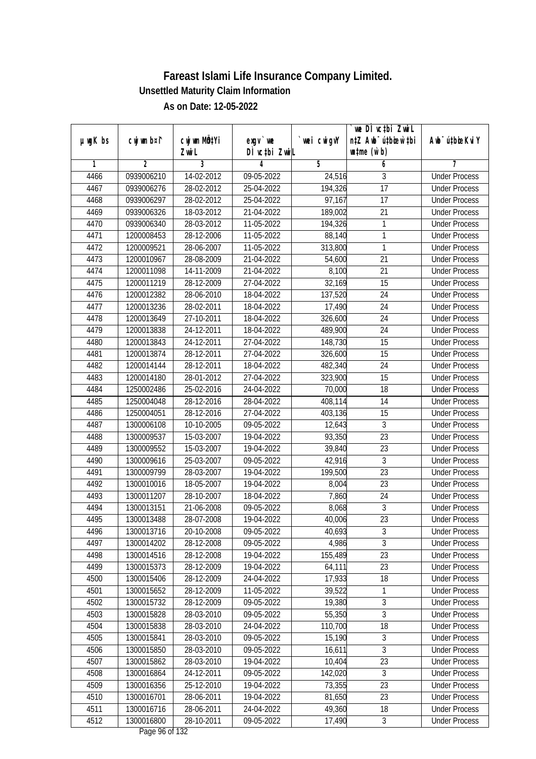# Fareast Islami Life Insurance Company Limited.

## Unsettled Maturity Claim Information

### As on Date: 12-05-2022

| µwgK bs | cwjwm b¤î | cwjwm MÖn‡Yi ZvwiL | exgv `vwe DÌvc‡bi ZvwiL | `vwei cwigvY | `vwe DÌvc‡bi ZvwiL n‡Z Awb¯úbœ `vwei wb¯úbœ ‡`b (w`b) | Awb¯úbœ `vwei KviY |
|---|---|---|---|---|---|---|
| 1 | 2 | 3 | 4 | 5 | 6 | 7 |
| 4466 | 0939006210 | 14-02-2012 | 09-05-2022 | 24,516 | 3 | Under Process |
| 4467 | 0939006276 | 28-02-2012 | 25-04-2022 | 194,326 | 17 | Under Process |
| 4468 | 0939006297 | 28-02-2012 | 25-04-2022 | 97,167 | 17 | Under Process |
| 4469 | 0939006326 | 18-03-2012 | 21-04-2022 | 189,002 | 21 | Under Process |
| 4470 | 0939006340 | 28-03-2012 | 11-05-2022 | 194,326 | 1 | Under Process |
| 4471 | 1200008453 | 28-12-2006 | 11-05-2022 | 88,140 | 1 | Under Process |
| 4472 | 1200009521 | 28-06-2007 | 11-05-2022 | 313,800 | 1 | Under Process |
| 4473 | 1200010967 | 28-08-2009 | 21-04-2022 | 54,600 | 21 | Under Process |
| 4474 | 1200011098 | 14-11-2009 | 21-04-2022 | 8,100 | 21 | Under Process |
| 4475 | 1200011219 | 28-12-2009 | 27-04-2022 | 32,169 | 15 | Under Process |
| 4476 | 1200012382 | 28-06-2010 | 18-04-2022 | 137,520 | 24 | Under Process |
| 4477 | 1200013236 | 28-02-2011 | 18-04-2022 | 17,490 | 24 | Under Process |
| 4478 | 1200013649 | 27-10-2011 | 18-04-2022 | 326,600 | 24 | Under Process |
| 4479 | 1200013838 | 24-12-2011 | 18-04-2022 | 489,900 | 24 | Under Process |
| 4480 | 1200013843 | 24-12-2011 | 27-04-2022 | 148,730 | 15 | Under Process |
| 4481 | 1200013874 | 28-12-2011 | 27-04-2022 | 326,600 | 15 | Under Process |
| 4482 | 1200014144 | 28-12-2011 | 18-04-2022 | 482,340 | 24 | Under Process |
| 4483 | 1200014180 | 28-01-2012 | 27-04-2022 | 323,900 | 15 | Under Process |
| 4484 | 1250002486 | 25-02-2016 | 24-04-2022 | 70,000 | 18 | Under Process |
| 4485 | 1250004048 | 28-12-2016 | 28-04-2022 | 408,114 | 14 | Under Process |
| 4486 | 1250004051 | 28-12-2016 | 27-04-2022 | 403,136 | 15 | Under Process |
| 4487 | 1300006108 | 10-10-2005 | 09-05-2022 | 12,643 | 3 | Under Process |
| 4488 | 1300009537 | 15-03-2007 | 19-04-2022 | 93,350 | 23 | Under Process |
| 4489 | 1300009552 | 15-03-2007 | 19-04-2022 | 39,840 | 23 | Under Process |
| 4490 | 1300009616 | 25-03-2007 | 09-05-2022 | 42,916 | 3 | Under Process |
| 4491 | 1300009799 | 28-03-2007 | 19-04-2022 | 199,500 | 23 | Under Process |
| 4492 | 1300010016 | 18-05-2007 | 19-04-2022 | 8,004 | 23 | Under Process |
| 4493 | 1300011207 | 28-10-2007 | 18-04-2022 | 7,860 | 24 | Under Process |
| 4494 | 1300013151 | 21-06-2008 | 09-05-2022 | 8,068 | 3 | Under Process |
| 4495 | 1300013488 | 28-07-2008 | 19-04-2022 | 40,006 | 23 | Under Process |
| 4496 | 1300013716 | 20-10-2008 | 09-05-2022 | 40,693 | 3 | Under Process |
| 4497 | 1300014202 | 28-12-2008 | 09-05-2022 | 4,986 | 3 | Under Process |
| 4498 | 1300014516 | 28-12-2008 | 19-04-2022 | 155,489 | 23 | Under Process |
| 4499 | 1300015373 | 28-12-2009 | 19-04-2022 | 64,111 | 23 | Under Process |
| 4500 | 1300015406 | 28-12-2009 | 24-04-2022 | 17,933 | 18 | Under Process |
| 4501 | 1300015652 | 28-12-2009 | 11-05-2022 | 39,522 | 1 | Under Process |
| 4502 | 1300015732 | 28-12-2009 | 09-05-2022 | 19,380 | 3 | Under Process |
| 4503 | 1300015828 | 28-03-2010 | 09-05-2022 | 55,350 | 3 | Under Process |
| 4504 | 1300015838 | 28-03-2010 | 24-04-2022 | 110,700 | 18 | Under Process |
| 4505 | 1300015841 | 28-03-2010 | 09-05-2022 | 15,190 | 3 | Under Process |
| 4506 | 1300015850 | 28-03-2010 | 09-05-2022 | 16,611 | 3 | Under Process |
| 4507 | 1300015862 | 28-03-2010 | 19-04-2022 | 10,404 | 23 | Under Process |
| 4508 | 1300016864 | 24-12-2011 | 09-05-2022 | 142,020 | 3 | Under Process |
| 4509 | 1300016356 | 25-12-2010 | 19-04-2022 | 73,355 | 23 | Under Process |
| 4510 | 1300016701 | 28-06-2011 | 19-04-2022 | 81,650 | 23 | Under Process |
| 4511 | 1300016716 | 28-06-2011 | 24-04-2022 | 49,360 | 18 | Under Process |
| 4512 | 1300016800 | 28-10-2011 | 09-05-2022 | 17,490 | 3 | Under Process |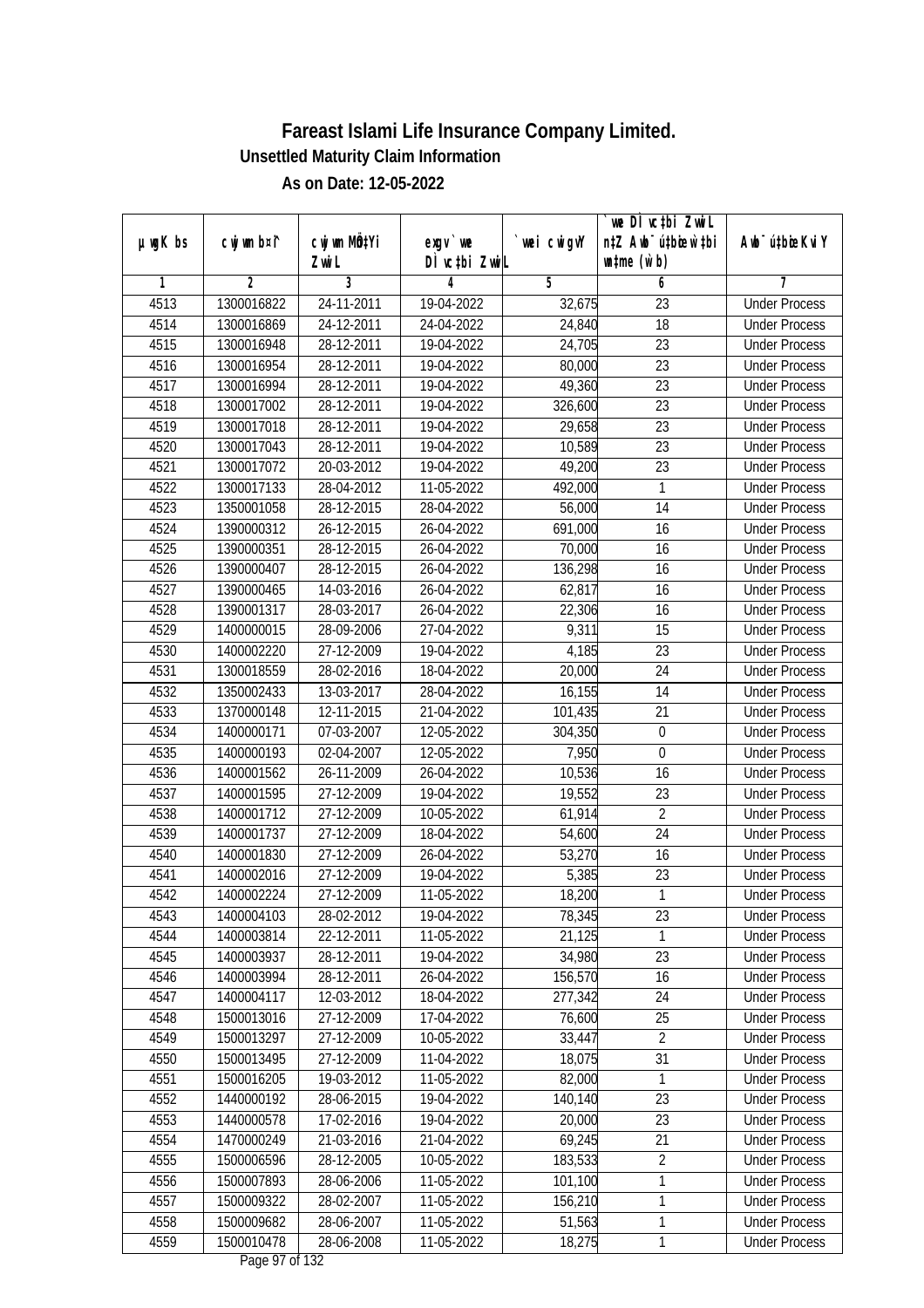# Fareast Islami Life Insurance Company Limited.

**Unsettled Maturity Claim Information**

**As on Date: 12-05-2022**

| µwgK bs | cwjwm b¤^i | cwjwm MÖn‡Yi ZvwiL | exgv`we DÌvc‡bi ZvwiL | `vwei cwigvY | `vwe DÌvc‡bi ZvwiL n‡Z Awb¯úbœ `v‡bi wmgv (w`b) | Awb¯ú‡bœi KviY |
|---|---|---|---|---|---|---|
| 1 | 2 | 3 | 4 | 5 | 6 | 7 |
| 4513 | 1300016822 | 24-11-2011 | 19-04-2022 | 32,675 | 23 | Under Process |
| 4514 | 1300016869 | 24-12-2011 | 24-04-2022 | 24,840 | 18 | Under Process |
| 4515 | 1300016948 | 28-12-2011 | 19-04-2022 | 24,705 | 23 | Under Process |
| 4516 | 1300016954 | 28-12-2011 | 19-04-2022 | 80,000 | 23 | Under Process |
| 4517 | 1300016994 | 28-12-2011 | 19-04-2022 | 49,360 | 23 | Under Process |
| 4518 | 1300017002 | 28-12-2011 | 19-04-2022 | 326,600 | 23 | Under Process |
| 4519 | 1300017018 | 28-12-2011 | 19-04-2022 | 29,658 | 23 | Under Process |
| 4520 | 1300017043 | 28-12-2011 | 19-04-2022 | 10,589 | 23 | Under Process |
| 4521 | 1300017072 | 20-03-2012 | 19-04-2022 | 49,200 | 23 | Under Process |
| 4522 | 1300017133 | 28-04-2012 | 11-05-2022 | 492,000 | 1 | Under Process |
| 4523 | 1350001058 | 28-12-2015 | 28-04-2022 | 56,000 | 14 | Under Process |
| 4524 | 1390000312 | 26-12-2015 | 26-04-2022 | 691,000 | 16 | Under Process |
| 4525 | 1390000351 | 28-12-2015 | 26-04-2022 | 70,000 | 16 | Under Process |
| 4526 | 1390000407 | 28-12-2015 | 26-04-2022 | 136,298 | 16 | Under Process |
| 4527 | 1390000465 | 14-03-2016 | 26-04-2022 | 62,817 | 16 | Under Process |
| 4528 | 1390001317 | 28-03-2017 | 26-04-2022 | 22,306 | 16 | Under Process |
| 4529 | 1400000015 | 28-09-2006 | 27-04-2022 | 9,311 | 15 | Under Process |
| 4530 | 1400002220 | 27-12-2009 | 19-04-2022 | 4,185 | 23 | Under Process |
| 4531 | 1300018559 | 28-02-2016 | 18-04-2022 | 20,000 | 24 | Under Process |
| 4532 | 1350002433 | 13-03-2017 | 28-04-2022 | 16,155 | 14 | Under Process |
| 4533 | 1370000148 | 12-11-2015 | 21-04-2022 | 101,435 | 21 | Under Process |
| 4534 | 1400000171 | 07-03-2007 | 12-05-2022 | 304,350 | 0 | Under Process |
| 4535 | 1400000193 | 02-04-2007 | 12-05-2022 | 7,950 | 0 | Under Process |
| 4536 | 1400001562 | 26-11-2009 | 26-04-2022 | 10,536 | 16 | Under Process |
| 4537 | 1400001595 | 27-12-2009 | 19-04-2022 | 19,552 | 23 | Under Process |
| 4538 | 1400001712 | 27-12-2009 | 10-05-2022 | 61,914 | 2 | Under Process |
| 4539 | 1400001737 | 27-12-2009 | 18-04-2022 | 54,600 | 24 | Under Process |
| 4540 | 1400001830 | 27-12-2009 | 26-04-2022 | 53,270 | 16 | Under Process |
| 4541 | 1400002016 | 27-12-2009 | 19-04-2022 | 5,385 | 23 | Under Process |
| 4542 | 1400002224 | 27-12-2009 | 11-05-2022 | 18,200 | 1 | Under Process |
| 4543 | 1400004103 | 28-02-2012 | 19-04-2022 | 78,345 | 23 | Under Process |
| 4544 | 1400003814 | 22-12-2011 | 11-05-2022 | 21,125 | 1 | Under Process |
| 4545 | 1400003937 | 28-12-2011 | 19-04-2022 | 34,980 | 23 | Under Process |
| 4546 | 1400003994 | 28-12-2011 | 26-04-2022 | 156,570 | 16 | Under Process |
| 4547 | 1400004117 | 12-03-2012 | 18-04-2022 | 277,342 | 24 | Under Process |
| 4548 | 1500013016 | 27-12-2009 | 17-04-2022 | 76,600 | 25 | Under Process |
| 4549 | 1500013297 | 27-12-2009 | 10-05-2022 | 33,447 | 2 | Under Process |
| 4550 | 1500013495 | 27-12-2009 | 11-04-2022 | 18,075 | 31 | Under Process |
| 4551 | 1500016205 | 19-03-2012 | 11-05-2022 | 82,000 | 1 | Under Process |
| 4552 | 1440000192 | 28-06-2015 | 19-04-2022 | 140,140 | 23 | Under Process |
| 4553 | 1440000578 | 17-02-2016 | 19-04-2022 | 20,000 | 23 | Under Process |
| 4554 | 1470000249 | 21-03-2016 | 21-04-2022 | 69,245 | 21 | Under Process |
| 4555 | 1500006596 | 28-12-2005 | 10-05-2022 | 183,533 | 2 | Under Process |
| 4556 | 1500007893 | 28-06-2006 | 11-05-2022 | 101,100 | 1 | Under Process |
| 4557 | 1500009322 | 28-02-2007 | 11-05-2022 | 156,210 | 1 | Under Process |
| 4558 | 1500009682 | 28-06-2007 | 11-05-2022 | 51,563 | 1 | Under Process |
| 4559 | 1500010478 | 28-06-2008 | 11-05-2022 | 18,275 | 1 | Under Process |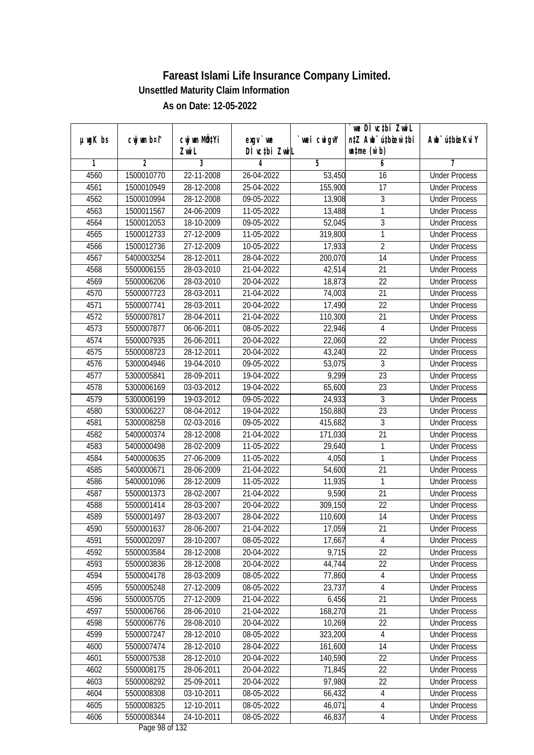# Fareast Islami Life Insurance Company Limited.

### Unsettled Maturity Claim Information

### As on Date: 12-05-2022

| µwgK bs | cwjwm bs¤^i | cwjwm MÖ‡Yi ZvwiL | exgv`v we DÌvc‡bi ZvwiL | `vwei cwigvY | `vwe DÌvc‡bi ZvwiL n‡Z Awb¯úbœ `v‡bi w`‡bi msL¨v (w`b) | Awb¯úbœ Kvi Y |
|---|---|---|---|---|---|---|
| 1 | 2 | 3 | 4 | 5 | 6 | 7 |
| 4560 | 1500010770 | 22-11-2008 | 26-04-2022 | 53,450 | 16 | Under Process |
| 4561 | 1500010949 | 28-12-2008 | 25-04-2022 | 155,900 | 17 | Under Process |
| 4562 | 1500010994 | 28-12-2008 | 09-05-2022 | 13,908 | 3 | Under Process |
| 4563 | 1500011567 | 24-06-2009 | 11-05-2022 | 13,488 | 1 | Under Process |
| 4564 | 1500012053 | 18-10-2009 | 09-05-2022 | 52,045 | 3 | Under Process |
| 4565 | 1500012733 | 27-12-2009 | 11-05-2022 | 319,800 | 1 | Under Process |
| 4566 | 1500012736 | 27-12-2009 | 10-05-2022 | 17,933 | 2 | Under Process |
| 4567 | 5400003254 | 28-12-2011 | 28-04-2022 | 200,070 | 14 | Under Process |
| 4568 | 5500006155 | 28-03-2010 | 21-04-2022 | 42,514 | 21 | Under Process |
| 4569 | 5500006206 | 28-03-2010 | 20-04-2022 | 18,873 | 22 | Under Process |
| 4570 | 5500007723 | 28-03-2011 | 21-04-2022 | 74,003 | 21 | Under Process |
| 4571 | 5500007741 | 28-03-2011 | 20-04-2022 | 17,490 | 22 | Under Process |
| 4572 | 5500007817 | 28-04-2011 | 21-04-2022 | 110,300 | 21 | Under Process |
| 4573 | 5500007877 | 06-06-2011 | 08-05-2022 | 22,946 | 4 | Under Process |
| 4574 | 5500007935 | 26-06-2011 | 20-04-2022 | 22,060 | 22 | Under Process |
| 4575 | 5500008723 | 28-12-2011 | 20-04-2022 | 43,240 | 22 | Under Process |
| 4576 | 5300004946 | 19-04-2010 | 09-05-2022 | 53,075 | 3 | Under Process |
| 4577 | 5300005841 | 28-09-2011 | 19-04-2022 | 9,299 | 23 | Under Process |
| 4578 | 5300006169 | 03-03-2012 | 19-04-2022 | 65,600 | 23 | Under Process |
| 4579 | 5300006199 | 19-03-2012 | 09-05-2022 | 24,933 | 3 | Under Process |
| 4580 | 5300006227 | 08-04-2012 | 19-04-2022 | 150,880 | 23 | Under Process |
| 4581 | 5300008258 | 02-03-2016 | 09-05-2022 | 415,682 | 3 | Under Process |
| 4582 | 5400000374 | 28-12-2008 | 21-04-2022 | 171,030 | 21 | Under Process |
| 4583 | 5400000498 | 28-02-2009 | 11-05-2022 | 29,640 | 1 | Under Process |
| 4584 | 5400000635 | 27-06-2009 | 11-05-2022 | 4,050 | 1 | Under Process |
| 4585 | 5400000671 | 28-06-2009 | 21-04-2022 | 54,600 | 21 | Under Process |
| 4586 | 5400001096 | 28-12-2009 | 11-05-2022 | 11,935 | 1 | Under Process |
| 4587 | 5500001373 | 28-02-2007 | 21-04-2022 | 9,590 | 21 | Under Process |
| 4588 | 5500001414 | 28-03-2007 | 20-04-2022 | 309,150 | 22 | Under Process |
| 4589 | 5500001497 | 28-03-2007 | 28-04-2022 | 110,600 | 14 | Under Process |
| 4590 | 5500001637 | 28-06-2007 | 21-04-2022 | 17,059 | 21 | Under Process |
| 4591 | 5500002097 | 28-10-2007 | 08-05-2022 | 17,667 | 4 | Under Process |
| 4592 | 5500003584 | 28-12-2008 | 20-04-2022 | 9,715 | 22 | Under Process |
| 4593 | 5500003836 | 28-12-2008 | 20-04-2022 | 44,744 | 22 | Under Process |
| 4594 | 5500004178 | 28-03-2009 | 08-05-2022 | 77,860 | 4 | Under Process |
| 4595 | 5500005248 | 27-12-2009 | 08-05-2022 | 23,737 | 4 | Under Process |
| 4596 | 5500005705 | 27-12-2009 | 21-04-2022 | 6,456 | 21 | Under Process |
| 4597 | 5500006766 | 28-06-2010 | 21-04-2022 | 168,270 | 21 | Under Process |
| 4598 | 5500006776 | 28-08-2010 | 20-04-2022 | 10,269 | 22 | Under Process |
| 4599 | 5500007247 | 28-12-2010 | 08-05-2022 | 323,200 | 4 | Under Process |
| 4600 | 5500007474 | 28-12-2010 | 28-04-2022 | 161,600 | 14 | Under Process |
| 4601 | 5500007538 | 28-12-2010 | 20-04-2022 | 140,590 | 22 | Under Process |
| 4602 | 5500008175 | 28-06-2011 | 20-04-2022 | 71,845 | 22 | Under Process |
| 4603 | 5500008292 | 25-09-2011 | 20-04-2022 | 97,980 | 22 | Under Process |
| 4604 | 5500008308 | 03-10-2011 | 08-05-2022 | 66,432 | 4 | Under Process |
| 4605 | 5500008325 | 12-10-2011 | 08-05-2022 | 46,071 | 4 | Under Process |
| 4606 | 5500008344 | 24-10-2011 | 08-05-2022 | 46,837 | 4 | Under Process |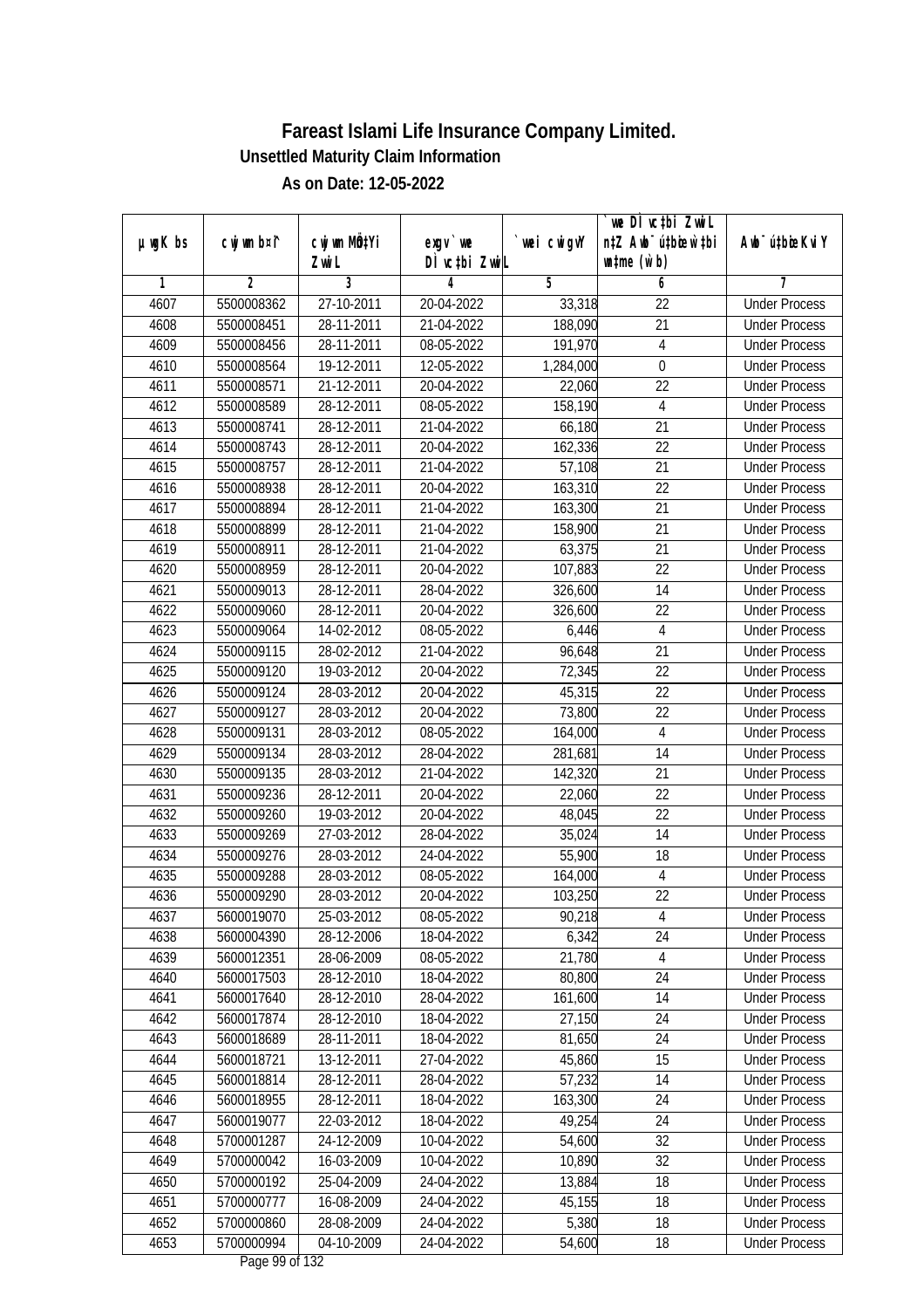# Fareast Islami Life Insurance Company Limited.

**Unsettled Maturity Claim Information**

**As on Date: 12-05-2022**

| µwgK bs | cwjwm b¤^i | cwjwm MÖn‡Yi ZvwiL | exgv`vwe DÌvc‡bi ZvwiL | `vwei cwigvY | `vwe DÌvc‡bi ZvwiL n‡Z Awb¯ú‡bœi w`‡bi msL¨v (w`b) | Awb¯úbœ Kvi Y |
|---|---|---|---|---|---|---|
| 1 | 2 | 3 | 4 | 5 | 6 | 7 |
| 4607 | 5500008362 | 27-10-2011 | 20-04-2022 | 33,318 | 22 | Under Process |
| 4608 | 5500008451 | 28-11-2011 | 21-04-2022 | 188,090 | 21 | Under Process |
| 4609 | 5500008456 | 28-11-2011 | 08-05-2022 | 191,970 | 4 | Under Process |
| 4610 | 5500008564 | 19-12-2011 | 12-05-2022 | 1,284,000 | 0 | Under Process |
| 4611 | 5500008571 | 21-12-2011 | 20-04-2022 | 22,060 | 22 | Under Process |
| 4612 | 5500008589 | 28-12-2011 | 08-05-2022 | 158,190 | 4 | Under Process |
| 4613 | 5500008741 | 28-12-2011 | 21-04-2022 | 66,180 | 21 | Under Process |
| 4614 | 5500008743 | 28-12-2011 | 20-04-2022 | 162,336 | 22 | Under Process |
| 4615 | 5500008757 | 28-12-2011 | 21-04-2022 | 57,108 | 21 | Under Process |
| 4616 | 5500008938 | 28-12-2011 | 20-04-2022 | 163,310 | 22 | Under Process |
| 4617 | 5500008894 | 28-12-2011 | 21-04-2022 | 163,300 | 21 | Under Process |
| 4618 | 5500008899 | 28-12-2011 | 21-04-2022 | 158,900 | 21 | Under Process |
| 4619 | 5500008911 | 28-12-2011 | 21-04-2022 | 63,375 | 21 | Under Process |
| 4620 | 5500008959 | 28-12-2011 | 20-04-2022 | 107,883 | 22 | Under Process |
| 4621 | 5500009013 | 28-12-2011 | 28-04-2022 | 326,600 | 14 | Under Process |
| 4622 | 5500009060 | 28-12-2011 | 20-04-2022 | 326,600 | 22 | Under Process |
| 4623 | 5500009064 | 14-02-2012 | 08-05-2022 | 6,446 | 4 | Under Process |
| 4624 | 5500009115 | 28-02-2012 | 21-04-2022 | 96,648 | 21 | Under Process |
| 4625 | 5500009120 | 19-03-2012 | 20-04-2022 | 72,345 | 22 | Under Process |
| 4626 | 5500009124 | 28-03-2012 | 20-04-2022 | 45,315 | 22 | Under Process |
| 4627 | 5500009127 | 28-03-2012 | 20-04-2022 | 73,800 | 22 | Under Process |
| 4628 | 5500009131 | 28-03-2012 | 08-05-2022 | 164,000 | 4 | Under Process |
| 4629 | 5500009134 | 28-03-2012 | 28-04-2022 | 281,681 | 14 | Under Process |
| 4630 | 5500009135 | 28-03-2012 | 21-04-2022 | 142,320 | 21 | Under Process |
| 4631 | 5500009236 | 28-12-2011 | 20-04-2022 | 22,060 | 22 | Under Process |
| 4632 | 5500009260 | 19-03-2012 | 20-04-2022 | 48,045 | 22 | Under Process |
| 4633 | 5500009269 | 27-03-2012 | 28-04-2022 | 35,024 | 14 | Under Process |
| 4634 | 5500009276 | 28-03-2012 | 24-04-2022 | 55,900 | 18 | Under Process |
| 4635 | 5500009288 | 28-03-2012 | 08-05-2022 | 164,000 | 4 | Under Process |
| 4636 | 5500009290 | 28-03-2012 | 20-04-2022 | 103,250 | 22 | Under Process |
| 4637 | 5600019070 | 25-03-2012 | 08-05-2022 | 90,218 | 4 | Under Process |
| 4638 | 5600004390 | 28-12-2006 | 18-04-2022 | 6,342 | 24 | Under Process |
| 4639 | 5600012351 | 28-06-2009 | 08-05-2022 | 21,780 | 4 | Under Process |
| 4640 | 5600017503 | 28-12-2010 | 18-04-2022 | 80,800 | 24 | Under Process |
| 4641 | 5600017640 | 28-12-2010 | 28-04-2022 | 161,600 | 14 | Under Process |
| 4642 | 5600017874 | 28-12-2010 | 18-04-2022 | 27,150 | 24 | Under Process |
| 4643 | 5600018689 | 28-11-2011 | 18-04-2022 | 81,650 | 24 | Under Process |
| 4644 | 5600018721 | 13-12-2011 | 27-04-2022 | 45,860 | 15 | Under Process |
| 4645 | 5600018814 | 28-12-2011 | 28-04-2022 | 57,232 | 14 | Under Process |
| 4646 | 5600018955 | 28-12-2011 | 18-04-2022 | 163,300 | 24 | Under Process |
| 4647 | 5600019077 | 22-03-2012 | 18-04-2022 | 49,254 | 24 | Under Process |
| 4648 | 5700001287 | 24-12-2009 | 10-04-2022 | 54,600 | 32 | Under Process |
| 4649 | 5700000042 | 16-03-2009 | 10-04-2022 | 10,890 | 32 | Under Process |
| 4650 | 5700000192 | 25-04-2009 | 24-04-2022 | 13,884 | 18 | Under Process |
| 4651 | 5700000777 | 16-08-2009 | 24-04-2022 | 45,155 | 18 | Under Process |
| 4652 | 5700000860 | 28-08-2009 | 24-04-2022 | 5,380 | 18 | Under Process |
| 4653 | 5700000994 | 04-10-2009 | 24-04-2022 | 54,600 | 18 | Under Process |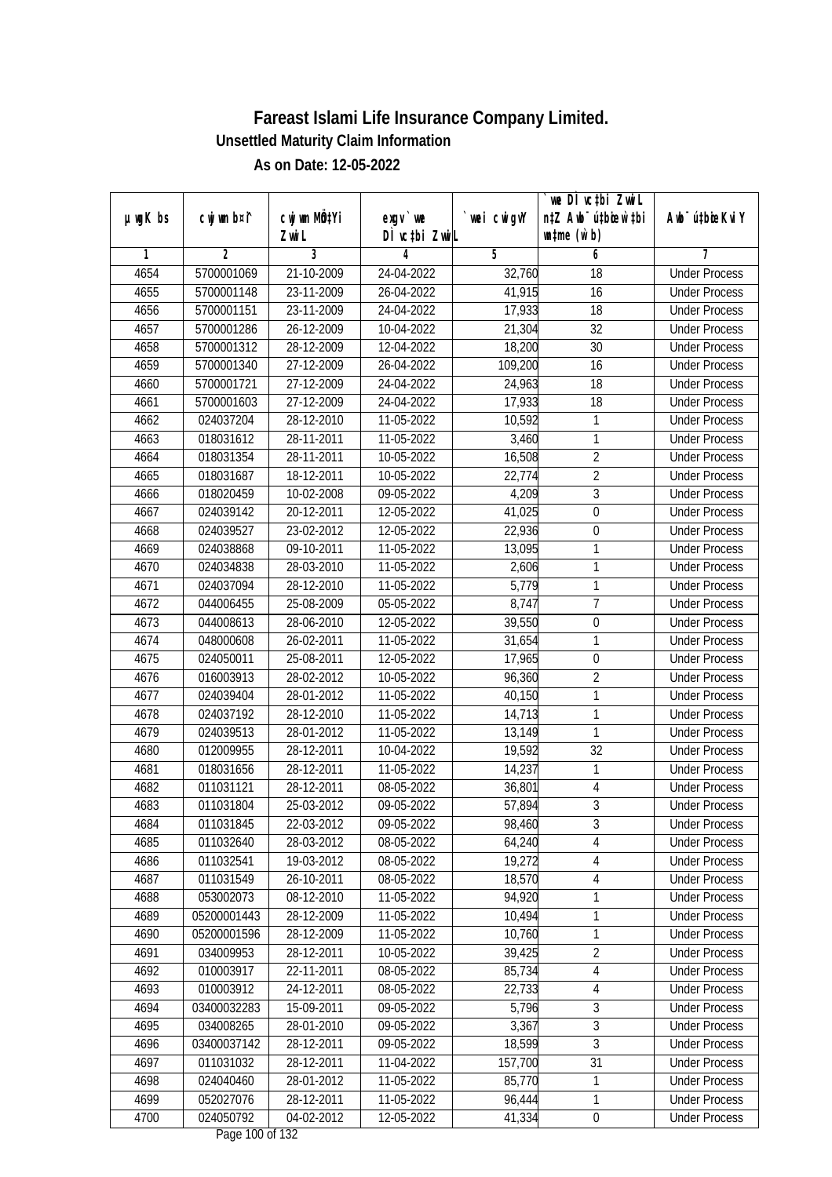# Fareast Islami Life Insurance Company Limited.

**Unsettled Maturity Claim Information**

**As on Date: 12-05-2022**

| µwgK bs | cwjwm b¤^i | cwjwm MÖn‡Yi ZvwiL | exgv` we DÌ vc‡bi ZvwiL | `vwei cwigvY | `vwe DÌ vc‡bi ZvwiL n‡Z Awb¯úbœ `vwe ‡bi w`b | Awb¯ú‡bœi KviY |
|---|---|---|---|---|---|---|
| 1 | 2 | 3 | 4 | 5 | 6 | 7 |
| 4654 | 5700001069 | 21-10-2009 | 24-04-2022 | 32,760 | 18 | Under Process |
| 4655 | 5700001148 | 23-11-2009 | 26-04-2022 | 41,915 | 16 | Under Process |
| 4656 | 5700001151 | 23-11-2009 | 24-04-2022 | 17,933 | 18 | Under Process |
| 4657 | 5700001286 | 26-12-2009 | 10-04-2022 | 21,304 | 32 | Under Process |
| 4658 | 5700001312 | 28-12-2009 | 12-04-2022 | 18,200 | 30 | Under Process |
| 4659 | 5700001340 | 27-12-2009 | 26-04-2022 | 109,200 | 16 | Under Process |
| 4660 | 5700001721 | 27-12-2009 | 24-04-2022 | 24,963 | 18 | Under Process |
| 4661 | 5700001603 | 27-12-2009 | 24-04-2022 | 17,933 | 18 | Under Process |
| 4662 | 024037204 | 28-12-2010 | 11-05-2022 | 10,592 | 1 | Under Process |
| 4663 | 018031612 | 28-11-2011 | 11-05-2022 | 3,460 | 1 | Under Process |
| 4664 | 018031354 | 28-11-2011 | 10-05-2022 | 16,508 | 2 | Under Process |
| 4665 | 018031687 | 18-12-2011 | 10-05-2022 | 22,774 | 2 | Under Process |
| 4666 | 018020459 | 10-02-2008 | 09-05-2022 | 4,209 | 3 | Under Process |
| 4667 | 024039142 | 20-12-2011 | 12-05-2022 | 41,025 | 0 | Under Process |
| 4668 | 024039527 | 23-02-2012 | 12-05-2022 | 22,936 | 0 | Under Process |
| 4669 | 024038868 | 09-10-2011 | 11-05-2022 | 13,095 | 1 | Under Process |
| 4670 | 024034838 | 28-03-2010 | 11-05-2022 | 2,606 | 1 | Under Process |
| 4671 | 024037094 | 28-12-2010 | 11-05-2022 | 5,779 | 1 | Under Process |
| 4672 | 044006455 | 25-08-2009 | 05-05-2022 | 8,747 | 7 | Under Process |
| 4673 | 044008613 | 28-06-2010 | 12-05-2022 | 39,550 | 0 | Under Process |
| 4674 | 048000608 | 26-02-2011 | 11-05-2022 | 31,654 | 1 | Under Process |
| 4675 | 024050011 | 25-08-2011 | 12-05-2022 | 17,965 | 0 | Under Process |
| 4676 | 016003913 | 28-02-2012 | 10-05-2022 | 96,360 | 2 | Under Process |
| 4677 | 024039404 | 28-01-2012 | 11-05-2022 | 40,150 | 1 | Under Process |
| 4678 | 024037192 | 28-12-2010 | 11-05-2022 | 14,713 | 1 | Under Process |
| 4679 | 024039513 | 28-01-2012 | 11-05-2022 | 13,149 | 1 | Under Process |
| 4680 | 012009955 | 28-12-2011 | 10-04-2022 | 19,592 | 32 | Under Process |
| 4681 | 018031656 | 28-12-2011 | 11-05-2022 | 14,237 | 1 | Under Process |
| 4682 | 011031121 | 28-12-2011 | 08-05-2022 | 36,801 | 4 | Under Process |
| 4683 | 011031804 | 25-03-2012 | 09-05-2022 | 57,894 | 3 | Under Process |
| 4684 | 011031845 | 22-03-2012 | 09-05-2022 | 98,460 | 3 | Under Process |
| 4685 | 011032640 | 28-03-2012 | 08-05-2022 | 64,240 | 4 | Under Process |
| 4686 | 011032541 | 19-03-2012 | 08-05-2022 | 19,272 | 4 | Under Process |
| 4687 | 011031549 | 26-10-2011 | 08-05-2022 | 18,570 | 4 | Under Process |
| 4688 | 053002073 | 08-12-2010 | 11-05-2022 | 94,920 | 1 | Under Process |
| 4689 | 05200001443 | 28-12-2009 | 11-05-2022 | 10,494 | 1 | Under Process |
| 4690 | 05200001596 | 28-12-2009 | 11-05-2022 | 10,760 | 1 | Under Process |
| 4691 | 034009953 | 28-12-2011 | 10-05-2022 | 39,425 | 2 | Under Process |
| 4692 | 010003917 | 22-11-2011 | 08-05-2022 | 85,734 | 4 | Under Process |
| 4693 | 010003912 | 24-12-2011 | 08-05-2022 | 22,733 | 4 | Under Process |
| 4694 | 03400032283 | 15-09-2011 | 09-05-2022 | 5,796 | 3 | Under Process |
| 4695 | 034008265 | 28-01-2010 | 09-05-2022 | 3,367 | 3 | Under Process |
| 4696 | 03400037142 | 28-12-2011 | 09-05-2022 | 18,599 | 3 | Under Process |
| 4697 | 011031032 | 28-12-2011 | 11-04-2022 | 157,700 | 31 | Under Process |
| 4698 | 024040460 | 28-01-2012 | 11-05-2022 | 85,770 | 1 | Under Process |
| 4699 | 052027076 | 28-12-2011 | 11-05-2022 | 96,444 | 1 | Under Process |
| 4700 | 024050792 | 04-02-2012 | 12-05-2022 | 41,334 | 0 | Under Process |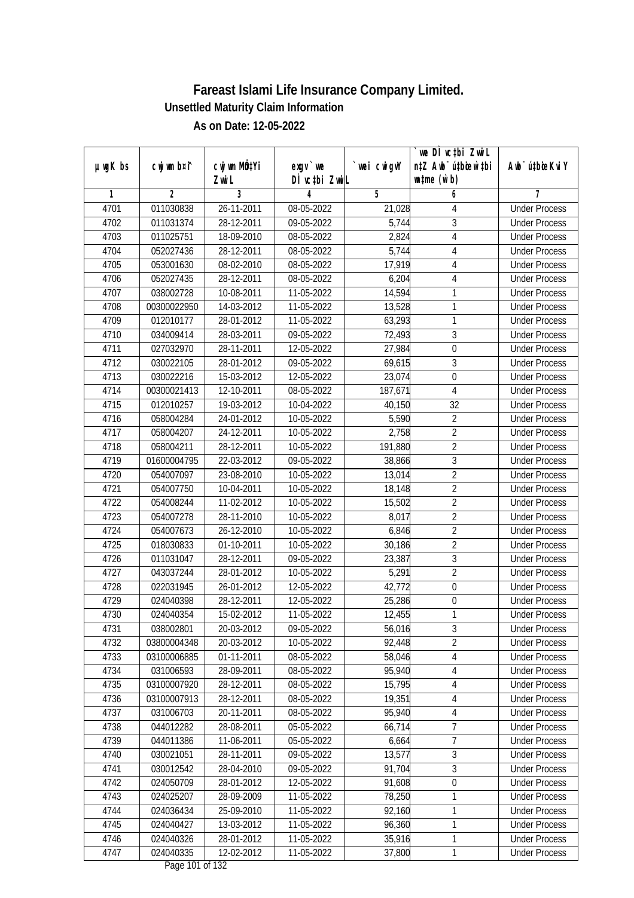# Fareast Islami Life Insurance Company Limited.

**Unsettled Maturity Claim Information**

**As on Date: 12-05-2022**

| µwgK bs | cwjwm b¤^i | cwjwm MÖnYi ZvwiL | exgv `vwe DÌvc‡bi ZvwiL | `vwei cwigvY | `vwe DÌvc‡bi ZvwiL n‡Z Awb¯úbœ `v‡bi w`b (w`b) | Awb¯úbœ KviY |
|---|---|---|---|---|---|---|
| 1 | 2 | 3 | 4 | 5 | 6 | 7 |
| 4701 | 011030838 | 26-11-2011 | 08-05-2022 | 21,028 | 4 | Under Process |
| 4702 | 011031374 | 28-12-2011 | 09-05-2022 | 5,744 | 3 | Under Process |
| 4703 | 011025751 | 18-09-2010 | 08-05-2022 | 2,824 | 4 | Under Process |
| 4704 | 052027436 | 28-12-2011 | 08-05-2022 | 5,744 | 4 | Under Process |
| 4705 | 053001630 | 08-02-2010 | 08-05-2022 | 17,919 | 4 | Under Process |
| 4706 | 052027435 | 28-12-2011 | 08-05-2022 | 6,204 | 4 | Under Process |
| 4707 | 038002728 | 10-08-2011 | 11-05-2022 | 14,594 | 1 | Under Process |
| 4708 | 00300022950 | 14-03-2012 | 11-05-2022 | 13,528 | 1 | Under Process |
| 4709 | 012010177 | 28-01-2012 | 11-05-2022 | 63,293 | 1 | Under Process |
| 4710 | 034009414 | 28-03-2011 | 09-05-2022 | 72,493 | 3 | Under Process |
| 4711 | 027032970 | 28-11-2011 | 12-05-2022 | 27,984 | 0 | Under Process |
| 4712 | 030022105 | 28-01-2012 | 09-05-2022 | 69,615 | 3 | Under Process |
| 4713 | 030022216 | 15-03-2012 | 12-05-2022 | 23,074 | 0 | Under Process |
| 4714 | 00300021413 | 12-10-2011 | 08-05-2022 | 187,671 | 4 | Under Process |
| 4715 | 012010257 | 19-03-2012 | 10-04-2022 | 40,150 | 32 | Under Process |
| 4716 | 058004284 | 24-01-2012 | 10-05-2022 | 5,590 | 2 | Under Process |
| 4717 | 058004207 | 24-12-2011 | 10-05-2022 | 2,758 | 2 | Under Process |
| 4718 | 058004211 | 28-12-2011 | 10-05-2022 | 191,880 | 2 | Under Process |
| 4719 | 01600004795 | 22-03-2012 | 09-05-2022 | 38,866 | 3 | Under Process |
| 4720 | 054007097 | 23-08-2010 | 10-05-2022 | 13,014 | 2 | Under Process |
| 4721 | 054007750 | 10-04-2011 | 10-05-2022 | 18,148 | 2 | Under Process |
| 4722 | 054008244 | 11-02-2012 | 10-05-2022 | 15,502 | 2 | Under Process |
| 4723 | 054007278 | 28-11-2010 | 10-05-2022 | 8,017 | 2 | Under Process |
| 4724 | 054007673 | 26-12-2010 | 10-05-2022 | 6,846 | 2 | Under Process |
| 4725 | 018030833 | 01-10-2011 | 10-05-2022 | 30,186 | 2 | Under Process |
| 4726 | 011031047 | 28-12-2011 | 09-05-2022 | 23,387 | 3 | Under Process |
| 4727 | 043037244 | 28-01-2012 | 10-05-2022 | 5,291 | 2 | Under Process |
| 4728 | 022031945 | 26-01-2012 | 12-05-2022 | 42,772 | 0 | Under Process |
| 4729 | 024040398 | 28-12-2011 | 12-05-2022 | 25,286 | 0 | Under Process |
| 4730 | 024040354 | 15-02-2012 | 11-05-2022 | 12,455 | 1 | Under Process |
| 4731 | 038002801 | 20-03-2012 | 09-05-2022 | 56,016 | 3 | Under Process |
| 4732 | 03800004348 | 20-03-2012 | 10-05-2022 | 92,448 | 2 | Under Process |
| 4733 | 03100006885 | 01-11-2011 | 08-05-2022 | 58,046 | 4 | Under Process |
| 4734 | 031006593 | 28-09-2011 | 08-05-2022 | 95,940 | 4 | Under Process |
| 4735 | 03100007920 | 28-12-2011 | 08-05-2022 | 15,795 | 4 | Under Process |
| 4736 | 03100007913 | 28-12-2011 | 08-05-2022 | 19,351 | 4 | Under Process |
| 4737 | 031006703 | 20-11-2011 | 08-05-2022 | 95,940 | 4 | Under Process |
| 4738 | 044012282 | 28-08-2011 | 05-05-2022 | 66,714 | 7 | Under Process |
| 4739 | 044011386 | 11-06-2011 | 05-05-2022 | 6,664 | 7 | Under Process |
| 4740 | 030021051 | 28-11-2011 | 09-05-2022 | 13,577 | 3 | Under Process |
| 4741 | 030012542 | 28-04-2010 | 09-05-2022 | 91,704 | 3 | Under Process |
| 4742 | 024050709 | 28-01-2012 | 12-05-2022 | 91,608 | 0 | Under Process |
| 4743 | 024025207 | 28-09-2009 | 11-05-2022 | 78,250 | 1 | Under Process |
| 4744 | 024036434 | 25-09-2010 | 11-05-2022 | 92,160 | 1 | Under Process |
| 4745 | 024040427 | 13-03-2012 | 11-05-2022 | 96,360 | 1 | Under Process |
| 4746 | 024040326 | 28-01-2012 | 11-05-2022 | 35,916 | 1 | Under Process |
| 4747 | 024040335 | 12-02-2012 | 11-05-2022 | 37,800 | 1 | Under Process |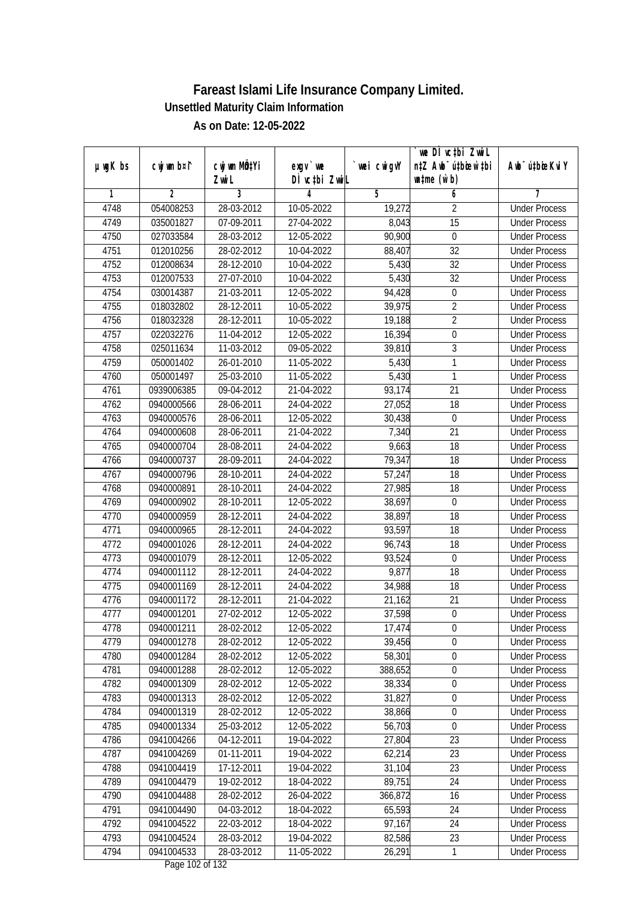# Fareast Islami Life Insurance Company Limited.

**Unsettled Maturity Claim Information**

**As on Date: 12-05-2022**

| µwgK bs | cwjwm b¤^i | cwjwm MÖn‡Yi ZwiL | exgv`we DÌvc‡bi ZwiL | `vwei cwigvY | `vwe DÌvc‡bi ZwiL n‡Z Awb¯úbœ `vwei wbtme (w`b) | Awb¯ú‡bœi KviY |
|---|---|---|---|---|---|---|
| 1 | 2 | 3 | 4 | 5 | 6 | 7 |
| 4748 | 054008253 | 28-03-2012 | 10-05-2022 | 19,272 | 2 | Under Process |
| 4749 | 035001827 | 07-09-2011 | 27-04-2022 | 8,043 | 15 | Under Process |
| 4750 | 027033584 | 28-03-2012 | 12-05-2022 | 90,900 | 0 | Under Process |
| 4751 | 012010256 | 28-02-2012 | 10-04-2022 | 88,407 | 32 | Under Process |
| 4752 | 012008634 | 28-12-2010 | 10-04-2022 | 5,430 | 32 | Under Process |
| 4753 | 012007533 | 27-07-2010 | 10-04-2022 | 5,430 | 32 | Under Process |
| 4754 | 030014387 | 21-03-2011 | 12-05-2022 | 94,428 | 0 | Under Process |
| 4755 | 018032802 | 28-12-2011 | 10-05-2022 | 39,975 | 2 | Under Process |
| 4756 | 018032328 | 28-12-2011 | 10-05-2022 | 19,188 | 2 | Under Process |
| 4757 | 022032276 | 11-04-2012 | 12-05-2022 | 16,394 | 0 | Under Process |
| 4758 | 025011634 | 11-03-2012 | 09-05-2022 | 39,810 | 3 | Under Process |
| 4759 | 050001402 | 26-01-2010 | 11-05-2022 | 5,430 | 1 | Under Process |
| 4760 | 050001497 | 25-03-2010 | 11-05-2022 | 5,430 | 1 | Under Process |
| 4761 | 0939006385 | 09-04-2012 | 21-04-2022 | 93,174 | 21 | Under Process |
| 4762 | 0940000566 | 28-06-2011 | 24-04-2022 | 27,052 | 18 | Under Process |
| 4763 | 0940000576 | 28-06-2011 | 12-05-2022 | 30,438 | 0 | Under Process |
| 4764 | 0940000608 | 28-06-2011 | 21-04-2022 | 7,340 | 21 | Under Process |
| 4765 | 0940000704 | 28-08-2011 | 24-04-2022 | 9,663 | 18 | Under Process |
| 4766 | 0940000737 | 28-09-2011 | 24-04-2022 | 79,347 | 18 | Under Process |
| 4767 | 0940000796 | 28-10-2011 | 24-04-2022 | 57,247 | 18 | Under Process |
| 4768 | 0940000891 | 28-10-2011 | 24-04-2022 | 27,985 | 18 | Under Process |
| 4769 | 0940000902 | 28-10-2011 | 12-05-2022 | 38,697 | 0 | Under Process |
| 4770 | 0940000959 | 28-12-2011 | 24-04-2022 | 38,897 | 18 | Under Process |
| 4771 | 0940000965 | 28-12-2011 | 24-04-2022 | 93,597 | 18 | Under Process |
| 4772 | 0940001026 | 28-12-2011 | 24-04-2022 | 96,743 | 18 | Under Process |
| 4773 | 0940001079 | 28-12-2011 | 12-05-2022 | 93,524 | 0 | Under Process |
| 4774 | 0940001112 | 28-12-2011 | 24-04-2022 | 9,877 | 18 | Under Process |
| 4775 | 0940001169 | 28-12-2011 | 24-04-2022 | 34,988 | 18 | Under Process |
| 4776 | 0940001172 | 28-12-2011 | 21-04-2022 | 21,162 | 21 | Under Process |
| 4777 | 0940001201 | 27-02-2012 | 12-05-2022 | 37,598 | 0 | Under Process |
| 4778 | 0940001211 | 28-02-2012 | 12-05-2022 | 17,474 | 0 | Under Process |
| 4779 | 0940001278 | 28-02-2012 | 12-05-2022 | 39,456 | 0 | Under Process |
| 4780 | 0940001284 | 28-02-2012 | 12-05-2022 | 58,301 | 0 | Under Process |
| 4781 | 0940001288 | 28-02-2012 | 12-05-2022 | 388,652 | 0 | Under Process |
| 4782 | 0940001309 | 28-02-2012 | 12-05-2022 | 38,334 | 0 | Under Process |
| 4783 | 0940001313 | 28-02-2012 | 12-05-2022 | 31,827 | 0 | Under Process |
| 4784 | 0940001319 | 28-02-2012 | 12-05-2022 | 38,866 | 0 | Under Process |
| 4785 | 0940001334 | 25-03-2012 | 12-05-2022 | 56,703 | 0 | Under Process |
| 4786 | 0941004266 | 04-12-2011 | 19-04-2022 | 27,804 | 23 | Under Process |
| 4787 | 0941004269 | 01-11-2011 | 19-04-2022 | 62,214 | 23 | Under Process |
| 4788 | 0941004419 | 17-12-2011 | 19-04-2022 | 31,104 | 23 | Under Process |
| 4789 | 0941004479 | 19-02-2012 | 18-04-2022 | 89,751 | 24 | Under Process |
| 4790 | 0941004488 | 28-02-2012 | 26-04-2022 | 366,872 | 16 | Under Process |
| 4791 | 0941004490 | 04-03-2012 | 18-04-2022 | 65,593 | 24 | Under Process |
| 4792 | 0941004522 | 22-03-2012 | 18-04-2022 | 97,167 | 24 | Under Process |
| 4793 | 0941004524 | 28-03-2012 | 19-04-2022 | 82,586 | 23 | Under Process |
| 4794 | 0941004533 | 28-03-2012 | 11-05-2022 | 26,291 | 1 | Under Process |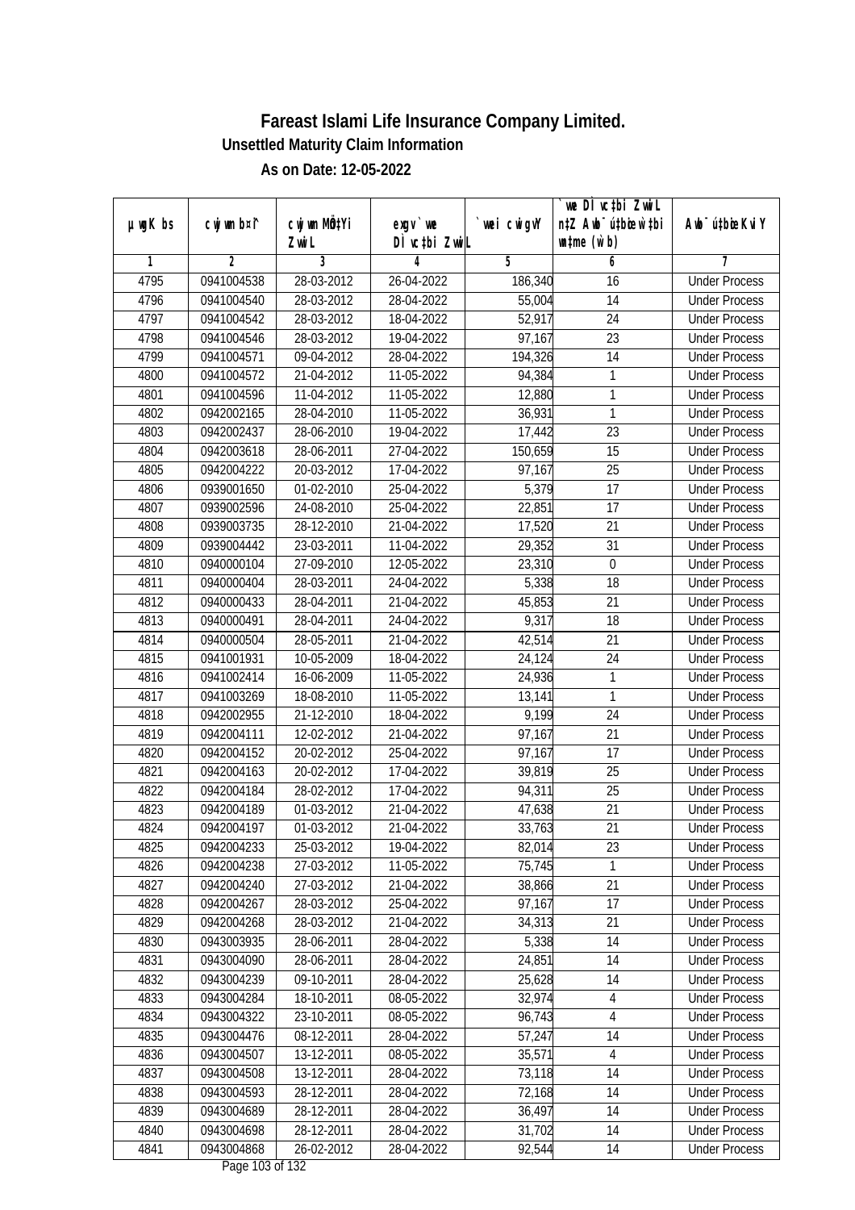# Fareast Islami Life Insurance Company Limited.

**Unsettled Maturity Claim Information**

**As on Date: 12-05-2022**

| µwgK bs | cwjwm b¤^i | cwjwm MÖn‡Yi ZvwiL | exgv`we DÌvc‡bi ZvwiL | `vwei cwigvY | `vwe DÌvc‡bi ZvwiL n‡Z Awb¯úbœ `vwei mgqKvj (w`b) | Awb¯ú‡bœi KviY |
|---|---|---|---|---|---|---|
| 1 | 2 | 3 | 4 | 5 | 6 | 7 |
| 4795 | 0941004538 | 28-03-2012 | 26-04-2022 | 186,340 | 16 | Under Process |
| 4796 | 0941004540 | 28-03-2012 | 28-04-2022 | 55,004 | 14 | Under Process |
| 4797 | 0941004542 | 28-03-2012 | 18-04-2022 | 52,917 | 24 | Under Process |
| 4798 | 0941004546 | 28-03-2012 | 19-04-2022 | 97,167 | 23 | Under Process |
| 4799 | 0941004571 | 09-04-2012 | 28-04-2022 | 194,326 | 14 | Under Process |
| 4800 | 0941004572 | 21-04-2012 | 11-05-2022 | 94,384 | 1 | Under Process |
| 4801 | 0941004596 | 11-04-2012 | 11-05-2022 | 12,880 | 1 | Under Process |
| 4802 | 0942002165 | 28-04-2010 | 11-05-2022 | 36,931 | 1 | Under Process |
| 4803 | 0942002437 | 28-06-2010 | 19-04-2022 | 17,442 | 23 | Under Process |
| 4804 | 0942003618 | 28-06-2011 | 27-04-2022 | 150,659 | 15 | Under Process |
| 4805 | 0942004222 | 20-03-2012 | 17-04-2022 | 97,167 | 25 | Under Process |
| 4806 | 0939001650 | 01-02-2010 | 25-04-2022 | 5,379 | 17 | Under Process |
| 4807 | 0939002596 | 24-08-2010 | 25-04-2022 | 22,851 | 17 | Under Process |
| 4808 | 0939003735 | 28-12-2010 | 21-04-2022 | 17,520 | 21 | Under Process |
| 4809 | 0939004442 | 23-03-2011 | 11-04-2022 | 29,352 | 31 | Under Process |
| 4810 | 0940000104 | 27-09-2010 | 12-05-2022 | 23,310 | 0 | Under Process |
| 4811 | 0940000404 | 28-03-2011 | 24-04-2022 | 5,338 | 18 | Under Process |
| 4812 | 0940000433 | 28-04-2011 | 21-04-2022 | 45,853 | 21 | Under Process |
| 4813 | 0940000491 | 28-04-2011 | 24-04-2022 | 9,317 | 18 | Under Process |
| 4814 | 0940000504 | 28-05-2011 | 21-04-2022 | 42,514 | 21 | Under Process |
| 4815 | 0941001931 | 10-05-2009 | 18-04-2022 | 24,124 | 24 | Under Process |
| 4816 | 0941002414 | 16-06-2009 | 11-05-2022 | 24,936 | 1 | Under Process |
| 4817 | 0941003269 | 18-08-2010 | 11-05-2022 | 13,141 | 1 | Under Process |
| 4818 | 0942002955 | 21-12-2010 | 18-04-2022 | 9,199 | 24 | Under Process |
| 4819 | 0942004111 | 12-02-2012 | 21-04-2022 | 97,167 | 21 | Under Process |
| 4820 | 0942004152 | 20-02-2012 | 25-04-2022 | 97,167 | 17 | Under Process |
| 4821 | 0942004163 | 20-02-2012 | 17-04-2022 | 39,819 | 25 | Under Process |
| 4822 | 0942004184 | 28-02-2012 | 17-04-2022 | 94,311 | 25 | Under Process |
| 4823 | 0942004189 | 01-03-2012 | 21-04-2022 | 47,638 | 21 | Under Process |
| 4824 | 0942004197 | 01-03-2012 | 21-04-2022 | 33,763 | 21 | Under Process |
| 4825 | 0942004233 | 25-03-2012 | 19-04-2022 | 82,014 | 23 | Under Process |
| 4826 | 0942004238 | 27-03-2012 | 11-05-2022 | 75,745 | 1 | Under Process |
| 4827 | 0942004240 | 27-03-2012 | 21-04-2022 | 38,866 | 21 | Under Process |
| 4828 | 0942004267 | 28-03-2012 | 25-04-2022 | 97,167 | 17 | Under Process |
| 4829 | 0942004268 | 28-03-2012 | 21-04-2022 | 34,313 | 21 | Under Process |
| 4830 | 0943003935 | 28-06-2011 | 28-04-2022 | 5,338 | 14 | Under Process |
| 4831 | 0943004090 | 28-06-2011 | 28-04-2022 | 24,851 | 14 | Under Process |
| 4832 | 0943004239 | 09-10-2011 | 28-04-2022 | 25,628 | 14 | Under Process |
| 4833 | 0943004284 | 18-10-2011 | 08-05-2022 | 32,974 | 4 | Under Process |
| 4834 | 0943004322 | 23-10-2011 | 08-05-2022 | 96,743 | 4 | Under Process |
| 4835 | 0943004476 | 08-12-2011 | 28-04-2022 | 57,247 | 14 | Under Process |
| 4836 | 0943004507 | 13-12-2011 | 08-05-2022 | 35,571 | 4 | Under Process |
| 4837 | 0943004508 | 13-12-2011 | 28-04-2022 | 73,118 | 14 | Under Process |
| 4838 | 0943004593 | 28-12-2011 | 28-04-2022 | 72,168 | 14 | Under Process |
| 4839 | 0943004689 | 28-12-2011 | 28-04-2022 | 36,497 | 14 | Under Process |
| 4840 | 0943004698 | 28-12-2011 | 28-04-2022 | 31,702 | 14 | Under Process |
| 4841 | 0943004868 | 26-02-2012 | 28-04-2022 | 92,544 | 14 | Under Process |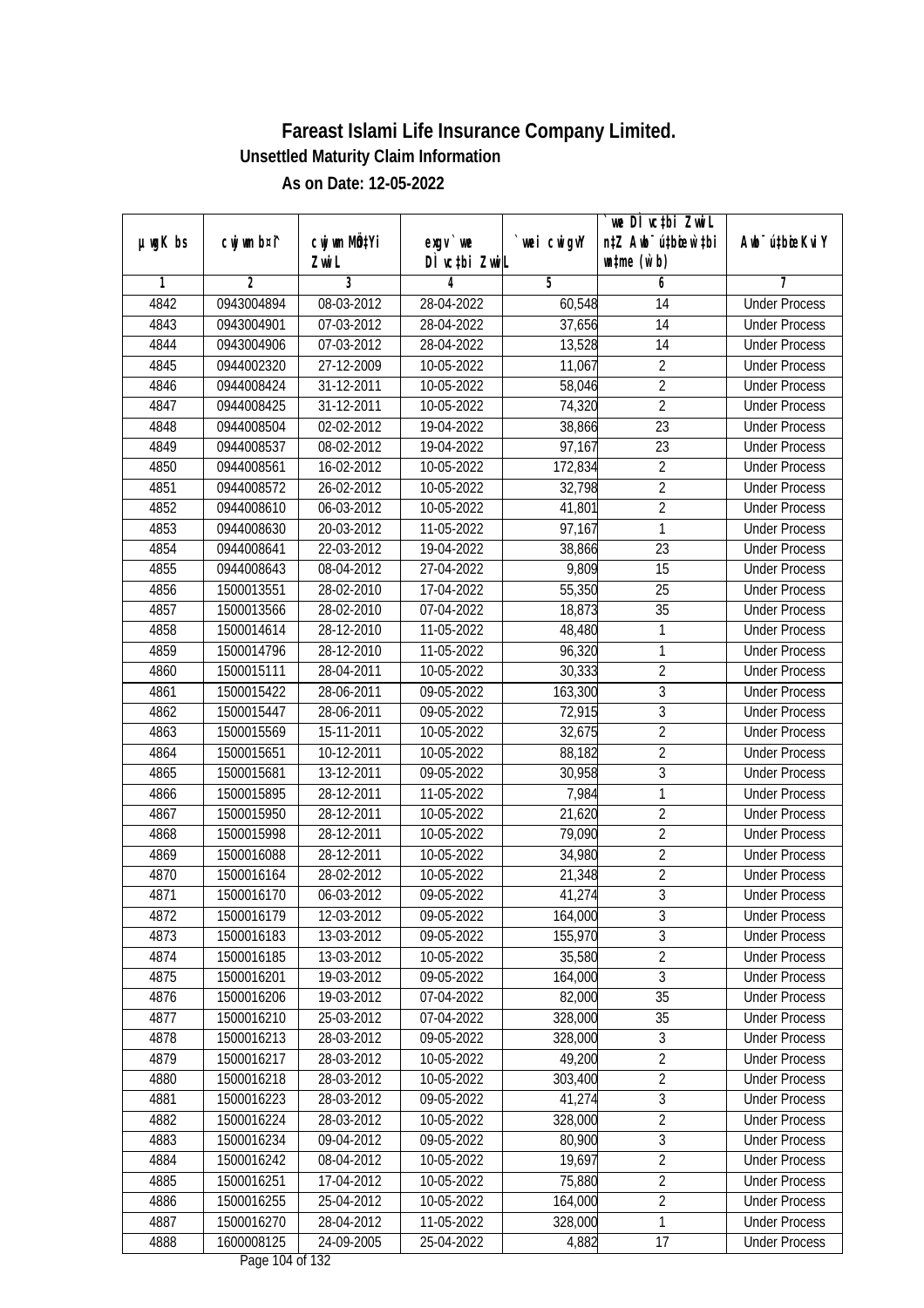# Fareast Islami Life Insurance Company Limited.

**Unsettled Maturity Claim Information**

**As on Date: 12-05-2022**

| µwgK bs | cwjwm b¤^i | cwjwm MÖn‡Yi ZvwiL | exgv `ve DÌvc‡bi ZvwiL | `vwei cwigvY | `ve DÌvc‡bi ZvwiL n‡Z Awb¯ú‡bœi w`‡bi msL¨v (w`b) | Awb¯ú‡bœi KviY |
|---|---|---|---|---|---|---|
| 1 | 2 | 3 | 4 | 5 | 6 | 7 |
| 4842 | 0943004894 | 08-03-2012 | 28-04-2022 | 60,548 | 14 | Under Process |
| 4843 | 0943004901 | 07-03-2012 | 28-04-2022 | 37,656 | 14 | Under Process |
| 4844 | 0943004906 | 07-03-2012 | 28-04-2022 | 13,528 | 14 | Under Process |
| 4845 | 0944002320 | 27-12-2009 | 10-05-2022 | 11,067 | 2 | Under Process |
| 4846 | 0944008424 | 31-12-2011 | 10-05-2022 | 58,046 | 2 | Under Process |
| 4847 | 0944008425 | 31-12-2011 | 10-05-2022 | 74,320 | 2 | Under Process |
| 4848 | 0944008504 | 02-02-2012 | 19-04-2022 | 38,866 | 23 | Under Process |
| 4849 | 0944008537 | 08-02-2012 | 19-04-2022 | 97,167 | 23 | Under Process |
| 4850 | 0944008561 | 16-02-2012 | 10-05-2022 | 172,834 | 2 | Under Process |
| 4851 | 0944008572 | 26-02-2012 | 10-05-2022 | 32,798 | 2 | Under Process |
| 4852 | 0944008610 | 06-03-2012 | 10-05-2022 | 41,801 | 2 | Under Process |
| 4853 | 0944008630 | 20-03-2012 | 11-05-2022 | 97,167 | 1 | Under Process |
| 4854 | 0944008641 | 22-03-2012 | 19-04-2022 | 38,866 | 23 | Under Process |
| 4855 | 0944008643 | 08-04-2012 | 27-04-2022 | 9,809 | 15 | Under Process |
| 4856 | 1500013551 | 28-02-2010 | 17-04-2022 | 55,350 | 25 | Under Process |
| 4857 | 1500013566 | 28-02-2010 | 07-04-2022 | 18,873 | 35 | Under Process |
| 4858 | 1500014614 | 28-12-2010 | 11-05-2022 | 48,480 | 1 | Under Process |
| 4859 | 1500014796 | 28-12-2010 | 11-05-2022 | 96,320 | 1 | Under Process |
| 4860 | 1500015111 | 28-04-2011 | 10-05-2022 | 30,333 | 2 | Under Process |
| 4861 | 1500015422 | 28-06-2011 | 09-05-2022 | 163,300 | 3 | Under Process |
| 4862 | 1500015447 | 28-06-2011 | 09-05-2022 | 72,915 | 3 | Under Process |
| 4863 | 1500015569 | 15-11-2011 | 10-05-2022 | 32,675 | 2 | Under Process |
| 4864 | 1500015651 | 10-12-2011 | 10-05-2022 | 88,182 | 2 | Under Process |
| 4865 | 1500015681 | 13-12-2011 | 09-05-2022 | 30,958 | 3 | Under Process |
| 4866 | 1500015895 | 28-12-2011 | 11-05-2022 | 7,984 | 1 | Under Process |
| 4867 | 1500015950 | 28-12-2011 | 10-05-2022 | 21,620 | 2 | Under Process |
| 4868 | 1500015998 | 28-12-2011 | 10-05-2022 | 79,090 | 2 | Under Process |
| 4869 | 1500016088 | 28-12-2011 | 10-05-2022 | 34,980 | 2 | Under Process |
| 4870 | 1500016164 | 28-02-2012 | 10-05-2022 | 21,348 | 2 | Under Process |
| 4871 | 1500016170 | 06-03-2012 | 09-05-2022 | 41,274 | 3 | Under Process |
| 4872 | 1500016179 | 12-03-2012 | 09-05-2022 | 164,000 | 3 | Under Process |
| 4873 | 1500016183 | 13-03-2012 | 09-05-2022 | 155,970 | 3 | Under Process |
| 4874 | 1500016185 | 13-03-2012 | 10-05-2022 | 35,580 | 2 | Under Process |
| 4875 | 1500016201 | 19-03-2012 | 09-05-2022 | 164,000 | 3 | Under Process |
| 4876 | 1500016206 | 19-03-2012 | 07-04-2022 | 82,000 | 35 | Under Process |
| 4877 | 1500016210 | 25-03-2012 | 07-04-2022 | 328,000 | 35 | Under Process |
| 4878 | 1500016213 | 28-03-2012 | 09-05-2022 | 328,000 | 3 | Under Process |
| 4879 | 1500016217 | 28-03-2012 | 10-05-2022 | 49,200 | 2 | Under Process |
| 4880 | 1500016218 | 28-03-2012 | 10-05-2022 | 303,400 | 2 | Under Process |
| 4881 | 1500016223 | 28-03-2012 | 09-05-2022 | 41,274 | 3 | Under Process |
| 4882 | 1500016224 | 28-03-2012 | 10-05-2022 | 328,000 | 2 | Under Process |
| 4883 | 1500016234 | 09-04-2012 | 09-05-2022 | 80,900 | 3 | Under Process |
| 4884 | 1500016242 | 08-04-2012 | 10-05-2022 | 19,697 | 2 | Under Process |
| 4885 | 1500016251 | 17-04-2012 | 10-05-2022 | 75,880 | 2 | Under Process |
| 4886 | 1500016255 | 25-04-2012 | 10-05-2022 | 164,000 | 2 | Under Process |
| 4887 | 1500016270 | 28-04-2012 | 11-05-2022 | 328,000 | 1 | Under Process |
| 4888 | 1600008125 | 24-09-2005 | 25-04-2022 | 4,882 | 17 | Under Process |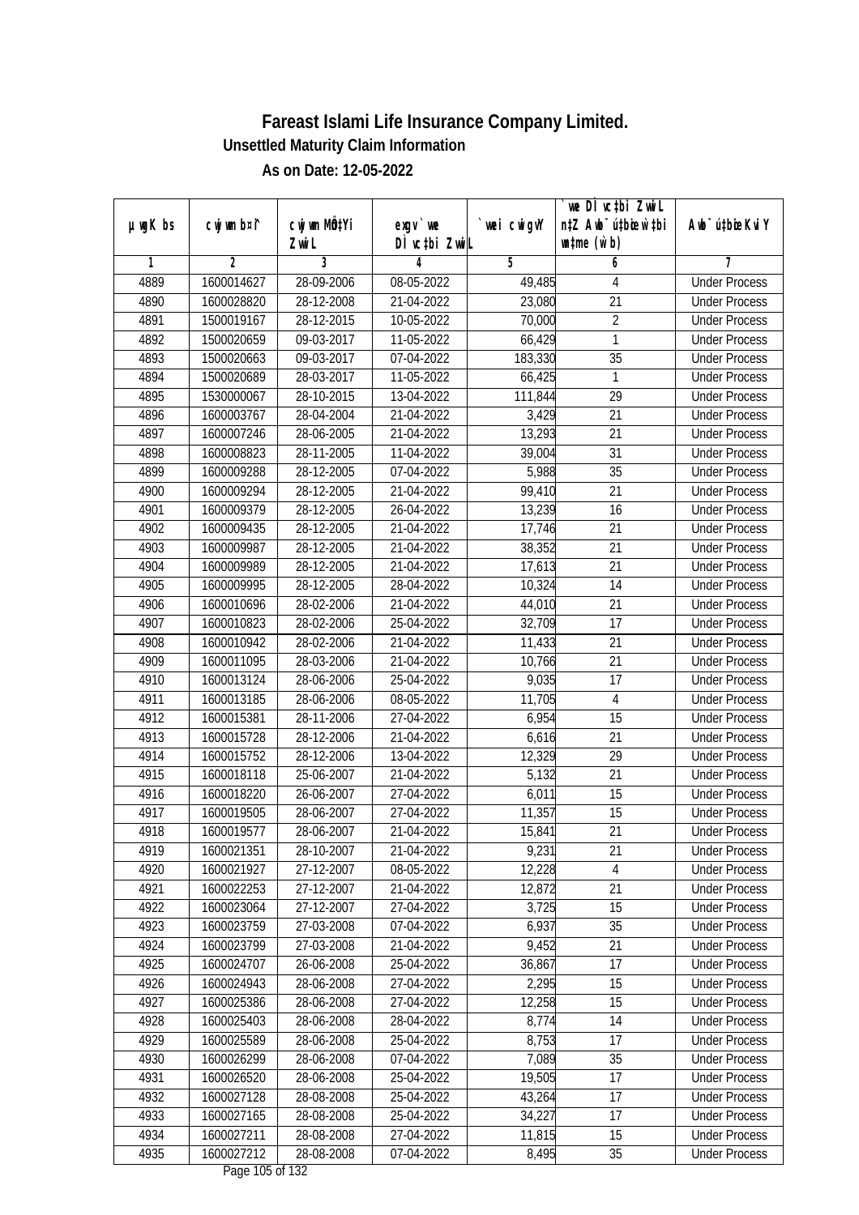# Fareast Islami Life Insurance Company Limited.

**Unsettled Maturity Claim Information**

**As on Date: 12-05-2022**

| µwgK bs | cwjwm b¤^i | cwjwm MÖn‡Yi ZwiL | exgv`we DÌvc‡bi ZwiL | `vwei cwigvY | `vwe DÌvc‡bi ZwiL n‡Z Awb¯úbœ `vwei wmbe (w`b) | Awb¯ú‡bœi KviY |
|---|---|---|---|---|---|---|
| 1 | 2 | 3 | 4 | 5 | 6 | 7 |
| 4889 | 1600014627 | 28-09-2006 | 08-05-2022 | 49,485 | 4 | Under Process |
| 4890 | 1600028820 | 28-12-2008 | 21-04-2022 | 23,080 | 21 | Under Process |
| 4891 | 1500019167 | 28-12-2015 | 10-05-2022 | 70,000 | 2 | Under Process |
| 4892 | 1500020659 | 09-03-2017 | 11-05-2022 | 66,429 | 1 | Under Process |
| 4893 | 1500020663 | 09-03-2017 | 07-04-2022 | 183,330 | 35 | Under Process |
| 4894 | 1500020689 | 28-03-2017 | 11-05-2022 | 66,425 | 1 | Under Process |
| 4895 | 1530000067 | 28-10-2015 | 13-04-2022 | 111,844 | 29 | Under Process |
| 4896 | 1600003767 | 28-04-2004 | 21-04-2022 | 3,429 | 21 | Under Process |
| 4897 | 1600007246 | 28-06-2005 | 21-04-2022 | 13,293 | 21 | Under Process |
| 4898 | 1600008823 | 28-11-2005 | 11-04-2022 | 39,004 | 31 | Under Process |
| 4899 | 1600009288 | 28-12-2005 | 07-04-2022 | 5,988 | 35 | Under Process |
| 4900 | 1600009294 | 28-12-2005 | 21-04-2022 | 99,410 | 21 | Under Process |
| 4901 | 1600009379 | 28-12-2005 | 26-04-2022 | 13,239 | 16 | Under Process |
| 4902 | 1600009435 | 28-12-2005 | 21-04-2022 | 17,746 | 21 | Under Process |
| 4903 | 1600009987 | 28-12-2005 | 21-04-2022 | 38,352 | 21 | Under Process |
| 4904 | 1600009989 | 28-12-2005 | 21-04-2022 | 17,613 | 21 | Under Process |
| 4905 | 1600009995 | 28-12-2005 | 28-04-2022 | 10,324 | 14 | Under Process |
| 4906 | 1600010696 | 28-02-2006 | 21-04-2022 | 44,010 | 21 | Under Process |
| 4907 | 1600010823 | 28-02-2006 | 25-04-2022 | 32,709 | 17 | Under Process |
| 4908 | 1600010942 | 28-02-2006 | 21-04-2022 | 11,433 | 21 | Under Process |
| 4909 | 1600011095 | 28-03-2006 | 21-04-2022 | 10,766 | 21 | Under Process |
| 4910 | 1600013124 | 28-06-2006 | 25-04-2022 | 9,035 | 17 | Under Process |
| 4911 | 1600013185 | 28-06-2006 | 08-05-2022 | 11,705 | 4 | Under Process |
| 4912 | 1600015381 | 28-11-2006 | 27-04-2022 | 6,954 | 15 | Under Process |
| 4913 | 1600015728 | 28-12-2006 | 21-04-2022 | 6,616 | 21 | Under Process |
| 4914 | 1600015752 | 28-12-2006 | 13-04-2022 | 12,329 | 29 | Under Process |
| 4915 | 1600018118 | 25-06-2007 | 21-04-2022 | 5,132 | 21 | Under Process |
| 4916 | 1600018220 | 26-06-2007 | 27-04-2022 | 6,011 | 15 | Under Process |
| 4917 | 1600019505 | 28-06-2007 | 27-04-2022 | 11,357 | 15 | Under Process |
| 4918 | 1600019577 | 28-06-2007 | 21-04-2022 | 15,841 | 21 | Under Process |
| 4919 | 1600021351 | 28-10-2007 | 21-04-2022 | 9,231 | 21 | Under Process |
| 4920 | 1600021927 | 27-12-2007 | 08-05-2022 | 12,228 | 4 | Under Process |
| 4921 | 1600022253 | 27-12-2007 | 21-04-2022 | 12,872 | 21 | Under Process |
| 4922 | 1600023064 | 27-12-2007 | 27-04-2022 | 3,725 | 15 | Under Process |
| 4923 | 1600023759 | 27-03-2008 | 07-04-2022 | 6,937 | 35 | Under Process |
| 4924 | 1600023799 | 27-03-2008 | 21-04-2022 | 9,452 | 21 | Under Process |
| 4925 | 1600024707 | 26-06-2008 | 25-04-2022 | 36,867 | 17 | Under Process |
| 4926 | 1600024943 | 28-06-2008 | 27-04-2022 | 2,295 | 15 | Under Process |
| 4927 | 1600025386 | 28-06-2008 | 27-04-2022 | 12,258 | 15 | Under Process |
| 4928 | 1600025403 | 28-06-2008 | 28-04-2022 | 8,774 | 14 | Under Process |
| 4929 | 1600025589 | 28-06-2008 | 25-04-2022 | 8,753 | 17 | Under Process |
| 4930 | 1600026299 | 28-06-2008 | 07-04-2022 | 7,089 | 35 | Under Process |
| 4931 | 1600026520 | 28-06-2008 | 25-04-2022 | 19,505 | 17 | Under Process |
| 4932 | 1600027128 | 28-08-2008 | 25-04-2022 | 43,264 | 17 | Under Process |
| 4933 | 1600027165 | 28-08-2008 | 25-04-2022 | 34,227 | 17 | Under Process |
| 4934 | 1600027211 | 28-08-2008 | 27-04-2022 | 11,815 | 15 | Under Process |
| 4935 | 1600027212 | 28-08-2008 | 07-04-2022 | 8,495 | 35 | Under Process |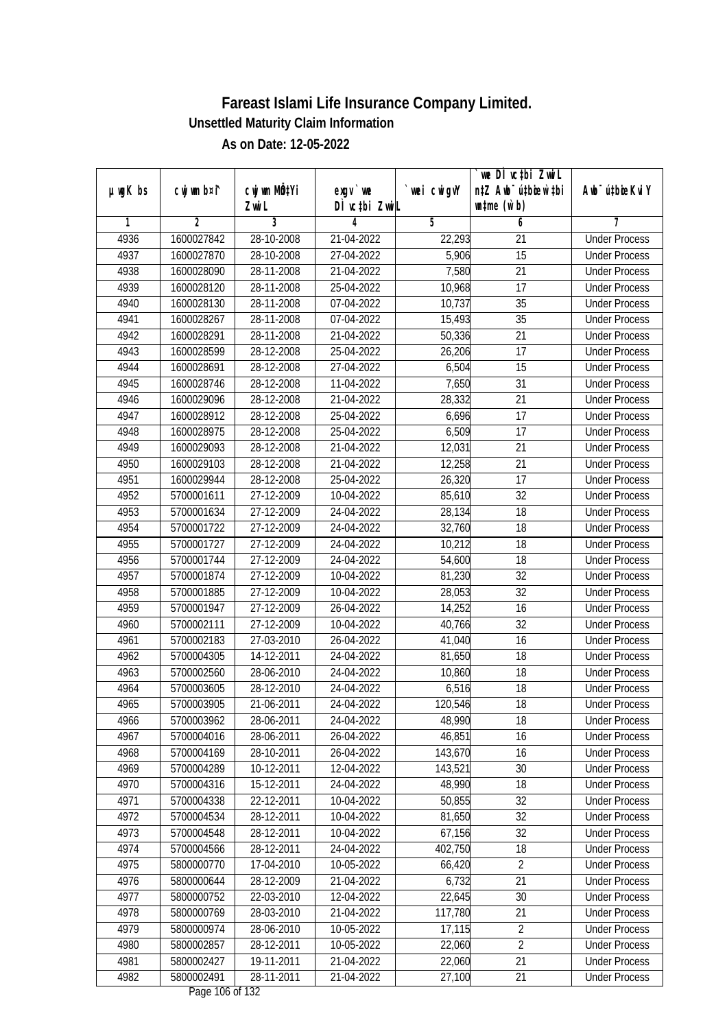# Fareast Islami Life Insurance Company Limited.

## Unsettled Maturity Claim Information

### As on Date: 12-05-2022

| µwgK bs | cwjwm bs¤î | cwjwm MÖn‡Yi ZvwiL | exgv` we DÌvc‡bi ZvwiL | `vwei cwigvY | `we DÌvc‡bi ZvwiL n‡Z Awb¯úbœ w`‡bi wnmve (w`b) | Awb¯úbœ KviY |
|---|---|---|---|---|---|---|
| 1 | 2 | 3 | 4 | 5 | 6 | 7 |
| 4936 | 1600027842 | 28-10-2008 | 21-04-2022 | 22,293 | 21 | Under Process |
| 4937 | 1600027870 | 28-10-2008 | 27-04-2022 | 5,906 | 15 | Under Process |
| 4938 | 1600028090 | 28-11-2008 | 21-04-2022 | 7,580 | 21 | Under Process |
| 4939 | 1600028120 | 28-11-2008 | 25-04-2022 | 10,968 | 17 | Under Process |
| 4940 | 1600028130 | 28-11-2008 | 07-04-2022 | 10,737 | 35 | Under Process |
| 4941 | 1600028267 | 28-11-2008 | 07-04-2022 | 15,493 | 35 | Under Process |
| 4942 | 1600028291 | 28-11-2008 | 21-04-2022 | 50,336 | 21 | Under Process |
| 4943 | 1600028599 | 28-12-2008 | 25-04-2022 | 26,206 | 17 | Under Process |
| 4944 | 1600028691 | 28-12-2008 | 27-04-2022 | 6,504 | 15 | Under Process |
| 4945 | 1600028746 | 28-12-2008 | 11-04-2022 | 7,650 | 31 | Under Process |
| 4946 | 1600029096 | 28-12-2008 | 21-04-2022 | 28,332 | 21 | Under Process |
| 4947 | 1600028912 | 28-12-2008 | 25-04-2022 | 6,696 | 17 | Under Process |
| 4948 | 1600028975 | 28-12-2008 | 25-04-2022 | 6,509 | 17 | Under Process |
| 4949 | 1600029093 | 28-12-2008 | 21-04-2022 | 12,031 | 21 | Under Process |
| 4950 | 1600029103 | 28-12-2008 | 21-04-2022 | 12,258 | 21 | Under Process |
| 4951 | 1600029944 | 28-12-2008 | 25-04-2022 | 26,320 | 17 | Under Process |
| 4952 | 5700001611 | 27-12-2009 | 10-04-2022 | 85,610 | 32 | Under Process |
| 4953 | 5700001634 | 27-12-2009 | 24-04-2022 | 28,134 | 18 | Under Process |
| 4954 | 5700001722 | 27-12-2009 | 24-04-2022 | 32,760 | 18 | Under Process |
| 4955 | 5700001727 | 27-12-2009 | 24-04-2022 | 10,212 | 18 | Under Process |
| 4956 | 5700001744 | 27-12-2009 | 24-04-2022 | 54,600 | 18 | Under Process |
| 4957 | 5700001874 | 27-12-2009 | 10-04-2022 | 81,230 | 32 | Under Process |
| 4958 | 5700001885 | 27-12-2009 | 10-04-2022 | 28,053 | 32 | Under Process |
| 4959 | 5700001947 | 27-12-2009 | 26-04-2022 | 14,252 | 16 | Under Process |
| 4960 | 5700002111 | 27-12-2009 | 10-04-2022 | 40,766 | 32 | Under Process |
| 4961 | 5700002183 | 27-03-2010 | 26-04-2022 | 41,040 | 16 | Under Process |
| 4962 | 5700004305 | 14-12-2011 | 24-04-2022 | 81,650 | 18 | Under Process |
| 4963 | 5700002560 | 28-06-2010 | 24-04-2022 | 10,860 | 18 | Under Process |
| 4964 | 5700003605 | 28-12-2010 | 24-04-2022 | 6,516 | 18 | Under Process |
| 4965 | 5700003905 | 21-06-2011 | 24-04-2022 | 120,546 | 18 | Under Process |
| 4966 | 5700003962 | 28-06-2011 | 24-04-2022 | 48,990 | 18 | Under Process |
| 4967 | 5700004016 | 28-06-2011 | 26-04-2022 | 46,851 | 16 | Under Process |
| 4968 | 5700004169 | 28-10-2011 | 26-04-2022 | 143,670 | 16 | Under Process |
| 4969 | 5700004289 | 10-12-2011 | 12-04-2022 | 143,521 | 30 | Under Process |
| 4970 | 5700004316 | 15-12-2011 | 24-04-2022 | 48,990 | 18 | Under Process |
| 4971 | 5700004338 | 22-12-2011 | 10-04-2022 | 50,855 | 32 | Under Process |
| 4972 | 5700004534 | 28-12-2011 | 10-04-2022 | 81,650 | 32 | Under Process |
| 4973 | 5700004548 | 28-12-2011 | 10-04-2022 | 67,156 | 32 | Under Process |
| 4974 | 5700004566 | 28-12-2011 | 24-04-2022 | 402,750 | 18 | Under Process |
| 4975 | 5800000770 | 17-04-2010 | 10-05-2022 | 66,420 | 2 | Under Process |
| 4976 | 5800000644 | 28-12-2009 | 21-04-2022 | 6,732 | 21 | Under Process |
| 4977 | 5800000752 | 22-03-2010 | 12-04-2022 | 22,645 | 30 | Under Process |
| 4978 | 5800000769 | 28-03-2010 | 21-04-2022 | 117,780 | 21 | Under Process |
| 4979 | 5800000974 | 28-06-2010 | 10-05-2022 | 17,115 | 2 | Under Process |
| 4980 | 5800002857 | 28-12-2011 | 10-05-2022 | 22,060 | 2 | Under Process |
| 4981 | 5800002427 | 19-11-2011 | 21-04-2022 | 22,060 | 21 | Under Process |
| 4982 | 5800002491 | 28-11-2011 | 21-04-2022 | 27,100 | 21 | Under Process |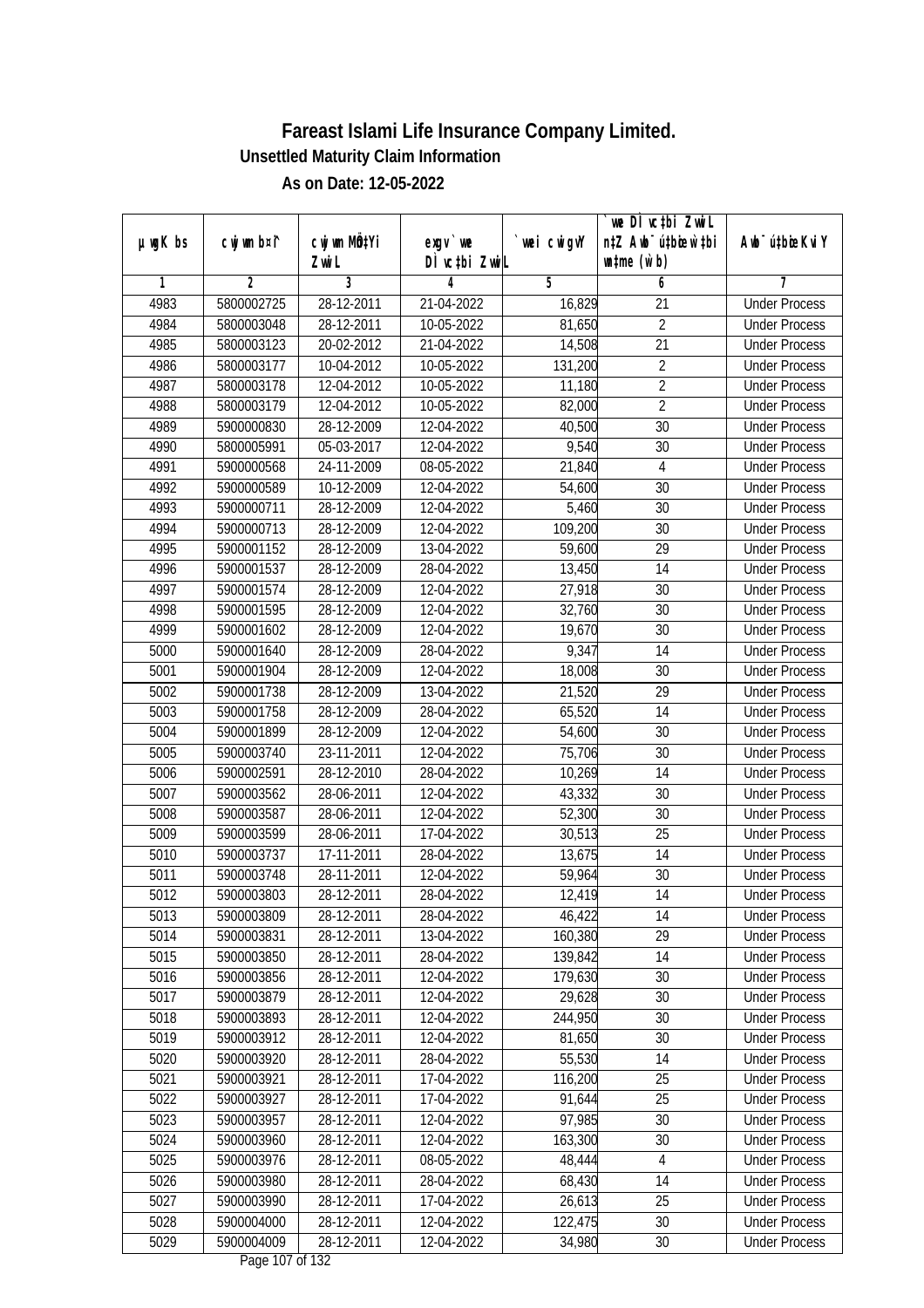# Fareast Islami Life Insurance Company Limited.

**Unsettled Maturity Claim Information**

**As on Date: 12-05-2022**

| µwgK bs | cwjwm b¤^i | cwjwm MÖn‡Yi ZvwiL | exgv`vwe DÌvc‡bi ZvwiL | `vwei cwigvY | `vwe DÌvc‡bi ZvwiL n‡Z Avbyôv‡bi w‡bi wnmve (w`b) | Avbyôv‡bi KviY |
|---|---|---|---|---|---|---|
| 1 | 2 | 3 | 4 | 5 | 6 | 7 |
| 4983 | 5800002725 | 28-12-2011 | 21-04-2022 | 16,829 | 21 | Under Process |
| 4984 | 5800003048 | 28-12-2011 | 10-05-2022 | 81,650 | 2 | Under Process |
| 4985 | 5800003123 | 20-02-2012 | 21-04-2022 | 14,508 | 21 | Under Process |
| 4986 | 5800003177 | 10-04-2012 | 10-05-2022 | 131,200 | 2 | Under Process |
| 4987 | 5800003178 | 12-04-2012 | 10-05-2022 | 11,180 | 2 | Under Process |
| 4988 | 5800003179 | 12-04-2012 | 10-05-2022 | 82,000 | 2 | Under Process |
| 4989 | 5900000830 | 28-12-2009 | 12-04-2022 | 40,500 | 30 | Under Process |
| 4990 | 5800005991 | 05-03-2017 | 12-04-2022 | 9,540 | 30 | Under Process |
| 4991 | 5900000568 | 24-11-2009 | 08-05-2022 | 21,840 | 4 | Under Process |
| 4992 | 5900000589 | 10-12-2009 | 12-04-2022 | 54,600 | 30 | Under Process |
| 4993 | 5900000711 | 28-12-2009 | 12-04-2022 | 5,460 | 30 | Under Process |
| 4994 | 5900000713 | 28-12-2009 | 12-04-2022 | 109,200 | 30 | Under Process |
| 4995 | 5900001152 | 28-12-2009 | 13-04-2022 | 59,600 | 29 | Under Process |
| 4996 | 5900001537 | 28-12-2009 | 28-04-2022 | 13,450 | 14 | Under Process |
| 4997 | 5900001574 | 28-12-2009 | 12-04-2022 | 27,918 | 30 | Under Process |
| 4998 | 5900001595 | 28-12-2009 | 12-04-2022 | 32,760 | 30 | Under Process |
| 4999 | 5900001602 | 28-12-2009 | 12-04-2022 | 19,670 | 30 | Under Process |
| 5000 | 5900001640 | 28-12-2009 | 28-04-2022 | 9,347 | 14 | Under Process |
| 5001 | 5900001904 | 28-12-2009 | 12-04-2022 | 18,008 | 30 | Under Process |
| 5002 | 5900001738 | 28-12-2009 | 13-04-2022 | 21,520 | 29 | Under Process |
| 5003 | 5900001758 | 28-12-2009 | 28-04-2022 | 65,520 | 14 | Under Process |
| 5004 | 5900001899 | 28-12-2009 | 12-04-2022 | 54,600 | 30 | Under Process |
| 5005 | 5900003740 | 23-11-2011 | 12-04-2022 | 75,706 | 30 | Under Process |
| 5006 | 5900002591 | 28-12-2010 | 28-04-2022 | 10,269 | 14 | Under Process |
| 5007 | 5900003562 | 28-06-2011 | 12-04-2022 | 43,332 | 30 | Under Process |
| 5008 | 5900003587 | 28-06-2011 | 12-04-2022 | 52,300 | 30 | Under Process |
| 5009 | 5900003599 | 28-06-2011 | 17-04-2022 | 30,513 | 25 | Under Process |
| 5010 | 5900003737 | 17-11-2011 | 28-04-2022 | 13,675 | 14 | Under Process |
| 5011 | 5900003748 | 28-11-2011 | 12-04-2022 | 59,964 | 30 | Under Process |
| 5012 | 5900003803 | 28-12-2011 | 28-04-2022 | 12,419 | 14 | Under Process |
| 5013 | 5900003809 | 28-12-2011 | 28-04-2022 | 46,422 | 14 | Under Process |
| 5014 | 5900003831 | 28-12-2011 | 13-04-2022 | 160,380 | 29 | Under Process |
| 5015 | 5900003850 | 28-12-2011 | 28-04-2022 | 139,842 | 14 | Under Process |
| 5016 | 5900003856 | 28-12-2011 | 12-04-2022 | 179,630 | 30 | Under Process |
| 5017 | 5900003879 | 28-12-2011 | 12-04-2022 | 29,628 | 30 | Under Process |
| 5018 | 5900003893 | 28-12-2011 | 12-04-2022 | 244,950 | 30 | Under Process |
| 5019 | 5900003912 | 28-12-2011 | 12-04-2022 | 81,650 | 30 | Under Process |
| 5020 | 5900003920 | 28-12-2011 | 28-04-2022 | 55,530 | 14 | Under Process |
| 5021 | 5900003921 | 28-12-2011 | 17-04-2022 | 116,200 | 25 | Under Process |
| 5022 | 5900003927 | 28-12-2011 | 17-04-2022 | 91,644 | 25 | Under Process |
| 5023 | 5900003957 | 28-12-2011 | 12-04-2022 | 97,985 | 30 | Under Process |
| 5024 | 5900003960 | 28-12-2011 | 12-04-2022 | 163,300 | 30 | Under Process |
| 5025 | 5900003976 | 28-12-2011 | 08-05-2022 | 48,444 | 4 | Under Process |
| 5026 | 5900003980 | 28-12-2011 | 28-04-2022 | 68,430 | 14 | Under Process |
| 5027 | 5900003990 | 28-12-2011 | 17-04-2022 | 26,613 | 25 | Under Process |
| 5028 | 5900004000 | 28-12-2011 | 12-04-2022 | 122,475 | 30 | Under Process |
| 5029 | 5900004009 | 28-12-2011 | 12-04-2022 | 34,980 | 30 | Under Process |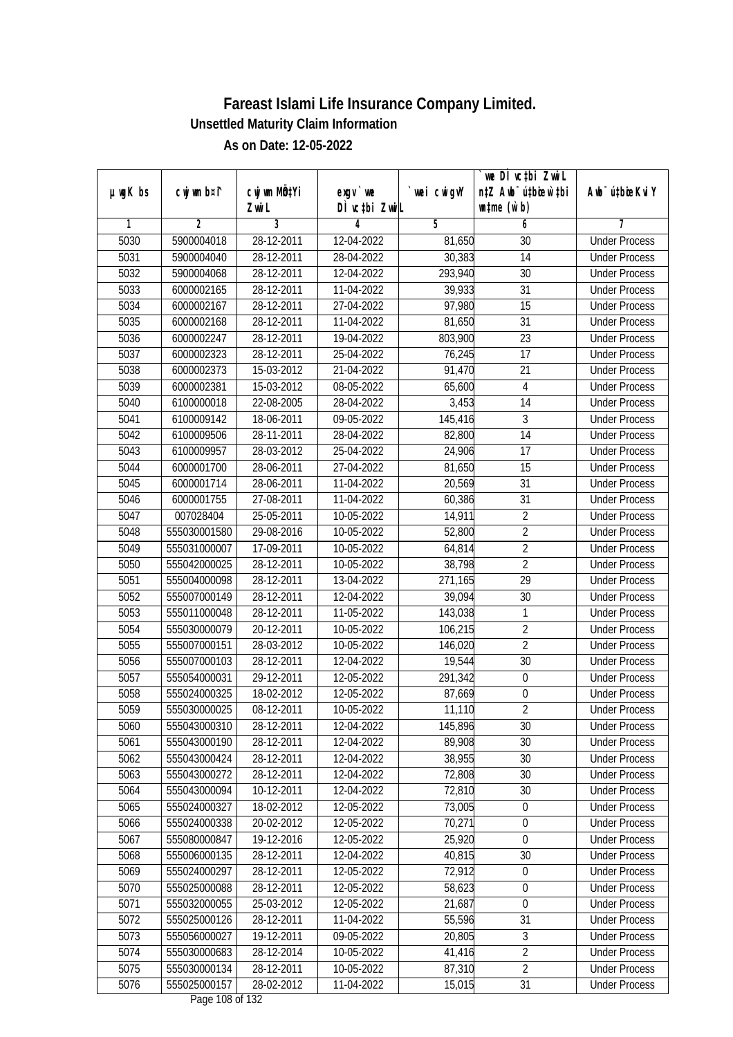# Fareast Islami Life Insurance Company Limited.

### Unsettled Maturity Claim Information

### As on Date: 12-05-2022

| µwgK bs | cwjwm b¤^i | cwjwm MÖn‡Yi ZvwiL | exgv` we DÌ vc‡bi ZvwiL | `vwei cwigvY | `vwe DÌ vc‡bi ZvwiL n‡Z Aub¯ú‡bœi w`‡bi msL¨v (w`b) | Aub¯ú‡bœi KviY |
|---|---|---|---|---|---|---|
| 1 | 2 | 3 | 4 | 5 | 6 | 7 |
| 5030 | 5900004018 | 28-12-2011 | 12-04-2022 | 81,650 | 30 | Under Process |
| 5031 | 5900004040 | 28-12-2011 | 28-04-2022 | 30,383 | 14 | Under Process |
| 5032 | 5900004068 | 28-12-2011 | 12-04-2022 | 293,940 | 30 | Under Process |
| 5033 | 6000002165 | 28-12-2011 | 11-04-2022 | 39,933 | 31 | Under Process |
| 5034 | 6000002167 | 28-12-2011 | 27-04-2022 | 97,980 | 15 | Under Process |
| 5035 | 6000002168 | 28-12-2011 | 11-04-2022 | 81,650 | 31 | Under Process |
| 5036 | 6000002247 | 28-12-2011 | 19-04-2022 | 803,900 | 23 | Under Process |
| 5037 | 6000002323 | 28-12-2011 | 25-04-2022 | 76,245 | 17 | Under Process |
| 5038 | 6000002373 | 15-03-2012 | 21-04-2022 | 91,470 | 21 | Under Process |
| 5039 | 6000002381 | 15-03-2012 | 08-05-2022 | 65,600 | 4 | Under Process |
| 5040 | 6100000018 | 22-08-2005 | 28-04-2022 | 3,453 | 14 | Under Process |
| 5041 | 6100009142 | 18-06-2011 | 09-05-2022 | 145,416 | 3 | Under Process |
| 5042 | 6100009506 | 28-11-2011 | 28-04-2022 | 82,800 | 14 | Under Process |
| 5043 | 6100009957 | 28-03-2012 | 25-04-2022 | 24,906 | 17 | Under Process |
| 5044 | 6000001700 | 28-06-2011 | 27-04-2022 | 81,650 | 15 | Under Process |
| 5045 | 6000001714 | 28-06-2011 | 11-04-2022 | 20,569 | 31 | Under Process |
| 5046 | 6000001755 | 27-08-2011 | 11-04-2022 | 60,386 | 31 | Under Process |
| 5047 | 007028404 | 25-05-2011 | 10-05-2022 | 14,911 | 2 | Under Process |
| 5048 | 555030001580 | 29-08-2016 | 10-05-2022 | 52,800 | 2 | Under Process |
| 5049 | 555031000007 | 17-09-2011 | 10-05-2022 | 64,814 | 2 | Under Process |
| 5050 | 555042000025 | 28-12-2011 | 10-05-2022 | 38,798 | 2 | Under Process |
| 5051 | 555004000098 | 28-12-2011 | 13-04-2022 | 271,165 | 29 | Under Process |
| 5052 | 555007000149 | 28-12-2011 | 12-04-2022 | 39,094 | 30 | Under Process |
| 5053 | 555011000048 | 28-12-2011 | 11-05-2022 | 143,038 | 1 | Under Process |
| 5054 | 555030000079 | 20-12-2011 | 10-05-2022 | 106,215 | 2 | Under Process |
| 5055 | 555007000151 | 28-03-2012 | 10-05-2022 | 146,020 | 2 | Under Process |
| 5056 | 555007000103 | 28-12-2011 | 12-04-2022 | 19,544 | 30 | Under Process |
| 5057 | 555054000031 | 29-12-2011 | 12-05-2022 | 291,342 | 0 | Under Process |
| 5058 | 555024000325 | 18-02-2012 | 12-05-2022 | 87,669 | 0 | Under Process |
| 5059 | 555030000025 | 08-12-2011 | 10-05-2022 | 11,110 | 2 | Under Process |
| 5060 | 555043000310 | 28-12-2011 | 12-04-2022 | 145,896 | 30 | Under Process |
| 5061 | 555043000190 | 28-12-2011 | 12-04-2022 | 89,908 | 30 | Under Process |
| 5062 | 555043000424 | 28-12-2011 | 12-04-2022 | 38,955 | 30 | Under Process |
| 5063 | 555043000272 | 28-12-2011 | 12-04-2022 | 72,808 | 30 | Under Process |
| 5064 | 555043000094 | 10-12-2011 | 12-04-2022 | 72,810 | 30 | Under Process |
| 5065 | 555024000327 | 18-02-2012 | 12-05-2022 | 73,005 | 0 | Under Process |
| 5066 | 555024000338 | 20-02-2012 | 12-05-2022 | 70,271 | 0 | Under Process |
| 5067 | 555080000847 | 19-12-2016 | 12-05-2022 | 25,920 | 0 | Under Process |
| 5068 | 555006000135 | 28-12-2011 | 12-04-2022 | 40,815 | 30 | Under Process |
| 5069 | 555024000297 | 28-12-2011 | 12-05-2022 | 72,912 | 0 | Under Process |
| 5070 | 555025000088 | 28-12-2011 | 12-05-2022 | 58,623 | 0 | Under Process |
| 5071 | 555032000055 | 25-03-2012 | 12-05-2022 | 21,687 | 0 | Under Process |
| 5072 | 555025000126 | 28-12-2011 | 11-04-2022 | 55,596 | 31 | Under Process |
| 5073 | 555056000027 | 19-12-2011 | 09-05-2022 | 20,805 | 3 | Under Process |
| 5074 | 555030000683 | 28-12-2014 | 10-05-2022 | 41,416 | 2 | Under Process |
| 5075 | 555030000134 | 28-12-2011 | 10-05-2022 | 87,310 | 2 | Under Process |
| 5076 | 555025000157 | 28-02-2012 | 11-04-2022 | 15,015 | 31 | Under Process |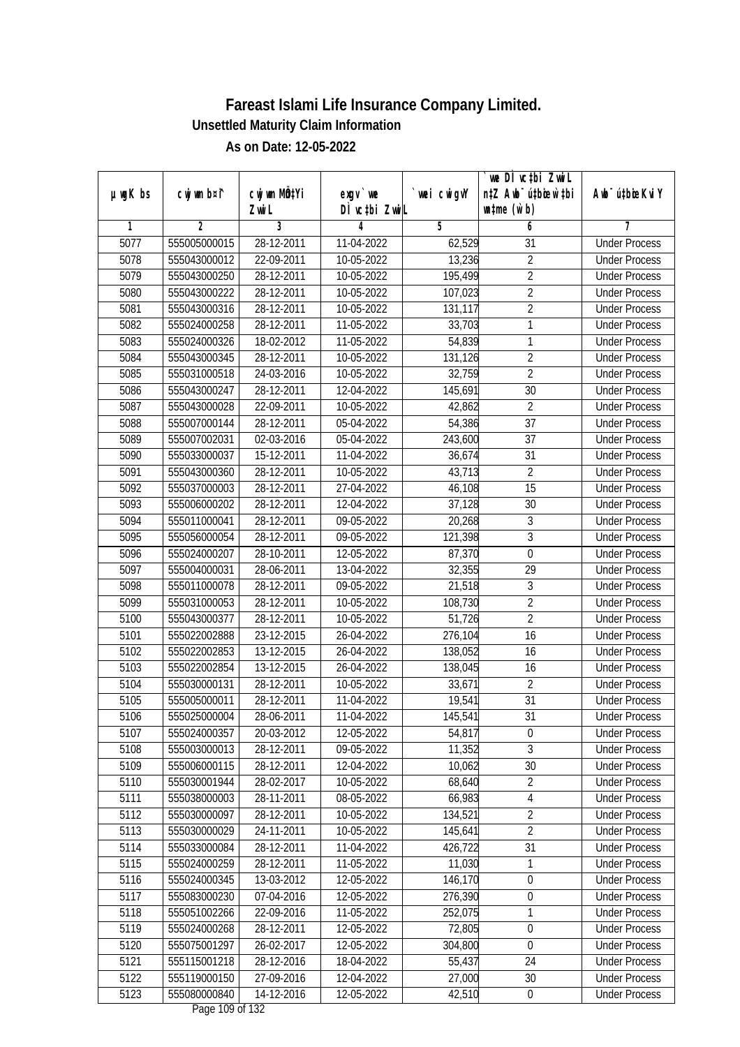# Fareast Islami Life Insurance Company Limited.

## Unsettled Maturity Claim Information

### As on Date: 12-05-2022

| µwgK bs | cwjwm b¤î | cwjwm MÖn‡Yi ZvwiL | exgv`vwe DÌvc‡bi ZvwiL | `vwei cwigvY | `vwe DÌvc‡bi ZvwiL n‡Z Aby¯'vb‡bi w`b msL¨v (w`b) | Aby¯'vb‡bi Kvi Y |
|---|---|---|---|---|---|---|
| 1 | 2 | 3 | 4 | 5 | 6 | 7 |
| 5077 | 555005000015 | 28-12-2011 | 11-04-2022 | 62,529 | 31 | Under Process |
| 5078 | 555043000012 | 22-09-2011 | 10-05-2022 | 13,236 | 2 | Under Process |
| 5079 | 555043000250 | 28-12-2011 | 10-05-2022 | 195,499 | 2 | Under Process |
| 5080 | 555043000222 | 28-12-2011 | 10-05-2022 | 107,023 | 2 | Under Process |
| 5081 | 555043000316 | 28-12-2011 | 10-05-2022 | 131,117 | 2 | Under Process |
| 5082 | 555024000258 | 28-12-2011 | 11-05-2022 | 33,703 | 1 | Under Process |
| 5083 | 555024000326 | 18-02-2012 | 11-05-2022 | 54,839 | 1 | Under Process |
| 5084 | 555043000345 | 28-12-2011 | 10-05-2022 | 131,126 | 2 | Under Process |
| 5085 | 555031000518 | 24-03-2016 | 10-05-2022 | 32,759 | 2 | Under Process |
| 5086 | 555043000247 | 28-12-2011 | 12-04-2022 | 145,691 | 30 | Under Process |
| 5087 | 555043000028 | 22-09-2011 | 10-05-2022 | 42,862 | 2 | Under Process |
| 5088 | 555007000144 | 28-12-2011 | 05-04-2022 | 54,386 | 37 | Under Process |
| 5089 | 555007002031 | 02-03-2016 | 05-04-2022 | 243,600 | 37 | Under Process |
| 5090 | 555033000037 | 15-12-2011 | 11-04-2022 | 36,674 | 31 | Under Process |
| 5091 | 555043000360 | 28-12-2011 | 10-05-2022 | 43,713 | 2 | Under Process |
| 5092 | 555037000003 | 28-12-2011 | 27-04-2022 | 46,108 | 15 | Under Process |
| 5093 | 555006000202 | 28-12-2011 | 12-04-2022 | 37,128 | 30 | Under Process |
| 5094 | 555011000041 | 28-12-2011 | 09-05-2022 | 20,268 | 3 | Under Process |
| 5095 | 555056000054 | 28-12-2011 | 09-05-2022 | 121,398 | 3 | Under Process |
| 5096 | 555024000207 | 28-10-2011 | 12-05-2022 | 87,370 | 0 | Under Process |
| 5097 | 555004000031 | 28-06-2011 | 13-04-2022 | 32,355 | 29 | Under Process |
| 5098 | 555011000078 | 28-12-2011 | 09-05-2022 | 21,518 | 3 | Under Process |
| 5099 | 555031000053 | 28-12-2011 | 10-05-2022 | 108,730 | 2 | Under Process |
| 5100 | 555043000377 | 28-12-2011 | 10-05-2022 | 51,726 | 2 | Under Process |
| 5101 | 555022002888 | 23-12-2015 | 26-04-2022 | 276,104 | 16 | Under Process |
| 5102 | 555022002853 | 13-12-2015 | 26-04-2022 | 138,052 | 16 | Under Process |
| 5103 | 555022002854 | 13-12-2015 | 26-04-2022 | 138,045 | 16 | Under Process |
| 5104 | 555030000131 | 28-12-2011 | 10-05-2022 | 33,671 | 2 | Under Process |
| 5105 | 555005000011 | 28-12-2011 | 11-04-2022 | 19,541 | 31 | Under Process |
| 5106 | 555025000004 | 28-06-2011 | 11-04-2022 | 145,541 | 31 | Under Process |
| 5107 | 555024000357 | 20-03-2012 | 12-05-2022 | 54,817 | 0 | Under Process |
| 5108 | 555003000013 | 28-12-2011 | 09-05-2022 | 11,352 | 3 | Under Process |
| 5109 | 555006000115 | 28-12-2011 | 12-04-2022 | 10,062 | 30 | Under Process |
| 5110 | 555030001944 | 28-02-2017 | 10-05-2022 | 68,640 | 2 | Under Process |
| 5111 | 555038000003 | 28-11-2011 | 08-05-2022 | 66,983 | 4 | Under Process |
| 5112 | 555030000097 | 28-12-2011 | 10-05-2022 | 134,521 | 2 | Under Process |
| 5113 | 555030000029 | 24-11-2011 | 10-05-2022 | 145,641 | 2 | Under Process |
| 5114 | 555033000084 | 28-12-2011 | 11-04-2022 | 426,722 | 31 | Under Process |
| 5115 | 555024000259 | 28-12-2011 | 11-05-2022 | 11,030 | 1 | Under Process |
| 5116 | 555024000345 | 13-03-2012 | 12-05-2022 | 146,170 | 0 | Under Process |
| 5117 | 555083000230 | 07-04-2016 | 12-05-2022 | 276,390 | 0 | Under Process |
| 5118 | 555051002266 | 22-09-2016 | 11-05-2022 | 252,075 | 1 | Under Process |
| 5119 | 555024000268 | 28-12-2011 | 12-05-2022 | 72,805 | 0 | Under Process |
| 5120 | 555075001297 | 26-02-2017 | 12-05-2022 | 304,800 | 0 | Under Process |
| 5121 | 555115001218 | 28-12-2016 | 18-04-2022 | 55,437 | 24 | Under Process |
| 5122 | 555119000150 | 27-09-2016 | 12-04-2022 | 27,000 | 30 | Under Process |
| 5123 | 555080000840 | 14-12-2016 | 12-05-2022 | 42,510 | 0 | Under Process |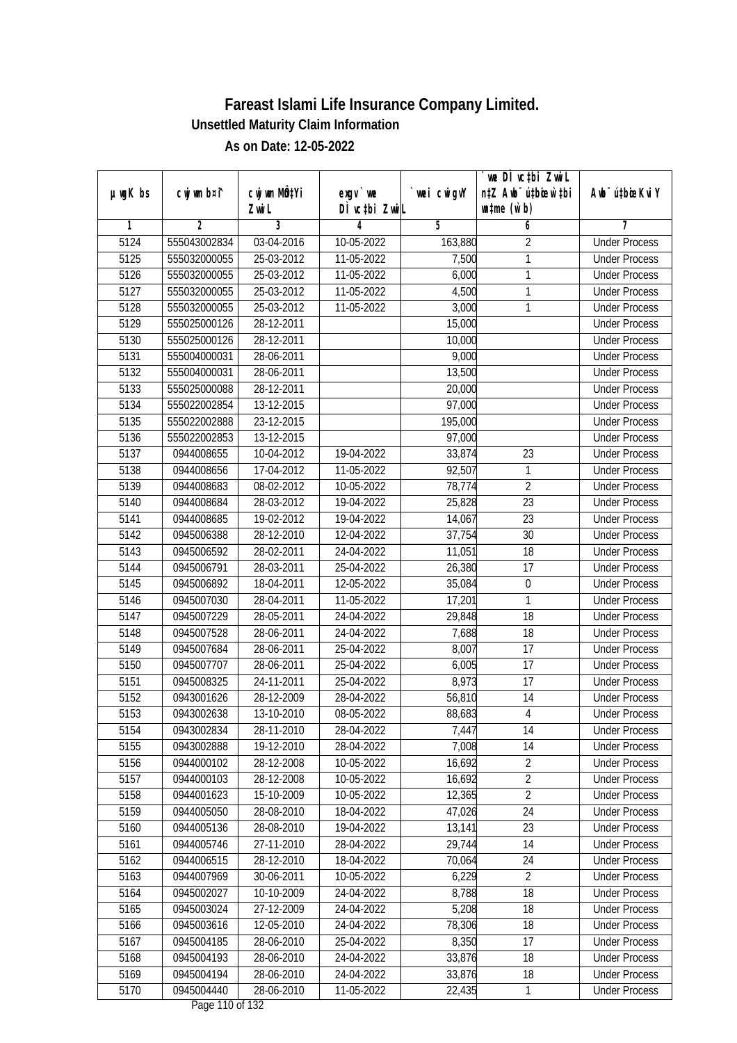# Fareast Islami Life Insurance Company Limited.

## Unsettled Maturity Claim Information

### As on Date: 12-05-2022

| µwgK bs | cwjwm bs¤^ | cwjwm MÖn‡Yi ZvwiL | exgv`we DÌvc‡bi ZvwiL | `vwei cwigvY | `vwe DÌvc‡bi ZvwiL n‡Z Awb¯úbœ we‡bi w`b | Awb¯úbœi KviY |
|---|---|---|---|---|---|---|
| 1 | 2 | 3 | 4 | 5 | 6 | 7 |
| 5124 | 555043002834 | 03-04-2016 | 10-05-2022 | 163,880 | 2 | Under Process |
| 5125 | 555032000055 | 25-03-2012 | 11-05-2022 | 7,500 | 1 | Under Process |
| 5126 | 555032000055 | 25-03-2012 | 11-05-2022 | 6,000 | 1 | Under Process |
| 5127 | 555032000055 | 25-03-2012 | 11-05-2022 | 4,500 | 1 | Under Process |
| 5128 | 555032000055 | 25-03-2012 | 11-05-2022 | 3,000 | 1 | Under Process |
| 5129 | 555025000126 | 28-12-2011 | | 15,000 | | Under Process |
| 5130 | 555025000126 | 28-12-2011 | | 10,000 | | Under Process |
| 5131 | 555004000031 | 28-06-2011 | | 9,000 | | Under Process |
| 5132 | 555004000031 | 28-06-2011 | | 13,500 | | Under Process |
| 5133 | 555025000088 | 28-12-2011 | | 20,000 | | Under Process |
| 5134 | 555022002854 | 13-12-2015 | | 97,000 | | Under Process |
| 5135 | 555022002888 | 23-12-2015 | | 195,000 | | Under Process |
| 5136 | 555022002853 | 13-12-2015 | | 97,000 | | Under Process |
| 5137 | 0944008655 | 10-04-2012 | 19-04-2022 | 33,874 | 23 | Under Process |
| 5138 | 0944008656 | 17-04-2012 | 11-05-2022 | 92,507 | 1 | Under Process |
| 5139 | 0944008683 | 08-02-2012 | 10-05-2022 | 78,774 | 2 | Under Process |
| 5140 | 0944008684 | 28-03-2012 | 19-04-2022 | 25,828 | 23 | Under Process |
| 5141 | 0944008685 | 19-02-2012 | 19-04-2022 | 14,067 | 23 | Under Process |
| 5142 | 0945006388 | 28-12-2010 | 12-04-2022 | 37,754 | 30 | Under Process |
| 5143 | 0945006592 | 28-02-2011 | 24-04-2022 | 11,051 | 18 | Under Process |
| 5144 | 0945006791 | 28-03-2011 | 25-04-2022 | 26,380 | 17 | Under Process |
| 5145 | 0945006892 | 18-04-2011 | 12-05-2022 | 35,084 | 0 | Under Process |
| 5146 | 0945007030 | 28-04-2011 | 11-05-2022 | 17,201 | 1 | Under Process |
| 5147 | 0945007229 | 28-05-2011 | 24-04-2022 | 29,848 | 18 | Under Process |
| 5148 | 0945007528 | 28-06-2011 | 24-04-2022 | 7,688 | 18 | Under Process |
| 5149 | 0945007684 | 28-06-2011 | 25-04-2022 | 8,007 | 17 | Under Process |
| 5150 | 0945007707 | 28-06-2011 | 25-04-2022 | 6,005 | 17 | Under Process |
| 5151 | 0945008325 | 24-11-2011 | 25-04-2022 | 8,973 | 17 | Under Process |
| 5152 | 0943001626 | 28-12-2009 | 28-04-2022 | 56,810 | 14 | Under Process |
| 5153 | 0943002638 | 13-10-2010 | 08-05-2022 | 88,683 | 4 | Under Process |
| 5154 | 0943002834 | 28-11-2010 | 28-04-2022 | 7,447 | 14 | Under Process |
| 5155 | 0943002888 | 19-12-2010 | 28-04-2022 | 7,008 | 14 | Under Process |
| 5156 | 0944000102 | 28-12-2008 | 10-05-2022 | 16,692 | 2 | Under Process |
| 5157 | 0944000103 | 28-12-2008 | 10-05-2022 | 16,692 | 2 | Under Process |
| 5158 | 0944001623 | 15-10-2009 | 10-05-2022 | 12,365 | 2 | Under Process |
| 5159 | 0944005050 | 28-08-2010 | 18-04-2022 | 47,026 | 24 | Under Process |
| 5160 | 0944005136 | 28-08-2010 | 19-04-2022 | 13,141 | 23 | Under Process |
| 5161 | 0944005746 | 27-11-2010 | 28-04-2022 | 29,744 | 14 | Under Process |
| 5162 | 0944006515 | 28-12-2010 | 18-04-2022 | 70,064 | 24 | Under Process |
| 5163 | 0944007969 | 30-06-2011 | 10-05-2022 | 6,229 | 2 | Under Process |
| 5164 | 0945002027 | 10-10-2009 | 24-04-2022 | 8,788 | 18 | Under Process |
| 5165 | 0945003024 | 27-12-2009 | 24-04-2022 | 5,208 | 18 | Under Process |
| 5166 | 0945003616 | 12-05-2010 | 24-04-2022 | 78,306 | 18 | Under Process |
| 5167 | 0945004185 | 28-06-2010 | 25-04-2022 | 8,350 | 17 | Under Process |
| 5168 | 0945004193 | 28-06-2010 | 24-04-2022 | 33,876 | 18 | Under Process |
| 5169 | 0945004194 | 28-06-2010 | 24-04-2022 | 33,876 | 18 | Under Process |
| 5170 | 0945004440 | 28-06-2010 | 11-05-2022 | 22,435 | 1 | Under Process |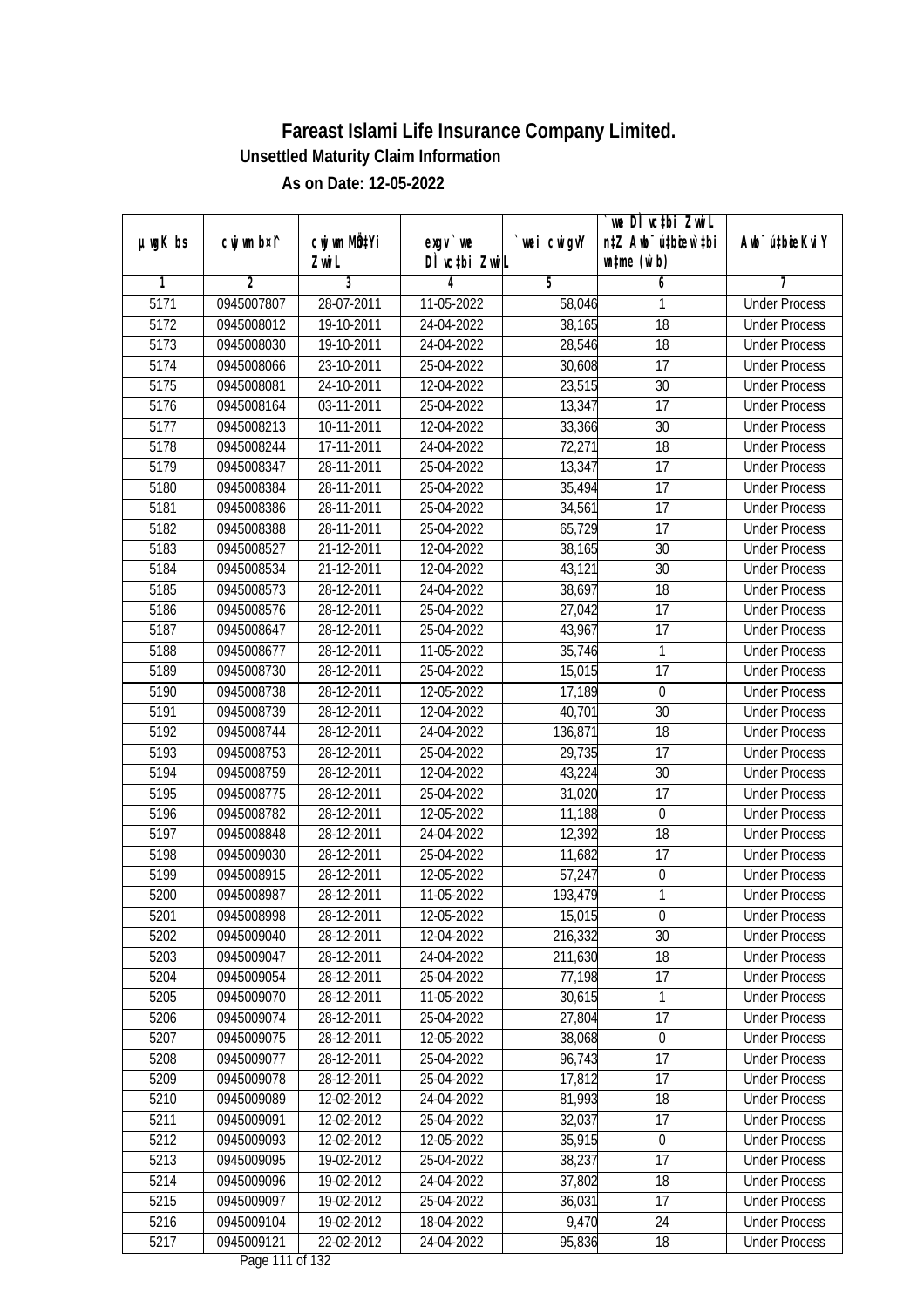# Fareast Islami Life Insurance Company Limited.

**Unsettled Maturity Claim Information**

**As on Date: 12-05-2022**

| µwgK bs | cwjwm bs¦ | cwjwm MÖnYi ZvwiL | exgv `we DÌvc‡bi ZvwiL | `vwei cwigvY | `we DÌvc‡bi ZvwiL n‡Z Avb¯ú‡bi w`‡bi msL¨v (w`b) | Avb¯ú‡bi KviY |
|---|---|---|---|---|---|---|
| 1 | 2 | 3 | 4 | 5 | 6 | 7 |
| 5171 | 0945007807 | 28-07-2011 | 11-05-2022 | 58,046 | 1 | Under Process |
| 5172 | 0945008012 | 19-10-2011 | 24-04-2022 | 38,165 | 18 | Under Process |
| 5173 | 0945008030 | 19-10-2011 | 24-04-2022 | 28,546 | 18 | Under Process |
| 5174 | 0945008066 | 23-10-2011 | 25-04-2022 | 30,608 | 17 | Under Process |
| 5175 | 0945008081 | 24-10-2011 | 12-04-2022 | 23,515 | 30 | Under Process |
| 5176 | 0945008164 | 03-11-2011 | 25-04-2022 | 13,347 | 17 | Under Process |
| 5177 | 0945008213 | 10-11-2011 | 12-04-2022 | 33,366 | 30 | Under Process |
| 5178 | 0945008244 | 17-11-2011 | 24-04-2022 | 72,271 | 18 | Under Process |
| 5179 | 0945008347 | 28-11-2011 | 25-04-2022 | 13,347 | 17 | Under Process |
| 5180 | 0945008384 | 28-11-2011 | 25-04-2022 | 35,494 | 17 | Under Process |
| 5181 | 0945008386 | 28-11-2011 | 25-04-2022 | 34,561 | 17 | Under Process |
| 5182 | 0945008388 | 28-11-2011 | 25-04-2022 | 65,729 | 17 | Under Process |
| 5183 | 0945008527 | 21-12-2011 | 12-04-2022 | 38,165 | 30 | Under Process |
| 5184 | 0945008534 | 21-12-2011 | 12-04-2022 | 43,121 | 30 | Under Process |
| 5185 | 0945008573 | 28-12-2011 | 24-04-2022 | 38,697 | 18 | Under Process |
| 5186 | 0945008576 | 28-12-2011 | 25-04-2022 | 27,042 | 17 | Under Process |
| 5187 | 0945008647 | 28-12-2011 | 25-04-2022 | 43,967 | 17 | Under Process |
| 5188 | 0945008677 | 28-12-2011 | 11-05-2022 | 35,746 | 1 | Under Process |
| 5189 | 0945008730 | 28-12-2011 | 25-04-2022 | 15,015 | 17 | Under Process |
| 5190 | 0945008738 | 28-12-2011 | 12-05-2022 | 17,189 | 0 | Under Process |
| 5191 | 0945008739 | 28-12-2011 | 12-04-2022 | 40,701 | 30 | Under Process |
| 5192 | 0945008744 | 28-12-2011 | 24-04-2022 | 136,871 | 18 | Under Process |
| 5193 | 0945008753 | 28-12-2011 | 25-04-2022 | 29,735 | 17 | Under Process |
| 5194 | 0945008759 | 28-12-2011 | 12-04-2022 | 43,224 | 30 | Under Process |
| 5195 | 0945008775 | 28-12-2011 | 25-04-2022 | 31,020 | 17 | Under Process |
| 5196 | 0945008782 | 28-12-2011 | 12-05-2022 | 11,188 | 0 | Under Process |
| 5197 | 0945008848 | 28-12-2011 | 24-04-2022 | 12,392 | 18 | Under Process |
| 5198 | 0945009030 | 28-12-2011 | 25-04-2022 | 11,682 | 17 | Under Process |
| 5199 | 0945008915 | 28-12-2011 | 12-05-2022 | 57,247 | 0 | Under Process |
| 5200 | 0945008987 | 28-12-2011 | 11-05-2022 | 193,479 | 1 | Under Process |
| 5201 | 0945008998 | 28-12-2011 | 12-05-2022 | 15,015 | 0 | Under Process |
| 5202 | 0945009040 | 28-12-2011 | 12-04-2022 | 216,332 | 30 | Under Process |
| 5203 | 0945009047 | 28-12-2011 | 24-04-2022 | 211,630 | 18 | Under Process |
| 5204 | 0945009054 | 28-12-2011 | 25-04-2022 | 77,198 | 17 | Under Process |
| 5205 | 0945009070 | 28-12-2011 | 11-05-2022 | 30,615 | 1 | Under Process |
| 5206 | 0945009074 | 28-12-2011 | 25-04-2022 | 27,804 | 17 | Under Process |
| 5207 | 0945009075 | 28-12-2011 | 12-05-2022 | 38,068 | 0 | Under Process |
| 5208 | 0945009077 | 28-12-2011 | 25-04-2022 | 96,743 | 17 | Under Process |
| 5209 | 0945009078 | 28-12-2011 | 25-04-2022 | 17,812 | 17 | Under Process |
| 5210 | 0945009089 | 12-02-2012 | 24-04-2022 | 81,993 | 18 | Under Process |
| 5211 | 0945009091 | 12-02-2012 | 25-04-2022 | 32,037 | 17 | Under Process |
| 5212 | 0945009093 | 12-02-2012 | 12-05-2022 | 35,915 | 0 | Under Process |
| 5213 | 0945009095 | 19-02-2012 | 25-04-2022 | 38,237 | 17 | Under Process |
| 5214 | 0945009096 | 19-02-2012 | 24-04-2022 | 37,802 | 18 | Under Process |
| 5215 | 0945009097 | 19-02-2012 | 25-04-2022 | 36,031 | 17 | Under Process |
| 5216 | 0945009104 | 19-02-2012 | 18-04-2022 | 9,470 | 24 | Under Process |
| 5217 | 0945009121 | 22-02-2012 | 24-04-2022 | 95,836 | 18 | Under Process |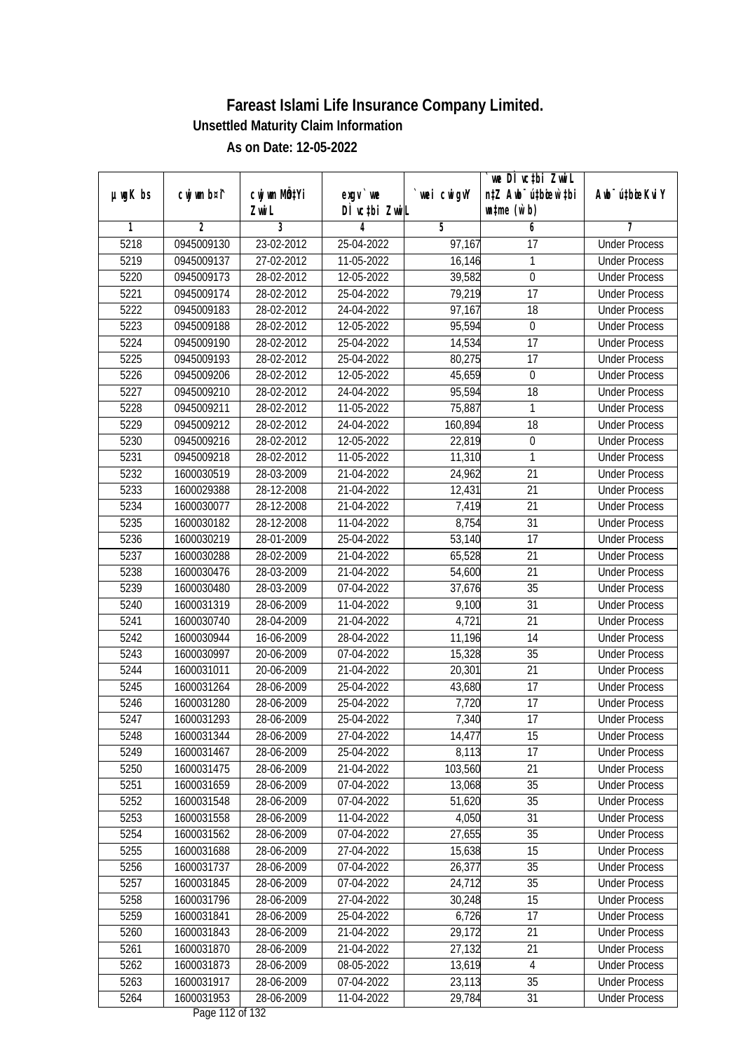# Fareast Islami Life Insurance Company Limited.

**Unsettled Maturity Claim Information**

**As on Date: 12-05-2022**

| µwgK bs | cwjwm bs¦ | cwjwm MÖn‡Yi ZvwiL | exgv`we DÌvc‡bi ZvwiL | `vwei cwigvY | `vwe DÌvc‡bi ZvwiL n‡Z Awb¯úwËK…Z `vwei wb®úwË (w`b) | Awb¯úwËi KviY |
|---|---|---|---|---|---|---|
| 1 | 2 | 3 | 4 | 5 | 6 | 7 |
| 5218 | 0945009130 | 23-02-2012 | 25-04-2022 | 97,167 | 17 | Under Process |
| 5219 | 0945009137 | 27-02-2012 | 11-05-2022 | 16,146 | 1 | Under Process |
| 5220 | 0945009173 | 28-02-2012 | 12-05-2022 | 39,582 | 0 | Under Process |
| 5221 | 0945009174 | 28-02-2012 | 25-04-2022 | 79,219 | 17 | Under Process |
| 5222 | 0945009183 | 28-02-2012 | 24-04-2022 | 97,167 | 18 | Under Process |
| 5223 | 0945009188 | 28-02-2012 | 12-05-2022 | 95,594 | 0 | Under Process |
| 5224 | 0945009190 | 28-02-2012 | 25-04-2022 | 14,534 | 17 | Under Process |
| 5225 | 0945009193 | 28-02-2012 | 25-04-2022 | 80,275 | 17 | Under Process |
| 5226 | 0945009206 | 28-02-2012 | 12-05-2022 | 45,659 | 0 | Under Process |
| 5227 | 0945009210 | 28-02-2012 | 24-04-2022 | 95,594 | 18 | Under Process |
| 5228 | 0945009211 | 28-02-2012 | 11-05-2022 | 75,887 | 1 | Under Process |
| 5229 | 0945009212 | 28-02-2012 | 24-04-2022 | 160,894 | 18 | Under Process |
| 5230 | 0945009216 | 28-02-2012 | 12-05-2022 | 22,819 | 0 | Under Process |
| 5231 | 0945009218 | 28-02-2012 | 11-05-2022 | 11,310 | 1 | Under Process |
| 5232 | 1600030519 | 28-03-2009 | 21-04-2022 | 24,962 | 21 | Under Process |
| 5233 | 1600029388 | 28-12-2008 | 21-04-2022 | 12,431 | 21 | Under Process |
| 5234 | 1600030077 | 28-12-2008 | 21-04-2022 | 7,419 | 21 | Under Process |
| 5235 | 1600030182 | 28-12-2008 | 11-04-2022 | 8,754 | 31 | Under Process |
| 5236 | 1600030219 | 28-01-2009 | 25-04-2022 | 53,140 | 17 | Under Process |
| 5237 | 1600030288 | 28-02-2009 | 21-04-2022 | 65,528 | 21 | Under Process |
| 5238 | 1600030476 | 28-03-2009 | 21-04-2022 | 54,600 | 21 | Under Process |
| 5239 | 1600030480 | 28-03-2009 | 07-04-2022 | 37,676 | 35 | Under Process |
| 5240 | 1600031319 | 28-06-2009 | 11-04-2022 | 9,100 | 31 | Under Process |
| 5241 | 1600030740 | 28-04-2009 | 21-04-2022 | 4,721 | 21 | Under Process |
| 5242 | 1600030944 | 16-06-2009 | 28-04-2022 | 11,196 | 14 | Under Process |
| 5243 | 1600030997 | 20-06-2009 | 07-04-2022 | 15,328 | 35 | Under Process |
| 5244 | 1600031011 | 20-06-2009 | 21-04-2022 | 20,301 | 21 | Under Process |
| 5245 | 1600031264 | 28-06-2009 | 25-04-2022 | 43,680 | 17 | Under Process |
| 5246 | 1600031280 | 28-06-2009 | 25-04-2022 | 7,720 | 17 | Under Process |
| 5247 | 1600031293 | 28-06-2009 | 25-04-2022 | 7,340 | 17 | Under Process |
| 5248 | 1600031344 | 28-06-2009 | 27-04-2022 | 14,477 | 15 | Under Process |
| 5249 | 1600031467 | 28-06-2009 | 25-04-2022 | 8,113 | 17 | Under Process |
| 5250 | 1600031475 | 28-06-2009 | 21-04-2022 | 103,560 | 21 | Under Process |
| 5251 | 1600031659 | 28-06-2009 | 07-04-2022 | 13,068 | 35 | Under Process |
| 5252 | 1600031548 | 28-06-2009 | 07-04-2022 | 51,620 | 35 | Under Process |
| 5253 | 1600031558 | 28-06-2009 | 11-04-2022 | 4,050 | 31 | Under Process |
| 5254 | 1600031562 | 28-06-2009 | 07-04-2022 | 27,655 | 35 | Under Process |
| 5255 | 1600031688 | 28-06-2009 | 27-04-2022 | 15,638 | 15 | Under Process |
| 5256 | 1600031737 | 28-06-2009 | 07-04-2022 | 26,377 | 35 | Under Process |
| 5257 | 1600031845 | 28-06-2009 | 07-04-2022 | 24,712 | 35 | Under Process |
| 5258 | 1600031796 | 28-06-2009 | 27-04-2022 | 30,248 | 15 | Under Process |
| 5259 | 1600031841 | 28-06-2009 | 25-04-2022 | 6,726 | 17 | Under Process |
| 5260 | 1600031843 | 28-06-2009 | 21-04-2022 | 29,172 | 21 | Under Process |
| 5261 | 1600031870 | 28-06-2009 | 21-04-2022 | 27,132 | 21 | Under Process |
| 5262 | 1600031873 | 28-06-2009 | 08-05-2022 | 13,619 | 4 | Under Process |
| 5263 | 1600031917 | 28-06-2009 | 07-04-2022 | 23,113 | 35 | Under Process |
| 5264 | 1600031953 | 28-06-2009 | 11-04-2022 | 29,784 | 31 | Under Process |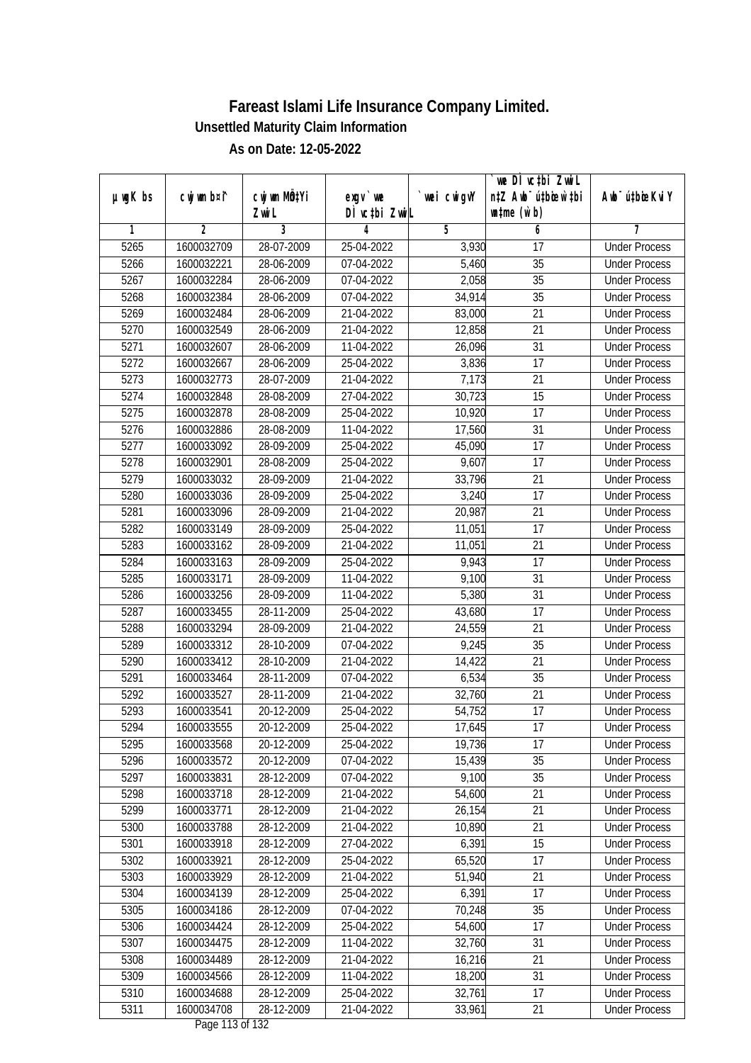# Fareast Islami Life Insurance Company Limited.

## Unsettled Maturity Claim Information

### As on Date: 12-05-2022

| µwgK bs | cwjwm b¤î | cwjwm MÖnYi ZwiL | exgv `we DÌvc‡bi ZwiL | `vwei cwigvY | `we DÌvc‡bi ZwiL n‡Z Awb¯úbœ `v‡qi wnmve (w`b) | Awb¯ú‡bœi KviY |
|---|---|---|---|---|---|---|
| 1 | 2 | 3 | 4 | 5 | 6 | 7 |
| 5265 | 1600032709 | 28-07-2009 | 25-04-2022 | 3,930 | 17 | Under Process |
| 5266 | 1600032221 | 28-06-2009 | 07-04-2022 | 5,460 | 35 | Under Process |
| 5267 | 1600032284 | 28-06-2009 | 07-04-2022 | 2,058 | 35 | Under Process |
| 5268 | 1600032384 | 28-06-2009 | 07-04-2022 | 34,914 | 35 | Under Process |
| 5269 | 1600032484 | 28-06-2009 | 21-04-2022 | 83,000 | 21 | Under Process |
| 5270 | 1600032549 | 28-06-2009 | 21-04-2022 | 12,858 | 21 | Under Process |
| 5271 | 1600032607 | 28-06-2009 | 11-04-2022 | 26,096 | 31 | Under Process |
| 5272 | 1600032667 | 28-06-2009 | 25-04-2022 | 3,836 | 17 | Under Process |
| 5273 | 1600032773 | 28-07-2009 | 21-04-2022 | 7,173 | 21 | Under Process |
| 5274 | 1600032848 | 28-08-2009 | 27-04-2022 | 30,723 | 15 | Under Process |
| 5275 | 1600032878 | 28-08-2009 | 25-04-2022 | 10,920 | 17 | Under Process |
| 5276 | 1600032886 | 28-08-2009 | 11-04-2022 | 17,560 | 31 | Under Process |
| 5277 | 1600033092 | 28-09-2009 | 25-04-2022 | 45,090 | 17 | Under Process |
| 5278 | 1600032901 | 28-08-2009 | 25-04-2022 | 9,607 | 17 | Under Process |
| 5279 | 1600033032 | 28-09-2009 | 21-04-2022 | 33,796 | 21 | Under Process |
| 5280 | 1600033036 | 28-09-2009 | 25-04-2022 | 3,240 | 17 | Under Process |
| 5281 | 1600033096 | 28-09-2009 | 21-04-2022 | 20,987 | 21 | Under Process |
| 5282 | 1600033149 | 28-09-2009 | 25-04-2022 | 11,051 | 17 | Under Process |
| 5283 | 1600033162 | 28-09-2009 | 21-04-2022 | 11,051 | 21 | Under Process |
| 5284 | 1600033163 | 28-09-2009 | 25-04-2022 | 9,943 | 17 | Under Process |
| 5285 | 1600033171 | 28-09-2009 | 11-04-2022 | 9,100 | 31 | Under Process |
| 5286 | 1600033256 | 28-09-2009 | 11-04-2022 | 5,380 | 31 | Under Process |
| 5287 | 1600033455 | 28-11-2009 | 25-04-2022 | 43,680 | 17 | Under Process |
| 5288 | 1600033294 | 28-09-2009 | 21-04-2022 | 24,559 | 21 | Under Process |
| 5289 | 1600033312 | 28-10-2009 | 07-04-2022 | 9,245 | 35 | Under Process |
| 5290 | 1600033412 | 28-10-2009 | 21-04-2022 | 14,422 | 21 | Under Process |
| 5291 | 1600033464 | 28-11-2009 | 07-04-2022 | 6,534 | 35 | Under Process |
| 5292 | 1600033527 | 28-11-2009 | 21-04-2022 | 32,760 | 21 | Under Process |
| 5293 | 1600033541 | 20-12-2009 | 25-04-2022 | 54,752 | 17 | Under Process |
| 5294 | 1600033555 | 20-12-2009 | 25-04-2022 | 17,645 | 17 | Under Process |
| 5295 | 1600033568 | 20-12-2009 | 25-04-2022 | 19,736 | 17 | Under Process |
| 5296 | 1600033572 | 20-12-2009 | 07-04-2022 | 15,439 | 35 | Under Process |
| 5297 | 1600033831 | 28-12-2009 | 07-04-2022 | 9,100 | 35 | Under Process |
| 5298 | 1600033718 | 28-12-2009 | 21-04-2022 | 54,600 | 21 | Under Process |
| 5299 | 1600033771 | 28-12-2009 | 21-04-2022 | 26,154 | 21 | Under Process |
| 5300 | 1600033788 | 28-12-2009 | 21-04-2022 | 10,890 | 21 | Under Process |
| 5301 | 1600033918 | 28-12-2009 | 27-04-2022 | 6,391 | 15 | Under Process |
| 5302 | 1600033921 | 28-12-2009 | 25-04-2022 | 65,520 | 17 | Under Process |
| 5303 | 1600033929 | 28-12-2009 | 21-04-2022 | 51,940 | 21 | Under Process |
| 5304 | 1600034139 | 28-12-2009 | 25-04-2022 | 6,391 | 17 | Under Process |
| 5305 | 1600034186 | 28-12-2009 | 07-04-2022 | 70,248 | 35 | Under Process |
| 5306 | 1600034424 | 28-12-2009 | 25-04-2022 | 54,600 | 17 | Under Process |
| 5307 | 1600034475 | 28-12-2009 | 11-04-2022 | 32,760 | 31 | Under Process |
| 5308 | 1600034489 | 28-12-2009 | 21-04-2022 | 16,216 | 21 | Under Process |
| 5309 | 1600034566 | 28-12-2009 | 11-04-2022 | 18,200 | 31 | Under Process |
| 5310 | 1600034688 | 28-12-2009 | 25-04-2022 | 32,761 | 17 | Under Process |
| 5311 | 1600034708 | 28-12-2009 | 21-04-2022 | 33,961 | 21 | Under Process |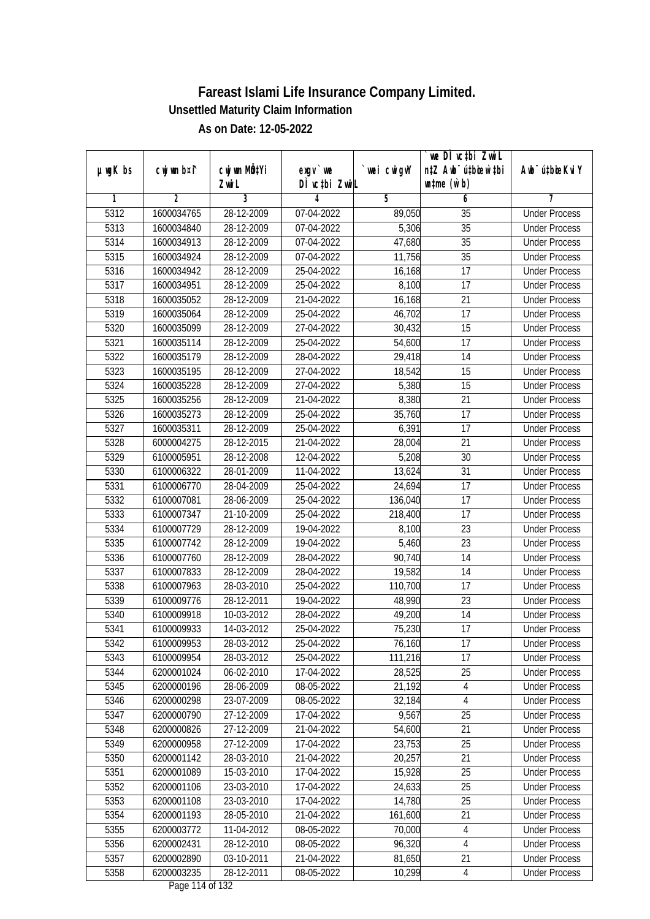# Fareast Islami Life Insurance Company Limited.

**Unsettled Maturity Claim Information**

**As on Date: 12-05-2022**

| µwgK bs | cwjwm b¤^i | cwjwm MÖn‡Yi ZvwiL | exgv`vwe DÌvc‡bi ZvwiL | `vwei cwigvY | `vwe DÌvc‡bi ZvwiL n‡Z Awb¯úbœ w`‡bi msL¨v (w`b) | Awb¯ú‡bœi KviY |
|---|---|---|---|---|---|---|
| 1 | 2 | 3 | 4 | 5 | 6 | 7 |
| 5312 | 1600034765 | 28-12-2009 | 07-04-2022 | 89,050 | 35 | Under Process |
| 5313 | 1600034840 | 28-12-2009 | 07-04-2022 | 5,306 | 35 | Under Process |
| 5314 | 1600034913 | 28-12-2009 | 07-04-2022 | 47,680 | 35 | Under Process |
| 5315 | 1600034924 | 28-12-2009 | 07-04-2022 | 11,756 | 35 | Under Process |
| 5316 | 1600034942 | 28-12-2009 | 25-04-2022 | 16,168 | 17 | Under Process |
| 5317 | 1600034951 | 28-12-2009 | 25-04-2022 | 8,100 | 17 | Under Process |
| 5318 | 1600035052 | 28-12-2009 | 21-04-2022 | 16,168 | 21 | Under Process |
| 5319 | 1600035064 | 28-12-2009 | 25-04-2022 | 46,702 | 17 | Under Process |
| 5320 | 1600035099 | 28-12-2009 | 27-04-2022 | 30,432 | 15 | Under Process |
| 5321 | 1600035114 | 28-12-2009 | 25-04-2022 | 54,600 | 17 | Under Process |
| 5322 | 1600035179 | 28-12-2009 | 28-04-2022 | 29,418 | 14 | Under Process |
| 5323 | 1600035195 | 28-12-2009 | 27-04-2022 | 18,542 | 15 | Under Process |
| 5324 | 1600035228 | 28-12-2009 | 27-04-2022 | 5,380 | 15 | Under Process |
| 5325 | 1600035256 | 28-12-2009 | 21-04-2022 | 8,380 | 21 | Under Process |
| 5326 | 1600035273 | 28-12-2009 | 25-04-2022 | 35,760 | 17 | Under Process |
| 5327 | 1600035311 | 28-12-2009 | 25-04-2022 | 6,391 | 17 | Under Process |
| 5328 | 6000004275 | 28-12-2015 | 21-04-2022 | 28,004 | 21 | Under Process |
| 5329 | 6100005951 | 28-12-2008 | 12-04-2022 | 5,208 | 30 | Under Process |
| 5330 | 6100006322 | 28-01-2009 | 11-04-2022 | 13,624 | 31 | Under Process |
| 5331 | 6100006770 | 28-04-2009 | 25-04-2022 | 24,694 | 17 | Under Process |
| 5332 | 6100007081 | 28-06-2009 | 25-04-2022 | 136,040 | 17 | Under Process |
| 5333 | 6100007347 | 21-10-2009 | 25-04-2022 | 218,400 | 17 | Under Process |
| 5334 | 6100007729 | 28-12-2009 | 19-04-2022 | 8,100 | 23 | Under Process |
| 5335 | 6100007742 | 28-12-2009 | 19-04-2022 | 5,460 | 23 | Under Process |
| 5336 | 6100007760 | 28-12-2009 | 28-04-2022 | 90,740 | 14 | Under Process |
| 5337 | 6100007833 | 28-12-2009 | 28-04-2022 | 19,582 | 14 | Under Process |
| 5338 | 6100007963 | 28-03-2010 | 25-04-2022 | 110,700 | 17 | Under Process |
| 5339 | 6100009776 | 28-12-2011 | 19-04-2022 | 48,990 | 23 | Under Process |
| 5340 | 6100009918 | 10-03-2012 | 28-04-2022 | 49,200 | 14 | Under Process |
| 5341 | 6100009933 | 14-03-2012 | 25-04-2022 | 75,230 | 17 | Under Process |
| 5342 | 6100009953 | 28-03-2012 | 25-04-2022 | 76,160 | 17 | Under Process |
| 5343 | 6100009954 | 28-03-2012 | 25-04-2022 | 111,216 | 17 | Under Process |
| 5344 | 6200001024 | 06-02-2010 | 17-04-2022 | 28,525 | 25 | Under Process |
| 5345 | 6200000196 | 28-06-2009 | 08-05-2022 | 21,192 | 4 | Under Process |
| 5346 | 6200000298 | 23-07-2009 | 08-05-2022 | 32,184 | 4 | Under Process |
| 5347 | 6200000790 | 27-12-2009 | 17-04-2022 | 9,567 | 25 | Under Process |
| 5348 | 6200000826 | 27-12-2009 | 21-04-2022 | 54,600 | 21 | Under Process |
| 5349 | 6200000958 | 27-12-2009 | 17-04-2022 | 23,753 | 25 | Under Process |
| 5350 | 6200001142 | 28-03-2010 | 21-04-2022 | 20,257 | 21 | Under Process |
| 5351 | 6200001089 | 15-03-2010 | 17-04-2022 | 15,928 | 25 | Under Process |
| 5352 | 6200001106 | 23-03-2010 | 17-04-2022 | 24,633 | 25 | Under Process |
| 5353 | 6200001108 | 23-03-2010 | 17-04-2022 | 14,780 | 25 | Under Process |
| 5354 | 6200001193 | 28-05-2010 | 21-04-2022 | 161,600 | 21 | Under Process |
| 5355 | 6200003772 | 11-04-2012 | 08-05-2022 | 70,000 | 4 | Under Process |
| 5356 | 6200002431 | 28-12-2010 | 08-05-2022 | 96,320 | 4 | Under Process |
| 5357 | 6200002890 | 03-10-2011 | 21-04-2022 | 81,650 | 21 | Under Process |
| 5358 | 6200003235 | 28-12-2011 | 08-05-2022 | 10,299 | 4 | Under Process |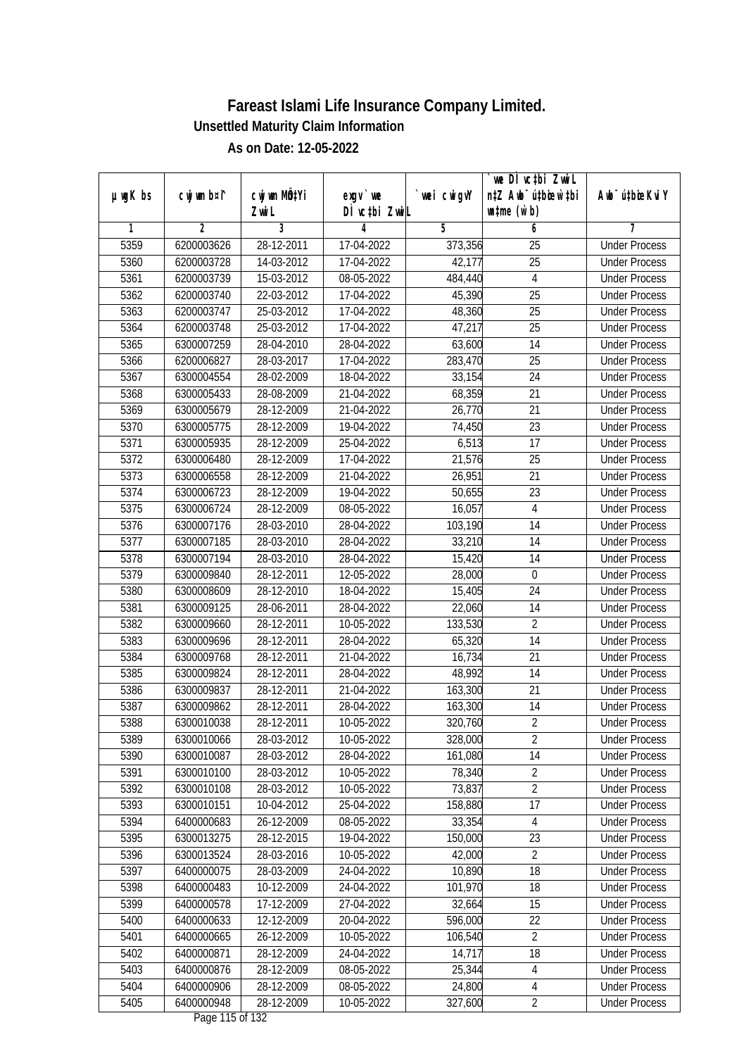# Fareast Islami Life Insurance Company Limited.

**Unsettled Maturity Claim Information**

**As on Date: 12-05-2022**

| µwgK bs | cwjwm b¤^i | cwjwm MÖn‡Yi ZvwiL | exgv`we DÌvc‡bi ZvwiL | `vwei cwigvY | `vwe DÌvc‡bi ZvwiL n‡Z Awb¯úbœ `v‡qi mgq (w`b) | Awb¯ú‡bœi KviY |
|---|---|---|---|---|---|---|
| 1 | 2 | 3 | 4 | 5 | 6 | 7 |
| 5359 | 6200003626 | 28-12-2011 | 17-04-2022 | 373,356 | 25 | Under Process |
| 5360 | 6200003728 | 14-03-2012 | 17-04-2022 | 42,177 | 25 | Under Process |
| 5361 | 6200003739 | 15-03-2012 | 08-05-2022 | 484,440 | 4 | Under Process |
| 5362 | 6200003740 | 22-03-2012 | 17-04-2022 | 45,390 | 25 | Under Process |
| 5363 | 6200003747 | 25-03-2012 | 17-04-2022 | 48,360 | 25 | Under Process |
| 5364 | 6200003748 | 25-03-2012 | 17-04-2022 | 47,217 | 25 | Under Process |
| 5365 | 6300007259 | 28-04-2010 | 28-04-2022 | 63,600 | 14 | Under Process |
| 5366 | 6200006827 | 28-03-2017 | 17-04-2022 | 283,470 | 25 | Under Process |
| 5367 | 6300004554 | 28-02-2009 | 18-04-2022 | 33,154 | 24 | Under Process |
| 5368 | 6300005433 | 28-08-2009 | 21-04-2022 | 68,359 | 21 | Under Process |
| 5369 | 6300005679 | 28-12-2009 | 21-04-2022 | 26,770 | 21 | Under Process |
| 5370 | 6300005775 | 28-12-2009 | 19-04-2022 | 74,450 | 23 | Under Process |
| 5371 | 6300005935 | 28-12-2009 | 25-04-2022 | 6,513 | 17 | Under Process |
| 5372 | 6300006480 | 28-12-2009 | 17-04-2022 | 21,576 | 25 | Under Process |
| 5373 | 6300006558 | 28-12-2009 | 21-04-2022 | 26,951 | 21 | Under Process |
| 5374 | 6300006723 | 28-12-2009 | 19-04-2022 | 50,655 | 23 | Under Process |
| 5375 | 6300006724 | 28-12-2009 | 08-05-2022 | 16,057 | 4 | Under Process |
| 5376 | 6300007176 | 28-03-2010 | 28-04-2022 | 103,190 | 14 | Under Process |
| 5377 | 6300007185 | 28-03-2010 | 28-04-2022 | 33,210 | 14 | Under Process |
| 5378 | 6300007194 | 28-03-2010 | 28-04-2022 | 15,420 | 14 | Under Process |
| 5379 | 6300009840 | 28-12-2011 | 12-05-2022 | 28,000 | 0 | Under Process |
| 5380 | 6300008609 | 28-12-2010 | 18-04-2022 | 15,405 | 24 | Under Process |
| 5381 | 6300009125 | 28-06-2011 | 28-04-2022 | 22,060 | 14 | Under Process |
| 5382 | 6300009660 | 28-12-2011 | 10-05-2022 | 133,530 | 2 | Under Process |
| 5383 | 6300009696 | 28-12-2011 | 28-04-2022 | 65,320 | 14 | Under Process |
| 5384 | 6300009768 | 28-12-2011 | 21-04-2022 | 16,734 | 21 | Under Process |
| 5385 | 6300009824 | 28-12-2011 | 28-04-2022 | 48,992 | 14 | Under Process |
| 5386 | 6300009837 | 28-12-2011 | 21-04-2022 | 163,300 | 21 | Under Process |
| 5387 | 6300009862 | 28-12-2011 | 28-04-2022 | 163,300 | 14 | Under Process |
| 5388 | 6300010038 | 28-12-2011 | 10-05-2022 | 320,760 | 2 | Under Process |
| 5389 | 6300010066 | 28-03-2012 | 10-05-2022 | 328,000 | 2 | Under Process |
| 5390 | 6300010087 | 28-03-2012 | 28-04-2022 | 161,080 | 14 | Under Process |
| 5391 | 6300010100 | 28-03-2012 | 10-05-2022 | 78,340 | 2 | Under Process |
| 5392 | 6300010108 | 28-03-2012 | 10-05-2022 | 73,837 | 2 | Under Process |
| 5393 | 6300010151 | 10-04-2012 | 25-04-2022 | 158,880 | 17 | Under Process |
| 5394 | 6400000683 | 26-12-2009 | 08-05-2022 | 33,354 | 4 | Under Process |
| 5395 | 6300013275 | 28-12-2015 | 19-04-2022 | 150,000 | 23 | Under Process |
| 5396 | 6300013524 | 28-03-2016 | 10-05-2022 | 42,000 | 2 | Under Process |
| 5397 | 6400000075 | 28-03-2009 | 24-04-2022 | 10,890 | 18 | Under Process |
| 5398 | 6400000483 | 10-12-2009 | 24-04-2022 | 101,970 | 18 | Under Process |
| 5399 | 6400000578 | 17-12-2009 | 27-04-2022 | 32,664 | 15 | Under Process |
| 5400 | 6400000633 | 12-12-2009 | 20-04-2022 | 596,000 | 22 | Under Process |
| 5401 | 6400000665 | 26-12-2009 | 10-05-2022 | 106,540 | 2 | Under Process |
| 5402 | 6400000871 | 28-12-2009 | 24-04-2022 | 14,717 | 18 | Under Process |
| 5403 | 6400000876 | 28-12-2009 | 08-05-2022 | 25,344 | 4 | Under Process |
| 5404 | 6400000906 | 28-12-2009 | 08-05-2022 | 24,800 | 4 | Under Process |
| 5405 | 6400000948 | 28-12-2009 | 10-05-2022 | 327,600 | 2 | Under Process |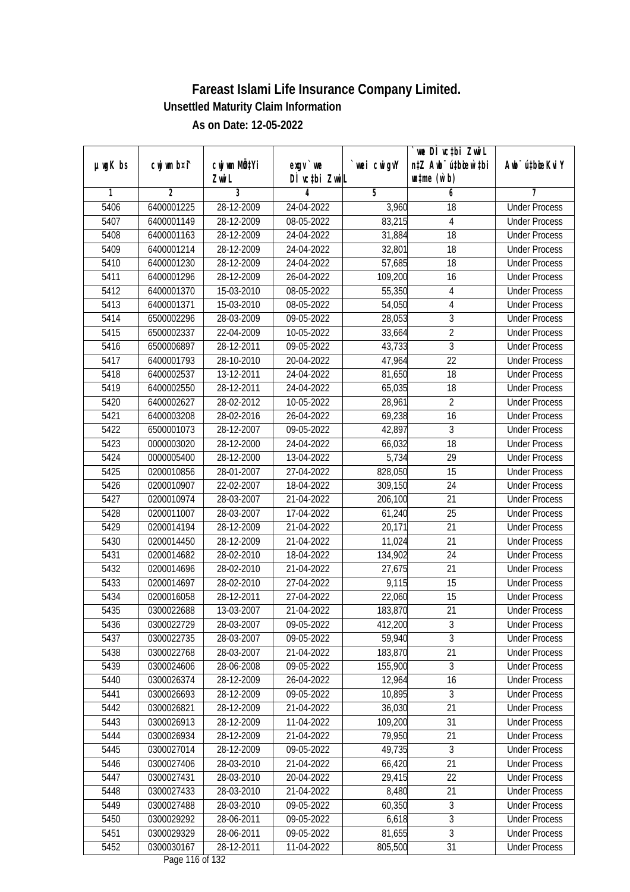# Fareast Islami Life Insurance Company Limited.

## Unsettled Maturity Claim Information

### As on Date: 12-05-2022

| µwgK bs | cwjwm b¤^i | cwjwm MÖn‡Yi ZvwiL | g¨vPzwiwU `vwe DÌvc‡bi ZvwiL | `vwei cwigvY | `vwe DÌvc‡bi ZvwiL n‡Z Awb¯ú‡bœi w`‡bi msL¨v (w`b) | Awb¯ú‡bœi KviY |
|---|---|---|---|---|---|---|
| 1 | 2 | 3 | 4 | 5 | 6 | 7 |
| 5406 | 6400001225 | 28-12-2009 | 24-04-2022 | 3,960 | 18 | Under Process |
| 5407 | 6400001149 | 28-12-2009 | 08-05-2022 | 83,215 | 4 | Under Process |
| 5408 | 6400001163 | 28-12-2009 | 24-04-2022 | 31,884 | 18 | Under Process |
| 5409 | 6400001214 | 28-12-2009 | 24-04-2022 | 32,801 | 18 | Under Process |
| 5410 | 6400001230 | 28-12-2009 | 24-04-2022 | 57,685 | 18 | Under Process |
| 5411 | 6400001296 | 28-12-2009 | 26-04-2022 | 109,200 | 16 | Under Process |
| 5412 | 6400001370 | 15-03-2010 | 08-05-2022 | 55,350 | 4 | Under Process |
| 5413 | 6400001371 | 15-03-2010 | 08-05-2022 | 54,050 | 4 | Under Process |
| 5414 | 6500002296 | 28-03-2009 | 09-05-2022 | 28,053 | 3 | Under Process |
| 5415 | 6500002337 | 22-04-2009 | 10-05-2022 | 33,664 | 2 | Under Process |
| 5416 | 6500006897 | 28-12-2011 | 09-05-2022 | 43,733 | 3 | Under Process |
| 5417 | 6400001793 | 28-10-2010 | 20-04-2022 | 47,964 | 22 | Under Process |
| 5418 | 6400002537 | 13-12-2011 | 24-04-2022 | 81,650 | 18 | Under Process |
| 5419 | 6400002550 | 28-12-2011 | 24-04-2022 | 65,035 | 18 | Under Process |
| 5420 | 6400002627 | 28-02-2012 | 10-05-2022 | 28,961 | 2 | Under Process |
| 5421 | 6400003208 | 28-02-2016 | 26-04-2022 | 69,238 | 16 | Under Process |
| 5422 | 6500001073 | 28-12-2007 | 09-05-2022 | 42,897 | 3 | Under Process |
| 5423 | 0000003020 | 28-12-2000 | 24-04-2022 | 66,032 | 18 | Under Process |
| 5424 | 0000005400 | 28-12-2000 | 13-04-2022 | 5,734 | 29 | Under Process |
| 5425 | 0200010856 | 28-01-2007 | 27-04-2022 | 828,050 | 15 | Under Process |
| 5426 | 0200010907 | 22-02-2007 | 18-04-2022 | 309,150 | 24 | Under Process |
| 5427 | 0200010974 | 28-03-2007 | 21-04-2022 | 206,100 | 21 | Under Process |
| 5428 | 0200011007 | 28-03-2007 | 17-04-2022 | 61,240 | 25 | Under Process |
| 5429 | 0200014194 | 28-12-2009 | 21-04-2022 | 20,171 | 21 | Under Process |
| 5430 | 0200014450 | 28-12-2009 | 21-04-2022 | 11,024 | 21 | Under Process |
| 5431 | 0200014682 | 28-02-2010 | 18-04-2022 | 134,902 | 24 | Under Process |
| 5432 | 0200014696 | 28-02-2010 | 21-04-2022 | 27,675 | 21 | Under Process |
| 5433 | 0200014697 | 28-02-2010 | 27-04-2022 | 9,115 | 15 | Under Process |
| 5434 | 0200016058 | 28-12-2011 | 27-04-2022 | 22,060 | 15 | Under Process |
| 5435 | 0300022688 | 13-03-2007 | 21-04-2022 | 183,870 | 21 | Under Process |
| 5436 | 0300022729 | 28-03-2007 | 09-05-2022 | 412,200 | 3 | Under Process |
| 5437 | 0300022735 | 28-03-2007 | 09-05-2022 | 59,940 | 3 | Under Process |
| 5438 | 0300022768 | 28-03-2007 | 21-04-2022 | 183,870 | 21 | Under Process |
| 5439 | 0300024606 | 28-06-2008 | 09-05-2022 | 155,900 | 3 | Under Process |
| 5440 | 0300026374 | 28-12-2009 | 26-04-2022 | 12,964 | 16 | Under Process |
| 5441 | 0300026693 | 28-12-2009 | 09-05-2022 | 10,895 | 3 | Under Process |
| 5442 | 0300026821 | 28-12-2009 | 21-04-2022 | 36,030 | 21 | Under Process |
| 5443 | 0300026913 | 28-12-2009 | 11-04-2022 | 109,200 | 31 | Under Process |
| 5444 | 0300026934 | 28-12-2009 | 21-04-2022 | 79,950 | 21 | Under Process |
| 5445 | 0300027014 | 28-12-2009 | 09-05-2022 | 49,735 | 3 | Under Process |
| 5446 | 0300027406 | 28-03-2010 | 21-04-2022 | 66,420 | 21 | Under Process |
| 5447 | 0300027431 | 28-03-2010 | 20-04-2022 | 29,415 | 22 | Under Process |
| 5448 | 0300027433 | 28-03-2010 | 21-04-2022 | 8,480 | 21 | Under Process |
| 5449 | 0300027488 | 28-03-2010 | 09-05-2022 | 60,350 | 3 | Under Process |
| 5450 | 0300029292 | 28-06-2011 | 09-05-2022 | 6,618 | 3 | Under Process |
| 5451 | 0300029329 | 28-06-2011 | 09-05-2022 | 81,655 | 3 | Under Process |
| 5452 | 0300030167 | 28-12-2011 | 11-04-2022 | 805,500 | 31 | Under Process |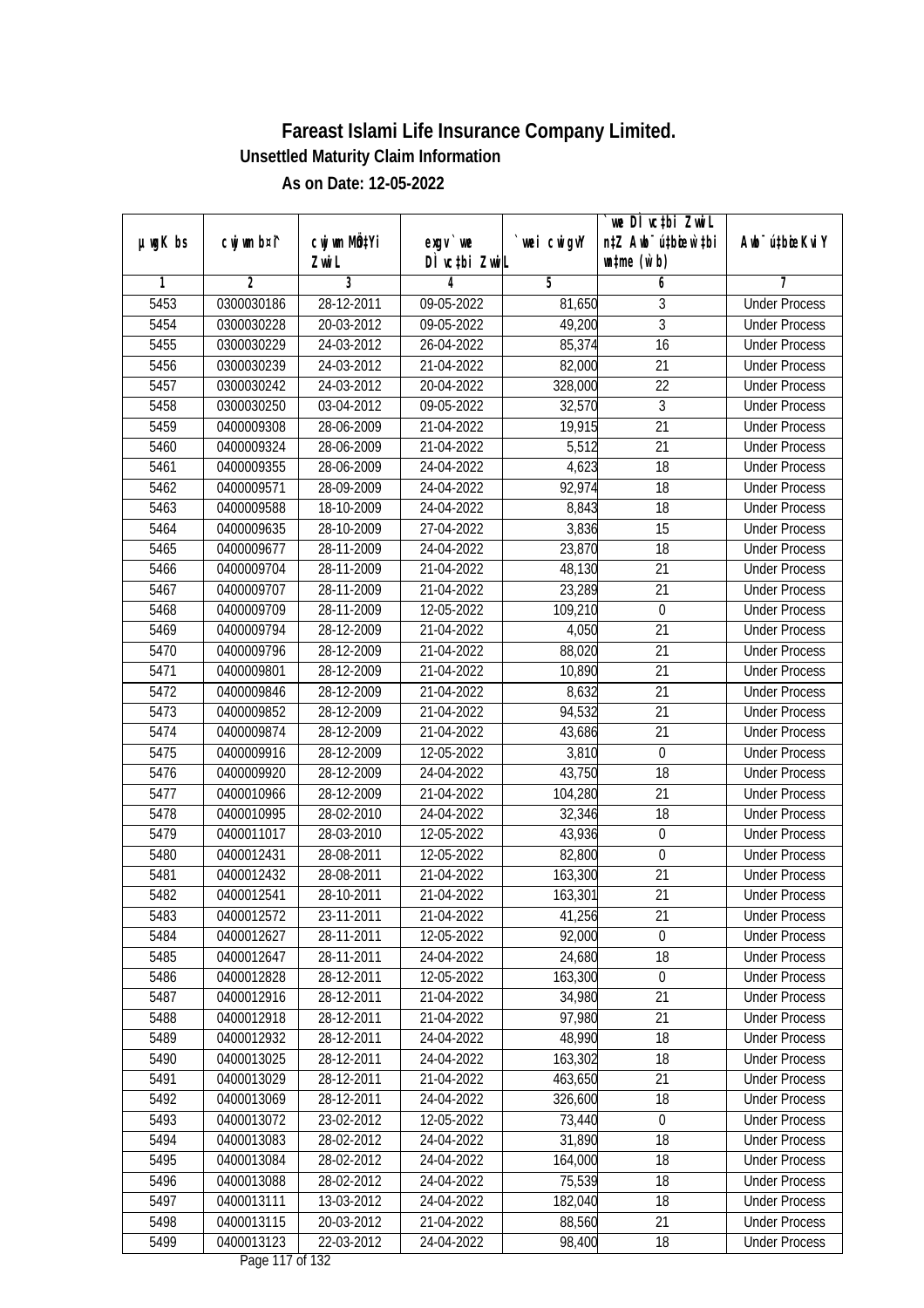# Fareast Islami Life Insurance Company Limited.

**Unsettled Maturity Claim Information**

**As on Date: 12-05-2022**

| µwgK bs | cwjwm bs¹ | cwjwm MÖnY ZvwiL | exgv `vwe DÌvctbi ZvwiL | `vwei cwigvY | `vwe DÌvctbi ZvwiL n‡Z Awb¯úbœ `vwei w`‡bi msL¨v (w`b) | Awb¯úbœ `vwei KviY |
|---|---|---|---|---|---|---|
| 1 | 2 | 3 | 4 | 5 | 6 | 7 |
| 5453 | 0300030186 | 28-12-2011 | 09-05-2022 | 81,650 | 3 | Under Process |
| 5454 | 0300030228 | 20-03-2012 | 09-05-2022 | 49,200 | 3 | Under Process |
| 5455 | 0300030229 | 24-03-2012 | 26-04-2022 | 85,374 | 16 | Under Process |
| 5456 | 0300030239 | 24-03-2012 | 21-04-2022 | 82,000 | 21 | Under Process |
| 5457 | 0300030242 | 24-03-2012 | 20-04-2022 | 328,000 | 22 | Under Process |
| 5458 | 0300030250 | 03-04-2012 | 09-05-2022 | 32,570 | 3 | Under Process |
| 5459 | 0400009308 | 28-06-2009 | 21-04-2022 | 19,915 | 21 | Under Process |
| 5460 | 0400009324 | 28-06-2009 | 21-04-2022 | 5,512 | 21 | Under Process |
| 5461 | 0400009355 | 28-06-2009 | 24-04-2022 | 4,623 | 18 | Under Process |
| 5462 | 0400009571 | 28-09-2009 | 24-04-2022 | 92,974 | 18 | Under Process |
| 5463 | 0400009588 | 18-10-2009 | 24-04-2022 | 8,843 | 18 | Under Process |
| 5464 | 0400009635 | 28-10-2009 | 27-04-2022 | 3,836 | 15 | Under Process |
| 5465 | 0400009677 | 28-11-2009 | 24-04-2022 | 23,870 | 18 | Under Process |
| 5466 | 0400009704 | 28-11-2009 | 21-04-2022 | 48,130 | 21 | Under Process |
| 5467 | 0400009707 | 28-11-2009 | 21-04-2022 | 23,289 | 21 | Under Process |
| 5468 | 0400009709 | 28-11-2009 | 12-05-2022 | 109,210 | 0 | Under Process |
| 5469 | 0400009794 | 28-12-2009 | 21-04-2022 | 4,050 | 21 | Under Process |
| 5470 | 0400009796 | 28-12-2009 | 21-04-2022 | 88,020 | 21 | Under Process |
| 5471 | 0400009801 | 28-12-2009 | 21-04-2022 | 10,890 | 21 | Under Process |
| 5472 | 0400009846 | 28-12-2009 | 21-04-2022 | 8,632 | 21 | Under Process |
| 5473 | 0400009852 | 28-12-2009 | 21-04-2022 | 94,532 | 21 | Under Process |
| 5474 | 0400009874 | 28-12-2009 | 21-04-2022 | 43,686 | 21 | Under Process |
| 5475 | 0400009916 | 28-12-2009 | 12-05-2022 | 3,810 | 0 | Under Process |
| 5476 | 0400009920 | 28-12-2009 | 24-04-2022 | 43,750 | 18 | Under Process |
| 5477 | 0400010966 | 28-12-2009 | 21-04-2022 | 104,280 | 21 | Under Process |
| 5478 | 0400010995 | 28-02-2010 | 24-04-2022 | 32,346 | 18 | Under Process |
| 5479 | 0400011017 | 28-03-2010 | 12-05-2022 | 43,936 | 0 | Under Process |
| 5480 | 0400012431 | 28-08-2011 | 12-05-2022 | 82,800 | 0 | Under Process |
| 5481 | 0400012432 | 28-08-2011 | 21-04-2022 | 163,300 | 21 | Under Process |
| 5482 | 0400012541 | 28-10-2011 | 21-04-2022 | 163,301 | 21 | Under Process |
| 5483 | 0400012572 | 23-11-2011 | 21-04-2022 | 41,256 | 21 | Under Process |
| 5484 | 0400012627 | 28-11-2011 | 12-05-2022 | 92,000 | 0 | Under Process |
| 5485 | 0400012647 | 28-11-2011 | 24-04-2022 | 24,680 | 18 | Under Process |
| 5486 | 0400012828 | 28-12-2011 | 12-05-2022 | 163,300 | 0 | Under Process |
| 5487 | 0400012916 | 28-12-2011 | 21-04-2022 | 34,980 | 21 | Under Process |
| 5488 | 0400012918 | 28-12-2011 | 21-04-2022 | 97,980 | 21 | Under Process |
| 5489 | 0400012932 | 28-12-2011 | 24-04-2022 | 48,990 | 18 | Under Process |
| 5490 | 0400013025 | 28-12-2011 | 24-04-2022 | 163,302 | 18 | Under Process |
| 5491 | 0400013029 | 28-12-2011 | 21-04-2022 | 463,650 | 21 | Under Process |
| 5492 | 0400013069 | 28-12-2011 | 24-04-2022 | 326,600 | 18 | Under Process |
| 5493 | 0400013072 | 23-02-2012 | 12-05-2022 | 73,440 | 0 | Under Process |
| 5494 | 0400013083 | 28-02-2012 | 24-04-2022 | 31,890 | 18 | Under Process |
| 5495 | 0400013084 | 28-02-2012 | 24-04-2022 | 164,000 | 18 | Under Process |
| 5496 | 0400013088 | 28-02-2012 | 24-04-2022 | 75,539 | 18 | Under Process |
| 5497 | 0400013111 | 13-03-2012 | 24-04-2022 | 182,040 | 18 | Under Process |
| 5498 | 0400013115 | 20-03-2012 | 21-04-2022 | 88,560 | 21 | Under Process |
| 5499 | 0400013123 | 22-03-2012 | 24-04-2022 | 98,400 | 18 | Under Process |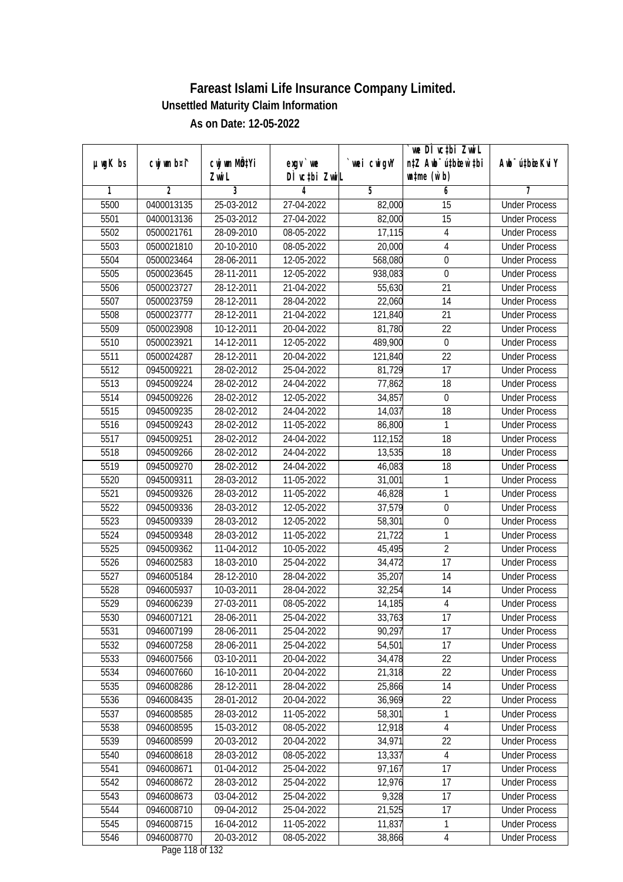# Fareast Islami Life Insurance Company Limited.

## Unsettled Maturity Claim Information

### As on Date: 12-05-2022

| µ:wgK bs | cwjwm b¤î | cwjwm MÖn‡Yi ZvwiL | exgv` we DÌvc‡bi ZvwiL | `vwei cwigvY | `we DÌvc‡bi ZvwiL n‡Z Awb¯úbœ we‡bi wbøme (w`b) | Awb¯ú‡bœi KviY |
|---|---|---|---|---|---|---|
| 1 | 2 | 3 | 4 | 5 | 6 | 7 |
| 5500 | 0400013135 | 25-03-2012 | 27-04-2022 | 82,000 | 15 | Under Process |
| 5501 | 0400013136 | 25-03-2012 | 27-04-2022 | 82,000 | 15 | Under Process |
| 5502 | 0500021761 | 28-09-2010 | 08-05-2022 | 17,115 | 4 | Under Process |
| 5503 | 0500021810 | 20-10-2010 | 08-05-2022 | 20,000 | 4 | Under Process |
| 5504 | 0500023464 | 28-06-2011 | 12-05-2022 | 568,080 | 0 | Under Process |
| 5505 | 0500023645 | 28-11-2011 | 12-05-2022 | 938,083 | 0 | Under Process |
| 5506 | 0500023727 | 28-12-2011 | 21-04-2022 | 55,630 | 21 | Under Process |
| 5507 | 0500023759 | 28-12-2011 | 28-04-2022 | 22,060 | 14 | Under Process |
| 5508 | 0500023777 | 28-12-2011 | 21-04-2022 | 121,840 | 21 | Under Process |
| 5509 | 0500023908 | 10-12-2011 | 20-04-2022 | 81,780 | 22 | Under Process |
| 5510 | 0500023921 | 14-12-2011 | 12-05-2022 | 489,900 | 0 | Under Process |
| 5511 | 0500024287 | 28-12-2011 | 20-04-2022 | 121,840 | 22 | Under Process |
| 5512 | 0945009221 | 28-02-2012 | 25-04-2022 | 81,729 | 17 | Under Process |
| 5513 | 0945009224 | 28-02-2012 | 24-04-2022 | 77,862 | 18 | Under Process |
| 5514 | 0945009226 | 28-02-2012 | 12-05-2022 | 34,857 | 0 | Under Process |
| 5515 | 0945009235 | 28-02-2012 | 24-04-2022 | 14,037 | 18 | Under Process |
| 5516 | 0945009243 | 28-02-2012 | 11-05-2022 | 86,800 | 1 | Under Process |
| 5517 | 0945009251 | 28-02-2012 | 24-04-2022 | 112,152 | 18 | Under Process |
| 5518 | 0945009266 | 28-02-2012 | 24-04-2022 | 13,535 | 18 | Under Process |
| 5519 | 0945009270 | 28-02-2012 | 24-04-2022 | 46,083 | 18 | Under Process |
| 5520 | 0945009311 | 28-03-2012 | 11-05-2022 | 31,001 | 1 | Under Process |
| 5521 | 0945009326 | 28-03-2012 | 11-05-2022 | 46,828 | 1 | Under Process |
| 5522 | 0945009336 | 28-03-2012 | 12-05-2022 | 37,579 | 0 | Under Process |
| 5523 | 0945009339 | 28-03-2012 | 12-05-2022 | 58,301 | 0 | Under Process |
| 5524 | 0945009348 | 28-03-2012 | 11-05-2022 | 21,722 | 1 | Under Process |
| 5525 | 0945009362 | 11-04-2012 | 10-05-2022 | 45,495 | 2 | Under Process |
| 5526 | 0946002583 | 18-03-2010 | 25-04-2022 | 34,472 | 17 | Under Process |
| 5527 | 0946005184 | 28-12-2010 | 28-04-2022 | 35,207 | 14 | Under Process |
| 5528 | 0946005937 | 10-03-2011 | 28-04-2022 | 32,254 | 14 | Under Process |
| 5529 | 0946006239 | 27-03-2011 | 08-05-2022 | 14,185 | 4 | Under Process |
| 5530 | 0946007121 | 28-06-2011 | 25-04-2022 | 33,763 | 17 | Under Process |
| 5531 | 0946007199 | 28-06-2011 | 25-04-2022 | 90,297 | 17 | Under Process |
| 5532 | 0946007258 | 28-06-2011 | 25-04-2022 | 54,501 | 17 | Under Process |
| 5533 | 0946007566 | 03-10-2011 | 20-04-2022 | 34,478 | 22 | Under Process |
| 5534 | 0946007660 | 16-10-2011 | 20-04-2022 | 21,318 | 22 | Under Process |
| 5535 | 0946008286 | 28-12-2011 | 28-04-2022 | 25,866 | 14 | Under Process |
| 5536 | 0946008435 | 28-01-2012 | 20-04-2022 | 36,969 | 22 | Under Process |
| 5537 | 0946008585 | 28-03-2012 | 11-05-2022 | 58,301 | 1 | Under Process |
| 5538 | 0946008595 | 15-03-2012 | 08-05-2022 | 12,918 | 4 | Under Process |
| 5539 | 0946008599 | 20-03-2012 | 20-04-2022 | 34,971 | 22 | Under Process |
| 5540 | 0946008618 | 28-03-2012 | 08-05-2022 | 13,337 | 4 | Under Process |
| 5541 | 0946008671 | 01-04-2012 | 25-04-2022 | 97,167 | 17 | Under Process |
| 5542 | 0946008672 | 28-03-2012 | 25-04-2022 | 12,976 | 17 | Under Process |
| 5543 | 0946008673 | 03-04-2012 | 25-04-2022 | 9,328 | 17 | Under Process |
| 5544 | 0946008710 | 09-04-2012 | 25-04-2022 | 21,525 | 17 | Under Process |
| 5545 | 0946008715 | 16-04-2012 | 11-05-2022 | 11,837 | 1 | Under Process |
| 5546 | 0946008770 | 20-03-2012 | 08-05-2022 | 38,866 | 4 | Under Process |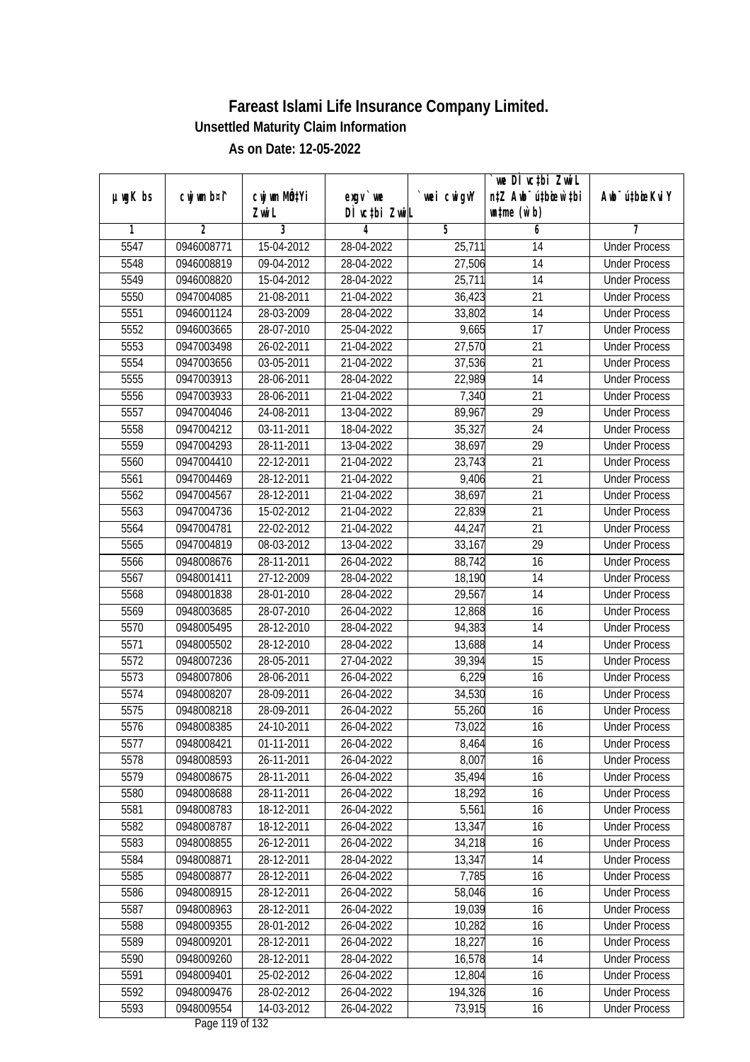# Fareast Islami Life Insurance Company Limited.

**Unsettled Maturity Claim Information**

**As on Date: 12-05-2022**

| µwgK bs | cwjwm bs¦ | cwjwm MÖ‡Yi ZvwiL | exgv `vwe DÌvc‡bi ZvwiL | `vwei cwigvY | `vwe DÌvc‡bi ZvwiL n‡Z Awb¯úbœ `vwei wmqv` (w`b) | Awb¯ú‡bœi KviY |
|---|---|---|---|---|---|---|
| 1 | 2 | 3 | 4 | 5 | 6 | 7 |
| 5547 | 0946008771 | 15-04-2012 | 28-04-2022 | 25,711 | 14 | Under Process |
| 5548 | 0946008819 | 09-04-2012 | 28-04-2022 | 27,506 | 14 | Under Process |
| 5549 | 0946008820 | 15-04-2012 | 28-04-2022 | 25,711 | 14 | Under Process |
| 5550 | 0947004085 | 21-08-2011 | 21-04-2022 | 36,423 | 21 | Under Process |
| 5551 | 0946001124 | 28-03-2009 | 28-04-2022 | 33,802 | 14 | Under Process |
| 5552 | 0946003665 | 28-07-2010 | 25-04-2022 | 9,665 | 17 | Under Process |
| 5553 | 0947003498 | 26-02-2011 | 21-04-2022 | 27,570 | 21 | Under Process |
| 5554 | 0947003656 | 03-05-2011 | 21-04-2022 | 37,536 | 21 | Under Process |
| 5555 | 0947003913 | 28-06-2011 | 28-04-2022 | 22,989 | 14 | Under Process |
| 5556 | 0947003933 | 28-06-2011 | 21-04-2022 | 7,340 | 21 | Under Process |
| 5557 | 0947004046 | 24-08-2011 | 13-04-2022 | 89,967 | 29 | Under Process |
| 5558 | 0947004212 | 03-11-2011 | 18-04-2022 | 35,327 | 24 | Under Process |
| 5559 | 0947004293 | 28-11-2011 | 13-04-2022 | 38,697 | 29 | Under Process |
| 5560 | 0947004410 | 22-12-2011 | 21-04-2022 | 23,743 | 21 | Under Process |
| 5561 | 0947004469 | 28-12-2011 | 21-04-2022 | 9,406 | 21 | Under Process |
| 5562 | 0947004567 | 28-12-2011 | 21-04-2022 | 38,697 | 21 | Under Process |
| 5563 | 0947004736 | 15-02-2012 | 21-04-2022 | 22,839 | 21 | Under Process |
| 5564 | 0947004781 | 22-02-2012 | 21-04-2022 | 44,247 | 21 | Under Process |
| 5565 | 0947004819 | 08-03-2012 | 13-04-2022 | 33,167 | 29 | Under Process |
| 5566 | 0948008676 | 28-11-2011 | 26-04-2022 | 88,742 | 16 | Under Process |
| 5567 | 0948001411 | 27-12-2009 | 28-04-2022 | 18,190 | 14 | Under Process |
| 5568 | 0948001838 | 28-01-2010 | 28-04-2022 | 29,567 | 14 | Under Process |
| 5569 | 0948003685 | 28-07-2010 | 26-04-2022 | 12,868 | 16 | Under Process |
| 5570 | 0948005495 | 28-12-2010 | 28-04-2022 | 94,383 | 14 | Under Process |
| 5571 | 0948005502 | 28-12-2010 | 28-04-2022 | 13,688 | 14 | Under Process |
| 5572 | 0948007236 | 28-05-2011 | 27-04-2022 | 39,394 | 15 | Under Process |
| 5573 | 0948007806 | 28-06-2011 | 26-04-2022 | 6,229 | 16 | Under Process |
| 5574 | 0948008207 | 28-09-2011 | 26-04-2022 | 34,530 | 16 | Under Process |
| 5575 | 0948008218 | 28-09-2011 | 26-04-2022 | 55,260 | 16 | Under Process |
| 5576 | 0948008385 | 24-10-2011 | 26-04-2022 | 73,022 | 16 | Under Process |
| 5577 | 0948008421 | 01-11-2011 | 26-04-2022 | 8,464 | 16 | Under Process |
| 5578 | 0948008593 | 26-11-2011 | 26-04-2022 | 8,007 | 16 | Under Process |
| 5579 | 0948008675 | 28-11-2011 | 26-04-2022 | 35,494 | 16 | Under Process |
| 5580 | 0948008688 | 28-11-2011 | 26-04-2022 | 18,292 | 16 | Under Process |
| 5581 | 0948008783 | 18-12-2011 | 26-04-2022 | 5,561 | 16 | Under Process |
| 5582 | 0948008787 | 18-12-2011 | 26-04-2022 | 13,347 | 16 | Under Process |
| 5583 | 0948008855 | 26-12-2011 | 26-04-2022 | 34,218 | 16 | Under Process |
| 5584 | 0948008871 | 28-12-2011 | 28-04-2022 | 13,347 | 14 | Under Process |
| 5585 | 0948008877 | 28-12-2011 | 26-04-2022 | 7,785 | 16 | Under Process |
| 5586 | 0948008915 | 28-12-2011 | 26-04-2022 | 58,046 | 16 | Under Process |
| 5587 | 0948008963 | 28-12-2011 | 26-04-2022 | 19,039 | 16 | Under Process |
| 5588 | 0948009355 | 28-01-2012 | 26-04-2022 | 10,282 | 16 | Under Process |
| 5589 | 0948009201 | 28-12-2011 | 26-04-2022 | 18,227 | 16 | Under Process |
| 5590 | 0948009260 | 28-12-2011 | 28-04-2022 | 16,578 | 14 | Under Process |
| 5591 | 0948009401 | 25-02-2012 | 26-04-2022 | 12,804 | 16 | Under Process |
| 5592 | 0948009476 | 28-02-2012 | 26-04-2022 | 194,326 | 16 | Under Process |
| 5593 | 0948009554 | 14-03-2012 | 26-04-2022 | 73,915 | 16 | Under Process |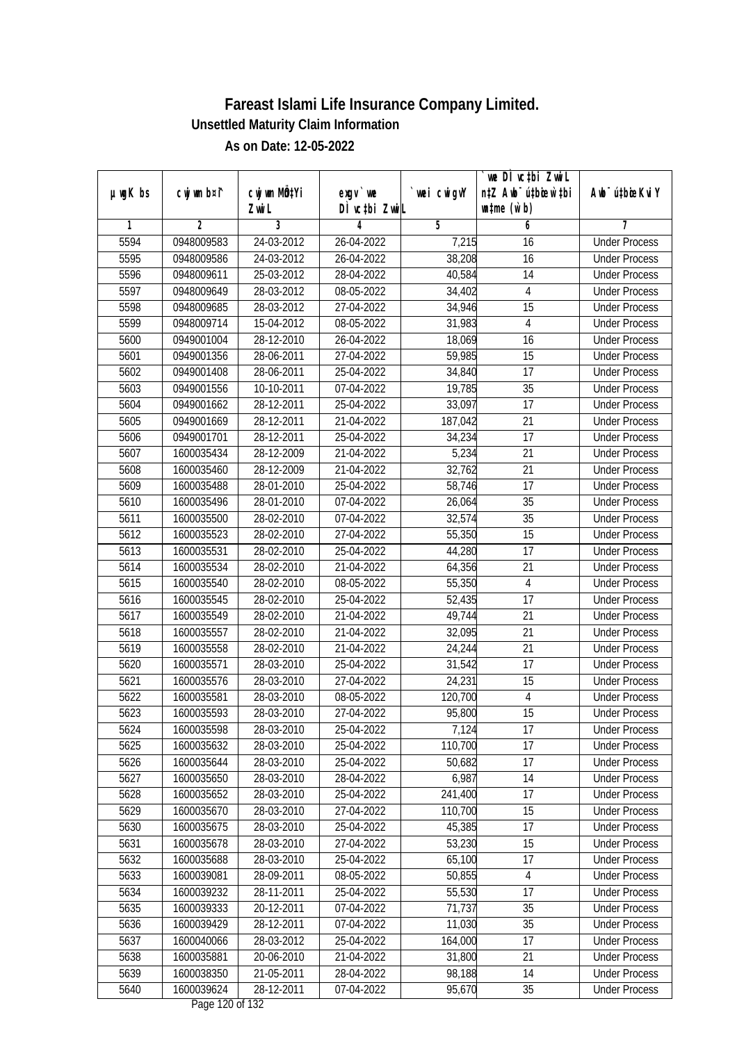# Fareast Islami Life Insurance Company Limited.

**Unsettled Maturity Claim Information**

**As on Date: 12-05-2022**

| µwgK bs | cwjwm b¤^i | cwjwm MÖn‡Yi ZvwiL | exgv`we DÌvc‡bi ZvwiL | `vwei cwigvY | `vwe DÌvc‡bi ZvwiL n‡Z Awb¯úwËi w`‡bi msL¨v (w`b) | Awb¯úwËi KviY |
|---|---|---|---|---|---|---|
| 1 | 2 | 3 | 4 | 5 | 6 | 7 |
| 5594 | 0948009583 | 24-03-2012 | 26-04-2022 | 7,215 | 16 | Under Process |
| 5595 | 0948009586 | 24-03-2012 | 26-04-2022 | 38,208 | 16 | Under Process |
| 5596 | 0948009611 | 25-03-2012 | 28-04-2022 | 40,584 | 14 | Under Process |
| 5597 | 0948009649 | 28-03-2012 | 08-05-2022 | 34,402 | 4 | Under Process |
| 5598 | 0948009685 | 28-03-2012 | 27-04-2022 | 34,946 | 15 | Under Process |
| 5599 | 0948009714 | 15-04-2012 | 08-05-2022 | 31,983 | 4 | Under Process |
| 5600 | 0949001004 | 28-12-2010 | 26-04-2022 | 18,069 | 16 | Under Process |
| 5601 | 0949001356 | 28-06-2011 | 27-04-2022 | 59,985 | 15 | Under Process |
| 5602 | 0949001408 | 28-06-2011 | 25-04-2022 | 34,840 | 17 | Under Process |
| 5603 | 0949001556 | 10-10-2011 | 07-04-2022 | 19,785 | 35 | Under Process |
| 5604 | 0949001662 | 28-12-2011 | 25-04-2022 | 33,097 | 17 | Under Process |
| 5605 | 0949001669 | 28-12-2011 | 21-04-2022 | 187,042 | 21 | Under Process |
| 5606 | 0949001701 | 28-12-2011 | 25-04-2022 | 34,234 | 17 | Under Process |
| 5607 | 1600035434 | 28-12-2009 | 21-04-2022 | 5,234 | 21 | Under Process |
| 5608 | 1600035460 | 28-12-2009 | 21-04-2022 | 32,762 | 21 | Under Process |
| 5609 | 1600035488 | 28-01-2010 | 25-04-2022 | 58,746 | 17 | Under Process |
| 5610 | 1600035496 | 28-01-2010 | 07-04-2022 | 26,064 | 35 | Under Process |
| 5611 | 1600035500 | 28-02-2010 | 07-04-2022 | 32,574 | 35 | Under Process |
| 5612 | 1600035523 | 28-02-2010 | 27-04-2022 | 55,350 | 15 | Under Process |
| 5613 | 1600035531 | 28-02-2010 | 25-04-2022 | 44,280 | 17 | Under Process |
| 5614 | 1600035534 | 28-02-2010 | 21-04-2022 | 64,356 | 21 | Under Process |
| 5615 | 1600035540 | 28-02-2010 | 08-05-2022 | 55,350 | 4 | Under Process |
| 5616 | 1600035545 | 28-02-2010 | 25-04-2022 | 52,435 | 17 | Under Process |
| 5617 | 1600035549 | 28-02-2010 | 21-04-2022 | 49,744 | 21 | Under Process |
| 5618 | 1600035557 | 28-02-2010 | 21-04-2022 | 32,095 | 21 | Under Process |
| 5619 | 1600035558 | 28-02-2010 | 21-04-2022 | 24,244 | 21 | Under Process |
| 5620 | 1600035571 | 28-03-2010 | 25-04-2022 | 31,542 | 17 | Under Process |
| 5621 | 1600035576 | 28-03-2010 | 27-04-2022 | 24,231 | 15 | Under Process |
| 5622 | 1600035581 | 28-03-2010 | 08-05-2022 | 120,700 | 4 | Under Process |
| 5623 | 1600035593 | 28-03-2010 | 27-04-2022 | 95,800 | 15 | Under Process |
| 5624 | 1600035598 | 28-03-2010 | 25-04-2022 | 7,124 | 17 | Under Process |
| 5625 | 1600035632 | 28-03-2010 | 25-04-2022 | 110,700 | 17 | Under Process |
| 5626 | 1600035644 | 28-03-2010 | 25-04-2022 | 50,682 | 17 | Under Process |
| 5627 | 1600035650 | 28-03-2010 | 28-04-2022 | 6,987 | 14 | Under Process |
| 5628 | 1600035652 | 28-03-2010 | 25-04-2022 | 241,400 | 17 | Under Process |
| 5629 | 1600035670 | 28-03-2010 | 27-04-2022 | 110,700 | 15 | Under Process |
| 5630 | 1600035675 | 28-03-2010 | 25-04-2022 | 45,385 | 17 | Under Process |
| 5631 | 1600035678 | 28-03-2010 | 27-04-2022 | 53,230 | 15 | Under Process |
| 5632 | 1600035688 | 28-03-2010 | 25-04-2022 | 65,100 | 17 | Under Process |
| 5633 | 1600039081 | 28-09-2011 | 08-05-2022 | 50,855 | 4 | Under Process |
| 5634 | 1600039232 | 28-11-2011 | 25-04-2022 | 55,530 | 17 | Under Process |
| 5635 | 1600039333 | 20-12-2011 | 07-04-2022 | 71,737 | 35 | Under Process |
| 5636 | 1600039429 | 28-12-2011 | 07-04-2022 | 11,030 | 35 | Under Process |
| 5637 | 1600040066 | 28-03-2012 | 25-04-2022 | 164,000 | 17 | Under Process |
| 5638 | 1600035881 | 20-06-2010 | 21-04-2022 | 31,800 | 21 | Under Process |
| 5639 | 1600038350 | 21-05-2011 | 28-04-2022 | 98,188 | 14 | Under Process |
| 5640 | 1600039624 | 28-12-2011 | 07-04-2022 | 95,670 | 35 | Under Process |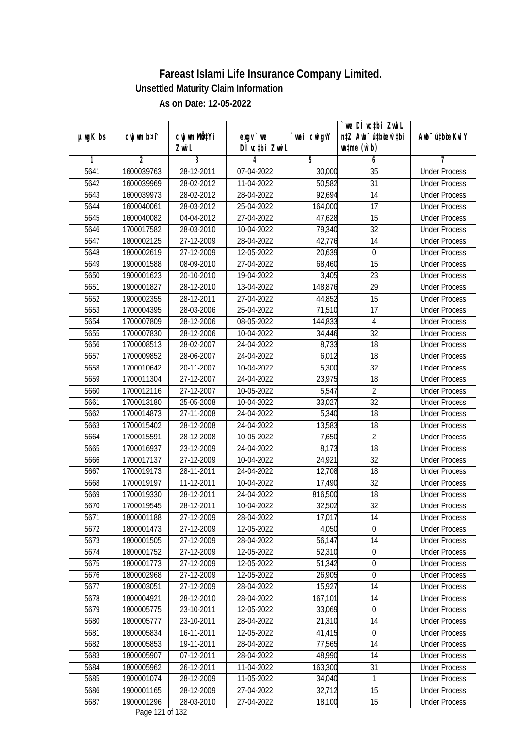# Fareast Islami Life Insurance Company Limited.

**Unsettled Maturity Claim Information**

**As on Date: 12-05-2022**

| µwgK bs | cwjwm b¤^i | cwjwm MÖn‡Yi ZvwiL | evgv `vwe DÌvc‡bi ZvwiL | `vwei cwigvY | `vwe DÌvc‡bi ZvwiL n‡Z Awb¯úbœ `v‡ei wU‡bi AvšÍi (w`b) | Awb¯ú‡bœi KviY |
|---|---|---|---|---|---|---|
| 1 | 2 | 3 | 4 | 5 | 6 | 7 |
| 5641 | 1600039763 | 28-12-2011 | 07-04-2022 | 30,000 | 35 | Under Process |
| 5642 | 1600039969 | 28-02-2012 | 11-04-2022 | 50,582 | 31 | Under Process |
| 5643 | 1600039973 | 28-02-2012 | 28-04-2022 | 92,694 | 14 | Under Process |
| 5644 | 1600040061 | 28-03-2012 | 25-04-2022 | 164,000 | 17 | Under Process |
| 5645 | 1600040082 | 04-04-2012 | 27-04-2022 | 47,628 | 15 | Under Process |
| 5646 | 1700017582 | 28-03-2010 | 10-04-2022 | 79,340 | 32 | Under Process |
| 5647 | 1800002125 | 27-12-2009 | 28-04-2022 | 42,776 | 14 | Under Process |
| 5648 | 1800002619 | 27-12-2009 | 12-05-2022 | 20,639 | 0 | Under Process |
| 5649 | 1900001588 | 08-09-2010 | 27-04-2022 | 68,460 | 15 | Under Process |
| 5650 | 1900001623 | 20-10-2010 | 19-04-2022 | 3,405 | 23 | Under Process |
| 5651 | 1900001827 | 28-12-2010 | 13-04-2022 | 148,876 | 29 | Under Process |
| 5652 | 1900002355 | 28-12-2011 | 27-04-2022 | 44,852 | 15 | Under Process |
| 5653 | 1700004395 | 28-03-2006 | 25-04-2022 | 71,510 | 17 | Under Process |
| 5654 | 1700007809 | 28-12-2006 | 08-05-2022 | 144,833 | 4 | Under Process |
| 5655 | 1700007830 | 28-12-2006 | 10-04-2022 | 34,446 | 32 | Under Process |
| 5656 | 1700008513 | 28-02-2007 | 24-04-2022 | 8,733 | 18 | Under Process |
| 5657 | 1700009852 | 28-06-2007 | 24-04-2022 | 6,012 | 18 | Under Process |
| 5658 | 1700010642 | 20-11-2007 | 10-04-2022 | 5,300 | 32 | Under Process |
| 5659 | 1700011304 | 27-12-2007 | 24-04-2022 | 23,975 | 18 | Under Process |
| 5660 | 1700012116 | 27-12-2007 | 10-05-2022 | 5,547 | 2 | Under Process |
| 5661 | 1700013180 | 25-05-2008 | 10-04-2022 | 33,027 | 32 | Under Process |
| 5662 | 1700014873 | 27-11-2008 | 24-04-2022 | 5,340 | 18 | Under Process |
| 5663 | 1700015402 | 28-12-2008 | 24-04-2022 | 13,583 | 18 | Under Process |
| 5664 | 1700015591 | 28-12-2008 | 10-05-2022 | 7,650 | 2 | Under Process |
| 5665 | 1700016937 | 23-12-2009 | 24-04-2022 | 8,173 | 18 | Under Process |
| 5666 | 1700017137 | 27-12-2009 | 10-04-2022 | 24,921 | 32 | Under Process |
| 5667 | 1700019173 | 28-11-2011 | 24-04-2022 | 12,708 | 18 | Under Process |
| 5668 | 1700019197 | 11-12-2011 | 10-04-2022 | 17,490 | 32 | Under Process |
| 5669 | 1700019330 | 28-12-2011 | 24-04-2022 | 816,500 | 18 | Under Process |
| 5670 | 1700019545 | 28-12-2011 | 10-04-2022 | 32,502 | 32 | Under Process |
| 5671 | 1800001188 | 27-12-2009 | 28-04-2022 | 17,017 | 14 | Under Process |
| 5672 | 1800001473 | 27-12-2009 | 12-05-2022 | 4,050 | 0 | Under Process |
| 5673 | 1800001505 | 27-12-2009 | 28-04-2022 | 56,147 | 14 | Under Process |
| 5674 | 1800001752 | 27-12-2009 | 12-05-2022 | 52,310 | 0 | Under Process |
| 5675 | 1800001773 | 27-12-2009 | 12-05-2022 | 51,342 | 0 | Under Process |
| 5676 | 1800002968 | 27-12-2009 | 12-05-2022 | 26,905 | 0 | Under Process |
| 5677 | 1800003051 | 27-12-2009 | 28-04-2022 | 15,927 | 14 | Under Process |
| 5678 | 1800004921 | 28-12-2010 | 28-04-2022 | 167,101 | 14 | Under Process |
| 5679 | 1800005775 | 23-10-2011 | 12-05-2022 | 33,069 | 0 | Under Process |
| 5680 | 1800005777 | 23-10-2011 | 28-04-2022 | 21,310 | 14 | Under Process |
| 5681 | 1800005834 | 16-11-2011 | 12-05-2022 | 41,415 | 0 | Under Process |
| 5682 | 1800005853 | 19-11-2011 | 28-04-2022 | 77,565 | 14 | Under Process |
| 5683 | 1800005907 | 07-12-2011 | 28-04-2022 | 48,990 | 14 | Under Process |
| 5684 | 1800005962 | 26-12-2011 | 11-04-2022 | 163,300 | 31 | Under Process |
| 5685 | 1900001074 | 28-12-2009 | 11-05-2022 | 34,040 | 1 | Under Process |
| 5686 | 1900001165 | 28-12-2009 | 27-04-2022 | 32,712 | 15 | Under Process |
| 5687 | 1900001296 | 28-03-2010 | 27-04-2022 | 18,100 | 15 | Under Process |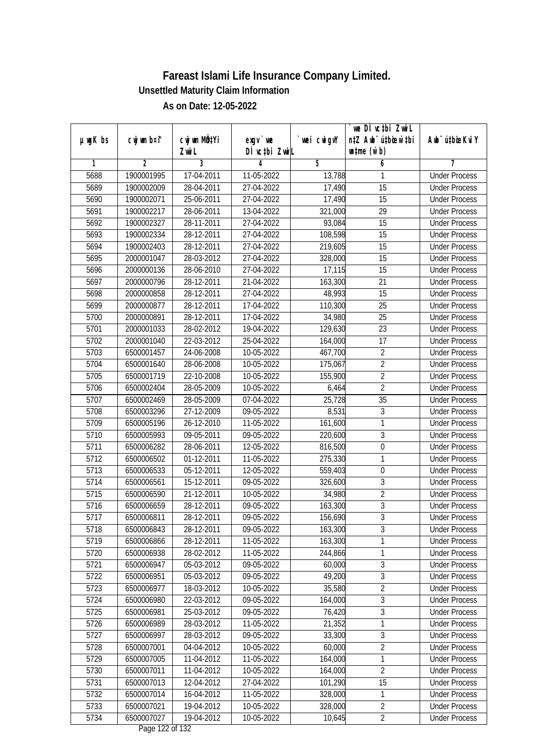# Fareast Islami Life Insurance Company Limited.

## Unsettled Maturity Claim Information

### As on Date: 12-05-2022

| µwgK bs | cwjwm b¤i | cwjwm MÖ‡Yi ZvwiL | exgv` we DÌ vc‡bi ZvwiL | `vwei cwigvY | `we DÌ vc‡bi ZvwiL n‡Z Awb¯ú‡bœi w`‡bi e¨eavb (w`b) | Awb¯ú‡bœi KviY |
|---|---|---|---|---|---|---|
| 1 | 2 | 3 | 4 | 5 | 6 | 7 |
| 5688 | 1900001995 | 17-04-2011 | 11-05-2022 | 13,788 | 1 | Under Process |
| 5689 | 1900002009 | 28-04-2011 | 27-04-2022 | 17,490 | 15 | Under Process |
| 5690 | 1900002071 | 25-06-2011 | 27-04-2022 | 17,490 | 15 | Under Process |
| 5691 | 1900002217 | 28-06-2011 | 13-04-2022 | 321,000 | 29 | Under Process |
| 5692 | 1900002327 | 28-11-2011 | 27-04-2022 | 93,084 | 15 | Under Process |
| 5693 | 1900002334 | 28-12-2011 | 27-04-2022 | 108,598 | 15 | Under Process |
| 5694 | 1900002403 | 28-12-2011 | 27-04-2022 | 219,605 | 15 | Under Process |
| 5695 | 2000001047 | 28-03-2012 | 27-04-2022 | 328,000 | 15 | Under Process |
| 5696 | 2000000136 | 28-06-2010 | 27-04-2022 | 17,115 | 15 | Under Process |
| 5697 | 2000000796 | 28-12-2011 | 21-04-2022 | 163,300 | 21 | Under Process |
| 5698 | 2000000858 | 28-12-2011 | 27-04-2022 | 48,993 | 15 | Under Process |
| 5699 | 2000000877 | 28-12-2011 | 17-04-2022 | 110,300 | 25 | Under Process |
| 5700 | 2000000891 | 28-12-2011 | 17-04-2022 | 34,980 | 25 | Under Process |
| 5701 | 2000001033 | 28-02-2012 | 19-04-2022 | 129,630 | 23 | Under Process |
| 5702 | 2000001040 | 22-03-2012 | 25-04-2022 | 164,000 | 17 | Under Process |
| 5703 | 6500001457 | 24-06-2008 | 10-05-2022 | 467,700 | 2 | Under Process |
| 5704 | 6500001640 | 28-06-2008 | 10-05-2022 | 175,067 | 2 | Under Process |
| 5705 | 6500001719 | 22-10-2008 | 10-05-2022 | 155,900 | 2 | Under Process |
| 5706 | 6500002404 | 28-05-2009 | 10-05-2022 | 6,464 | 2 | Under Process |
| 5707 | 6500002469 | 28-05-2009 | 07-04-2022 | 25,728 | 35 | Under Process |
| 5708 | 6500003296 | 27-12-2009 | 09-05-2022 | 8,531 | 3 | Under Process |
| 5709 | 6500005196 | 26-12-2010 | 11-05-2022 | 161,600 | 1 | Under Process |
| 5710 | 6500005993 | 09-05-2011 | 09-05-2022 | 220,600 | 3 | Under Process |
| 5711 | 6500006282 | 28-06-2011 | 12-05-2022 | 816,500 | 0 | Under Process |
| 5712 | 6500006502 | 01-12-2011 | 11-05-2022 | 275,330 | 1 | Under Process |
| 5713 | 6500006533 | 05-12-2011 | 12-05-2022 | 559,403 | 0 | Under Process |
| 5714 | 6500006561 | 15-12-2011 | 09-05-2022 | 326,600 | 3 | Under Process |
| 5715 | 6500006590 | 21-12-2011 | 10-05-2022 | 34,980 | 2 | Under Process |
| 5716 | 6500006659 | 28-12-2011 | 09-05-2022 | 163,300 | 3 | Under Process |
| 5717 | 6500006811 | 28-12-2011 | 09-05-2022 | 156,690 | 3 | Under Process |
| 5718 | 6500006843 | 28-12-2011 | 09-05-2022 | 163,300 | 3 | Under Process |
| 5719 | 6500006866 | 28-12-2011 | 11-05-2022 | 163,300 | 1 | Under Process |
| 5720 | 6500006938 | 28-02-2012 | 11-05-2022 | 244,866 | 1 | Under Process |
| 5721 | 6500006947 | 05-03-2012 | 09-05-2022 | 60,000 | 3 | Under Process |
| 5722 | 6500006951 | 05-03-2012 | 09-05-2022 | 49,200 | 3 | Under Process |
| 5723 | 6500006977 | 18-03-2012 | 10-05-2022 | 35,580 | 2 | Under Process |
| 5724 | 6500006980 | 22-03-2012 | 09-05-2022 | 164,000 | 3 | Under Process |
| 5725 | 6500006981 | 25-03-2012 | 09-05-2022 | 76,420 | 3 | Under Process |
| 5726 | 6500006989 | 28-03-2012 | 11-05-2022 | 21,352 | 1 | Under Process |
| 5727 | 6500006997 | 28-03-2012 | 09-05-2022 | 33,300 | 3 | Under Process |
| 5728 | 6500007001 | 04-04-2012 | 10-05-2022 | 60,000 | 2 | Under Process |
| 5729 | 6500007005 | 11-04-2012 | 11-05-2022 | 164,000 | 1 | Under Process |
| 5730 | 6500007011 | 11-04-2012 | 10-05-2022 | 164,000 | 2 | Under Process |
| 5731 | 6500007013 | 12-04-2012 | 27-04-2022 | 101,290 | 15 | Under Process |
| 5732 | 6500007014 | 16-04-2012 | 11-05-2022 | 328,000 | 1 | Under Process |
| 5733 | 6500007021 | 19-04-2012 | 10-05-2022 | 328,000 | 2 | Under Process |
| 5734 | 6500007027 | 19-04-2012 | 10-05-2022 | 10,645 | 2 | Under Process |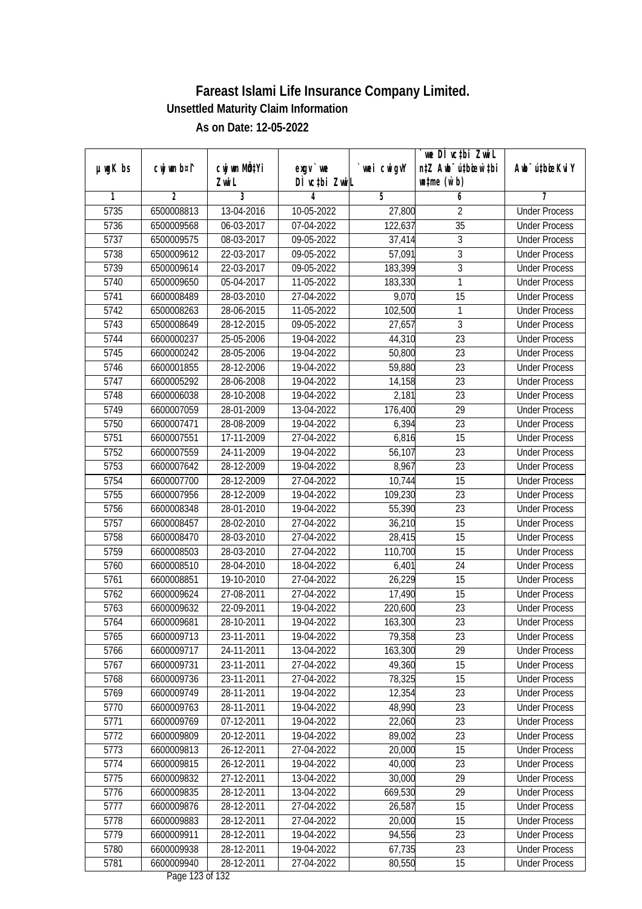# Fareast Islami Life Insurance Company Limited.

**Unsettled Maturity Claim Information**

**As on Date: 12-05-2022**

| µwgK bs | cwjwm b¤i | cwjwm MÖn‡Yi ZvwiL | exgv`we DÌvc‡bi ZvwiL | `vwei cwigvY | `vwe DÌvc‡bi ZvwiL n‡Z Awb¯úbœ `v‡bi mgq (w`b) | Awb¯úbœ Kvi Y |
|---|---|---|---|---|---|---|
| 1 | 2 | 3 | 4 | 5 | 6 | 7 |
| 5735 | 6500008813 | 13-04-2016 | 10-05-2022 | 27,800 | 2 | Under Process |
| 5736 | 6500009568 | 06-03-2017 | 07-04-2022 | 122,637 | 35 | Under Process |
| 5737 | 6500009575 | 08-03-2017 | 09-05-2022 | 37,414 | 3 | Under Process |
| 5738 | 6500009612 | 22-03-2017 | 09-05-2022 | 57,091 | 3 | Under Process |
| 5739 | 6500009614 | 22-03-2017 | 09-05-2022 | 183,399 | 3 | Under Process |
| 5740 | 6500009650 | 05-04-2017 | 11-05-2022 | 183,330 | 1 | Under Process |
| 5741 | 6600008489 | 28-03-2010 | 27-04-2022 | 9,070 | 15 | Under Process |
| 5742 | 6500008263 | 28-06-2015 | 11-05-2022 | 102,500 | 1 | Under Process |
| 5743 | 6500008649 | 28-12-2015 | 09-05-2022 | 27,657 | 3 | Under Process |
| 5744 | 6600000237 | 25-05-2006 | 19-04-2022 | 44,310 | 23 | Under Process |
| 5745 | 6600000242 | 28-05-2006 | 19-04-2022 | 50,800 | 23 | Under Process |
| 5746 | 6600001855 | 28-12-2006 | 19-04-2022 | 59,880 | 23 | Under Process |
| 5747 | 6600005292 | 28-06-2008 | 19-04-2022 | 14,158 | 23 | Under Process |
| 5748 | 6600006038 | 28-10-2008 | 19-04-2022 | 2,181 | 23 | Under Process |
| 5749 | 6600007059 | 28-01-2009 | 13-04-2022 | 176,400 | 29 | Under Process |
| 5750 | 6600007471 | 28-08-2009 | 19-04-2022 | 6,394 | 23 | Under Process |
| 5751 | 6600007551 | 17-11-2009 | 27-04-2022 | 6,816 | 15 | Under Process |
| 5752 | 6600007559 | 24-11-2009 | 19-04-2022 | 56,107 | 23 | Under Process |
| 5753 | 6600007642 | 28-12-2009 | 19-04-2022 | 8,967 | 23 | Under Process |
| 5754 | 6600007700 | 28-12-2009 | 27-04-2022 | 10,744 | 15 | Under Process |
| 5755 | 6600007956 | 28-12-2009 | 19-04-2022 | 109,230 | 23 | Under Process |
| 5756 | 6600008348 | 28-01-2010 | 19-04-2022 | 55,390 | 23 | Under Process |
| 5757 | 6600008457 | 28-02-2010 | 27-04-2022 | 36,210 | 15 | Under Process |
| 5758 | 6600008470 | 28-03-2010 | 27-04-2022 | 28,415 | 15 | Under Process |
| 5759 | 6600008503 | 28-03-2010 | 27-04-2022 | 110,700 | 15 | Under Process |
| 5760 | 6600008510 | 28-04-2010 | 18-04-2022 | 6,401 | 24 | Under Process |
| 5761 | 6600008851 | 19-10-2010 | 27-04-2022 | 26,229 | 15 | Under Process |
| 5762 | 6600009624 | 27-08-2011 | 27-04-2022 | 17,490 | 15 | Under Process |
| 5763 | 6600009632 | 22-09-2011 | 19-04-2022 | 220,600 | 23 | Under Process |
| 5764 | 6600009681 | 28-10-2011 | 19-04-2022 | 163,300 | 23 | Under Process |
| 5765 | 6600009713 | 23-11-2011 | 19-04-2022 | 79,358 | 23 | Under Process |
| 5766 | 6600009717 | 24-11-2011 | 13-04-2022 | 163,300 | 29 | Under Process |
| 5767 | 6600009731 | 23-11-2011 | 27-04-2022 | 49,360 | 15 | Under Process |
| 5768 | 6600009736 | 23-11-2011 | 27-04-2022 | 78,325 | 15 | Under Process |
| 5769 | 6600009749 | 28-11-2011 | 19-04-2022 | 12,354 | 23 | Under Process |
| 5770 | 6600009763 | 28-11-2011 | 19-04-2022 | 48,990 | 23 | Under Process |
| 5771 | 6600009769 | 07-12-2011 | 19-04-2022 | 22,060 | 23 | Under Process |
| 5772 | 6600009809 | 20-12-2011 | 19-04-2022 | 89,002 | 23 | Under Process |
| 5773 | 6600009813 | 26-12-2011 | 27-04-2022 | 20,000 | 15 | Under Process |
| 5774 | 6600009815 | 26-12-2011 | 19-04-2022 | 40,000 | 23 | Under Process |
| 5775 | 6600009832 | 27-12-2011 | 13-04-2022 | 30,000 | 29 | Under Process |
| 5776 | 6600009835 | 28-12-2011 | 13-04-2022 | 669,530 | 29 | Under Process |
| 5777 | 6600009876 | 28-12-2011 | 27-04-2022 | 26,587 | 15 | Under Process |
| 5778 | 6600009883 | 28-12-2011 | 27-04-2022 | 20,000 | 15 | Under Process |
| 5779 | 6600009911 | 28-12-2011 | 19-04-2022 | 94,556 | 23 | Under Process |
| 5780 | 6600009938 | 28-12-2011 | 19-04-2022 | 67,735 | 23 | Under Process |
| 5781 | 6600009940 | 28-12-2011 | 27-04-2022 | 80,550 | 15 | Under Process |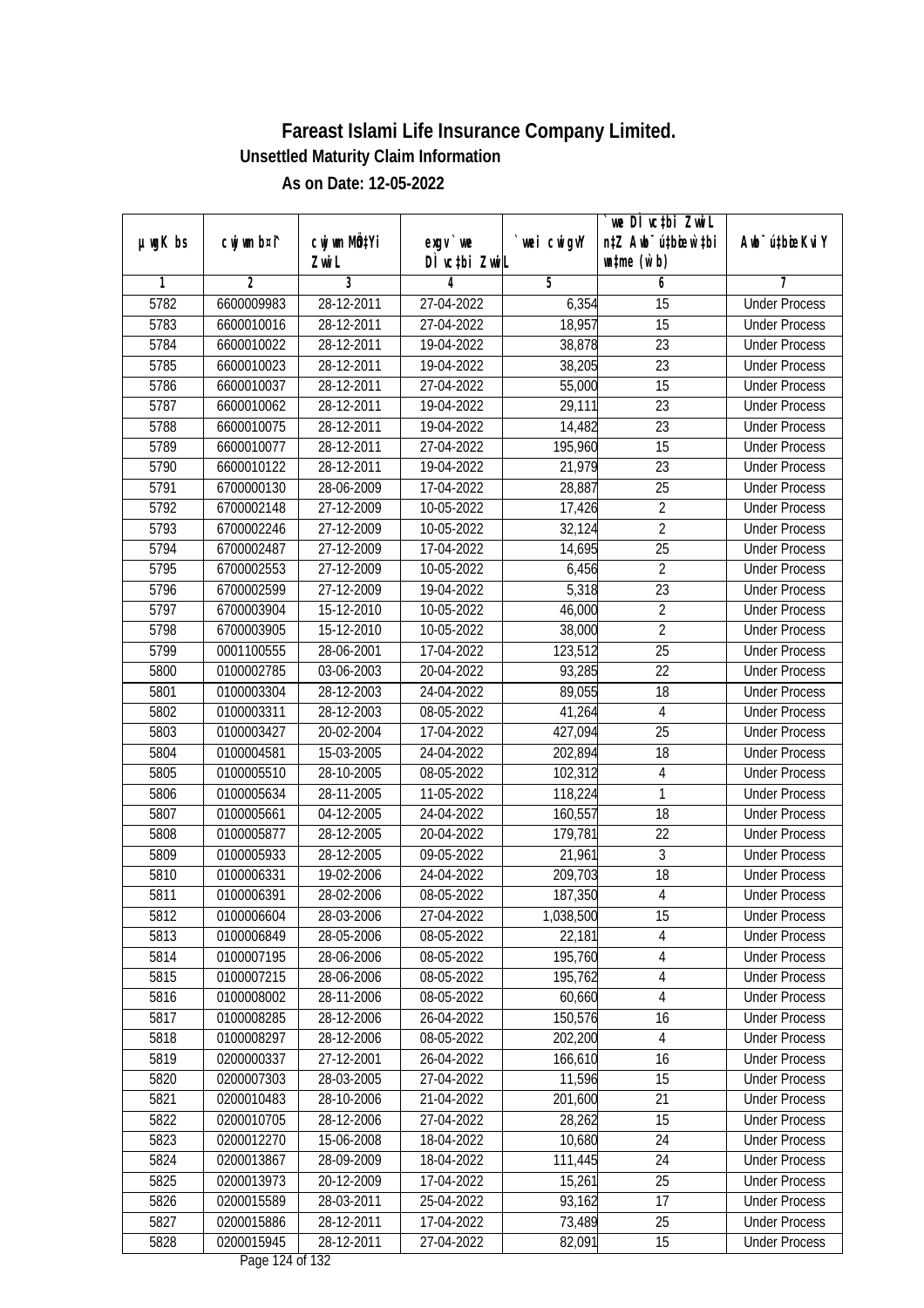# Fareast Islami Life Insurance Company Limited.

## Unsettled Maturity Claim Information

### As on Date: 12-05-2022

| µwgK bs | cwjwm b¤^i | cwjwm MÖn‡Yi ZvwiL | exgv` we DÌ vc‡bi ZvwiL | `wei cwigvY | `we DÌ vc‡bi ZvwiL n‡Z Awb¯ú‡bœi w`‡bi we‡eP (w`b) | Awb¯ú‡bœi KviY |
|---|---|---|---|---|---|---|
| 1 | 2 | 3 | 4 | 5 | 6 | 7 |
| 5782 | 6600009983 | 28-12-2011 | 27-04-2022 | 6,354 | 15 | Under Process |
| 5783 | 6600010016 | 28-12-2011 | 27-04-2022 | 18,957 | 15 | Under Process |
| 5784 | 6600010022 | 28-12-2011 | 19-04-2022 | 38,878 | 23 | Under Process |
| 5785 | 6600010023 | 28-12-2011 | 19-04-2022 | 38,205 | 23 | Under Process |
| 5786 | 6600010037 | 28-12-2011 | 27-04-2022 | 55,000 | 15 | Under Process |
| 5787 | 6600010062 | 28-12-2011 | 19-04-2022 | 29,111 | 23 | Under Process |
| 5788 | 6600010075 | 28-12-2011 | 19-04-2022 | 14,482 | 23 | Under Process |
| 5789 | 6600010077 | 28-12-2011 | 27-04-2022 | 195,960 | 15 | Under Process |
| 5790 | 6600010122 | 28-12-2011 | 19-04-2022 | 21,979 | 23 | Under Process |
| 5791 | 6700000130 | 28-06-2009 | 17-04-2022 | 28,887 | 25 | Under Process |
| 5792 | 6700002148 | 27-12-2009 | 10-05-2022 | 17,426 | 2 | Under Process |
| 5793 | 6700002246 | 27-12-2009 | 10-05-2022 | 32,124 | 2 | Under Process |
| 5794 | 6700002487 | 27-12-2009 | 17-04-2022 | 14,695 | 25 | Under Process |
| 5795 | 6700002553 | 27-12-2009 | 10-05-2022 | 6,456 | 2 | Under Process |
| 5796 | 6700002599 | 27-12-2009 | 19-04-2022 | 5,318 | 23 | Under Process |
| 5797 | 6700003904 | 15-12-2010 | 10-05-2022 | 46,000 | 2 | Under Process |
| 5798 | 6700003905 | 15-12-2010 | 10-05-2022 | 38,000 | 2 | Under Process |
| 5799 | 0001100555 | 28-06-2001 | 17-04-2022 | 123,512 | 25 | Under Process |
| 5800 | 0100002785 | 03-06-2003 | 20-04-2022 | 93,285 | 22 | Under Process |
| 5801 | 0100003304 | 28-12-2003 | 24-04-2022 | 89,055 | 18 | Under Process |
| 5802 | 0100003311 | 28-12-2003 | 08-05-2022 | 41,264 | 4 | Under Process |
| 5803 | 0100003427 | 20-02-2004 | 17-04-2022 | 427,094 | 25 | Under Process |
| 5804 | 0100004581 | 15-03-2005 | 24-04-2022 | 202,894 | 18 | Under Process |
| 5805 | 0100005510 | 28-10-2005 | 08-05-2022 | 102,312 | 4 | Under Process |
| 5806 | 0100005634 | 28-11-2005 | 11-05-2022 | 118,224 | 1 | Under Process |
| 5807 | 0100005661 | 04-12-2005 | 24-04-2022 | 160,557 | 18 | Under Process |
| 5808 | 0100005877 | 28-12-2005 | 20-04-2022 | 179,781 | 22 | Under Process |
| 5809 | 0100005933 | 28-12-2005 | 09-05-2022 | 21,961 | 3 | Under Process |
| 5810 | 0100006331 | 19-02-2006 | 24-04-2022 | 209,703 | 18 | Under Process |
| 5811 | 0100006391 | 28-02-2006 | 08-05-2022 | 187,350 | 4 | Under Process |
| 5812 | 0100006604 | 28-03-2006 | 27-04-2022 | 1,038,500 | 15 | Under Process |
| 5813 | 0100006849 | 28-05-2006 | 08-05-2022 | 22,181 | 4 | Under Process |
| 5814 | 0100007195 | 28-06-2006 | 08-05-2022 | 195,760 | 4 | Under Process |
| 5815 | 0100007215 | 28-06-2006 | 08-05-2022 | 195,762 | 4 | Under Process |
| 5816 | 0100008002 | 28-11-2006 | 08-05-2022 | 60,660 | 4 | Under Process |
| 5817 | 0100008285 | 28-12-2006 | 26-04-2022 | 150,576 | 16 | Under Process |
| 5818 | 0100008297 | 28-12-2006 | 08-05-2022 | 202,200 | 4 | Under Process |
| 5819 | 0200000337 | 27-12-2001 | 26-04-2022 | 166,610 | 16 | Under Process |
| 5820 | 0200007303 | 28-03-2005 | 27-04-2022 | 11,596 | 15 | Under Process |
| 5821 | 0200010483 | 28-10-2006 | 21-04-2022 | 201,600 | 21 | Under Process |
| 5822 | 0200010705 | 28-12-2006 | 27-04-2022 | 28,262 | 15 | Under Process |
| 5823 | 0200012270 | 15-06-2008 | 18-04-2022 | 10,680 | 24 | Under Process |
| 5824 | 0200013867 | 28-09-2009 | 18-04-2022 | 111,445 | 24 | Under Process |
| 5825 | 0200013973 | 20-12-2009 | 17-04-2022 | 15,261 | 25 | Under Process |
| 5826 | 0200015589 | 28-03-2011 | 25-04-2022 | 93,162 | 17 | Under Process |
| 5827 | 0200015886 | 28-12-2011 | 17-04-2022 | 73,489 | 25 | Under Process |
| 5828 | 0200015945 | 28-12-2011 | 27-04-2022 | 82,091 | 15 | Under Process |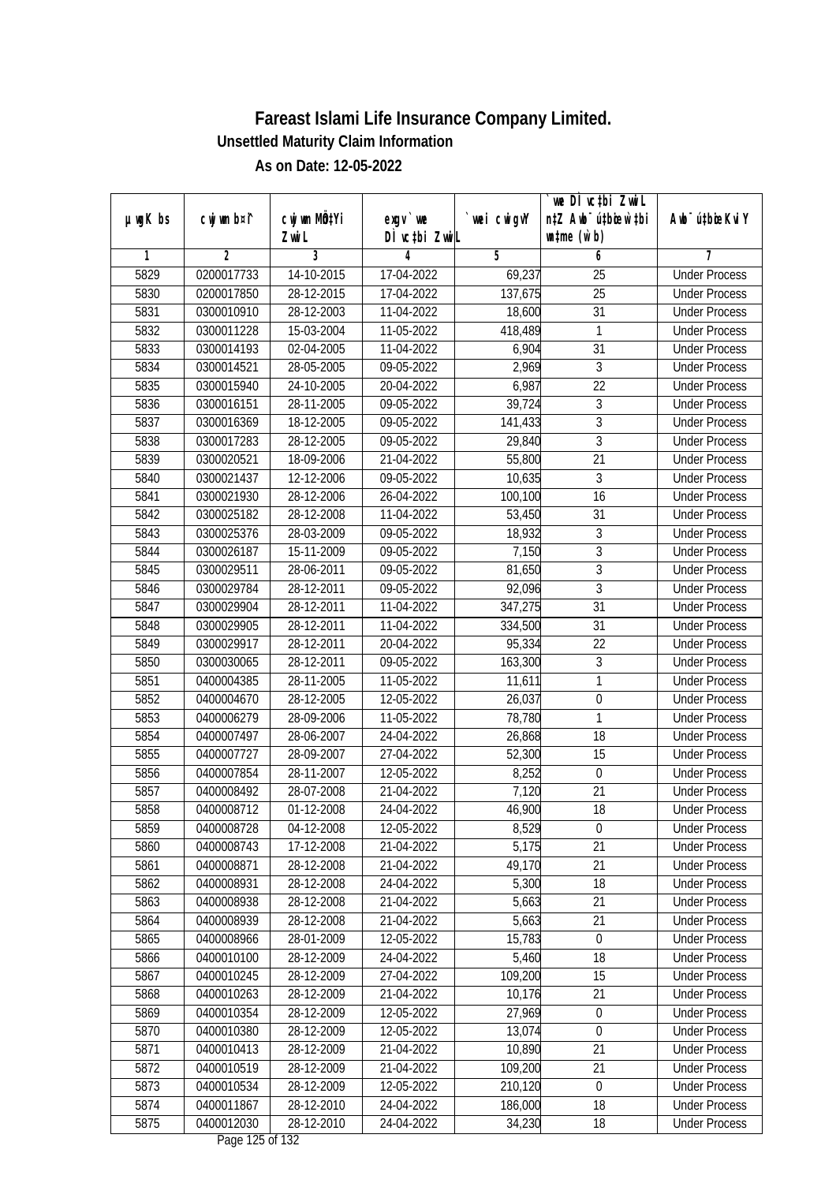# Fareast Islami Life Insurance Company Limited.

**Unsettled Maturity Claim Information**

**As on Date: 12-05-2022**

| µwgK bs | cwjwm b¤^i | cwjwm MÖn‡Yi ZvwiL | exgv`w` we DÌvc‡bi ZvwiL | `vwei cwigvY | `vwe DÌvc‡bi ZvwiL n‡Z Awb¯úbœ w`‡bi msL¨v (w`b) | Awb¯úbœ Kvi Y |
|---|---|---|---|---|---|---|
| 1 | 2 | 3 | 4 | 5 | 6 | 7 |
| 5829 | 0200017733 | 14-10-2015 | 17-04-2022 | 69,237 | 25 | Under Process |
| 5830 | 0200017850 | 28-12-2015 | 17-04-2022 | 137,675 | 25 | Under Process |
| 5831 | 0300010910 | 28-12-2003 | 11-04-2022 | 18,600 | 31 | Under Process |
| 5832 | 0300011228 | 15-03-2004 | 11-05-2022 | 418,489 | 1 | Under Process |
| 5833 | 0300014193 | 02-04-2005 | 11-04-2022 | 6,904 | 31 | Under Process |
| 5834 | 0300014521 | 28-05-2005 | 09-05-2022 | 2,969 | 3 | Under Process |
| 5835 | 0300015940 | 24-10-2005 | 20-04-2022 | 6,987 | 22 | Under Process |
| 5836 | 0300016151 | 28-11-2005 | 09-05-2022 | 39,724 | 3 | Under Process |
| 5837 | 0300016369 | 18-12-2005 | 09-05-2022 | 141,433 | 3 | Under Process |
| 5838 | 0300017283 | 28-12-2005 | 09-05-2022 | 29,840 | 3 | Under Process |
| 5839 | 0300020521 | 18-09-2006 | 21-04-2022 | 55,800 | 21 | Under Process |
| 5840 | 0300021437 | 12-12-2006 | 09-05-2022 | 10,635 | 3 | Under Process |
| 5841 | 0300021930 | 28-12-2006 | 26-04-2022 | 100,100 | 16 | Under Process |
| 5842 | 0300025182 | 28-12-2008 | 11-04-2022 | 53,450 | 31 | Under Process |
| 5843 | 0300025376 | 28-03-2009 | 09-05-2022 | 18,932 | 3 | Under Process |
| 5844 | 0300026187 | 15-11-2009 | 09-05-2022 | 7,150 | 3 | Under Process |
| 5845 | 0300029511 | 28-06-2011 | 09-05-2022 | 81,650 | 3 | Under Process |
| 5846 | 0300029784 | 28-12-2011 | 09-05-2022 | 92,096 | 3 | Under Process |
| 5847 | 0300029904 | 28-12-2011 | 11-04-2022 | 347,275 | 31 | Under Process |
| 5848 | 0300029905 | 28-12-2011 | 11-04-2022 | 334,500 | 31 | Under Process |
| 5849 | 0300029917 | 28-12-2011 | 20-04-2022 | 95,334 | 22 | Under Process |
| 5850 | 0300030065 | 28-12-2011 | 09-05-2022 | 163,300 | 3 | Under Process |
| 5851 | 0400004385 | 28-11-2005 | 11-05-2022 | 11,611 | 1 | Under Process |
| 5852 | 0400004670 | 28-12-2005 | 12-05-2022 | 26,037 | 0 | Under Process |
| 5853 | 0400006279 | 28-09-2006 | 11-05-2022 | 78,780 | 1 | Under Process |
| 5854 | 0400007497 | 28-06-2007 | 24-04-2022 | 26,868 | 18 | Under Process |
| 5855 | 0400007727 | 28-09-2007 | 27-04-2022 | 52,300 | 15 | Under Process |
| 5856 | 0400007854 | 28-11-2007 | 12-05-2022 | 8,252 | 0 | Under Process |
| 5857 | 0400008492 | 28-07-2008 | 21-04-2022 | 7,120 | 21 | Under Process |
| 5858 | 0400008712 | 01-12-2008 | 24-04-2022 | 46,900 | 18 | Under Process |
| 5859 | 0400008728 | 04-12-2008 | 12-05-2022 | 8,529 | 0 | Under Process |
| 5860 | 0400008743 | 17-12-2008 | 21-04-2022 | 5,175 | 21 | Under Process |
| 5861 | 0400008871 | 28-12-2008 | 21-04-2022 | 49,170 | 21 | Under Process |
| 5862 | 0400008931 | 28-12-2008 | 24-04-2022 | 5,300 | 18 | Under Process |
| 5863 | 0400008938 | 28-12-2008 | 21-04-2022 | 5,663 | 21 | Under Process |
| 5864 | 0400008939 | 28-12-2008 | 21-04-2022 | 5,663 | 21 | Under Process |
| 5865 | 0400008966 | 28-01-2009 | 12-05-2022 | 15,783 | 0 | Under Process |
| 5866 | 0400010100 | 28-12-2009 | 24-04-2022 | 5,460 | 18 | Under Process |
| 5867 | 0400010245 | 28-12-2009 | 27-04-2022 | 109,200 | 15 | Under Process |
| 5868 | 0400010263 | 28-12-2009 | 21-04-2022 | 10,176 | 21 | Under Process |
| 5869 | 0400010354 | 28-12-2009 | 12-05-2022 | 27,969 | 0 | Under Process |
| 5870 | 0400010380 | 28-12-2009 | 12-05-2022 | 13,074 | 0 | Under Process |
| 5871 | 0400010413 | 28-12-2009 | 21-04-2022 | 10,890 | 21 | Under Process |
| 5872 | 0400010519 | 28-12-2009 | 21-04-2022 | 109,200 | 21 | Under Process |
| 5873 | 0400010534 | 28-12-2009 | 12-05-2022 | 210,120 | 0 | Under Process |
| 5874 | 0400011867 | 28-12-2010 | 24-04-2022 | 186,000 | 18 | Under Process |
| 5875 | 0400012030 | 28-12-2010 | 24-04-2022 | 34,230 | 18 | Under Process |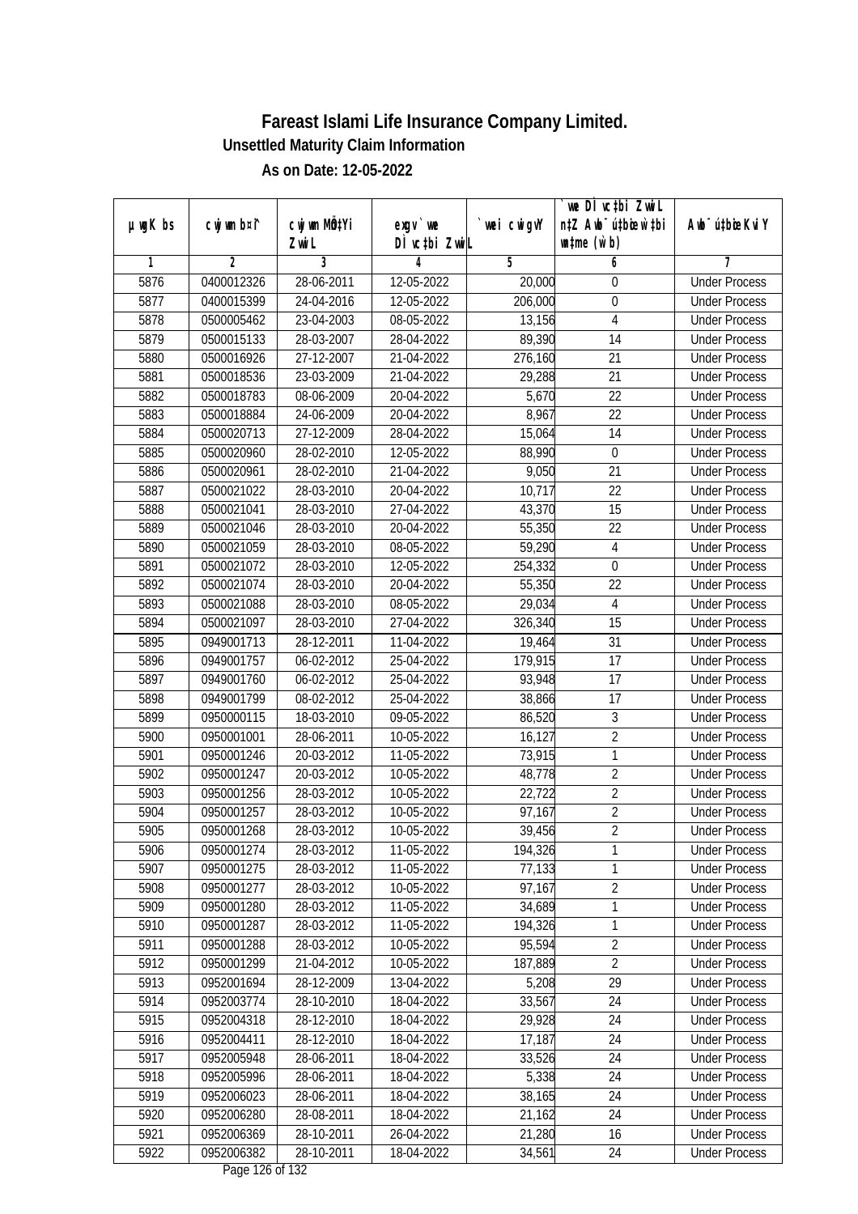# Fareast Islami Life Insurance Company Limited.

**Unsettled Maturity Claim Information**

**As on Date: 12-05-2022**

| µwgK bs | cwjwm b¤î | cwjwm MÖn‡Yi ZvwiL | exgv `vwe DÌvc‡bi ZvwiL | `vwei cwigvY | `vwe DÌvc‡bi ZvwiL n‡Z Awb¯úbœ `vwei wnmve (w`b) | Awb¯úbœ KviY |
|---|---|---|---|---|---|---|
| 1 | 2 | 3 | 4 | 5 | 6 | 7 |
| 5876 | 0400012326 | 28-06-2011 | 12-05-2022 | 20,000 | 0 | Under Process |
| 5877 | 0400015399 | 24-04-2016 | 12-05-2022 | 206,000 | 0 | Under Process |
| 5878 | 0500005462 | 23-04-2003 | 08-05-2022 | 13,156 | 4 | Under Process |
| 5879 | 0500015133 | 28-03-2007 | 28-04-2022 | 89,390 | 14 | Under Process |
| 5880 | 0500016926 | 27-12-2007 | 21-04-2022 | 276,160 | 21 | Under Process |
| 5881 | 0500018536 | 23-03-2009 | 21-04-2022 | 29,288 | 21 | Under Process |
| 5882 | 0500018783 | 08-06-2009 | 20-04-2022 | 5,670 | 22 | Under Process |
| 5883 | 0500018884 | 24-06-2009 | 20-04-2022 | 8,967 | 22 | Under Process |
| 5884 | 0500020713 | 27-12-2009 | 28-04-2022 | 15,064 | 14 | Under Process |
| 5885 | 0500020960 | 28-02-2010 | 12-05-2022 | 88,990 | 0 | Under Process |
| 5886 | 0500020961 | 28-02-2010 | 21-04-2022 | 9,050 | 21 | Under Process |
| 5887 | 0500021022 | 28-03-2010 | 20-04-2022 | 10,717 | 22 | Under Process |
| 5888 | 0500021041 | 28-03-2010 | 27-04-2022 | 43,370 | 15 | Under Process |
| 5889 | 0500021046 | 28-03-2010 | 20-04-2022 | 55,350 | 22 | Under Process |
| 5890 | 0500021059 | 28-03-2010 | 08-05-2022 | 59,290 | 4 | Under Process |
| 5891 | 0500021072 | 28-03-2010 | 12-05-2022 | 254,332 | 0 | Under Process |
| 5892 | 0500021074 | 28-03-2010 | 20-04-2022 | 55,350 | 22 | Under Process |
| 5893 | 0500021088 | 28-03-2010 | 08-05-2022 | 29,034 | 4 | Under Process |
| 5894 | 0500021097 | 28-03-2010 | 27-04-2022 | 326,340 | 15 | Under Process |
| 5895 | 0949001713 | 28-12-2011 | 11-04-2022 | 19,464 | 31 | Under Process |
| 5896 | 0949001757 | 06-02-2012 | 25-04-2022 | 179,915 | 17 | Under Process |
| 5897 | 0949001760 | 06-02-2012 | 25-04-2022 | 93,948 | 17 | Under Process |
| 5898 | 0949001799 | 08-02-2012 | 25-04-2022 | 38,866 | 17 | Under Process |
| 5899 | 0950000115 | 18-03-2010 | 09-05-2022 | 86,520 | 3 | Under Process |
| 5900 | 0950001001 | 28-06-2011 | 10-05-2022 | 16,127 | 2 | Under Process |
| 5901 | 0950001246 | 20-03-2012 | 11-05-2022 | 73,915 | 1 | Under Process |
| 5902 | 0950001247 | 20-03-2012 | 10-05-2022 | 48,778 | 2 | Under Process |
| 5903 | 0950001256 | 28-03-2012 | 10-05-2022 | 22,722 | 2 | Under Process |
| 5904 | 0950001257 | 28-03-2012 | 10-05-2022 | 97,167 | 2 | Under Process |
| 5905 | 0950001268 | 28-03-2012 | 10-05-2022 | 39,456 | 2 | Under Process |
| 5906 | 0950001274 | 28-03-2012 | 11-05-2022 | 194,326 | 1 | Under Process |
| 5907 | 0950001275 | 28-03-2012 | 11-05-2022 | 77,133 | 1 | Under Process |
| 5908 | 0950001277 | 28-03-2012 | 10-05-2022 | 97,167 | 2 | Under Process |
| 5909 | 0950001280 | 28-03-2012 | 11-05-2022 | 34,689 | 1 | Under Process |
| 5910 | 0950001287 | 28-03-2012 | 11-05-2022 | 194,326 | 1 | Under Process |
| 5911 | 0950001288 | 28-03-2012 | 10-05-2022 | 95,594 | 2 | Under Process |
| 5912 | 0950001299 | 21-04-2012 | 10-05-2022 | 187,889 | 2 | Under Process |
| 5913 | 0952001694 | 28-12-2009 | 13-04-2022 | 5,208 | 29 | Under Process |
| 5914 | 0952003774 | 28-10-2010 | 18-04-2022 | 33,567 | 24 | Under Process |
| 5915 | 0952004318 | 28-12-2010 | 18-04-2022 | 29,928 | 24 | Under Process |
| 5916 | 0952004411 | 28-12-2010 | 18-04-2022 | 17,187 | 24 | Under Process |
| 5917 | 0952005948 | 28-06-2011 | 18-04-2022 | 33,526 | 24 | Under Process |
| 5918 | 0952005996 | 28-06-2011 | 18-04-2022 | 5,338 | 24 | Under Process |
| 5919 | 0952006023 | 28-06-2011 | 18-04-2022 | 38,165 | 24 | Under Process |
| 5920 | 0952006280 | 28-08-2011 | 18-04-2022 | 21,162 | 24 | Under Process |
| 5921 | 0952006369 | 28-10-2011 | 26-04-2022 | 21,280 | 16 | Under Process |
| 5922 | 0952006382 | 28-10-2011 | 18-04-2022 | 34,561 | 24 | Under Process |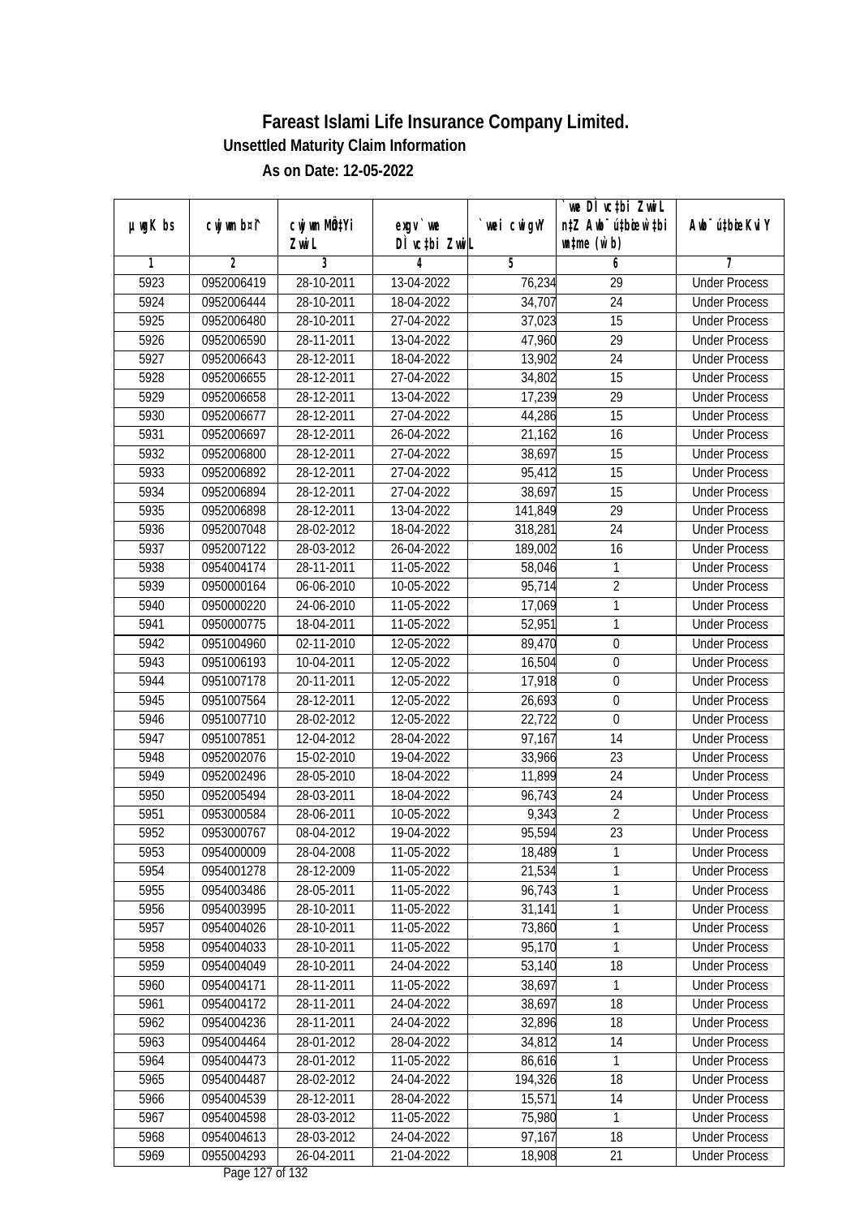# Fareast Islami Life Insurance Company Limited.

**Unsettled Maturity Claim Information**

**As on Date: 12-05-2022**

| µwgK bs | cwjwm b¤^i | cwjwm MÖn‡Yi ZvwiL | exgv`we DÌvc‡bi ZvwiL | `vwei cwigvY | `we DÌvc‡bi ZvwiL n‡Z Awb¯úbœ `vwei wbc‡Ï (w`b) | Awb¯úbœZvi KviY |
|---|---|---|---|---|---|---|
| 1 | 2 | 3 | 4 | 5 | 6 | 7 |
| 5923 | 0952006419 | 28-10-2011 | 13-04-2022 | 76,234 | 29 | Under Process |
| 5924 | 0952006444 | 28-10-2011 | 18-04-2022 | 34,707 | 24 | Under Process |
| 5925 | 0952006480 | 28-10-2011 | 27-04-2022 | 37,023 | 15 | Under Process |
| 5926 | 0952006590 | 28-11-2011 | 13-04-2022 | 47,960 | 29 | Under Process |
| 5927 | 0952006643 | 28-12-2011 | 18-04-2022 | 13,902 | 24 | Under Process |
| 5928 | 0952006655 | 28-12-2011 | 27-04-2022 | 34,802 | 15 | Under Process |
| 5929 | 0952006658 | 28-12-2011 | 13-04-2022 | 17,239 | 29 | Under Process |
| 5930 | 0952006677 | 28-12-2011 | 27-04-2022 | 44,286 | 15 | Under Process |
| 5931 | 0952006697 | 28-12-2011 | 26-04-2022 | 21,162 | 16 | Under Process |
| 5932 | 0952006800 | 28-12-2011 | 27-04-2022 | 38,697 | 15 | Under Process |
| 5933 | 0952006892 | 28-12-2011 | 27-04-2022 | 95,412 | 15 | Under Process |
| 5934 | 0952006894 | 28-12-2011 | 27-04-2022 | 38,697 | 15 | Under Process |
| 5935 | 0952006898 | 28-12-2011 | 13-04-2022 | 141,849 | 29 | Under Process |
| 5936 | 0952007048 | 28-02-2012 | 18-04-2022 | 318,281 | 24 | Under Process |
| 5937 | 0952007122 | 28-03-2012 | 26-04-2022 | 189,002 | 16 | Under Process |
| 5938 | 0954004174 | 28-11-2011 | 11-05-2022 | 58,046 | 1 | Under Process |
| 5939 | 0950000164 | 06-06-2010 | 10-05-2022 | 95,714 | 2 | Under Process |
| 5940 | 0950000220 | 24-06-2010 | 11-05-2022 | 17,069 | 1 | Under Process |
| 5941 | 0950000775 | 18-04-2011 | 11-05-2022 | 52,951 | 1 | Under Process |
| 5942 | 0951004960 | 02-11-2010 | 12-05-2022 | 89,470 | 0 | Under Process |
| 5943 | 0951006193 | 10-04-2011 | 12-05-2022 | 16,504 | 0 | Under Process |
| 5944 | 0951007178 | 20-11-2011 | 12-05-2022 | 17,918 | 0 | Under Process |
| 5945 | 0951007564 | 28-12-2011 | 12-05-2022 | 26,693 | 0 | Under Process |
| 5946 | 0951007710 | 28-02-2012 | 12-05-2022 | 22,722 | 0 | Under Process |
| 5947 | 0951007851 | 12-04-2012 | 28-04-2022 | 97,167 | 14 | Under Process |
| 5948 | 0952002076 | 15-02-2010 | 19-04-2022 | 33,966 | 23 | Under Process |
| 5949 | 0952002496 | 28-05-2010 | 18-04-2022 | 11,899 | 24 | Under Process |
| 5950 | 0952005494 | 28-03-2011 | 18-04-2022 | 96,743 | 24 | Under Process |
| 5951 | 0953000584 | 28-06-2011 | 10-05-2022 | 9,343 | 2 | Under Process |
| 5952 | 0953000767 | 08-04-2012 | 19-04-2022 | 95,594 | 23 | Under Process |
| 5953 | 0954000009 | 28-04-2008 | 11-05-2022 | 18,489 | 1 | Under Process |
| 5954 | 0954001278 | 28-12-2009 | 11-05-2022 | 21,534 | 1 | Under Process |
| 5955 | 0954003486 | 28-05-2011 | 11-05-2022 | 96,743 | 1 | Under Process |
| 5956 | 0954003995 | 28-10-2011 | 11-05-2022 | 31,141 | 1 | Under Process |
| 5957 | 0954004026 | 28-10-2011 | 11-05-2022 | 73,860 | 1 | Under Process |
| 5958 | 0954004033 | 28-10-2011 | 11-05-2022 | 95,170 | 1 | Under Process |
| 5959 | 0954004049 | 28-10-2011 | 24-04-2022 | 53,140 | 18 | Under Process |
| 5960 | 0954004171 | 28-11-2011 | 11-05-2022 | 38,697 | 1 | Under Process |
| 5961 | 0954004172 | 28-11-2011 | 24-04-2022 | 38,697 | 18 | Under Process |
| 5962 | 0954004236 | 28-11-2011 | 24-04-2022 | 32,896 | 18 | Under Process |
| 5963 | 0954004464 | 28-01-2012 | 28-04-2022 | 34,812 | 14 | Under Process |
| 5964 | 0954004473 | 28-01-2012 | 11-05-2022 | 86,616 | 1 | Under Process |
| 5965 | 0954004487 | 28-02-2012 | 24-04-2022 | 194,326 | 18 | Under Process |
| 5966 | 0954004539 | 28-12-2011 | 28-04-2022 | 15,571 | 14 | Under Process |
| 5967 | 0954004598 | 28-03-2012 | 11-05-2022 | 75,980 | 1 | Under Process |
| 5968 | 0954004613 | 28-03-2012 | 24-04-2022 | 97,167 | 18 | Under Process |
| 5969 | 0955004293 | 26-04-2011 | 21-04-2022 | 18,908 | 21 | Under Process |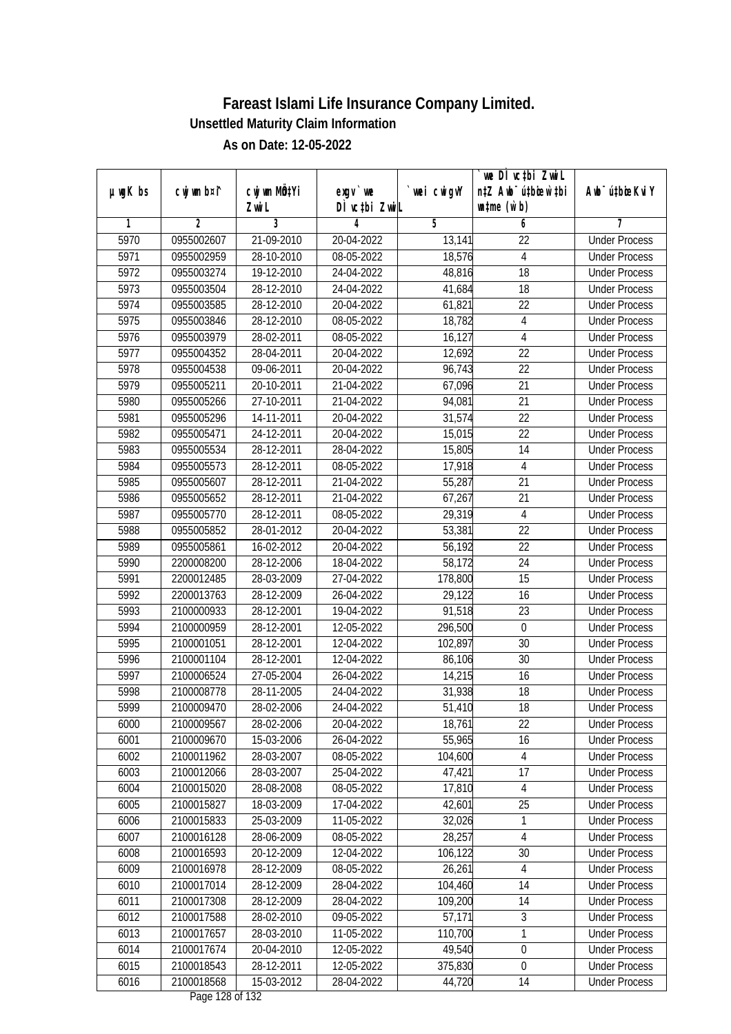# Fareast Islami Life Insurance Company Limited.

**Unsettled Maturity Claim Information**

**As on Date: 12-05-2022**

| µwgK bs | cwjwm b¤^i | cwjwm MÖ‡Yi ZvwiL | exgv` we DÌvc‡bi ZvwiL | `vwei cwigvY | `we DÌvc‡bi ZvwiL n‡Z Awb¯úbœ `vwei mgq (w`b) | Awb¯ú‡bœi KviY |
|---|---|---|---|---|---|---|
| 1 | 2 | 3 | 4 | 5 | 6 | 7 |
| 5970 | 0955002607 | 21-09-2010 | 20-04-2022 | 13,141 | 22 | Under Process |
| 5971 | 0955002959 | 28-10-2010 | 08-05-2022 | 18,576 | 4 | Under Process |
| 5972 | 0955003274 | 19-12-2010 | 24-04-2022 | 48,816 | 18 | Under Process |
| 5973 | 0955003504 | 28-12-2010 | 24-04-2022 | 41,684 | 18 | Under Process |
| 5974 | 0955003585 | 28-12-2010 | 20-04-2022 | 61,821 | 22 | Under Process |
| 5975 | 0955003846 | 28-12-2010 | 08-05-2022 | 18,782 | 4 | Under Process |
| 5976 | 0955003979 | 28-02-2011 | 08-05-2022 | 16,127 | 4 | Under Process |
| 5977 | 0955004352 | 28-04-2011 | 20-04-2022 | 12,692 | 22 | Under Process |
| 5978 | 0955004538 | 09-06-2011 | 20-04-2022 | 96,743 | 22 | Under Process |
| 5979 | 0955005211 | 20-10-2011 | 21-04-2022 | 67,096 | 21 | Under Process |
| 5980 | 0955005266 | 27-10-2011 | 21-04-2022 | 94,081 | 21 | Under Process |
| 5981 | 0955005296 | 14-11-2011 | 20-04-2022 | 31,574 | 22 | Under Process |
| 5982 | 0955005471 | 24-12-2011 | 20-04-2022 | 15,015 | 22 | Under Process |
| 5983 | 0955005534 | 28-12-2011 | 28-04-2022 | 15,805 | 14 | Under Process |
| 5984 | 0955005573 | 28-12-2011 | 08-05-2022 | 17,918 | 4 | Under Process |
| 5985 | 0955005607 | 28-12-2011 | 21-04-2022 | 55,287 | 21 | Under Process |
| 5986 | 0955005652 | 28-12-2011 | 21-04-2022 | 67,267 | 21 | Under Process |
| 5987 | 0955005770 | 28-12-2011 | 08-05-2022 | 29,319 | 4 | Under Process |
| 5988 | 0955005852 | 28-01-2012 | 20-04-2022 | 53,381 | 22 | Under Process |
| 5989 | 0955005861 | 16-02-2012 | 20-04-2022 | 56,192 | 22 | Under Process |
| 5990 | 2200008200 | 28-12-2006 | 18-04-2022 | 58,172 | 24 | Under Process |
| 5991 | 2200012485 | 28-03-2009 | 27-04-2022 | 178,800 | 15 | Under Process |
| 5992 | 2200013763 | 28-12-2009 | 26-04-2022 | 29,122 | 16 | Under Process |
| 5993 | 2100000933 | 28-12-2001 | 19-04-2022 | 91,518 | 23 | Under Process |
| 5994 | 2100000959 | 28-12-2001 | 12-05-2022 | 296,500 | 0 | Under Process |
| 5995 | 2100001051 | 28-12-2001 | 12-04-2022 | 102,897 | 30 | Under Process |
| 5996 | 2100001104 | 28-12-2001 | 12-04-2022 | 86,106 | 30 | Under Process |
| 5997 | 2100006524 | 27-05-2004 | 26-04-2022 | 14,215 | 16 | Under Process |
| 5998 | 2100008778 | 28-11-2005 | 24-04-2022 | 31,938 | 18 | Under Process |
| 5999 | 2100009470 | 28-02-2006 | 24-04-2022 | 51,410 | 18 | Under Process |
| 6000 | 2100009567 | 28-02-2006 | 20-04-2022 | 18,761 | 22 | Under Process |
| 6001 | 2100009670 | 15-03-2006 | 26-04-2022 | 55,965 | 16 | Under Process |
| 6002 | 2100011962 | 28-03-2007 | 08-05-2022 | 104,600 | 4 | Under Process |
| 6003 | 2100012066 | 28-03-2007 | 25-04-2022 | 47,421 | 17 | Under Process |
| 6004 | 2100015020 | 28-08-2008 | 08-05-2022 | 17,810 | 4 | Under Process |
| 6005 | 2100015827 | 18-03-2009 | 17-04-2022 | 42,601 | 25 | Under Process |
| 6006 | 2100015833 | 25-03-2009 | 11-05-2022 | 32,026 | 1 | Under Process |
| 6007 | 2100016128 | 28-06-2009 | 08-05-2022 | 28,257 | 4 | Under Process |
| 6008 | 2100016593 | 20-12-2009 | 12-04-2022 | 106,122 | 30 | Under Process |
| 6009 | 2100016978 | 28-12-2009 | 08-05-2022 | 26,261 | 4 | Under Process |
| 6010 | 2100017014 | 28-12-2009 | 28-04-2022 | 104,460 | 14 | Under Process |
| 6011 | 2100017308 | 28-12-2009 | 28-04-2022 | 109,200 | 14 | Under Process |
| 6012 | 2100017588 | 28-02-2010 | 09-05-2022 | 57,171 | 3 | Under Process |
| 6013 | 2100017657 | 28-03-2010 | 11-05-2022 | 110,700 | 1 | Under Process |
| 6014 | 2100017674 | 20-04-2010 | 12-05-2022 | 49,540 | 0 | Under Process |
| 6015 | 2100018543 | 28-12-2011 | 12-05-2022 | 375,830 | 0 | Under Process |
| 6016 | 2100018568 | 15-03-2012 | 28-04-2022 | 44,720 | 14 | Under Process |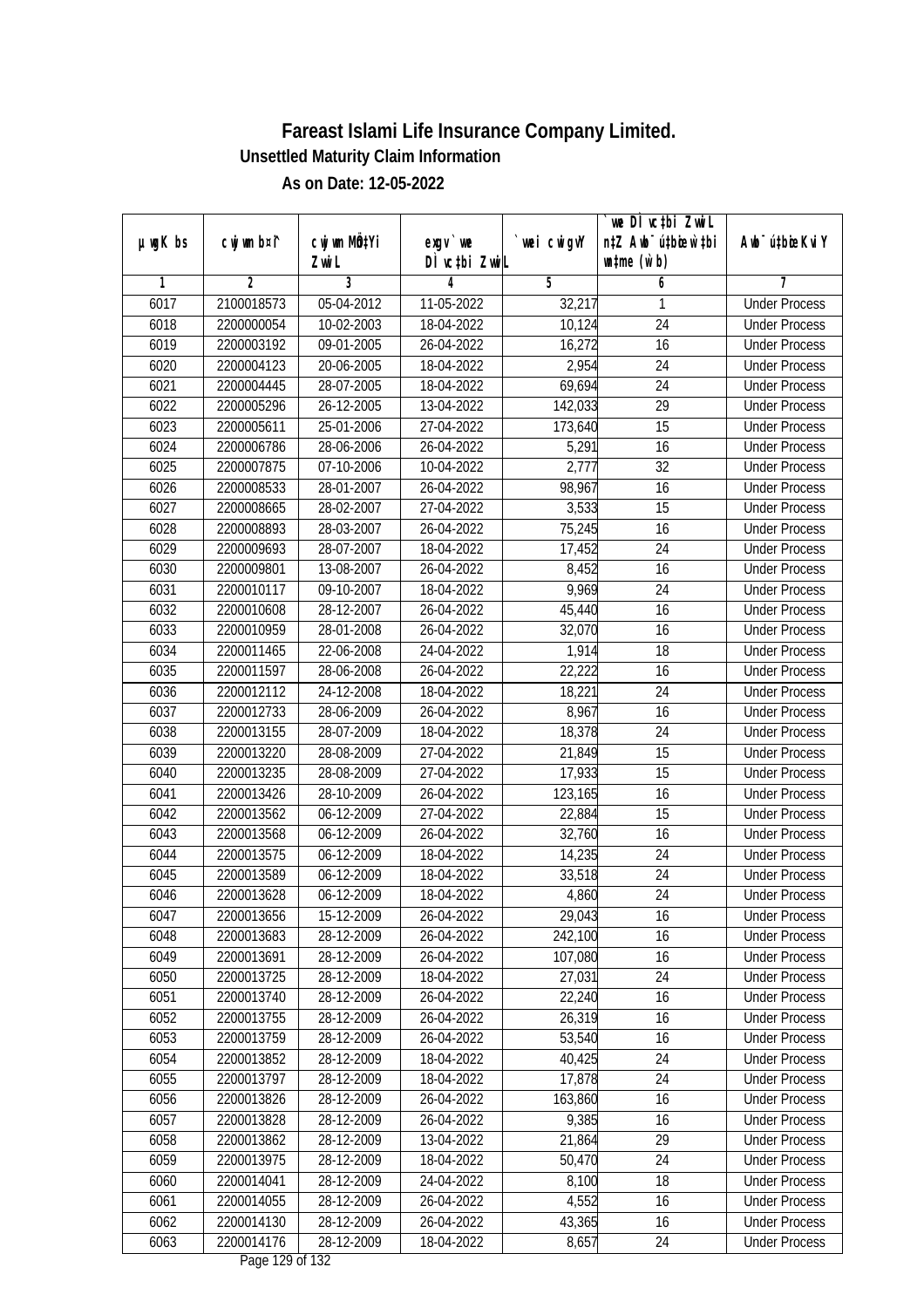# Fareast Islami Life Insurance Company Limited.

**Unsettled Maturity Claim Information**

**As on Date: 12-05-2022**

| µwgK bs | cwjwm b¤^i | cwjwm MÖn‡Yi ZvwiL | exgv`vwe DÌvc‡bi ZvwiL | `vwei cwigvY | `vwe DÌvc‡bi ZvwiL n‡Z Awb¯úbœ w`‡bi msL¨v (w`b) | Awb¯ú‡bœi KviY |
|---|---|---|---|---|---|---|
| 1 | 2 | 3 | 4 | 5 | 6 | 7 |
| 6017 | 2100018573 | 05-04-2012 | 11-05-2022 | 32,217 | 1 | Under Process |
| 6018 | 2200000054 | 10-02-2003 | 18-04-2022 | 10,124 | 24 | Under Process |
| 6019 | 2200003192 | 09-01-2005 | 26-04-2022 | 16,272 | 16 | Under Process |
| 6020 | 2200004123 | 20-06-2005 | 18-04-2022 | 2,954 | 24 | Under Process |
| 6021 | 2200004445 | 28-07-2005 | 18-04-2022 | 69,694 | 24 | Under Process |
| 6022 | 2200005296 | 26-12-2005 | 13-04-2022 | 142,033 | 29 | Under Process |
| 6023 | 2200005611 | 25-01-2006 | 27-04-2022 | 173,640 | 15 | Under Process |
| 6024 | 2200006786 | 28-06-2006 | 26-04-2022 | 5,291 | 16 | Under Process |
| 6025 | 2200007875 | 07-10-2006 | 10-04-2022 | 2,777 | 32 | Under Process |
| 6026 | 2200008533 | 28-01-2007 | 26-04-2022 | 98,967 | 16 | Under Process |
| 6027 | 2200008665 | 28-02-2007 | 27-04-2022 | 3,533 | 15 | Under Process |
| 6028 | 2200008893 | 28-03-2007 | 26-04-2022 | 75,245 | 16 | Under Process |
| 6029 | 2200009693 | 28-07-2007 | 18-04-2022 | 17,452 | 24 | Under Process |
| 6030 | 2200009801 | 13-08-2007 | 26-04-2022 | 8,452 | 16 | Under Process |
| 6031 | 2200010117 | 09-10-2007 | 18-04-2022 | 9,969 | 24 | Under Process |
| 6032 | 2200010608 | 28-12-2007 | 26-04-2022 | 45,440 | 16 | Under Process |
| 6033 | 2200010959 | 28-01-2008 | 26-04-2022 | 32,070 | 16 | Under Process |
| 6034 | 2200011465 | 22-06-2008 | 24-04-2022 | 1,914 | 18 | Under Process |
| 6035 | 2200011597 | 28-06-2008 | 26-04-2022 | 22,222 | 16 | Under Process |
| 6036 | 2200012112 | 24-12-2008 | 18-04-2022 | 18,221 | 24 | Under Process |
| 6037 | 2200012733 | 28-06-2009 | 26-04-2022 | 8,967 | 16 | Under Process |
| 6038 | 2200013155 | 28-07-2009 | 18-04-2022 | 18,378 | 24 | Under Process |
| 6039 | 2200013220 | 28-08-2009 | 27-04-2022 | 21,849 | 15 | Under Process |
| 6040 | 2200013235 | 28-08-2009 | 27-04-2022 | 17,933 | 15 | Under Process |
| 6041 | 2200013426 | 28-10-2009 | 26-04-2022 | 123,165 | 16 | Under Process |
| 6042 | 2200013562 | 06-12-2009 | 27-04-2022 | 22,884 | 15 | Under Process |
| 6043 | 2200013568 | 06-12-2009 | 26-04-2022 | 32,760 | 16 | Under Process |
| 6044 | 2200013575 | 06-12-2009 | 18-04-2022 | 14,235 | 24 | Under Process |
| 6045 | 2200013589 | 06-12-2009 | 18-04-2022 | 33,518 | 24 | Under Process |
| 6046 | 2200013628 | 06-12-2009 | 18-04-2022 | 4,860 | 24 | Under Process |
| 6047 | 2200013656 | 15-12-2009 | 26-04-2022 | 29,043 | 16 | Under Process |
| 6048 | 2200013683 | 28-12-2009 | 26-04-2022 | 242,100 | 16 | Under Process |
| 6049 | 2200013691 | 28-12-2009 | 26-04-2022 | 107,080 | 16 | Under Process |
| 6050 | 2200013725 | 28-12-2009 | 18-04-2022 | 27,031 | 24 | Under Process |
| 6051 | 2200013740 | 28-12-2009 | 26-04-2022 | 22,240 | 16 | Under Process |
| 6052 | 2200013755 | 28-12-2009 | 26-04-2022 | 26,319 | 16 | Under Process |
| 6053 | 2200013759 | 28-12-2009 | 26-04-2022 | 53,540 | 16 | Under Process |
| 6054 | 2200013852 | 28-12-2009 | 18-04-2022 | 40,425 | 24 | Under Process |
| 6055 | 2200013797 | 28-12-2009 | 18-04-2022 | 17,878 | 24 | Under Process |
| 6056 | 2200013826 | 28-12-2009 | 26-04-2022 | 163,860 | 16 | Under Process |
| 6057 | 2200013828 | 28-12-2009 | 26-04-2022 | 9,385 | 16 | Under Process |
| 6058 | 2200013862 | 28-12-2009 | 13-04-2022 | 21,864 | 29 | Under Process |
| 6059 | 2200013975 | 28-12-2009 | 18-04-2022 | 50,470 | 24 | Under Process |
| 6060 | 2200014041 | 28-12-2009 | 24-04-2022 | 8,100 | 18 | Under Process |
| 6061 | 2200014055 | 28-12-2009 | 26-04-2022 | 4,552 | 16 | Under Process |
| 6062 | 2200014130 | 28-12-2009 | 26-04-2022 | 43,365 | 16 | Under Process |
| 6063 | 2200014176 | 28-12-2009 | 18-04-2022 | 8,657 | 24 | Under Process |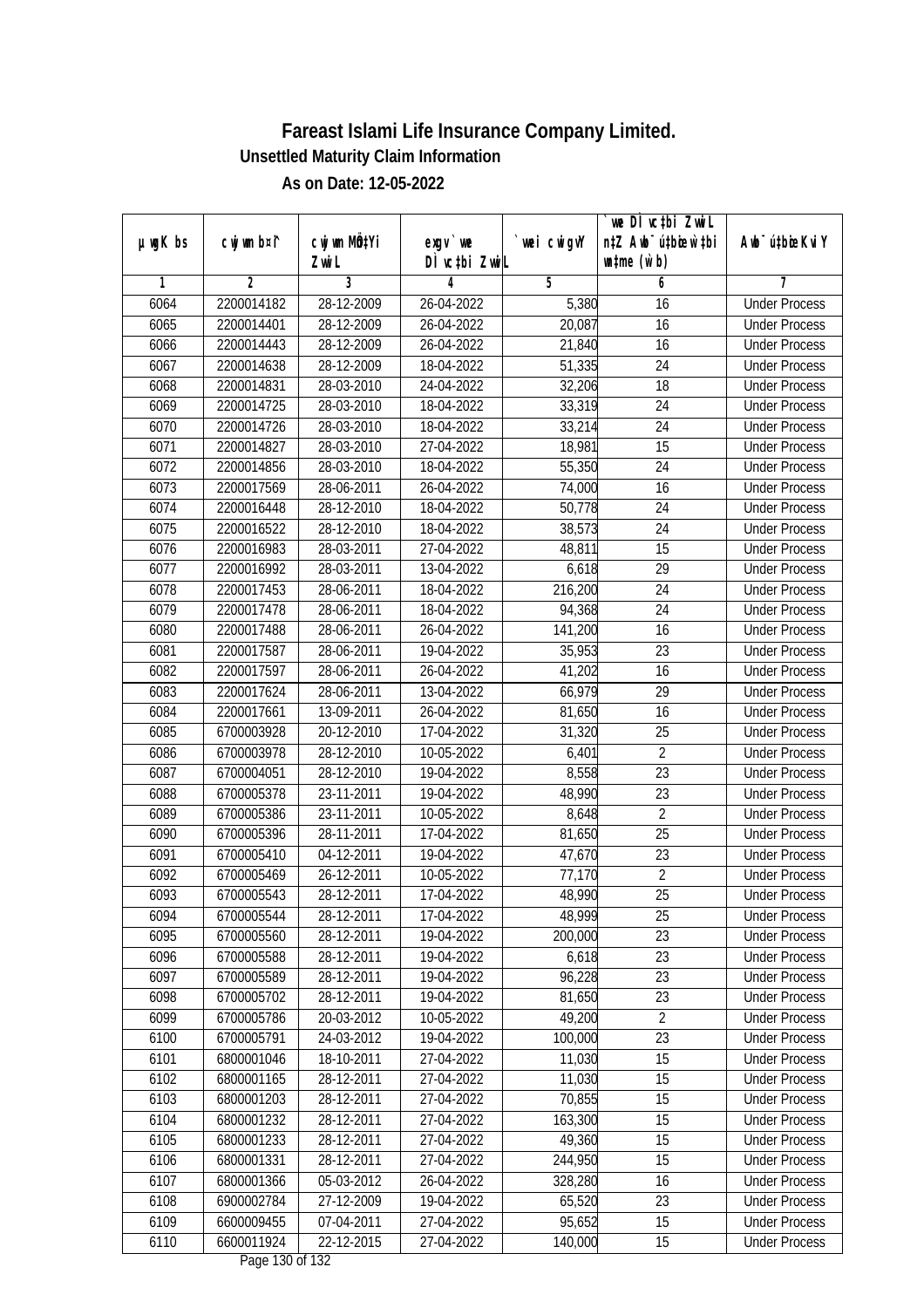# Fareast Islami Life Insurance Company Limited.

## Unsettled Maturity Claim Information

### As on Date: 12-05-2022

| µwgK bs | cwjwm b¤^i | cwjwm MÖn‡Yi ZvwiL | exgv`we DÌvc‡bi ZvwiL | `vwei cwigvY | `vwe DÌvc‡bi ZvwiL n‡Z Awb¯úbœ `vwei mgqKvj (w`b) | Awb¯ú‡bœi KviY |
|---|---|---|---|---|---|---|
| 1 | 2 | 3 | 4 | 5 | 6 | 7 |
| 6064 | 2200014182 | 28-12-2009 | 26-04-2022 | 5,380 | 16 | Under Process |
| 6065 | 2200014401 | 28-12-2009 | 26-04-2022 | 20,087 | 16 | Under Process |
| 6066 | 2200014443 | 28-12-2009 | 26-04-2022 | 21,840 | 16 | Under Process |
| 6067 | 2200014638 | 28-12-2009 | 18-04-2022 | 51,335 | 24 | Under Process |
| 6068 | 2200014831 | 28-03-2010 | 24-04-2022 | 32,206 | 18 | Under Process |
| 6069 | 2200014725 | 28-03-2010 | 18-04-2022 | 33,319 | 24 | Under Process |
| 6070 | 2200014726 | 28-03-2010 | 18-04-2022 | 33,214 | 24 | Under Process |
| 6071 | 2200014827 | 28-03-2010 | 27-04-2022 | 18,981 | 15 | Under Process |
| 6072 | 2200014856 | 28-03-2010 | 18-04-2022 | 55,350 | 24 | Under Process |
| 6073 | 2200017569 | 28-06-2011 | 26-04-2022 | 74,000 | 16 | Under Process |
| 6074 | 2200016448 | 28-12-2010 | 18-04-2022 | 50,778 | 24 | Under Process |
| 6075 | 2200016522 | 28-12-2010 | 18-04-2022 | 38,573 | 24 | Under Process |
| 6076 | 2200016983 | 28-03-2011 | 27-04-2022 | 48,811 | 15 | Under Process |
| 6077 | 2200016992 | 28-03-2011 | 13-04-2022 | 6,618 | 29 | Under Process |
| 6078 | 2200017453 | 28-06-2011 | 18-04-2022 | 216,200 | 24 | Under Process |
| 6079 | 2200017478 | 28-06-2011 | 18-04-2022 | 94,368 | 24 | Under Process |
| 6080 | 2200017488 | 28-06-2011 | 26-04-2022 | 141,200 | 16 | Under Process |
| 6081 | 2200017587 | 28-06-2011 | 19-04-2022 | 35,953 | 23 | Under Process |
| 6082 | 2200017597 | 28-06-2011 | 26-04-2022 | 41,202 | 16 | Under Process |
| 6083 | 2200017624 | 28-06-2011 | 13-04-2022 | 66,979 | 29 | Under Process |
| 6084 | 2200017661 | 13-09-2011 | 26-04-2022 | 81,650 | 16 | Under Process |
| 6085 | 6700003928 | 20-12-2010 | 17-04-2022 | 31,320 | 25 | Under Process |
| 6086 | 6700003978 | 28-12-2010 | 10-05-2022 | 6,401 | 2 | Under Process |
| 6087 | 6700004051 | 28-12-2010 | 19-04-2022 | 8,558 | 23 | Under Process |
| 6088 | 6700005378 | 23-11-2011 | 19-04-2022 | 48,990 | 23 | Under Process |
| 6089 | 6700005386 | 23-11-2011 | 10-05-2022 | 8,648 | 2 | Under Process |
| 6090 | 6700005396 | 28-11-2011 | 17-04-2022 | 81,650 | 25 | Under Process |
| 6091 | 6700005410 | 04-12-2011 | 19-04-2022 | 47,670 | 23 | Under Process |
| 6092 | 6700005469 | 26-12-2011 | 10-05-2022 | 77,170 | 2 | Under Process |
| 6093 | 6700005543 | 28-12-2011 | 17-04-2022 | 48,990 | 25 | Under Process |
| 6094 | 6700005544 | 28-12-2011 | 17-04-2022 | 48,999 | 25 | Under Process |
| 6095 | 6700005560 | 28-12-2011 | 19-04-2022 | 200,000 | 23 | Under Process |
| 6096 | 6700005588 | 28-12-2011 | 19-04-2022 | 6,618 | 23 | Under Process |
| 6097 | 6700005589 | 28-12-2011 | 19-04-2022 | 96,228 | 23 | Under Process |
| 6098 | 6700005702 | 28-12-2011 | 19-04-2022 | 81,650 | 23 | Under Process |
| 6099 | 6700005786 | 20-03-2012 | 10-05-2022 | 49,200 | 2 | Under Process |
| 6100 | 6700005791 | 24-03-2012 | 19-04-2022 | 100,000 | 23 | Under Process |
| 6101 | 6800001046 | 18-10-2011 | 27-04-2022 | 11,030 | 15 | Under Process |
| 6102 | 6800001165 | 28-12-2011 | 27-04-2022 | 11,030 | 15 | Under Process |
| 6103 | 6800001203 | 28-12-2011 | 27-04-2022 | 70,855 | 15 | Under Process |
| 6104 | 6800001232 | 28-12-2011 | 27-04-2022 | 163,300 | 15 | Under Process |
| 6105 | 6800001233 | 28-12-2011 | 27-04-2022 | 49,360 | 15 | Under Process |
| 6106 | 6800001331 | 28-12-2011 | 27-04-2022 | 244,950 | 15 | Under Process |
| 6107 | 6800001366 | 05-03-2012 | 26-04-2022 | 328,280 | 16 | Under Process |
| 6108 | 6900002784 | 27-12-2009 | 19-04-2022 | 65,520 | 23 | Under Process |
| 6109 | 6600009455 | 07-04-2011 | 27-04-2022 | 95,652 | 15 | Under Process |
| 6110 | 6600011924 | 22-12-2015 | 27-04-2022 | 140,000 | 15 | Under Process |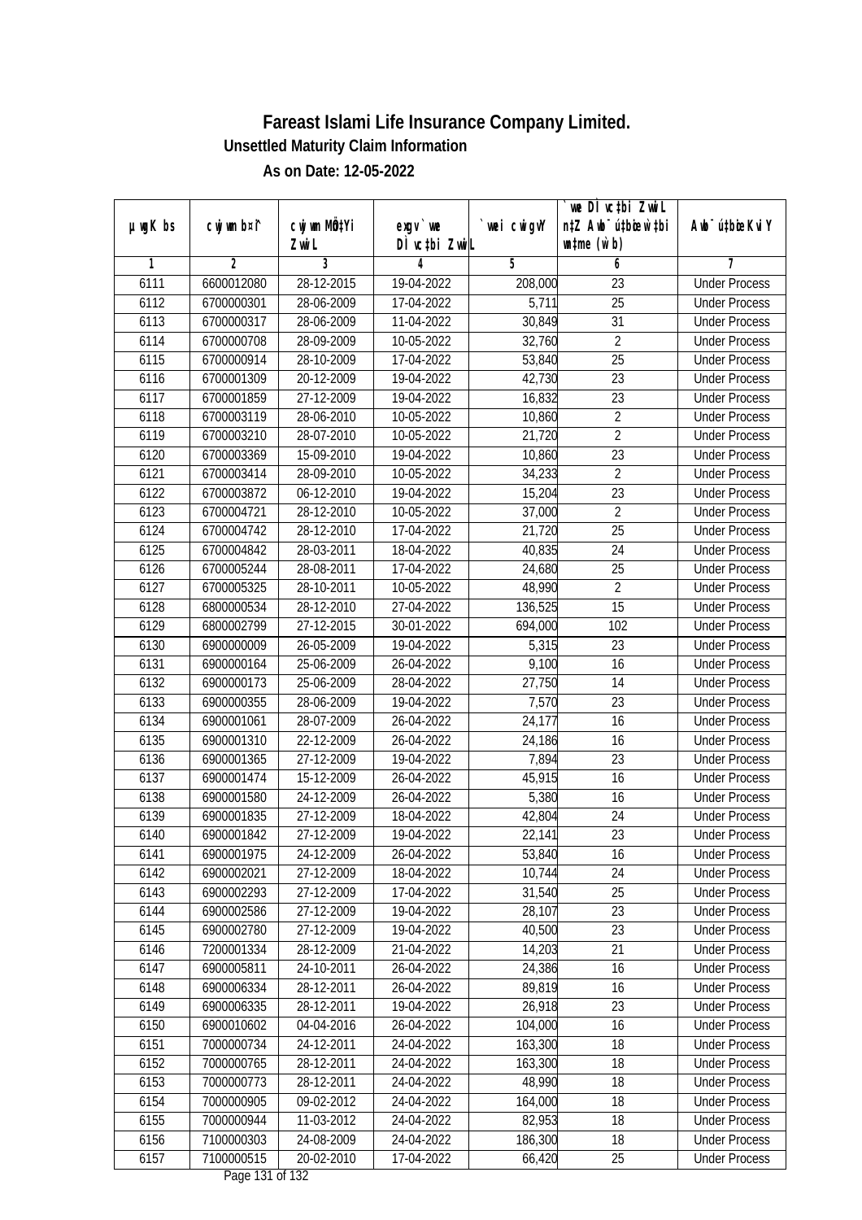# Fareast Islami Life Insurance Company Limited.

**Unsettled Maturity Claim Information**

**As on Date: 12-05-2022**

| µwgK bs | cwjwm b¤^i | cwjwm MÖn‡Yi ZvwiL | exgv`we DÌvc‡bi ZvwiL | `vwei cwigvY | `vwe DÌvc‡bi ZvwiL n‡Z Awb¯ú‡bœi w`‡bi ms‡Lv (w`b) | Awb¯ú‡bœi KviY |
|---|---|---|---|---|---|---|
| 1 | 2 | 3 | 4 | 5 | 6 | 7 |
| 6111 | 6600012080 | 28-12-2015 | 19-04-2022 | 208,000 | 23 | Under Process |
| 6112 | 6700000301 | 28-06-2009 | 17-04-2022 | 5,711 | 25 | Under Process |
| 6113 | 6700000317 | 28-06-2009 | 11-04-2022 | 30,849 | 31 | Under Process |
| 6114 | 6700000708 | 28-09-2009 | 10-05-2022 | 32,760 | 2 | Under Process |
| 6115 | 6700000914 | 28-10-2009 | 17-04-2022 | 53,840 | 25 | Under Process |
| 6116 | 6700001309 | 20-12-2009 | 19-04-2022 | 42,730 | 23 | Under Process |
| 6117 | 6700001859 | 27-12-2009 | 19-04-2022 | 16,832 | 23 | Under Process |
| 6118 | 6700003119 | 28-06-2010 | 10-05-2022 | 10,860 | 2 | Under Process |
| 6119 | 6700003210 | 28-07-2010 | 10-05-2022 | 21,720 | 2 | Under Process |
| 6120 | 6700003369 | 15-09-2010 | 19-04-2022 | 10,860 | 23 | Under Process |
| 6121 | 6700003414 | 28-09-2010 | 10-05-2022 | 34,233 | 2 | Under Process |
| 6122 | 6700003872 | 06-12-2010 | 19-04-2022 | 15,204 | 23 | Under Process |
| 6123 | 6700004721 | 28-12-2010 | 10-05-2022 | 37,000 | 2 | Under Process |
| 6124 | 6700004742 | 28-12-2010 | 17-04-2022 | 21,720 | 25 | Under Process |
| 6125 | 6700004842 | 28-03-2011 | 18-04-2022 | 40,835 | 24 | Under Process |
| 6126 | 6700005244 | 28-08-2011 | 17-04-2022 | 24,680 | 25 | Under Process |
| 6127 | 6700005325 | 28-10-2011 | 10-05-2022 | 48,990 | 2 | Under Process |
| 6128 | 6800000534 | 28-12-2010 | 27-04-2022 | 136,525 | 15 | Under Process |
| 6129 | 6800002799 | 27-12-2015 | 30-01-2022 | 694,000 | 102 | Under Process |
| 6130 | 6900000009 | 26-05-2009 | 19-04-2022 | 5,315 | 23 | Under Process |
| 6131 | 6900000164 | 25-06-2009 | 26-04-2022 | 9,100 | 16 | Under Process |
| 6132 | 6900000173 | 25-06-2009 | 28-04-2022 | 27,750 | 14 | Under Process |
| 6133 | 6900000355 | 28-06-2009 | 19-04-2022 | 7,570 | 23 | Under Process |
| 6134 | 6900001061 | 28-07-2009 | 26-04-2022 | 24,177 | 16 | Under Process |
| 6135 | 6900001310 | 22-12-2009 | 26-04-2022 | 24,186 | 16 | Under Process |
| 6136 | 6900001365 | 27-12-2009 | 19-04-2022 | 7,894 | 23 | Under Process |
| 6137 | 6900001474 | 15-12-2009 | 26-04-2022 | 45,915 | 16 | Under Process |
| 6138 | 6900001580 | 24-12-2009 | 26-04-2022 | 5,380 | 16 | Under Process |
| 6139 | 6900001835 | 27-12-2009 | 18-04-2022 | 42,804 | 24 | Under Process |
| 6140 | 6900001842 | 27-12-2009 | 19-04-2022 | 22,141 | 23 | Under Process |
| 6141 | 6900001975 | 24-12-2009 | 26-04-2022 | 53,840 | 16 | Under Process |
| 6142 | 6900002021 | 27-12-2009 | 18-04-2022 | 10,744 | 24 | Under Process |
| 6143 | 6900002293 | 27-12-2009 | 17-04-2022 | 31,540 | 25 | Under Process |
| 6144 | 6900002586 | 27-12-2009 | 19-04-2022 | 28,107 | 23 | Under Process |
| 6145 | 6900002780 | 27-12-2009 | 19-04-2022 | 40,500 | 23 | Under Process |
| 6146 | 7200001334 | 28-12-2009 | 21-04-2022 | 14,203 | 21 | Under Process |
| 6147 | 6900005811 | 24-10-2011 | 26-04-2022 | 24,386 | 16 | Under Process |
| 6148 | 6900006334 | 28-12-2011 | 26-04-2022 | 89,819 | 16 | Under Process |
| 6149 | 6900006335 | 28-12-2011 | 19-04-2022 | 26,918 | 23 | Under Process |
| 6150 | 6900010602 | 04-04-2016 | 26-04-2022 | 104,000 | 16 | Under Process |
| 6151 | 7000000734 | 24-12-2011 | 24-04-2022 | 163,300 | 18 | Under Process |
| 6152 | 7000000765 | 28-12-2011 | 24-04-2022 | 163,300 | 18 | Under Process |
| 6153 | 7000000773 | 28-12-2011 | 24-04-2022 | 48,990 | 18 | Under Process |
| 6154 | 7000000905 | 09-02-2012 | 24-04-2022 | 164,000 | 18 | Under Process |
| 6155 | 7000000944 | 11-03-2012 | 24-04-2022 | 82,953 | 18 | Under Process |
| 6156 | 7100000303 | 24-08-2009 | 24-04-2022 | 186,300 | 18 | Under Process |
| 6157 | 7100000515 | 20-02-2010 | 17-04-2022 | 66,420 | 25 | Under Process |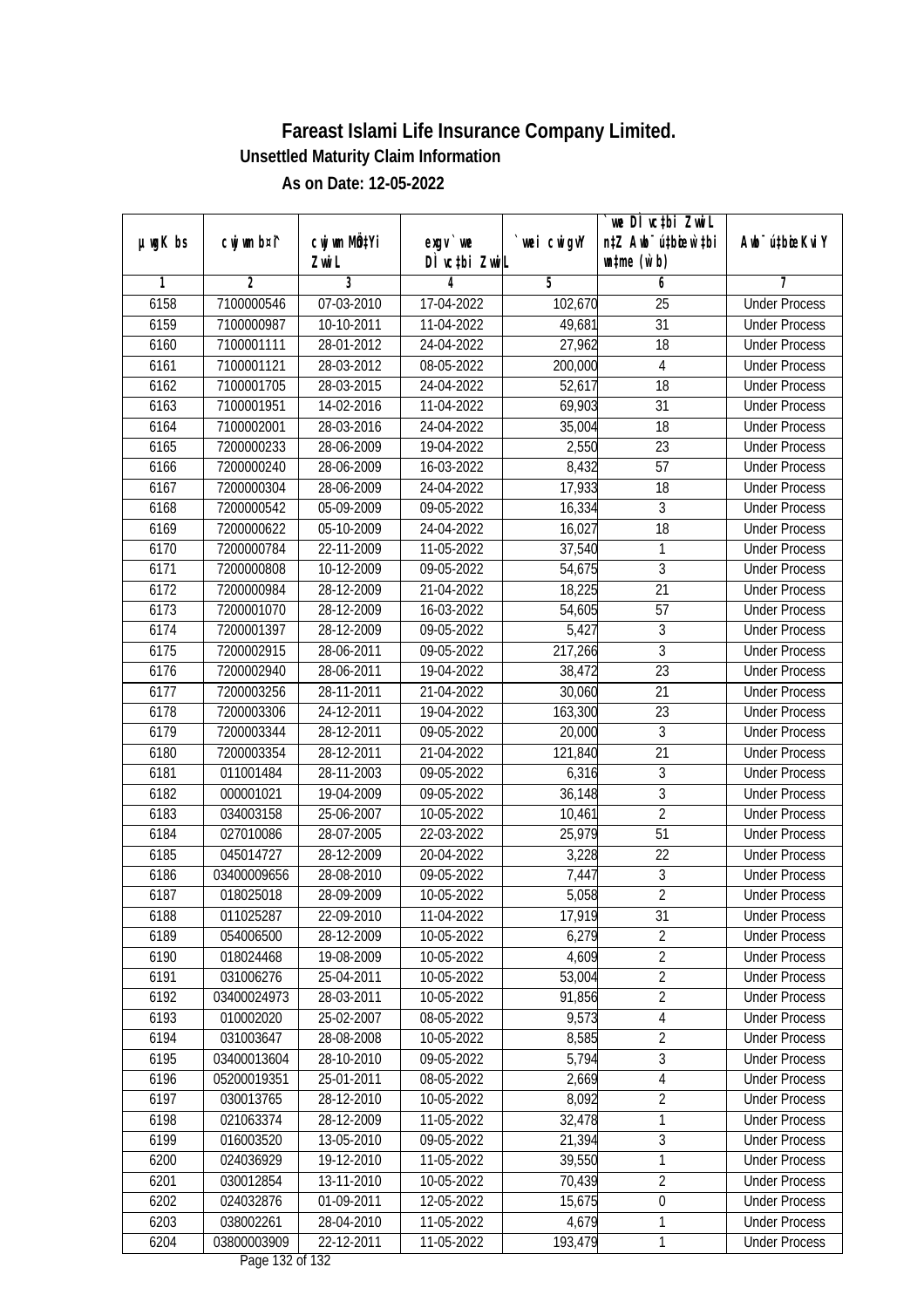# Fareast Islami Life Insurance Company Limited.

**Unsettled Maturity Claim Information**

**As on Date: 12-05-2022**

| µwgK bs | cwjwm b¤^i | cwjwm MÖn‡Yi ZvwiL | exgv`ve DÌvc‡bi ZvwiL | `vwei cwigvY | `vwe DÌvc‡bi ZvwiL n‡Z Awb¯úbœ `vwei wb‡ùc (w`b) | Awb¯úbœ KviY |
|---|---|---|---|---|---|---|
| 1 | 2 | 3 | 4 | 5 | 6 | 7 |
| 6158 | 7100000546 | 07-03-2010 | 17-04-2022 | 102,670 | 25 | Under Process |
| 6159 | 7100000987 | 10-10-2011 | 11-04-2022 | 49,681 | 31 | Under Process |
| 6160 | 7100001111 | 28-01-2012 | 24-04-2022 | 27,962 | 18 | Under Process |
| 6161 | 7100001121 | 28-03-2012 | 08-05-2022 | 200,000 | 4 | Under Process |
| 6162 | 7100001705 | 28-03-2015 | 24-04-2022 | 52,617 | 18 | Under Process |
| 6163 | 7100001951 | 14-02-2016 | 11-04-2022 | 69,903 | 31 | Under Process |
| 6164 | 7100002001 | 28-03-2016 | 24-04-2022 | 35,004 | 18 | Under Process |
| 6165 | 7200000233 | 28-06-2009 | 19-04-2022 | 2,550 | 23 | Under Process |
| 6166 | 7200000240 | 28-06-2009 | 16-03-2022 | 8,432 | 57 | Under Process |
| 6167 | 7200000304 | 28-06-2009 | 24-04-2022 | 17,933 | 18 | Under Process |
| 6168 | 7200000542 | 05-09-2009 | 09-05-2022 | 16,334 | 3 | Under Process |
| 6169 | 7200000622 | 05-10-2009 | 24-04-2022 | 16,027 | 18 | Under Process |
| 6170 | 7200000784 | 22-11-2009 | 11-05-2022 | 37,540 | 1 | Under Process |
| 6171 | 7200000808 | 10-12-2009 | 09-05-2022 | 54,675 | 3 | Under Process |
| 6172 | 7200000984 | 28-12-2009 | 21-04-2022 | 18,225 | 21 | Under Process |
| 6173 | 7200001070 | 28-12-2009 | 16-03-2022 | 54,605 | 57 | Under Process |
| 6174 | 7200001397 | 28-12-2009 | 09-05-2022 | 5,427 | 3 | Under Process |
| 6175 | 7200002915 | 28-06-2011 | 09-05-2022 | 217,266 | 3 | Under Process |
| 6176 | 7200002940 | 28-06-2011 | 19-04-2022 | 38,472 | 23 | Under Process |
| 6177 | 7200003256 | 28-11-2011 | 21-04-2022 | 30,060 | 21 | Under Process |
| 6178 | 7200003306 | 24-12-2011 | 19-04-2022 | 163,300 | 23 | Under Process |
| 6179 | 7200003344 | 28-12-2011 | 09-05-2022 | 20,000 | 3 | Under Process |
| 6180 | 7200003354 | 28-12-2011 | 21-04-2022 | 121,840 | 21 | Under Process |
| 6181 | 011001484 | 28-11-2003 | 09-05-2022 | 6,316 | 3 | Under Process |
| 6182 | 000001021 | 19-04-2009 | 09-05-2022 | 36,148 | 3 | Under Process |
| 6183 | 034003158 | 25-06-2007 | 10-05-2022 | 10,461 | 2 | Under Process |
| 6184 | 027010086 | 28-07-2005 | 22-03-2022 | 25,979 | 51 | Under Process |
| 6185 | 045014727 | 28-12-2009 | 20-04-2022 | 3,228 | 22 | Under Process |
| 6186 | 03400009656 | 28-08-2010 | 09-05-2022 | 7,447 | 3 | Under Process |
| 6187 | 018025018 | 28-09-2009 | 10-05-2022 | 5,058 | 2 | Under Process |
| 6188 | 011025287 | 22-09-2010 | 11-04-2022 | 17,919 | 31 | Under Process |
| 6189 | 054006500 | 28-12-2009 | 10-05-2022 | 6,279 | 2 | Under Process |
| 6190 | 018024468 | 19-08-2009 | 10-05-2022 | 4,609 | 2 | Under Process |
| 6191 | 031006276 | 25-04-2011 | 10-05-2022 | 53,004 | 2 | Under Process |
| 6192 | 03400024973 | 28-03-2011 | 10-05-2022 | 91,856 | 2 | Under Process |
| 6193 | 010002020 | 25-02-2007 | 08-05-2022 | 9,573 | 4 | Under Process |
| 6194 | 031003647 | 28-08-2008 | 10-05-2022 | 8,585 | 2 | Under Process |
| 6195 | 03400013604 | 28-10-2010 | 09-05-2022 | 5,794 | 3 | Under Process |
| 6196 | 05200019351 | 25-01-2011 | 08-05-2022 | 2,669 | 4 | Under Process |
| 6197 | 030013765 | 28-12-2010 | 10-05-2022 | 8,092 | 2 | Under Process |
| 6198 | 021063374 | 28-12-2009 | 11-05-2022 | 32,478 | 1 | Under Process |
| 6199 | 016003520 | 13-05-2010 | 09-05-2022 | 21,394 | 3 | Under Process |
| 6200 | 024036929 | 19-12-2010 | 11-05-2022 | 39,550 | 1 | Under Process |
| 6201 | 030012854 | 13-11-2010 | 10-05-2022 | 70,439 | 2 | Under Process |
| 6202 | 024032876 | 01-09-2011 | 12-05-2022 | 15,675 | 0 | Under Process |
| 6203 | 038002261 | 28-04-2010 | 11-05-2022 | 4,679 | 1 | Under Process |
| 6204 | 03800003909 | 22-12-2011 | 11-05-2022 | 193,479 | 1 | Under Process |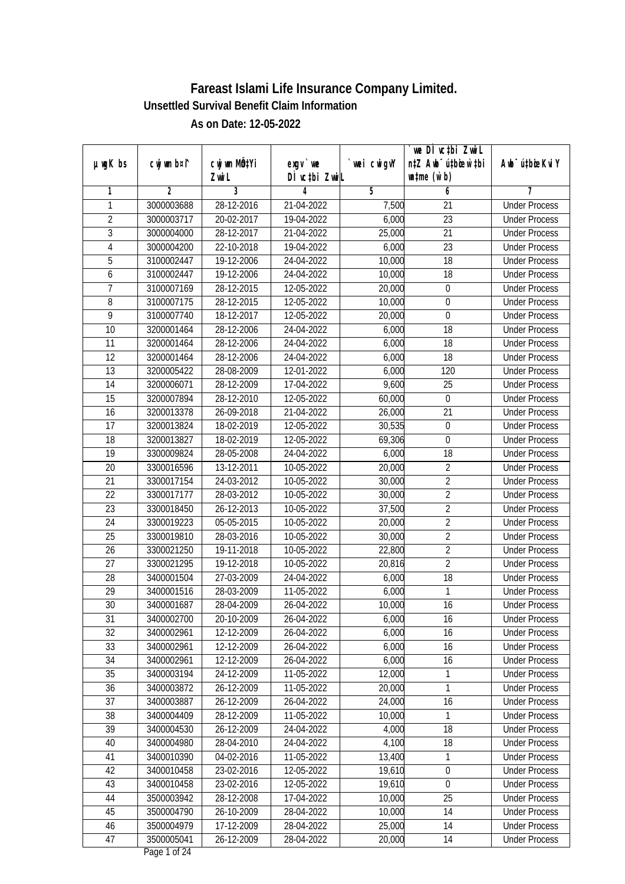# Fareast Islami Life Insurance Company Limited.

## Unsettled Survival Benefit Claim Information

### As on Date: 12-05-2022

| µwgK bs | cwjwm b¤^i | cwjwm MÖn‡Yi ZvwiL | exgv`wei DÌvc‡bi ZvwiL | `vwei cwigvY | `vwe DÌvc‡bi ZvwiL n‡Z Awb¯ú‡bœi w`‡bi msL¨v (w`b) | Awb¯ú‡bœi KviY |
|---|---|---|---|---|---|---|
| 1 | 2 | 3 | 4 | 5 | 6 | 7 |
| 1 | 3000003688 | 28-12-2016 | 21-04-2022 | 7,500 | 21 | Under Process |
| 2 | 3000003717 | 20-02-2017 | 19-04-2022 | 6,000 | 23 | Under Process |
| 3 | 3000004000 | 28-12-2017 | 21-04-2022 | 25,000 | 21 | Under Process |
| 4 | 3000004200 | 22-10-2018 | 19-04-2022 | 6,000 | 23 | Under Process |
| 5 | 3100002447 | 19-12-2006 | 24-04-2022 | 10,000 | 18 | Under Process |
| 6 | 3100002447 | 19-12-2006 | 24-04-2022 | 10,000 | 18 | Under Process |
| 7 | 3100007169 | 28-12-2015 | 12-05-2022 | 20,000 | 0 | Under Process |
| 8 | 3100007175 | 28-12-2015 | 12-05-2022 | 10,000 | 0 | Under Process |
| 9 | 3100007740 | 18-12-2017 | 12-05-2022 | 20,000 | 0 | Under Process |
| 10 | 3200001464 | 28-12-2006 | 24-04-2022 | 6,000 | 18 | Under Process |
| 11 | 3200001464 | 28-12-2006 | 24-04-2022 | 6,000 | 18 | Under Process |
| 12 | 3200001464 | 28-12-2006 | 24-04-2022 | 6,000 | 18 | Under Process |
| 13 | 3200005422 | 28-08-2009 | 12-01-2022 | 6,000 | 120 | Under Process |
| 14 | 3200006071 | 28-12-2009 | 17-04-2022 | 9,600 | 25 | Under Process |
| 15 | 3200007894 | 28-12-2010 | 12-05-2022 | 60,000 | 0 | Under Process |
| 16 | 3200013378 | 26-09-2018 | 21-04-2022 | 26,000 | 21 | Under Process |
| 17 | 3200013824 | 18-02-2019 | 12-05-2022 | 30,535 | 0 | Under Process |
| 18 | 3200013827 | 18-02-2019 | 12-05-2022 | 69,306 | 0 | Under Process |
| 19 | 3300009824 | 28-05-2008 | 24-04-2022 | 6,000 | 18 | Under Process |
| 20 | 3300016596 | 13-12-2011 | 10-05-2022 | 20,000 | 2 | Under Process |
| 21 | 3300017154 | 24-03-2012 | 10-05-2022 | 30,000 | 2 | Under Process |
| 22 | 3300017177 | 28-03-2012 | 10-05-2022 | 30,000 | 2 | Under Process |
| 23 | 3300018450 | 26-12-2013 | 10-05-2022 | 37,500 | 2 | Under Process |
| 24 | 3300019223 | 05-05-2015 | 10-05-2022 | 20,000 | 2 | Under Process |
| 25 | 3300019810 | 28-03-2016 | 10-05-2022 | 30,000 | 2 | Under Process |
| 26 | 3300021250 | 19-11-2018 | 10-05-2022 | 22,800 | 2 | Under Process |
| 27 | 3300021295 | 19-12-2018 | 10-05-2022 | 20,816 | 2 | Under Process |
| 28 | 3400001504 | 27-03-2009 | 24-04-2022 | 6,000 | 18 | Under Process |
| 29 | 3400001516 | 28-03-2009 | 11-05-2022 | 6,000 | 1 | Under Process |
| 30 | 3400001687 | 28-04-2009 | 26-04-2022 | 10,000 | 16 | Under Process |
| 31 | 3400002700 | 20-10-2009 | 26-04-2022 | 6,000 | 16 | Under Process |
| 32 | 3400002961 | 12-12-2009 | 26-04-2022 | 6,000 | 16 | Under Process |
| 33 | 3400002961 | 12-12-2009 | 26-04-2022 | 6,000 | 16 | Under Process |
| 34 | 3400002961 | 12-12-2009 | 26-04-2022 | 6,000 | 16 | Under Process |
| 35 | 3400003194 | 24-12-2009 | 11-05-2022 | 12,000 | 1 | Under Process |
| 36 | 3400003872 | 26-12-2009 | 11-05-2022 | 20,000 | 1 | Under Process |
| 37 | 3400003887 | 26-12-2009 | 26-04-2022 | 24,000 | 16 | Under Process |
| 38 | 3400004409 | 28-12-2009 | 11-05-2022 | 10,000 | 1 | Under Process |
| 39 | 3400004530 | 26-12-2009 | 24-04-2022 | 4,000 | 18 | Under Process |
| 40 | 3400004980 | 28-04-2010 | 24-04-2022 | 4,100 | 18 | Under Process |
| 41 | 3400010390 | 04-02-2016 | 11-05-2022 | 13,400 | 1 | Under Process |
| 42 | 3400010458 | 23-02-2016 | 12-05-2022 | 19,610 | 0 | Under Process |
| 43 | 3400010458 | 23-02-2016 | 12-05-2022 | 19,610 | 0 | Under Process |
| 44 | 3500003942 | 28-12-2008 | 17-04-2022 | 10,000 | 25 | Under Process |
| 45 | 3500004790 | 26-10-2009 | 28-04-2022 | 10,000 | 14 | Under Process |
| 46 | 3500004979 | 17-12-2009 | 28-04-2022 | 25,000 | 14 | Under Process |
| 47 | 3500005041 | 26-12-2009 | 28-04-2022 | 20,000 | 14 | Under Process |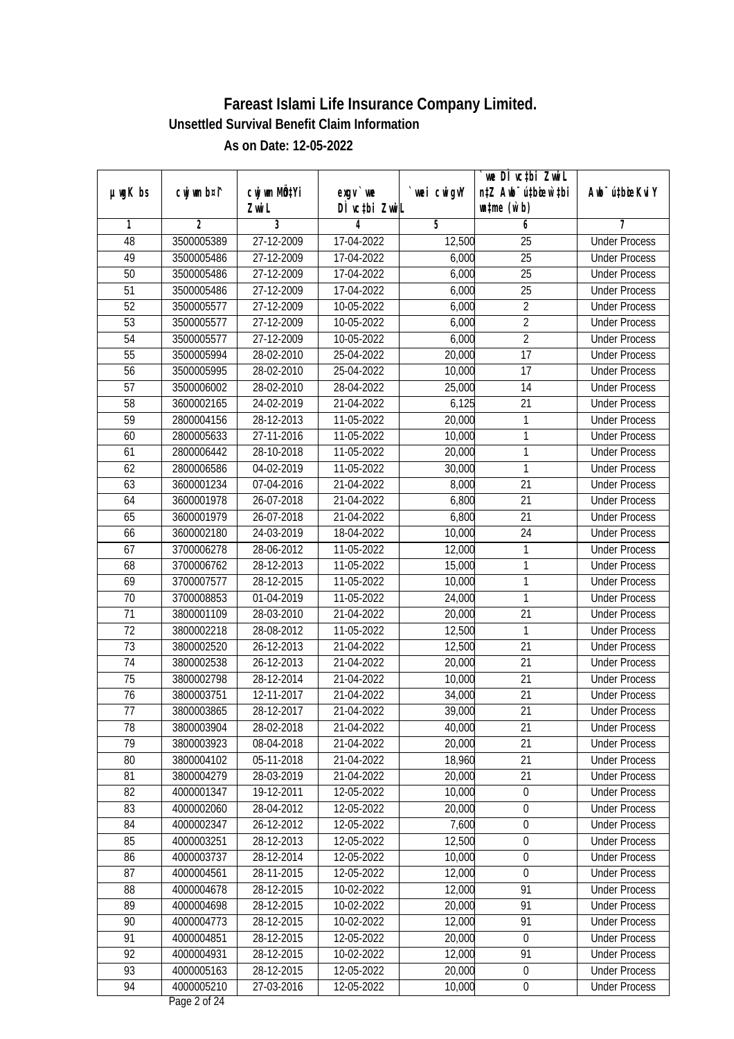# Fareast Islami Life Insurance Company Limited.

## Unsettled Survival Benefit Claim Information

### As on Date: 12-05-2022

| µwgK bs | cwjwm b¤^i | cwjwm MÖn‡Yi ZvwiL | ejv` we Dc¯'vc‡bi ZvwiL | `vwei cwigvY | `vwe Dc¯'vc‡bi ZvwiL n‡Z Awb¯úbœ _vKvi mgq (w`b) | Awb¯úbœ _vKvi KviY |
|---|---|---|---|---|---|---|
| 1 | 2 | 3 | 4 | 5 | 6 | 7 |
| 48 | 3500005389 | 27-12-2009 | 17-04-2022 | 12,500 | 25 | Under Process |
| 49 | 3500005486 | 27-12-2009 | 17-04-2022 | 6,000 | 25 | Under Process |
| 50 | 3500005486 | 27-12-2009 | 17-04-2022 | 6,000 | 25 | Under Process |
| 51 | 3500005486 | 27-12-2009 | 17-04-2022 | 6,000 | 25 | Under Process |
| 52 | 3500005577 | 27-12-2009 | 10-05-2022 | 6,000 | 2 | Under Process |
| 53 | 3500005577 | 27-12-2009 | 10-05-2022 | 6,000 | 2 | Under Process |
| 54 | 3500005577 | 27-12-2009 | 10-05-2022 | 6,000 | 2 | Under Process |
| 55 | 3500005994 | 28-02-2010 | 25-04-2022 | 20,000 | 17 | Under Process |
| 56 | 3500005995 | 28-02-2010 | 25-04-2022 | 10,000 | 17 | Under Process |
| 57 | 3500006002 | 28-02-2010 | 28-04-2022 | 25,000 | 14 | Under Process |
| 58 | 3600002165 | 24-02-2019 | 21-04-2022 | 6,125 | 21 | Under Process |
| 59 | 2800004156 | 28-12-2013 | 11-05-2022 | 20,000 | 1 | Under Process |
| 60 | 2800005633 | 27-11-2016 | 11-05-2022 | 10,000 | 1 | Under Process |
| 61 | 2800006442 | 28-10-2018 | 11-05-2022 | 20,000 | 1 | Under Process |
| 62 | 2800006586 | 04-02-2019 | 11-05-2022 | 30,000 | 1 | Under Process |
| 63 | 3600001234 | 07-04-2016 | 21-04-2022 | 8,000 | 21 | Under Process |
| 64 | 3600001978 | 26-07-2018 | 21-04-2022 | 6,800 | 21 | Under Process |
| 65 | 3600001979 | 26-07-2018 | 21-04-2022 | 6,800 | 21 | Under Process |
| 66 | 3600002180 | 24-03-2019 | 18-04-2022 | 10,000 | 24 | Under Process |
| 67 | 3700006278 | 28-06-2012 | 11-05-2022 | 12,000 | 1 | Under Process |
| 68 | 3700006762 | 28-12-2013 | 11-05-2022 | 15,000 | 1 | Under Process |
| 69 | 3700007577 | 28-12-2015 | 11-05-2022 | 10,000 | 1 | Under Process |
| 70 | 3700008853 | 01-04-2019 | 11-05-2022 | 24,000 | 1 | Under Process |
| 71 | 3800001109 | 28-03-2010 | 21-04-2022 | 20,000 | 21 | Under Process |
| 72 | 3800002218 | 28-08-2012 | 11-05-2022 | 12,500 | 1 | Under Process |
| 73 | 3800002520 | 26-12-2013 | 21-04-2022 | 12,500 | 21 | Under Process |
| 74 | 3800002538 | 26-12-2013 | 21-04-2022 | 20,000 | 21 | Under Process |
| 75 | 3800002798 | 28-12-2014 | 21-04-2022 | 10,000 | 21 | Under Process |
| 76 | 3800003751 | 12-11-2017 | 21-04-2022 | 34,000 | 21 | Under Process |
| 77 | 3800003865 | 28-12-2017 | 21-04-2022 | 39,000 | 21 | Under Process |
| 78 | 3800003904 | 28-02-2018 | 21-04-2022 | 40,000 | 21 | Under Process |
| 79 | 3800003923 | 08-04-2018 | 21-04-2022 | 20,000 | 21 | Under Process |
| 80 | 3800004102 | 05-11-2018 | 21-04-2022 | 18,960 | 21 | Under Process |
| 81 | 3800004279 | 28-03-2019 | 21-04-2022 | 20,000 | 21 | Under Process |
| 82 | 4000001347 | 19-12-2011 | 12-05-2022 | 10,000 | 0 | Under Process |
| 83 | 4000002060 | 28-04-2012 | 12-05-2022 | 20,000 | 0 | Under Process |
| 84 | 4000002347 | 26-12-2012 | 12-05-2022 | 7,600 | 0 | Under Process |
| 85 | 4000003251 | 28-12-2013 | 12-05-2022 | 12,500 | 0 | Under Process |
| 86 | 4000003737 | 28-12-2014 | 12-05-2022 | 10,000 | 0 | Under Process |
| 87 | 4000004561 | 28-11-2015 | 12-05-2022 | 12,000 | 0 | Under Process |
| 88 | 4000004678 | 28-12-2015 | 10-02-2022 | 12,000 | 91 | Under Process |
| 89 | 4000004698 | 28-12-2015 | 10-02-2022 | 20,000 | 91 | Under Process |
| 90 | 4000004773 | 28-12-2015 | 10-02-2022 | 12,000 | 91 | Under Process |
| 91 | 4000004851 | 28-12-2015 | 12-05-2022 | 20,000 | 0 | Under Process |
| 92 | 4000004931 | 28-12-2015 | 10-02-2022 | 12,000 | 91 | Under Process |
| 93 | 4000005163 | 28-12-2015 | 12-05-2022 | 20,000 | 0 | Under Process |
| 94 | 4000005210 | 27-03-2016 | 12-05-2022 | 10,000 | 0 | Under Process |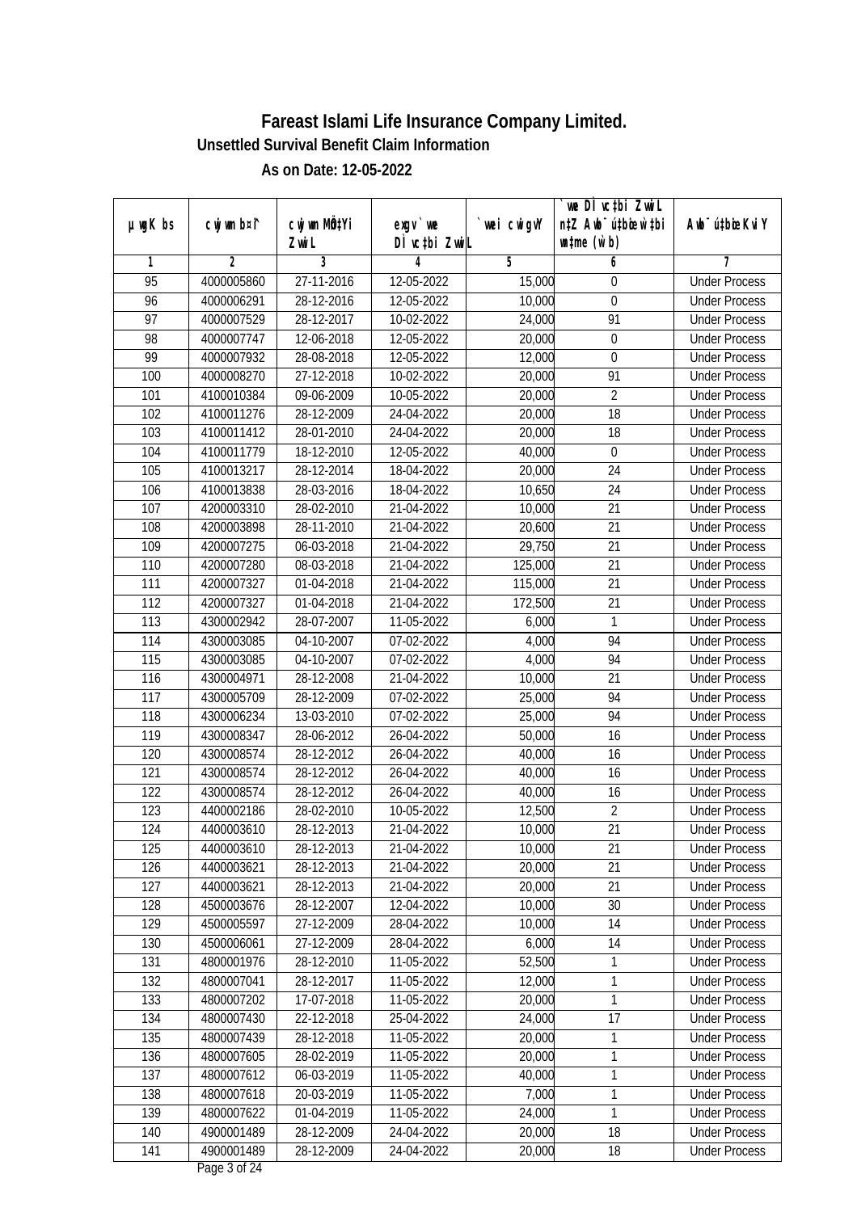# Fareast Islami Life Insurance Company Limited.

## Unsettled Survival Benefit Claim Information

### As on Date: 12-05-2022

| µwgK bs | cwjwm bs¦ | cwjwm MÖn‡Yi ZvwiL | exgv`vwe DÌvc‡bi ZvwiL | `vwei cwigvY | `vwe DÌvc‡bi ZvwiL n‡Z Awb¯úbœ‡ w`‡bi wn‡me (w`b) | Awb¯úbœZvi KviY |
|---|---|---|---|---|---|---|
| 1 | 2 | 3 | 4 | 5 | 6 | 7 |
| 95 | 4000005860 | 27-11-2016 | 12-05-2022 | 15,000 | 0 | Under Process |
| 96 | 4000006291 | 28-12-2016 | 12-05-2022 | 10,000 | 0 | Under Process |
| 97 | 4000007529 | 28-12-2017 | 10-02-2022 | 24,000 | 91 | Under Process |
| 98 | 4000007747 | 12-06-2018 | 12-05-2022 | 20,000 | 0 | Under Process |
| 99 | 4000007932 | 28-08-2018 | 12-05-2022 | 12,000 | 0 | Under Process |
| 100 | 4000008270 | 27-12-2018 | 10-02-2022 | 20,000 | 91 | Under Process |
| 101 | 4100010384 | 09-06-2009 | 10-05-2022 | 20,000 | 2 | Under Process |
| 102 | 4100011276 | 28-12-2009 | 24-04-2022 | 20,000 | 18 | Under Process |
| 103 | 4100011412 | 28-01-2010 | 24-04-2022 | 20,000 | 18 | Under Process |
| 104 | 4100011779 | 18-12-2010 | 12-05-2022 | 40,000 | 0 | Under Process |
| 105 | 4100013217 | 28-12-2014 | 18-04-2022 | 20,000 | 24 | Under Process |
| 106 | 4100013838 | 28-03-2016 | 18-04-2022 | 10,650 | 24 | Under Process |
| 107 | 4200003310 | 28-02-2010 | 21-04-2022 | 10,000 | 21 | Under Process |
| 108 | 4200003898 | 28-11-2010 | 21-04-2022 | 20,600 | 21 | Under Process |
| 109 | 4200007275 | 06-03-2018 | 21-04-2022 | 29,750 | 21 | Under Process |
| 110 | 4200007280 | 08-03-2018 | 21-04-2022 | 125,000 | 21 | Under Process |
| 111 | 4200007327 | 01-04-2018 | 21-04-2022 | 115,000 | 21 | Under Process |
| 112 | 4200007327 | 01-04-2018 | 21-04-2022 | 172,500 | 21 | Under Process |
| 113 | 4300002942 | 28-07-2007 | 11-05-2022 | 6,000 | 1 | Under Process |
| 114 | 4300003085 | 04-10-2007 | 07-02-2022 | 4,000 | 94 | Under Process |
| 115 | 4300003085 | 04-10-2007 | 07-02-2022 | 4,000 | 94 | Under Process |
| 116 | 4300004971 | 28-12-2008 | 21-04-2022 | 10,000 | 21 | Under Process |
| 117 | 4300005709 | 28-12-2009 | 07-02-2022 | 25,000 | 94 | Under Process |
| 118 | 4300006234 | 13-03-2010 | 07-02-2022 | 25,000 | 94 | Under Process |
| 119 | 4300008347 | 28-06-2012 | 26-04-2022 | 50,000 | 16 | Under Process |
| 120 | 4300008574 | 28-12-2012 | 26-04-2022 | 40,000 | 16 | Under Process |
| 121 | 4300008574 | 28-12-2012 | 26-04-2022 | 40,000 | 16 | Under Process |
| 122 | 4300008574 | 28-12-2012 | 26-04-2022 | 40,000 | 16 | Under Process |
| 123 | 4400002186 | 28-02-2010 | 10-05-2022 | 12,500 | 2 | Under Process |
| 124 | 4400003610 | 28-12-2013 | 21-04-2022 | 10,000 | 21 | Under Process |
| 125 | 4400003610 | 28-12-2013 | 21-04-2022 | 10,000 | 21 | Under Process |
| 126 | 4400003621 | 28-12-2013 | 21-04-2022 | 20,000 | 21 | Under Process |
| 127 | 4400003621 | 28-12-2013 | 21-04-2022 | 20,000 | 21 | Under Process |
| 128 | 4500003676 | 28-12-2007 | 12-04-2022 | 10,000 | 30 | Under Process |
| 129 | 4500005597 | 27-12-2009 | 28-04-2022 | 10,000 | 14 | Under Process |
| 130 | 4500006061 | 27-12-2009 | 28-04-2022 | 6,000 | 14 | Under Process |
| 131 | 4800001976 | 28-12-2010 | 11-05-2022 | 52,500 | 1 | Under Process |
| 132 | 4800007041 | 28-12-2017 | 11-05-2022 | 12,000 | 1 | Under Process |
| 133 | 4800007202 | 17-07-2018 | 11-05-2022 | 20,000 | 1 | Under Process |
| 134 | 4800007430 | 22-12-2018 | 25-04-2022 | 24,000 | 17 | Under Process |
| 135 | 4800007439 | 28-12-2018 | 11-05-2022 | 20,000 | 1 | Under Process |
| 136 | 4800007605 | 28-02-2019 | 11-05-2022 | 20,000 | 1 | Under Process |
| 137 | 4800007612 | 06-03-2019 | 11-05-2022 | 40,000 | 1 | Under Process |
| 138 | 4800007618 | 20-03-2019 | 11-05-2022 | 7,000 | 1 | Under Process |
| 139 | 4800007622 | 01-04-2019 | 11-05-2022 | 24,000 | 1 | Under Process |
| 140 | 4900001489 | 28-12-2009 | 24-04-2022 | 20,000 | 18 | Under Process |
| 141 | 4900001489 | 28-12-2009 | 24-04-2022 | 20,000 | 18 | Under Process |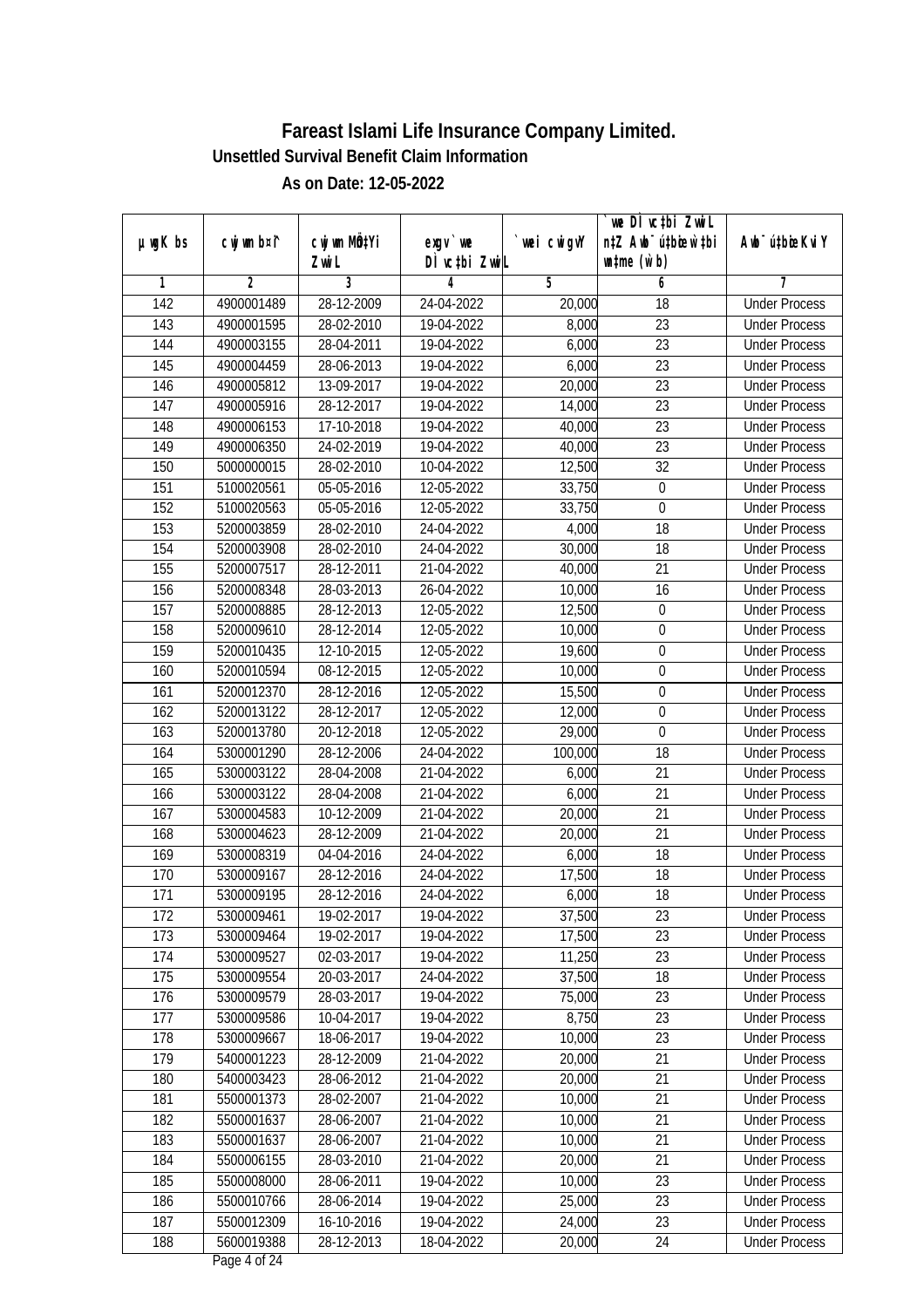# Fareast Islami Life Insurance Company Limited.

**Unsettled Survival Benefit Claim Information**

**As on Date: 12-05-2022**

| µwgK bs | cwjwm b¤^i | cwjwm MÖn‡Yi ZvwiL | exgv`we DÌvc‡bi ZvwiL | `vwei cwigvY | `vwe DÌvc‡bi ZvwiL n‡Z Awb¯úbœ `vwei wbœ (w`b) | Awb¯ú‡bœi KviY |
|---|---|---|---|---|---|---|
| 1 | 2 | 3 | 4 | 5 | 6 | 7 |
| 142 | 4900001489 | 28-12-2009 | 24-04-2022 | 20,000 | 18 | Under Process |
| 143 | 4900001595 | 28-02-2010 | 19-04-2022 | 8,000 | 23 | Under Process |
| 144 | 4900003155 | 28-04-2011 | 19-04-2022 | 6,000 | 23 | Under Process |
| 145 | 4900004459 | 28-06-2013 | 19-04-2022 | 6,000 | 23 | Under Process |
| 146 | 4900005812 | 13-09-2017 | 19-04-2022 | 20,000 | 23 | Under Process |
| 147 | 4900005916 | 28-12-2017 | 19-04-2022 | 14,000 | 23 | Under Process |
| 148 | 4900006153 | 17-10-2018 | 19-04-2022 | 40,000 | 23 | Under Process |
| 149 | 4900006350 | 24-02-2019 | 19-04-2022 | 40,000 | 23 | Under Process |
| 150 | 5000000015 | 28-02-2010 | 10-04-2022 | 12,500 | 32 | Under Process |
| 151 | 5100020561 | 05-05-2016 | 12-05-2022 | 33,750 | 0 | Under Process |
| 152 | 5100020563 | 05-05-2016 | 12-05-2022 | 33,750 | 0 | Under Process |
| 153 | 5200003859 | 28-02-2010 | 24-04-2022 | 4,000 | 18 | Under Process |
| 154 | 5200003908 | 28-02-2010 | 24-04-2022 | 30,000 | 18 | Under Process |
| 155 | 5200007517 | 28-12-2011 | 21-04-2022 | 40,000 | 21 | Under Process |
| 156 | 5200008348 | 28-03-2013 | 26-04-2022 | 10,000 | 16 | Under Process |
| 157 | 5200008885 | 28-12-2013 | 12-05-2022 | 12,500 | 0 | Under Process |
| 158 | 5200009610 | 28-12-2014 | 12-05-2022 | 10,000 | 0 | Under Process |
| 159 | 5200010435 | 12-10-2015 | 12-05-2022 | 19,600 | 0 | Under Process |
| 160 | 5200010594 | 08-12-2015 | 12-05-2022 | 10,000 | 0 | Under Process |
| 161 | 5200012370 | 28-12-2016 | 12-05-2022 | 15,500 | 0 | Under Process |
| 162 | 5200013122 | 28-12-2017 | 12-05-2022 | 12,000 | 0 | Under Process |
| 163 | 5200013780 | 20-12-2018 | 12-05-2022 | 29,000 | 0 | Under Process |
| 164 | 5300001290 | 28-12-2006 | 24-04-2022 | 100,000 | 18 | Under Process |
| 165 | 5300003122 | 28-04-2008 | 21-04-2022 | 6,000 | 21 | Under Process |
| 166 | 5300003122 | 28-04-2008 | 21-04-2022 | 6,000 | 21 | Under Process |
| 167 | 5300004583 | 10-12-2009 | 21-04-2022 | 20,000 | 21 | Under Process |
| 168 | 5300004623 | 28-12-2009 | 21-04-2022 | 20,000 | 21 | Under Process |
| 169 | 5300008319 | 04-04-2016 | 24-04-2022 | 6,000 | 18 | Under Process |
| 170 | 5300009167 | 28-12-2016 | 24-04-2022 | 17,500 | 18 | Under Process |
| 171 | 5300009195 | 28-12-2016 | 24-04-2022 | 6,000 | 18 | Under Process |
| 172 | 5300009461 | 19-02-2017 | 19-04-2022 | 37,500 | 23 | Under Process |
| 173 | 5300009464 | 19-02-2017 | 19-04-2022 | 17,500 | 23 | Under Process |
| 174 | 5300009527 | 02-03-2017 | 19-04-2022 | 11,250 | 23 | Under Process |
| 175 | 5300009554 | 20-03-2017 | 24-04-2022 | 37,500 | 18 | Under Process |
| 176 | 5300009579 | 28-03-2017 | 19-04-2022 | 75,000 | 23 | Under Process |
| 177 | 5300009586 | 10-04-2017 | 19-04-2022 | 8,750 | 23 | Under Process |
| 178 | 5300009667 | 18-06-2017 | 19-04-2022 | 10,000 | 23 | Under Process |
| 179 | 5400001223 | 28-12-2009 | 21-04-2022 | 20,000 | 21 | Under Process |
| 180 | 5400003423 | 28-06-2012 | 21-04-2022 | 20,000 | 21 | Under Process |
| 181 | 5500001373 | 28-02-2007 | 21-04-2022 | 10,000 | 21 | Under Process |
| 182 | 5500001637 | 28-06-2007 | 21-04-2022 | 10,000 | 21 | Under Process |
| 183 | 5500001637 | 28-06-2007 | 21-04-2022 | 10,000 | 21 | Under Process |
| 184 | 5500006155 | 28-03-2010 | 21-04-2022 | 20,000 | 21 | Under Process |
| 185 | 5500008000 | 28-06-2011 | 19-04-2022 | 10,000 | 23 | Under Process |
| 186 | 5500010766 | 28-06-2014 | 19-04-2022 | 25,000 | 23 | Under Process |
| 187 | 5500012309 | 16-10-2016 | 19-04-2022 | 24,000 | 23 | Under Process |
| 188 | 5600019388 | 28-12-2013 | 18-04-2022 | 20,000 | 24 | Under Process |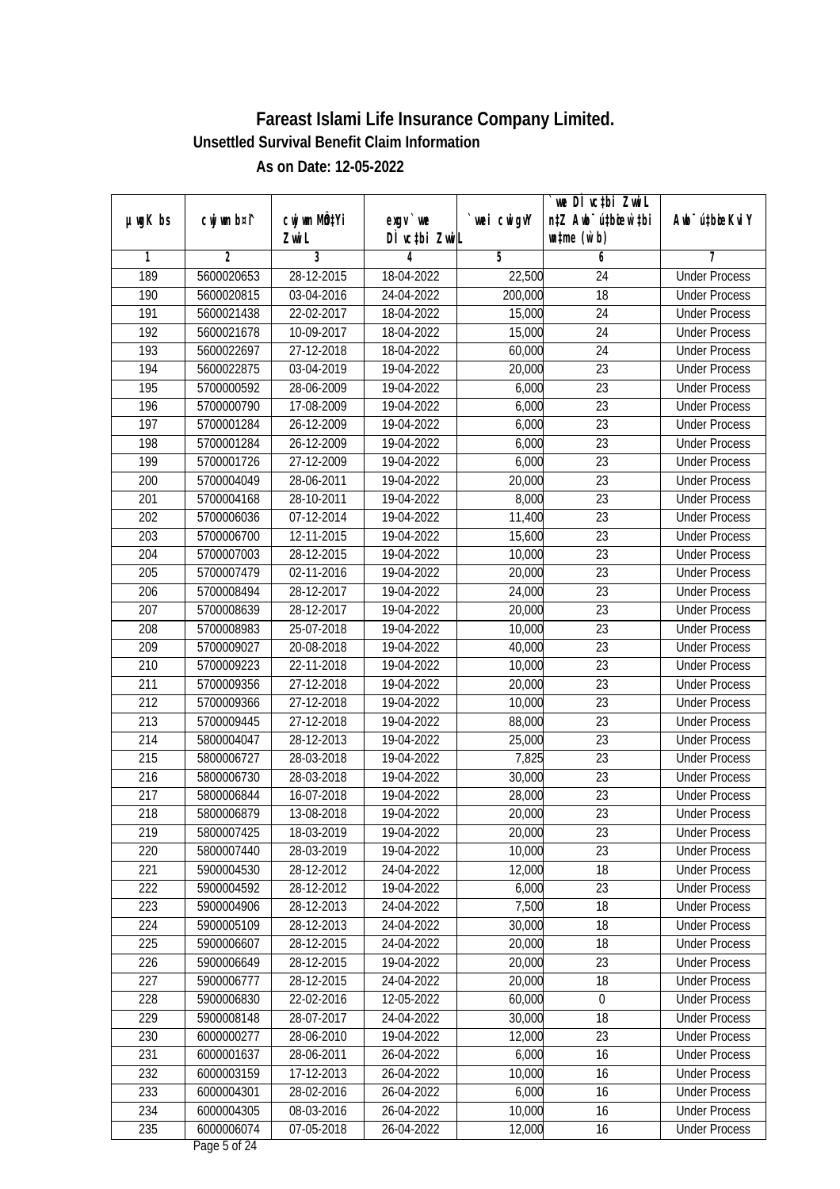# Fareast Islami Life Insurance Company Limited.

### Unsettled Survival Benefit Claim Information

### As on Date: 12-05-2022

| µwgK bs | cwjwm b¤^i | cwjwm MÖn‡Yi ZvwiL | exgv`vwe DÌvc‡bi ZvwiL | `vwei cwigvY | `vwe DÌvc‡bi ZvwiL n‡Z Awb¯úbœ `vwei mgqKvj (w`b) | Awb¯úbœ `vwei KviY |
|---|---|---|---|---|---|---|
| 1 | 2 | 3 | 4 | 5 | 6 | 7 |
| 189 | 5600020653 | 28-12-2015 | 18-04-2022 | 22,500 | 24 | Under Process |
| 190 | 5600020815 | 03-04-2016 | 24-04-2022 | 200,000 | 18 | Under Process |
| 191 | 5600021438 | 22-02-2017 | 18-04-2022 | 15,000 | 24 | Under Process |
| 192 | 5600021678 | 10-09-2017 | 18-04-2022 | 15,000 | 24 | Under Process |
| 193 | 5600022697 | 27-12-2018 | 18-04-2022 | 60,000 | 24 | Under Process |
| 194 | 5600022875 | 03-04-2019 | 19-04-2022 | 20,000 | 23 | Under Process |
| 195 | 5700000592 | 28-06-2009 | 19-04-2022 | 6,000 | 23 | Under Process |
| 196 | 5700000790 | 17-08-2009 | 19-04-2022 | 6,000 | 23 | Under Process |
| 197 | 5700001284 | 26-12-2009 | 19-04-2022 | 6,000 | 23 | Under Process |
| 198 | 5700001284 | 26-12-2009 | 19-04-2022 | 6,000 | 23 | Under Process |
| 199 | 5700001726 | 27-12-2009 | 19-04-2022 | 6,000 | 23 | Under Process |
| 200 | 5700004049 | 28-06-2011 | 19-04-2022 | 20,000 | 23 | Under Process |
| 201 | 5700004168 | 28-10-2011 | 19-04-2022 | 8,000 | 23 | Under Process |
| 202 | 5700006036 | 07-12-2014 | 19-04-2022 | 11,400 | 23 | Under Process |
| 203 | 5700006700 | 12-11-2015 | 19-04-2022 | 15,600 | 23 | Under Process |
| 204 | 5700007003 | 28-12-2015 | 19-04-2022 | 10,000 | 23 | Under Process |
| 205 | 5700007479 | 02-11-2016 | 19-04-2022 | 20,000 | 23 | Under Process |
| 206 | 5700008494 | 28-12-2017 | 19-04-2022 | 24,000 | 23 | Under Process |
| 207 | 5700008639 | 28-12-2017 | 19-04-2022 | 20,000 | 23 | Under Process |
| 208 | 5700008983 | 25-07-2018 | 19-04-2022 | 10,000 | 23 | Under Process |
| 209 | 5700009027 | 20-08-2018 | 19-04-2022 | 40,000 | 23 | Under Process |
| 210 | 5700009223 | 22-11-2018 | 19-04-2022 | 10,000 | 23 | Under Process |
| 211 | 5700009356 | 27-12-2018 | 19-04-2022 | 20,000 | 23 | Under Process |
| 212 | 5700009366 | 27-12-2018 | 19-04-2022 | 10,000 | 23 | Under Process |
| 213 | 5700009445 | 27-12-2018 | 19-04-2022 | 88,000 | 23 | Under Process |
| 214 | 5800004047 | 28-12-2013 | 19-04-2022 | 25,000 | 23 | Under Process |
| 215 | 5800006727 | 28-03-2018 | 19-04-2022 | 7,825 | 23 | Under Process |
| 216 | 5800006730 | 28-03-2018 | 19-04-2022 | 30,000 | 23 | Under Process |
| 217 | 5800006844 | 16-07-2018 | 19-04-2022 | 28,000 | 23 | Under Process |
| 218 | 5800006879 | 13-08-2018 | 19-04-2022 | 20,000 | 23 | Under Process |
| 219 | 5800007425 | 18-03-2019 | 19-04-2022 | 20,000 | 23 | Under Process |
| 220 | 5800007440 | 28-03-2019 | 19-04-2022 | 10,000 | 23 | Under Process |
| 221 | 5900004530 | 28-12-2012 | 24-04-2022 | 12,000 | 18 | Under Process |
| 222 | 5900004592 | 28-12-2012 | 19-04-2022 | 6,000 | 23 | Under Process |
| 223 | 5900004906 | 28-12-2013 | 24-04-2022 | 7,500 | 18 | Under Process |
| 224 | 5900005109 | 28-12-2013 | 24-04-2022 | 30,000 | 18 | Under Process |
| 225 | 5900006607 | 28-12-2015 | 24-04-2022 | 20,000 | 18 | Under Process |
| 226 | 5900006649 | 28-12-2015 | 19-04-2022 | 20,000 | 23 | Under Process |
| 227 | 5900006777 | 28-12-2015 | 24-04-2022 | 20,000 | 18 | Under Process |
| 228 | 5900006830 | 22-02-2016 | 12-05-2022 | 60,000 | 0 | Under Process |
| 229 | 5900008148 | 28-07-2017 | 24-04-2022 | 30,000 | 18 | Under Process |
| 230 | 6000000277 | 28-06-2010 | 19-04-2022 | 12,000 | 23 | Under Process |
| 231 | 6000001637 | 28-06-2011 | 26-04-2022 | 6,000 | 16 | Under Process |
| 232 | 6000003159 | 17-12-2013 | 26-04-2022 | 10,000 | 16 | Under Process |
| 233 | 6000004301 | 28-02-2016 | 26-04-2022 | 6,000 | 16 | Under Process |
| 234 | 6000004305 | 08-03-2016 | 26-04-2022 | 10,000 | 16 | Under Process |
| 235 | 6000006074 | 07-05-2018 | 26-04-2022 | 12,000 | 16 | Under Process |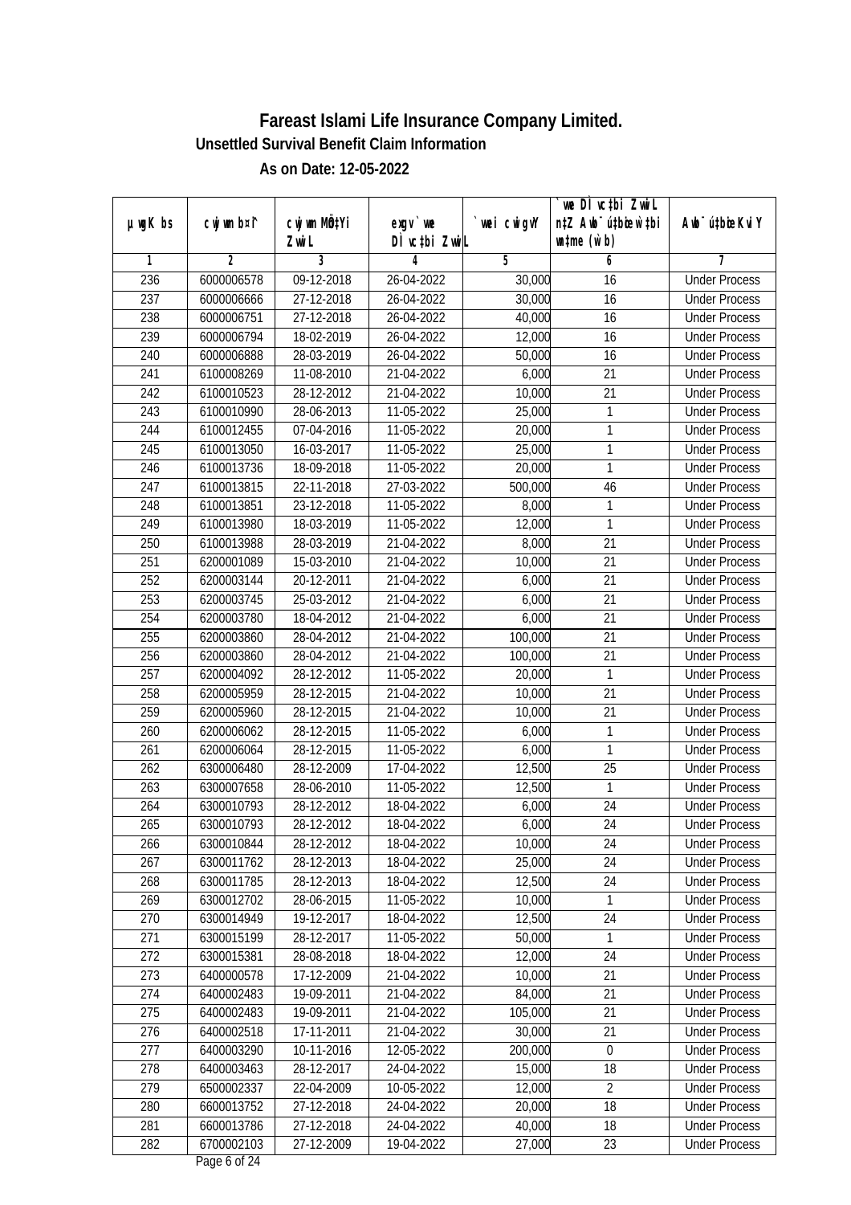# Fareast Islami Life Insurance Company Limited.

### Unsettled Survival Benefit Claim Information

### As on Date: 12-05-2022

| µwgK bs | cwjwm b¤^i | cwjwm MÖn‡Yi ZvwiL | exgv` we DÌ vc‡bi ZvwiL | `vwei cwigvY | `we DÌ vc‡bi ZvwiL n‡Z Awb¯ú‡bœi w`‡bi msL¨v (w`b) | Awb¯ú‡bœi KviY |
|---|---|---|---|---|---|---|
| 1 | 2 | 3 | 4 | 5 | 6 | 7 |
| 236 | 6000006578 | 09-12-2018 | 26-04-2022 | 30,000 | 16 | Under Process |
| 237 | 6000006666 | 27-12-2018 | 26-04-2022 | 30,000 | 16 | Under Process |
| 238 | 6000006751 | 27-12-2018 | 26-04-2022 | 40,000 | 16 | Under Process |
| 239 | 6000006794 | 18-02-2019 | 26-04-2022 | 12,000 | 16 | Under Process |
| 240 | 6000006888 | 28-03-2019 | 26-04-2022 | 50,000 | 16 | Under Process |
| 241 | 6100008269 | 11-08-2010 | 21-04-2022 | 6,000 | 21 | Under Process |
| 242 | 6100010523 | 28-12-2012 | 21-04-2022 | 10,000 | 21 | Under Process |
| 243 | 6100010990 | 28-06-2013 | 11-05-2022 | 25,000 | 1 | Under Process |
| 244 | 6100012455 | 07-04-2016 | 11-05-2022 | 20,000 | 1 | Under Process |
| 245 | 6100013050 | 16-03-2017 | 11-05-2022 | 25,000 | 1 | Under Process |
| 246 | 6100013736 | 18-09-2018 | 11-05-2022 | 20,000 | 1 | Under Process |
| 247 | 6100013815 | 22-11-2018 | 27-03-2022 | 500,000 | 46 | Under Process |
| 248 | 6100013851 | 23-12-2018 | 11-05-2022 | 8,000 | 1 | Under Process |
| 249 | 6100013980 | 18-03-2019 | 11-05-2022 | 12,000 | 1 | Under Process |
| 250 | 6100013988 | 28-03-2019 | 21-04-2022 | 8,000 | 21 | Under Process |
| 251 | 6200001089 | 15-03-2010 | 21-04-2022 | 10,000 | 21 | Under Process |
| 252 | 6200003144 | 20-12-2011 | 21-04-2022 | 6,000 | 21 | Under Process |
| 253 | 6200003745 | 25-03-2012 | 21-04-2022 | 6,000 | 21 | Under Process |
| 254 | 6200003780 | 18-04-2012 | 21-04-2022 | 6,000 | 21 | Under Process |
| 255 | 6200003860 | 28-04-2012 | 21-04-2022 | 100,000 | 21 | Under Process |
| 256 | 6200003860 | 28-04-2012 | 21-04-2022 | 100,000 | 21 | Under Process |
| 257 | 6200004092 | 28-12-2012 | 11-05-2022 | 20,000 | 1 | Under Process |
| 258 | 6200005959 | 28-12-2015 | 21-04-2022 | 10,000 | 21 | Under Process |
| 259 | 6200005960 | 28-12-2015 | 21-04-2022 | 10,000 | 21 | Under Process |
| 260 | 6200006062 | 28-12-2015 | 11-05-2022 | 6,000 | 1 | Under Process |
| 261 | 6200006064 | 28-12-2015 | 11-05-2022 | 6,000 | 1 | Under Process |
| 262 | 6300006480 | 28-12-2009 | 17-04-2022 | 12,500 | 25 | Under Process |
| 263 | 6300007658 | 28-06-2010 | 11-05-2022 | 12,500 | 1 | Under Process |
| 264 | 6300010793 | 28-12-2012 | 18-04-2022 | 6,000 | 24 | Under Process |
| 265 | 6300010793 | 28-12-2012 | 18-04-2022 | 6,000 | 24 | Under Process |
| 266 | 6300010844 | 28-12-2012 | 18-04-2022 | 10,000 | 24 | Under Process |
| 267 | 6300011762 | 28-12-2013 | 18-04-2022 | 25,000 | 24 | Under Process |
| 268 | 6300011785 | 28-12-2013 | 18-04-2022 | 12,500 | 24 | Under Process |
| 269 | 6300012702 | 28-06-2015 | 11-05-2022 | 10,000 | 1 | Under Process |
| 270 | 6300014949 | 19-12-2017 | 18-04-2022 | 12,500 | 24 | Under Process |
| 271 | 6300015199 | 28-12-2017 | 11-05-2022 | 50,000 | 1 | Under Process |
| 272 | 6300015381 | 28-08-2018 | 18-04-2022 | 12,000 | 24 | Under Process |
| 273 | 6400000578 | 17-12-2009 | 21-04-2022 | 10,000 | 21 | Under Process |
| 274 | 6400002483 | 19-09-2011 | 21-04-2022 | 84,000 | 21 | Under Process |
| 275 | 6400002483 | 19-09-2011 | 21-04-2022 | 105,000 | 21 | Under Process |
| 276 | 6400002518 | 17-11-2011 | 21-04-2022 | 30,000 | 21 | Under Process |
| 277 | 6400003290 | 10-11-2016 | 12-05-2022 | 200,000 | 0 | Under Process |
| 278 | 6400003463 | 28-12-2017 | 24-04-2022 | 15,000 | 18 | Under Process |
| 279 | 6500002337 | 22-04-2009 | 10-05-2022 | 12,000 | 2 | Under Process |
| 280 | 6600013752 | 27-12-2018 | 24-04-2022 | 20,000 | 18 | Under Process |
| 281 | 6600013786 | 27-12-2018 | 24-04-2022 | 40,000 | 18 | Under Process |
| 282 | 6700002103 | 27-12-2009 | 19-04-2022 | 27,000 | 23 | Under Process |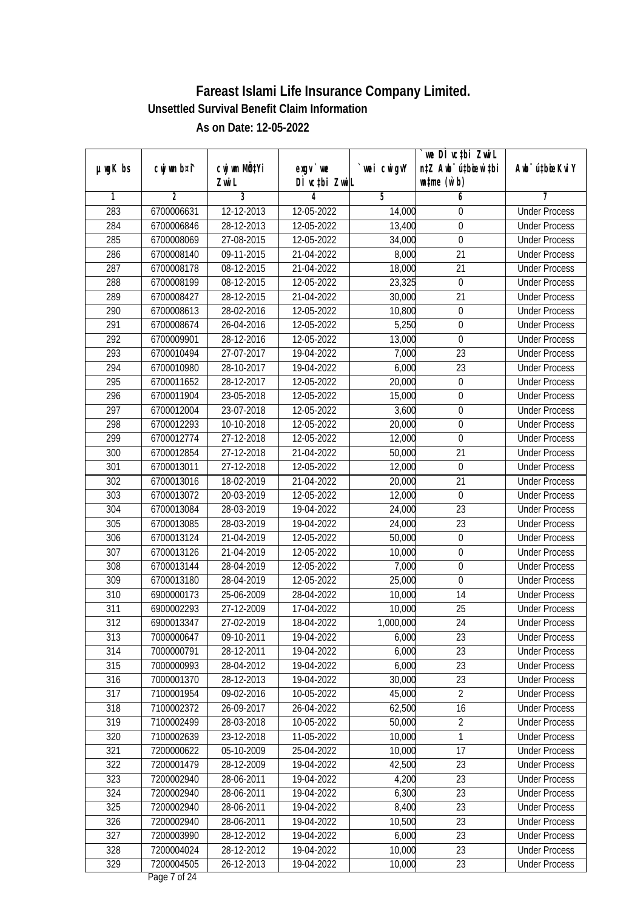# Fareast Islami Life Insurance Company Limited.

## Unsettled Survival Benefit Claim Information

### As on Date: 12-05-2022

| µwgK bs | cwjwm bs¤^i | cwjwm MÖn‡Yi ZvwiL | exgv`vwe DÌvc‡bi ZvwiL | `vwei cwigvY | `vwe DÌvc‡bi ZvwiL n‡Z Awb¯ú‡bœi w`‡bi wnmve (w`b) | Awb¯ú‡bœi KviY |
|---|---|---|---|---|---|---|
| 1 | 2 | 3 | 4 | 5 | 6 | 7 |
| 283 | 6700006631 | 12-12-2013 | 12-05-2022 | 14,000 | 0 | Under Process |
| 284 | 6700006846 | 28-12-2013 | 12-05-2022 | 13,400 | 0 | Under Process |
| 285 | 6700008069 | 27-08-2015 | 12-05-2022 | 34,000 | 0 | Under Process |
| 286 | 6700008140 | 09-11-2015 | 21-04-2022 | 8,000 | 21 | Under Process |
| 287 | 6700008178 | 08-12-2015 | 21-04-2022 | 18,000 | 21 | Under Process |
| 288 | 6700008199 | 08-12-2015 | 12-05-2022 | 23,325 | 0 | Under Process |
| 289 | 6700008427 | 28-12-2015 | 21-04-2022 | 30,000 | 21 | Under Process |
| 290 | 6700008613 | 28-02-2016 | 12-05-2022 | 10,800 | 0 | Under Process |
| 291 | 6700008674 | 26-04-2016 | 12-05-2022 | 5,250 | 0 | Under Process |
| 292 | 6700009901 | 28-12-2016 | 12-05-2022 | 13,000 | 0 | Under Process |
| 293 | 6700010494 | 27-07-2017 | 19-04-2022 | 7,000 | 23 | Under Process |
| 294 | 6700010980 | 28-10-2017 | 19-04-2022 | 6,000 | 23 | Under Process |
| 295 | 6700011652 | 28-12-2017 | 12-05-2022 | 20,000 | 0 | Under Process |
| 296 | 6700011904 | 23-05-2018 | 12-05-2022 | 15,000 | 0 | Under Process |
| 297 | 6700012004 | 23-07-2018 | 12-05-2022 | 3,600 | 0 | Under Process |
| 298 | 6700012293 | 10-10-2018 | 12-05-2022 | 20,000 | 0 | Under Process |
| 299 | 6700012774 | 27-12-2018 | 12-05-2022 | 12,000 | 0 | Under Process |
| 300 | 6700012854 | 27-12-2018 | 21-04-2022 | 50,000 | 21 | Under Process |
| 301 | 6700013011 | 27-12-2018 | 12-05-2022 | 12,000 | 0 | Under Process |
| 302 | 6700013016 | 18-02-2019 | 21-04-2022 | 20,000 | 21 | Under Process |
| 303 | 6700013072 | 20-03-2019 | 12-05-2022 | 12,000 | 0 | Under Process |
| 304 | 6700013084 | 28-03-2019 | 19-04-2022 | 24,000 | 23 | Under Process |
| 305 | 6700013085 | 28-03-2019 | 19-04-2022 | 24,000 | 23 | Under Process |
| 306 | 6700013124 | 21-04-2019 | 12-05-2022 | 50,000 | 0 | Under Process |
| 307 | 6700013126 | 21-04-2019 | 12-05-2022 | 10,000 | 0 | Under Process |
| 308 | 6700013144 | 28-04-2019 | 12-05-2022 | 7,000 | 0 | Under Process |
| 309 | 6700013180 | 28-04-2019 | 12-05-2022 | 25,000 | 0 | Under Process |
| 310 | 6900000173 | 25-06-2009 | 28-04-2022 | 10,000 | 14 | Under Process |
| 311 | 6900002293 | 27-12-2009 | 17-04-2022 | 10,000 | 25 | Under Process |
| 312 | 6900013347 | 27-02-2019 | 18-04-2022 | 1,000,000 | 24 | Under Process |
| 313 | 7000000647 | 09-10-2011 | 19-04-2022 | 6,000 | 23 | Under Process |
| 314 | 7000000791 | 28-12-2011 | 19-04-2022 | 6,000 | 23 | Under Process |
| 315 | 7000000993 | 28-04-2012 | 19-04-2022 | 6,000 | 23 | Under Process |
| 316 | 7000001370 | 28-12-2013 | 19-04-2022 | 30,000 | 23 | Under Process |
| 317 | 7100001954 | 09-02-2016 | 10-05-2022 | 45,000 | 2 | Under Process |
| 318 | 7100002372 | 26-09-2017 | 26-04-2022 | 62,500 | 16 | Under Process |
| 319 | 7100002499 | 28-03-2018 | 10-05-2022 | 50,000 | 2 | Under Process |
| 320 | 7100002639 | 23-12-2018 | 11-05-2022 | 10,000 | 1 | Under Process |
| 321 | 7200000622 | 05-10-2009 | 25-04-2022 | 10,000 | 17 | Under Process |
| 322 | 7200001479 | 28-12-2009 | 19-04-2022 | 42,500 | 23 | Under Process |
| 323 | 7200002940 | 28-06-2011 | 19-04-2022 | 4,200 | 23 | Under Process |
| 324 | 7200002940 | 28-06-2011 | 19-04-2022 | 6,300 | 23 | Under Process |
| 325 | 7200002940 | 28-06-2011 | 19-04-2022 | 8,400 | 23 | Under Process |
| 326 | 7200002940 | 28-06-2011 | 19-04-2022 | 10,500 | 23 | Under Process |
| 327 | 7200003990 | 28-12-2012 | 19-04-2022 | 6,000 | 23 | Under Process |
| 328 | 7200004024 | 28-12-2012 | 19-04-2022 | 10,000 | 23 | Under Process |
| 329 | 7200004505 | 26-12-2013 | 19-04-2022 | 10,000 | 23 | Under Process |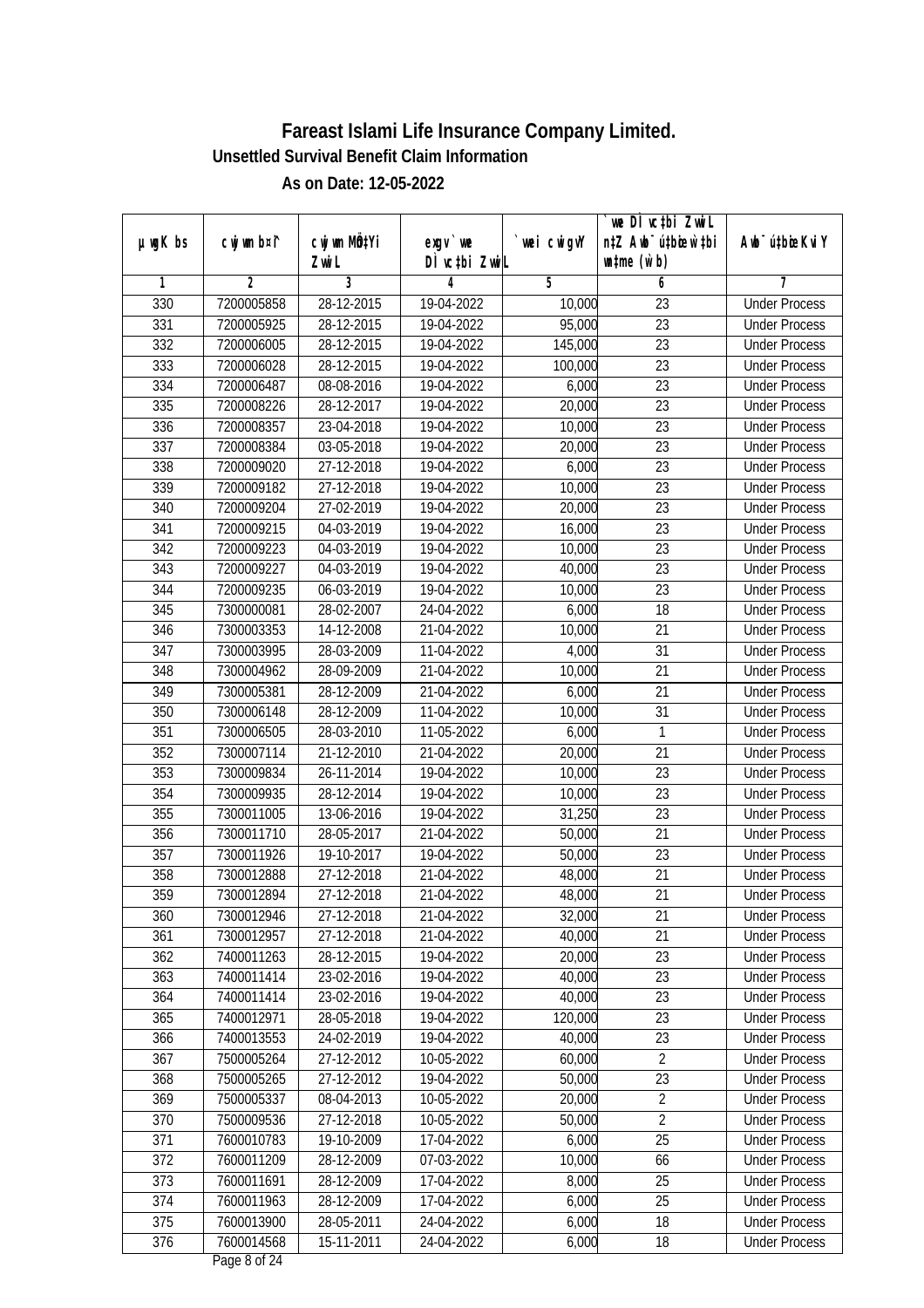# Fareast Islami Life Insurance Company Limited.

### Unsettled Survival Benefit Claim Information

### As on Date: 12-05-2022

| µwgK bs | cwjwm b¤^i | cwjwm MÖn‡Yi ZvwiL | exgv`we DÌvc‡bi ZvwiL | `vwei cwigvY | `vwe DÌvc‡bi ZvwiL n‡Z Awb¯úbœ `vwei wnmve (w`b) | Awb¯úbœ `vwei KviY |
|---|---|---|---|---|---|---|
| 1 | 2 | 3 | 4 | 5 | 6 | 7 |
| 330 | 7200005858 | 28-12-2015 | 19-04-2022 | 10,000 | 23 | Under Process |
| 331 | 7200005925 | 28-12-2015 | 19-04-2022 | 95,000 | 23 | Under Process |
| 332 | 7200006005 | 28-12-2015 | 19-04-2022 | 145,000 | 23 | Under Process |
| 333 | 7200006028 | 28-12-2015 | 19-04-2022 | 100,000 | 23 | Under Process |
| 334 | 7200006487 | 08-08-2016 | 19-04-2022 | 6,000 | 23 | Under Process |
| 335 | 7200008226 | 28-12-2017 | 19-04-2022 | 20,000 | 23 | Under Process |
| 336 | 7200008357 | 23-04-2018 | 19-04-2022 | 10,000 | 23 | Under Process |
| 337 | 7200008384 | 03-05-2018 | 19-04-2022 | 20,000 | 23 | Under Process |
| 338 | 7200009020 | 27-12-2018 | 19-04-2022 | 6,000 | 23 | Under Process |
| 339 | 7200009182 | 27-12-2018 | 19-04-2022 | 10,000 | 23 | Under Process |
| 340 | 7200009204 | 27-02-2019 | 19-04-2022 | 20,000 | 23 | Under Process |
| 341 | 7200009215 | 04-03-2019 | 19-04-2022 | 16,000 | 23 | Under Process |
| 342 | 7200009223 | 04-03-2019 | 19-04-2022 | 10,000 | 23 | Under Process |
| 343 | 7200009227 | 04-03-2019 | 19-04-2022 | 40,000 | 23 | Under Process |
| 344 | 7200009235 | 06-03-2019 | 19-04-2022 | 10,000 | 23 | Under Process |
| 345 | 7300000081 | 28-02-2007 | 24-04-2022 | 6,000 | 18 | Under Process |
| 346 | 7300003353 | 14-12-2008 | 21-04-2022 | 10,000 | 21 | Under Process |
| 347 | 7300003995 | 28-03-2009 | 11-04-2022 | 4,000 | 31 | Under Process |
| 348 | 7300004962 | 28-09-2009 | 21-04-2022 | 10,000 | 21 | Under Process |
| 349 | 7300005381 | 28-12-2009 | 21-04-2022 | 6,000 | 21 | Under Process |
| 350 | 7300006148 | 28-12-2009 | 11-04-2022 | 10,000 | 31 | Under Process |
| 351 | 7300006505 | 28-03-2010 | 11-05-2022 | 6,000 | 1 | Under Process |
| 352 | 7300007114 | 21-12-2010 | 21-04-2022 | 20,000 | 21 | Under Process |
| 353 | 7300009834 | 26-11-2014 | 19-04-2022 | 10,000 | 23 | Under Process |
| 354 | 7300009935 | 28-12-2014 | 19-04-2022 | 10,000 | 23 | Under Process |
| 355 | 7300011005 | 13-06-2016 | 19-04-2022 | 31,250 | 23 | Under Process |
| 356 | 7300011710 | 28-05-2017 | 21-04-2022 | 50,000 | 21 | Under Process |
| 357 | 7300011926 | 19-10-2017 | 19-04-2022 | 50,000 | 23 | Under Process |
| 358 | 7300012888 | 27-12-2018 | 21-04-2022 | 48,000 | 21 | Under Process |
| 359 | 7300012894 | 27-12-2018 | 21-04-2022 | 48,000 | 21 | Under Process |
| 360 | 7300012946 | 27-12-2018 | 21-04-2022 | 32,000 | 21 | Under Process |
| 361 | 7300012957 | 27-12-2018 | 21-04-2022 | 40,000 | 21 | Under Process |
| 362 | 7400011263 | 28-12-2015 | 19-04-2022 | 20,000 | 23 | Under Process |
| 363 | 7400011414 | 23-02-2016 | 19-04-2022 | 40,000 | 23 | Under Process |
| 364 | 7400011414 | 23-02-2016 | 19-04-2022 | 40,000 | 23 | Under Process |
| 365 | 7400012971 | 28-05-2018 | 19-04-2022 | 120,000 | 23 | Under Process |
| 366 | 7400013553 | 24-02-2019 | 19-04-2022 | 40,000 | 23 | Under Process |
| 367 | 7500005264 | 27-12-2012 | 10-05-2022 | 60,000 | 2 | Under Process |
| 368 | 7500005265 | 27-12-2012 | 19-04-2022 | 50,000 | 23 | Under Process |
| 369 | 7500005337 | 08-04-2013 | 10-05-2022 | 20,000 | 2 | Under Process |
| 370 | 7500009536 | 27-12-2018 | 10-05-2022 | 50,000 | 2 | Under Process |
| 371 | 7600010783 | 19-10-2009 | 17-04-2022 | 6,000 | 25 | Under Process |
| 372 | 7600011209 | 28-12-2009 | 07-03-2022 | 10,000 | 66 | Under Process |
| 373 | 7600011691 | 28-12-2009 | 17-04-2022 | 8,000 | 25 | Under Process |
| 374 | 7600011963 | 28-12-2009 | 17-04-2022 | 6,000 | 25 | Under Process |
| 375 | 7600013900 | 28-05-2011 | 24-04-2022 | 6,000 | 18 | Under Process |
| 376 | 7600014568 | 15-11-2011 | 24-04-2022 | 6,000 | 18 | Under Process |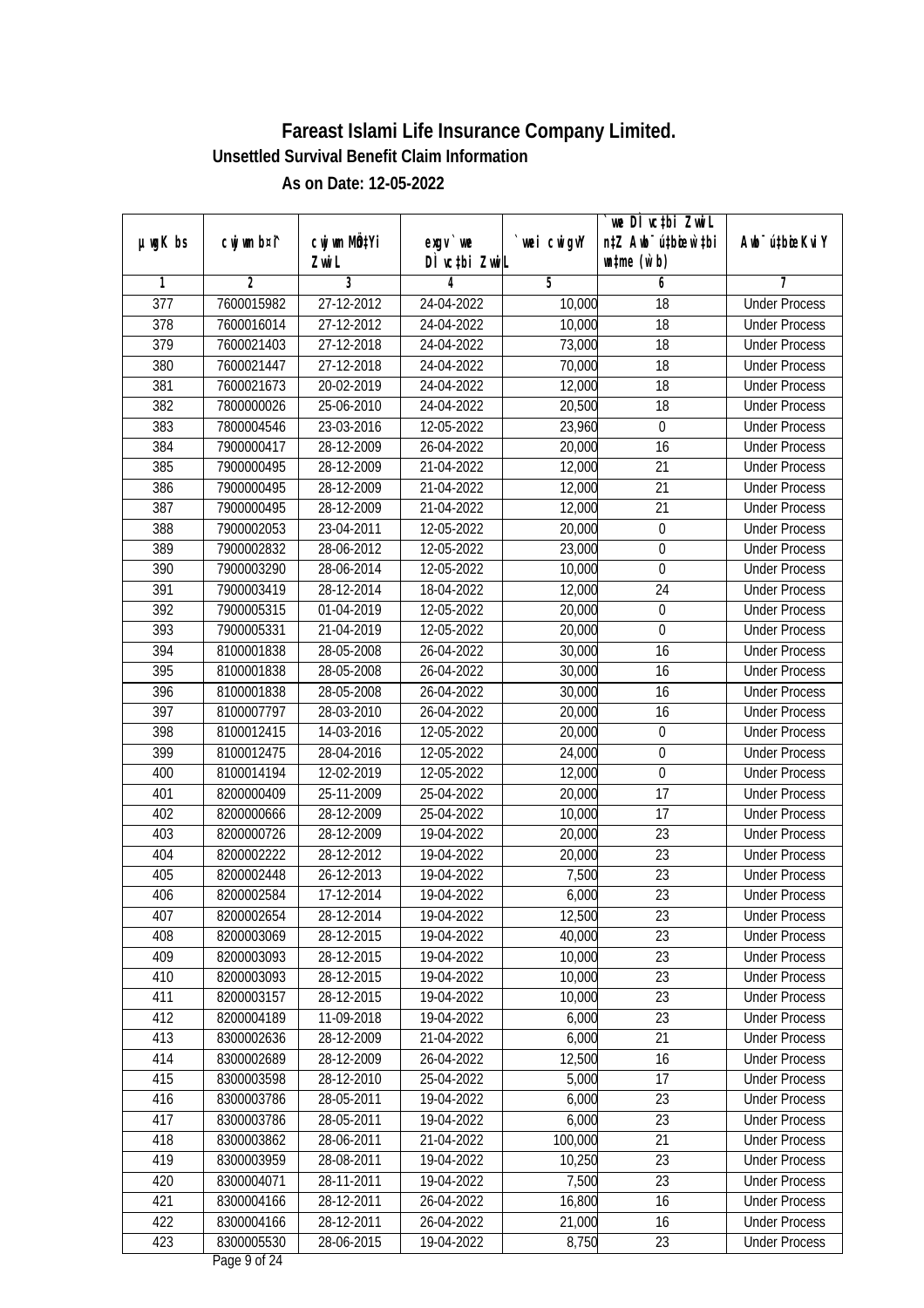# Fareast Islami Life Insurance Company Limited.

## Unsettled Survival Benefit Claim Information

### As on Date: 12-05-2022

| µwgK bs | cwjwm b¤^i | cwjwm MÖn‡Yi ZvwiL | exgv`we DÌvc‡bi ZvwiL | `vwei cwigvY | `we DÌvc‡bi ZvwiL n‡Z Awb¯úbœ _vKvi mgq (w`b) | Awb¯ú‡bœi KviY |
|---|---|---|---|---|---|---|
| 1 | 2 | 3 | 4 | 5 | 6 | 7 |
| 377 | 7600015982 | 27-12-2012 | 24-04-2022 | 10,000 | 18 | Under Process |
| 378 | 7600016014 | 27-12-2012 | 24-04-2022 | 10,000 | 18 | Under Process |
| 379 | 7600021403 | 27-12-2018 | 24-04-2022 | 73,000 | 18 | Under Process |
| 380 | 7600021447 | 27-12-2018 | 24-04-2022 | 70,000 | 18 | Under Process |
| 381 | 7600021673 | 20-02-2019 | 24-04-2022 | 12,000 | 18 | Under Process |
| 382 | 7800000026 | 25-06-2010 | 24-04-2022 | 20,500 | 18 | Under Process |
| 383 | 7800004546 | 23-03-2016 | 12-05-2022 | 23,960 | 0 | Under Process |
| 384 | 7900000417 | 28-12-2009 | 26-04-2022 | 20,000 | 16 | Under Process |
| 385 | 7900000495 | 28-12-2009 | 21-04-2022 | 12,000 | 21 | Under Process |
| 386 | 7900000495 | 28-12-2009 | 21-04-2022 | 12,000 | 21 | Under Process |
| 387 | 7900000495 | 28-12-2009 | 21-04-2022 | 12,000 | 21 | Under Process |
| 388 | 7900002053 | 23-04-2011 | 12-05-2022 | 20,000 | 0 | Under Process |
| 389 | 7900002832 | 28-06-2012 | 12-05-2022 | 23,000 | 0 | Under Process |
| 390 | 7900003290 | 28-06-2014 | 12-05-2022 | 10,000 | 0 | Under Process |
| 391 | 7900003419 | 28-12-2014 | 18-04-2022 | 12,000 | 24 | Under Process |
| 392 | 7900005315 | 01-04-2019 | 12-05-2022 | 20,000 | 0 | Under Process |
| 393 | 7900005331 | 21-04-2019 | 12-05-2022 | 20,000 | 0 | Under Process |
| 394 | 8100001838 | 28-05-2008 | 26-04-2022 | 30,000 | 16 | Under Process |
| 395 | 8100001838 | 28-05-2008 | 26-04-2022 | 30,000 | 16 | Under Process |
| 396 | 8100001838 | 28-05-2008 | 26-04-2022 | 30,000 | 16 | Under Process |
| 397 | 8100007797 | 28-03-2010 | 26-04-2022 | 20,000 | 16 | Under Process |
| 398 | 8100012415 | 14-03-2016 | 12-05-2022 | 20,000 | 0 | Under Process |
| 399 | 8100012475 | 28-04-2016 | 12-05-2022 | 24,000 | 0 | Under Process |
| 400 | 8100014194 | 12-02-2019 | 12-05-2022 | 12,000 | 0 | Under Process |
| 401 | 8200000409 | 25-11-2009 | 25-04-2022 | 20,000 | 17 | Under Process |
| 402 | 8200000666 | 28-12-2009 | 25-04-2022 | 10,000 | 17 | Under Process |
| 403 | 8200000726 | 28-12-2009 | 19-04-2022 | 20,000 | 23 | Under Process |
| 404 | 8200002222 | 28-12-2012 | 19-04-2022 | 20,000 | 23 | Under Process |
| 405 | 8200002448 | 26-12-2013 | 19-04-2022 | 7,500 | 23 | Under Process |
| 406 | 8200002584 | 17-12-2014 | 19-04-2022 | 6,000 | 23 | Under Process |
| 407 | 8200002654 | 28-12-2014 | 19-04-2022 | 12,500 | 23 | Under Process |
| 408 | 8200003069 | 28-12-2015 | 19-04-2022 | 40,000 | 23 | Under Process |
| 409 | 8200003093 | 28-12-2015 | 19-04-2022 | 10,000 | 23 | Under Process |
| 410 | 8200003093 | 28-12-2015 | 19-04-2022 | 10,000 | 23 | Under Process |
| 411 | 8200003157 | 28-12-2015 | 19-04-2022 | 10,000 | 23 | Under Process |
| 412 | 8200004189 | 11-09-2018 | 19-04-2022 | 6,000 | 23 | Under Process |
| 413 | 8300002636 | 28-12-2009 | 21-04-2022 | 6,000 | 21 | Under Process |
| 414 | 8300002689 | 28-12-2009 | 26-04-2022 | 12,500 | 16 | Under Process |
| 415 | 8300003598 | 28-12-2010 | 25-04-2022 | 5,000 | 17 | Under Process |
| 416 | 8300003786 | 28-05-2011 | 19-04-2022 | 6,000 | 23 | Under Process |
| 417 | 8300003786 | 28-05-2011 | 19-04-2022 | 6,000 | 23 | Under Process |
| 418 | 8300003862 | 28-06-2011 | 21-04-2022 | 100,000 | 21 | Under Process |
| 419 | 8300003959 | 28-08-2011 | 19-04-2022 | 10,250 | 23 | Under Process |
| 420 | 8300004071 | 28-11-2011 | 19-04-2022 | 7,500 | 23 | Under Process |
| 421 | 8300004166 | 28-12-2011 | 26-04-2022 | 16,800 | 16 | Under Process |
| 422 | 8300004166 | 28-12-2011 | 26-04-2022 | 21,000 | 16 | Under Process |
| 423 | 8300005530 | 28-06-2015 | 19-04-2022 | 8,750 | 23 | Under Process |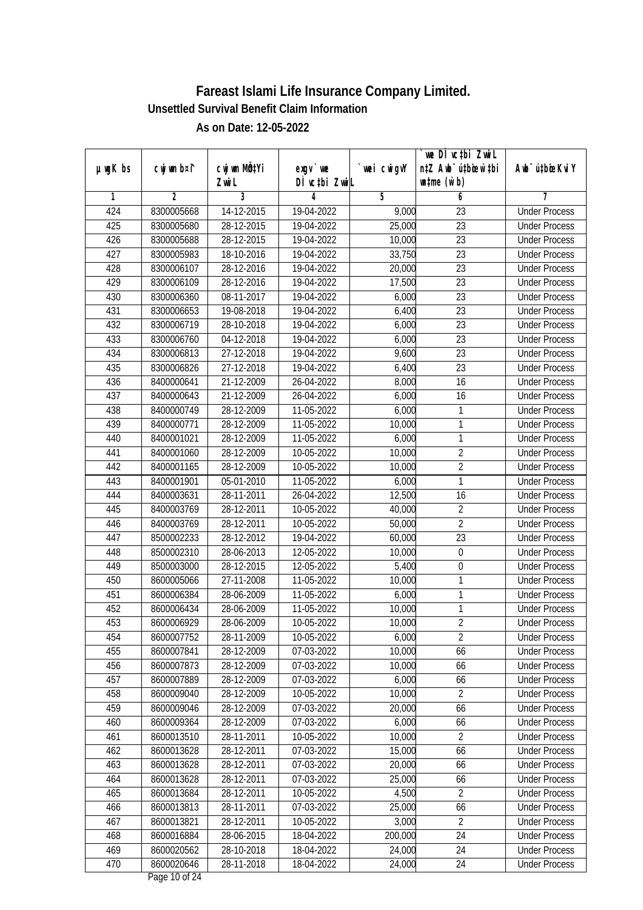# Fareast Islami Life Insurance Company Limited.

### Unsettled Survival Benefit Claim Information

### As on Date: 12-05-2022

| µwgK bs | cwjwm b¤^i | cwjwm MÖn‡Yi ZvwiL | exgv`vwe DÌvc‡bi ZvwiL | `vwei cwigvY | `vwe DÌvc‡bi ZvwiL n‡Z Awb¯úbœ‡Z A‡cÿgvb w`b | Awb¯ú‡bœi KviY |
|---|---|---|---|---|---|---|
| 1 | 2 | 3 | 4 | 5 | 6 | 7 |
| 424 | 8300005668 | 14-12-2015 | 19-04-2022 | 9,000 | 23 | Under Process |
| 425 | 8300005680 | 28-12-2015 | 19-04-2022 | 25,000 | 23 | Under Process |
| 426 | 8300005688 | 28-12-2015 | 19-04-2022 | 10,000 | 23 | Under Process |
| 427 | 8300005983 | 18-10-2016 | 19-04-2022 | 33,750 | 23 | Under Process |
| 428 | 8300006107 | 28-12-2016 | 19-04-2022 | 20,000 | 23 | Under Process |
| 429 | 8300006109 | 28-12-2016 | 19-04-2022 | 17,500 | 23 | Under Process |
| 430 | 8300006360 | 08-11-2017 | 19-04-2022 | 6,000 | 23 | Under Process |
| 431 | 8300006653 | 19-08-2018 | 19-04-2022 | 6,400 | 23 | Under Process |
| 432 | 8300006719 | 28-10-2018 | 19-04-2022 | 6,000 | 23 | Under Process |
| 433 | 8300006760 | 04-12-2018 | 19-04-2022 | 6,000 | 23 | Under Process |
| 434 | 8300006813 | 27-12-2018 | 19-04-2022 | 9,600 | 23 | Under Process |
| 435 | 8300006826 | 27-12-2018 | 19-04-2022 | 6,400 | 23 | Under Process |
| 436 | 8400000641 | 21-12-2009 | 26-04-2022 | 8,000 | 16 | Under Process |
| 437 | 8400000643 | 21-12-2009 | 26-04-2022 | 6,000 | 16 | Under Process |
| 438 | 8400000749 | 28-12-2009 | 11-05-2022 | 6,000 | 1 | Under Process |
| 439 | 8400000771 | 28-12-2009 | 11-05-2022 | 10,000 | 1 | Under Process |
| 440 | 8400001021 | 28-12-2009 | 11-05-2022 | 6,000 | 1 | Under Process |
| 441 | 8400001060 | 28-12-2009 | 10-05-2022 | 10,000 | 2 | Under Process |
| 442 | 8400001165 | 28-12-2009 | 10-05-2022 | 10,000 | 2 | Under Process |
| 443 | 8400001901 | 05-01-2010 | 11-05-2022 | 6,000 | 1 | Under Process |
| 444 | 8400003631 | 28-11-2011 | 26-04-2022 | 12,500 | 16 | Under Process |
| 445 | 8400003769 | 28-12-2011 | 10-05-2022 | 40,000 | 2 | Under Process |
| 446 | 8400003769 | 28-12-2011 | 10-05-2022 | 50,000 | 2 | Under Process |
| 447 | 8500002233 | 28-12-2012 | 19-04-2022 | 60,000 | 23 | Under Process |
| 448 | 8500002310 | 28-06-2013 | 12-05-2022 | 10,000 | 0 | Under Process |
| 449 | 8500003000 | 28-12-2015 | 12-05-2022 | 5,400 | 0 | Under Process |
| 450 | 8600005066 | 27-11-2008 | 11-05-2022 | 10,000 | 1 | Under Process |
| 451 | 8600006384 | 28-06-2009 | 11-05-2022 | 6,000 | 1 | Under Process |
| 452 | 8600006434 | 28-06-2009 | 11-05-2022 | 10,000 | 1 | Under Process |
| 453 | 8600006929 | 28-06-2009 | 10-05-2022 | 10,000 | 2 | Under Process |
| 454 | 8600007752 | 28-11-2009 | 10-05-2022 | 6,000 | 2 | Under Process |
| 455 | 8600007841 | 28-12-2009 | 07-03-2022 | 10,000 | 66 | Under Process |
| 456 | 8600007873 | 28-12-2009 | 07-03-2022 | 10,000 | 66 | Under Process |
| 457 | 8600007889 | 28-12-2009 | 07-03-2022 | 6,000 | 66 | Under Process |
| 458 | 8600009040 | 28-12-2009 | 10-05-2022 | 10,000 | 2 | Under Process |
| 459 | 8600009046 | 28-12-2009 | 07-03-2022 | 20,000 | 66 | Under Process |
| 460 | 8600009364 | 28-12-2009 | 07-03-2022 | 6,000 | 66 | Under Process |
| 461 | 8600013510 | 28-11-2011 | 10-05-2022 | 10,000 | 2 | Under Process |
| 462 | 8600013628 | 28-12-2011 | 07-03-2022 | 15,000 | 66 | Under Process |
| 463 | 8600013628 | 28-12-2011 | 07-03-2022 | 20,000 | 66 | Under Process |
| 464 | 8600013628 | 28-12-2011 | 07-03-2022 | 25,000 | 66 | Under Process |
| 465 | 8600013684 | 28-12-2011 | 10-05-2022 | 4,500 | 2 | Under Process |
| 466 | 8600013813 | 28-11-2011 | 07-03-2022 | 25,000 | 66 | Under Process |
| 467 | 8600013821 | 28-12-2011 | 10-05-2022 | 3,000 | 2 | Under Process |
| 468 | 8600016884 | 28-06-2015 | 18-04-2022 | 200,000 | 24 | Under Process |
| 469 | 8600020562 | 28-10-2018 | 18-04-2022 | 24,000 | 24 | Under Process |
| 470 | 8600020646 | 28-11-2018 | 18-04-2022 | 24,000 | 24 | Under Process |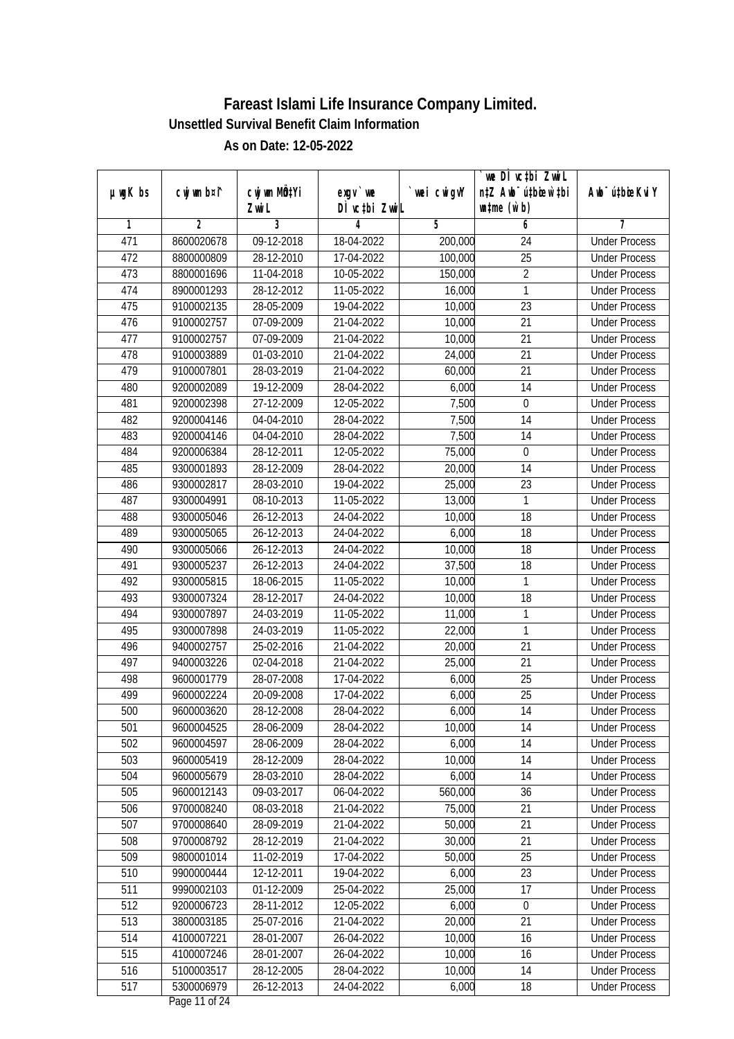# Fareast Islami Life Insurance Company Limited.

### Unsettled Survival Benefit Claim Information

### As on Date: 12-05-2022

| µwgK bs | cwjwm b¤^i | cwjwm MÖn‡Yi ZvwiL | exgv`we DÌvc‡bi ZvwiL | `vwei cwigvY | `vwe DÌvc‡bi ZvwiL n‡Z Awb¯úbœ `v‡ei w`b (w`b) | Awb¯ú‡bœi KviY |
|---|---|---|---|---|---|---|
| 1 | 2 | 3 | 4 | 5 | 6 | 7 |
| 471 | 8600020678 | 09-12-2018 | 18-04-2022 | 200,000 | 24 | Under Process |
| 472 | 8800000809 | 28-12-2010 | 17-04-2022 | 100,000 | 25 | Under Process |
| 473 | 8800001696 | 11-04-2018 | 10-05-2022 | 150,000 | 2 | Under Process |
| 474 | 8900001293 | 28-12-2012 | 11-05-2022 | 16,000 | 1 | Under Process |
| 475 | 9100002135 | 28-05-2009 | 19-04-2022 | 10,000 | 23 | Under Process |
| 476 | 9100002757 | 07-09-2009 | 21-04-2022 | 10,000 | 21 | Under Process |
| 477 | 9100002757 | 07-09-2009 | 21-04-2022 | 10,000 | 21 | Under Process |
| 478 | 9100003889 | 01-03-2010 | 21-04-2022 | 24,000 | 21 | Under Process |
| 479 | 9100007801 | 28-03-2019 | 21-04-2022 | 60,000 | 21 | Under Process |
| 480 | 9200002089 | 19-12-2009 | 28-04-2022 | 6,000 | 14 | Under Process |
| 481 | 9200002398 | 27-12-2009 | 12-05-2022 | 7,500 | 0 | Under Process |
| 482 | 9200004146 | 04-04-2010 | 28-04-2022 | 7,500 | 14 | Under Process |
| 483 | 9200004146 | 04-04-2010 | 28-04-2022 | 7,500 | 14 | Under Process |
| 484 | 9200006384 | 28-12-2011 | 12-05-2022 | 75,000 | 0 | Under Process |
| 485 | 9300001893 | 28-12-2009 | 28-04-2022 | 20,000 | 14 | Under Process |
| 486 | 9300002817 | 28-03-2010 | 19-04-2022 | 25,000 | 23 | Under Process |
| 487 | 9300004991 | 08-10-2013 | 11-05-2022 | 13,000 | 1 | Under Process |
| 488 | 9300005046 | 26-12-2013 | 24-04-2022 | 10,000 | 18 | Under Process |
| 489 | 9300005065 | 26-12-2013 | 24-04-2022 | 6,000 | 18 | Under Process |
| 490 | 9300005066 | 26-12-2013 | 24-04-2022 | 10,000 | 18 | Under Process |
| 491 | 9300005237 | 26-12-2013 | 24-04-2022 | 37,500 | 18 | Under Process |
| 492 | 9300005815 | 18-06-2015 | 11-05-2022 | 10,000 | 1 | Under Process |
| 493 | 9300007324 | 28-12-2017 | 24-04-2022 | 10,000 | 18 | Under Process |
| 494 | 9300007897 | 24-03-2019 | 11-05-2022 | 11,000 | 1 | Under Process |
| 495 | 9300007898 | 24-03-2019 | 11-05-2022 | 22,000 | 1 | Under Process |
| 496 | 9400002757 | 25-02-2016 | 21-04-2022 | 20,000 | 21 | Under Process |
| 497 | 9400003226 | 02-04-2018 | 21-04-2022 | 25,000 | 21 | Under Process |
| 498 | 9600001779 | 28-07-2008 | 17-04-2022 | 6,000 | 25 | Under Process |
| 499 | 9600002224 | 20-09-2008 | 17-04-2022 | 6,000 | 25 | Under Process |
| 500 | 9600003620 | 28-12-2008 | 28-04-2022 | 6,000 | 14 | Under Process |
| 501 | 9600004525 | 28-06-2009 | 28-04-2022 | 10,000 | 14 | Under Process |
| 502 | 9600004597 | 28-06-2009 | 28-04-2022 | 6,000 | 14 | Under Process |
| 503 | 9600005419 | 28-12-2009 | 28-04-2022 | 10,000 | 14 | Under Process |
| 504 | 9600005679 | 28-03-2010 | 28-04-2022 | 6,000 | 14 | Under Process |
| 505 | 9600012143 | 09-03-2017 | 06-04-2022 | 560,000 | 36 | Under Process |
| 506 | 9700008240 | 08-03-2018 | 21-04-2022 | 75,000 | 21 | Under Process |
| 507 | 9700008640 | 28-09-2019 | 21-04-2022 | 50,000 | 21 | Under Process |
| 508 | 9700008792 | 28-12-2019 | 21-04-2022 | 30,000 | 21 | Under Process |
| 509 | 9800001014 | 11-02-2019 | 17-04-2022 | 50,000 | 25 | Under Process |
| 510 | 9900000444 | 12-12-2011 | 19-04-2022 | 6,000 | 23 | Under Process |
| 511 | 9990002103 | 01-12-2009 | 25-04-2022 | 25,000 | 17 | Under Process |
| 512 | 9200006723 | 28-11-2012 | 12-05-2022 | 6,000 | 0 | Under Process |
| 513 | 3800003185 | 25-07-2016 | 21-04-2022 | 20,000 | 21 | Under Process |
| 514 | 4100007221 | 28-01-2007 | 26-04-2022 | 10,000 | 16 | Under Process |
| 515 | 4100007246 | 28-01-2007 | 26-04-2022 | 10,000 | 16 | Under Process |
| 516 | 5100003517 | 28-12-2005 | 28-04-2022 | 10,000 | 14 | Under Process |
| 517 | 5300006979 | 26-12-2013 | 24-04-2022 | 6,000 | 18 | Under Process |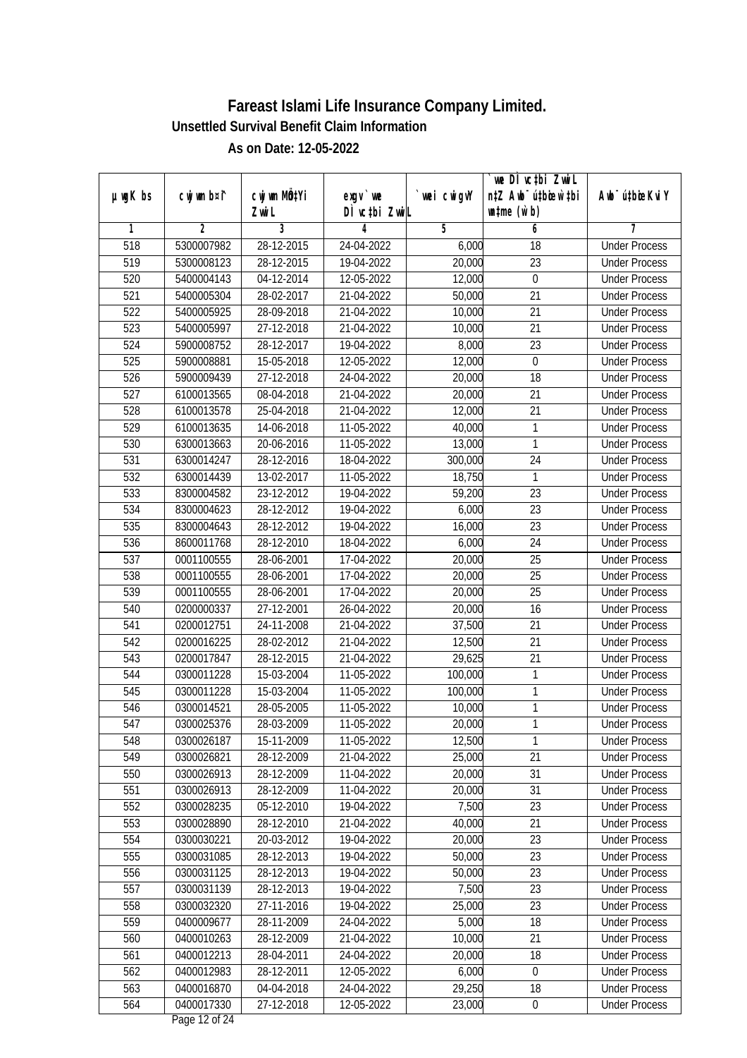# Fareast Islami Life Insurance Company Limited.

## Unsettled Survival Benefit Claim Information

### As on Date: 12-05-2022

| µwgK bs | cwjwm b¤^i | cwjwm MÖn‡Yi ZvwiL | exgv`vwe DÌvc‡bi ZvwiL | `vwei cwigvY | `vwe DÌvc‡bi ZvwiL n‡Z Awb¯úbœK…Z `vwei wbg©vb (w`b) | Awb¯ú‡bœi KviY |
|---|---|---|---|---|---|---|
| 1 | 2 | 3 | 4 | 5 | 6 | 7 |
| 518 | 5300007982 | 28-12-2015 | 24-04-2022 | 6,000 | 18 | Under Process |
| 519 | 5300008123 | 28-12-2015 | 19-04-2022 | 20,000 | 23 | Under Process |
| 520 | 5400004143 | 04-12-2014 | 12-05-2022 | 12,000 | 0 | Under Process |
| 521 | 5400005304 | 28-02-2017 | 21-04-2022 | 50,000 | 21 | Under Process |
| 522 | 5400005925 | 28-09-2018 | 21-04-2022 | 10,000 | 21 | Under Process |
| 523 | 5400005997 | 27-12-2018 | 21-04-2022 | 10,000 | 21 | Under Process |
| 524 | 5900008752 | 28-12-2017 | 19-04-2022 | 8,000 | 23 | Under Process |
| 525 | 5900008881 | 15-05-2018 | 12-05-2022 | 12,000 | 0 | Under Process |
| 526 | 5900009439 | 27-12-2018 | 24-04-2022 | 20,000 | 18 | Under Process |
| 527 | 6100013565 | 08-04-2018 | 21-04-2022 | 20,000 | 21 | Under Process |
| 528 | 6100013578 | 25-04-2018 | 21-04-2022 | 12,000 | 21 | Under Process |
| 529 | 6100013635 | 14-06-2018 | 11-05-2022 | 40,000 | 1 | Under Process |
| 530 | 6300013663 | 20-06-2016 | 11-05-2022 | 13,000 | 1 | Under Process |
| 531 | 6300014247 | 28-12-2016 | 18-04-2022 | 300,000 | 24 | Under Process |
| 532 | 6300014439 | 13-02-2017 | 11-05-2022 | 18,750 | 1 | Under Process |
| 533 | 8300004582 | 23-12-2012 | 19-04-2022 | 59,200 | 23 | Under Process |
| 534 | 8300004623 | 28-12-2012 | 19-04-2022 | 6,000 | 23 | Under Process |
| 535 | 8300004643 | 28-12-2012 | 19-04-2022 | 16,000 | 23 | Under Process |
| 536 | 8600011768 | 28-12-2010 | 18-04-2022 | 6,000 | 24 | Under Process |
| 537 | 0001100555 | 28-06-2001 | 17-04-2022 | 20,000 | 25 | Under Process |
| 538 | 0001100555 | 28-06-2001 | 17-04-2022 | 20,000 | 25 | Under Process |
| 539 | 0001100555 | 28-06-2001 | 17-04-2022 | 20,000 | 25 | Under Process |
| 540 | 0200000337 | 27-12-2001 | 26-04-2022 | 20,000 | 16 | Under Process |
| 541 | 0200012751 | 24-11-2008 | 21-04-2022 | 37,500 | 21 | Under Process |
| 542 | 0200016225 | 28-02-2012 | 21-04-2022 | 12,500 | 21 | Under Process |
| 543 | 0200017847 | 28-12-2015 | 21-04-2022 | 29,625 | 21 | Under Process |
| 544 | 0300011228 | 15-03-2004 | 11-05-2022 | 100,000 | 1 | Under Process |
| 545 | 0300011228 | 15-03-2004 | 11-05-2022 | 100,000 | 1 | Under Process |
| 546 | 0300014521 | 28-05-2005 | 11-05-2022 | 10,000 | 1 | Under Process |
| 547 | 0300025376 | 28-03-2009 | 11-05-2022 | 20,000 | 1 | Under Process |
| 548 | 0300026187 | 15-11-2009 | 11-05-2022 | 12,500 | 1 | Under Process |
| 549 | 0300026821 | 28-12-2009 | 21-04-2022 | 25,000 | 21 | Under Process |
| 550 | 0300026913 | 28-12-2009 | 11-04-2022 | 20,000 | 31 | Under Process |
| 551 | 0300026913 | 28-12-2009 | 11-04-2022 | 20,000 | 31 | Under Process |
| 552 | 0300028235 | 05-12-2010 | 19-04-2022 | 7,500 | 23 | Under Process |
| 553 | 0300028890 | 28-12-2010 | 21-04-2022 | 40,000 | 21 | Under Process |
| 554 | 0300030221 | 20-03-2012 | 19-04-2022 | 20,000 | 23 | Under Process |
| 555 | 0300031085 | 28-12-2013 | 19-04-2022 | 50,000 | 23 | Under Process |
| 556 | 0300031125 | 28-12-2013 | 19-04-2022 | 50,000 | 23 | Under Process |
| 557 | 0300031139 | 28-12-2013 | 19-04-2022 | 7,500 | 23 | Under Process |
| 558 | 0300032320 | 27-11-2016 | 19-04-2022 | 25,000 | 23 | Under Process |
| 559 | 0400009677 | 28-11-2009 | 24-04-2022 | 5,000 | 18 | Under Process |
| 560 | 0400010263 | 28-12-2009 | 21-04-2022 | 10,000 | 21 | Under Process |
| 561 | 0400012213 | 28-04-2011 | 24-04-2022 | 20,000 | 18 | Under Process |
| 562 | 0400012983 | 28-12-2011 | 12-05-2022 | 6,000 | 0 | Under Process |
| 563 | 0400016870 | 04-04-2018 | 24-04-2022 | 29,250 | 18 | Under Process |
| 564 | 0400017330 | 27-12-2018 | 12-05-2022 | 23,000 | 0 | Under Process |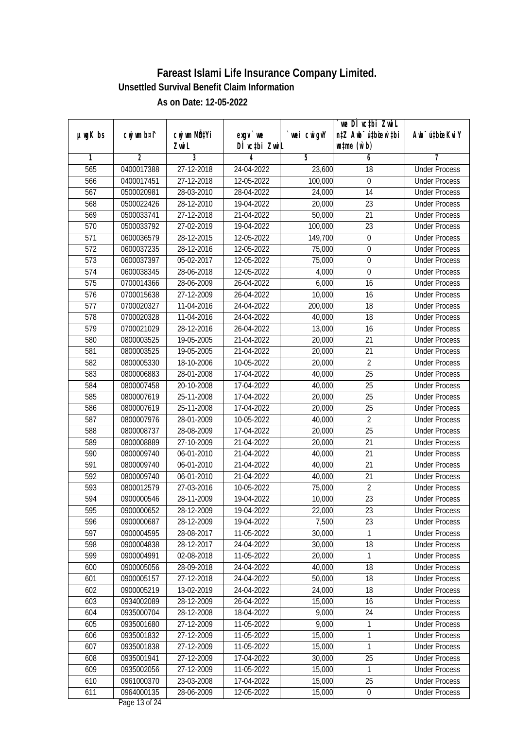# Fareast Islami Life Insurance Company Limited.

### Unsettled Survival Benefit Claim Information

### As on Date: 12-05-2022

| µwgK bs | cwjwm b¤^i | cwjwm MÖn‡Yi ZvwiL | exgv`vwe DÌvc‡bi ZvwiL | `vwei cwigvY | `vwe DÌvc‡bi ZvwiL n‡Z Awb¯úwËK…Z `vwei mgq (w`b) | Awb¯ú‡bi KviY |
|---|---|---|---|---|---|---|
| 1 | 2 | 3 | 4 | 5 | 6 | 7 |
| 565 | 0400017388 | 27-12-2018 | 24-04-2022 | 23,600 | 18 | Under Process |
| 566 | 0400017451 | 27-12-2018 | 12-05-2022 | 100,000 | 0 | Under Process |
| 567 | 0500020981 | 28-03-2010 | 28-04-2022 | 24,000 | 14 | Under Process |
| 568 | 0500022426 | 28-12-2010 | 19-04-2022 | 20,000 | 23 | Under Process |
| 569 | 0500033741 | 27-12-2018 | 21-04-2022 | 50,000 | 21 | Under Process |
| 570 | 0500033792 | 27-02-2019 | 19-04-2022 | 100,000 | 23 | Under Process |
| 571 | 0600036579 | 28-12-2015 | 12-05-2022 | 149,700 | 0 | Under Process |
| 572 | 0600037235 | 28-12-2016 | 12-05-2022 | 75,000 | 0 | Under Process |
| 573 | 0600037397 | 05-02-2017 | 12-05-2022 | 75,000 | 0 | Under Process |
| 574 | 0600038345 | 28-06-2018 | 12-05-2022 | 4,000 | 0 | Under Process |
| 575 | 0700014366 | 28-06-2009 | 26-04-2022 | 6,000 | 16 | Under Process |
| 576 | 0700015638 | 27-12-2009 | 26-04-2022 | 10,000 | 16 | Under Process |
| 577 | 0700020327 | 11-04-2016 | 24-04-2022 | 200,000 | 18 | Under Process |
| 578 | 0700020328 | 11-04-2016 | 24-04-2022 | 40,000 | 18 | Under Process |
| 579 | 0700021029 | 28-12-2016 | 26-04-2022 | 13,000 | 16 | Under Process |
| 580 | 0800003525 | 19-05-2005 | 21-04-2022 | 20,000 | 21 | Under Process |
| 581 | 0800003525 | 19-05-2005 | 21-04-2022 | 20,000 | 21 | Under Process |
| 582 | 0800005330 | 18-10-2006 | 10-05-2022 | 20,000 | 2 | Under Process |
| 583 | 0800006883 | 28-01-2008 | 17-04-2022 | 40,000 | 25 | Under Process |
| 584 | 0800007458 | 20-10-2008 | 17-04-2022 | 40,000 | 25 | Under Process |
| 585 | 0800007619 | 25-11-2008 | 17-04-2022 | 20,000 | 25 | Under Process |
| 586 | 0800007619 | 25-11-2008 | 17-04-2022 | 20,000 | 25 | Under Process |
| 587 | 0800007976 | 28-01-2009 | 10-05-2022 | 40,000 | 2 | Under Process |
| 588 | 0800008737 | 28-08-2009 | 17-04-2022 | 20,000 | 25 | Under Process |
| 589 | 0800008889 | 27-10-2009 | 21-04-2022 | 20,000 | 21 | Under Process |
| 590 | 0800009740 | 06-01-2010 | 21-04-2022 | 40,000 | 21 | Under Process |
| 591 | 0800009740 | 06-01-2010 | 21-04-2022 | 40,000 | 21 | Under Process |
| 592 | 0800009740 | 06-01-2010 | 21-04-2022 | 40,000 | 21 | Under Process |
| 593 | 0800012579 | 27-03-2016 | 10-05-2022 | 75,000 | 2 | Under Process |
| 594 | 0900000546 | 28-11-2009 | 19-04-2022 | 10,000 | 23 | Under Process |
| 595 | 0900000652 | 28-12-2009 | 19-04-2022 | 22,000 | 23 | Under Process |
| 596 | 0900000687 | 28-12-2009 | 19-04-2022 | 7,500 | 23 | Under Process |
| 597 | 0900004595 | 28-08-2017 | 11-05-2022 | 30,000 | 1 | Under Process |
| 598 | 0900004838 | 28-12-2017 | 24-04-2022 | 30,000 | 18 | Under Process |
| 599 | 0900004991 | 02-08-2018 | 11-05-2022 | 20,000 | 1 | Under Process |
| 600 | 0900005056 | 28-09-2018 | 24-04-2022 | 40,000 | 18 | Under Process |
| 601 | 0900005157 | 27-12-2018 | 24-04-2022 | 50,000 | 18 | Under Process |
| 602 | 0900005219 | 13-02-2019 | 24-04-2022 | 24,000 | 18 | Under Process |
| 603 | 0934002089 | 28-12-2009 | 26-04-2022 | 15,000 | 16 | Under Process |
| 604 | 0935000704 | 28-12-2008 | 18-04-2022 | 9,000 | 24 | Under Process |
| 605 | 0935001680 | 27-12-2009 | 11-05-2022 | 9,000 | 1 | Under Process |
| 606 | 0935001832 | 27-12-2009 | 11-05-2022 | 15,000 | 1 | Under Process |
| 607 | 0935001838 | 27-12-2009 | 11-05-2022 | 15,000 | 1 | Under Process |
| 608 | 0935001941 | 27-12-2009 | 17-04-2022 | 30,000 | 25 | Under Process |
| 609 | 0935002056 | 27-12-2009 | 11-05-2022 | 15,000 | 1 | Under Process |
| 610 | 0961000370 | 23-03-2008 | 17-04-2022 | 15,000 | 25 | Under Process |
| 611 | 0964000135 | 28-06-2009 | 12-05-2022 | 15,000 | 0 | Under Process |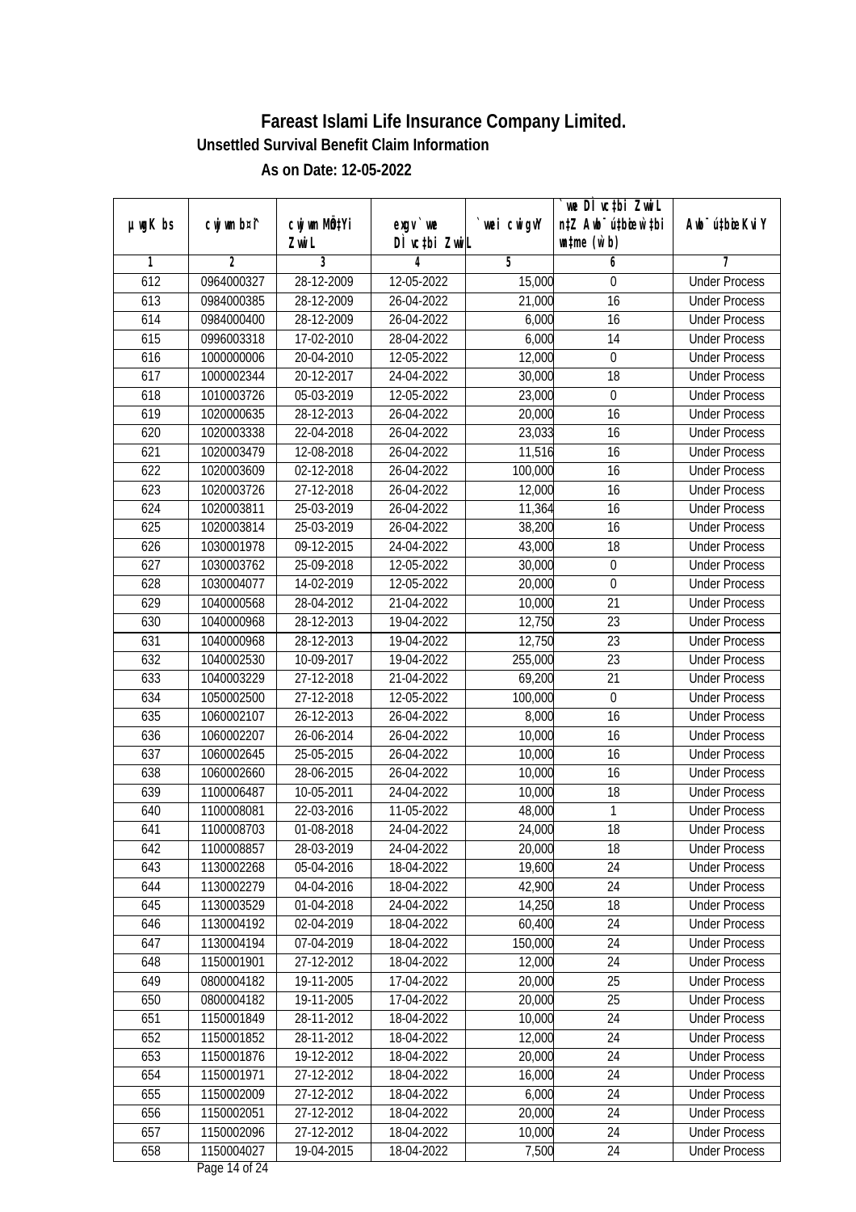# Fareast Islami Life Insurance Company Limited.

## Unsettled Survival Benefit Claim Information

### As on Date: 12-05-2022

| µwgK bs | cwjwm bs¦ | cwjwm MÖn‡Yi ZvwiL | exgv `vwe DÌvc‡bi ZvwiL | `vwei cwigvY | `vwe DÌvc‡bi ZvwiL n‡Z Awb¯úbœ nIqvi mgqKvj (w`b) | Awb¯úbœ KviY |
|---|---|---|---|---|---|---|
| 1 | 2 | 3 | 4 | 5 | 6 | 7 |
| 612 | 0964000327 | 28-12-2009 | 12-05-2022 | 15,000 | 0 | Under Process |
| 613 | 0984000385 | 28-12-2009 | 26-04-2022 | 21,000 | 16 | Under Process |
| 614 | 0984000400 | 28-12-2009 | 26-04-2022 | 6,000 | 16 | Under Process |
| 615 | 0996003318 | 17-02-2010 | 28-04-2022 | 6,000 | 14 | Under Process |
| 616 | 1000000006 | 20-04-2010 | 12-05-2022 | 12,000 | 0 | Under Process |
| 617 | 1000002344 | 20-12-2017 | 24-04-2022 | 30,000 | 18 | Under Process |
| 618 | 1010003726 | 05-03-2019 | 12-05-2022 | 23,000 | 0 | Under Process |
| 619 | 1020000635 | 28-12-2013 | 26-04-2022 | 20,000 | 16 | Under Process |
| 620 | 1020003338 | 22-04-2018 | 26-04-2022 | 23,033 | 16 | Under Process |
| 621 | 1020003479 | 12-08-2018 | 26-04-2022 | 11,516 | 16 | Under Process |
| 622 | 1020003609 | 02-12-2018 | 26-04-2022 | 100,000 | 16 | Under Process |
| 623 | 1020003726 | 27-12-2018 | 26-04-2022 | 12,000 | 16 | Under Process |
| 624 | 1020003811 | 25-03-2019 | 26-04-2022 | 11,364 | 16 | Under Process |
| 625 | 1020003814 | 25-03-2019 | 26-04-2022 | 38,200 | 16 | Under Process |
| 626 | 1030001978 | 09-12-2015 | 24-04-2022 | 43,000 | 18 | Under Process |
| 627 | 1030003762 | 25-09-2018 | 12-05-2022 | 30,000 | 0 | Under Process |
| 628 | 1030004077 | 14-02-2019 | 12-05-2022 | 20,000 | 0 | Under Process |
| 629 | 1040000568 | 28-04-2012 | 21-04-2022 | 10,000 | 21 | Under Process |
| 630 | 1040000968 | 28-12-2013 | 19-04-2022 | 12,750 | 23 | Under Process |
| 631 | 1040000968 | 28-12-2013 | 19-04-2022 | 12,750 | 23 | Under Process |
| 632 | 1040002530 | 10-09-2017 | 19-04-2022 | 255,000 | 23 | Under Process |
| 633 | 1040003229 | 27-12-2018 | 21-04-2022 | 69,200 | 21 | Under Process |
| 634 | 1050002500 | 27-12-2018 | 12-05-2022 | 100,000 | 0 | Under Process |
| 635 | 1060002107 | 26-12-2013 | 26-04-2022 | 8,000 | 16 | Under Process |
| 636 | 1060002207 | 26-06-2014 | 26-04-2022 | 10,000 | 16 | Under Process |
| 637 | 1060002645 | 25-05-2015 | 26-04-2022 | 10,000 | 16 | Under Process |
| 638 | 1060002660 | 28-06-2015 | 26-04-2022 | 10,000 | 16 | Under Process |
| 639 | 1100006487 | 10-05-2011 | 24-04-2022 | 10,000 | 18 | Under Process |
| 640 | 1100008081 | 22-03-2016 | 11-05-2022 | 48,000 | 1 | Under Process |
| 641 | 1100008703 | 01-08-2018 | 24-04-2022 | 24,000 | 18 | Under Process |
| 642 | 1100008857 | 28-03-2019 | 24-04-2022 | 20,000 | 18 | Under Process |
| 643 | 1130002268 | 05-04-2016 | 18-04-2022 | 19,600 | 24 | Under Process |
| 644 | 1130002279 | 04-04-2016 | 18-04-2022 | 42,900 | 24 | Under Process |
| 645 | 1130003529 | 01-04-2018 | 24-04-2022 | 14,250 | 18 | Under Process |
| 646 | 1130004192 | 02-04-2019 | 18-04-2022 | 60,400 | 24 | Under Process |
| 647 | 1130004194 | 07-04-2019 | 18-04-2022 | 150,000 | 24 | Under Process |
| 648 | 1150001901 | 27-12-2012 | 18-04-2022 | 12,000 | 24 | Under Process |
| 649 | 0800004182 | 19-11-2005 | 17-04-2022 | 20,000 | 25 | Under Process |
| 650 | 0800004182 | 19-11-2005 | 17-04-2022 | 20,000 | 25 | Under Process |
| 651 | 1150001849 | 28-11-2012 | 18-04-2022 | 10,000 | 24 | Under Process |
| 652 | 1150001852 | 28-11-2012 | 18-04-2022 | 12,000 | 24 | Under Process |
| 653 | 1150001876 | 19-12-2012 | 18-04-2022 | 20,000 | 24 | Under Process |
| 654 | 1150001971 | 27-12-2012 | 18-04-2022 | 16,000 | 24 | Under Process |
| 655 | 1150002009 | 27-12-2012 | 18-04-2022 | 6,000 | 24 | Under Process |
| 656 | 1150002051 | 27-12-2012 | 18-04-2022 | 20,000 | 24 | Under Process |
| 657 | 1150002096 | 27-12-2012 | 18-04-2022 | 10,000 | 24 | Under Process |
| 658 | 1150004027 | 19-04-2015 | 18-04-2022 | 7,500 | 24 | Under Process |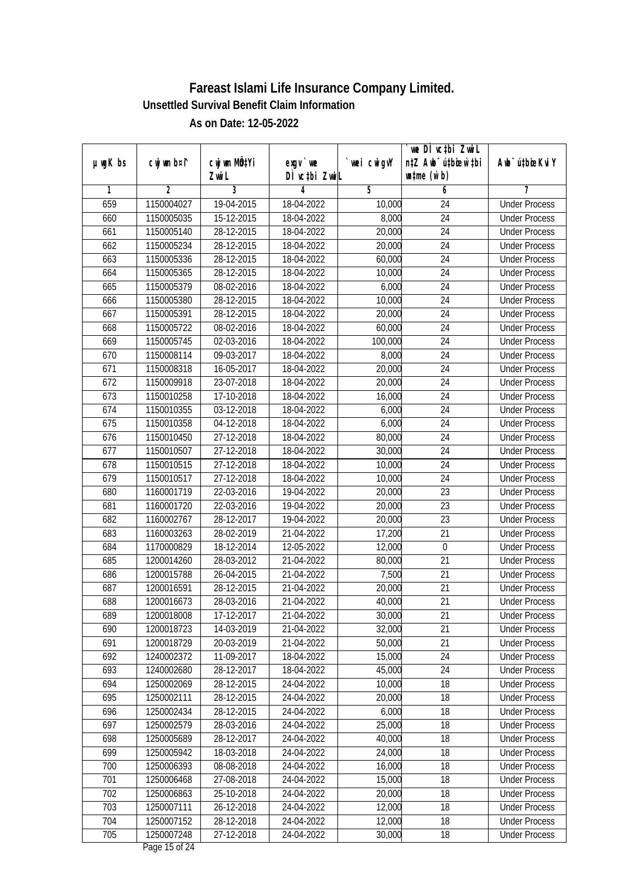# Fareast Islami Life Insurance Company Limited.

**Unsettled Survival Benefit Claim Information**

**As on Date: 12-05-2022**

| µwgK bs | cwjwm b¤^i | cwjwm MÖnYi ZvwiL | exgv`we DÌvc‡bi ZvwiL | `vwei cwigvY | `vwe DÌvc‡bi ZvwiL n‡Z Awb¯úbœK…Z w`‡bi msL¨v (w`b) | Awb¯ú‡bœi KviY |
|---|---|---|---|---|---|---|
| 1 | 2 | 3 | 4 | 5 | 6 | 7 |
| 659 | 1150004027 | 19-04-2015 | 18-04-2022 | 10,000 | 24 | Under Process |
| 660 | 1150005035 | 15-12-2015 | 18-04-2022 | 8,000 | 24 | Under Process |
| 661 | 1150005140 | 28-12-2015 | 18-04-2022 | 20,000 | 24 | Under Process |
| 662 | 1150005234 | 28-12-2015 | 18-04-2022 | 20,000 | 24 | Under Process |
| 663 | 1150005336 | 28-12-2015 | 18-04-2022 | 60,000 | 24 | Under Process |
| 664 | 1150005365 | 28-12-2015 | 18-04-2022 | 10,000 | 24 | Under Process |
| 665 | 1150005379 | 08-02-2016 | 18-04-2022 | 6,000 | 24 | Under Process |
| 666 | 1150005380 | 28-12-2015 | 18-04-2022 | 10,000 | 24 | Under Process |
| 667 | 1150005391 | 28-12-2015 | 18-04-2022 | 20,000 | 24 | Under Process |
| 668 | 1150005722 | 08-02-2016 | 18-04-2022 | 60,000 | 24 | Under Process |
| 669 | 1150005745 | 02-03-2016 | 18-04-2022 | 100,000 | 24 | Under Process |
| 670 | 1150008114 | 09-03-2017 | 18-04-2022 | 8,000 | 24 | Under Process |
| 671 | 1150008318 | 16-05-2017 | 18-04-2022 | 20,000 | 24 | Under Process |
| 672 | 1150009918 | 23-07-2018 | 18-04-2022 | 20,000 | 24 | Under Process |
| 673 | 1150010258 | 17-10-2018 | 18-04-2022 | 16,000 | 24 | Under Process |
| 674 | 1150010355 | 03-12-2018 | 18-04-2022 | 6,000 | 24 | Under Process |
| 675 | 1150010358 | 04-12-2018 | 18-04-2022 | 6,000 | 24 | Under Process |
| 676 | 1150010450 | 27-12-2018 | 18-04-2022 | 80,000 | 24 | Under Process |
| 677 | 1150010507 | 27-12-2018 | 18-04-2022 | 30,000 | 24 | Under Process |
| 678 | 1150010515 | 27-12-2018 | 18-04-2022 | 10,000 | 24 | Under Process |
| 679 | 1150010517 | 27-12-2018 | 18-04-2022 | 10,000 | 24 | Under Process |
| 680 | 1160001719 | 22-03-2016 | 19-04-2022 | 20,000 | 23 | Under Process |
| 681 | 1160001720 | 22-03-2016 | 19-04-2022 | 20,000 | 23 | Under Process |
| 682 | 1160002767 | 28-12-2017 | 19-04-2022 | 20,000 | 23 | Under Process |
| 683 | 1160003263 | 28-02-2019 | 21-04-2022 | 17,200 | 21 | Under Process |
| 684 | 1170000829 | 18-12-2014 | 12-05-2022 | 12,000 | 0 | Under Process |
| 685 | 1200014260 | 28-03-2012 | 21-04-2022 | 80,000 | 21 | Under Process |
| 686 | 1200015788 | 26-04-2015 | 21-04-2022 | 7,500 | 21 | Under Process |
| 687 | 1200016591 | 28-12-2015 | 21-04-2022 | 20,000 | 21 | Under Process |
| 688 | 1200016673 | 28-03-2016 | 21-04-2022 | 40,000 | 21 | Under Process |
| 689 | 1200018008 | 17-12-2017 | 21-04-2022 | 30,000 | 21 | Under Process |
| 690 | 1200018723 | 14-03-2019 | 21-04-2022 | 32,000 | 21 | Under Process |
| 691 | 1200018729 | 20-03-2019 | 21-04-2022 | 50,000 | 21 | Under Process |
| 692 | 1240002372 | 11-09-2017 | 18-04-2022 | 15,000 | 24 | Under Process |
| 693 | 1240002680 | 28-12-2017 | 18-04-2022 | 45,000 | 24 | Under Process |
| 694 | 1250002069 | 28-12-2015 | 24-04-2022 | 10,000 | 18 | Under Process |
| 695 | 1250002111 | 28-12-2015 | 24-04-2022 | 20,000 | 18 | Under Process |
| 696 | 1250002434 | 28-12-2015 | 24-04-2022 | 6,000 | 18 | Under Process |
| 697 | 1250002579 | 28-03-2016 | 24-04-2022 | 25,000 | 18 | Under Process |
| 698 | 1250005689 | 28-12-2017 | 24-04-2022 | 40,000 | 18 | Under Process |
| 699 | 1250005942 | 18-03-2018 | 24-04-2022 | 24,000 | 18 | Under Process |
| 700 | 1250006393 | 08-08-2018 | 24-04-2022 | 16,000 | 18 | Under Process |
| 701 | 1250006468 | 27-08-2018 | 24-04-2022 | 15,000 | 18 | Under Process |
| 702 | 1250006863 | 25-10-2018 | 24-04-2022 | 20,000 | 18 | Under Process |
| 703 | 1250007111 | 26-12-2018 | 24-04-2022 | 12,000 | 18 | Under Process |
| 704 | 1250007152 | 28-12-2018 | 24-04-2022 | 12,000 | 18 | Under Process |
| 705 | 1250007248 | 27-12-2018 | 24-04-2022 | 30,000 | 18 | Under Process |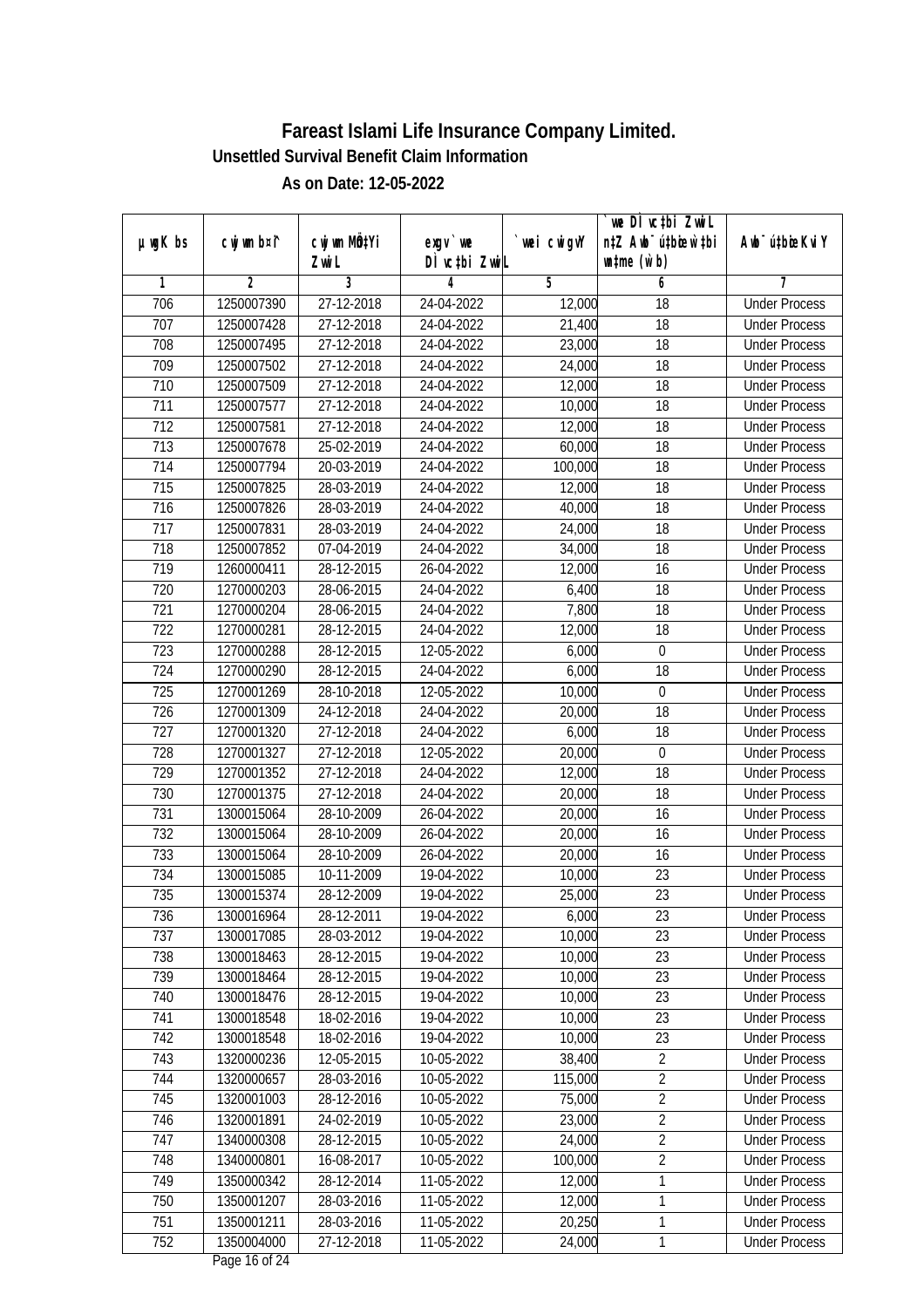# Fareast Islami Life Insurance Company Limited.

## Unsettled Survival Benefit Claim Information

### As on Date: 12-05-2022

| µwgK bs | cwjwm b¤^i | cwjwm MÖn‡Yi ZvwiL | exgv`we DÌvc‡bi ZvwiL | `vwei cwigvY | `vwe DÌvc‡bi ZvwiL n‡Z Awb¯úbœ `vwei wdme (w`b) | Awb¯ú‡bœi KviY |
|---|---|---|---|---|---|---|
| 1 | 2 | 3 | 4 | 5 | 6 | 7 |
| 706 | 1250007390 | 27-12-2018 | 24-04-2022 | 12,000 | 18 | Under Process |
| 707 | 1250007428 | 27-12-2018 | 24-04-2022 | 21,400 | 18 | Under Process |
| 708 | 1250007495 | 27-12-2018 | 24-04-2022 | 23,000 | 18 | Under Process |
| 709 | 1250007502 | 27-12-2018 | 24-04-2022 | 24,000 | 18 | Under Process |
| 710 | 1250007509 | 27-12-2018 | 24-04-2022 | 12,000 | 18 | Under Process |
| 711 | 1250007577 | 27-12-2018 | 24-04-2022 | 10,000 | 18 | Under Process |
| 712 | 1250007581 | 27-12-2018 | 24-04-2022 | 12,000 | 18 | Under Process |
| 713 | 1250007678 | 25-02-2019 | 24-04-2022 | 60,000 | 18 | Under Process |
| 714 | 1250007794 | 20-03-2019 | 24-04-2022 | 100,000 | 18 | Under Process |
| 715 | 1250007825 | 28-03-2019 | 24-04-2022 | 12,000 | 18 | Under Process |
| 716 | 1250007826 | 28-03-2019 | 24-04-2022 | 40,000 | 18 | Under Process |
| 717 | 1250007831 | 28-03-2019 | 24-04-2022 | 24,000 | 18 | Under Process |
| 718 | 1250007852 | 07-04-2019 | 24-04-2022 | 34,000 | 18 | Under Process |
| 719 | 1260000411 | 28-12-2015 | 26-04-2022 | 12,000 | 16 | Under Process |
| 720 | 1270000203 | 28-06-2015 | 24-04-2022 | 6,400 | 18 | Under Process |
| 721 | 1270000204 | 28-06-2015 | 24-04-2022 | 7,800 | 18 | Under Process |
| 722 | 1270000281 | 28-12-2015 | 24-04-2022 | 12,000 | 18 | Under Process |
| 723 | 1270000288 | 28-12-2015 | 12-05-2022 | 6,000 | 0 | Under Process |
| 724 | 1270000290 | 28-12-2015 | 24-04-2022 | 6,000 | 18 | Under Process |
| 725 | 1270001269 | 28-10-2018 | 12-05-2022 | 10,000 | 0 | Under Process |
| 726 | 1270001309 | 24-12-2018 | 24-04-2022 | 20,000 | 18 | Under Process |
| 727 | 1270001320 | 27-12-2018 | 24-04-2022 | 6,000 | 18 | Under Process |
| 728 | 1270001327 | 27-12-2018 | 12-05-2022 | 20,000 | 0 | Under Process |
| 729 | 1270001352 | 27-12-2018 | 24-04-2022 | 12,000 | 18 | Under Process |
| 730 | 1270001375 | 27-12-2018 | 24-04-2022 | 20,000 | 18 | Under Process |
| 731 | 1300015064 | 28-10-2009 | 26-04-2022 | 20,000 | 16 | Under Process |
| 732 | 1300015064 | 28-10-2009 | 26-04-2022 | 20,000 | 16 | Under Process |
| 733 | 1300015064 | 28-10-2009 | 26-04-2022 | 20,000 | 16 | Under Process |
| 734 | 1300015085 | 10-11-2009 | 19-04-2022 | 10,000 | 23 | Under Process |
| 735 | 1300015374 | 28-12-2009 | 19-04-2022 | 25,000 | 23 | Under Process |
| 736 | 1300016964 | 28-12-2011 | 19-04-2022 | 6,000 | 23 | Under Process |
| 737 | 1300017085 | 28-03-2012 | 19-04-2022 | 10,000 | 23 | Under Process |
| 738 | 1300018463 | 28-12-2015 | 19-04-2022 | 10,000 | 23 | Under Process |
| 739 | 1300018464 | 28-12-2015 | 19-04-2022 | 10,000 | 23 | Under Process |
| 740 | 1300018476 | 28-12-2015 | 19-04-2022 | 10,000 | 23 | Under Process |
| 741 | 1300018548 | 18-02-2016 | 19-04-2022 | 10,000 | 23 | Under Process |
| 742 | 1300018548 | 18-02-2016 | 19-04-2022 | 10,000 | 23 | Under Process |
| 743 | 1320000236 | 12-05-2015 | 10-05-2022 | 38,400 | 2 | Under Process |
| 744 | 1320000657 | 28-03-2016 | 10-05-2022 | 115,000 | 2 | Under Process |
| 745 | 1320001003 | 28-12-2016 | 10-05-2022 | 75,000 | 2 | Under Process |
| 746 | 1320001891 | 24-02-2019 | 10-05-2022 | 23,000 | 2 | Under Process |
| 747 | 1340000308 | 28-12-2015 | 10-05-2022 | 24,000 | 2 | Under Process |
| 748 | 1340000801 | 16-08-2017 | 10-05-2022 | 100,000 | 2 | Under Process |
| 749 | 1350000342 | 28-12-2014 | 11-05-2022 | 12,000 | 1 | Under Process |
| 750 | 1350001207 | 28-03-2016 | 11-05-2022 | 12,000 | 1 | Under Process |
| 751 | 1350001211 | 28-03-2016 | 11-05-2022 | 20,250 | 1 | Under Process |
| 752 | 1350004000 | 27-12-2018 | 11-05-2022 | 24,000 | 1 | Under Process |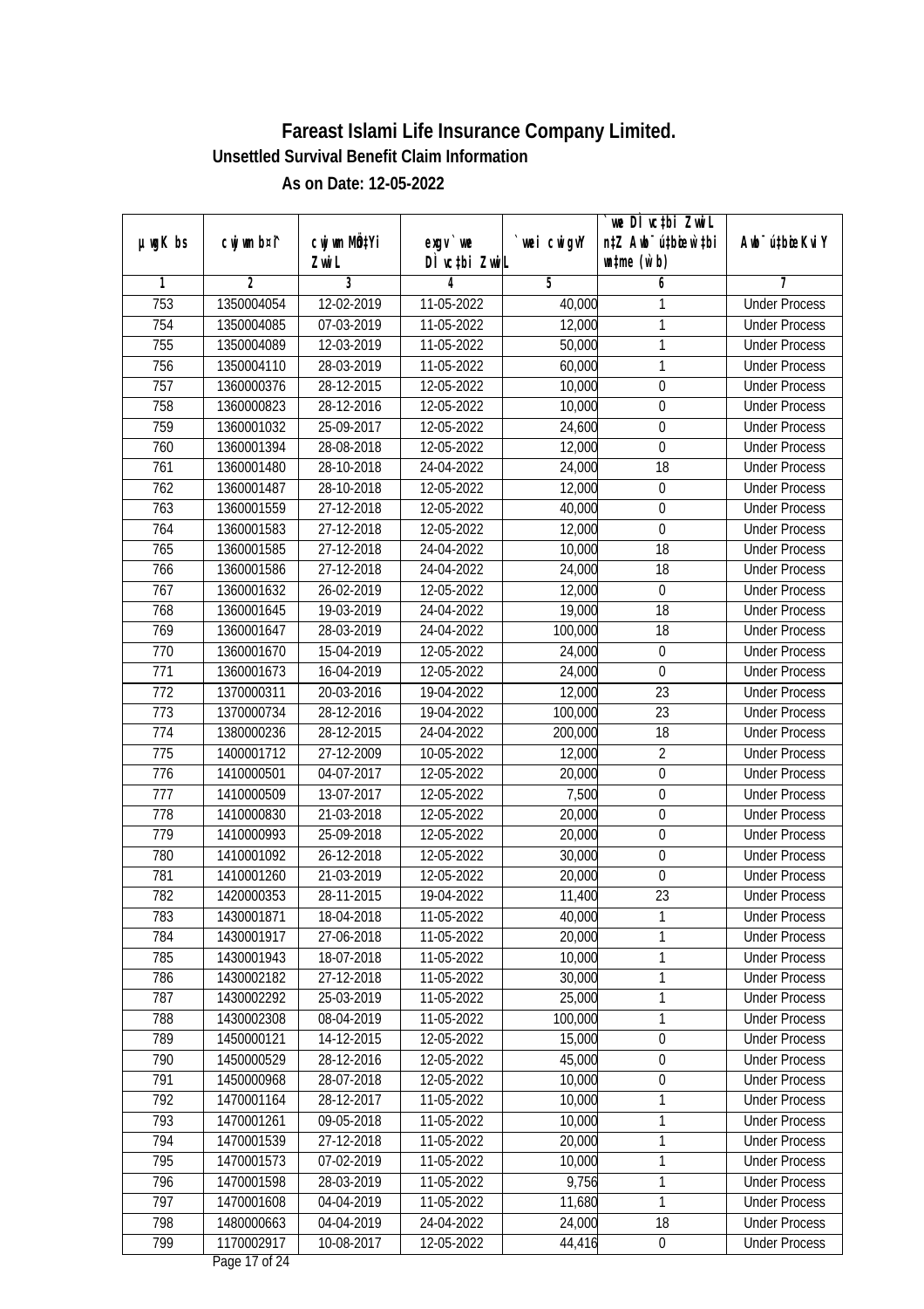# Fareast Islami Life Insurance Company Limited.

**Unsettled Survival Benefit Claim Information**

**As on Date: 12-05-2022**

| µwgK bs | cwjwm b¤^i | cwjwm MÖn‡Yi ZvwiL | exgv`vwe DÌvc‡bi ZvwiL | `vwei cwigvY | `vwe DÌvc‡bi ZvwiL n‡Z Awb¯úbœ `vwei eqm (w`b) | Awb¯ú‡bœi KviY |
|---|---|---|---|---|---|---|
| 1 | 2 | 3 | 4 | 5 | 6 | 7 |
| 753 | 1350004054 | 12-02-2019 | 11-05-2022 | 40,000 | 1 | Under Process |
| 754 | 1350004085 | 07-03-2019 | 11-05-2022 | 12,000 | 1 | Under Process |
| 755 | 1350004089 | 12-03-2019 | 11-05-2022 | 50,000 | 1 | Under Process |
| 756 | 1350004110 | 28-03-2019 | 11-05-2022 | 60,000 | 1 | Under Process |
| 757 | 1360000376 | 28-12-2015 | 12-05-2022 | 10,000 | 0 | Under Process |
| 758 | 1360000823 | 28-12-2016 | 12-05-2022 | 10,000 | 0 | Under Process |
| 759 | 1360001032 | 25-09-2017 | 12-05-2022 | 24,600 | 0 | Under Process |
| 760 | 1360001394 | 28-08-2018 | 12-05-2022 | 12,000 | 0 | Under Process |
| 761 | 1360001480 | 28-10-2018 | 24-04-2022 | 24,000 | 18 | Under Process |
| 762 | 1360001487 | 28-10-2018 | 12-05-2022 | 12,000 | 0 | Under Process |
| 763 | 1360001559 | 27-12-2018 | 12-05-2022 | 40,000 | 0 | Under Process |
| 764 | 1360001583 | 27-12-2018 | 12-05-2022 | 12,000 | 0 | Under Process |
| 765 | 1360001585 | 27-12-2018 | 24-04-2022 | 10,000 | 18 | Under Process |
| 766 | 1360001586 | 27-12-2018 | 24-04-2022 | 24,000 | 18 | Under Process |
| 767 | 1360001632 | 26-02-2019 | 12-05-2022 | 12,000 | 0 | Under Process |
| 768 | 1360001645 | 19-03-2019 | 24-04-2022 | 19,000 | 18 | Under Process |
| 769 | 1360001647 | 28-03-2019 | 24-04-2022 | 100,000 | 18 | Under Process |
| 770 | 1360001670 | 15-04-2019 | 12-05-2022 | 24,000 | 0 | Under Process |
| 771 | 1360001673 | 16-04-2019 | 12-05-2022 | 24,000 | 0 | Under Process |
| 772 | 1370000311 | 20-03-2016 | 19-04-2022 | 12,000 | 23 | Under Process |
| 773 | 1370000734 | 28-12-2016 | 19-04-2022 | 100,000 | 23 | Under Process |
| 774 | 1380000236 | 28-12-2015 | 24-04-2022 | 200,000 | 18 | Under Process |
| 775 | 1400001712 | 27-12-2009 | 10-05-2022 | 12,000 | 2 | Under Process |
| 776 | 1410000501 | 04-07-2017 | 12-05-2022 | 20,000 | 0 | Under Process |
| 777 | 1410000509 | 13-07-2017 | 12-05-2022 | 7,500 | 0 | Under Process |
| 778 | 1410000830 | 21-03-2018 | 12-05-2022 | 20,000 | 0 | Under Process |
| 779 | 1410000993 | 25-09-2018 | 12-05-2022 | 20,000 | 0 | Under Process |
| 780 | 1410001092 | 26-12-2018 | 12-05-2022 | 30,000 | 0 | Under Process |
| 781 | 1410001260 | 21-03-2019 | 12-05-2022 | 20,000 | 0 | Under Process |
| 782 | 1420000353 | 28-11-2015 | 19-04-2022 | 11,400 | 23 | Under Process |
| 783 | 1430001871 | 18-04-2018 | 11-05-2022 | 40,000 | 1 | Under Process |
| 784 | 1430001917 | 27-06-2018 | 11-05-2022 | 20,000 | 1 | Under Process |
| 785 | 1430001943 | 18-07-2018 | 11-05-2022 | 10,000 | 1 | Under Process |
| 786 | 1430002182 | 27-12-2018 | 11-05-2022 | 30,000 | 1 | Under Process |
| 787 | 1430002292 | 25-03-2019 | 11-05-2022 | 25,000 | 1 | Under Process |
| 788 | 1430002308 | 08-04-2019 | 11-05-2022 | 100,000 | 1 | Under Process |
| 789 | 1450000121 | 14-12-2015 | 12-05-2022 | 15,000 | 0 | Under Process |
| 790 | 1450000529 | 28-12-2016 | 12-05-2022 | 45,000 | 0 | Under Process |
| 791 | 1450000968 | 28-07-2018 | 12-05-2022 | 10,000 | 0 | Under Process |
| 792 | 1470001164 | 28-12-2017 | 11-05-2022 | 10,000 | 1 | Under Process |
| 793 | 1470001261 | 09-05-2018 | 11-05-2022 | 10,000 | 1 | Under Process |
| 794 | 1470001539 | 27-12-2018 | 11-05-2022 | 20,000 | 1 | Under Process |
| 795 | 1470001573 | 07-02-2019 | 11-05-2022 | 10,000 | 1 | Under Process |
| 796 | 1470001598 | 28-03-2019 | 11-05-2022 | 9,756 | 1 | Under Process |
| 797 | 1470001608 | 04-04-2019 | 11-05-2022 | 11,680 | 1 | Under Process |
| 798 | 1480000663 | 04-04-2019 | 24-04-2022 | 24,000 | 18 | Under Process |
| 799 | 1170002917 | 10-08-2017 | 12-05-2022 | 44,416 | 0 | Under Process |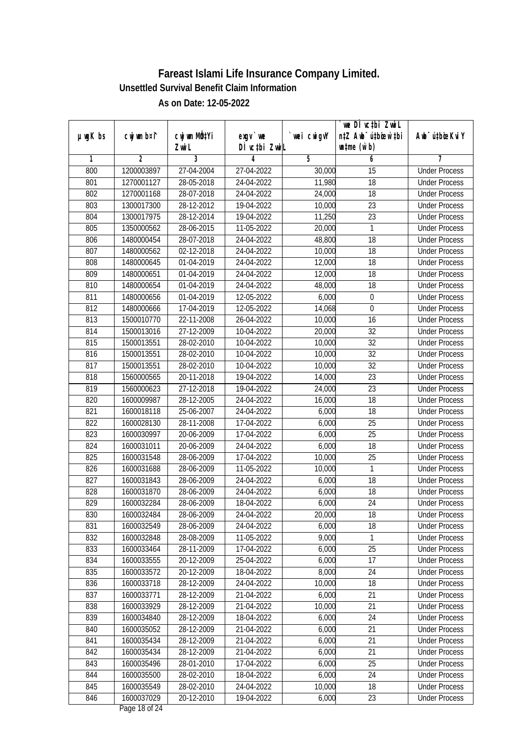# Fareast Islami Life Insurance Company Limited.

## Unsettled Survival Benefit Claim Information

### As on Date: 12-05-2022

| µwgK bs | cwjwm b¤^i | cwjwm MÖn‡Yi ZvwiL | exgv`vwe DÌvc‡bi ZvwiL | `vwei cwigvY | `vwe DÌvc‡bi ZvwiL n‡Z Awb¯úwËi w`‡bi cwigvY (w`b) | Awb¯úwËi KviY |
|---|---|---|---|---|---|---|
| 1 | 2 | 3 | 4 | 5 | 6 | 7 |
| 800 | 1200003897 | 27-04-2004 | 27-04-2022 | 30,000 | 15 | Under Process |
| 801 | 1270001127 | 28-05-2018 | 24-04-2022 | 11,980 | 18 | Under Process |
| 802 | 1270001168 | 28-07-2018 | 24-04-2022 | 24,000 | 18 | Under Process |
| 803 | 1300017300 | 28-12-2012 | 19-04-2022 | 10,000 | 23 | Under Process |
| 804 | 1300017975 | 28-12-2014 | 19-04-2022 | 11,250 | 23 | Under Process |
| 805 | 1350000562 | 28-06-2015 | 11-05-2022 | 20,000 | 1 | Under Process |
| 806 | 1480000454 | 28-07-2018 | 24-04-2022 | 48,800 | 18 | Under Process |
| 807 | 1480000562 | 02-12-2018 | 24-04-2022 | 10,000 | 18 | Under Process |
| 808 | 1480000645 | 01-04-2019 | 24-04-2022 | 12,000 | 18 | Under Process |
| 809 | 1480000651 | 01-04-2019 | 24-04-2022 | 12,000 | 18 | Under Process |
| 810 | 1480000654 | 01-04-2019 | 24-04-2022 | 48,000 | 18 | Under Process |
| 811 | 1480000656 | 01-04-2019 | 12-05-2022 | 6,000 | 0 | Under Process |
| 812 | 1480000666 | 17-04-2019 | 12-05-2022 | 14,068 | 0 | Under Process |
| 813 | 1500010770 | 22-11-2008 | 26-04-2022 | 10,000 | 16 | Under Process |
| 814 | 1500013016 | 27-12-2009 | 10-04-2022 | 20,000 | 32 | Under Process |
| 815 | 1500013551 | 28-02-2010 | 10-04-2022 | 10,000 | 32 | Under Process |
| 816 | 1500013551 | 28-02-2010 | 10-04-2022 | 10,000 | 32 | Under Process |
| 817 | 1500013551 | 28-02-2010 | 10-04-2022 | 10,000 | 32 | Under Process |
| 818 | 1560000565 | 20-11-2018 | 19-04-2022 | 14,000 | 23 | Under Process |
| 819 | 1560000623 | 27-12-2018 | 19-04-2022 | 24,000 | 23 | Under Process |
| 820 | 1600009987 | 28-12-2005 | 24-04-2022 | 16,000 | 18 | Under Process |
| 821 | 1600018118 | 25-06-2007 | 24-04-2022 | 6,000 | 18 | Under Process |
| 822 | 1600028130 | 28-11-2008 | 17-04-2022 | 6,000 | 25 | Under Process |
| 823 | 1600030997 | 20-06-2009 | 17-04-2022 | 6,000 | 25 | Under Process |
| 824 | 1600031011 | 20-06-2009 | 24-04-2022 | 6,000 | 18 | Under Process |
| 825 | 1600031548 | 28-06-2009 | 17-04-2022 | 10,000 | 25 | Under Process |
| 826 | 1600031688 | 28-06-2009 | 11-05-2022 | 10,000 | 1 | Under Process |
| 827 | 1600031843 | 28-06-2009 | 24-04-2022 | 6,000 | 18 | Under Process |
| 828 | 1600031870 | 28-06-2009 | 24-04-2022 | 6,000 | 18 | Under Process |
| 829 | 1600032284 | 28-06-2009 | 18-04-2022 | 6,000 | 24 | Under Process |
| 830 | 1600032484 | 28-06-2009 | 24-04-2022 | 20,000 | 18 | Under Process |
| 831 | 1600032549 | 28-06-2009 | 24-04-2022 | 6,000 | 18 | Under Process |
| 832 | 1600032848 | 28-08-2009 | 11-05-2022 | 9,000 | 1 | Under Process |
| 833 | 1600033464 | 28-11-2009 | 17-04-2022 | 6,000 | 25 | Under Process |
| 834 | 1600033555 | 20-12-2009 | 25-04-2022 | 6,000 | 17 | Under Process |
| 835 | 1600033572 | 20-12-2009 | 18-04-2022 | 8,000 | 24 | Under Process |
| 836 | 1600033718 | 28-12-2009 | 24-04-2022 | 10,000 | 18 | Under Process |
| 837 | 1600033771 | 28-12-2009 | 21-04-2022 | 6,000 | 21 | Under Process |
| 838 | 1600033929 | 28-12-2009 | 21-04-2022 | 10,000 | 21 | Under Process |
| 839 | 1600034840 | 28-12-2009 | 18-04-2022 | 6,000 | 24 | Under Process |
| 840 | 1600035052 | 28-12-2009 | 21-04-2022 | 6,000 | 21 | Under Process |
| 841 | 1600035434 | 28-12-2009 | 21-04-2022 | 6,000 | 21 | Under Process |
| 842 | 1600035434 | 28-12-2009 | 21-04-2022 | 6,000 | 21 | Under Process |
| 843 | 1600035496 | 28-01-2010 | 17-04-2022 | 6,000 | 25 | Under Process |
| 844 | 1600035500 | 28-02-2010 | 18-04-2022 | 6,000 | 24 | Under Process |
| 845 | 1600035549 | 28-02-2010 | 24-04-2022 | 10,000 | 18 | Under Process |
| 846 | 1600037029 | 20-12-2010 | 19-04-2022 | 6,000 | 23 | Under Process |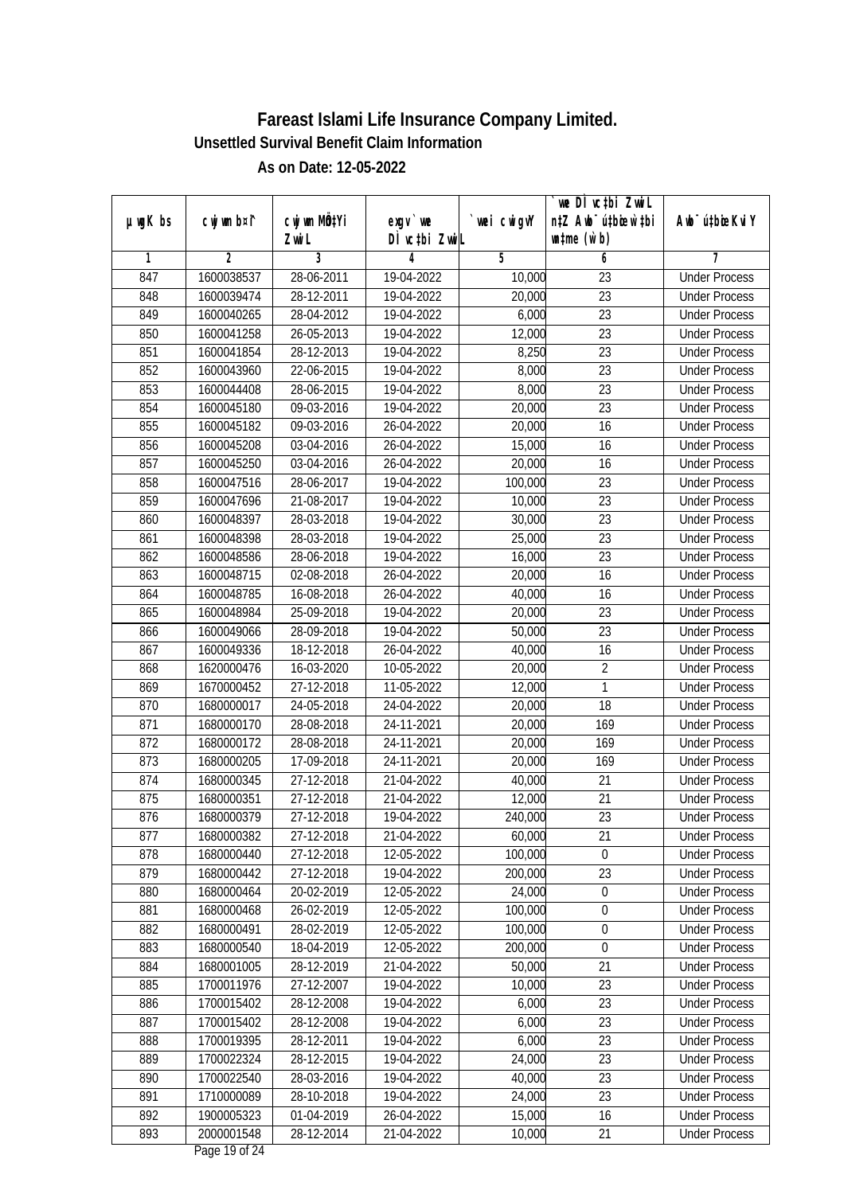# Fareast Islami Life Insurance Company Limited.

**Unsettled Survival Benefit Claim Information**

**As on Date: 12-05-2022**

| µwgK bs | cwjwm bs¦ | cwjwm MÖn‡Yi ZvwiL | exgv`ve DÌvc‡bi ZvwiL | `vwei cwigvY | `vwe DÌvc‡bi ZvwiL n‡Z Awb¯úwËi w`‡bi msL¨v (w`b) | Awb¯úwËi KviY |
|---|---|---|---|---|---|---|
| 1 | 2 | 3 | 4 | 5 | 6 | 7 |
| 847 | 1600038537 | 28-06-2011 | 19-04-2022 | 10,000 | 23 | Under Process |
| 848 | 1600039474 | 28-12-2011 | 19-04-2022 | 20,000 | 23 | Under Process |
| 849 | 1600040265 | 28-04-2012 | 19-04-2022 | 6,000 | 23 | Under Process |
| 850 | 1600041258 | 26-05-2013 | 19-04-2022 | 12,000 | 23 | Under Process |
| 851 | 1600041854 | 28-12-2013 | 19-04-2022 | 8,250 | 23 | Under Process |
| 852 | 1600043960 | 22-06-2015 | 19-04-2022 | 8,000 | 23 | Under Process |
| 853 | 1600044408 | 28-06-2015 | 19-04-2022 | 8,000 | 23 | Under Process |
| 854 | 1600045180 | 09-03-2016 | 19-04-2022 | 20,000 | 23 | Under Process |
| 855 | 1600045182 | 09-03-2016 | 26-04-2022 | 20,000 | 16 | Under Process |
| 856 | 1600045208 | 03-04-2016 | 26-04-2022 | 15,000 | 16 | Under Process |
| 857 | 1600045250 | 03-04-2016 | 26-04-2022 | 20,000 | 16 | Under Process |
| 858 | 1600047516 | 28-06-2017 | 19-04-2022 | 100,000 | 23 | Under Process |
| 859 | 1600047696 | 21-08-2017 | 19-04-2022 | 10,000 | 23 | Under Process |
| 860 | 1600048397 | 28-03-2018 | 19-04-2022 | 30,000 | 23 | Under Process |
| 861 | 1600048398 | 28-03-2018 | 19-04-2022 | 25,000 | 23 | Under Process |
| 862 | 1600048586 | 28-06-2018 | 19-04-2022 | 16,000 | 23 | Under Process |
| 863 | 1600048715 | 02-08-2018 | 26-04-2022 | 20,000 | 16 | Under Process |
| 864 | 1600048785 | 16-08-2018 | 26-04-2022 | 40,000 | 16 | Under Process |
| 865 | 1600048984 | 25-09-2018 | 19-04-2022 | 20,000 | 23 | Under Process |
| 866 | 1600049066 | 28-09-2018 | 19-04-2022 | 50,000 | 23 | Under Process |
| 867 | 1600049336 | 18-12-2018 | 26-04-2022 | 40,000 | 16 | Under Process |
| 868 | 1620000476 | 16-03-2020 | 10-05-2022 | 20,000 | 2 | Under Process |
| 869 | 1670000452 | 27-12-2018 | 11-05-2022 | 12,000 | 1 | Under Process |
| 870 | 1680000017 | 24-05-2018 | 24-04-2022 | 20,000 | 18 | Under Process |
| 871 | 1680000170 | 28-08-2018 | 24-11-2021 | 20,000 | 169 | Under Process |
| 872 | 1680000172 | 28-08-2018 | 24-11-2021 | 20,000 | 169 | Under Process |
| 873 | 1680000205 | 17-09-2018 | 24-11-2021 | 20,000 | 169 | Under Process |
| 874 | 1680000345 | 27-12-2018 | 21-04-2022 | 40,000 | 21 | Under Process |
| 875 | 1680000351 | 27-12-2018 | 21-04-2022 | 12,000 | 21 | Under Process |
| 876 | 1680000379 | 27-12-2018 | 19-04-2022 | 240,000 | 23 | Under Process |
| 877 | 1680000382 | 27-12-2018 | 21-04-2022 | 60,000 | 21 | Under Process |
| 878 | 1680000440 | 27-12-2018 | 12-05-2022 | 100,000 | 0 | Under Process |
| 879 | 1680000442 | 27-12-2018 | 19-04-2022 | 200,000 | 23 | Under Process |
| 880 | 1680000464 | 20-02-2019 | 12-05-2022 | 24,000 | 0 | Under Process |
| 881 | 1680000468 | 26-02-2019 | 12-05-2022 | 100,000 | 0 | Under Process |
| 882 | 1680000491 | 28-02-2019 | 12-05-2022 | 100,000 | 0 | Under Process |
| 883 | 1680000540 | 18-04-2019 | 12-05-2022 | 200,000 | 0 | Under Process |
| 884 | 1680001005 | 28-12-2019 | 21-04-2022 | 50,000 | 21 | Under Process |
| 885 | 1700011976 | 27-12-2007 | 19-04-2022 | 10,000 | 23 | Under Process |
| 886 | 1700015402 | 28-12-2008 | 19-04-2022 | 6,000 | 23 | Under Process |
| 887 | 1700015402 | 28-12-2008 | 19-04-2022 | 6,000 | 23 | Under Process |
| 888 | 1700019395 | 28-12-2011 | 19-04-2022 | 6,000 | 23 | Under Process |
| 889 | 1700022324 | 28-12-2015 | 19-04-2022 | 24,000 | 23 | Under Process |
| 890 | 1700022540 | 28-03-2016 | 19-04-2022 | 40,000 | 23 | Under Process |
| 891 | 1710000089 | 28-10-2018 | 19-04-2022 | 24,000 | 23 | Under Process |
| 892 | 1900005323 | 01-04-2019 | 26-04-2022 | 15,000 | 16 | Under Process |
| 893 | 2000001548 | 28-12-2014 | 21-04-2022 | 10,000 | 21 | Under Process |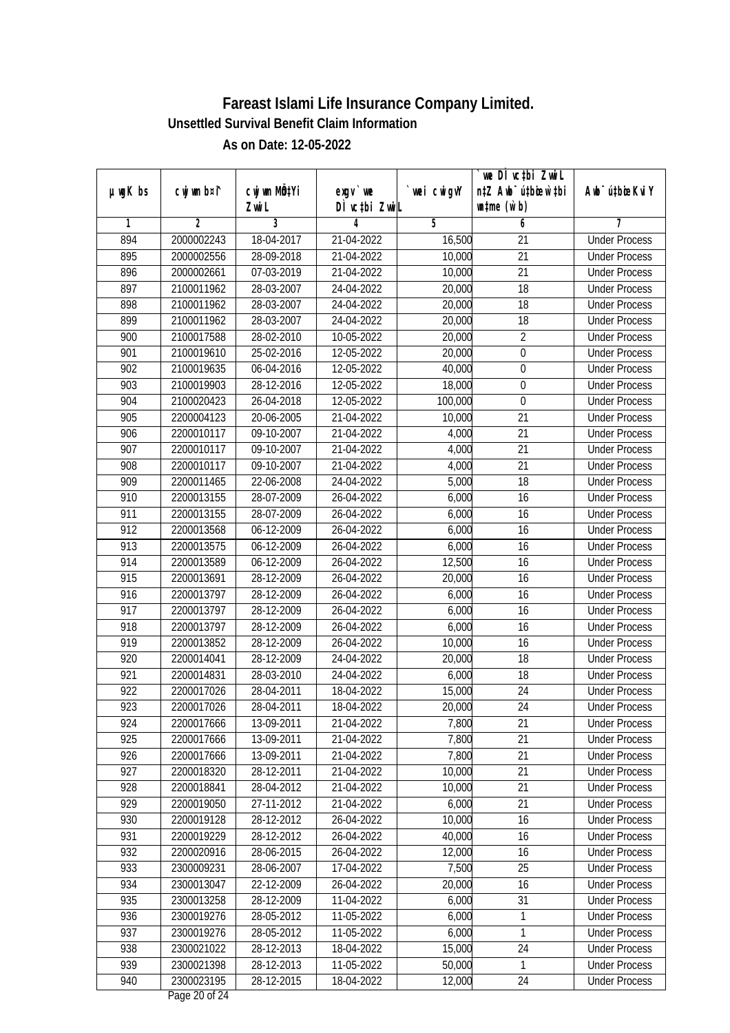# Fareast Islami Life Insurance Company Limited.

## Unsettled Survival Benefit Claim Information

### As on Date: 12-05-2022

| µwgK bs | cwjwm b¤^i | cwjwm MÖn‡Yi ZvwiL | exgv`vwe DÌvc‡bi ZvwiL | `vwei cwigvY | `vwe DÌvc‡bi ZvwiL n‡Z Awb¯úwËi w`‡bi msL¨v (w`b) | Awb¯úwËi KviY |
|---|---|---|---|---|---|---|
| 1 | 2 | 3 | 4 | 5 | 6 | 7 |
| 894 | 2000002243 | 18-04-2017 | 21-04-2022 | 16,500 | 21 | Under Process |
| 895 | 2000002556 | 28-09-2018 | 21-04-2022 | 10,000 | 21 | Under Process |
| 896 | 2000002661 | 07-03-2019 | 21-04-2022 | 10,000 | 21 | Under Process |
| 897 | 2100011962 | 28-03-2007 | 24-04-2022 | 20,000 | 18 | Under Process |
| 898 | 2100011962 | 28-03-2007 | 24-04-2022 | 20,000 | 18 | Under Process |
| 899 | 2100011962 | 28-03-2007 | 24-04-2022 | 20,000 | 18 | Under Process |
| 900 | 2100017588 | 28-02-2010 | 10-05-2022 | 20,000 | 2 | Under Process |
| 901 | 2100019610 | 25-02-2016 | 12-05-2022 | 20,000 | 0 | Under Process |
| 902 | 2100019635 | 06-04-2016 | 12-05-2022 | 40,000 | 0 | Under Process |
| 903 | 2100019903 | 28-12-2016 | 12-05-2022 | 18,000 | 0 | Under Process |
| 904 | 2100020423 | 26-04-2018 | 12-05-2022 | 100,000 | 0 | Under Process |
| 905 | 2200004123 | 20-06-2005 | 21-04-2022 | 10,000 | 21 | Under Process |
| 906 | 2200010117 | 09-10-2007 | 21-04-2022 | 4,000 | 21 | Under Process |
| 907 | 2200010117 | 09-10-2007 | 21-04-2022 | 4,000 | 21 | Under Process |
| 908 | 2200010117 | 09-10-2007 | 21-04-2022 | 4,000 | 21 | Under Process |
| 909 | 2200011465 | 22-06-2008 | 24-04-2022 | 5,000 | 18 | Under Process |
| 910 | 2200013155 | 28-07-2009 | 26-04-2022 | 6,000 | 16 | Under Process |
| 911 | 2200013155 | 28-07-2009 | 26-04-2022 | 6,000 | 16 | Under Process |
| 912 | 2200013568 | 06-12-2009 | 26-04-2022 | 6,000 | 16 | Under Process |
| 913 | 2200013575 | 06-12-2009 | 26-04-2022 | 6,000 | 16 | Under Process |
| 914 | 2200013589 | 06-12-2009 | 26-04-2022 | 12,500 | 16 | Under Process |
| 915 | 2200013691 | 28-12-2009 | 26-04-2022 | 20,000 | 16 | Under Process |
| 916 | 2200013797 | 28-12-2009 | 26-04-2022 | 6,000 | 16 | Under Process |
| 917 | 2200013797 | 28-12-2009 | 26-04-2022 | 6,000 | 16 | Under Process |
| 918 | 2200013797 | 28-12-2009 | 26-04-2022 | 6,000 | 16 | Under Process |
| 919 | 2200013852 | 28-12-2009 | 26-04-2022 | 10,000 | 16 | Under Process |
| 920 | 2200014041 | 28-12-2009 | 24-04-2022 | 20,000 | 18 | Under Process |
| 921 | 2200014831 | 28-03-2010 | 24-04-2022 | 6,000 | 18 | Under Process |
| 922 | 2200017026 | 28-04-2011 | 18-04-2022 | 15,000 | 24 | Under Process |
| 923 | 2200017026 | 28-04-2011 | 18-04-2022 | 20,000 | 24 | Under Process |
| 924 | 2200017666 | 13-09-2011 | 21-04-2022 | 7,800 | 21 | Under Process |
| 925 | 2200017666 | 13-09-2011 | 21-04-2022 | 7,800 | 21 | Under Process |
| 926 | 2200017666 | 13-09-2011 | 21-04-2022 | 7,800 | 21 | Under Process |
| 927 | 2200018320 | 28-12-2011 | 21-04-2022 | 10,000 | 21 | Under Process |
| 928 | 2200018841 | 28-04-2012 | 21-04-2022 | 10,000 | 21 | Under Process |
| 929 | 2200019050 | 27-11-2012 | 21-04-2022 | 6,000 | 21 | Under Process |
| 930 | 2200019128 | 28-12-2012 | 26-04-2022 | 10,000 | 16 | Under Process |
| 931 | 2200019229 | 28-12-2012 | 26-04-2022 | 40,000 | 16 | Under Process |
| 932 | 2200020916 | 28-06-2015 | 26-04-2022 | 12,000 | 16 | Under Process |
| 933 | 2300009231 | 28-06-2007 | 17-04-2022 | 7,500 | 25 | Under Process |
| 934 | 2300013047 | 22-12-2009 | 26-04-2022 | 20,000 | 16 | Under Process |
| 935 | 2300013258 | 28-12-2009 | 11-04-2022 | 6,000 | 31 | Under Process |
| 936 | 2300019276 | 28-05-2012 | 11-05-2022 | 6,000 | 1 | Under Process |
| 937 | 2300019276 | 28-05-2012 | 11-05-2022 | 6,000 | 1 | Under Process |
| 938 | 2300021022 | 28-12-2013 | 18-04-2022 | 15,000 | 24 | Under Process |
| 939 | 2300021398 | 28-12-2013 | 11-05-2022 | 50,000 | 1 | Under Process |
| 940 | 2300023195 | 28-12-2015 | 18-04-2022 | 12,000 | 24 | Under Process |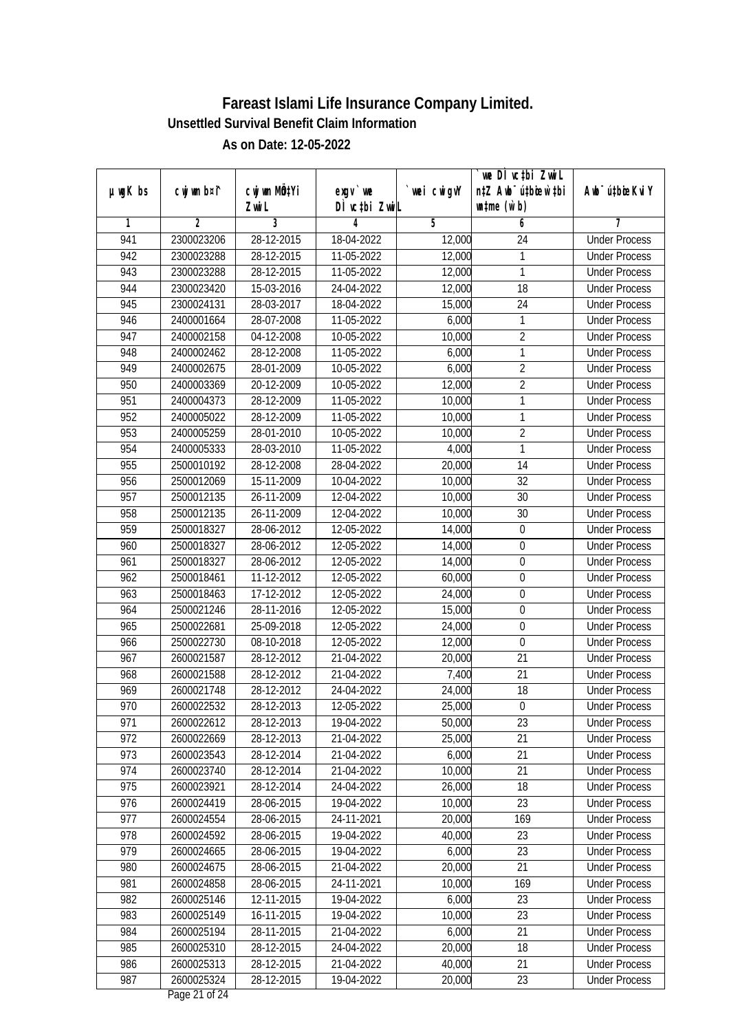# Fareast Islami Life Insurance Company Limited.

**Unsettled Survival Benefit Claim Information**

**As on Date: 12-05-2022**

| µwgK bs | cwjwm bs¦ | cwjwm MÖn‡Yi ZvwiL | exgv`vwe DÌvc‡bi ZvwiL | `vwei cwigvY | `vwe DÌvc‡bi ZvwiL n‡Z Awb¯úbœ‡`i w`‡bi msL¨v (w`b) | Awb¯ú‡bœi KviY |
|---|---|---|---|---|---|---|
| 1 | 2 | 3 | 4 | 5 | 6 | 7 |
| 941 | 2300023206 | 28-12-2015 | 18-04-2022 | 12,000 | 24 | Under Process |
| 942 | 2300023288 | 28-12-2015 | 11-05-2022 | 12,000 | 1 | Under Process |
| 943 | 2300023288 | 28-12-2015 | 11-05-2022 | 12,000 | 1 | Under Process |
| 944 | 2300023420 | 15-03-2016 | 24-04-2022 | 12,000 | 18 | Under Process |
| 945 | 2300024131 | 28-03-2017 | 18-04-2022 | 15,000 | 24 | Under Process |
| 946 | 2400001664 | 28-07-2008 | 11-05-2022 | 6,000 | 1 | Under Process |
| 947 | 2400002158 | 04-12-2008 | 10-05-2022 | 10,000 | 2 | Under Process |
| 948 | 2400002462 | 28-12-2008 | 11-05-2022 | 6,000 | 1 | Under Process |
| 949 | 2400002675 | 28-01-2009 | 10-05-2022 | 6,000 | 2 | Under Process |
| 950 | 2400003369 | 20-12-2009 | 10-05-2022 | 12,000 | 2 | Under Process |
| 951 | 2400004373 | 28-12-2009 | 11-05-2022 | 10,000 | 1 | Under Process |
| 952 | 2400005022 | 28-12-2009 | 11-05-2022 | 10,000 | 1 | Under Process |
| 953 | 2400005259 | 28-01-2010 | 10-05-2022 | 10,000 | 2 | Under Process |
| 954 | 2400005333 | 28-03-2010 | 11-05-2022 | 4,000 | 1 | Under Process |
| 955 | 2500010192 | 28-12-2008 | 28-04-2022 | 20,000 | 14 | Under Process |
| 956 | 2500012069 | 15-11-2009 | 10-04-2022 | 10,000 | 32 | Under Process |
| 957 | 2500012135 | 26-11-2009 | 12-04-2022 | 10,000 | 30 | Under Process |
| 958 | 2500012135 | 26-11-2009 | 12-04-2022 | 10,000 | 30 | Under Process |
| 959 | 2500018327 | 28-06-2012 | 12-05-2022 | 14,000 | 0 | Under Process |
| 960 | 2500018327 | 28-06-2012 | 12-05-2022 | 14,000 | 0 | Under Process |
| 961 | 2500018327 | 28-06-2012 | 12-05-2022 | 14,000 | 0 | Under Process |
| 962 | 2500018461 | 11-12-2012 | 12-05-2022 | 60,000 | 0 | Under Process |
| 963 | 2500018463 | 17-12-2012 | 12-05-2022 | 24,000 | 0 | Under Process |
| 964 | 2500021246 | 28-11-2016 | 12-05-2022 | 15,000 | 0 | Under Process |
| 965 | 2500022681 | 25-09-2018 | 12-05-2022 | 24,000 | 0 | Under Process |
| 966 | 2500022730 | 08-10-2018 | 12-05-2022 | 12,000 | 0 | Under Process |
| 967 | 2600021587 | 28-12-2012 | 21-04-2022 | 20,000 | 21 | Under Process |
| 968 | 2600021588 | 28-12-2012 | 21-04-2022 | 7,400 | 21 | Under Process |
| 969 | 2600021748 | 28-12-2012 | 24-04-2022 | 24,000 | 18 | Under Process |
| 970 | 2600022532 | 28-12-2013 | 12-05-2022 | 25,000 | 0 | Under Process |
| 971 | 2600022612 | 28-12-2013 | 19-04-2022 | 50,000 | 23 | Under Process |
| 972 | 2600022669 | 28-12-2013 | 21-04-2022 | 25,000 | 21 | Under Process |
| 973 | 2600023543 | 28-12-2014 | 21-04-2022 | 6,000 | 21 | Under Process |
| 974 | 2600023740 | 28-12-2014 | 21-04-2022 | 10,000 | 21 | Under Process |
| 975 | 2600023921 | 28-12-2014 | 24-04-2022 | 26,000 | 18 | Under Process |
| 976 | 2600024419 | 28-06-2015 | 19-04-2022 | 10,000 | 23 | Under Process |
| 977 | 2600024554 | 28-06-2015 | 24-11-2021 | 20,000 | 169 | Under Process |
| 978 | 2600024592 | 28-06-2015 | 19-04-2022 | 40,000 | 23 | Under Process |
| 979 | 2600024665 | 28-06-2015 | 19-04-2022 | 6,000 | 23 | Under Process |
| 980 | 2600024675 | 28-06-2015 | 21-04-2022 | 20,000 | 21 | Under Process |
| 981 | 2600024858 | 28-06-2015 | 24-11-2021 | 10,000 | 169 | Under Process |
| 982 | 2600025146 | 12-11-2015 | 19-04-2022 | 6,000 | 23 | Under Process |
| 983 | 2600025149 | 16-11-2015 | 19-04-2022 | 10,000 | 23 | Under Process |
| 984 | 2600025194 | 28-11-2015 | 21-04-2022 | 6,000 | 21 | Under Process |
| 985 | 2600025310 | 28-12-2015 | 24-04-2022 | 20,000 | 18 | Under Process |
| 986 | 2600025313 | 28-12-2015 | 21-04-2022 | 40,000 | 21 | Under Process |
| 987 | 2600025324 | 28-12-2015 | 19-04-2022 | 20,000 | 23 | Under Process |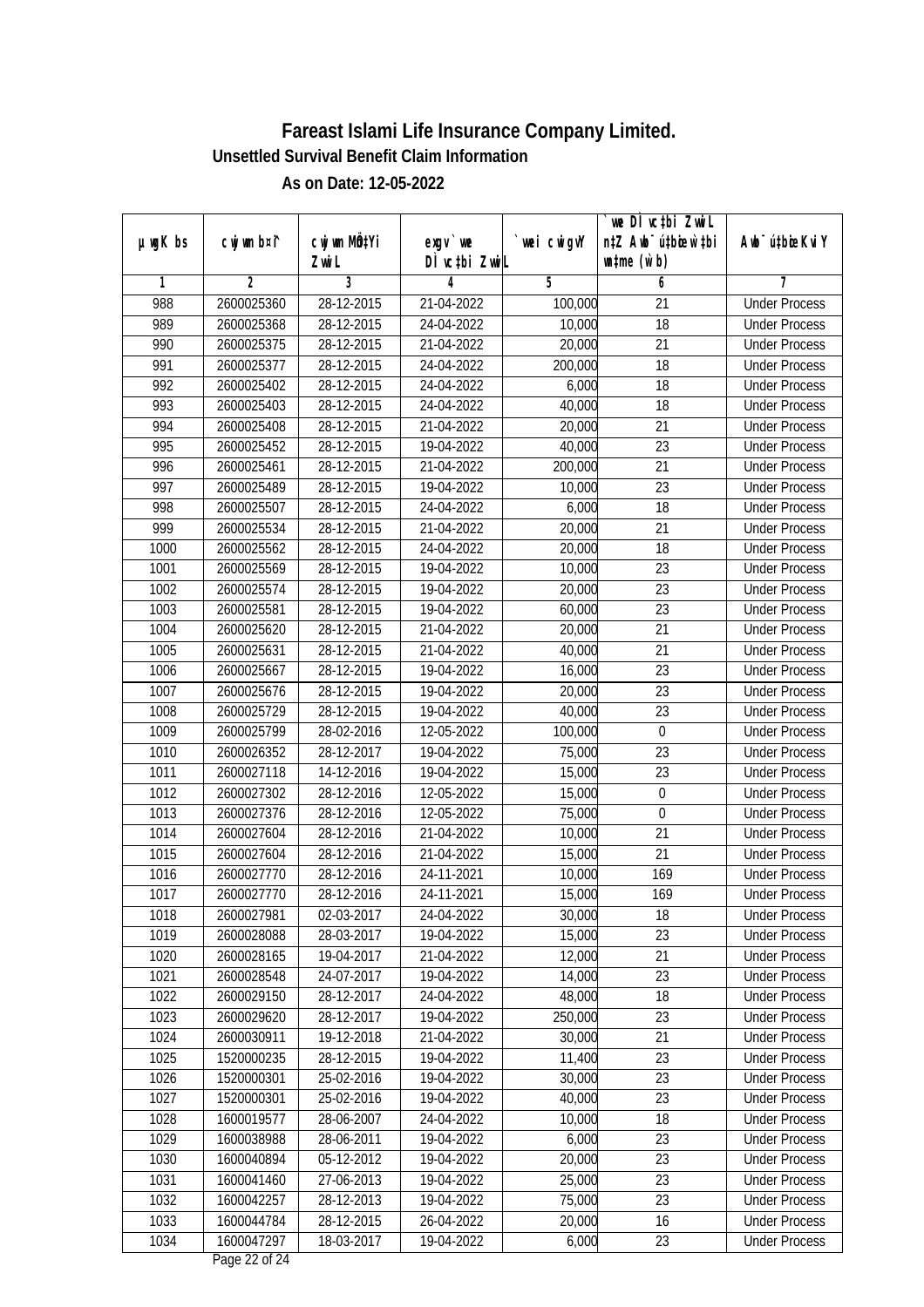# Fareast Islami Life Insurance Company Limited.

## Unsettled Survival Benefit Claim Information

### As on Date: 12-05-2022

| µwgK bs | cwjwm b¤^i | cwjwm MÖn‡Yi ZvwiL | exgv`vwe DÌvc‡bi ZvwiL | `vwei cwigvY | `vwe DÌvc‡bi ZvwiL n‡Z Awb¯úbœ `vwei w`‡bi msL¨v (w`b) | Awb¯ú‡bœi KviY |
|---|---|---|---|---|---|---|
| 1 | 2 | 3 | 4 | 5 | 6 | 7 |
| 988 | 2600025360 | 28-12-2015 | 21-04-2022 | 100,000 | 21 | Under Process |
| 989 | 2600025368 | 28-12-2015 | 24-04-2022 | 10,000 | 18 | Under Process |
| 990 | 2600025375 | 28-12-2015 | 21-04-2022 | 20,000 | 21 | Under Process |
| 991 | 2600025377 | 28-12-2015 | 24-04-2022 | 200,000 | 18 | Under Process |
| 992 | 2600025402 | 28-12-2015 | 24-04-2022 | 6,000 | 18 | Under Process |
| 993 | 2600025403 | 28-12-2015 | 24-04-2022 | 40,000 | 18 | Under Process |
| 994 | 2600025408 | 28-12-2015 | 21-04-2022 | 20,000 | 21 | Under Process |
| 995 | 2600025452 | 28-12-2015 | 19-04-2022 | 40,000 | 23 | Under Process |
| 996 | 2600025461 | 28-12-2015 | 21-04-2022 | 200,000 | 21 | Under Process |
| 997 | 2600025489 | 28-12-2015 | 19-04-2022 | 10,000 | 23 | Under Process |
| 998 | 2600025507 | 28-12-2015 | 24-04-2022 | 6,000 | 18 | Under Process |
| 999 | 2600025534 | 28-12-2015 | 21-04-2022 | 20,000 | 21 | Under Process |
| 1000 | 2600025562 | 28-12-2015 | 24-04-2022 | 20,000 | 18 | Under Process |
| 1001 | 2600025569 | 28-12-2015 | 19-04-2022 | 10,000 | 23 | Under Process |
| 1002 | 2600025574 | 28-12-2015 | 19-04-2022 | 20,000 | 23 | Under Process |
| 1003 | 2600025581 | 28-12-2015 | 19-04-2022 | 60,000 | 23 | Under Process |
| 1004 | 2600025620 | 28-12-2015 | 21-04-2022 | 20,000 | 21 | Under Process |
| 1005 | 2600025631 | 28-12-2015 | 21-04-2022 | 40,000 | 21 | Under Process |
| 1006 | 2600025667 | 28-12-2015 | 19-04-2022 | 16,000 | 23 | Under Process |
| 1007 | 2600025676 | 28-12-2015 | 19-04-2022 | 20,000 | 23 | Under Process |
| 1008 | 2600025729 | 28-12-2015 | 19-04-2022 | 40,000 | 23 | Under Process |
| 1009 | 2600025799 | 28-02-2016 | 12-05-2022 | 100,000 | 0 | Under Process |
| 1010 | 2600026352 | 28-12-2017 | 19-04-2022 | 75,000 | 23 | Under Process |
| 1011 | 2600027118 | 14-12-2016 | 19-04-2022 | 15,000 | 23 | Under Process |
| 1012 | 2600027302 | 28-12-2016 | 12-05-2022 | 15,000 | 0 | Under Process |
| 1013 | 2600027376 | 28-12-2016 | 12-05-2022 | 75,000 | 0 | Under Process |
| 1014 | 2600027604 | 28-12-2016 | 21-04-2022 | 10,000 | 21 | Under Process |
| 1015 | 2600027604 | 28-12-2016 | 21-04-2022 | 15,000 | 21 | Under Process |
| 1016 | 2600027770 | 28-12-2016 | 24-11-2021 | 10,000 | 169 | Under Process |
| 1017 | 2600027770 | 28-12-2016 | 24-11-2021 | 15,000 | 169 | Under Process |
| 1018 | 2600027981 | 02-03-2017 | 24-04-2022 | 30,000 | 18 | Under Process |
| 1019 | 2600028088 | 28-03-2017 | 19-04-2022 | 15,000 | 23 | Under Process |
| 1020 | 2600028165 | 19-04-2017 | 21-04-2022 | 12,000 | 21 | Under Process |
| 1021 | 2600028548 | 24-07-2017 | 19-04-2022 | 14,000 | 23 | Under Process |
| 1022 | 2600029150 | 28-12-2017 | 24-04-2022 | 48,000 | 18 | Under Process |
| 1023 | 2600029620 | 28-12-2017 | 19-04-2022 | 250,000 | 23 | Under Process |
| 1024 | 2600030911 | 19-12-2018 | 21-04-2022 | 30,000 | 21 | Under Process |
| 1025 | 1520000235 | 28-12-2015 | 19-04-2022 | 11,400 | 23 | Under Process |
| 1026 | 1520000301 | 25-02-2016 | 19-04-2022 | 30,000 | 23 | Under Process |
| 1027 | 1520000301 | 25-02-2016 | 19-04-2022 | 40,000 | 23 | Under Process |
| 1028 | 1600019577 | 28-06-2007 | 24-04-2022 | 10,000 | 18 | Under Process |
| 1029 | 1600038988 | 28-06-2011 | 19-04-2022 | 6,000 | 23 | Under Process |
| 1030 | 1600040894 | 05-12-2012 | 19-04-2022 | 20,000 | 23 | Under Process |
| 1031 | 1600041460 | 27-06-2013 | 19-04-2022 | 25,000 | 23 | Under Process |
| 1032 | 1600042257 | 28-12-2013 | 19-04-2022 | 75,000 | 23 | Under Process |
| 1033 | 1600044784 | 28-12-2015 | 26-04-2022 | 20,000 | 16 | Under Process |
| 1034 | 1600047297 | 18-03-2017 | 19-04-2022 | 6,000 | 23 | Under Process |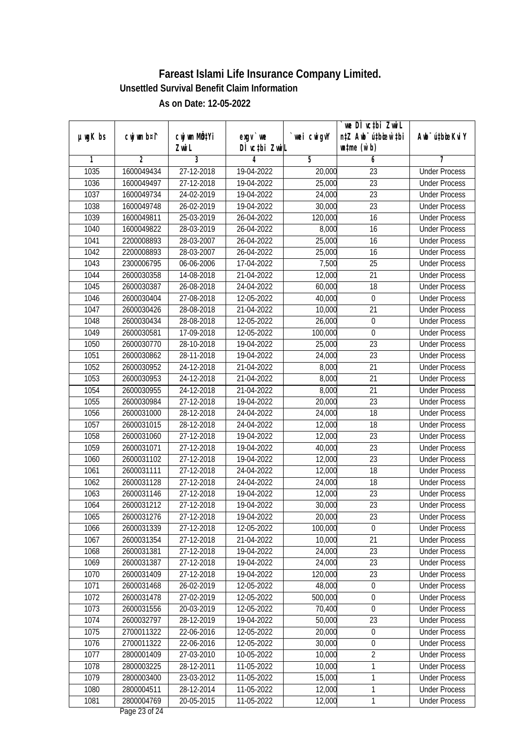# Fareast Islami Life Insurance Company Limited.

### Unsettled Survival Benefit Claim Information

### As on Date: 12-05-2022

| µwgK bs | cwjwm b¤^i | cwjwm MÖn‡Yi ZvwiL | exgv`vwe DÌvc‡bi ZvwiL | `vwei cwigvY | `vwe DÌvc‡bi ZvwiL n‡Z Awb¯úbœ `vwei mgq (w`b) | Awb¯úbœ `vwei KviY |
|---|---|---|---|---|---|---|
| 1 | 2 | 3 | 4 | 5 | 6 | 7 |
| 1035 | 1600049434 | 27-12-2018 | 19-04-2022 | 20,000 | 23 | Under Process |
| 1036 | 1600049497 | 27-12-2018 | 19-04-2022 | 25,000 | 23 | Under Process |
| 1037 | 1600049734 | 24-02-2019 | 19-04-2022 | 24,000 | 23 | Under Process |
| 1038 | 1600049748 | 26-02-2019 | 19-04-2022 | 30,000 | 23 | Under Process |
| 1039 | 1600049811 | 25-03-2019 | 26-04-2022 | 120,000 | 16 | Under Process |
| 1040 | 1600049822 | 28-03-2019 | 26-04-2022 | 8,000 | 16 | Under Process |
| 1041 | 2200008893 | 28-03-2007 | 26-04-2022 | 25,000 | 16 | Under Process |
| 1042 | 2200008893 | 28-03-2007 | 26-04-2022 | 25,000 | 16 | Under Process |
| 1043 | 2300006795 | 06-06-2006 | 17-04-2022 | 7,500 | 25 | Under Process |
| 1044 | 2600030358 | 14-08-2018 | 21-04-2022 | 12,000 | 21 | Under Process |
| 1045 | 2600030387 | 26-08-2018 | 24-04-2022 | 60,000 | 18 | Under Process |
| 1046 | 2600030404 | 27-08-2018 | 12-05-2022 | 40,000 | 0 | Under Process |
| 1047 | 2600030426 | 28-08-2018 | 21-04-2022 | 10,000 | 21 | Under Process |
| 1048 | 2600030434 | 28-08-2018 | 12-05-2022 | 26,000 | 0 | Under Process |
| 1049 | 2600030581 | 17-09-2018 | 12-05-2022 | 100,000 | 0 | Under Process |
| 1050 | 2600030770 | 28-10-2018 | 19-04-2022 | 25,000 | 23 | Under Process |
| 1051 | 2600030862 | 28-11-2018 | 19-04-2022 | 24,000 | 23 | Under Process |
| 1052 | 2600030952 | 24-12-2018 | 21-04-2022 | 8,000 | 21 | Under Process |
| 1053 | 2600030953 | 24-12-2018 | 21-04-2022 | 8,000 | 21 | Under Process |
| 1054 | 2600030955 | 24-12-2018 | 21-04-2022 | 8,000 | 21 | Under Process |
| 1055 | 2600030984 | 27-12-2018 | 19-04-2022 | 20,000 | 23 | Under Process |
| 1056 | 2600031000 | 28-12-2018 | 24-04-2022 | 24,000 | 18 | Under Process |
| 1057 | 2600031015 | 28-12-2018 | 24-04-2022 | 12,000 | 18 | Under Process |
| 1058 | 2600031060 | 27-12-2018 | 19-04-2022 | 12,000 | 23 | Under Process |
| 1059 | 2600031071 | 27-12-2018 | 19-04-2022 | 40,000 | 23 | Under Process |
| 1060 | 2600031102 | 27-12-2018 | 19-04-2022 | 12,000 | 23 | Under Process |
| 1061 | 2600031111 | 27-12-2018 | 24-04-2022 | 12,000 | 18 | Under Process |
| 1062 | 2600031128 | 27-12-2018 | 24-04-2022 | 24,000 | 18 | Under Process |
| 1063 | 2600031146 | 27-12-2018 | 19-04-2022 | 12,000 | 23 | Under Process |
| 1064 | 2600031212 | 27-12-2018 | 19-04-2022 | 30,000 | 23 | Under Process |
| 1065 | 2600031276 | 27-12-2018 | 19-04-2022 | 20,000 | 23 | Under Process |
| 1066 | 2600031339 | 27-12-2018 | 12-05-2022 | 100,000 | 0 | Under Process |
| 1067 | 2600031354 | 27-12-2018 | 21-04-2022 | 10,000 | 21 | Under Process |
| 1068 | 2600031381 | 27-12-2018 | 19-04-2022 | 24,000 | 23 | Under Process |
| 1069 | 2600031387 | 27-12-2018 | 19-04-2022 | 24,000 | 23 | Under Process |
| 1070 | 2600031409 | 27-12-2018 | 19-04-2022 | 120,000 | 23 | Under Process |
| 1071 | 2600031468 | 26-02-2019 | 12-05-2022 | 48,000 | 0 | Under Process |
| 1072 | 2600031478 | 27-02-2019 | 12-05-2022 | 500,000 | 0 | Under Process |
| 1073 | 2600031556 | 20-03-2019 | 12-05-2022 | 70,400 | 0 | Under Process |
| 1074 | 2600032797 | 28-12-2019 | 19-04-2022 | 50,000 | 23 | Under Process |
| 1075 | 2700011322 | 22-06-2016 | 12-05-2022 | 20,000 | 0 | Under Process |
| 1076 | 2700011322 | 22-06-2016 | 12-05-2022 | 30,000 | 0 | Under Process |
| 1077 | 2800001409 | 27-03-2010 | 10-05-2022 | 10,000 | 2 | Under Process |
| 1078 | 2800003225 | 28-12-2011 | 11-05-2022 | 10,000 | 1 | Under Process |
| 1079 | 2800003400 | 23-03-2012 | 11-05-2022 | 15,000 | 1 | Under Process |
| 1080 | 2800004511 | 28-12-2014 | 11-05-2022 | 12,000 | 1 | Under Process |
| 1081 | 2800004769 | 20-05-2015 | 11-05-2022 | 12,000 | 1 | Under Process |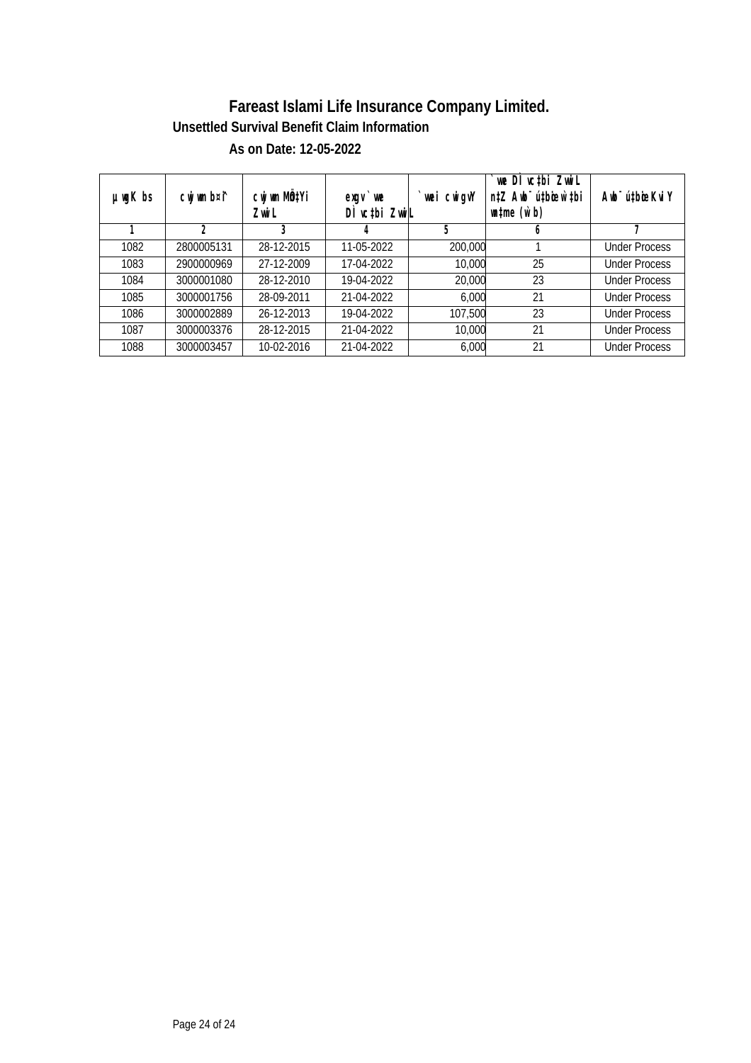# Fareast Islami Life Insurance Company Limited.

## Unsettled Survival Benefit Claim Information

### As on Date: 12-05-2022

| µwgK bs | cwjwm b¤î | cwjwm MÖn‡Yi Zvwi L | exgv `we DÌvc‡bi ZvwiL | `vei cwigvY | `we DÌvc‡bi ZvwiL n‡Z Awb¯ú‡bœi w‡bi wn‡me (w`b) | Awb¯ú‡bœi KviY |
|---|---|---|---|---|---|---|
| 1 | 2 | 3 | 4 | 5 | 6 | 7 |
| 1082 | 2800005131 | 28-12-2015 | 11-05-2022 | 200,000 | 1 | Under Process |
| 1083 | 2900000969 | 27-12-2009 | 17-04-2022 | 10,000 | 25 | Under Process |
| 1084 | 3000001080 | 28-12-2010 | 19-04-2022 | 20,000 | 23 | Under Process |
| 1085 | 3000001756 | 28-09-2011 | 21-04-2022 | 6,000 | 21 | Under Process |
| 1086 | 3000002889 | 26-12-2013 | 19-04-2022 | 107,500 | 23 | Under Process |
| 1087 | 3000003376 | 28-12-2015 | 21-04-2022 | 10,000 | 21 | Under Process |
| 1088 | 3000003457 | 10-02-2016 | 21-04-2022 | 6,000 | 21 | Under Process |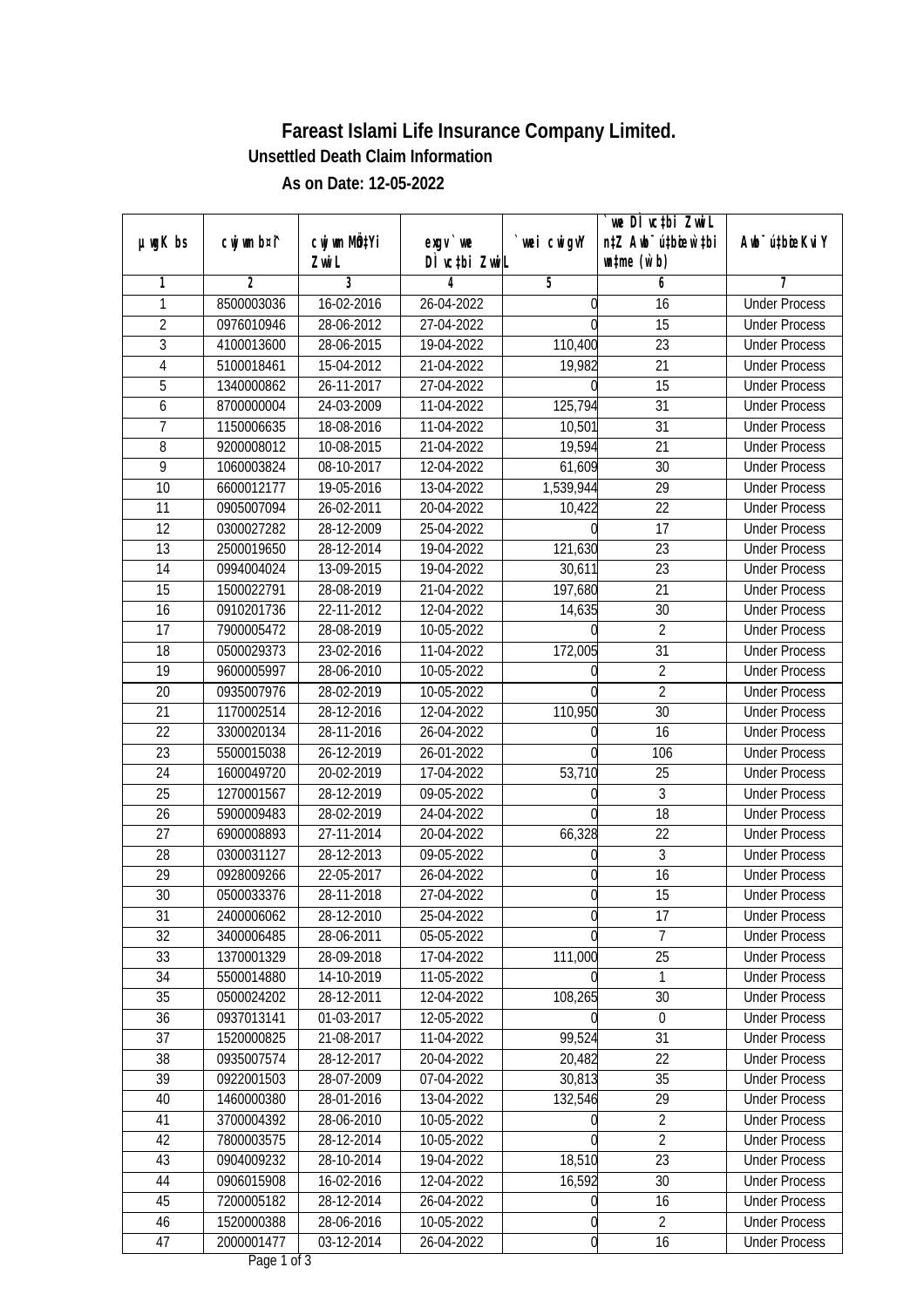# Fareast Islami Life Insurance Company Limited.

### Unsettled Death Claim Information

### As on Date: 12-05-2022

| µ wgK bs | cwjwm b¤^i | cwjwm MÖnY Zvwi L | exgv`we DÌvc‡bi ZvwiL | `vwei cwigvY | `vwe DÌvc‡bi ZvwiL n‡Z Awb¯ú‡bœi w`‡bi msL¨v (w`b) | Awb¯ú‡bœi KviY |
|---|---|---|---|---|---|---|
| 1 | 2 | 3 | 4 | 5 | 6 | 7 |
| 1 | 8500003036 | 16-02-2016 | 26-04-2022 | 0 | 16 | Under Process |
| 2 | 0976010946 | 28-06-2012 | 27-04-2022 | 0 | 15 | Under Process |
| 3 | 4100013600 | 28-06-2015 | 19-04-2022 | 110,400 | 23 | Under Process |
| 4 | 5100018461 | 15-04-2012 | 21-04-2022 | 19,982 | 21 | Under Process |
| 5 | 1340000862 | 26-11-2017 | 27-04-2022 | 0 | 15 | Under Process |
| 6 | 8700000004 | 24-03-2009 | 11-04-2022 | 125,794 | 31 | Under Process |
| 7 | 1150006635 | 18-08-2016 | 11-04-2022 | 10,501 | 31 | Under Process |
| 8 | 9200008012 | 10-08-2015 | 21-04-2022 | 19,594 | 21 | Under Process |
| 9 | 1060003824 | 08-10-2017 | 12-04-2022 | 61,609 | 30 | Under Process |
| 10 | 6600012177 | 19-05-2016 | 13-04-2022 | 1,539,944 | 29 | Under Process |
| 11 | 0905007094 | 26-02-2011 | 20-04-2022 | 10,422 | 22 | Under Process |
| 12 | 0300027282 | 28-12-2009 | 25-04-2022 | 0 | 17 | Under Process |
| 13 | 2500019650 | 28-12-2014 | 19-04-2022 | 121,630 | 23 | Under Process |
| 14 | 0994004024 | 13-09-2015 | 19-04-2022 | 30,611 | 23 | Under Process |
| 15 | 1500022791 | 28-08-2019 | 21-04-2022 | 197,680 | 21 | Under Process |
| 16 | 0910201736 | 22-11-2012 | 12-04-2022 | 14,635 | 30 | Under Process |
| 17 | 7900005472 | 28-08-2019 | 10-05-2022 | 0 | 2 | Under Process |
| 18 | 0500029373 | 23-02-2016 | 11-04-2022 | 172,005 | 31 | Under Process |
| 19 | 9600005997 | 28-06-2010 | 10-05-2022 | 0 | 2 | Under Process |
| 20 | 0935007976 | 28-02-2019 | 10-05-2022 | 0 | 2 | Under Process |
| 21 | 1170002514 | 28-12-2016 | 12-04-2022 | 110,950 | 30 | Under Process |
| 22 | 3300020134 | 28-11-2016 | 26-04-2022 | 0 | 16 | Under Process |
| 23 | 5500015038 | 26-12-2019 | 26-01-2022 | 0 | 106 | Under Process |
| 24 | 1600049720 | 20-02-2019 | 17-04-2022 | 53,710 | 25 | Under Process |
| 25 | 1270001567 | 28-12-2019 | 09-05-2022 | 0 | 3 | Under Process |
| 26 | 5900009483 | 28-02-2019 | 24-04-2022 | 0 | 18 | Under Process |
| 27 | 6900008893 | 27-11-2014 | 20-04-2022 | 66,328 | 22 | Under Process |
| 28 | 0300031127 | 28-12-2013 | 09-05-2022 | 0 | 3 | Under Process |
| 29 | 0928009266 | 22-05-2017 | 26-04-2022 | 0 | 16 | Under Process |
| 30 | 0500033376 | 28-11-2018 | 27-04-2022 | 0 | 15 | Under Process |
| 31 | 2400006062 | 28-12-2010 | 25-04-2022 | 0 | 17 | Under Process |
| 32 | 3400006485 | 28-06-2011 | 05-05-2022 | 0 | 7 | Under Process |
| 33 | 1370001329 | 28-09-2018 | 17-04-2022 | 111,000 | 25 | Under Process |
| 34 | 5500014880 | 14-10-2019 | 11-05-2022 | 0 | 1 | Under Process |
| 35 | 0500024202 | 28-12-2011 | 12-04-2022 | 108,265 | 30 | Under Process |
| 36 | 0937013141 | 01-03-2017 | 12-05-2022 | 0 | 0 | Under Process |
| 37 | 1520000825 | 21-08-2017 | 11-04-2022 | 99,524 | 31 | Under Process |
| 38 | 0935007574 | 28-12-2017 | 20-04-2022 | 20,482 | 22 | Under Process |
| 39 | 0922001503 | 28-07-2009 | 07-04-2022 | 30,813 | 35 | Under Process |
| 40 | 1460000380 | 28-01-2016 | 13-04-2022 | 132,546 | 29 | Under Process |
| 41 | 3700004392 | 28-06-2010 | 10-05-2022 | 0 | 2 | Under Process |
| 42 | 7800003575 | 28-12-2014 | 10-05-2022 | 0 | 2 | Under Process |
| 43 | 0904009232 | 28-10-2014 | 19-04-2022 | 18,510 | 23 | Under Process |
| 44 | 0906015908 | 16-02-2016 | 12-04-2022 | 16,592 | 30 | Under Process |
| 45 | 7200005182 | 28-12-2014 | 26-04-2022 | 0 | 16 | Under Process |
| 46 | 1520000388 | 28-06-2016 | 10-05-2022 | 0 | 2 | Under Process |
| 47 | 2000001477 | 03-12-2014 | 26-04-2022 | 0 | 16 | Under Process |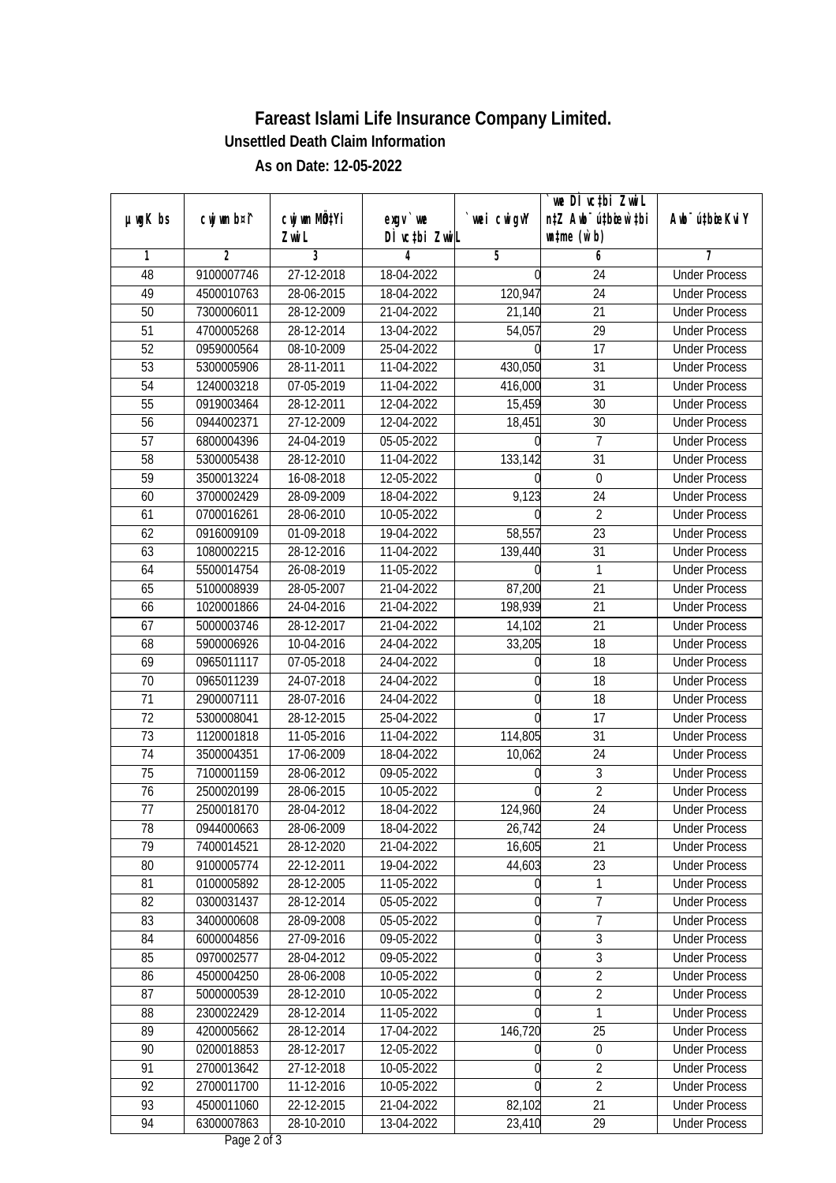# Fareast Islami Life Insurance Company Limited.

### Unsettled Death Claim Information

### As on Date: 12-05-2022

| µwgK bs | cwjwm bs | cwjwm MÖn‡Yi ZvwiL | `vwe DÌvc‡bi ZvwiL | `vwei cwigvY | `vwe DÌvc‡bi ZvwiL n‡Z Awb¯úbœ w`‡bi msL¨v (w`b) | Awb¯úbœ KviY |
|---|---|---|---|---|---|---|
| 1 | 2 | 3 | 4 | 5 | 6 | 7 |
| 48 | 9100007746 | 27-12-2018 | 18-04-2022 | 0 | 24 | Under Process |
| 49 | 4500010763 | 28-06-2015 | 18-04-2022 | 120,947 | 24 | Under Process |
| 50 | 7300006011 | 28-12-2009 | 21-04-2022 | 21,140 | 21 | Under Process |
| 51 | 4700005268 | 28-12-2014 | 13-04-2022 | 54,057 | 29 | Under Process |
| 52 | 0959000564 | 08-10-2009 | 25-04-2022 | 0 | 17 | Under Process |
| 53 | 5300005906 | 28-11-2011 | 11-04-2022 | 430,050 | 31 | Under Process |
| 54 | 1240003218 | 07-05-2019 | 11-04-2022 | 416,000 | 31 | Under Process |
| 55 | 0919003464 | 28-12-2011 | 12-04-2022 | 15,459 | 30 | Under Process |
| 56 | 0944002371 | 27-12-2009 | 12-04-2022 | 18,451 | 30 | Under Process |
| 57 | 6800004396 | 24-04-2019 | 05-05-2022 | 0 | 7 | Under Process |
| 58 | 5300005438 | 28-12-2010 | 11-04-2022 | 133,142 | 31 | Under Process |
| 59 | 3500013224 | 16-08-2018 | 12-05-2022 | 0 | 0 | Under Process |
| 60 | 3700002429 | 28-09-2009 | 18-04-2022 | 9,123 | 24 | Under Process |
| 61 | 0700016261 | 28-06-2010 | 10-05-2022 | 0 | 2 | Under Process |
| 62 | 0916009109 | 01-09-2018 | 19-04-2022 | 58,557 | 23 | Under Process |
| 63 | 1080002215 | 28-12-2016 | 11-04-2022 | 139,440 | 31 | Under Process |
| 64 | 5500014754 | 26-08-2019 | 11-05-2022 | 0 | 1 | Under Process |
| 65 | 5100008939 | 28-05-2007 | 21-04-2022 | 87,200 | 21 | Under Process |
| 66 | 1020001866 | 24-04-2016 | 21-04-2022 | 198,939 | 21 | Under Process |
| 67 | 5000003746 | 28-12-2017 | 21-04-2022 | 14,102 | 21 | Under Process |
| 68 | 5900006926 | 10-04-2016 | 24-04-2022 | 33,205 | 18 | Under Process |
| 69 | 0965011117 | 07-05-2018 | 24-04-2022 | 0 | 18 | Under Process |
| 70 | 0965011239 | 24-07-2018 | 24-04-2022 | 0 | 18 | Under Process |
| 71 | 2900007111 | 28-07-2016 | 24-04-2022 | 0 | 18 | Under Process |
| 72 | 5300008041 | 28-12-2015 | 25-04-2022 | 0 | 17 | Under Process |
| 73 | 1120001818 | 11-05-2016 | 11-04-2022 | 114,805 | 31 | Under Process |
| 74 | 3500004351 | 17-06-2009 | 18-04-2022 | 10,062 | 24 | Under Process |
| 75 | 7100001159 | 28-06-2012 | 09-05-2022 | 0 | 3 | Under Process |
| 76 | 2500020199 | 28-06-2015 | 10-05-2022 | 0 | 2 | Under Process |
| 77 | 2500018170 | 28-04-2012 | 18-04-2022 | 124,960 | 24 | Under Process |
| 78 | 0944000663 | 28-06-2009 | 18-04-2022 | 26,742 | 24 | Under Process |
| 79 | 7400014521 | 28-12-2020 | 21-04-2022 | 16,605 | 21 | Under Process |
| 80 | 9100005774 | 22-12-2011 | 19-04-2022 | 44,603 | 23 | Under Process |
| 81 | 0100005892 | 28-12-2005 | 11-05-2022 | 0 | 1 | Under Process |
| 82 | 0300031437 | 28-12-2014 | 05-05-2022 | 0 | 7 | Under Process |
| 83 | 3400000608 | 28-09-2008 | 05-05-2022 | 0 | 7 | Under Process |
| 84 | 6000004856 | 27-09-2016 | 09-05-2022 | 0 | 3 | Under Process |
| 85 | 0970002577 | 28-04-2012 | 09-05-2022 | 0 | 3 | Under Process |
| 86 | 4500004250 | 28-06-2008 | 10-05-2022 | 0 | 2 | Under Process |
| 87 | 5000000539 | 28-12-2010 | 10-05-2022 | 0 | 2 | Under Process |
| 88 | 2300022429 | 28-12-2014 | 11-05-2022 | 0 | 1 | Under Process |
| 89 | 4200005662 | 28-12-2014 | 17-04-2022 | 146,720 | 25 | Under Process |
| 90 | 0200018853 | 28-12-2017 | 12-05-2022 | 0 | 0 | Under Process |
| 91 | 2700013642 | 27-12-2018 | 10-05-2022 | 0 | 2 | Under Process |
| 92 | 2700011700 | 11-12-2016 | 10-05-2022 | 0 | 2 | Under Process |
| 93 | 4500011060 | 22-12-2015 | 21-04-2022 | 82,102 | 21 | Under Process |
| 94 | 6300007863 | 28-10-2010 | 13-04-2022 | 23,410 | 29 | Under Process |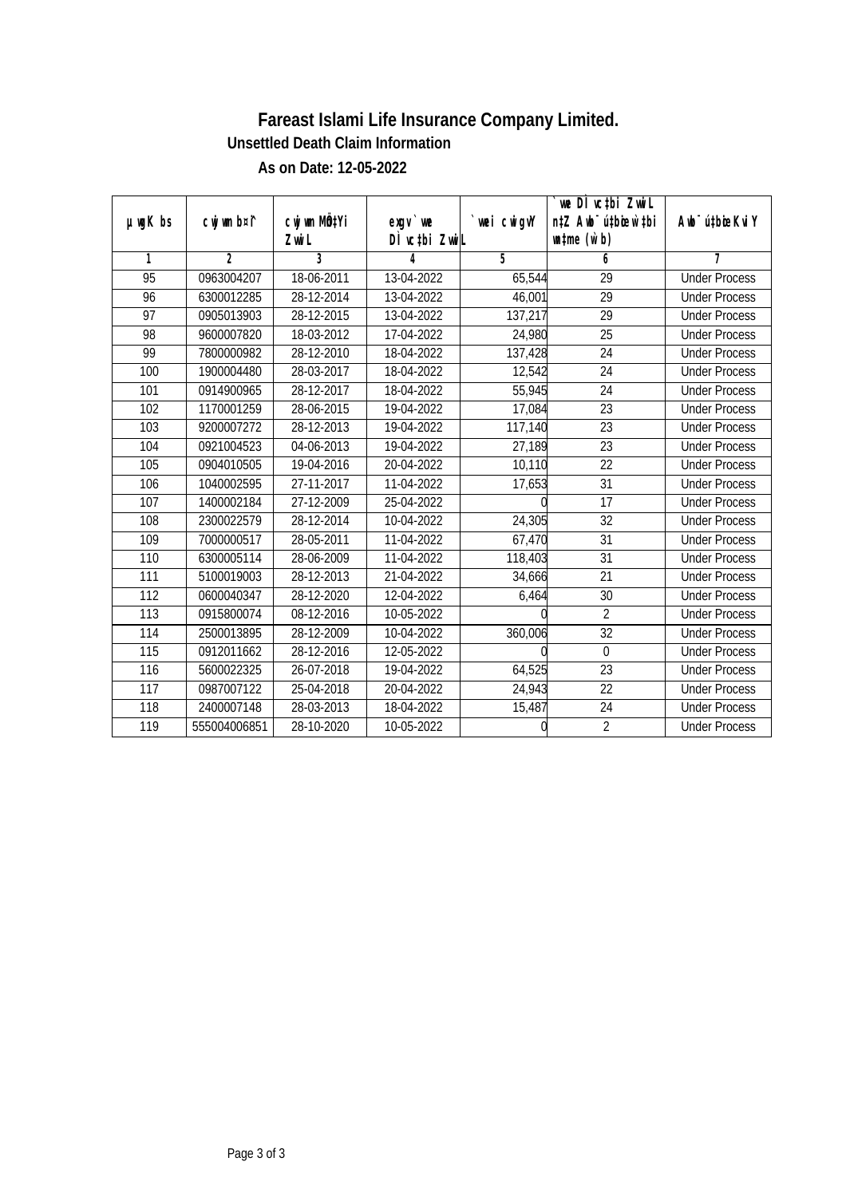# Fareast Islami Life Insurance Company Limited.

**Unsettled Death Claim Information**

**As on Date: 12-05-2022**

| µwgK bs | cwjwm b¤^i | cwjwm MÖn‡Yi ZvwiL | g„Zz¨i ZvwiL / `vwe Dc¯'vc‡bi ZvwiL | `vwei cwigvY | `vwe Dc¯'vc‡bi ZvwiL n‡Z Aub¯úwËK…Z w`‡bi msL¨v (w`b) | Aub¯úwËi KviY |
|---|---|---|---|---|---|---|
| 1 | 2 | 3 | 4 | 5 | 6 | 7 |
| 95 | 0963004207 | 18-06-2011 | 13-04-2022 | 65,544 | 29 | Under Process |
| 96 | 6300012285 | 28-12-2014 | 13-04-2022 | 46,001 | 29 | Under Process |
| 97 | 0905013903 | 28-12-2015 | 13-04-2022 | 137,217 | 29 | Under Process |
| 98 | 9600007820 | 18-03-2012 | 17-04-2022 | 24,980 | 25 | Under Process |
| 99 | 7800000982 | 28-12-2010 | 18-04-2022 | 137,428 | 24 | Under Process |
| 100 | 1900004480 | 28-03-2017 | 18-04-2022 | 12,542 | 24 | Under Process |
| 101 | 0914900965 | 28-12-2017 | 18-04-2022 | 55,945 | 24 | Under Process |
| 102 | 1170001259 | 28-06-2015 | 19-04-2022 | 17,084 | 23 | Under Process |
| 103 | 9200007272 | 28-12-2013 | 19-04-2022 | 117,140 | 23 | Under Process |
| 104 | 0921004523 | 04-06-2013 | 19-04-2022 | 27,189 | 23 | Under Process |
| 105 | 0904010505 | 19-04-2016 | 20-04-2022 | 10,110 | 22 | Under Process |
| 106 | 1040002595 | 27-11-2017 | 11-04-2022 | 17,653 | 31 | Under Process |
| 107 | 1400002184 | 27-12-2009 | 25-04-2022 | 0 | 17 | Under Process |
| 108 | 2300022579 | 28-12-2014 | 10-04-2022 | 24,305 | 32 | Under Process |
| 109 | 7000000517 | 28-05-2011 | 11-04-2022 | 67,470 | 31 | Under Process |
| 110 | 6300005114 | 28-06-2009 | 11-04-2022 | 118,403 | 31 | Under Process |
| 111 | 5100019003 | 28-12-2013 | 21-04-2022 | 34,666 | 21 | Under Process |
| 112 | 0600040347 | 28-12-2020 | 12-04-2022 | 6,464 | 30 | Under Process |
| 113 | 0915800074 | 08-12-2016 | 10-05-2022 | 0 | 2 | Under Process |
| 114 | 2500013895 | 28-12-2009 | 10-04-2022 | 360,006 | 32 | Under Process |
| 115 | 0912011662 | 28-12-2016 | 12-05-2022 | 0 | 0 | Under Process |
| 116 | 5600022325 | 26-07-2018 | 19-04-2022 | 64,525 | 23 | Under Process |
| 117 | 0987007122 | 25-04-2018 | 20-04-2022 | 24,943 | 22 | Under Process |
| 118 | 2400007148 | 28-03-2013 | 18-04-2022 | 15,487 | 24 | Under Process |
| 119 | 555004006851 | 28-10-2020 | 10-05-2022 | 0 | 2 | Under Process |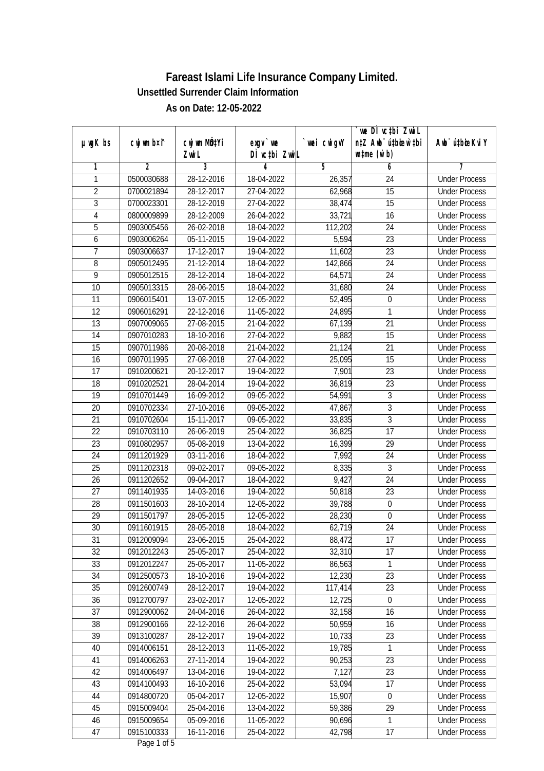# Fareast Islami Life Insurance Company Limited.

## Unsettled Surrender Claim Information

### As on Date: 12-05-2022

| µwgK bs | cwjwm b¤^i | cwjwm MÖn‡Yi ZvwiL | exgv`vwe DÌvc‡bi ZvwiL | `vwei cwigvY | `vwe DÌvc‡bi ZvwiL n‡Z Awb¯úbœ `vwei mgq (w`b) | Awb¯ú‡bœi KviY |
|---|---|---|---|---|---|---|
| 1 | 2 | 3 | 4 | 5 | 6 | 7 |
| 1 | 0500030688 | 28-12-2016 | 18-04-2022 | 26,357 | 24 | Under Process |
| 2 | 0700021894 | 28-12-2017 | 27-04-2022 | 62,968 | 15 | Under Process |
| 3 | 0700023301 | 28-12-2019 | 27-04-2022 | 38,474 | 15 | Under Process |
| 4 | 0800009899 | 28-12-2009 | 26-04-2022 | 33,721 | 16 | Under Process |
| 5 | 0903005456 | 26-02-2018 | 18-04-2022 | 112,202 | 24 | Under Process |
| 6 | 0903006264 | 05-11-2015 | 19-04-2022 | 5,594 | 23 | Under Process |
| 7 | 0903006637 | 17-12-2017 | 19-04-2022 | 11,602 | 23 | Under Process |
| 8 | 0905012495 | 21-12-2014 | 18-04-2022 | 142,866 | 24 | Under Process |
| 9 | 0905012515 | 28-12-2014 | 18-04-2022 | 64,571 | 24 | Under Process |
| 10 | 0905013315 | 28-06-2015 | 18-04-2022 | 31,680 | 24 | Under Process |
| 11 | 0906015401 | 13-07-2015 | 12-05-2022 | 52,495 | 0 | Under Process |
| 12 | 0906016291 | 22-12-2016 | 11-05-2022 | 24,895 | 1 | Under Process |
| 13 | 0907009065 | 27-08-2015 | 21-04-2022 | 67,139 | 21 | Under Process |
| 14 | 0907010283 | 18-10-2016 | 27-04-2022 | 9,882 | 15 | Under Process |
| 15 | 0907011986 | 20-08-2018 | 21-04-2022 | 21,124 | 21 | Under Process |
| 16 | 0907011995 | 27-08-2018 | 27-04-2022 | 25,095 | 15 | Under Process |
| 17 | 0910200621 | 20-12-2017 | 19-04-2022 | 7,901 | 23 | Under Process |
| 18 | 0910202521 | 28-04-2014 | 19-04-2022 | 36,819 | 23 | Under Process |
| 19 | 0910701449 | 16-09-2012 | 09-05-2022 | 54,991 | 3 | Under Process |
| 20 | 0910702334 | 27-10-2016 | 09-05-2022 | 47,867 | 3 | Under Process |
| 21 | 0910702604 | 15-11-2017 | 09-05-2022 | 33,835 | 3 | Under Process |
| 22 | 0910703110 | 26-06-2019 | 25-04-2022 | 36,825 | 17 | Under Process |
| 23 | 0910802957 | 05-08-2019 | 13-04-2022 | 16,399 | 29 | Under Process |
| 24 | 0911201929 | 03-11-2016 | 18-04-2022 | 7,992 | 24 | Under Process |
| 25 | 0911202318 | 09-02-2017 | 09-05-2022 | 8,335 | 3 | Under Process |
| 26 | 0911202652 | 09-04-2017 | 18-04-2022 | 9,427 | 24 | Under Process |
| 27 | 0911401935 | 14-03-2016 | 19-04-2022 | 50,818 | 23 | Under Process |
| 28 | 0911501603 | 28-10-2014 | 12-05-2022 | 39,788 | 0 | Under Process |
| 29 | 0911501797 | 28-05-2015 | 12-05-2022 | 28,230 | 0 | Under Process |
| 30 | 0911601915 | 28-05-2018 | 18-04-2022 | 62,719 | 24 | Under Process |
| 31 | 0912009094 | 23-06-2015 | 25-04-2022 | 88,472 | 17 | Under Process |
| 32 | 0912012243 | 25-05-2017 | 25-04-2022 | 32,310 | 17 | Under Process |
| 33 | 0912012247 | 25-05-2017 | 11-05-2022 | 86,563 | 1 | Under Process |
| 34 | 0912500573 | 18-10-2016 | 19-04-2022 | 12,230 | 23 | Under Process |
| 35 | 0912600749 | 28-12-2017 | 19-04-2022 | 117,414 | 23 | Under Process |
| 36 | 0912700797 | 23-02-2017 | 12-05-2022 | 12,725 | 0 | Under Process |
| 37 | 0912900062 | 24-04-2016 | 26-04-2022 | 32,158 | 16 | Under Process |
| 38 | 0912900166 | 22-12-2016 | 26-04-2022 | 50,959 | 16 | Under Process |
| 39 | 0913100287 | 28-12-2017 | 19-04-2022 | 10,733 | 23 | Under Process |
| 40 | 0914006151 | 28-12-2013 | 11-05-2022 | 19,785 | 1 | Under Process |
| 41 | 0914006263 | 27-11-2014 | 19-04-2022 | 90,253 | 23 | Under Process |
| 42 | 0914006497 | 13-04-2016 | 19-04-2022 | 7,127 | 23 | Under Process |
| 43 | 0914100493 | 16-10-2016 | 25-04-2022 | 53,094 | 17 | Under Process |
| 44 | 0914800720 | 05-04-2017 | 12-05-2022 | 15,907 | 0 | Under Process |
| 45 | 0915009404 | 25-04-2016 | 13-04-2022 | 59,386 | 29 | Under Process |
| 46 | 0915009654 | 05-09-2016 | 11-05-2022 | 90,696 | 1 | Under Process |
| 47 | 0915100333 | 16-11-2016 | 25-04-2022 | 42,798 | 17 | Under Process |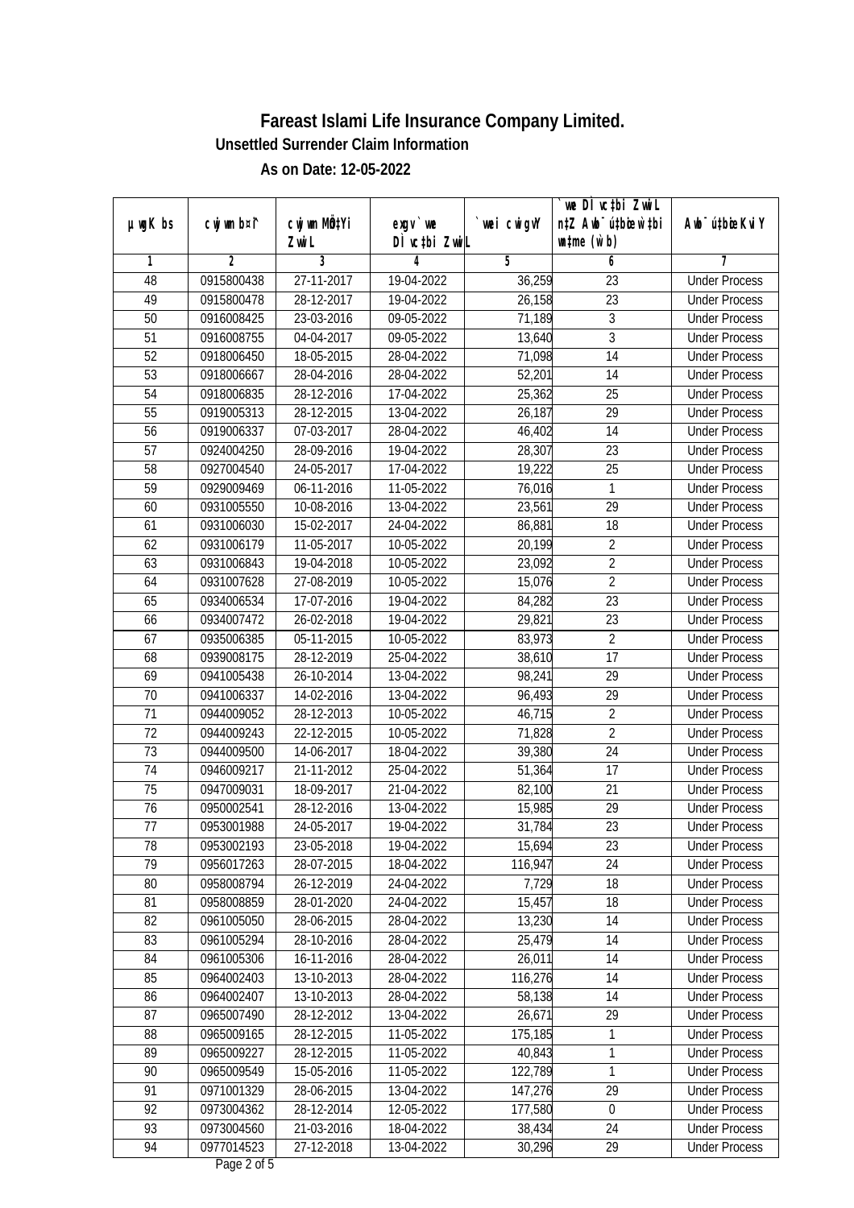# Fareast Islami Life Insurance Company Limited.

### Unsettled Surrender Claim Information

### As on Date: 12-05-2022

| µwgK bs | cwjwm b¤^i | cwjwm MÖn‡Yi ZvwiL | exgv`vwe DÌvc‡bi ZvwiL | `vwei cwigvY | `vwe DÌvc‡bi ZvwiL n‡Z Awb¯úwËi w`‡bi e¨eavb (w`b) | Awb¯úwËi KviY |
|---|---|---|---|---|---|---|
| 1 | 2 | 3 | 4 | 5 | 6 | 7 |
| 48 | 0915800438 | 27-11-2017 | 19-04-2022 | 36,259 | 23 | Under Process |
| 49 | 0915800478 | 28-12-2017 | 19-04-2022 | 26,158 | 23 | Under Process |
| 50 | 0916008425 | 23-03-2016 | 09-05-2022 | 71,189 | 3 | Under Process |
| 51 | 0916008755 | 04-04-2017 | 09-05-2022 | 13,640 | 3 | Under Process |
| 52 | 0918006450 | 18-05-2015 | 28-04-2022 | 71,098 | 14 | Under Process |
| 53 | 0918006667 | 28-04-2016 | 28-04-2022 | 52,201 | 14 | Under Process |
| 54 | 0918006835 | 28-12-2016 | 17-04-2022 | 25,362 | 25 | Under Process |
| 55 | 0919005313 | 28-12-2015 | 13-04-2022 | 26,187 | 29 | Under Process |
| 56 | 0919006337 | 07-03-2017 | 28-04-2022 | 46,402 | 14 | Under Process |
| 57 | 0924004250 | 28-09-2016 | 19-04-2022 | 28,307 | 23 | Under Process |
| 58 | 0927004540 | 24-05-2017 | 17-04-2022 | 19,222 | 25 | Under Process |
| 59 | 0929009469 | 06-11-2016 | 11-05-2022 | 76,016 | 1 | Under Process |
| 60 | 0931005550 | 10-08-2016 | 13-04-2022 | 23,561 | 29 | Under Process |
| 61 | 0931006030 | 15-02-2017 | 24-04-2022 | 86,881 | 18 | Under Process |
| 62 | 0931006179 | 11-05-2017 | 10-05-2022 | 20,199 | 2 | Under Process |
| 63 | 0931006843 | 19-04-2018 | 10-05-2022 | 23,092 | 2 | Under Process |
| 64 | 0931007628 | 27-08-2019 | 10-05-2022 | 15,076 | 2 | Under Process |
| 65 | 0934006534 | 17-07-2016 | 19-04-2022 | 84,282 | 23 | Under Process |
| 66 | 0934007472 | 26-02-2018 | 19-04-2022 | 29,821 | 23 | Under Process |
| 67 | 0935006385 | 05-11-2015 | 10-05-2022 | 83,973 | 2 | Under Process |
| 68 | 0939008175 | 28-12-2019 | 25-04-2022 | 38,610 | 17 | Under Process |
| 69 | 0941005438 | 26-10-2014 | 13-04-2022 | 98,241 | 29 | Under Process |
| 70 | 0941006337 | 14-02-2016 | 13-04-2022 | 96,493 | 29 | Under Process |
| 71 | 0944009052 | 28-12-2013 | 10-05-2022 | 46,715 | 2 | Under Process |
| 72 | 0944009243 | 22-12-2015 | 10-05-2022 | 71,828 | 2 | Under Process |
| 73 | 0944009500 | 14-06-2017 | 18-04-2022 | 39,380 | 24 | Under Process |
| 74 | 0946009217 | 21-11-2012 | 25-04-2022 | 51,364 | 17 | Under Process |
| 75 | 0947009031 | 18-09-2017 | 21-04-2022 | 82,100 | 21 | Under Process |
| 76 | 0950002541 | 28-12-2016 | 13-04-2022 | 15,985 | 29 | Under Process |
| 77 | 0953001988 | 24-05-2017 | 19-04-2022 | 31,784 | 23 | Under Process |
| 78 | 0953002193 | 23-05-2018 | 19-04-2022 | 15,694 | 23 | Under Process |
| 79 | 0956017263 | 28-07-2015 | 18-04-2022 | 116,947 | 24 | Under Process |
| 80 | 0958008794 | 26-12-2019 | 24-04-2022 | 7,729 | 18 | Under Process |
| 81 | 0958008859 | 28-01-2020 | 24-04-2022 | 15,457 | 18 | Under Process |
| 82 | 0961005050 | 28-06-2015 | 28-04-2022 | 13,230 | 14 | Under Process |
| 83 | 0961005294 | 28-10-2016 | 28-04-2022 | 25,479 | 14 | Under Process |
| 84 | 0961005306 | 16-11-2016 | 28-04-2022 | 26,011 | 14 | Under Process |
| 85 | 0964002403 | 13-10-2013 | 28-04-2022 | 116,276 | 14 | Under Process |
| 86 | 0964002407 | 13-10-2013 | 28-04-2022 | 58,138 | 14 | Under Process |
| 87 | 0965007490 | 28-12-2012 | 13-04-2022 | 26,671 | 29 | Under Process |
| 88 | 0965009165 | 28-12-2015 | 11-05-2022 | 175,185 | 1 | Under Process |
| 89 | 0965009227 | 28-12-2015 | 11-05-2022 | 40,843 | 1 | Under Process |
| 90 | 0965009549 | 15-05-2016 | 11-05-2022 | 122,789 | 1 | Under Process |
| 91 | 0971001329 | 28-06-2015 | 13-04-2022 | 147,276 | 29 | Under Process |
| 92 | 0973004362 | 28-12-2014 | 12-05-2022 | 177,580 | 0 | Under Process |
| 93 | 0973004560 | 21-03-2016 | 18-04-2022 | 38,434 | 24 | Under Process |
| 94 | 0977014523 | 27-12-2018 | 13-04-2022 | 30,296 | 29 | Under Process |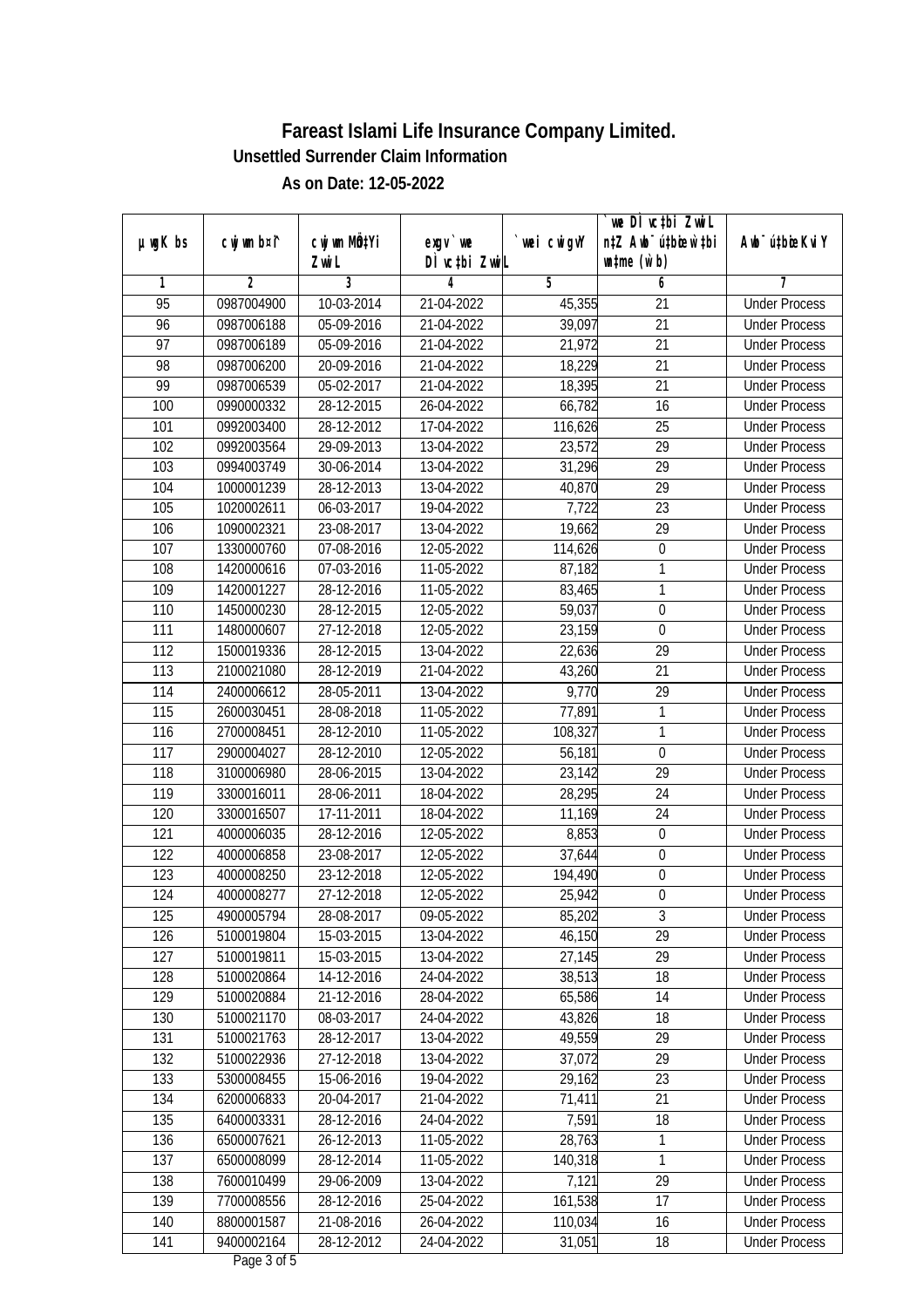# Fareast Islami Life Insurance Company Limited.

## Unsettled Surrender Claim Information

### As on Date: 12-05-2022

| µwgK bs | cwjwm b¤^i | cwjwm MÖn‡Yi ZvwiL | `vwe DÌvc‡bi ZvwiL | `vwei cwigvY | `vwe DÌvc‡bi ZvwiL n‡Z Awb¯úbœK…Z w`‡bi msL¨v | Awb¯ú‡bœi KviY |
|---|---|---|---|---|---|---|
| 1 | 2 | 3 | 4 | 5 | 6 | 7 |
| 95 | 0987004900 | 10-03-2014 | 21-04-2022 | 45,355 | 21 | Under Process |
| 96 | 0987006188 | 05-09-2016 | 21-04-2022 | 39,097 | 21 | Under Process |
| 97 | 0987006189 | 05-09-2016 | 21-04-2022 | 21,972 | 21 | Under Process |
| 98 | 0987006200 | 20-09-2016 | 21-04-2022 | 18,229 | 21 | Under Process |
| 99 | 0987006539 | 05-02-2017 | 21-04-2022 | 18,395 | 21 | Under Process |
| 100 | 0990000332 | 28-12-2015 | 26-04-2022 | 66,782 | 16 | Under Process |
| 101 | 0992003400 | 28-12-2012 | 17-04-2022 | 116,626 | 25 | Under Process |
| 102 | 0992003564 | 29-09-2013 | 13-04-2022 | 23,572 | 29 | Under Process |
| 103 | 0994003749 | 30-06-2014 | 13-04-2022 | 31,296 | 29 | Under Process |
| 104 | 1000001239 | 28-12-2013 | 13-04-2022 | 40,870 | 29 | Under Process |
| 105 | 1020002611 | 06-03-2017 | 19-04-2022 | 7,722 | 23 | Under Process |
| 106 | 1090002321 | 23-08-2017 | 13-04-2022 | 19,662 | 29 | Under Process |
| 107 | 1330000760 | 07-08-2016 | 12-05-2022 | 114,626 | 0 | Under Process |
| 108 | 1420000616 | 07-03-2016 | 11-05-2022 | 87,182 | 1 | Under Process |
| 109 | 1420001227 | 28-12-2016 | 11-05-2022 | 83,465 | 1 | Under Process |
| 110 | 1450000230 | 28-12-2015 | 12-05-2022 | 59,037 | 0 | Under Process |
| 111 | 1480000607 | 27-12-2018 | 12-05-2022 | 23,159 | 0 | Under Process |
| 112 | 1500019336 | 28-12-2015 | 13-04-2022 | 22,636 | 29 | Under Process |
| 113 | 2100021080 | 28-12-2019 | 21-04-2022 | 43,260 | 21 | Under Process |
| 114 | 2400006612 | 28-05-2011 | 13-04-2022 | 9,770 | 29 | Under Process |
| 115 | 2600030451 | 28-08-2018 | 11-05-2022 | 77,891 | 1 | Under Process |
| 116 | 2700008451 | 28-12-2010 | 11-05-2022 | 108,327 | 1 | Under Process |
| 117 | 2900004027 | 28-12-2010 | 12-05-2022 | 56,181 | 0 | Under Process |
| 118 | 3100006980 | 28-06-2015 | 13-04-2022 | 23,142 | 29 | Under Process |
| 119 | 3300016011 | 28-06-2011 | 18-04-2022 | 28,295 | 24 | Under Process |
| 120 | 3300016507 | 17-11-2011 | 18-04-2022 | 11,169 | 24 | Under Process |
| 121 | 4000006035 | 28-12-2016 | 12-05-2022 | 8,853 | 0 | Under Process |
| 122 | 4000006858 | 23-08-2017 | 12-05-2022 | 37,644 | 0 | Under Process |
| 123 | 4000008250 | 23-12-2018 | 12-05-2022 | 194,490 | 0 | Under Process |
| 124 | 4000008277 | 27-12-2018 | 12-05-2022 | 25,942 | 0 | Under Process |
| 125 | 4900005794 | 28-08-2017 | 09-05-2022 | 85,202 | 3 | Under Process |
| 126 | 5100019804 | 15-03-2015 | 13-04-2022 | 46,150 | 29 | Under Process |
| 127 | 5100019811 | 15-03-2015 | 13-04-2022 | 27,145 | 29 | Under Process |
| 128 | 5100020864 | 14-12-2016 | 24-04-2022 | 38,513 | 18 | Under Process |
| 129 | 5100020884 | 21-12-2016 | 28-04-2022 | 65,586 | 14 | Under Process |
| 130 | 5100021170 | 08-03-2017 | 24-04-2022 | 43,826 | 18 | Under Process |
| 131 | 5100021763 | 28-12-2017 | 13-04-2022 | 49,559 | 29 | Under Process |
| 132 | 5100022936 | 27-12-2018 | 13-04-2022 | 37,072 | 29 | Under Process |
| 133 | 5300008455 | 15-06-2016 | 19-04-2022 | 29,162 | 23 | Under Process |
| 134 | 6200006833 | 20-04-2017 | 21-04-2022 | 71,411 | 21 | Under Process |
| 135 | 6400003331 | 28-12-2016 | 24-04-2022 | 7,591 | 18 | Under Process |
| 136 | 6500007621 | 26-12-2013 | 11-05-2022 | 28,763 | 1 | Under Process |
| 137 | 6500008099 | 28-12-2014 | 11-05-2022 | 140,318 | 1 | Under Process |
| 138 | 7600010499 | 29-06-2009 | 13-04-2022 | 7,121 | 29 | Under Process |
| 139 | 7700008556 | 28-12-2016 | 25-04-2022 | 161,538 | 17 | Under Process |
| 140 | 8800001587 | 21-08-2016 | 26-04-2022 | 110,034 | 16 | Under Process |
| 141 | 9400002164 | 28-12-2012 | 24-04-2022 | 31,051 | 18 | Under Process |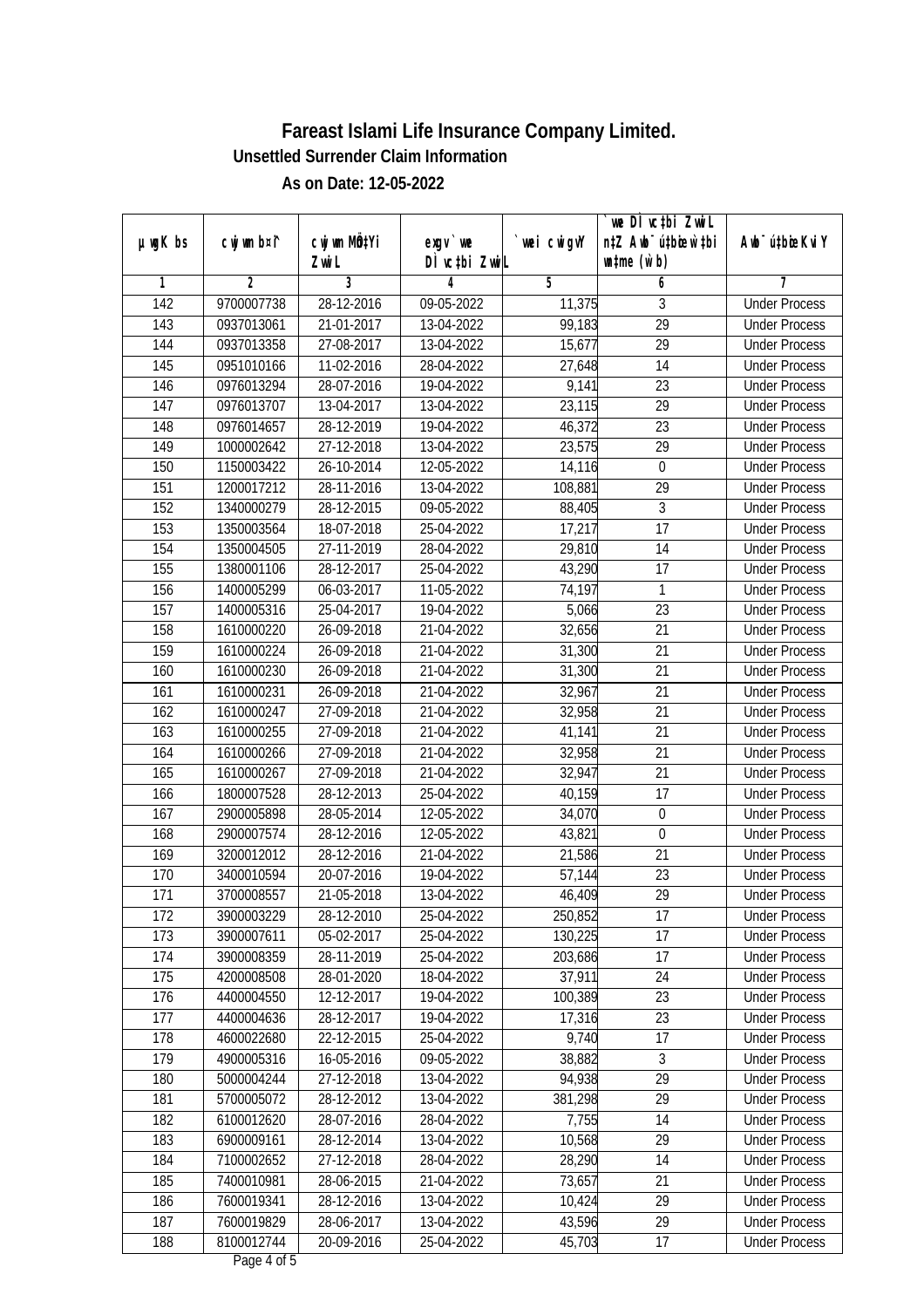# Fareast Islami Life Insurance Company Limited.

## Unsettled Surrender Claim Information

### As on Date: 12-05-2022

| µwgK bs | cwjwm b¤^i | cwjwm MÖn‡Yi ZvwiL | exgv`vwe DÌvc‡bi ZvwiL | `vwei cwigvY | `vwe DÌvc‡bi ZvwiL n‡Z Awb¯úbœ `vwei mgqKvj (w`b) | Awb¯úbœ `vwei KviY |
|---|---|---|---|---|---|---|
| 1 | 2 | 3 | 4 | 5 | 6 | 7 |
| 142 | 9700007738 | 28-12-2016 | 09-05-2022 | 11,375 | 3 | Under Process |
| 143 | 0937013061 | 21-01-2017 | 13-04-2022 | 99,183 | 29 | Under Process |
| 144 | 0937013358 | 27-08-2017 | 13-04-2022 | 15,677 | 29 | Under Process |
| 145 | 0951010166 | 11-02-2016 | 28-04-2022 | 27,648 | 14 | Under Process |
| 146 | 0976013294 | 28-07-2016 | 19-04-2022 | 9,141 | 23 | Under Process |
| 147 | 0976013707 | 13-04-2017 | 13-04-2022 | 23,115 | 29 | Under Process |
| 148 | 0976014657 | 28-12-2019 | 19-04-2022 | 46,372 | 23 | Under Process |
| 149 | 1000002642 | 27-12-2018 | 13-04-2022 | 23,575 | 29 | Under Process |
| 150 | 1150003422 | 26-10-2014 | 12-05-2022 | 14,116 | 0 | Under Process |
| 151 | 1200017212 | 28-11-2016 | 13-04-2022 | 108,881 | 29 | Under Process |
| 152 | 1340000279 | 28-12-2015 | 09-05-2022 | 88,405 | 3 | Under Process |
| 153 | 1350003564 | 18-07-2018 | 25-04-2022 | 17,217 | 17 | Under Process |
| 154 | 1350004505 | 27-11-2019 | 28-04-2022 | 29,810 | 14 | Under Process |
| 155 | 1380001106 | 28-12-2017 | 25-04-2022 | 43,290 | 17 | Under Process |
| 156 | 1400005299 | 06-03-2017 | 11-05-2022 | 74,197 | 1 | Under Process |
| 157 | 1400005316 | 25-04-2017 | 19-04-2022 | 5,066 | 23 | Under Process |
| 158 | 1610000220 | 26-09-2018 | 21-04-2022 | 32,656 | 21 | Under Process |
| 159 | 1610000224 | 26-09-2018 | 21-04-2022 | 31,300 | 21 | Under Process |
| 160 | 1610000230 | 26-09-2018 | 21-04-2022 | 31,300 | 21 | Under Process |
| 161 | 1610000231 | 26-09-2018 | 21-04-2022 | 32,967 | 21 | Under Process |
| 162 | 1610000247 | 27-09-2018 | 21-04-2022 | 32,958 | 21 | Under Process |
| 163 | 1610000255 | 27-09-2018 | 21-04-2022 | 41,141 | 21 | Under Process |
| 164 | 1610000266 | 27-09-2018 | 21-04-2022 | 32,958 | 21 | Under Process |
| 165 | 1610000267 | 27-09-2018 | 21-04-2022 | 32,947 | 21 | Under Process |
| 166 | 1800007528 | 28-12-2013 | 25-04-2022 | 40,159 | 17 | Under Process |
| 167 | 2900005898 | 28-05-2014 | 12-05-2022 | 34,070 | 0 | Under Process |
| 168 | 2900007574 | 28-12-2016 | 12-05-2022 | 43,821 | 0 | Under Process |
| 169 | 3200012012 | 28-12-2016 | 21-04-2022 | 21,586 | 21 | Under Process |
| 170 | 3400010594 | 20-07-2016 | 19-04-2022 | 57,144 | 23 | Under Process |
| 171 | 3700008557 | 21-05-2018 | 13-04-2022 | 46,409 | 29 | Under Process |
| 172 | 3900003229 | 28-12-2010 | 25-04-2022 | 250,852 | 17 | Under Process |
| 173 | 3900007611 | 05-02-2017 | 25-04-2022 | 130,225 | 17 | Under Process |
| 174 | 3900008359 | 28-11-2019 | 25-04-2022 | 203,686 | 17 | Under Process |
| 175 | 4200008508 | 28-01-2020 | 18-04-2022 | 37,911 | 24 | Under Process |
| 176 | 4400004550 | 12-12-2017 | 19-04-2022 | 100,389 | 23 | Under Process |
| 177 | 4400004636 | 28-12-2017 | 19-04-2022 | 17,316 | 23 | Under Process |
| 178 | 4600022680 | 22-12-2015 | 25-04-2022 | 9,740 | 17 | Under Process |
| 179 | 4900005316 | 16-05-2016 | 09-05-2022 | 38,882 | 3 | Under Process |
| 180 | 5000004244 | 27-12-2018 | 13-04-2022 | 94,938 | 29 | Under Process |
| 181 | 5700005072 | 28-12-2012 | 13-04-2022 | 381,298 | 29 | Under Process |
| 182 | 6100012620 | 28-07-2016 | 28-04-2022 | 7,755 | 14 | Under Process |
| 183 | 6900009161 | 28-12-2014 | 13-04-2022 | 10,568 | 29 | Under Process |
| 184 | 7100002652 | 27-12-2018 | 28-04-2022 | 28,290 | 14 | Under Process |
| 185 | 7400010981 | 28-06-2015 | 21-04-2022 | 73,657 | 21 | Under Process |
| 186 | 7600019341 | 28-12-2016 | 13-04-2022 | 10,424 | 29 | Under Process |
| 187 | 7600019829 | 28-06-2017 | 13-04-2022 | 43,596 | 29 | Under Process |
| 188 | 8100012744 | 20-09-2016 | 25-04-2022 | 45,703 | 17 | Under Process |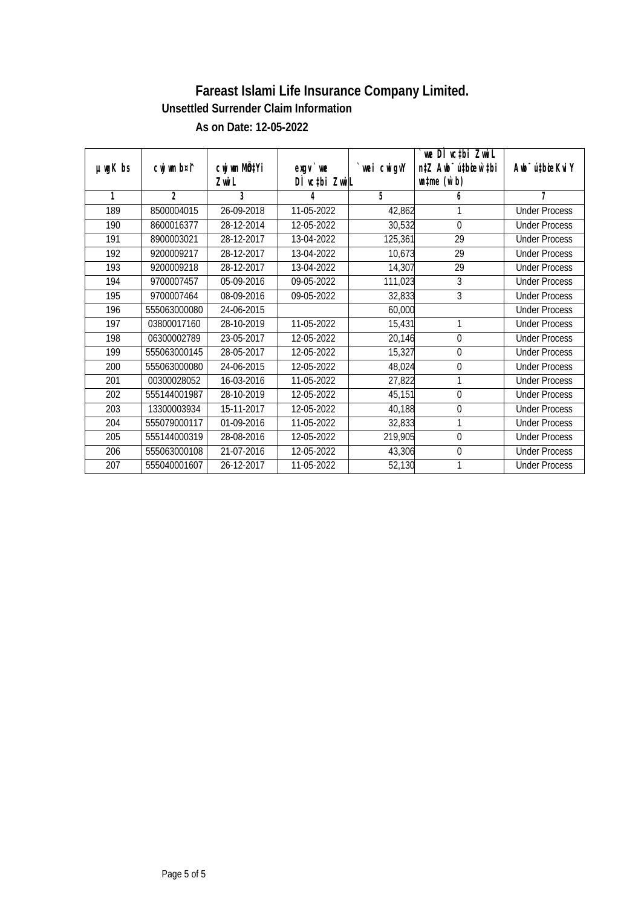# Fareast Islami Life Insurance Company Limited.

## Unsettled Surrender Claim Information

### As on Date: 12-05-2022

| µwgK bs | cwjwm b¤^i | cwjwm MÖn‡Yi ZvwiL | exgv`vwe DÌvc‡bi ZvwiL | `vwei cwigvY | `vwe DÌvc‡bi ZvwiL n‡Z Awb¯úbœ w`‡bi wnmve (w`b) | Awb¯ú‡bœi KviY |
|---|---|---|---|---|---|---|
| 1 | 2 | 3 | 4 | 5 | 6 | 7 |
| 189 | 8500004015 | 26-09-2018 | 11-05-2022 | 42,862 | 1 | Under Process |
| 190 | 8600016377 | 28-12-2014 | 12-05-2022 | 30,532 | 0 | Under Process |
| 191 | 8900003021 | 28-12-2017 | 13-04-2022 | 125,361 | 29 | Under Process |
| 192 | 9200009217 | 28-12-2017 | 13-04-2022 | 10,673 | 29 | Under Process |
| 193 | 9200009218 | 28-12-2017 | 13-04-2022 | 14,307 | 29 | Under Process |
| 194 | 9700007457 | 05-09-2016 | 09-05-2022 | 111,023 | 3 | Under Process |
| 195 | 9700007464 | 08-09-2016 | 09-05-2022 | 32,833 | 3 | Under Process |
| 196 | 555063000080 | 24-06-2015 | | 60,000 | | Under Process |
| 197 | 03800017160 | 28-10-2019 | 11-05-2022 | 15,431 | 1 | Under Process |
| 198 | 06300002789 | 23-05-2017 | 12-05-2022 | 20,146 | 0 | Under Process |
| 199 | 555063000145 | 28-05-2017 | 12-05-2022 | 15,327 | 0 | Under Process |
| 200 | 555063000080 | 24-06-2015 | 12-05-2022 | 48,024 | 0 | Under Process |
| 201 | 00300028052 | 16-03-2016 | 11-05-2022 | 27,822 | 1 | Under Process |
| 202 | 555144001987 | 28-10-2019 | 12-05-2022 | 45,151 | 0 | Under Process |
| 203 | 13300003934 | 15-11-2017 | 12-05-2022 | 40,188 | 0 | Under Process |
| 204 | 555079000117 | 01-09-2016 | 11-05-2022 | 32,833 | 1 | Under Process |
| 205 | 555144000319 | 28-08-2016 | 12-05-2022 | 219,905 | 0 | Under Process |
| 206 | 555063000108 | 21-07-2016 | 12-05-2022 | 43,306 | 0 | Under Process |
| 207 | 555040001607 | 26-12-2017 | 11-05-2022 | 52,130 | 1 | Under Process |